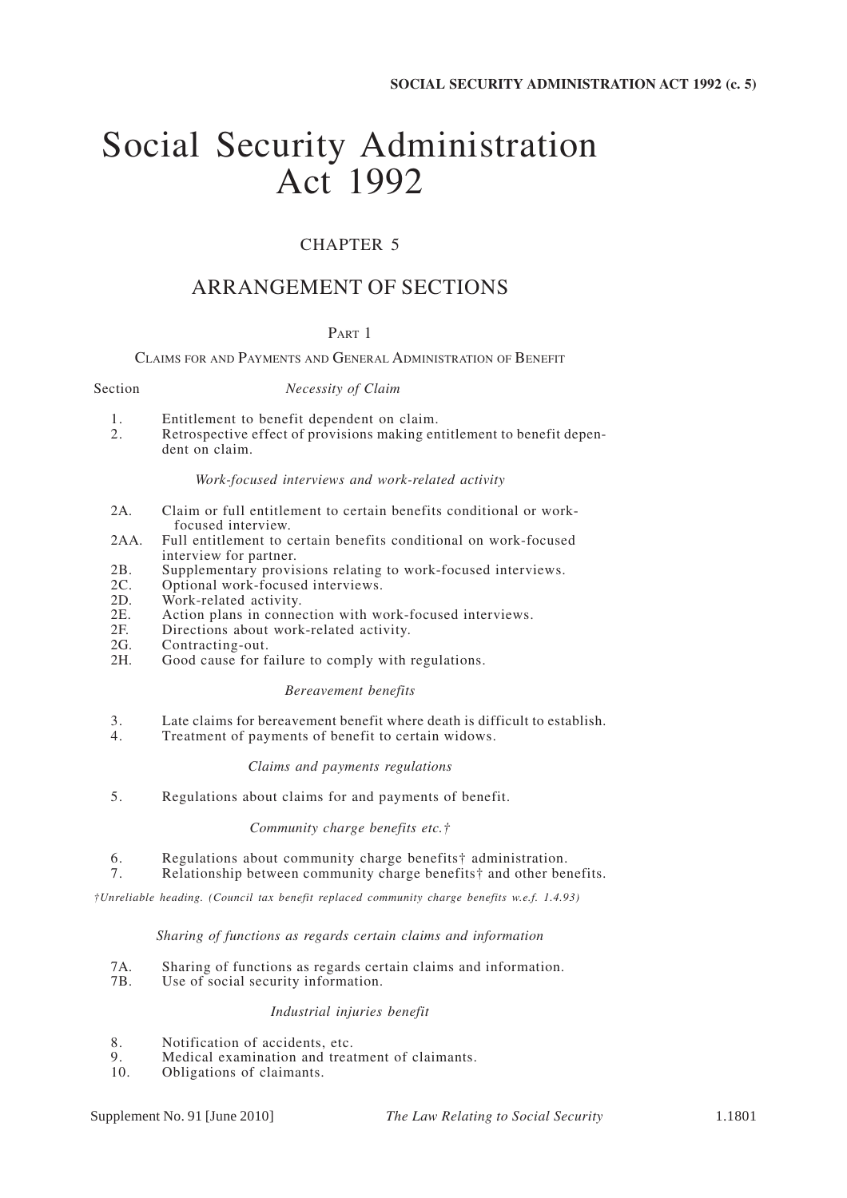# Social Security Administration Act 1992

## CHAPTER 5

## ARRANGEMENT OF SECTIONS

### PART 1

CLAIMS FOR AND PAYMENTS AND GENERAL ADMINISTRATION OF BENEFIT

Section

*Necessity of Claim*

1. Entitlement to benefit dependent on claim.
2. Retrospective effect of provisions making entitlement to benefit dependent on claim.

*Work-focused interviews and work-related activity*

2A. Claim or full entitlement to certain benefits conditional or work-focused interview.
2AA. Full entitlement to certain benefits conditional on work-focused interview for partner.
2B. Supplementary provisions relating to work-focused interviews.
2C. Optional work-focused interviews.
2D. Work-related activity.
2E. Action plans in connection with work-focused interviews.
2F. Directions about work-related activity.
2G. Contracting-out.
2H. Good cause for failure to comply with regulations.

*Bereavement benefits*

3. Late claims for bereavement benefit where death is difficult to establish.
4. Treatment of payments of benefit to certain widows.

*Claims and payments regulations*

5. Regulations about claims for and payments of benefit.

*Community charge benefits etc.†*

6. Regulations about community charge benefits† administration.
7. Relationship between community charge benefits† and other benefits.

*†Unreliable heading. (Council tax benefit replaced community charge benefits w.e.f. 1.4.93)*

*Sharing of functions as regards certain claims and information*

7A. Sharing of functions as regards certain claims and information.
7B. Use of social security information.

*Industrial injuries benefit*

8. Notification of accidents, etc.
9. Medical examination and treatment of claimants.
10. Obligations of claimants.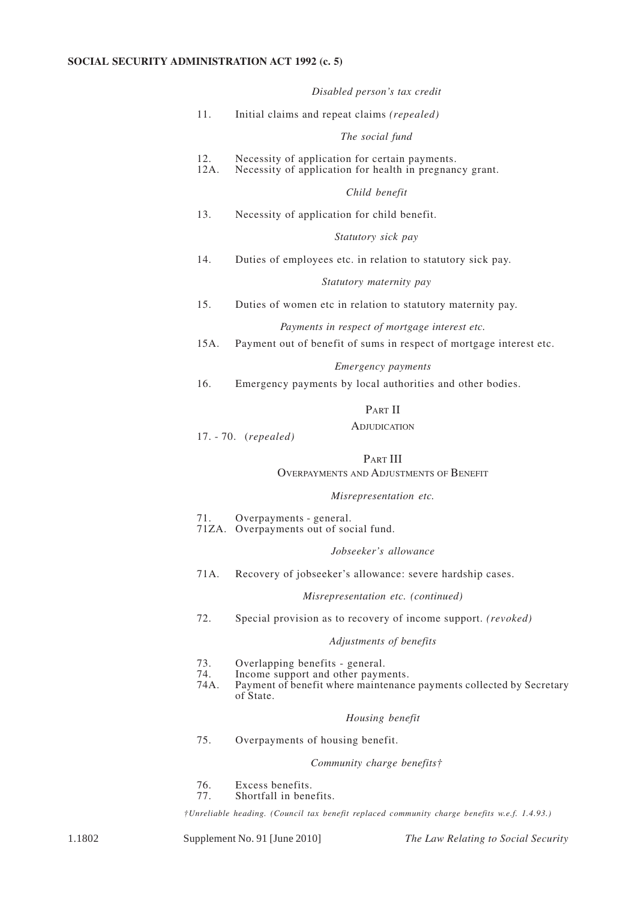*Disabled person's tax credit*

11. Initial claims and repeat claims *(repealed)*

*The social fund*

12. Necessity of application for certain payments.
12A. Necessity of application for health in pregnancy grant.

*Child benefit*

13. Necessity of application for child benefit.

*Statutory sick pay*

14. Duties of employees etc. in relation to statutory sick pay.

*Statutory maternity pay*

15. Duties of women etc in relation to statutory maternity pay.

*Payments in respect of mortgage interest etc.*

15A. Payment out of benefit of sums in respect of mortgage interest etc.

*Emergency payments*

16. Emergency payments by local authorities and other bodies.

## PART II

### ADJUDICATION

17. - 70. (*repealed*)

## PART III

### OVERPAYMENTS AND ADJUSTMENTS OF BENEFIT

*Misrepresentation etc.*

71. Overpayments - general.
71ZA. Overpayments out of social fund.

*Jobseeker's allowance*

71A. Recovery of jobseeker's allowance: severe hardship cases.

*Misrepresentation etc. (continued)*

72. Special provision as to recovery of income support. *(revoked)*

*Adjustments of benefits*

73. Overlapping benefits - general.
74. Income support and other payments.
74A. Payment of benefit where maintenance payments collected by Secretary of State.

*Housing benefit*

75. Overpayments of housing benefit.

*Community charge benefits†*

76. Excess benefits.
77. Shortfall in benefits.

*†Unreliable heading. (Council tax benefit replaced community charge benefits w.e.f. 1.4.93.)*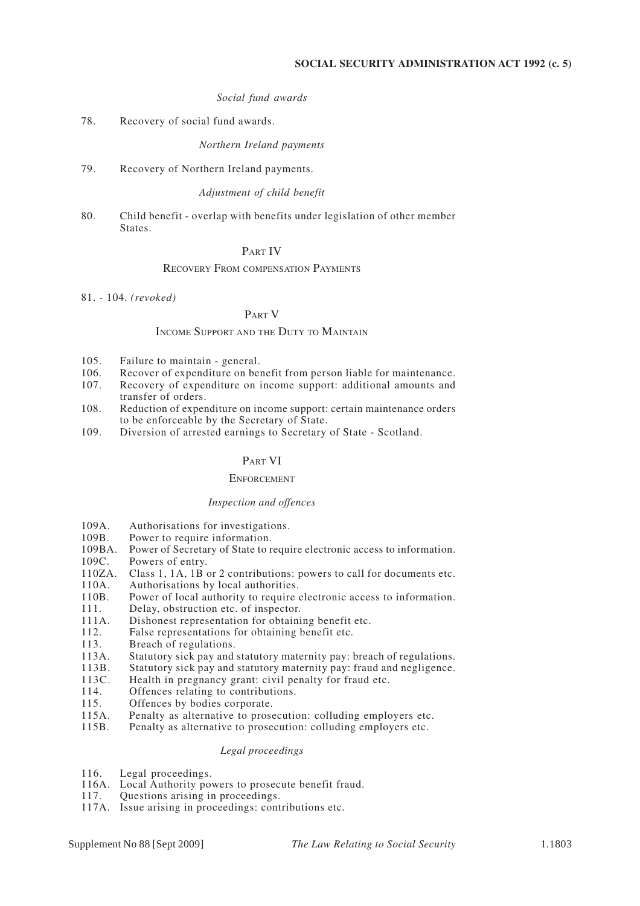*Social fund awards*

78. Recovery of social fund awards.

*Northern Ireland payments*

79. Recovery of Northern Ireland payments.

*Adjustment of child benefit*

80. Child benefit - overlap with benefits under legislation of other member States.

## PART IV

### RECOVERY FROM COMPENSATION PAYMENTS

81. - 104. *(revoked)*

## PART V

### INCOME SUPPORT AND THE DUTY TO MAINTAIN

105. Failure to maintain - general.
106. Recover of expenditure on benefit from person liable for maintenance.
107. Recovery of expenditure on income support: additional amounts and transfer of orders.
108. Reduction of expenditure on income support: certain maintenance orders to be enforceable by the Secretary of State.
109. Diversion of arrested earnings to Secretary of State - Scotland.

## PART VI

### ENFORCEMENT

*Inspection and offences*

109A. Authorisations for investigations.
109B. Power to require information.
109BA. Power of Secretary of State to require electronic access to information.
109C. Powers of entry.
110ZA. Class 1, 1A, 1B or 2 contributions: powers to call for documents etc.
110A. Authorisations by local authorities.
110B. Power of local authority to require electronic access to information.
111. Delay, obstruction etc. of inspector.
111A. Dishonest representation for obtaining benefit etc.
112. False representations for obtaining benefit etc.
113. Breach of regulations.
113A. Statutory sick pay and statutory maternity pay: breach of regulations.
113B. Statutory sick pay and statutory maternity pay: fraud and negligence.
113C. Health in pregnancy grant: civil penalty for fraud etc.
114. Offences relating to contributions.
115. Offences by bodies corporate.
115A. Penalty as alternative to prosecution: colluding employers etc.
115B. Penalty as alternative to prosecution: colluding employers etc.

*Legal proceedings*

116. Legal proceedings.
116A. Local Authority powers to prosecute benefit fraud.
117. Questions arising in proceedings.
117A. Issue arising in proceedings: contributions etc.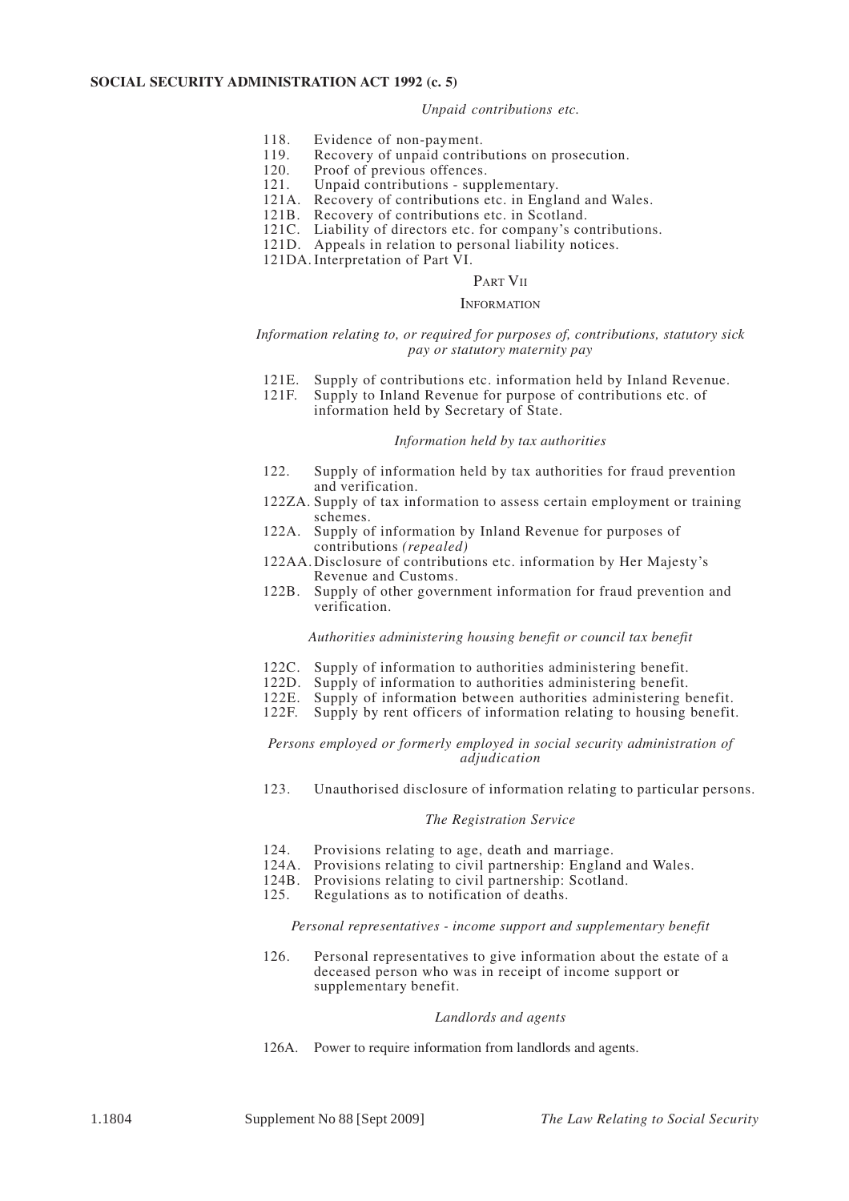*Unpaid contributions etc.*

118. Evidence of non-payment.
119. Recovery of unpaid contributions on prosecution.
120. Proof of previous offences.
121. Unpaid contributions - supplementary.
121A. Recovery of contributions etc. in England and Wales.
121B. Recovery of contributions etc. in Scotland.
121C. Liability of directors etc. for company's contributions.
121D. Appeals in relation to personal liability notices.
121DA. Interpretation of Part VI.

## PART VII

## INFORMATION

*Information relating to, or required for purposes of, contributions, statutory sick pay or statutory maternity pay*

121E. Supply of contributions etc. information held by Inland Revenue.
121F. Supply to Inland Revenue for purpose of contributions etc. of information held by Secretary of State.

*Information held by tax authorities*

122. Supply of information held by tax authorities for fraud prevention and verification.
122ZA. Supply of tax information to assess certain employment or training schemes.
122A. Supply of information by Inland Revenue for purposes of contributions *(repealed)*
122AA. Disclosure of contributions etc. information by Her Majesty's Revenue and Customs.
122B. Supply of other government information for fraud prevention and verification.

*Authorities administering housing benefit or council tax benefit*

122C. Supply of information to authorities administering benefit.
122D. Supply of information to authorities administering benefit.
122E. Supply of information between authorities administering benefit.
122F. Supply by rent officers of information relating to housing benefit.

*Persons employed or formerly employed in social security administration of adjudication*

123. Unauthorised disclosure of information relating to particular persons.

*The Registration Service*

124. Provisions relating to age, death and marriage.
124A. Provisions relating to civil partnership: England and Wales.
124B. Provisions relating to civil partnership: Scotland.
125. Regulations as to notification of deaths.

*Personal representatives - income support and supplementary benefit*

126. Personal representatives to give information about the estate of a deceased person who was in receipt of income support or supplementary benefit.

*Landlords and agents*

126A. Power to require information from landlords and agents.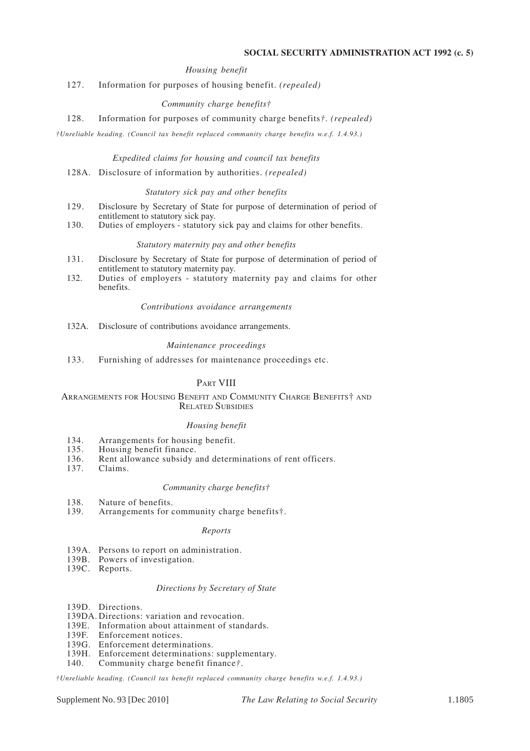*Housing benefit*

127. Information for purposes of housing benefit. *(repealed)*

*Community charge benefits†*

128. Information for purposes of community charge benefits†. *(repealed)*

*†Unreliable heading. (Council tax benefit replaced community charge benefits w.e.f. 1.4.93.)*

*Expedited claims for housing and council tax benefits*

128A. Disclosure of information by authorities. *(repealed)*

*Statutory sick pay and other benefits*

129. Disclosure by Secretary of State for purpose of determination of period of entitlement to statutory sick pay.
130. Duties of employers - statutory sick pay and claims for other benefits.

*Statutory maternity pay and other benefits*

131. Disclosure by Secretary of State for purpose of determination of period of entitlement to statutory maternity pay.
132. Duties of employers - statutory maternity pay and claims for other benefits.

*Contributions avoidance arrangements*

132A. Disclosure of contributions avoidance arrangements.

*Maintenance proceedings*

133. Furnishing of addresses for maintenance proceedings etc.

## PART VIII

## ARRANGEMENTS FOR HOUSING BENEFIT AND COMMUNITY CHARGE BENEFITS† AND RELATED SUBSIDIES

*Housing benefit*

134. Arrangements for housing benefit.
135. Housing benefit finance.
136. Rent allowance subsidy and determinations of rent officers.
137. Claims.

*Community charge benefits†*

138. Nature of benefits.
139. Arrangements for community charge benefits†.

*Reports*

139A. Persons to report on administration.
139B. Powers of investigation.
139C. Reports.

*Directions by Secretary of State*

139D. Directions.
139DA. Directions: variation and revocation.
139E. Information about attainment of standards.
139F. Enforcement notices.
139G. Enforcement determinations.
139H. Enforcement determinations: supplementary.
140. Community charge benefit finance†.

*†Unreliable heading. (Council tax benefit replaced community charge benefits w.e.f. 1.4.93.)*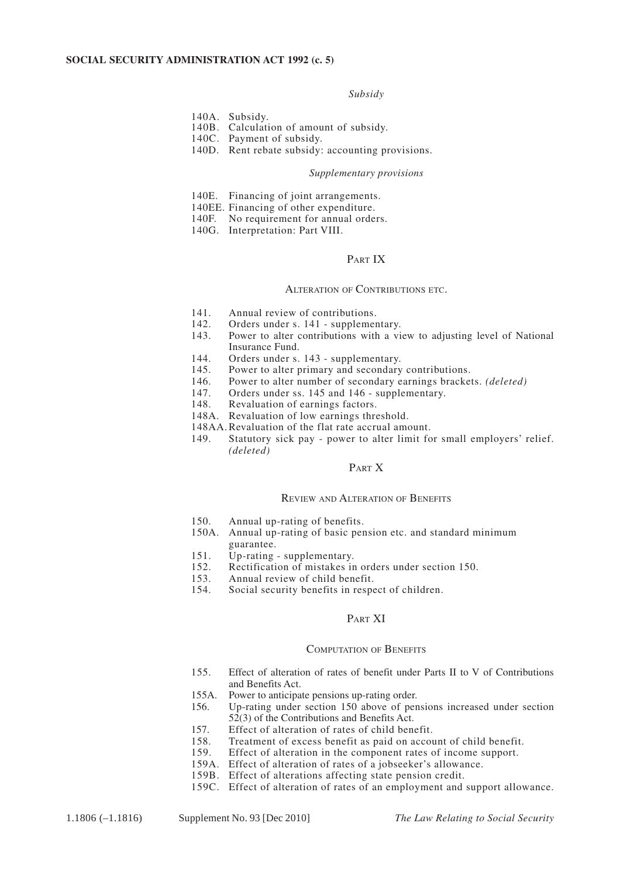*Subsidy*

140A. Subsidy.
140B. Calculation of amount of subsidy.
140C. Payment of subsidy.
140D. Rent rebate subsidy: accounting provisions.

*Supplementary provisions*

140E. Financing of joint arrangements.
140EE. Financing of other expenditure.
140F. No requirement for annual orders.
140G. Interpretation: Part VIII.

## PART IX

### ALTERATION OF CONTRIBUTIONS ETC.

141. Annual review of contributions.
142. Orders under s. 141 - supplementary.
143. Power to alter contributions with a view to adjusting level of National Insurance Fund.
144. Orders under s. 143 - supplementary.
145. Power to alter primary and secondary contributions.
146. Power to alter number of secondary earnings brackets. *(deleted)*
147. Orders under ss. 145 and 146 - supplementary.
148. Revaluation of earnings factors.
148A. Revaluation of low earnings threshold.
148AA. Revaluation of the flat rate accrual amount.
149. Statutory sick pay - power to alter limit for small employers' relief. *(deleted)*

## PART X

### REVIEW AND ALTERATION OF BENEFITS

150. Annual up-rating of benefits.
150A. Annual up-rating of basic pension etc. and standard minimum guarantee.
151. Up-rating - supplementary.
152. Rectification of mistakes in orders under section 150.
153. Annual review of child benefit.
154. Social security benefits in respect of children.

## PART XI

### COMPUTATION OF BENEFITS

155. Effect of alteration of rates of benefit under Parts II to V of Contributions and Benefits Act.
155A. Power to anticipate pensions up-rating order.
156. Up-rating under section 150 above of pensions increased under section 52(3) of the Contributions and Benefits Act.
157. Effect of alteration of rates of child benefit.
158. Treatment of excess benefit as paid on account of child benefit.
159. Effect of alteration in the component rates of income support.
159A. Effect of alteration of rates of a jobseeker's allowance.
159B. Effect of alterations affecting state pension credit.
159C. Effect of alteration of rates of an employment and support allowance.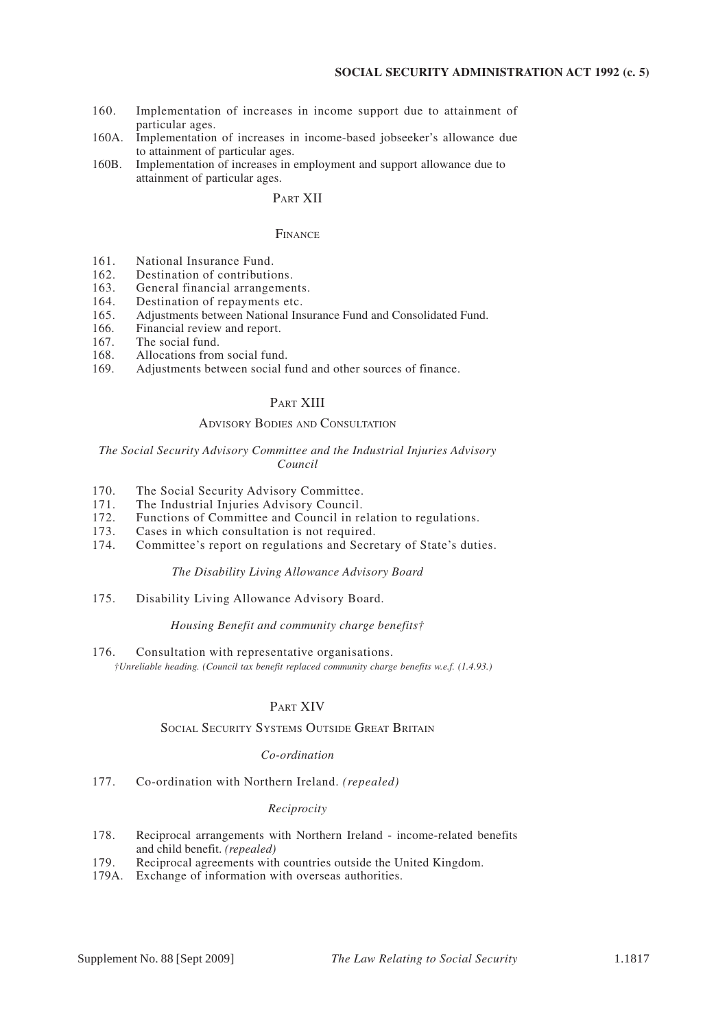160. Implementation of increases in income support due to attainment of particular ages.
160A. Implementation of increases in income-based jobseeker's allowance due to attainment of particular ages.
160B. Implementation of increases in employment and support allowance due to attainment of particular ages.

## PART XII

### FINANCE

161. National Insurance Fund.
162. Destination of contributions.
163. General financial arrangements.
164. Destination of repayments etc.
165. Adjustments between National Insurance Fund and Consolidated Fund.
166. Financial review and report.
167. The social fund.
168. Allocations from social fund.
169. Adjustments between social fund and other sources of finance.

## PART XIII

### ADVISORY BODIES AND CONSULTATION

*The Social Security Advisory Committee and the Industrial Injuries Advisory Council*

170. The Social Security Advisory Committee.
171. The Industrial Injuries Advisory Council.
172. Functions of Committee and Council in relation to regulations.
173. Cases in which consultation is not required.
174. Committee's report on regulations and Secretary of State's duties.

*The Disability Living Allowance Advisory Board*

175. Disability Living Allowance Advisory Board.

*Housing Benefit and community charge benefits†*

176. Consultation with representative organisations.

*†Unreliable heading. (Council tax benefit replaced community charge benefits w.e.f. (1.4.93.)*

## PART XIV

### SOCIAL SECURITY SYSTEMS OUTSIDE GREAT BRITAIN

*Co-ordination*

177. Co-ordination with Northern Ireland. *(repealed)*

*Reciprocity*

178. Reciprocal arrangements with Northern Ireland - income-related benefits and child benefit. *(repealed)*
179. Reciprocal agreements with countries outside the United Kingdom.
179A. Exchange of information with overseas authorities.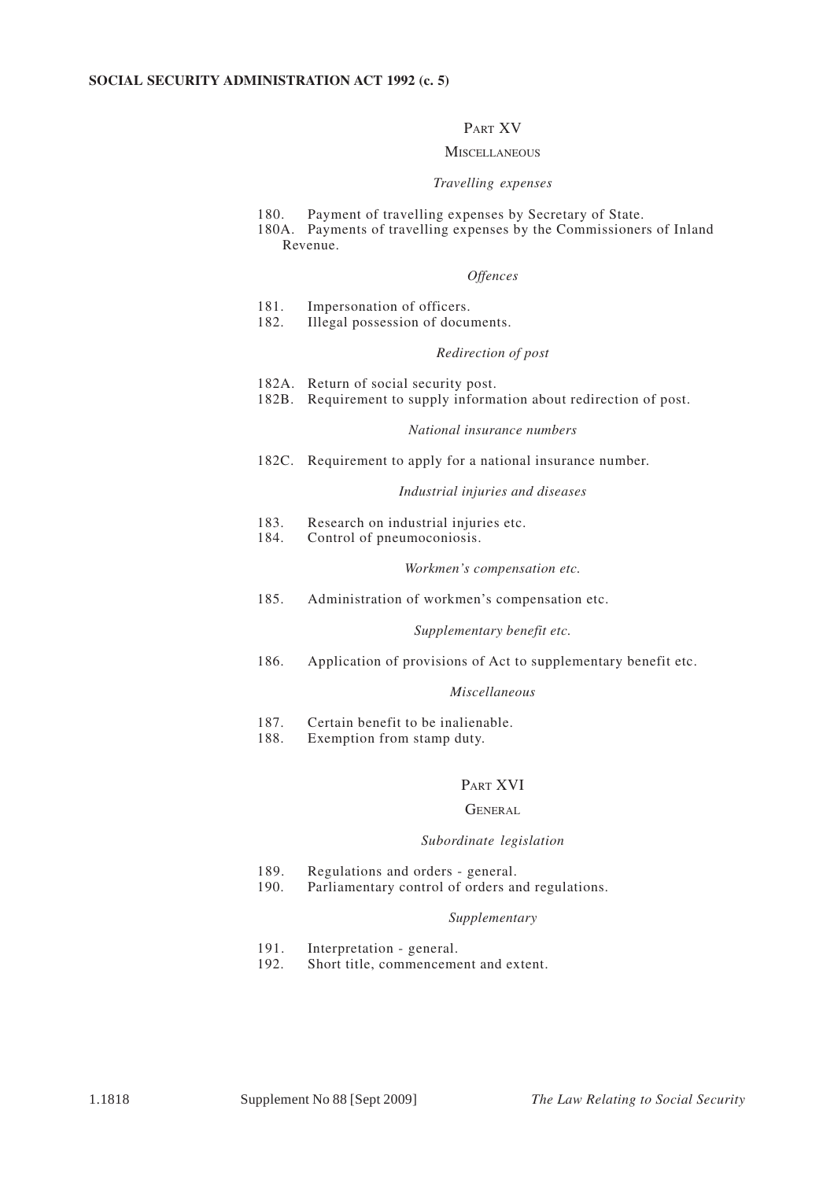## PART XV

### MISCELLANEOUS

*Travelling expenses*

180. Payment of travelling expenses by Secretary of State.
180A. Payments of travelling expenses by the Commissioners of Inland Revenue.

*Offences*

181. Impersonation of officers.
182. Illegal possession of documents.

*Redirection of post*

182A. Return of social security post.
182B. Requirement to supply information about redirection of post.

*National insurance numbers*

182C. Requirement to apply for a national insurance number.

*Industrial injuries and diseases*

183. Research on industrial injuries etc.
184. Control of pneumoconiosis.

*Workmen's compensation etc.*

185. Administration of workmen's compensation etc.

*Supplementary benefit etc.*

186. Application of provisions of Act to supplementary benefit etc.

*Miscellaneous*

187. Certain benefit to be inalienable.
188. Exemption from stamp duty.

## PART XVI

### GENERAL

*Subordinate legislation*

189. Regulations and orders - general.
190. Parliamentary control of orders and regulations.

*Supplementary*

191. Interpretation - general.
192. Short title, commencement and extent.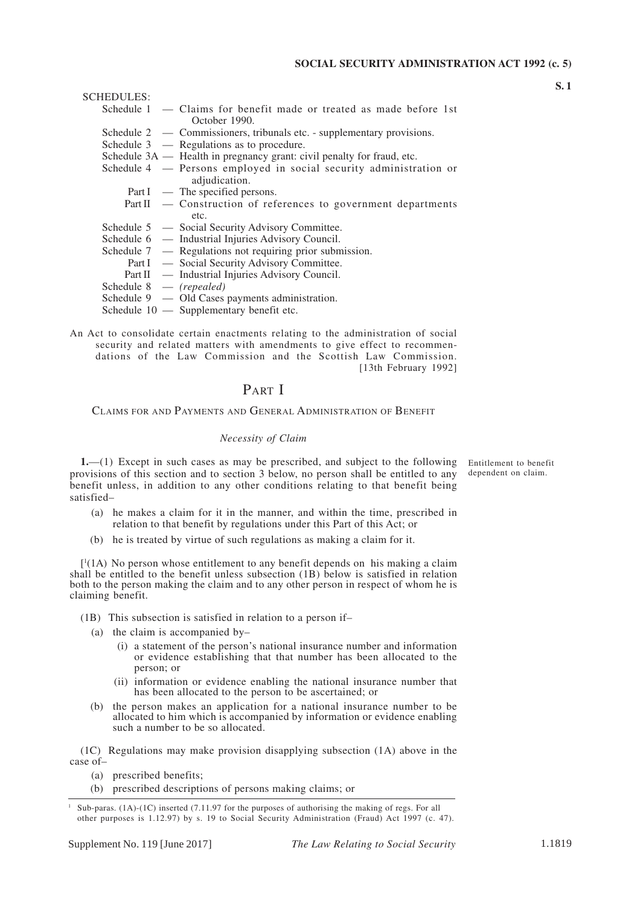SCHEDULES:

Schedule 1 — Claims for benefit made or treated as made before 1st October 1990.
Schedule 2 — Commissioners, tribunals etc. - supplementary provisions.
Schedule 3 — Regulations as to procedure.
Schedule 3A — Health in pregnancy grant: civil penalty for fraud, etc.
Schedule 4 — Persons employed in social security administration or adjudication.
  Part I — The specified persons.
  Part II — Construction of references to government departments etc.
Schedule 5 — Social Security Advisory Committee.
Schedule 6 — Industrial Injuries Advisory Council.
Schedule 7 — Regulations not requiring prior submission.
  Part I — Social Security Advisory Committee.
  Part II — Industrial Injuries Advisory Council.
Schedule 8 — *(repealed)*
Schedule 9 — Old Cases payments administration.
Schedule 10 — Supplementary benefit etc.

An Act to consolidate certain enactments relating to the administration of social security and related matters with amendments to give effect to recommendations of the Law Commission and the Scottish Law Commission. [13th February 1992]

# PART I

## CLAIMS FOR AND PAYMENTS AND GENERAL ADMINISTRATION OF BENEFIT

### *Necessity of Claim*

Entitlement to benefit dependent on claim.

**1.**—(1) Except in such cases as may be prescribed, and subject to the following provisions of this section and to section 3 below, no person shall be entitled to any benefit unless, in addition to any other conditions relating to that benefit being satisfied–

(a) he makes a claim for it in the manner, and within the time, prescribed in relation to that benefit by regulations under this Part of this Act; or

(b) he is treated by virtue of such regulations as making a claim for it.

[[1](1A) No person whose entitlement to any benefit depends on his making a claim shall be entitled to the benefit unless subsection (1B) below is satisfied in relation both to the person making the claim and to any other person in respect of whom he is claiming benefit.

(1B) This subsection is satisfied in relation to a person if–

(a) the claim is accompanied by–

(i) a statement of the person's national insurance number and information or evidence establishing that that number has been allocated to the person; or

(ii) information or evidence enabling the national insurance number that has been allocated to the person to be ascertained; or

(b) the person makes an application for a national insurance number to be allocated to him which is accompanied by information or evidence enabling such a number to be so allocated.

(1C) Regulations may make provision disapplying subsection (1A) above in the case of–

(a) prescribed benefits;

(b) prescribed descriptions of persons making claims; or

---

[1] Sub-paras. (1A)-(1C) inserted (7.11.97 for the purposes of authorising the making of regs. For all other purposes is 1.12.97) by s. 19 to Social Security Administration (Fraud) Act 1997 (c. 47).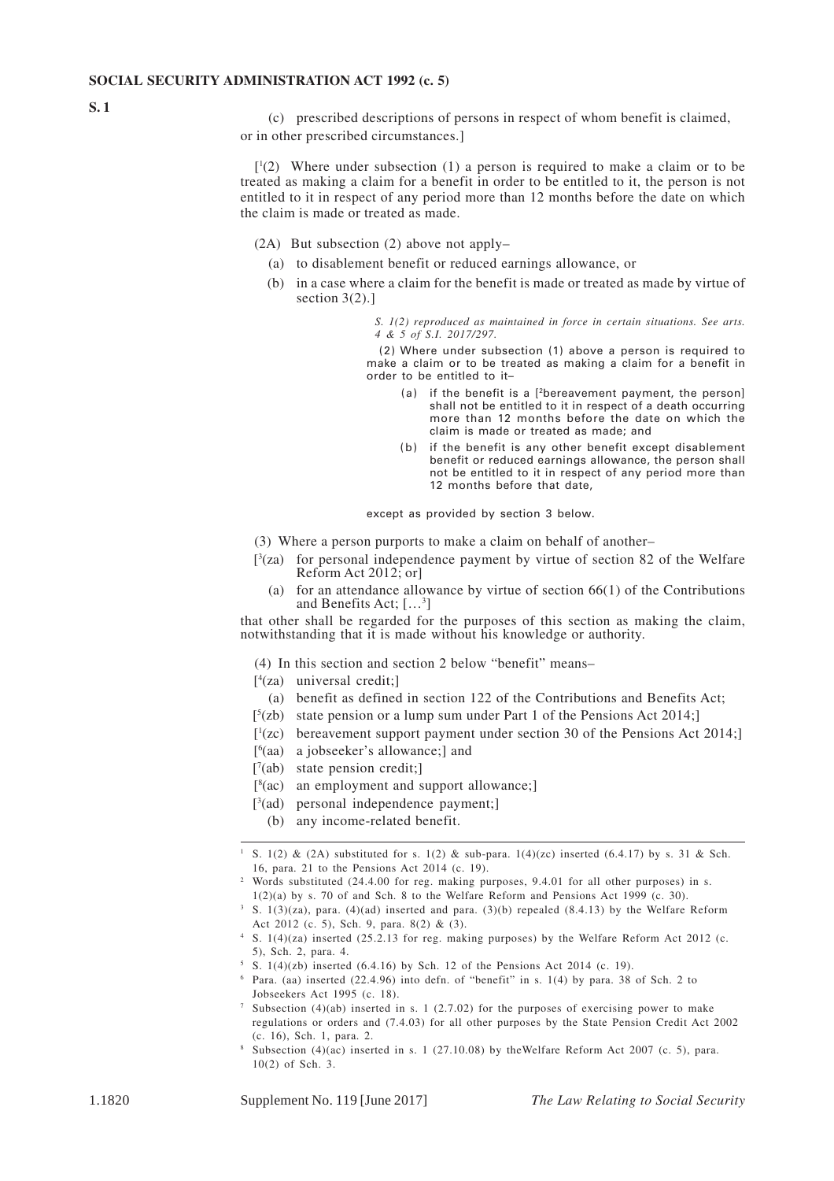(c) prescribed descriptions of persons in respect of whom benefit is claimed, or in other prescribed circumstances.]

[1(2) Where under subsection (1) a person is required to make a claim or to be treated as making a claim for a benefit in order to be entitled to it, the person is not entitled to it in respect of any period more than 12 months before the date on which the claim is made or treated as made.

(2A) But subsection (2) above not apply–

(a) to disablement benefit or reduced earnings allowance, or

(b) in a case where a claim for the benefit is made or treated as made by virtue of section 3(2).]

*S. 1(2) reproduced as maintained in force in certain situations. See arts. 4 & 5 of S.I. 2017/297.*

(2) Where under subsection (1) above a person is required to make a claim or to be treated as making a claim for a benefit in order to be entitled to it–

(a) if the benefit is a [2bereavement payment, the person] shall not be entitled to it in respect of a death occurring more than 12 months before the date on which the claim is made or treated as made; and

(b) if the benefit is any other benefit except disablement benefit or reduced earnings allowance, the person shall not be entitled to it in respect of any period more than 12 months before that date,

except as provided by section 3 below.

(3) Where a person purports to make a claim on behalf of another–

[3(za) for personal independence payment by virtue of section 82 of the Welfare Reform Act 2012; or]

(a) for an attendance allowance by virtue of section 66(1) of the Contributions and Benefits Act; […3]

that other shall be regarded for the purposes of this section as making the claim, notwithstanding that it is made without his knowledge or authority.

(4) In this section and section 2 below "benefit" means–

[4(za) universal credit;]

(a) benefit as defined in section 122 of the Contributions and Benefits Act;

[5(zb) state pension or a lump sum under Part 1 of the Pensions Act 2014;]

[1(zc) bereavement support payment under section 30 of the Pensions Act 2014;]

[6(aa) a jobseeker's allowance;] and

[7(ab) state pension credit;]

[8(ac) an employment and support allowance;]

[3(ad) personal independence payment;]

(b) any income-related benefit.

---

1 S. 1(2) & (2A) substituted for s. 1(2) & sub-para. 1(4)(zc) inserted (6.4.17) by s. 31 & Sch. 16, para. 21 to the Pensions Act 2014 (c. 19).

2 Words substituted (24.4.00 for reg. making purposes, 9.4.01 for all other purposes) in s. 1(2)(a) by s. 70 of and Sch. 8 to the Welfare Reform and Pensions Act 1999 (c. 30).

3 S. 1(3)(za), para. (4)(ad) inserted and para. (3)(b) repealed (8.4.13) by the Welfare Reform Act 2012 (c. 5), Sch. 9, para. 8(2) & (3).

4 S. 1(4)(za) inserted (25.2.13 for reg. making purposes) by the Welfare Reform Act 2012 (c. 5), Sch. 2, para. 4.

5 S. 1(4)(zb) inserted (6.4.16) by Sch. 12 of the Pensions Act 2014 (c. 19).

6 Para. (aa) inserted (22.4.96) into defn. of "benefit" in s. 1(4) by para. 38 of Sch. 2 to Jobseekers Act 1995 (c. 18).

7 Subsection (4)(ab) inserted in s. 1 (2.7.02) for the purposes of exercising power to make regulations or orders and (7.4.03) for all other purposes by the State Pension Credit Act 2002 (c. 16), Sch. 1, para. 2.

8 Subsection (4)(ac) inserted in s. 1 (27.10.08) by theWelfare Reform Act 2007 (c. 5), para. 10(2) of Sch. 3.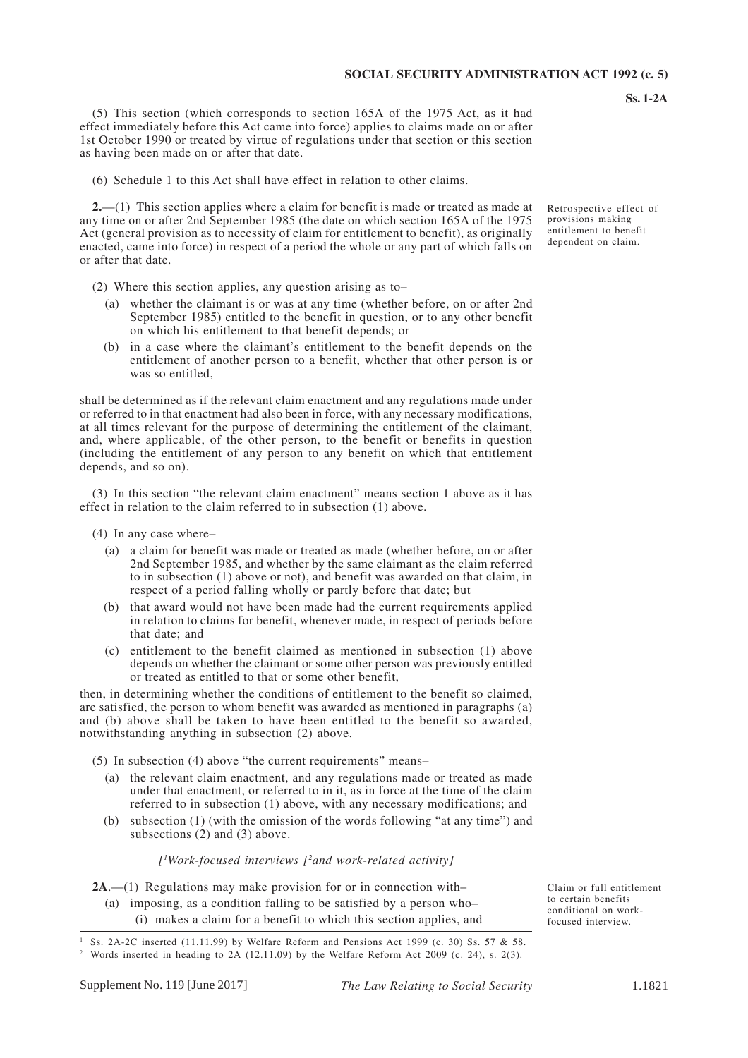(5) This section (which corresponds to section 165A of the 1975 Act, as it had effect immediately before this Act came into force) applies to claims made on or after 1st October 1990 or treated by virtue of regulations under that section or this section as having been made on or after that date.

(6) Schedule 1 to this Act shall have effect in relation to other claims.

Retrospective effect of provisions making entitlement to benefit dependent on claim.

**2.**—(1) This section applies where a claim for benefit is made or treated as made at any time on or after 2nd September 1985 (the date on which section 165A of the 1975 Act (general provision as to necessity of claim for entitlement to benefit), as originally enacted, came into force) in respect of a period the whole or any part of which falls on or after that date.

(2) Where this section applies, any question arising as to–

(a) whether the claimant is or was at any time (whether before, on or after 2nd September 1985) entitled to the benefit in question, or to any other benefit on which his entitlement to that benefit depends; or

(b) in a case where the claimant's entitlement to the benefit depends on the entitlement of another person to a benefit, whether that other person is or was so entitled,

shall be determined as if the relevant claim enactment and any regulations made under or referred to in that enactment had also been in force, with any necessary modifications, at all times relevant for the purpose of determining the entitlement of the claimant, and, where applicable, of the other person, to the benefit or benefits in question (including the entitlement of any person to any benefit on which that entitlement depends, and so on).

(3) In this section "the relevant claim enactment" means section 1 above as it has effect in relation to the claim referred to in subsection (1) above.

(4) In any case where–

(a) a claim for benefit was made or treated as made (whether before, on or after 2nd September 1985, and whether by the same claimant as the claim referred to in subsection (1) above or not), and benefit was awarded on that claim, in respect of a period falling wholly or partly before that date; but

(b) that award would not have been made had the current requirements applied in relation to claims for benefit, whenever made, in respect of periods before that date; and

(c) entitlement to the benefit claimed as mentioned in subsection (1) above depends on whether the claimant or some other person was previously entitled or treated as entitled to that or some other benefit,

then, in determining whether the conditions of entitlement to the benefit so claimed, are satisfied, the person to whom benefit was awarded as mentioned in paragraphs (a) and (b) above shall be taken to have been entitled to the benefit so awarded, notwithstanding anything in subsection (2) above.

(5) In subsection (4) above "the current requirements" means–

(a) the relevant claim enactment, and any regulations made or treated as made under that enactment, or referred to in it, as in force at the time of the claim referred to in subsection (1) above, with any necessary modifications; and

(b) subsection (1) (with the omission of the words following "at any time") and subsections (2) and (3) above.

*[[1]Work-focused interviews [[2]and work-related activity]*

Claim or full entitlement to certain benefits conditional on work-focused interview.

**2A**.—(1) Regulations may make provision for or in connection with–

(a) imposing, as a condition falling to be satisfied by a person who–

(i) makes a claim for a benefit to which this section applies, and

---

[1] Ss. 2A-2C inserted (11.11.99) by Welfare Reform and Pensions Act 1999 (c. 30) Ss. 57 & 58.

[2] Words inserted in heading to 2A (12.11.09) by the Welfare Reform Act 2009 (c. 24), s. 2(3).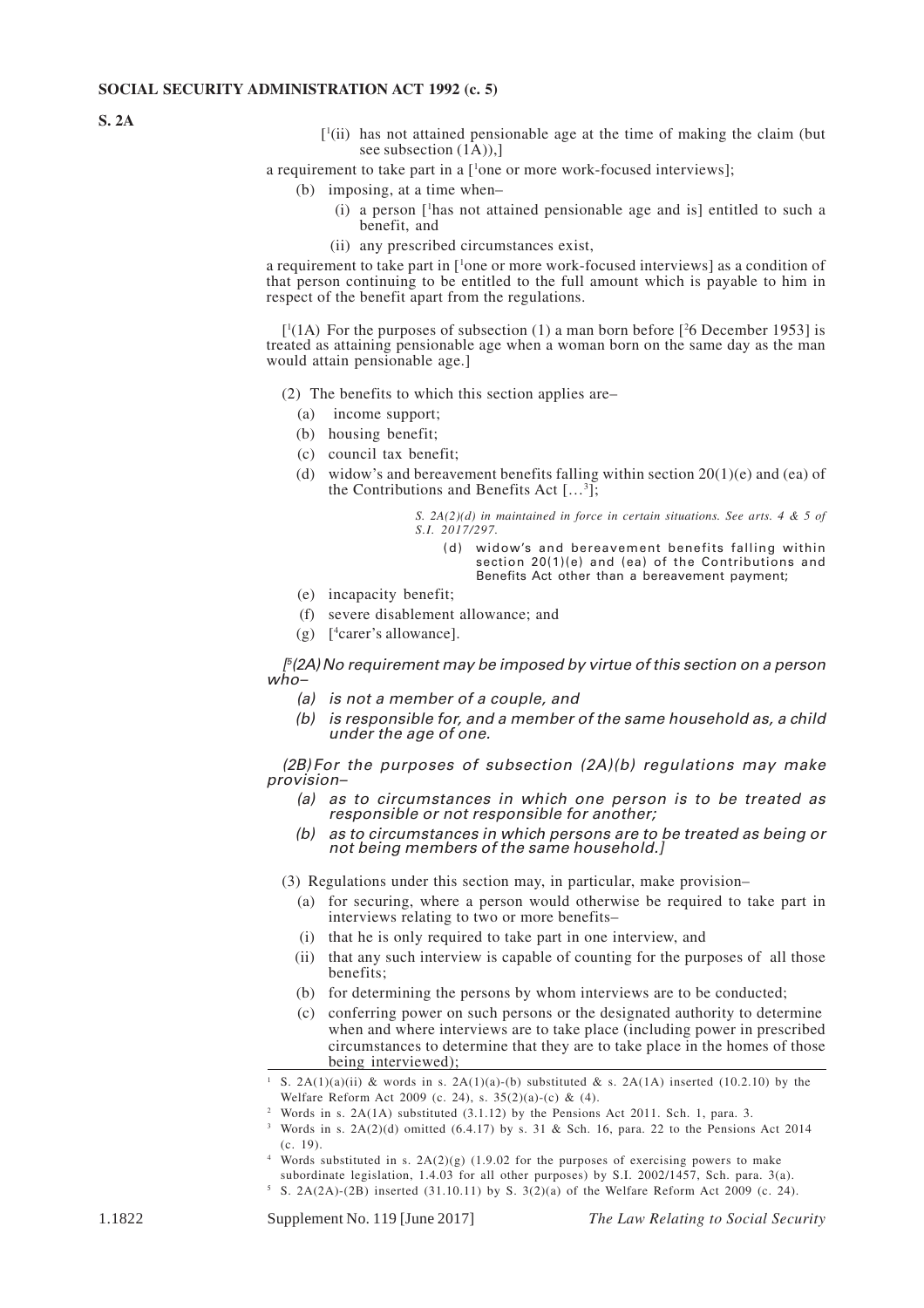**S. 2A**

[[1](ii) has not attained pensionable age at the time of making the claim (but see subsection (1A)),]

a requirement to take part in a [[1]one or more work-focused interviews];

(b) imposing, at a time when–

(i) a person [[1]has not attained pensionable age and is] entitled to such a benefit, and

(ii) any prescribed circumstances exist,

a requirement to take part in [[1]one or more work-focused interviews] as a condition of that person continuing to be entitled to the full amount which is payable to him in respect of the benefit apart from the regulations.

[[1](1A) For the purposes of subsection (1) a man born before [[2]6 December 1953] is treated as attaining pensionable age when a woman born on the same day as the man would attain pensionable age.]

(2) The benefits to which this section applies are–

(a) income support;

(b) housing benefit;

(c) council tax benefit;

(d) widow's and bereavement benefits falling within section 20(1)(e) and (ea) of the Contributions and Benefits Act [...[3]];

*S. 2A(2)(d) in maintained in force in certain situations. See arts. 4 & 5 of S.I. 2017/297.*

(d) widow's and bereavement benefits falling within section 20(1)(e) and (ea) of the Contributions and Benefits Act other than a bereavement payment;

(e) incapacity benefit;

(f) severe disablement allowance; and

(g) [[4]carer's allowance].

*[[5](2A) No requirement may be imposed by virtue of this section on a person who–*

*(a) is not a member of a couple, and*

*(b) is responsible for, and a member of the same household as, a child under the age of one.*

*(2B) For the purposes of subsection (2A)(b) regulations may make provision–*

*(a) as to circumstances in which one person is to be treated as responsible or not responsible for another;*

*(b) as to circumstances in which persons are to be treated as being or not being members of the same household.]*

(3) Regulations under this section may, in particular, make provision–

(a) for securing, where a person would otherwise be required to take part in interviews relating to two or more benefits–

(i) that he is only required to take part in one interview, and

(ii) that any such interview is capable of counting for the purposes of all those benefits;

(b) for determining the persons by whom interviews are to be conducted;

(c) conferring power on such persons or the designated authority to determine when and where interviews are to take place (including power in prescribed circumstances to determine that they are to take place in the homes of those being interviewed);

---

[1] S. 2A(1)(a)(ii) & words in s. 2A(1)(a)-(b) substituted & s. 2A(1A) inserted (10.2.10) by the Welfare Reform Act 2009 (c. 24), s. 35(2)(a)-(c) & (4).

[2] Words in s. 2A(1A) substituted (3.1.12) by the Pensions Act 2011. Sch. 1, para. 3.

[3] Words in s. 2A(2)(d) omitted (6.4.17) by s. 31 & Sch. 16, para. 22 to the Pensions Act 2014 (c. 19).

[4] Words substituted in s. 2A(2)(g) (1.9.02 for the purposes of exercising powers to make subordinate legislation, 1.4.03 for all other purposes) by S.I. 2002/1457, Sch. para. 3(a).

[5] S. 2A(2A)-(2B) inserted (31.10.11) by S. 3(2)(a) of the Welfare Reform Act 2009 (c. 24).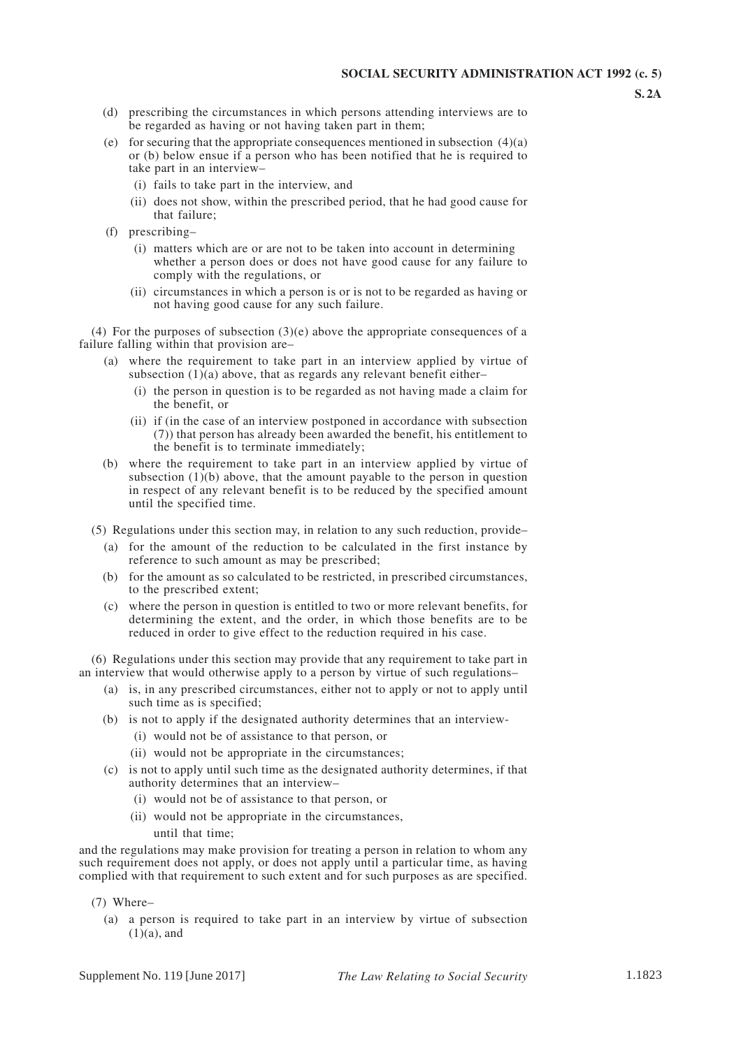(d) prescribing the circumstances in which persons attending interviews are to be regarded as having or not having taken part in them;

(e) for securing that the appropriate consequences mentioned in subsection (4)(a) or (b) below ensue if a person who has been notified that he is required to take part in an interview–

  (i) fails to take part in the interview, and

  (ii) does not show, within the prescribed period, that he had good cause for that failure;

(f) prescribing–

  (i) matters which are or are not to be taken into account in determining whether a person does or does not have good cause for any failure to comply with the regulations, or

  (ii) circumstances in which a person is or is not to be regarded as having or not having good cause for any such failure.

(4) For the purposes of subsection (3)(e) above the appropriate consequences of a failure falling within that provision are–

(a) where the requirement to take part in an interview applied by virtue of subsection (1)(a) above, that as regards any relevant benefit either–

  (i) the person in question is to be regarded as not having made a claim for the benefit, or

  (ii) if (in the case of an interview postponed in accordance with subsection (7)) that person has already been awarded the benefit, his entitlement to the benefit is to terminate immediately;

(b) where the requirement to take part in an interview applied by virtue of subsection (1)(b) above, that the amount payable to the person in question in respect of any relevant benefit is to be reduced by the specified amount until the specified time.

(5) Regulations under this section may, in relation to any such reduction, provide–

(a) for the amount of the reduction to be calculated in the first instance by reference to such amount as may be prescribed;

(b) for the amount as so calculated to be restricted, in prescribed circumstances, to the prescribed extent;

(c) where the person in question is entitled to two or more relevant benefits, for determining the extent, and the order, in which those benefits are to be reduced in order to give effect to the reduction required in his case.

(6) Regulations under this section may provide that any requirement to take part in an interview that would otherwise apply to a person by virtue of such regulations–

(a) is, in any prescribed circumstances, either not to apply or not to apply until such time as is specified;

(b) is not to apply if the designated authority determines that an interview-

  (i) would not be of assistance to that person, or

  (ii) would not be appropriate in the circumstances;

(c) is not to apply until such time as the designated authority determines, if that authority determines that an interview–

  (i) would not be of assistance to that person, or

  (ii) would not be appropriate in the circumstances,

  until that time;

and the regulations may make provision for treating a person in relation to whom any such requirement does not apply, or does not apply until a particular time, as having complied with that requirement to such extent and for such purposes as are specified.

(7) Where–

(a) a person is required to take part in an interview by virtue of subsection (1)(a), and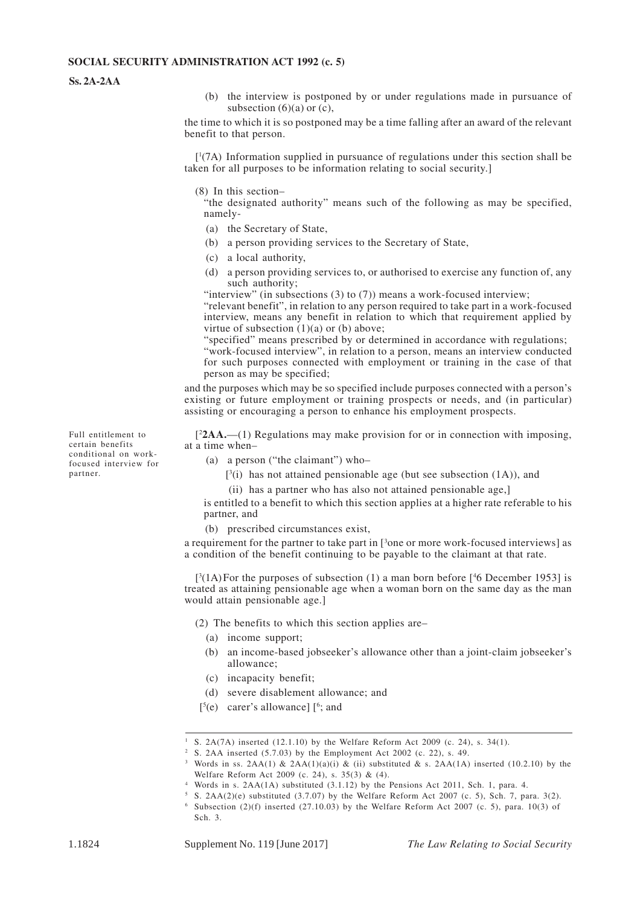(b) the interview is postponed by or under regulations made in pursuance of subsection (6)(a) or (c),

the time to which it is so postponed may be a time falling after an award of the relevant benefit to that person.

[[1](7A) Information supplied in pursuance of regulations under this section shall be taken for all purposes to be information relating to social security.]

(8) In this section–

"the designated authority" means such of the following as may be specified, namely-

(a) the Secretary of State,

(b) a person providing services to the Secretary of State,

(c) a local authority,

(d) a person providing services to, or authorised to exercise any function of, any such authority;

"interview" (in subsections (3) to (7)) means a work-focused interview;

"relevant benefit", in relation to any person required to take part in a work-focused interview, means any benefit in relation to which that requirement applied by virtue of subsection (1)(a) or (b) above;

"specified" means prescribed by or determined in accordance with regulations;

"work-focused interview", in relation to a person, means an interview conducted for such purposes connected with employment or training in the case of that person as may be specified;

and the purposes which may be so specified include purposes connected with a person's existing or future employment or training prospects or needs, and (in particular) assisting or encouraging a person to enhance his employment prospects.

*Full entitlement to certain benefits conditional on work-focused interview for partner.*

[[2]**2AA.**—(1) Regulations may make provision for or in connection with imposing, at a time when–

(a) a person ("the claimant") who–

[[3](i) has not attained pensionable age (but see subsection (1A)), and

(ii) has a partner who has also not attained pensionable age,]

is entitled to a benefit to which this section applies at a higher rate referable to his partner, and

(b) prescribed circumstances exist,

a requirement for the partner to take part in [[3]one or more work-focused interviews] as a condition of the benefit continuing to be payable to the claimant at that rate.

[[3](1A) For the purposes of subsection (1) a man born before [[4]6 December 1953] is treated as attaining pensionable age when a woman born on the same day as the man would attain pensionable age.]

(2) The benefits to which this section applies are–

(a) income support;

(b) an income-based jobseeker's allowance other than a joint-claim jobseeker's allowance;

(c) incapacity benefit;

(d) severe disablement allowance; and

[[5](e) carer's allowance] [[6]; and

---

[1] S. 2A(7A) inserted (12.1.10) by the Welfare Reform Act 2009 (c. 24), s. 34(1).

[2] S. 2AA inserted (5.7.03) by the Employment Act 2002 (c. 22), s. 49.

[3] Words in ss. 2AA(1) & 2AA(1)(a)(i) & (ii) substituted & s. 2AA(1A) inserted (10.2.10) by the Welfare Reform Act 2009 (c. 24), s. 35(3) & (4).

[4] Words in s. 2AA(1A) substituted (3.1.12) by the Pensions Act 2011, Sch. 1, para. 4.

[5] S. 2AA(2)(e) substituted (3.7.07) by the Welfare Reform Act 2007 (c. 5), Sch. 7, para. 3(2).

[6] Subsection (2)(f) inserted (27.10.03) by the Welfare Reform Act 2007 (c. 5), para. 10(3) of Sch. 3.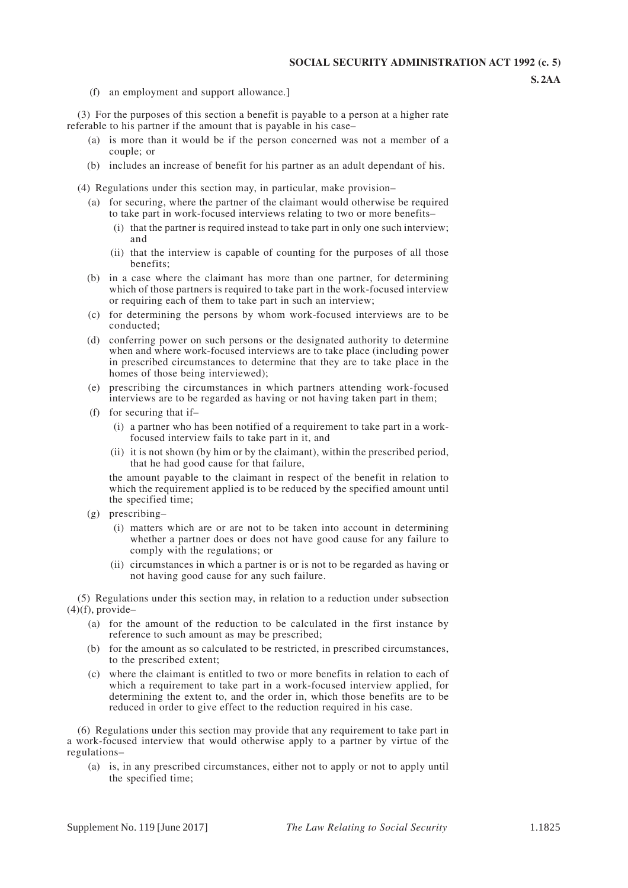(f) an employment and support allowance.]

(3) For the purposes of this section a benefit is payable to a person at a higher rate referable to his partner if the amount that is payable in his case–

(a) is more than it would be if the person concerned was not a member of a couple; or

(b) includes an increase of benefit for his partner as an adult dependant of his.

(4) Regulations under this section may, in particular, make provision–

(a) for securing, where the partner of the claimant would otherwise be required to take part in work-focused interviews relating to two or more benefits–

(i) that the partner is required instead to take part in only one such interview; and

(ii) that the interview is capable of counting for the purposes of all those benefits;

(b) in a case where the claimant has more than one partner, for determining which of those partners is required to take part in the work-focused interview or requiring each of them to take part in such an interview;

(c) for determining the persons by whom work-focused interviews are to be conducted;

(d) conferring power on such persons or the designated authority to determine when and where work-focused interviews are to take place (including power in prescribed circumstances to determine that they are to take place in the homes of those being interviewed);

(e) prescribing the circumstances in which partners attending work-focused interviews are to be regarded as having or not having taken part in them;

(f) for securing that if–

(i) a partner who has been notified of a requirement to take part in a work-focused interview fails to take part in it, and

(ii) it is not shown (by him or by the claimant), within the prescribed period, that he had good cause for that failure,

the amount payable to the claimant in respect of the benefit in relation to which the requirement applied is to be reduced by the specified amount until the specified time;

(g) prescribing–

(i) matters which are or are not to be taken into account in determining whether a partner does or does not have good cause for any failure to comply with the regulations; or

(ii) circumstances in which a partner is or is not to be regarded as having or not having good cause for any such failure.

(5) Regulations under this section may, in relation to a reduction under subsection (4)(f), provide–

(a) for the amount of the reduction to be calculated in the first instance by reference to such amount as may be prescribed;

(b) for the amount as so calculated to be restricted, in prescribed circumstances, to the prescribed extent;

(c) where the claimant is entitled to two or more benefits in relation to each of which a requirement to take part in a work-focused interview applied, for determining the extent to, and the order in, which those benefits are to be reduced in order to give effect to the reduction required in his case.

(6) Regulations under this section may provide that any requirement to take part in a work-focused interview that would otherwise apply to a partner by virtue of the regulations–

(a) is, in any prescribed circumstances, either not to apply or not to apply until the specified time;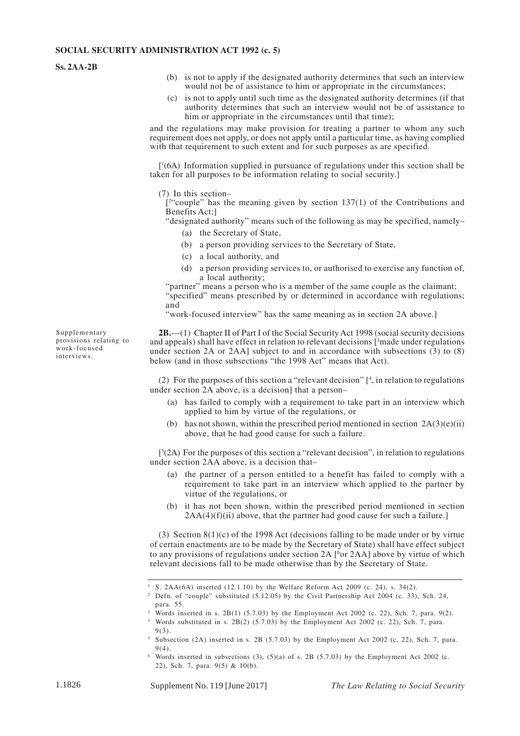(b) is not to apply if the designated authority determines that such an interview would not be of assistance to him or appropriate in the circumstances;

(c) is not to apply until such time as the designated authority determines (if that authority determines that such an interview would not be of assistance to him or appropriate in the circumstances until that time);

and the regulations may make provision for treating a partner to whom any such requirement does not apply, or does not apply until a particular time, as having complied with that requirement to such extent and for such purposes as are specified.

[[1](6A) Information supplied in pursuance of regulations under this section shall be taken for all purposes to be information relating to social security.]

(7) In this section–

[[2]"couple" has the meaning given by section 137(1) of the Contributions and Benefits Act;]

"designated authority" means such of the following as may be specified, namely–

(a) the Secretary of State,

(b) a person providing services to the Secretary of State,

(c) a local authority, and

(d) a person providing services to, or authorised to exercise any function of, a local authority;

"partner" means a person who is a member of the same couple as the claimant;

"specified" means prescribed by or determined in accordance with regulations; and

"work-focused interview" has the same meaning as in section 2A above.]

*Supplementary provisions relating to work-focused interviews.*

**2B.**—(1) Chapter II of Part I of the Social Security Act 1998 (social security decisions and appeals) shall have effect in relation to relevant decisions [[3]made under regulations under section 2A or 2AA] subject to and in accordance with subsections (3) to (8) below (and in those subsections "the 1998 Act" means that Act).

(2) For the purposes of this section a "relevant decision" [[4], in relation to regulations under section 2A above, is a decision] that a person–

(a) has failed to comply with a requirement to take part in an interview which applied to him by virtue of the regulations, or

(b) has not shown, within the prescribed period mentioned in section 2A(3)(e)(ii) above, that he had good cause for such a failure.

[[5](2A) For the purposes of this section a "relevant decision", in relation to regulations under section 2AA above, is a decision that–

(a) the partner of a person entitled to a benefit has failed to comply with a requirement to take part in an interview which applied to the partner by virtue of the regulations, or

(b) it has not been shown, within the prescribed period mentioned in section 2AA(4)(f)(ii) above, that the partner had good cause for such a failure.]

(3) Section 8(1)(c) of the 1998 Act (decisions falling to be made under or by virtue of certain enactments are to be made by the Secretary of State) shall have effect subject to any provisions of regulations under section 2A [[6]or 2AA] above by virtue of which relevant decisions fall to be made otherwise than by the Secretary of State.

---

[1] S. 2AA(6A) inserted (12.1.10) by the Welfare Reform Act 2009 (c. 24), s. 34(2).

[2] Defn. of "couple" substituted (5.12.05) by the Civil Partnership Act 2004 (c. 33), Sch. 24, para. 55.

[3] Words inserted in s. 2B(1) (5.7.03) by the Employment Act 2002 (c. 22), Sch. 7, para. 9(2).

[4] Words substituted in s. 2B(2) (5.7.03) by the Employment Act 2002 (c. 22), Sch. 7, para. 9(3).

[5] Subsection (2A) inserted in s. 2B (5.7.03) by the Employment Act 2002 (c. 22), Sch. 7, para. 9(4).

[6] Words inserted in subsections (3), (5)(a) of s. 2B (5.7.03) by the Employment Act 2002 (c. 22), Sch. 7, para. 9(5) & 10(b).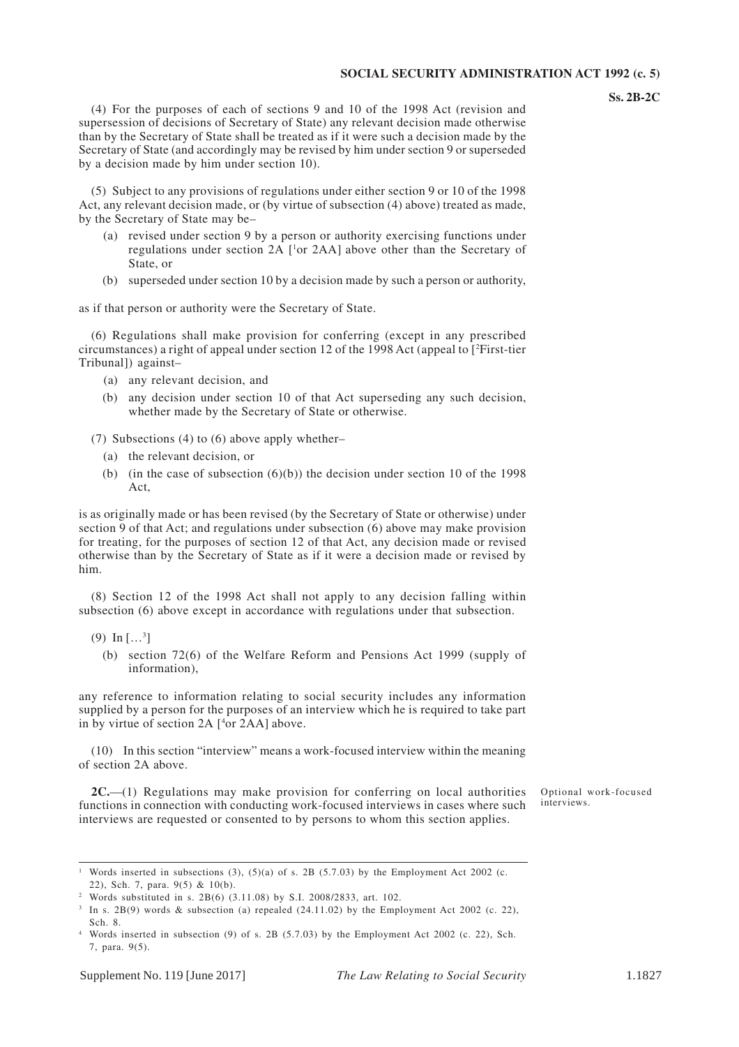(4) For the purposes of each of sections 9 and 10 of the 1998 Act (revision and supersession of decisions of Secretary of State) any relevant decision made otherwise than by the Secretary of State shall be treated as if it were such a decision made by the Secretary of State (and accordingly may be revised by him under section 9 or superseded by a decision made by him under section 10).

(5) Subject to any provisions of regulations under either section 9 or 10 of the 1998 Act, any relevant decision made, or (by virtue of subsection (4) above) treated as made, by the Secretary of State may be–

(a) revised under section 9 by a person or authority exercising functions under regulations under section 2A [[1]or 2AA] above other than the Secretary of State, or

(b) superseded under section 10 by a decision made by such a person or authority,

as if that person or authority were the Secretary of State.

(6) Regulations shall make provision for conferring (except in any prescribed circumstances) a right of appeal under section 12 of the 1998 Act (appeal to [[2]First-tier Tribunal]) against–

(a) any relevant decision, and

(b) any decision under section 10 of that Act superseding any such decision, whether made by the Secretary of State or otherwise.

(7) Subsections (4) to (6) above apply whether–

(a) the relevant decision, or

(b) (in the case of subsection (6)(b)) the decision under section 10 of the 1998 Act,

is as originally made or has been revised (by the Secretary of State or otherwise) under section 9 of that Act; and regulations under subsection (6) above may make provision for treating, for the purposes of section 12 of that Act, any decision made or revised otherwise than by the Secretary of State as if it were a decision made or revised by him.

(8) Section 12 of the 1998 Act shall not apply to any decision falling within subsection (6) above except in accordance with regulations under that subsection.

(9) In […[3]]

(b) section 72(6) of the Welfare Reform and Pensions Act 1999 (supply of information),

any reference to information relating to social security includes any information supplied by a person for the purposes of an interview which he is required to take part in by virtue of section 2A [[4]or 2AA] above.

(10) In this section "interview" means a work-focused interview within the meaning of section 2A above.

Optional work-focused interviews.

**2C.**—(1) Regulations may make provision for conferring on local authorities functions in connection with conducting work-focused interviews in cases where such interviews are requested or consented to by persons to whom this section applies.

---

[1] Words inserted in subsections (3), (5)(a) of s. 2B (5.7.03) by the Employment Act 2002 (c. 22), Sch. 7, para. 9(5) & 10(b).

[2] Words substituted in s. 2B(6) (3.11.08) by S.I. 2008/2833, art. 102.

[3] In s. 2B(9) words & subsection (a) repealed (24.11.02) by the Employment Act 2002 (c. 22), Sch. 8.

[4] Words inserted in subsection (9) of s. 2B (5.7.03) by the Employment Act 2002 (c. 22), Sch. 7, para. 9(5).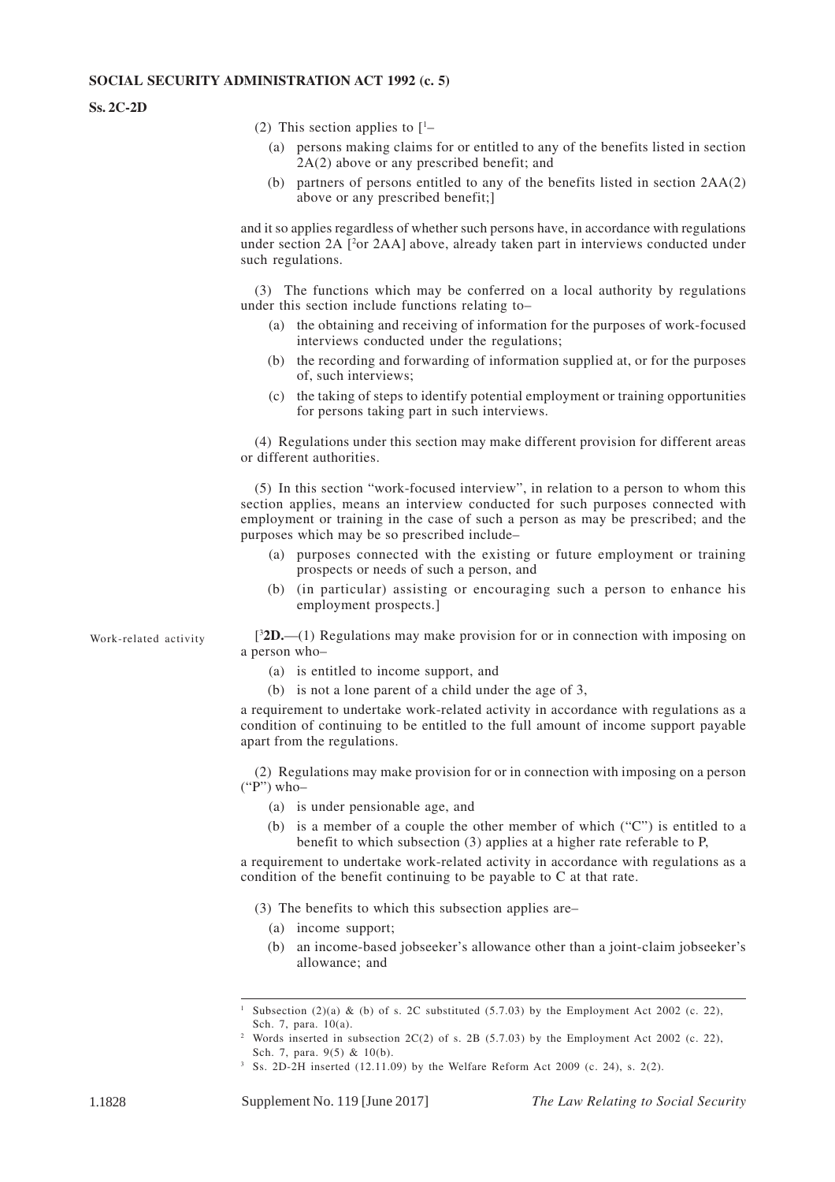(2) This section applies to [1–

(a) persons making claims for or entitled to any of the benefits listed in section 2A(2) above or any prescribed benefit; and

(b) partners of persons entitled to any of the benefits listed in section 2AA(2) above or any prescribed benefit;]

and it so applies regardless of whether such persons have, in accordance with regulations under section 2A [2or 2AA] above, already taken part in interviews conducted under such regulations.

(3) The functions which may be conferred on a local authority by regulations under this section include functions relating to–

(a) the obtaining and receiving of information for the purposes of work-focused interviews conducted under the regulations;

(b) the recording and forwarding of information supplied at, or for the purposes of, such interviews;

(c) the taking of steps to identify potential employment or training opportunities for persons taking part in such interviews.

(4) Regulations under this section may make different provision for different areas or different authorities.

(5) In this section "work-focused interview", in relation to a person to whom this section applies, means an interview conducted for such purposes connected with employment or training in the case of such a person as may be prescribed; and the purposes which may be so prescribed include–

(a) purposes connected with the existing or future employment or training prospects or needs of such a person, and

(b) (in particular) assisting or encouraging such a person to enhance his employment prospects.]

Work-related activity

[3**2D.**—(1) Regulations may make provision for or in connection with imposing on a person who–

(a) is entitled to income support, and

(b) is not a lone parent of a child under the age of 3,

a requirement to undertake work-related activity in accordance with regulations as a condition of continuing to be entitled to the full amount of income support payable apart from the regulations.

(2) Regulations may make provision for or in connection with imposing on a person ("P") who–

(a) is under pensionable age, and

(b) is a member of a couple the other member of which ("C") is entitled to a benefit to which subsection (3) applies at a higher rate referable to P,

a requirement to undertake work-related activity in accordance with regulations as a condition of the benefit continuing to be payable to C at that rate.

(3) The benefits to which this subsection applies are–

(a) income support;

(b) an income-based jobseeker's allowance other than a joint-claim jobseeker's allowance; and

---

1 Subsection (2)(a) & (b) of s. 2C substituted (5.7.03) by the Employment Act 2002 (c. 22), Sch. 7, para. 10(a).

2 Words inserted in subsection 2C(2) of s. 2B (5.7.03) by the Employment Act 2002 (c. 22), Sch. 7, para. 9(5) & 10(b).

3 Ss. 2D-2H inserted (12.11.09) by the Welfare Reform Act 2009 (c. 24), s. 2(2).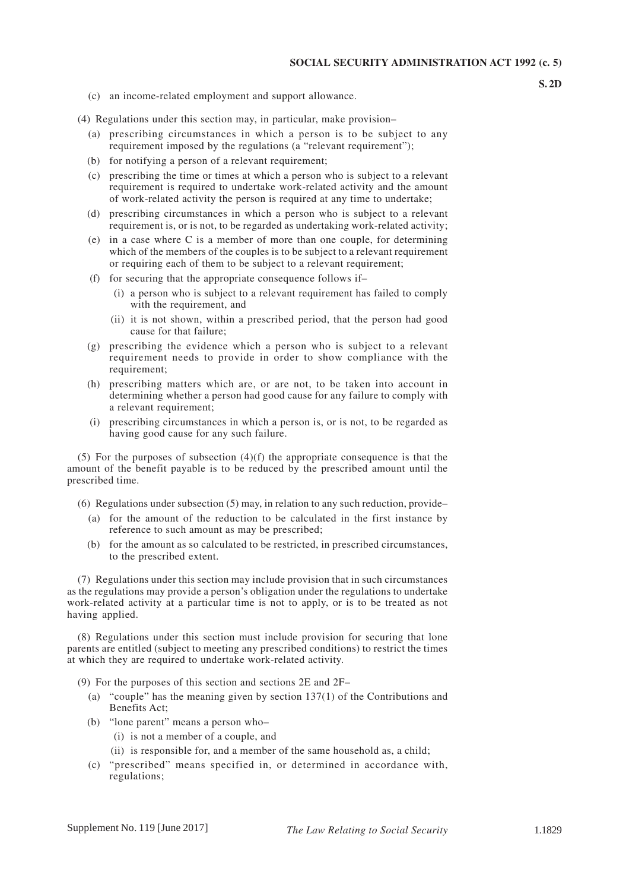(c) an income-related employment and support allowance.

(4) Regulations under this section may, in particular, make provision–

(a) prescribing circumstances in which a person is to be subject to any requirement imposed by the regulations (a "relevant requirement");

(b) for notifying a person of a relevant requirement;

(c) prescribing the time or times at which a person who is subject to a relevant requirement is required to undertake work-related activity and the amount of work-related activity the person is required at any time to undertake;

(d) prescribing circumstances in which a person who is subject to a relevant requirement is, or is not, to be regarded as undertaking work-related activity;

(e) in a case where C is a member of more than one couple, for determining which of the members of the couples is to be subject to a relevant requirement or requiring each of them to be subject to a relevant requirement;

(f) for securing that the appropriate consequence follows if–

(i) a person who is subject to a relevant requirement has failed to comply with the requirement, and

(ii) it is not shown, within a prescribed period, that the person had good cause for that failure;

(g) prescribing the evidence which a person who is subject to a relevant requirement needs to provide in order to show compliance with the requirement;

(h) prescribing matters which are, or are not, to be taken into account in determining whether a person had good cause for any failure to comply with a relevant requirement;

(i) prescribing circumstances in which a person is, or is not, to be regarded as having good cause for any such failure.

(5) For the purposes of subsection (4)(f) the appropriate consequence is that the amount of the benefit payable is to be reduced by the prescribed amount until the prescribed time.

(6) Regulations under subsection (5) may, in relation to any such reduction, provide–

(a) for the amount of the reduction to be calculated in the first instance by reference to such amount as may be prescribed;

(b) for the amount as so calculated to be restricted, in prescribed circumstances, to the prescribed extent.

(7) Regulations under this section may include provision that in such circumstances as the regulations may provide a person's obligation under the regulations to undertake work-related activity at a particular time is not to apply, or is to be treated as not having applied.

(8) Regulations under this section must include provision for securing that lone parents are entitled (subject to meeting any prescribed conditions) to restrict the times at which they are required to undertake work-related activity.

(9) For the purposes of this section and sections 2E and 2F–

(a) "couple" has the meaning given by section 137(1) of the Contributions and Benefits Act;

(b) "lone parent" means a person who–

(i) is not a member of a couple, and

(ii) is responsible for, and a member of the same household as, a child;

(c) "prescribed" means specified in, or determined in accordance with, regulations;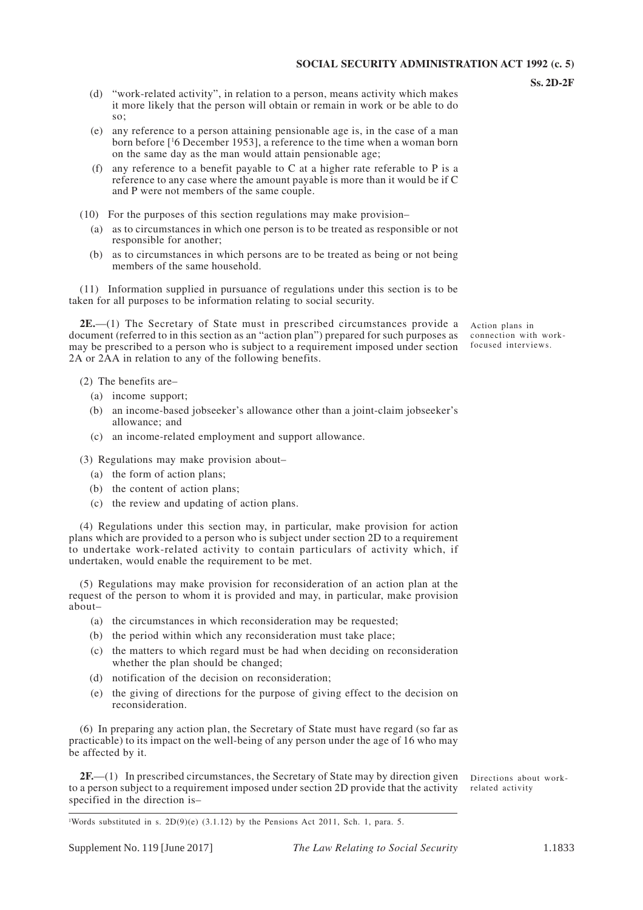(d) "work-related activity", in relation to a person, means activity which makes it more likely that the person will obtain or remain in work or be able to do so;

(e) any reference to a person attaining pensionable age is, in the case of a man born before [[1]6 December 1953], a reference to the time when a woman born on the same day as the man would attain pensionable age;

(f) any reference to a benefit payable to C at a higher rate referable to P is a reference to any case where the amount payable is more than it would be if C and P were not members of the same couple.

(10) For the purposes of this section regulations may make provision–

(a) as to circumstances in which one person is to be treated as responsible or not responsible for another;

(b) as to circumstances in which persons are to be treated as being or not being members of the same household.

(11) Information supplied in pursuance of regulations under this section is to be taken for all purposes to be information relating to social security.

*Action plans in connection with work-focused interviews.*

**2E.**—(1) The Secretary of State must in prescribed circumstances provide a document (referred to in this section as an "action plan") prepared for such purposes as may be prescribed to a person who is subject to a requirement imposed under section 2A or 2AA in relation to any of the following benefits.

(2) The benefits are–

(a) income support;

(b) an income-based jobseeker's allowance other than a joint-claim jobseeker's allowance; and

(c) an income-related employment and support allowance.

(3) Regulations may make provision about–

(a) the form of action plans;

(b) the content of action plans;

(c) the review and updating of action plans.

(4) Regulations under this section may, in particular, make provision for action plans which are provided to a person who is subject under section 2D to a requirement to undertake work-related activity to contain particulars of activity which, if undertaken, would enable the requirement to be met.

(5) Regulations may make provision for reconsideration of an action plan at the request of the person to whom it is provided and may, in particular, make provision about–

(a) the circumstances in which reconsideration may be requested;

(b) the period within which any reconsideration must take place;

(c) the matters to which regard must be had when deciding on reconsideration whether the plan should be changed;

(d) notification of the decision on reconsideration;

(e) the giving of directions for the purpose of giving effect to the decision on reconsideration.

(6) In preparing any action plan, the Secretary of State must have regard (so far as practicable) to its impact on the well-being of any person under the age of 16 who may be affected by it.

*Directions about work-related activity*

**2F.**—(1) In prescribed circumstances, the Secretary of State may by direction given to a person subject to a requirement imposed under section 2D provide that the activity specified in the direction is–

---

[1]Words substituted in s. 2D(9)(e) (3.1.12) by the Pensions Act 2011, Sch. 1, para. 5.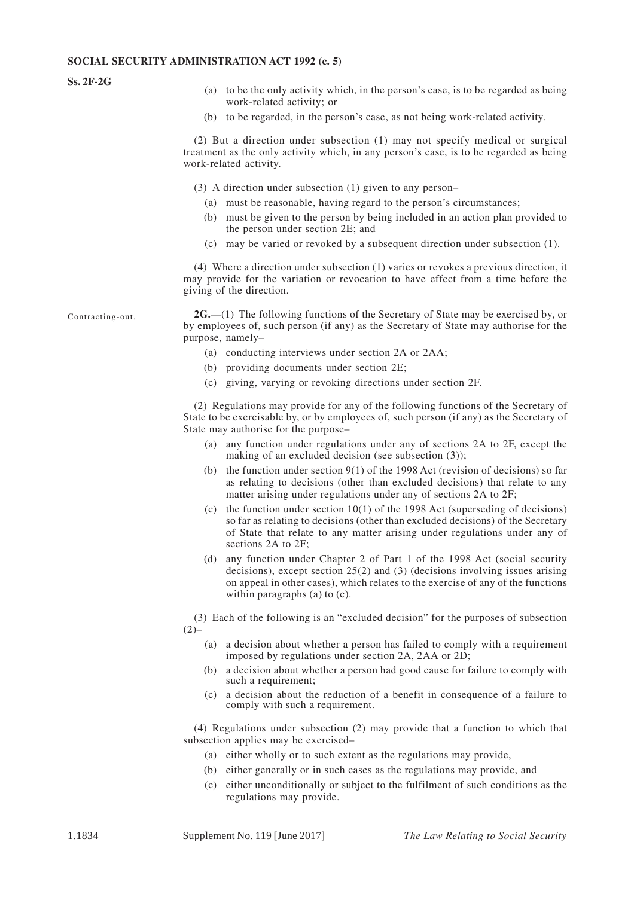(a) to be the only activity which, in the person's case, is to be regarded as being work-related activity; or

(b) to be regarded, in the person's case, as not being work-related activity.

(2) But a direction under subsection (1) may not specify medical or surgical treatment as the only activity which, in any person's case, is to be regarded as being work-related activity.

(3) A direction under subsection (1) given to any person–

(a) must be reasonable, having regard to the person's circumstances;

(b) must be given to the person by being included in an action plan provided to the person under section 2E; and

(c) may be varied or revoked by a subsequent direction under subsection (1).

(4) Where a direction under subsection (1) varies or revokes a previous direction, it may provide for the variation or revocation to have effect from a time before the giving of the direction.

Contracting-out.

**2G.**—(1) The following functions of the Secretary of State may be exercised by, or by employees of, such person (if any) as the Secretary of State may authorise for the purpose, namely–

(a) conducting interviews under section 2A or 2AA;

(b) providing documents under section 2E;

(c) giving, varying or revoking directions under section 2F.

(2) Regulations may provide for any of the following functions of the Secretary of State to be exercisable by, or by employees of, such person (if any) as the Secretary of State may authorise for the purpose–

(a) any function under regulations under any of sections 2A to 2F, except the making of an excluded decision (see subsection (3));

(b) the function under section 9(1) of the 1998 Act (revision of decisions) so far as relating to decisions (other than excluded decisions) that relate to any matter arising under regulations under any of sections 2A to 2F;

(c) the function under section 10(1) of the 1998 Act (superseding of decisions) so far as relating to decisions (other than excluded decisions) of the Secretary of State that relate to any matter arising under regulations under any of sections 2A to 2F;

(d) any function under Chapter 2 of Part 1 of the 1998 Act (social security decisions), except section 25(2) and (3) (decisions involving issues arising on appeal in other cases), which relates to the exercise of any of the functions within paragraphs (a) to (c).

(3) Each of the following is an "excluded decision" for the purposes of subsection (2)–

(a) a decision about whether a person has failed to comply with a requirement imposed by regulations under section 2A, 2AA or 2D;

(b) a decision about whether a person had good cause for failure to comply with such a requirement;

(c) a decision about the reduction of a benefit in consequence of a failure to comply with such a requirement.

(4) Regulations under subsection (2) may provide that a function to which that subsection applies may be exercised–

(a) either wholly or to such extent as the regulations may provide,

(b) either generally or in such cases as the regulations may provide, and

(c) either unconditionally or subject to the fulfilment of such conditions as the regulations may provide.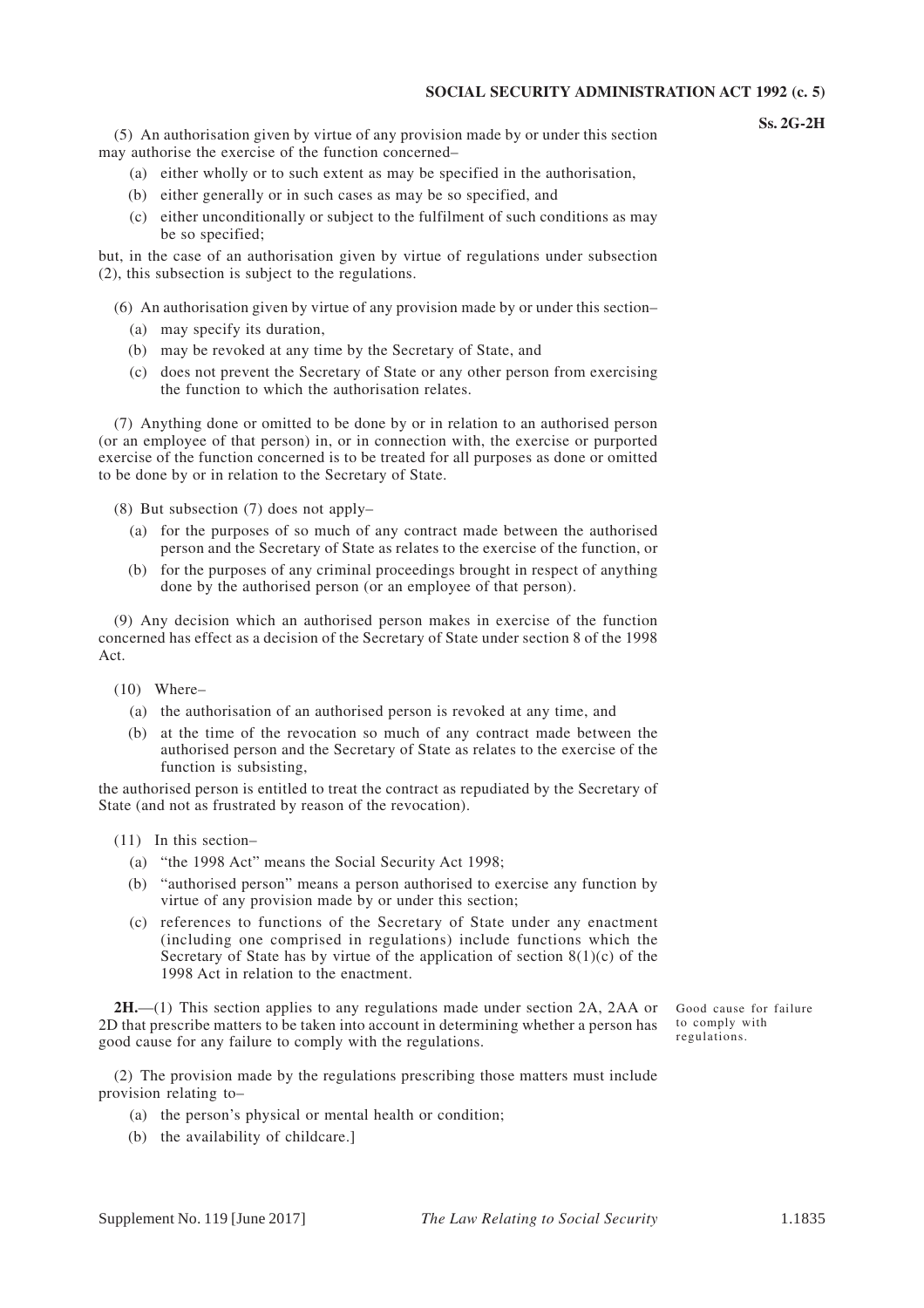(5) An authorisation given by virtue of any provision made by or under this section may authorise the exercise of the function concerned–

- (a) either wholly or to such extent as may be specified in the authorisation,
- (b) either generally or in such cases as may be so specified, and
- (c) either unconditionally or subject to the fulfilment of such conditions as may be so specified;

but, in the case of an authorisation given by virtue of regulations under subsection (2), this subsection is subject to the regulations.

(6) An authorisation given by virtue of any provision made by or under this section–

- (a) may specify its duration,
- (b) may be revoked at any time by the Secretary of State, and
- (c) does not prevent the Secretary of State or any other person from exercising the function to which the authorisation relates.

(7) Anything done or omitted to be done by or in relation to an authorised person (or an employee of that person) in, or in connection with, the exercise or purported exercise of the function concerned is to be treated for all purposes as done or omitted to be done by or in relation to the Secretary of State.

(8) But subsection (7) does not apply–

- (a) for the purposes of so much of any contract made between the authorised person and the Secretary of State as relates to the exercise of the function, or
- (b) for the purposes of any criminal proceedings brought in respect of anything done by the authorised person (or an employee of that person).

(9) Any decision which an authorised person makes in exercise of the function concerned has effect as a decision of the Secretary of State under section 8 of the 1998 Act.

(10) Where–

- (a) the authorisation of an authorised person is revoked at any time, and
- (b) at the time of the revocation so much of any contract made between the authorised person and the Secretary of State as relates to the exercise of the function is subsisting,

the authorised person is entitled to treat the contract as repudiated by the Secretary of State (and not as frustrated by reason of the revocation).

(11) In this section–

- (a) "the 1998 Act" means the Social Security Act 1998;
- (b) "authorised person" means a person authorised to exercise any function by virtue of any provision made by or under this section;
- (c) references to functions of the Secretary of State under any enactment (including one comprised in regulations) include functions which the Secretary of State has by virtue of the application of section 8(1)(c) of the 1998 Act in relation to the enactment.

Good cause for failure to comply with regulations.

**2H.**—(1) This section applies to any regulations made under section 2A, 2AA or 2D that prescribe matters to be taken into account in determining whether a person has good cause for any failure to comply with the regulations.

(2) The provision made by the regulations prescribing those matters must include provision relating to–

- (a) the person's physical or mental health or condition;
- (b) the availability of childcare.]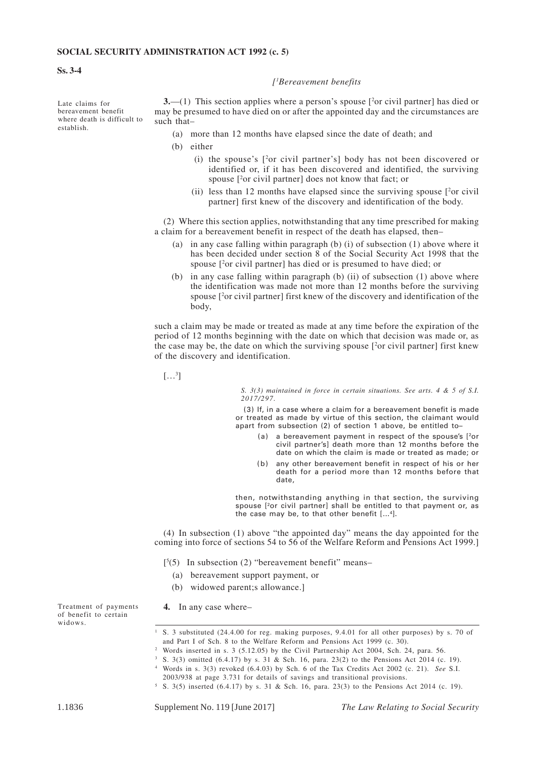**SOCIAL SECURITY ADMINISTRATION ACT 1992 (c. 5)**

**Ss. 3-4**

*[[1]Bereavement benefits*

Late claims for bereavement benefit where death is difficult to establish.

**3.**—(1) This section applies where a person's spouse [[2]or civil partner] has died or may be presumed to have died on or after the appointed day and the circumstances are such that–

(a) more than 12 months have elapsed since the date of death; and

(b) either

(i) the spouse's [[2]or civil partner's] body has not been discovered or identified or, if it has been discovered and identified, the surviving spouse [[2]or civil partner] does not know that fact; or

(ii) less than 12 months have elapsed since the surviving spouse [[2]or civil partner] first knew of the discovery and identification of the body.

(2) Where this section applies, notwithstanding that any time prescribed for making a claim for a bereavement benefit in respect of the death has elapsed, then–

(a) in any case falling within paragraph (b) (i) of subsection (1) above where it has been decided under section 8 of the Social Security Act 1998 that the spouse [[2]or civil partner] has died or is presumed to have died; or

(b) in any case falling within paragraph (b) (ii) of subsection (1) above where the identification was made not more than 12 months before the surviving spouse [[2]or civil partner] first knew of the discovery and identification of the body,

such a claim may be made or treated as made at any time before the expiration of the period of 12 months beginning with the date on which that decision was made or, as the case may be, the date on which the surviving spouse [[2]or civil partner] first knew of the discovery and identification.

[…[3]]

*S. 3(3) maintained in force in certain situations. See arts. 4 & 5 of S.I. 2017/297.*

(3) If, in a case where a claim for a bereavement benefit is made or treated as made by virtue of this section, the claimant would apart from subsection (2) of section 1 above, be entitled to–

(a) a bereavement payment in respect of the spouse's [[2]or civil partner's] death more than 12 months before the date on which the claim is made or treated as made; or

(b) any other bereavement benefit in respect of his or her death for a period more than 12 months before that date,

then, notwithstanding anything in that section, the surviving spouse [[2]or civil partner] shall be entitled to that payment or, as the case may be, to that other benefit […[4]].

(4) In subsection (1) above "the appointed day" means the day appointed for the coming into force of sections 54 to 56 of the Welfare Reform and Pensions Act 1999.]

[[5](5) In subsection (2) "bereavement benefit" means–

(a) bereavement support payment, or

(b) widowed parent;s allowance.]

Treatment of payments of benefit to certain widows.

**4.** In any case where–

---

[1] S. 3 substituted (24.4.00 for reg. making purposes, 9.4.01 for all other purposes) by s. 70 of and Part I of Sch. 8 to the Welfare Reform and Pensions Act 1999 (c. 30).

[2] Words inserted in s. 3 (5.12.05) by the Civil Partnership Act 2004, Sch. 24, para. 56.

[3] S. 3(3) omitted (6.4.17) by s. 31 & Sch. 16, para. 23(2) to the Pensions Act 2014 (c. 19).

[4] Words in s. 3(3) revoked (6.4.03) by Sch. 6 of the Tax Credits Act 2002 (c. 21). *See* S.I. 2003/938 at page 3.731 for details of savings and transitional provisions.

[5] S. 3(5) inserted (6.4.17) by s. 31 & Sch. 16, para. 23(3) to the Pensions Act 2014 (c. 19).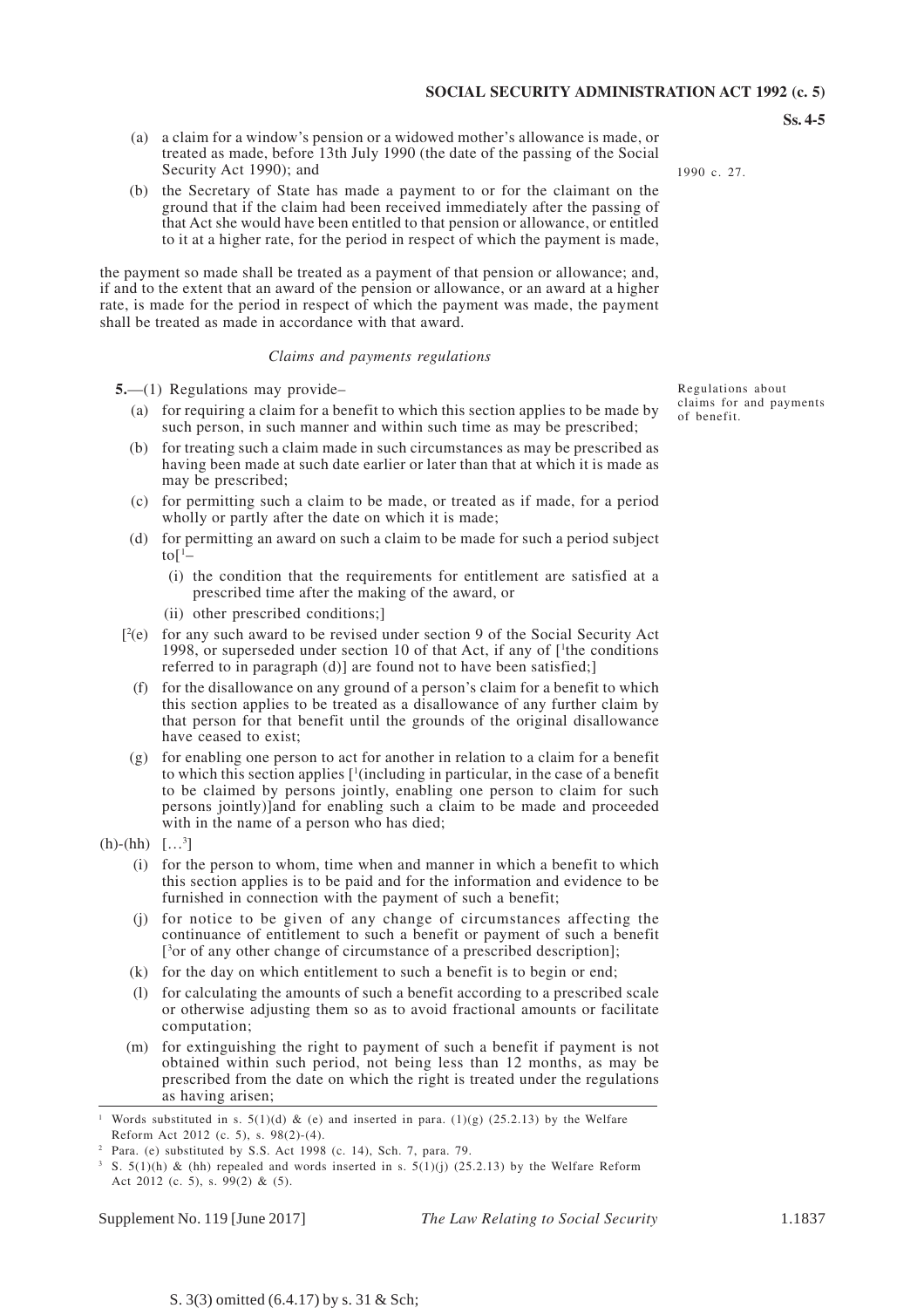(a) a claim for a window's pension or a widowed mother's allowance is made, or treated as made, before 13th July 1990 (the date of the passing of the Social Security Act 1990); and

1990 c. 27.

(b) the Secretary of State has made a payment to or for the claimant on the ground that if the claim had been received immediately after the passing of that Act she would have been entitled to that pension or allowance, or entitled to it at a higher rate, for the period in respect of which the payment is made,

the payment so made shall be treated as a payment of that pension or allowance; and, if and to the extent that an award of the pension or allowance, or an award at a higher rate, is made for the period in respect of which the payment was made, the payment shall be treated as made in accordance with that award.

*Claims and payments regulations*

Regulations about claims for and payments of benefit.

**5.**—(1) Regulations may provide–

(a) for requiring a claim for a benefit to which this section applies to be made by such person, in such manner and within such time as may be prescribed;

(b) for treating such a claim made in such circumstances as may be prescribed as having been made at such date earlier or later than that at which it is made as may be prescribed;

(c) for permitting such a claim to be made, or treated as if made, for a period wholly or partly after the date on which it is made;

(d) for permitting an award on such a claim to be made for such a period subject to[[1]–

(i) the condition that the requirements for entitlement are satisfied at a prescribed time after the making of the award, or

(ii) other prescribed conditions;]

[[2](e) for any such award to be revised under section 9 of the Social Security Act 1998, or superseded under section 10 of that Act, if any of [[1]the conditions referred to in paragraph (d)] are found not to have been satisfied;]

(f) for the disallowance on any ground of a person's claim for a benefit to which this section applies to be treated as a disallowance of any further claim by that person for that benefit until the grounds of the original disallowance have ceased to exist;

(g) for enabling one person to act for another in relation to a claim for a benefit to which this section applies [[1](including in particular, in the case of a benefit to be claimed by persons jointly, enabling one person to claim for such persons jointly)]and for enabling such a claim to be made and proceeded with in the name of a person who has died;

(h)-(hh) […[3]]

(i) for the person to whom, time when and manner in which a benefit to which this section applies is to be paid and for the information and evidence to be furnished in connection with the payment of such a benefit;

(j) for notice to be given of any change of circumstances affecting the continuance of entitlement to such a benefit or payment of such a benefit [[3]or of any other change of circumstance of a prescribed description];

(k) for the day on which entitlement to such a benefit is to begin or end;

(l) for calculating the amounts of such a benefit according to a prescribed scale or otherwise adjusting them so as to avoid fractional amounts or facilitate computation;

(m) for extinguishing the right to payment of such a benefit if payment is not obtained within such period, not being less than 12 months, as may be prescribed from the date on which the right is treated under the regulations as having arisen;

---

[1] Words substituted in s. 5(1)(d) & (e) and inserted in para. (1)(g) (25.2.13) by the Welfare Reform Act 2012 (c. 5), s. 98(2)-(4).

[2] Para. (e) substituted by S.S. Act 1998 (c. 14), Sch. 7, para. 79.

[3] S. 5(1)(h) & (hh) repealed and words inserted in s. 5(1)(j) (25.2.13) by the Welfare Reform Act 2012 (c. 5), s. 99(2) & (5).

S. 3(3) omitted (6.4.17) by s. 31 & Sch;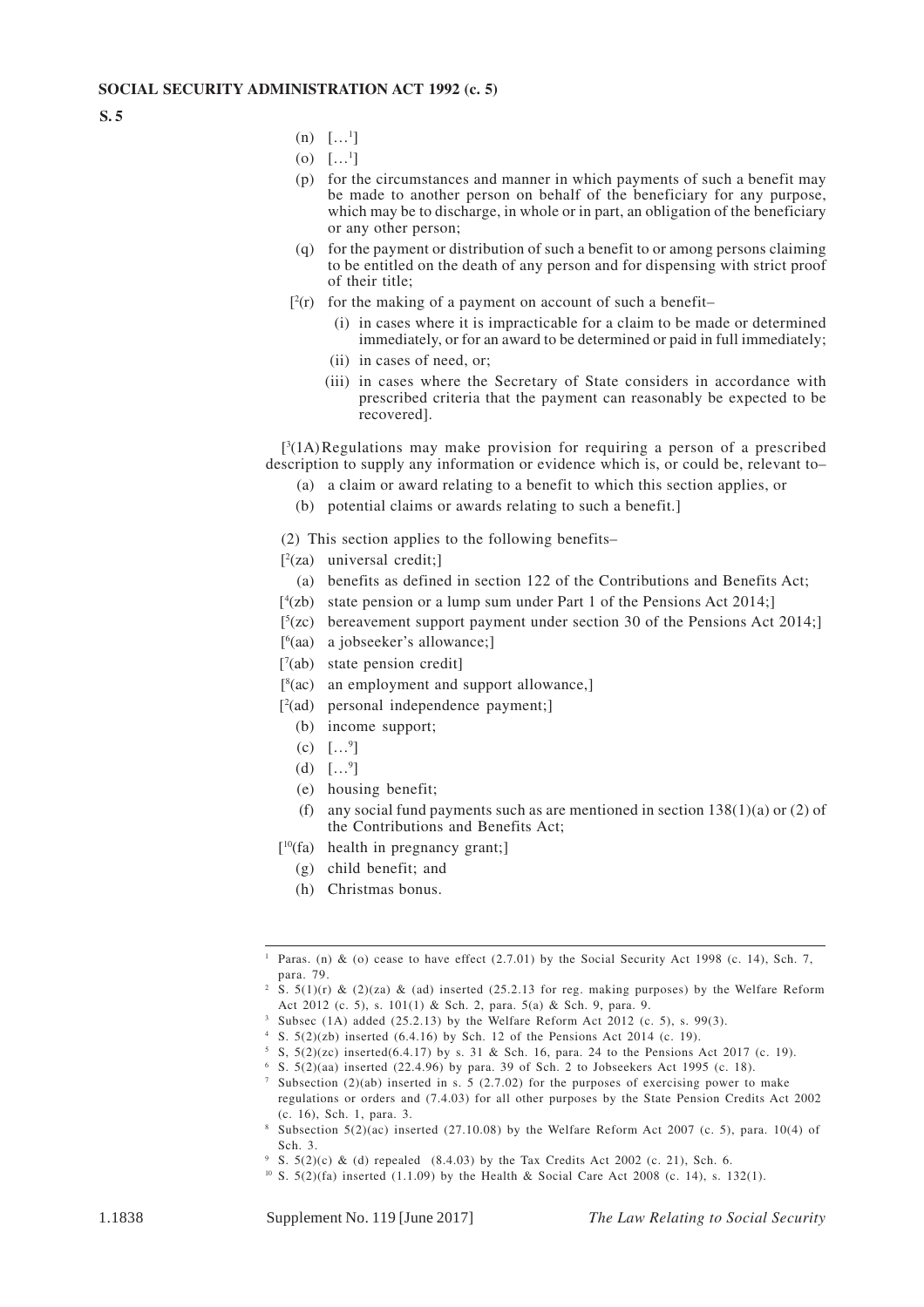(n) […[1]]

(o) […[1]]

(p) for the circumstances and manner in which payments of such a benefit may be made to another person on behalf of the beneficiary for any purpose, which may be to discharge, in whole or in part, an obligation of the beneficiary or any other person;

(q) for the payment or distribution of such a benefit to or among persons claiming to be entitled on the death of any person and for dispensing with strict proof of their title;

[[2](r) for the making of a payment on account of such a benefit–

(i) in cases where it is impracticable for a claim to be made or determined immediately, or for an award to be determined or paid in full immediately;

(ii) in cases of need, or;

(iii) in cases where the Secretary of State considers in accordance with prescribed criteria that the payment can reasonably be expected to be recovered].

[[3](1A) Regulations may make provision for requiring a person of a prescribed description to supply any information or evidence which is, or could be, relevant to–

(a) a claim or award relating to a benefit to which this section applies, or

(b) potential claims or awards relating to such a benefit.]

(2) This section applies to the following benefits–

[[2](za) universal credit;]

(a) benefits as defined in section 122 of the Contributions and Benefits Act;

[[4](zb) state pension or a lump sum under Part 1 of the Pensions Act 2014;]

[[5](zc) bereavement support payment under section 30 of the Pensions Act 2014;]

[[6](aa) a jobseeker's allowance;]

[[7](ab) state pension credit]

[[8](ac) an employment and support allowance,]

[[2](ad) personal independence payment;]

(b) income support;

(c) […[9]]

(d) […[9]]

(e) housing benefit;

(f) any social fund payments such as are mentioned in section 138(1)(a) or (2) of the Contributions and Benefits Act;

[[10](fa) health in pregnancy grant;]

(g) child benefit; and

(h) Christmas bonus.

---

[1] Paras. (n) & (o) cease to have effect (2.7.01) by the Social Security Act 1998 (c. 14), Sch. 7, para. 79.

[2] S. 5(1)(r) & (2)(za) & (ad) inserted (25.2.13 for reg. making purposes) by the Welfare Reform Act 2012 (c. 5), s. 101(1) & Sch. 2, para. 5(a) & Sch. 9, para. 9.

[3] Subsec (1A) added (25.2.13) by the Welfare Reform Act 2012 (c. 5), s. 99(3).

[4] S. 5(2)(zb) inserted (6.4.16) by Sch. 12 of the Pensions Act 2014 (c. 19).

[5] S, 5(2)(zc) inserted(6.4.17) by s. 31 & Sch. 16, para. 24 to the Pensions Act 2017 (c. 19).

[6] S. 5(2)(aa) inserted (22.4.96) by para. 39 of Sch. 2 to Jobseekers Act 1995 (c. 18).

[7] Subsection (2)(ab) inserted in s. 5 (2.7.02) for the purposes of exercising power to make regulations or orders and (7.4.03) for all other purposes by the State Pension Credits Act 2002 (c. 16), Sch. 1, para. 3.

[8] Subsection 5(2)(ac) inserted (27.10.08) by the Welfare Reform Act 2007 (c. 5), para. 10(4) of Sch. 3.

[9] S. 5(2)(c) & (d) repealed (8.4.03) by the Tax Credits Act 2002 (c. 21), Sch. 6.

[10] S. 5(2)(fa) inserted (1.1.09) by the Health & Social Care Act 2008 (c. 14), s. 132(1).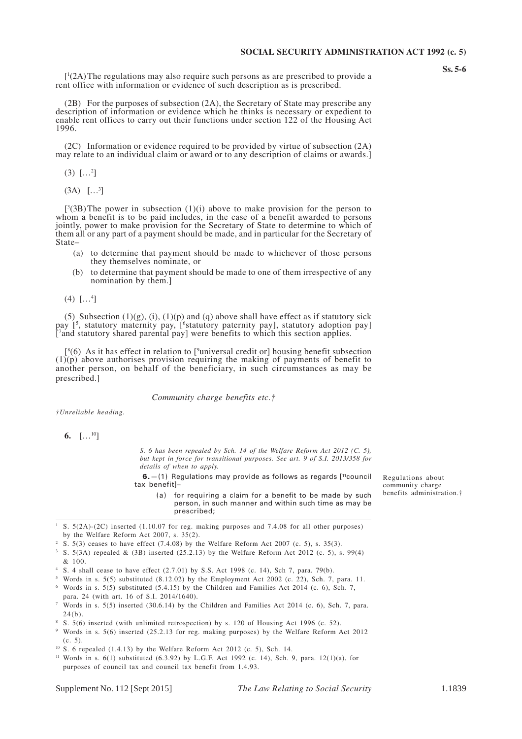[1(2A) The regulations may also require such persons as are prescribed to provide a rent office with information or evidence of such description as is prescribed.

(2B) For the purposes of subsection (2A), the Secretary of State may prescribe any description of information or evidence which he thinks is necessary or expedient to enable rent offices to carry out their functions under section 122 of the Housing Act 1996.

(2C) Information or evidence required to be provided by virtue of subsection (2A) may relate to an individual claim or award or to any description of claims or awards.]

(3) […2]

(3A) […3]

[3(3B) The power in subsection (1)(i) above to make provision for the person to whom a benefit is to be paid includes, in the case of a benefit awarded to persons jointly, power to make provision for the Secretary of State to determine to which of them all or any part of a payment should be made, and in particular for the Secretary of State–

- (a) to determine that payment should be made to whichever of those persons they themselves nominate, or
- (b) to determine that payment should be made to one of them irrespective of any nomination by them.]

(4) […4]

(5) Subsection (1)(g), (i), (1)(p) and (q) above shall have effect as if statutory sick pay [5, statutory maternity pay, [6statutory paternity pay], statutory adoption pay] [7and statutory shared parental pay] were benefits to which this section applies.

[8(6) As it has effect in relation to [9universal credit or] housing benefit subsection (1)(p) above authorises provision requiring the making of payments of benefit to another person, on behalf of the beneficiary, in such circumstances as may be prescribed.]

*Community charge benefits etc.†*

*†Unreliable heading.*

**6.** […10]

*S. 6 has been repealed by Sch. 14 of the Welfare Reform Act 2012 (C. 5), but kept in force for transitional purposes. See art. 9 of S.I. 2013/358 for details of when to apply.*

Regulations about community charge benefits administration.†

**6.**—(1) Regulations may provide as follows as regards [11council tax benefit]–

- (a) for requiring a claim for a benefit to be made by such person, in such manner and within such time as may be prescribed;

---

1 S. 5(2A)-(2C) inserted (1.10.07 for reg. making purposes and 7.4.08 for all other purposes) by the Welfare Reform Act 2007, s. 35(2).

2 S. 5(3) ceases to have effect (7.4.08) by the Welfare Reform Act 2007 (c. 5), s. 35(3).

3 S. 5(3A) repealed & (3B) inserted (25.2.13) by the Welfare Reform Act 2012 (c. 5), s. 99(4) & 100.

4 S. 4 shall cease to have effect (2.7.01) by S.S. Act 1998 (c. 14), Sch 7, para. 79(b).

5 Words in s. 5(5) substituted (8.12.02) by the Employment Act 2002 (c. 22), Sch. 7, para. 11.

6 Words in s. 5(5) substituted (5.4.15) by the Children and Families Act 2014 (c. 6), Sch. 7, para. 24 (with art. 16 of S.I. 2014/1640).

7 Words in s. 5(5) inserted (30.6.14) by the Children and Families Act 2014 (c. 6), Sch. 7, para. 24(b).

8 S. 5(6) inserted (with unlimited retrospection) by s. 120 of Housing Act 1996 (c. 52).

9 Words in s. 5(6) inserted (25.2.13 for reg. making purposes) by the Welfare Reform Act 2012 (c. 5).

10 S. 6 repealed (1.4.13) by the Welfare Reform Act 2012 (c. 5), Sch. 14.

11 Words in s. 6(1) substituted (6.3.92) by L.G.F. Act 1992 (c. 14), Sch. 9, para. 12(1)(a), for purposes of council tax and council tax benefit from 1.4.93.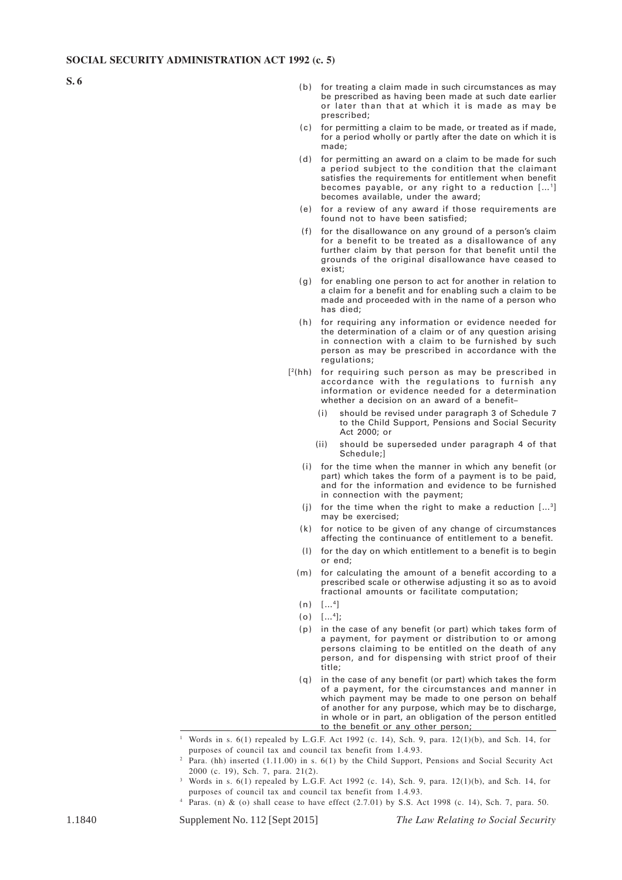(b) for treating a claim made in such circumstances as may be prescribed as having been made at such date earlier or later than that at which it is made as may be prescribed;

(c) for permitting a claim to be made, or treated as if made, for a period wholly or partly after the date on which it is made;

(d) for permitting an award on a claim to be made for such a period subject to the condition that the claimant satisfies the requirements for entitlement when benefit becomes payable, or any right to a reduction [...[1]] becomes available, under the award;

(e) for a review of any award if those requirements are found not to have been satisfied;

(f) for the disallowance on any ground of a person's claim for a benefit to be treated as a disallowance of any further claim by that person for that benefit until the grounds of the original disallowance have ceased to exist;

(g) for enabling one person to act for another in relation to a claim for a benefit and for enabling such a claim to be made and proceeded with in the name of a person who has died;

(h) for requiring any information or evidence needed for the determination of a claim or of any question arising in connection with a claim to be furnished by such person as may be prescribed in accordance with the regulations;

[[2](hh) for requiring such person as may be prescribed in accordance with the regulations to furnish any information or evidence needed for a determination whether a decision on an award of a benefit–

(i) should be revised under paragraph 3 of Schedule 7 to the Child Support, Pensions and Social Security Act 2000; or

(ii) should be superseded under paragraph 4 of that Schedule;]

(i) for the time when the manner in which any benefit (or part) which takes the form of a payment is to be paid, and for the information and evidence to be furnished in connection with the payment;

(j) for the time when the right to make a reduction [...[3]] may be exercised;

(k) for notice to be given of any change of circumstances affecting the continuance of entitlement to a benefit.

(l) for the day on which entitlement to a benefit is to begin or end;

(m) for calculating the amount of a benefit according to a prescribed scale or otherwise adjusting it so as to avoid fractional amounts or facilitate computation;

(n) [...[4]]

(o) [...[4]];

(p) in the case of any benefit (or part) which takes form of a payment, for payment or distribution to or among persons claiming to be entitled on the death of any person, and for dispensing with strict proof of their title;

(q) in the case of any benefit (or part) which takes the form of a payment, for the circumstances and manner in which payment may be made to one person on behalf of another for any purpose, which may be to discharge, in whole or in part, an obligation of the person entitled to the benefit or any other person;

---

[1] Words in s. 6(1) repealed by L.G.F. Act 1992 (c. 14), Sch. 9, para. 12(1)(b), and Sch. 14, for purposes of council tax and council tax benefit from 1.4.93.

[2] Para. (hh) inserted (1.11.00) in s. 6(1) by the Child Support, Pensions and Social Security Act 2000 (c. 19), Sch. 7, para. 21(2).

[3] Words in s. 6(1) repealed by L.G.F. Act 1992 (c. 14), Sch. 9, para. 12(1)(b), and Sch. 14, for purposes of council tax and council tax benefit from 1.4.93.

[4] Paras. (n) & (o) shall cease to have effect (2.7.01) by S.S. Act 1998 (c. 14), Sch. 7, para. 50.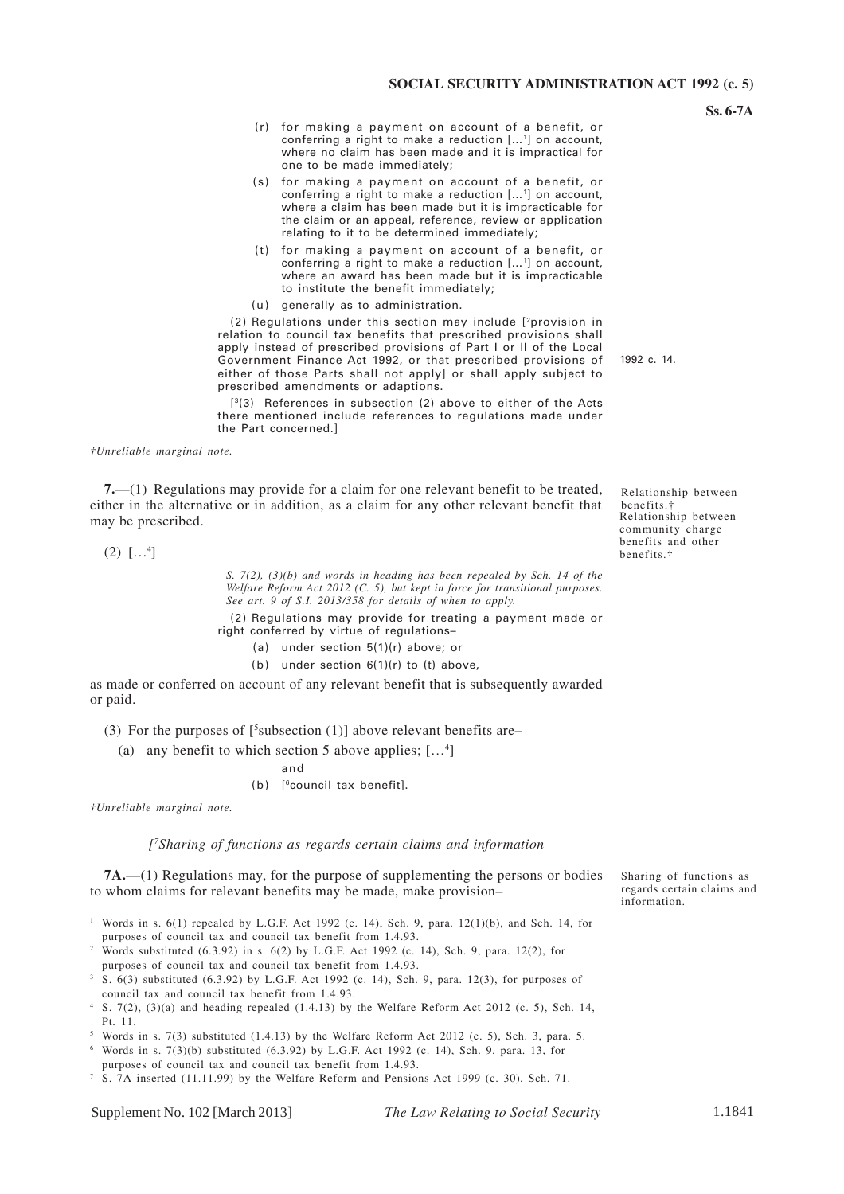(r) for making a payment on account of a benefit, or conferring a right to make a reduction [...[1]] on account, where no claim has been made and it is impractical for one to be made immediately;

(s) for making a payment on account of a benefit, or conferring a right to make a reduction [...[1]] on account, where a claim has been made but it is impracticable for the claim or an appeal, reference, review or application relating to it to be determined immediately;

(t) for making a payment on account of a benefit, or conferring a right to make a reduction [...[1]] on account, where an award has been made but it is impracticable to institute the benefit immediately;

(u) generally as to administration.

(2) Regulations under this section may include [[2]provision in relation to council tax benefits that prescribed provisions shall apply instead of prescribed provisions of Part I or II of the Local Government Finance Act 1992, or that prescribed provisions of either of those Parts shall not apply] or shall apply subject to prescribed amendments or adaptions.

1992 c. 14.

[[3](3) References in subsection (2) above to either of the Acts there mentioned include references to regulations made under the Part concerned.]

*†Unreliable marginal note.*

**7.**—(1) Regulations may provide for a claim for one relevant benefit to be treated, either in the alternative or in addition, as a claim for any other relevant benefit that may be prescribed.

Relationship between benefits.†
Relationship between community charge benefits and other benefits.†

(2) […[4]]

*S. 7(2), (3)(b) and words in heading has been repealed by Sch. 14 of the Welfare Reform Act 2012 (C. 5), but kept in force for transitional purposes. See art. 9 of S.I. 2013/358 for details of when to apply.*

(2) Regulations may provide for treating a payment made or right conferred by virtue of regulations–

(a) under section 5(1)(r) above; or

(b) under section 6(1)(r) to (t) above,

as made or conferred on account of any relevant benefit that is subsequently awarded or paid.

(3) For the purposes of [[5]subsection (1)] above relevant benefits are–

(a) any benefit to which section 5 above applies; […[4]]

and

(b) [[6]council tax benefit].

*†Unreliable marginal note.*

*[[7]Sharing of functions as regards certain claims and information*

**7A.**—(1) Regulations may, for the purpose of supplementing the persons or bodies to whom claims for relevant benefits may be made, make provision–

Sharing of functions as regards certain claims and information.

---

[1] Words in s. 6(1) repealed by L.G.F. Act 1992 (c. 14), Sch. 9, para. 12(1)(b), and Sch. 14, for purposes of council tax and council tax benefit from 1.4.93.

[2] Words substituted (6.3.92) in s. 6(2) by L.G.F. Act 1992 (c. 14), Sch. 9, para. 12(2), for purposes of council tax and council tax benefit from 1.4.93.

[3] S. 6(3) substituted (6.3.92) by L.G.F. Act 1992 (c. 14), Sch. 9, para. 12(3), for purposes of council tax and council tax benefit from 1.4.93.

[4] S. 7(2), (3)(a) and heading repealed (1.4.13) by the Welfare Reform Act 2012 (c. 5), Sch. 14, Pt. 11.

[5] Words in s. 7(3) substituted (1.4.13) by the Welfare Reform Act 2012 (c. 5), Sch. 3, para. 5.

[6] Words in s. 7(3)(b) substituted (6.3.92) by L.G.F. Act 1992 (c. 14), Sch. 9, para. 13, for purposes of council tax and council tax benefit from 1.4.93.

[7] S. 7A inserted (11.11.99) by the Welfare Reform and Pensions Act 1999 (c. 30), Sch. 71.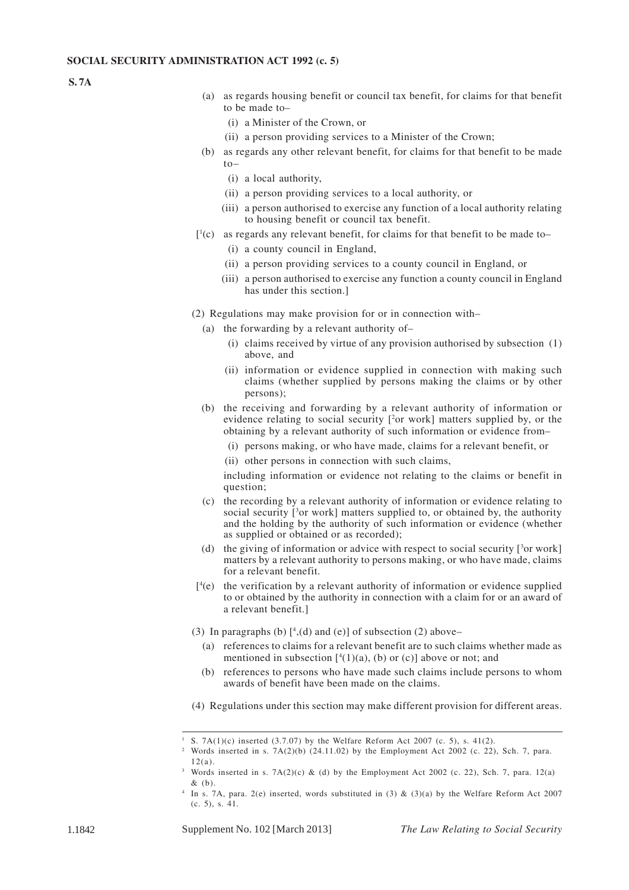**S. 7A**

(a) as regards housing benefit or council tax benefit, for claims for that benefit to be made to–

(i) a Minister of the Crown, or

(ii) a person providing services to a Minister of the Crown;

(b) as regards any other relevant benefit, for claims for that benefit to be made to–

(i) a local authority,

(ii) a person providing services to a local authority, or

(iii) a person authorised to exercise any function of a local authority relating to housing benefit or council tax benefit.

[1(c) as regards any relevant benefit, for claims for that benefit to be made to–

(i) a county council in England,

(ii) a person providing services to a county council in England, or

(iii) a person authorised to exercise any function a county council in England has under this section.]

(2) Regulations may make provision for or in connection with–

(a) the forwarding by a relevant authority of–

(i) claims received by virtue of any provision authorised by subsection (1) above, and

(ii) information or evidence supplied in connection with making such claims (whether supplied by persons making the claims or by other persons);

(b) the receiving and forwarding by a relevant authority of information or evidence relating to social security [2or work] matters supplied by, or the obtaining by a relevant authority of such information or evidence from–

(i) persons making, or who have made, claims for a relevant benefit, or

(ii) other persons in connection with such claims,

including information or evidence not relating to the claims or benefit in question;

(c) the recording by a relevant authority of information or evidence relating to social security [3or work] matters supplied to, or obtained by, the authority and the holding by the authority of such information or evidence (whether as supplied or obtained or as recorded);

(d) the giving of information or advice with respect to social security [3or work] matters by a relevant authority to persons making, or who have made, claims for a relevant benefit.

[4(e) the verification by a relevant authority of information or evidence supplied to or obtained by the authority in connection with a claim for or an award of a relevant benefit.]

(3) In paragraphs (b) [4,(d) and (e)] of subsection (2) above–

(a) references to claims for a relevant benefit are to such claims whether made as mentioned in subsection [4(1)(a), (b) or (c)] above or not; and

(b) references to persons who have made such claims include persons to whom awards of benefit have been made on the claims.

(4) Regulations under this section may make different provision for different areas.

---

1 S. 7A(1)(c) inserted (3.7.07) by the Welfare Reform Act 2007 (c. 5), s. 41(2).

2 Words inserted in s. 7A(2)(b) (24.11.02) by the Employment Act 2002 (c. 22), Sch. 7, para. 12(a).

3 Words inserted in s. 7A(2)(c) & (d) by the Employment Act 2002 (c. 22), Sch. 7, para. 12(a) & (b).

4 In s. 7A, para. 2(e) inserted, words substituted in (3) & (3)(a) by the Welfare Reform Act 2007 (c. 5), s. 41.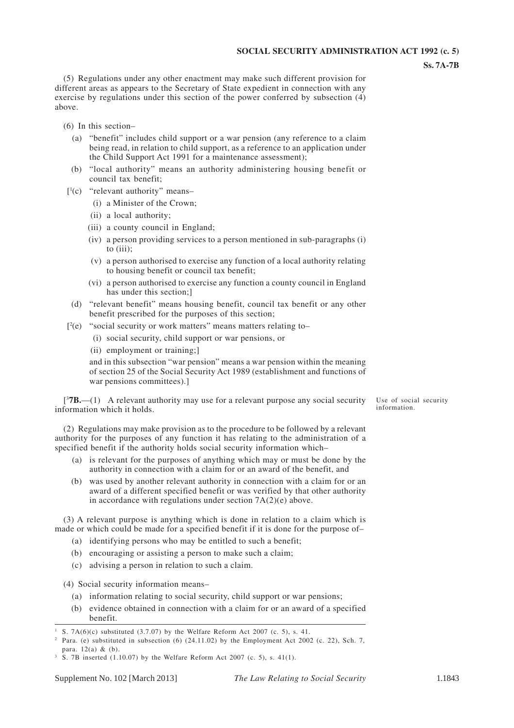(5) Regulations under any other enactment may make such different provision for different areas as appears to the Secretary of State expedient in connection with any exercise by regulations under this section of the power conferred by subsection (4) above.

(6) In this section–

- (a) "benefit" includes child support or a war pension (any reference to a claim being read, in relation to child support, as a reference to an application under the Child Support Act 1991 for a maintenance assessment);
- (b) "local authority" means an authority administering housing benefit or council tax benefit;
- [[1](c) "relevant authority" means–
  - (i) a Minister of the Crown;
  - (ii) a local authority;
  - (iii) a county council in England;
  - (iv) a person providing services to a person mentioned in sub-paragraphs (i) to (iii);
  - (v) a person authorised to exercise any function of a local authority relating to housing benefit or council tax benefit;
  - (vi) a person authorised to exercise any function a county council in England has under this section;]
- (d) "relevant benefit" means housing benefit, council tax benefit or any other benefit prescribed for the purposes of this section;
- [[2](e) "social security or work matters" means matters relating to–
  - (i) social security, child support or war pensions, or
  - (ii) employment or training;]

  and in this subsection "war pension" means a war pension within the meaning of section 25 of the Social Security Act 1989 (establishment and functions of war pensions committees).]

*Use of social security information.*

[[3]**7B.**—(1) A relevant authority may use for a relevant purpose any social security information which it holds.

(2) Regulations may make provision as to the procedure to be followed by a relevant authority for the purposes of any function it has relating to the administration of a specified benefit if the authority holds social security information which–

- (a) is relevant for the purposes of anything which may or must be done by the authority in connection with a claim for or an award of the benefit, and
- (b) was used by another relevant authority in connection with a claim for or an award of a different specified benefit or was verified by that other authority in accordance with regulations under section 7A(2)(e) above.

(3) A relevant purpose is anything which is done in relation to a claim which is made or which could be made for a specified benefit if it is done for the purpose of–

- (a) identifying persons who may be entitled to such a benefit;
- (b) encouraging or assisting a person to make such a claim;
- (c) advising a person in relation to such a claim.

(4) Social security information means–

- (a) information relating to social security, child support or war pensions;
- (b) evidence obtained in connection with a claim for or an award of a specified benefit.

---

[1] S. 7A(6)(c) substituted (3.7.07) by the Welfare Reform Act 2007 (c. 5), s. 41.

[2] Para. (e) substituted in subsection (6) (24.11.02) by the Employment Act 2002 (c. 22), Sch. 7, para. 12(a) & (b).

[3] S. 7B inserted (1.10.07) by the Welfare Reform Act 2007 (c. 5), s. 41(1).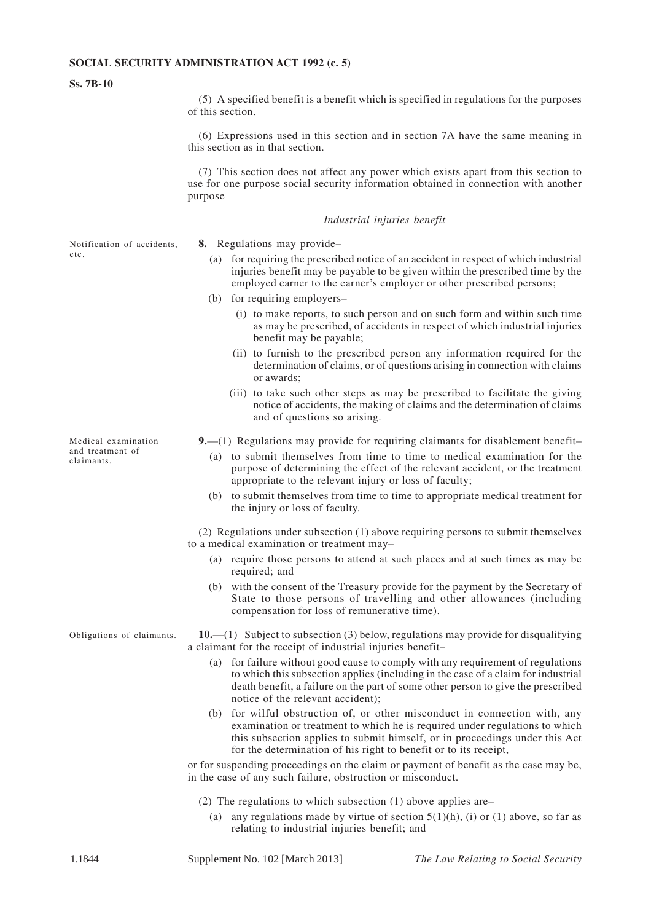(5) A specified benefit is a benefit which is specified in regulations for the purposes of this section.

(6) Expressions used in this section and in section 7A have the same meaning in this section as in that section.

(7) This section does not affect any power which exists apart from this section to use for one purpose social security information obtained in connection with another purpose

*Industrial injuries benefit*

Notification of accidents, etc.

**8.** Regulations may provide–

(a) for requiring the prescribed notice of an accident in respect of which industrial injuries benefit may be payable to be given within the prescribed time by the employed earner to the earner's employer or other prescribed persons;

(b) for requiring employers–

(i) to make reports, to such person and on such form and within such time as may be prescribed, of accidents in respect of which industrial injuries benefit may be payable;

(ii) to furnish to the prescribed person any information required for the determination of claims, or of questions arising in connection with claims or awards;

(iii) to take such other steps as may be prescribed to facilitate the giving notice of accidents, the making of claims and the determination of claims and of questions so arising.

Medical examination and treatment of claimants.

**9.**—(1) Regulations may provide for requiring claimants for disablement benefit–

(a) to submit themselves from time to time to medical examination for the purpose of determining the effect of the relevant accident, or the treatment appropriate to the relevant injury or loss of faculty;

(b) to submit themselves from time to time to appropriate medical treatment for the injury or loss of faculty.

(2) Regulations under subsection (1) above requiring persons to submit themselves to a medical examination or treatment may–

(a) require those persons to attend at such places and at such times as may be required; and

(b) with the consent of the Treasury provide for the payment by the Secretary of State to those persons of travelling and other allowances (including compensation for loss of remunerative time).

Obligations of claimants.

**10.**—(1) Subject to subsection (3) below, regulations may provide for disqualifying a claimant for the receipt of industrial injuries benefit–

(a) for failure without good cause to comply with any requirement of regulations to which this subsection applies (including in the case of a claim for industrial death benefit, a failure on the part of some other person to give the prescribed notice of the relevant accident);

(b) for wilful obstruction of, or other misconduct in connection with, any examination or treatment to which he is required under regulations to which this subsection applies to submit himself, or in proceedings under this Act for the determination of his right to benefit or to its receipt,

or for suspending proceedings on the claim or payment of benefit as the case may be, in the case of any such failure, obstruction or misconduct.

(2) The regulations to which subsection (1) above applies are–

(a) any regulations made by virtue of section 5(1)(h), (i) or (l) above, so far as relating to industrial injuries benefit; and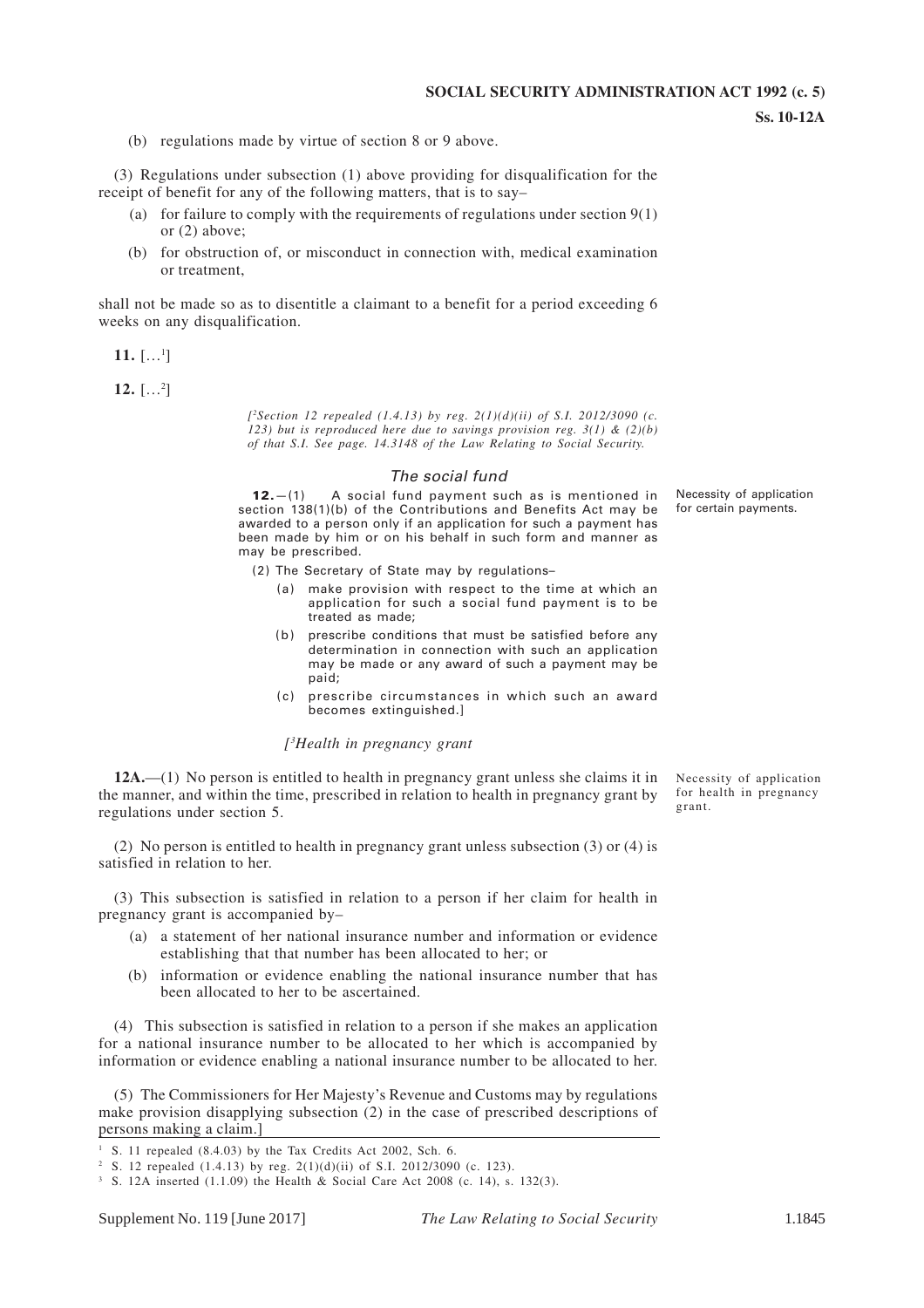(b) regulations made by virtue of section 8 or 9 above.

(3) Regulations under subsection (1) above providing for disqualification for the receipt of benefit for any of the following matters, that is to say–

- (a) for failure to comply with the requirements of regulations under section 9(1) or (2) above;
- (b) for obstruction of, or misconduct in connection with, medical examination or treatment,

shall not be made so as to disentitle a claimant to a benefit for a period exceeding 6 weeks on any disqualification.

**11.** […[1]]

**12.** […[2]]

*[[2]Section 12 repealed (1.4.13) by reg. 2(1)(d)(ii) of S.I. 2012/3090 (c. 123) but is reproduced here due to savings provision reg. 3(1) & (2)(b) of that S.I. See page. 14.3148 of the Law Relating to Social Security.*

### *The social fund*

Necessity of application for certain payments.

**12.**—(1) A social fund payment such as is mentioned in section 138(1)(b) of the Contributions and Benefits Act may be awarded to a person only if an application for such a payment has been made by him or on his behalf in such form and manner as may be prescribed.

(2) The Secretary of State may by regulations–

- (a) make provision with respect to the time at which an application for such a social fund payment is to be treated as made;
- (b) prescribe conditions that must be satisfied before any determination in connection with such an application may be made or any award of such a payment may be paid;
- (c) prescribe circumstances in which such an award becomes extinguished.]

### *[[3]Health in pregnancy grant*

Necessity of application for health in pregnancy grant.

**12A.**—(1) No person is entitled to health in pregnancy grant unless she claims it in the manner, and within the time, prescribed in relation to health in pregnancy grant by regulations under section 5.

(2) No person is entitled to health in pregnancy grant unless subsection (3) or (4) is satisfied in relation to her.

(3) This subsection is satisfied in relation to a person if her claim for health in pregnancy grant is accompanied by–

- (a) a statement of her national insurance number and information or evidence establishing that that number has been allocated to her; or
- (b) information or evidence enabling the national insurance number that has been allocated to her to be ascertained.

(4) This subsection is satisfied in relation to a person if she makes an application for a national insurance number to be allocated to her which is accompanied by information or evidence enabling a national insurance number to be allocated to her.

(5) The Commissioners for Her Majesty's Revenue and Customs may by regulations make provision disapplying subsection (2) in the case of prescribed descriptions of persons making a claim.]

---

[1] S. 11 repealed (8.4.03) by the Tax Credits Act 2002, Sch. 6.

[2] S. 12 repealed (1.4.13) by reg. 2(1)(d)(ii) of S.I. 2012/3090 (c. 123).

[3] S. 12A inserted (1.1.09) the Health & Social Care Act 2008 (c. 14), s. 132(3).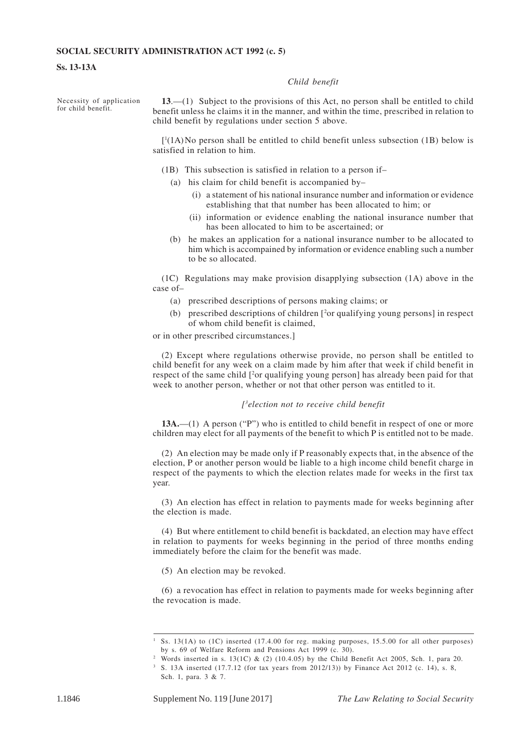*Child benefit*

Necessity of application for child benefit.

**13**.—(1) Subject to the provisions of this Act, no person shall be entitled to child benefit unless he claims it in the manner, and within the time, prescribed in relation to child benefit by regulations under section 5 above.

[[1](1A) No person shall be entitled to child benefit unless subsection (1B) below is satisfied in relation to him.

(1B) This subsection is satisfied in relation to a person if–

(a) his claim for child benefit is accompanied by–

(i) a statement of his national insurance number and information or evidence establishing that that number has been allocated to him; or

(ii) information or evidence enabling the national insurance number that has been allocated to him to be ascertained; or

(b) he makes an application for a national insurance number to be allocated to him which is accompained by information or evidence enabling such a number to be so allocated.

(1C) Regulations may make provision disapplying subsection (1A) above in the case of–

(a) prescribed descriptions of persons making claims; or

(b) prescribed descriptions of children [[2]or qualifying young persons] in respect of whom child benefit is claimed,

or in other prescribed circumstances.]

(2) Except where regulations otherwise provide, no person shall be entitled to child benefit for any week on a claim made by him after that week if child benefit in respect of the same child [[2]or qualifying young person] has already been paid for that week to another person, whether or not that other person was entitled to it.

*[[3]election not to receive child benefit*

**13A.**—(1) A person ("P") who is entitled to child benefit in respect of one or more children may elect for all payments of the benefit to which P is entitled not to be made.

(2) An election may be made only if P reasonably expects that, in the absence of the election, P or another person would be liable to a high income child benefit charge in respect of the payments to which the election relates made for weeks in the first tax year.

(3) An election has effect in relation to payments made for weeks beginning after the election is made.

(4) But where entitlement to child benefit is backdated, an election may have effect in relation to payments for weeks beginning in the period of three months ending immediately before the claim for the benefit was made.

(5) An election may be revoked.

(6) a revocation has effect in relation to payments made for weeks beginning after the revocation is made.

---

[1] Ss. 13(1A) to (1C) inserted (17.4.00 for reg. making purposes, 15.5.00 for all other purposes) by s. 69 of Welfare Reform and Pensions Act 1999 (c. 30).

[2] Words inserted in s. 13(1C) & (2) (10.4.05) by the Child Benefit Act 2005, Sch. 1, para 20.

[3] S. 13A inserted (17.7.12 (for tax years from 2012/13)) by Finance Act 2012 (c. 14), s. 8, Sch. 1, para. 3 & 7.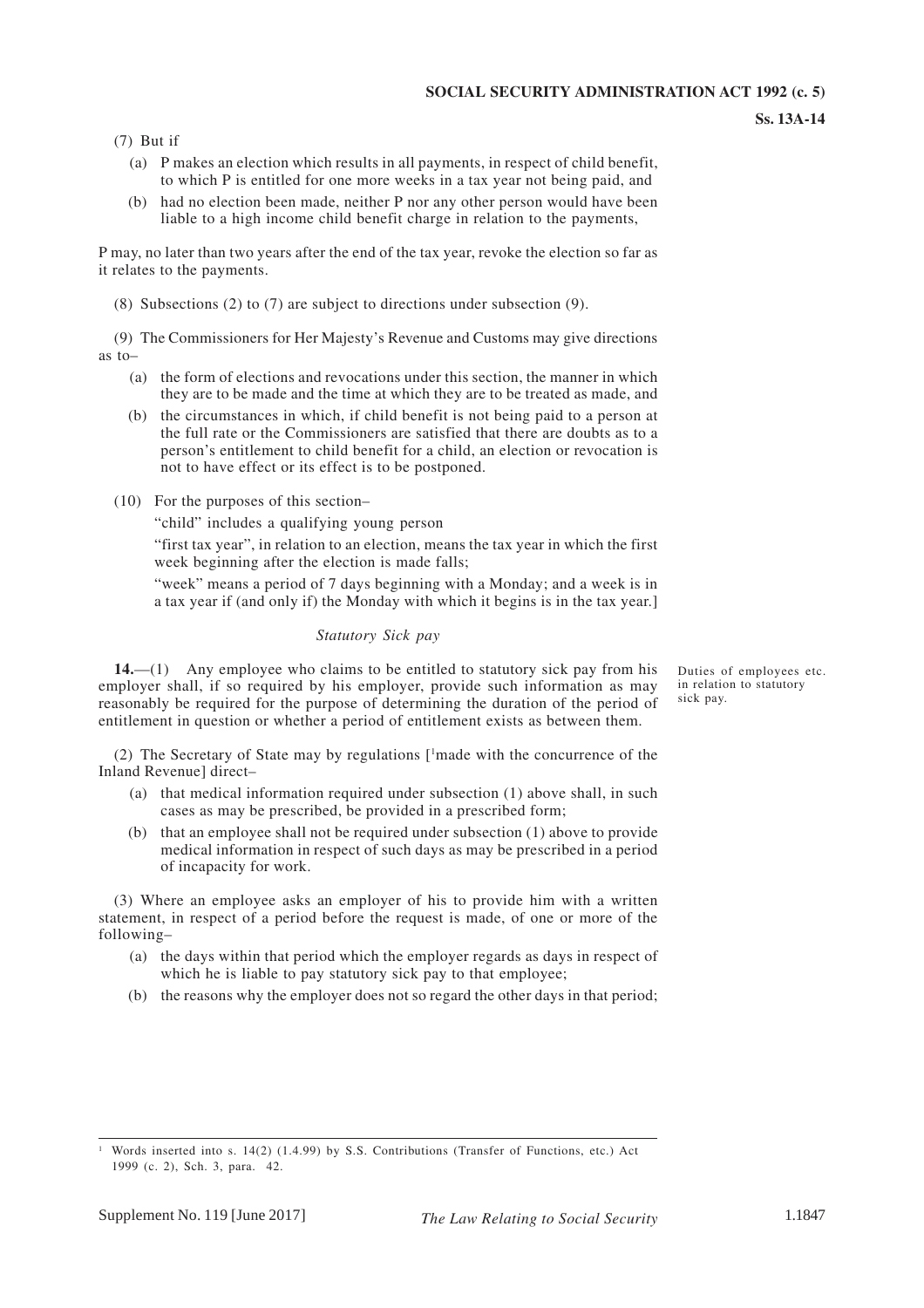(7) But if

- (a) P makes an election which results in all payments, in respect of child benefit, to which P is entitled for one more weeks in a tax year not being paid, and
- (b) had no election been made, neither P nor any other person would have been liable to a high income child benefit charge in relation to the payments,

P may, no later than two years after the end of the tax year, revoke the election so far as it relates to the payments.

(8) Subsections (2) to (7) are subject to directions under subsection (9).

(9) The Commissioners for Her Majesty's Revenue and Customs may give directions as to–

- (a) the form of elections and revocations under this section, the manner in which they are to be made and the time at which they are to be treated as made, and
- (b) the circumstances in which, if child benefit is not being paid to a person at the full rate or the Commissioners are satisfied that there are doubts as to a person's entitlement to child benefit for a child, an election or revocation is not to have effect or its effect is to be postponed.

(10) For the purposes of this section–

"child" includes a qualifying young person

"first tax year", in relation to an election, means the tax year in which the first week beginning after the election is made falls;

"week" means a period of 7 days beginning with a Monday; and a week is in a tax year if (and only if) the Monday with which it begins is in the tax year.]

*Statutory Sick pay*

Duties of employees etc. in relation to statutory sick pay.

**14.**—(1) Any employee who claims to be entitled to statutory sick pay from his employer shall, if so required by his employer, provide such information as may reasonably be required for the purpose of determining the duration of the period of entitlement in question or whether a period of entitlement exists as between them.

(2) The Secretary of State may by regulations [[1]made with the concurrence of the Inland Revenue] direct–

- (a) that medical information required under subsection (1) above shall, in such cases as may be prescribed, be provided in a prescribed form;
- (b) that an employee shall not be required under subsection (1) above to provide medical information in respect of such days as may be prescribed in a period of incapacity for work.

(3) Where an employee asks an employer of his to provide him with a written statement, in respect of a period before the request is made, of one or more of the following–

- (a) the days within that period which the employer regards as days in respect of which he is liable to pay statutory sick pay to that employee;
- (b) the reasons why the employer does not so regard the other days in that period;

---

[1] Words inserted into s. 14(2) (1.4.99) by S.S. Contributions (Transfer of Functions, etc.) Act 1999 (c. 2), Sch. 3, para. 42.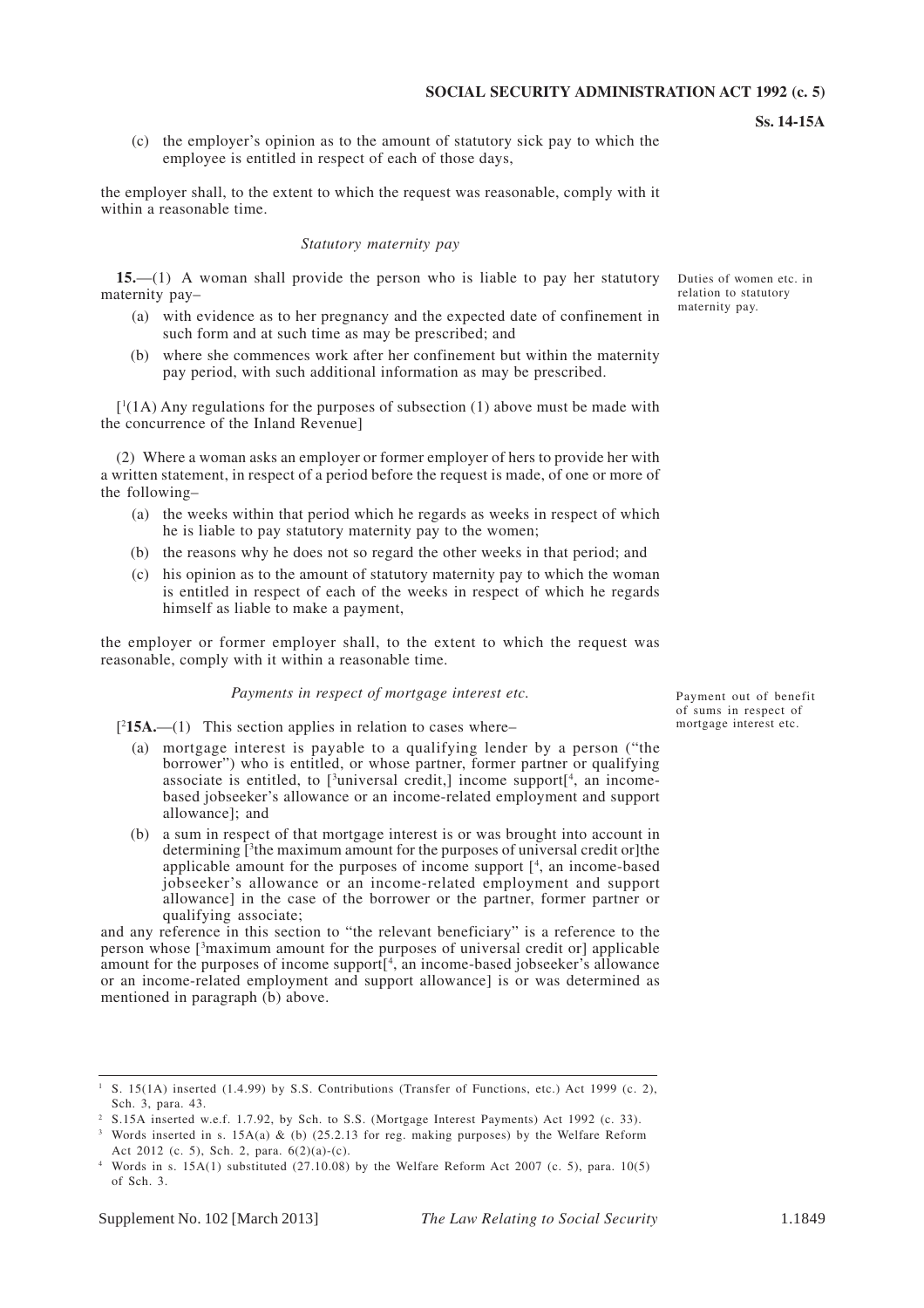(c) the employer's opinion as to the amount of statutory sick pay to which the employee is entitled in respect of each of those days,

the employer shall, to the extent to which the request was reasonable, comply with it within a reasonable time.

### *Statutory maternity pay*

Duties of women etc. in relation to statutory maternity pay.

**15.**—(1) A woman shall provide the person who is liable to pay her statutory maternity pay–

(a) with evidence as to her pregnancy and the expected date of confinement in such form and at such time as may be prescribed; and

(b) where she commences work after her confinement but within the maternity pay period, with such additional information as may be prescribed.

[[1](1A) Any regulations for the purposes of subsection (1) above must be made with the concurrence of the Inland Revenue]

(2) Where a woman asks an employer or former employer of hers to provide her with a written statement, in respect of a period before the request is made, of one or more of the following–

(a) the weeks within that period which he regards as weeks in respect of which he is liable to pay statutory maternity pay to the women;

(b) the reasons why he does not so regard the other weeks in that period; and

(c) his opinion as to the amount of statutory maternity pay to which the woman is entitled in respect of each of the weeks in respect of which he regards himself as liable to make a payment,

the employer or former employer shall, to the extent to which the request was reasonable, comply with it within a reasonable time.

### *Payments in respect of mortgage interest etc.*

Payment out of benefit of sums in respect of mortgage interest etc.

[[2]**15A.**—(1) This section applies in relation to cases where–

(a) mortgage interest is payable to a qualifying lender by a person ("the borrower") who is entitled, or whose partner, former partner or qualifying associate is entitled, to [[3]universal credit,] income support[[4], an income-based jobseeker's allowance or an income-related employment and support allowance]; and

(b) a sum in respect of that mortgage interest is or was brought into account in determining [[3]the maximum amount for the purposes of universal credit or]the applicable amount for the purposes of income support [[4], an income-based jobseeker's allowance or an income-related employment and support allowance] in the case of the borrower or the partner, former partner or qualifying associate;

and any reference in this section to "the relevant beneficiary" is a reference to the person whose [[3]maximum amount for the purposes of universal credit or] applicable amount for the purposes of income support[[4], an income-based jobseeker's allowance or an income-related employment and support allowance] is or was determined as mentioned in paragraph (b) above.

---

[1] S. 15(1A) inserted (1.4.99) by S.S. Contributions (Transfer of Functions, etc.) Act 1999 (c. 2), Sch. 3, para. 43.

[2] S.15A inserted w.e.f. 1.7.92, by Sch. to S.S. (Mortgage Interest Payments) Act 1992 (c. 33).

[3] Words inserted in s. 15A(a) & (b) (25.2.13 for reg. making purposes) by the Welfare Reform Act 2012 (c. 5), Sch. 2, para. 6(2)(a)-(c).

[4] Words in s. 15A(1) substituted (27.10.08) by the Welfare Reform Act 2007 (c. 5), para. 10(5) of Sch. 3.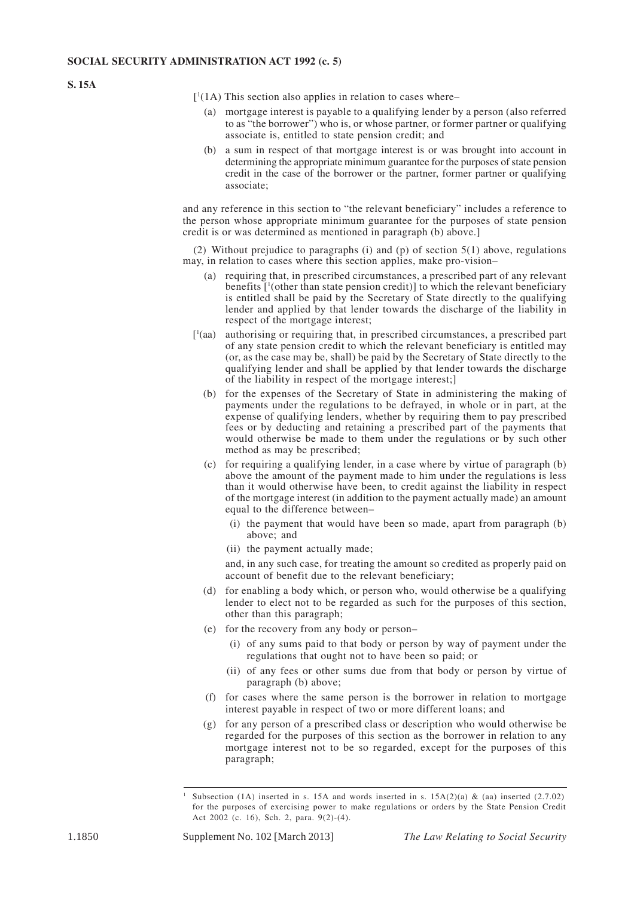**S. 15A**

[[1](1A) This section also applies in relation to cases where–

(a) mortgage interest is payable to a qualifying lender by a person (also referred to as "the borrower") who is, or whose partner, or former partner or qualifying associate is, entitled to state pension credit; and

(b) a sum in respect of that mortgage interest is or was brought into account in determining the appropriate minimum guarantee for the purposes of state pension credit in the case of the borrower or the partner, former partner or qualifying associate;

and any reference in this section to "the relevant beneficiary" includes a reference to the person whose appropriate minimum guarantee for the purposes of state pension credit is or was determined as mentioned in paragraph (b) above.]

(2) Without prejudice to paragraphs (i) and (p) of section 5(1) above, regulations may, in relation to cases where this section applies, make pro-vision–

(a) requiring that, in prescribed circumstances, a prescribed part of any relevant benefits [[1](other than state pension credit)] to which the relevant beneficiary is entitled shall be paid by the Secretary of State directly to the qualifying lender and applied by that lender towards the discharge of the liability in respect of the mortgage interest;

[[1](aa) authorising or requiring that, in prescribed circumstances, a prescribed part of any state pension credit to which the relevant beneficiary is entitled may (or, as the case may be, shall) be paid by the Secretary of State directly to the qualifying lender and shall be applied by that lender towards the discharge of the liability in respect of the mortgage interest;]

(b) for the expenses of the Secretary of State in administering the making of payments under the regulations to be defrayed, in whole or in part, at the expense of qualifying lenders, whether by requiring them to pay prescribed fees or by deducting and retaining a prescribed part of the payments that would otherwise be made to them under the regulations or by such other method as may be prescribed;

(c) for requiring a qualifying lender, in a case where by virtue of paragraph (b) above the amount of the payment made to him under the regulations is less than it would otherwise have been, to credit against the liability in respect of the mortgage interest (in addition to the payment actually made) an amount equal to the difference between–

  (i) the payment that would have been so made, apart from paragraph (b) above; and

  (ii) the payment actually made;

and, in any such case, for treating the amount so credited as properly paid on account of benefit due to the relevant beneficiary;

(d) for enabling a body which, or person who, would otherwise be a qualifying lender to elect not to be regarded as such for the purposes of this section, other than this paragraph;

(e) for the recovery from any body or person–

  (i) of any sums paid to that body or person by way of payment under the regulations that ought not to have been so paid; or

  (ii) of any fees or other sums due from that body or person by virtue of paragraph (b) above;

(f) for cases where the same person is the borrower in relation to mortgage interest payable in respect of two or more different loans; and

(g) for any person of a prescribed class or description who would otherwise be regarded for the purposes of this section as the borrower in relation to any mortgage interest not to be so regarded, except for the purposes of this paragraph;

---

[1] Subsection (1A) inserted in s. 15A and words inserted in s. 15A(2)(a) & (aa) inserted (2.7.02) for the purposes of exercising power to make regulations or orders by the State Pension Credit Act 2002 (c. 16), Sch. 2, para. 9(2)-(4).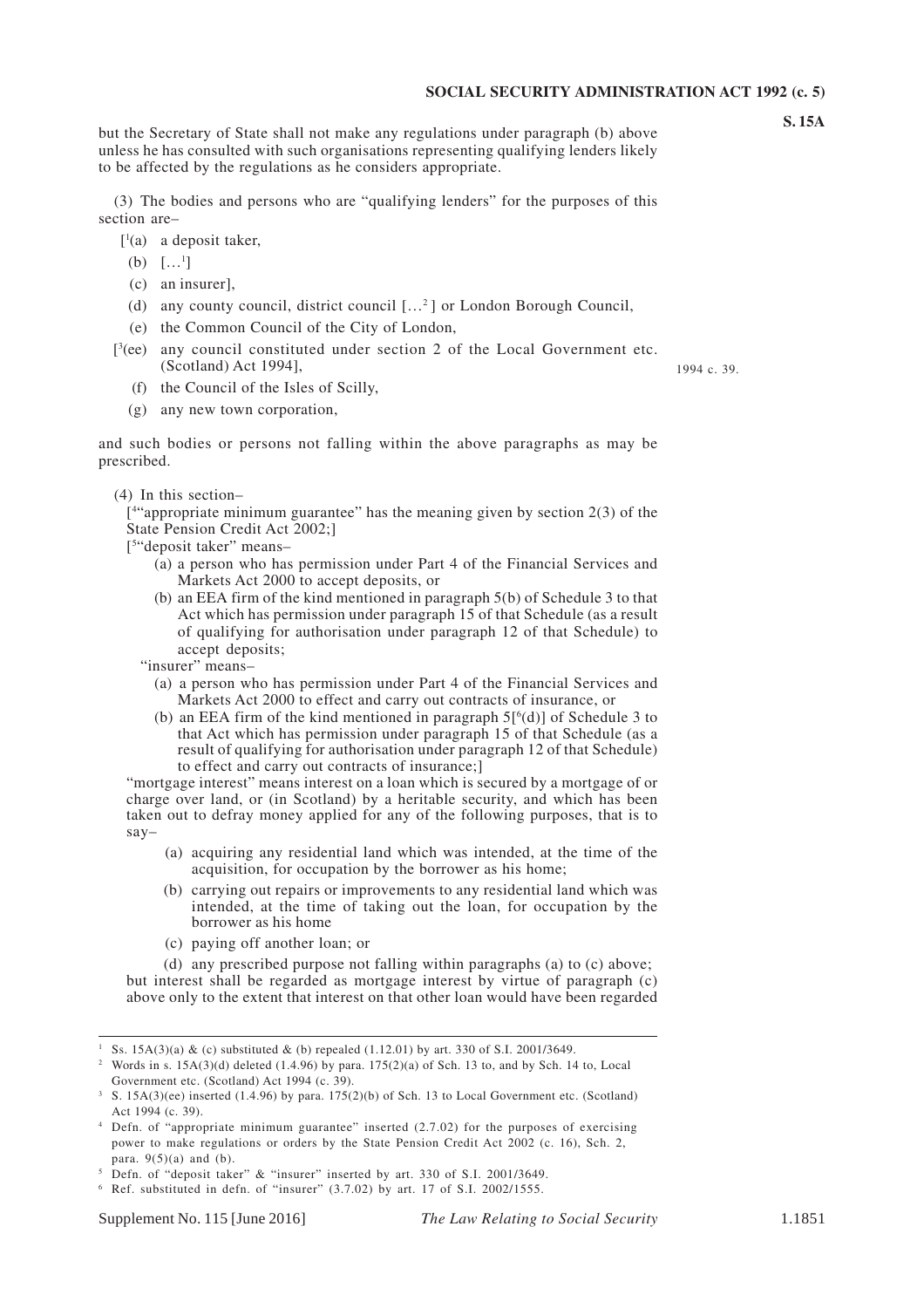but the Secretary of State shall not make any regulations under paragraph (b) above unless he has consulted with such organisations representing qualifying lenders likely to be affected by the regulations as he considers appropriate.

(3) The bodies and persons who are "qualifying lenders" for the purposes of this section are–

[[1](a) a deposit taker,

(b) […[1]]

(c) an insurer],

(d) any county council, district council […[2]] or London Borough Council,

(e) the Common Council of the City of London,

[[3](ee) any council constituted under section 2 of the Local Government etc. (Scotland) Act 1994], 1994 c. 39.

(f) the Council of the Isles of Scilly,

(g) any new town corporation,

and such bodies or persons not falling within the above paragraphs as may be prescribed.

(4) In this section–

[[4]"appropriate minimum guarantee" has the meaning given by section 2(3) of the State Pension Credit Act 2002;]

[[5]"deposit taker" means–

(a) a person who has permission under Part 4 of the Financial Services and Markets Act 2000 to accept deposits, or

(b) an EEA firm of the kind mentioned in paragraph 5(b) of Schedule 3 to that Act which has permission under paragraph 15 of that Schedule (as a result of qualifying for authorisation under paragraph 12 of that Schedule) to accept deposits;

"insurer" means–

(a) a person who has permission under Part 4 of the Financial Services and Markets Act 2000 to effect and carry out contracts of insurance, or

(b) an EEA firm of the kind mentioned in paragraph 5[[6](d)] of Schedule 3 to that Act which has permission under paragraph 15 of that Schedule (as a result of qualifying for authorisation under paragraph 12 of that Schedule) to effect and carry out contracts of insurance;]

"mortgage interest" means interest on a loan which is secured by a mortgage of or charge over land, or (in Scotland) by a heritable security, and which has been taken out to defray money applied for any of the following purposes, that is to say–

(a) acquiring any residential land which was intended, at the time of the acquisition, for occupation by the borrower as his home;

(b) carrying out repairs or improvements to any residential land which was intended, at the time of taking out the loan, for occupation by the borrower as his home

(c) paying off another loan; or

(d) any prescribed purpose not falling within paragraphs (a) to (c) above;

but interest shall be regarded as mortgage interest by virtue of paragraph (c) above only to the extent that interest on that other loan would have been regarded

---

[1] Ss. 15A(3)(a) & (c) substituted & (b) repealed (1.12.01) by art. 330 of S.I. 2001/3649.

[2] Words in s. 15A(3)(d) deleted (1.4.96) by para. 175(2)(a) of Sch. 13 to, and by Sch. 14 to, Local Government etc. (Scotland) Act 1994 (c. 39).

[3] S. 15A(3)(ee) inserted (1.4.96) by para. 175(2)(b) of Sch. 13 to Local Government etc. (Scotland) Act 1994 (c. 39).

[4] Defn. of "appropriate minimum guarantee" inserted (2.7.02) for the purposes of exercising power to make regulations or orders by the State Pension Credit Act 2002 (c. 16), Sch. 2, para. 9(5)(a) and (b).

[5] Defn. of "deposit taker" & "insurer" inserted by art. 330 of S.I. 2001/3649.

[6] Ref. substituted in defn. of "insurer" (3.7.02) by art. 17 of S.I. 2002/1555.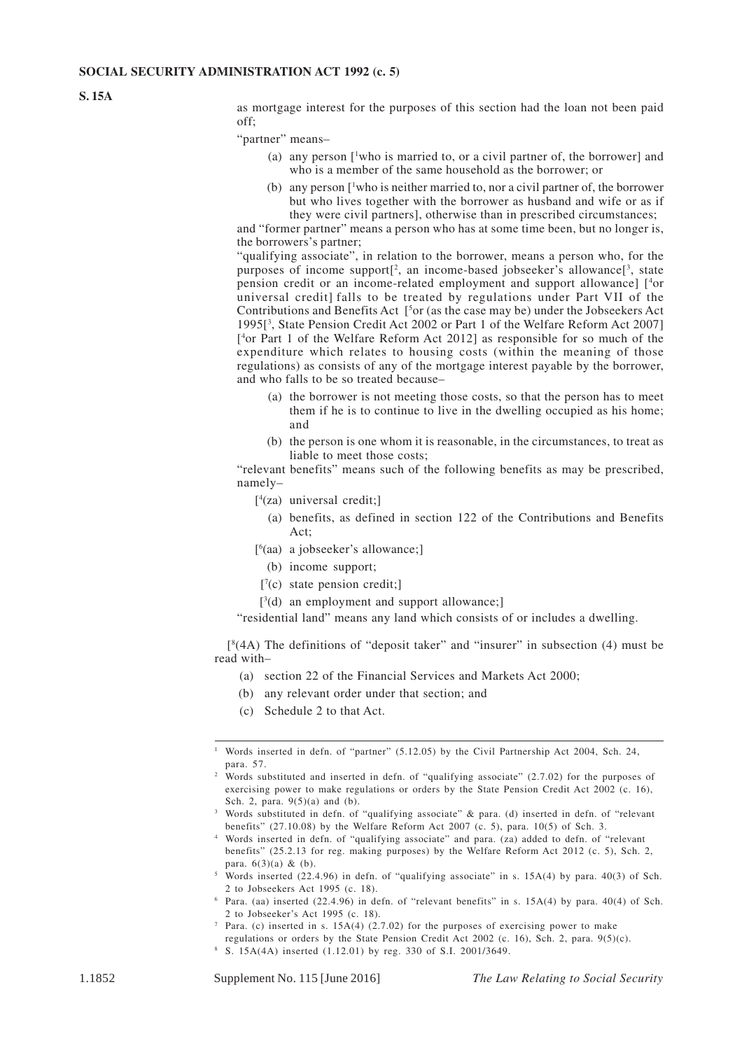as mortgage interest for the purposes of this section had the loan not been paid off;

"partner" means–

(a) any person [1who is married to, or a civil partner of, the borrower] and who is a member of the same household as the borrower; or

(b) any person [1who is neither married to, nor a civil partner of, the borrower but who lives together with the borrower as husband and wife or as if they were civil partners], otherwise than in prescribed circumstances;

and "former partner" means a person who has at some time been, but no longer is, the borrowers's partner;

"qualifying associate", in relation to the borrower, means a person who, for the purposes of income support[2, an income-based jobseeker's allowance[3, state pension credit or an income-related employment and support allowance] [4or universal credit] falls to be treated by regulations under Part VII of the Contributions and Benefits Act [5or (as the case may be) under the Jobseekers Act 1995[3, State Pension Credit Act 2002 or Part 1 of the Welfare Reform Act 2007] [4or Part 1 of the Welfare Reform Act 2012] as responsible for so much of the expenditure which relates to housing costs (within the meaning of those regulations) as consists of any of the mortgage interest payable by the borrower, and who falls to be so treated because–

(a) the borrower is not meeting those costs, so that the person has to meet them if he is to continue to live in the dwelling occupied as his home; and

(b) the person is one whom it is reasonable, in the circumstances, to treat as liable to meet those costs;

"relevant benefits" means such of the following benefits as may be prescribed, namely–

[4(za) universal credit;]

(a) benefits, as defined in section 122 of the Contributions and Benefits Act;

[6(aa) a jobseeker's allowance;]

(b) income support;

[7(c) state pension credit;]

[3(d) an employment and support allowance;]

"residential land" means any land which consists of or includes a dwelling.

[8(4A) The definitions of "deposit taker" and "insurer" in subsection (4) must be read with–

(a) section 22 of the Financial Services and Markets Act 2000;

(b) any relevant order under that section; and

(c) Schedule 2 to that Act.

---

1 Words inserted in defn. of "partner" (5.12.05) by the Civil Partnership Act 2004, Sch. 24, para. 57.

2 Words substituted and inserted in defn. of "qualifying associate" (2.7.02) for the purposes of exercising power to make regulations or orders by the State Pension Credit Act 2002 (c. 16), Sch. 2, para. 9(5)(a) and (b).

3 Words substituted in defn. of "qualifying associate" & para. (d) inserted in defn. of "relevant benefits" (27.10.08) by the Welfare Reform Act 2007 (c. 5), para. 10(5) of Sch. 3.

4 Words inserted in defn. of "qualifying associate" and para. (za) added to defn. of "relevant benefits" (25.2.13 for reg. making purposes) by the Welfare Reform Act 2012 (c. 5), Sch. 2, para. 6(3)(a) & (b).

5 Words inserted (22.4.96) in defn. of "qualifying associate" in s. 15A(4) by para. 40(3) of Sch. 2 to Jobseekers Act 1995 (c. 18).

6 Para. (aa) inserted (22.4.96) in defn. of "relevant benefits" in s. 15A(4) by para. 40(4) of Sch. 2 to Jobseeker's Act 1995 (c. 18).

7 Para. (c) inserted in s. 15A(4) (2.7.02) for the purposes of exercising power to make regulations or orders by the State Pension Credit Act 2002 (c. 16), Sch. 2, para. 9(5)(c).

8 S. 15A(4A) inserted (1.12.01) by reg. 330 of S.I. 2001/3649.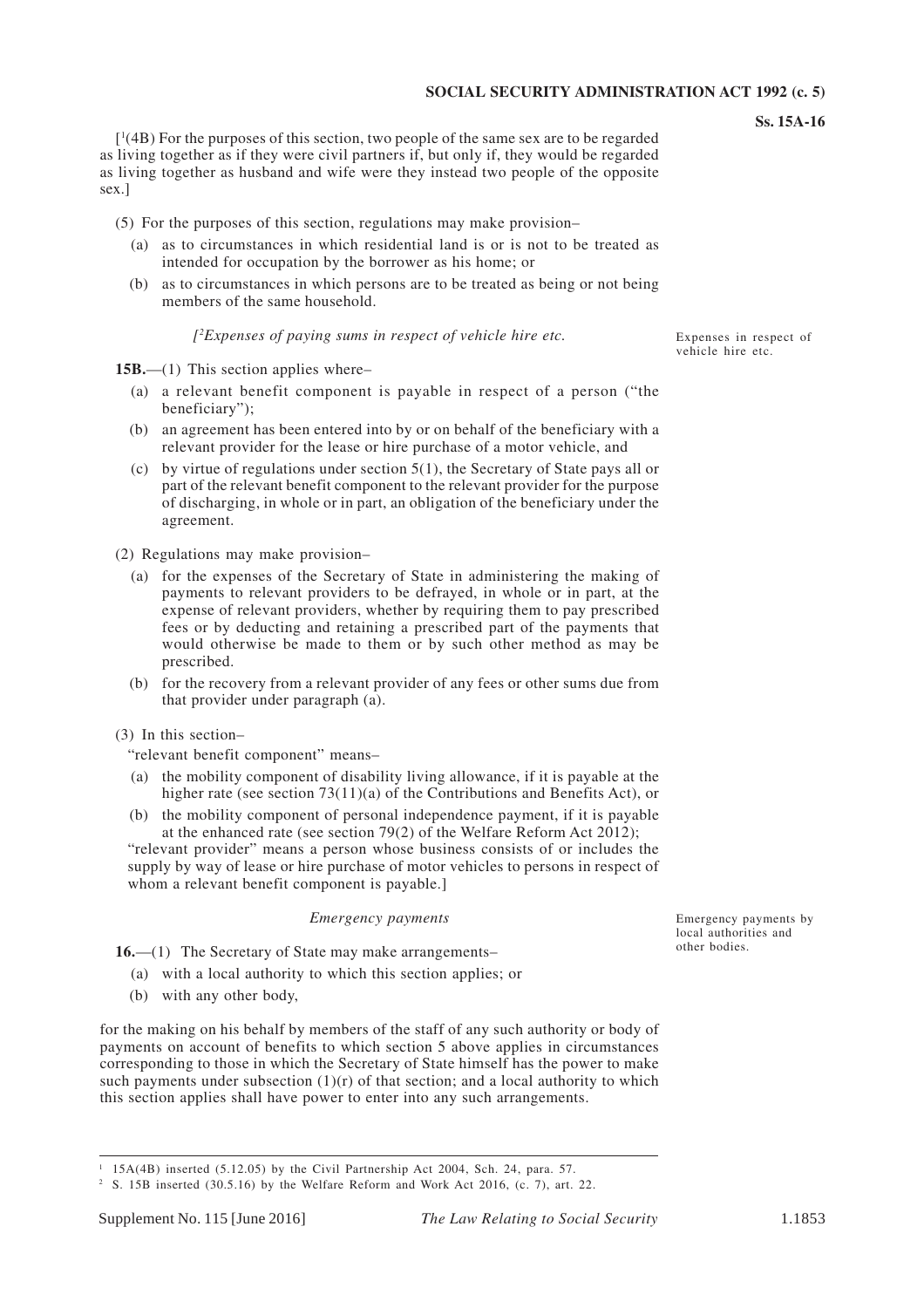[[1](4B) For the purposes of this section, two people of the same sex are to be regarded as living together as if they were civil partners if, but only if, they would be regarded as living together as husband and wife were they instead two people of the opposite sex.]

(5) For the purposes of this section, regulations may make provision–

(a) as to circumstances in which residential land is or is not to be treated as intended for occupation by the borrower as his home; or

(b) as to circumstances in which persons are to be treated as being or not being members of the same household.

*[[2]Expenses of paying sums in respect of vehicle hire etc.*

Expenses in respect of vehicle hire etc.

**15B.**—(1) This section applies where–

(a) a relevant benefit component is payable in respect of a person ("the beneficiary");

(b) an agreement has been entered into by or on behalf of the beneficiary with a relevant provider for the lease or hire purchase of a motor vehicle, and

(c) by virtue of regulations under section 5(1), the Secretary of State pays all or part of the relevant benefit component to the relevant provider for the purpose of discharging, in whole or in part, an obligation of the beneficiary under the agreement.

(2) Regulations may make provision–

(a) for the expenses of the Secretary of State in administering the making of payments to relevant providers to be defrayed, in whole or in part, at the expense of relevant providers, whether by requiring them to pay prescribed fees or by deducting and retaining a prescribed part of the payments that would otherwise be made to them or by such other method as may be prescribed.

(b) for the recovery from a relevant provider of any fees or other sums due from that provider under paragraph (a).

(3) In this section–

"relevant benefit component" means–

(a) the mobility component of disability living allowance, if it is payable at the higher rate (see section 73(11)(a) of the Contributions and Benefits Act), or

(b) the mobility component of personal independence payment, if it is payable at the enhanced rate (see section 79(2) of the Welfare Reform Act 2012);

"relevant provider" means a person whose business consists of or includes the supply by way of lease or hire purchase of motor vehicles to persons in respect of whom a relevant benefit component is payable.]

*Emergency payments*

Emergency payments by local authorities and other bodies.

**16.**—(1) The Secretary of State may make arrangements–

(a) with a local authority to which this section applies; or

(b) with any other body,

for the making on his behalf by members of the staff of any such authority or body of payments on account of benefits to which section 5 above applies in circumstances corresponding to those in which the Secretary of State himself has the power to make such payments under subsection (1)(r) of that section; and a local authority to which this section applies shall have power to enter into any such arrangements.

---

[1] 15A(4B) inserted (5.12.05) by the Civil Partnership Act 2004, Sch. 24, para. 57.

[2] S. 15B inserted (30.5.16) by the Welfare Reform and Work Act 2016, (c. 7), art. 22.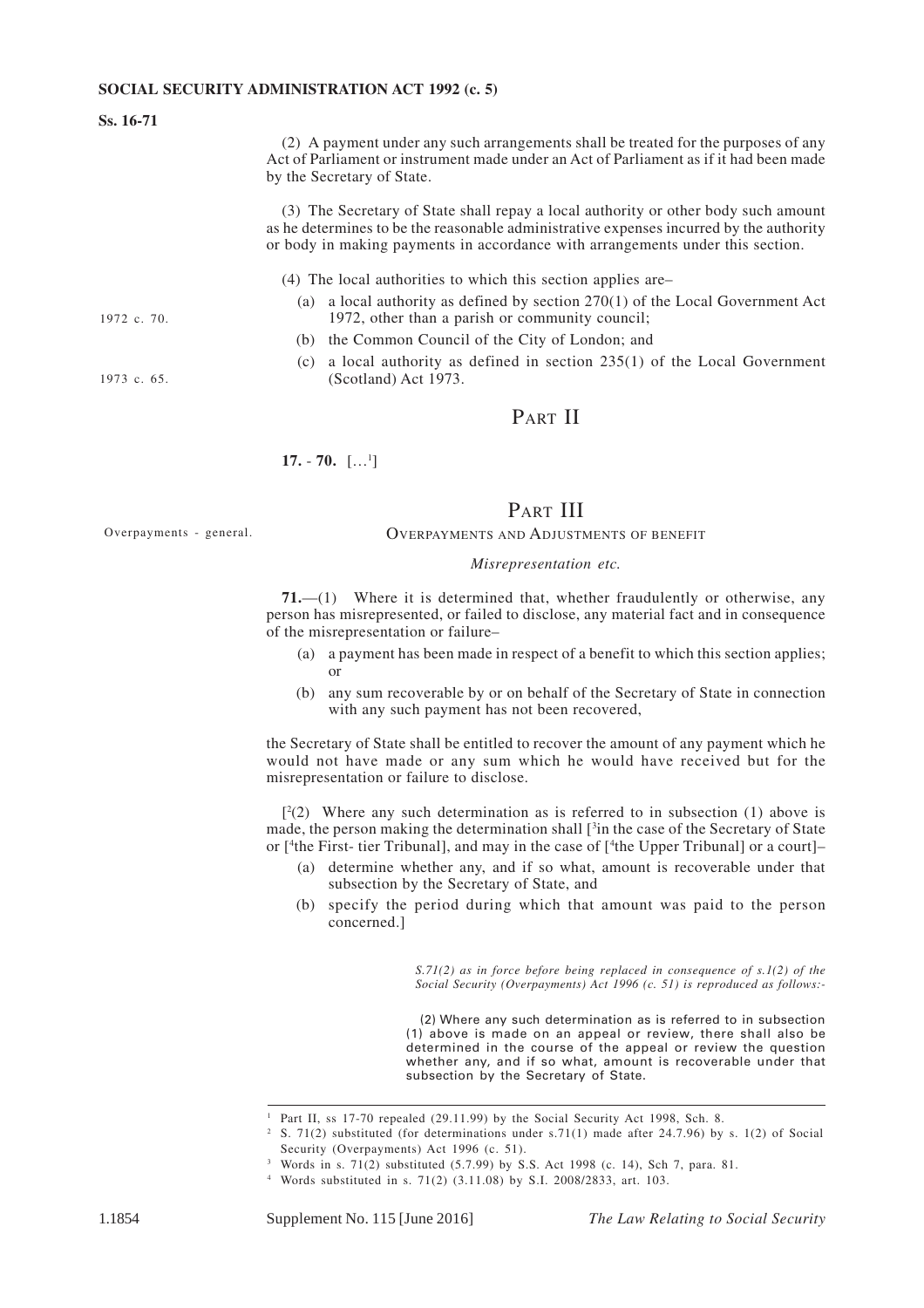(2) A payment under any such arrangements shall be treated for the purposes of any Act of Parliament or instrument made under an Act of Parliament as if it had been made by the Secretary of State.

(3) The Secretary of State shall repay a local authority or other body such amount as he determines to be the reasonable administrative expenses incurred by the authority or body in making payments in accordance with arrangements under this section.

(4) The local authorities to which this section applies are–

(a) a local authority as defined by section 270(1) of the Local Government Act 1972, other than a parish or community council;

1972 c. 70.

(b) the Common Council of the City of London; and

(c) a local authority as defined in section 235(1) of the Local Government (Scotland) Act 1973.

1973 c. 65.

## PART II

**17.** - **70.** […[1]]

## PART III

Overpayments - general.

### OVERPAYMENTS AND ADJUSTMENTS OF BENEFIT

*Misrepresentation etc.*

**71.**—(1) Where it is determined that, whether fraudulently or otherwise, any person has misrepresented, or failed to disclose, any material fact and in consequence of the misrepresentation or failure–

(a) a payment has been made in respect of a benefit to which this section applies; or

(b) any sum recoverable by or on behalf of the Secretary of State in connection with any such payment has not been recovered,

the Secretary of State shall be entitled to recover the amount of any payment which he would not have made or any sum which he would have received but for the misrepresentation or failure to disclose.

[[2](2) Where any such determination as is referred to in subsection (1) above is made, the person making the determination shall [[3]in the case of the Secretary of State or [[4]the First- tier Tribunal], and may in the case of [[4]the Upper Tribunal] or a court]–

(a) determine whether any, and if so what, amount is recoverable under that subsection by the Secretary of State, and

(b) specify the period during which that amount was paid to the person concerned.]

*S.71(2) as in force before being replaced in consequence of s.1(2) of the Social Security (Overpayments) Act 1996 (c. 51) is reproduced as follows:-*

(2) Where any such determination as is referred to in subsection (1) above is made on an appeal or review, there shall also be determined in the course of the appeal or review the question whether any, and if so what, amount is recoverable under that subsection by the Secretary of State.

---

[1] Part II, ss 17-70 repealed (29.11.99) by the Social Security Act 1998, Sch. 8.

[2] S. 71(2) substituted (for determinations under s.71(1) made after 24.7.96) by s. 1(2) of Social Security (Overpayments) Act 1996 (c. 51).

[3] Words in s. 71(2) substituted (5.7.99) by S.S. Act 1998 (c. 14), Sch 7, para. 81.

[4] Words substituted in s. 71(2) (3.11.08) by S.I. 2008/2833, art. 103.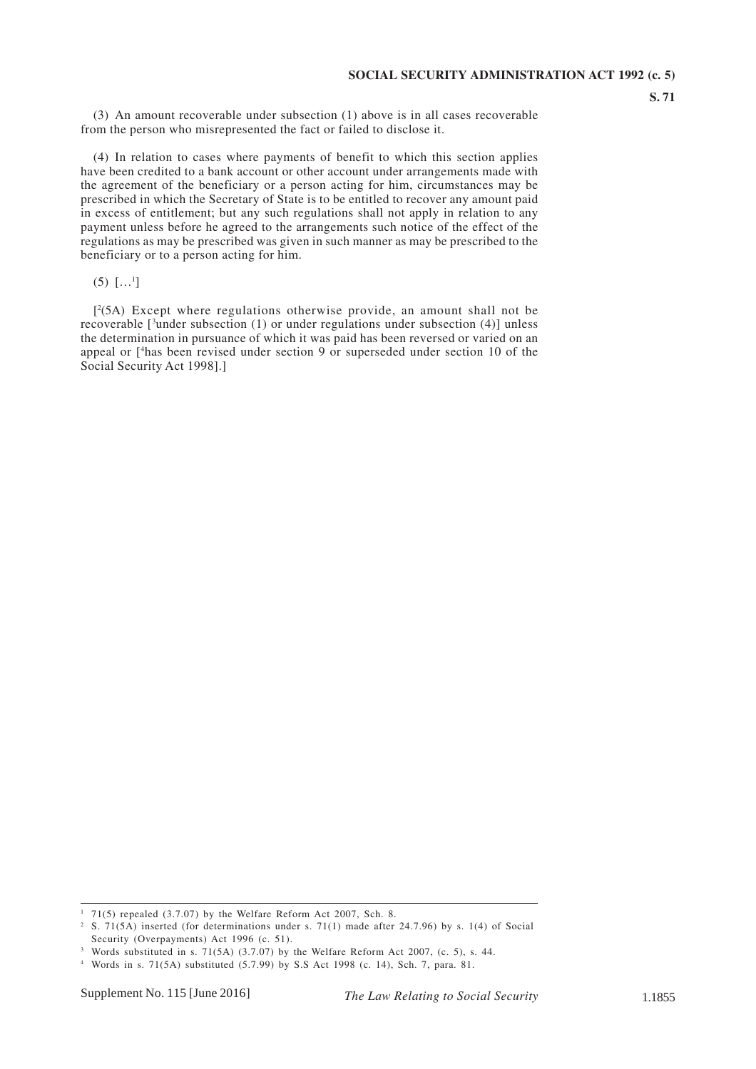(3) An amount recoverable under subsection (1) above is in all cases recoverable from the person who misrepresented the fact or failed to disclose it.

(4) In relation to cases where payments of benefit to which this section applies have been credited to a bank account or other account under arrangements made with the agreement of the beneficiary or a person acting for him, circumstances may be prescribed in which the Secretary of State is to be entitled to recover any amount paid in excess of entitlement; but any such regulations shall not apply in relation to any payment unless before he agreed to the arrangements such notice of the effect of the regulations as may be prescribed was given in such manner as may be prescribed to the beneficiary or to a person acting for him.

(5) […[1]]

[[2](5A) Except where regulations otherwise provide, an amount shall not be recoverable [[3]under subsection (1) or under regulations under subsection (4)] unless the determination in pursuance of which it was paid has been reversed or varied on an appeal or [[4]has been revised under section 9 or superseded under section 10 of the Social Security Act 1998].]

---

[1] 71(5) repealed (3.7.07) by the Welfare Reform Act 2007, Sch. 8.

[2] S. 71(5A) inserted (for determinations under s. 71(1) made after 24.7.96) by s. 1(4) of Social Security (Overpayments) Act 1996 (c. 51).

[3] Words substituted in s. 71(5A) (3.7.07) by the Welfare Reform Act 2007, (c. 5), s. 44.

[4] Words in s. 71(5A) substituted (5.7.99) by S.S Act 1998 (c. 14), Sch. 7, para. 81.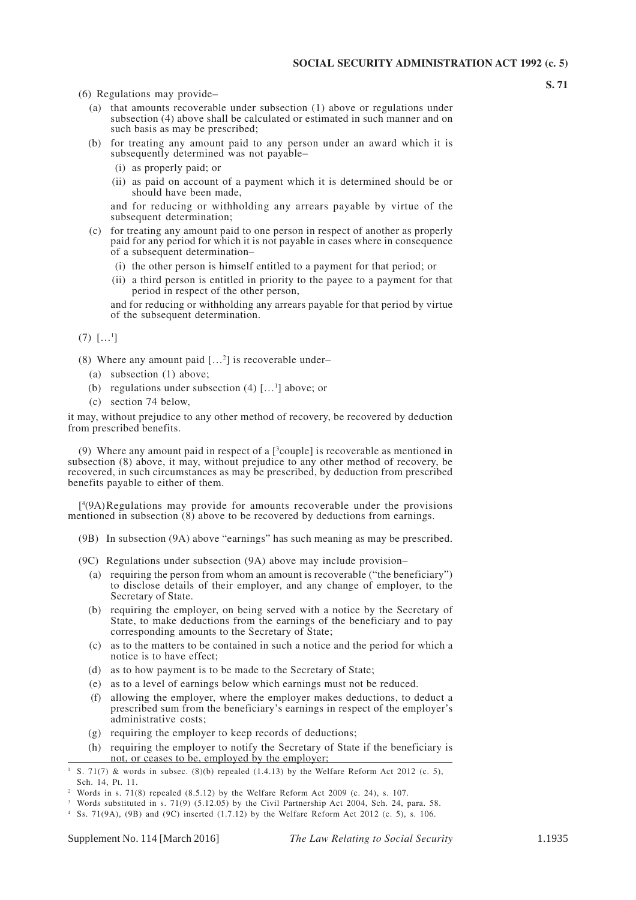(6) Regulations may provide–

(a) that amounts recoverable under subsection (1) above or regulations under subsection (4) above shall be calculated or estimated in such manner and on such basis as may be prescribed;

(b) for treating any amount paid to any person under an award which it is subsequently determined was not payable–

(i) as properly paid; or

(ii) as paid on account of a payment which it is determined should be or should have been made,

and for reducing or withholding any arrears payable by virtue of the subsequent determination;

(c) for treating any amount paid to one person in respect of another as properly paid for any period for which it is not payable in cases where in consequence of a subsequent determination–

(i) the other person is himself entitled to a payment for that period; or

(ii) a third person is entitled in priority to the payee to a payment for that period in respect of the other person,

and for reducing or withholding any arrears payable for that period by virtue of the subsequent determination.

(7) […[1]]

(8) Where any amount paid […[2]] is recoverable under–

(a) subsection (1) above;

(b) regulations under subsection (4) […[1]] above; or

(c) section 74 below,

it may, without prejudice to any other method of recovery, be recovered by deduction from prescribed benefits.

(9) Where any amount paid in respect of a [[3]couple] is recoverable as mentioned in subsection (8) above, it may, without prejudice to any other method of recovery, be recovered, in such circumstances as may be prescribed, by deduction from prescribed benefits payable to either of them.

[[4](9A) Regulations may provide for amounts recoverable under the provisions mentioned in subsection (8) above to be recovered by deductions from earnings.

(9B) In subsection (9A) above "earnings" has such meaning as may be prescribed.

(9C) Regulations under subsection (9A) above may include provision–

(a) requiring the person from whom an amount is recoverable ("the beneficiary") to disclose details of their employer, and any change of employer, to the Secretary of State.

(b) requiring the employer, on being served with a notice by the Secretary of State, to make deductions from the earnings of the beneficiary and to pay corresponding amounts to the Secretary of State;

(c) as to the matters to be contained in such a notice and the period for which a notice is to have effect;

(d) as to how payment is to be made to the Secretary of State;

(e) as to a level of earnings below which earnings must not be reduced.

(f) allowing the employer, where the employer makes deductions, to deduct a prescribed sum from the beneficiary's earnings in respect of the employer's administrative costs;

(g) requiring the employer to keep records of deductions;

(h) requiring the employer to notify the Secretary of State if the beneficiary is not, or ceases to be, employed by the employer;

---

[1] S. 71(7) & words in subsec. (8)(b) repealed (1.4.13) by the Welfare Reform Act 2012 (c. 5), Sch. 14, Pt. 11.

[2] Words in s. 71(8) repealed (8.5.12) by the Welfare Reform Act 2009 (c. 24), s. 107.

[3] Words substituted in s. 71(9) (5.12.05) by the Civil Partnership Act 2004, Sch. 24, para. 58.

[4] Ss. 71(9A), (9B) and (9C) inserted (1.7.12) by the Welfare Reform Act 2012 (c. 5), s. 106.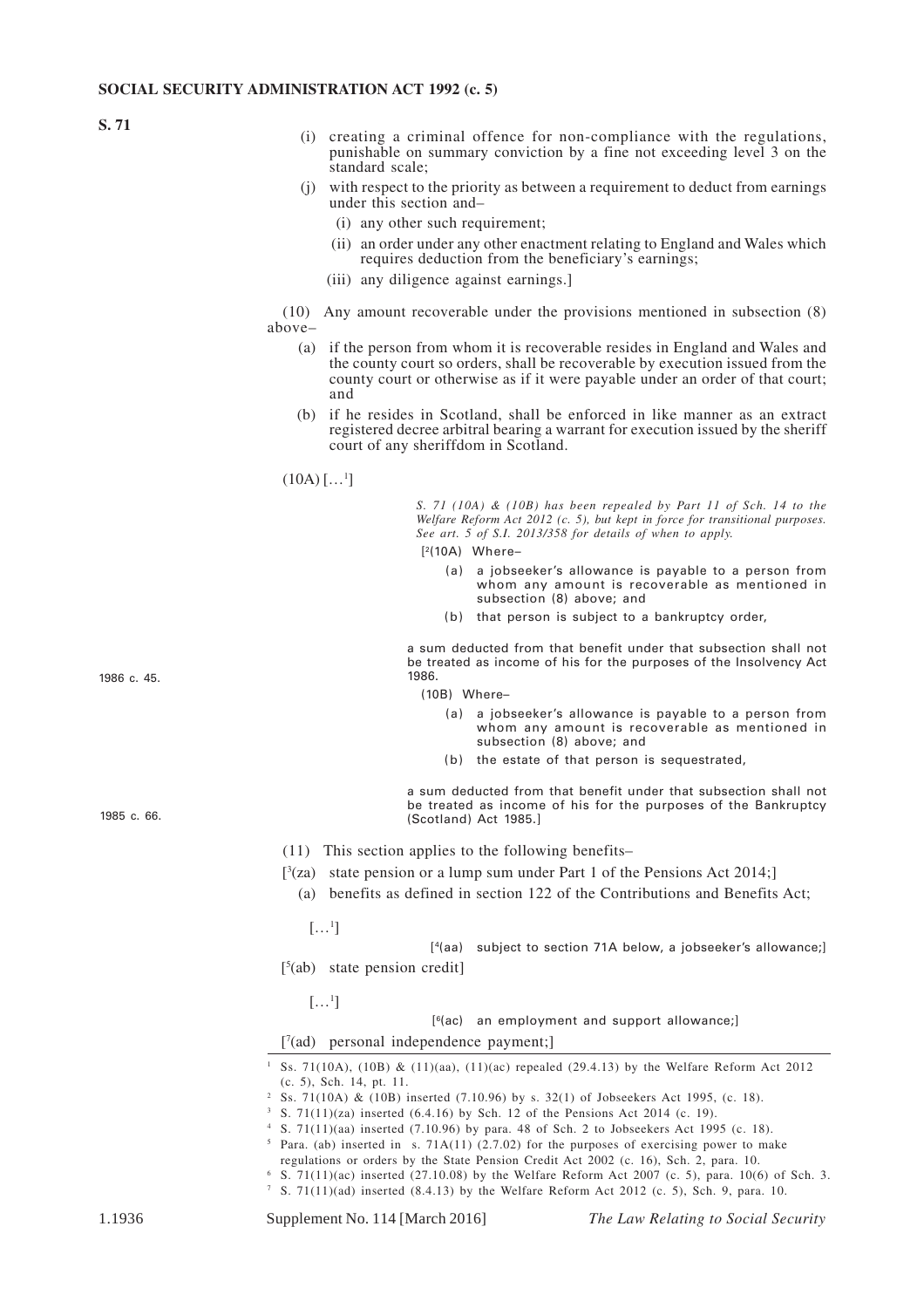**S. 71**

(i) creating a criminal offence for non-compliance with the regulations, punishable on summary conviction by a fine not exceeding level 3 on the standard scale;

(j) with respect to the priority as between a requirement to deduct from earnings under this section and–

(i) any other such requirement;

(ii) an order under any other enactment relating to England and Wales which requires deduction from the beneficiary's earnings;

(iii) any diligence against earnings.]

(10) Any amount recoverable under the provisions mentioned in subsection (8) above–

(a) if the person from whom it is recoverable resides in England and Wales and the county court so orders, shall be recoverable by execution issued from the county court or otherwise as if it were payable under an order of that court; and

(b) if he resides in Scotland, shall be enforced in like manner as an extract registered decree arbitral bearing a warrant for execution issued by the sheriff court of any sheriffdom in Scotland.

(10A) […[1]]

*S. 71 (10A) & (10B) has been repealed by Part 11 of Sch. 14 to the Welfare Reform Act 2012 (c. 5), but kept in force for transitional purposes. See art. 5 of S.I. 2013/358 for details of when to apply.*

[[2](10A) Where–

(a) a jobseeker's allowance is payable to a person from whom any amount is recoverable as mentioned in subsection (8) above; and

(b) that person is subject to a bankruptcy order,

a sum deducted from that benefit under that subsection shall not be treated as income of his for the purposes of the Insolvency Act 1986.

1986 c. 45.

(10B) Where–

(a) a jobseeker's allowance is payable to a person from whom any amount is recoverable as mentioned in subsection (8) above; and

(b) the estate of that person is sequestrated,

a sum deducted from that benefit under that subsection shall not be treated as income of his for the purposes of the Bankruptcy (Scotland) Act 1985.]

1985 c. 66.

(11) This section applies to the following benefits–

[[3](za) state pension or a lump sum under Part 1 of the Pensions Act 2014;]

(a) benefits as defined in section 122 of the Contributions and Benefits Act;

[…[1]]

[[4](aa) subject to section 71A below, a jobseeker's allowance;]

[[5](ab) state pension credit]

[…[1]]

[[6](ac) an employment and support allowance;]

[[7](ad) personal independence payment;]

---

1 Ss. 71(10A), (10B) & (11)(aa), (11)(ac) repealed (29.4.13) by the Welfare Reform Act 2012 (c. 5), Sch. 14, pt. 11.

2 Ss. 71(10A) & (10B) inserted (7.10.96) by s. 32(1) of Jobseekers Act 1995, (c. 18).

3 S. 71(11)(za) inserted (6.4.16) by Sch. 12 of the Pensions Act 2014 (c. 19).

4 S. 71(11)(aa) inserted (7.10.96) by para. 48 of Sch. 2 to Jobseekers Act 1995 (c. 18).

5 Para. (ab) inserted in s. 71A(11) (2.7.02) for the purposes of exercising power to make regulations or orders by the State Pension Credit Act 2002 (c. 16), Sch. 2, para. 10.

6 S. 71(11)(ac) inserted (27.10.08) by the Welfare Reform Act 2007 (c. 5), para. 10(6) of Sch. 3.

7 S. 71(11)(ad) inserted (8.4.13) by the Welfare Reform Act 2012 (c. 5), Sch. 9, para. 10.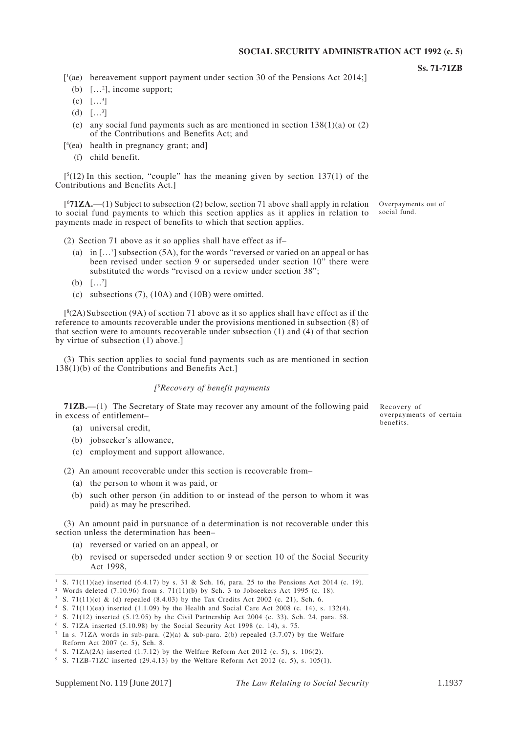[1(ae) bereavement support payment under section 30 of the Pensions Act 2014;]

(b) […2], income support;

(c) […3]

(d) […3]

(e) any social fund payments such as are mentioned in section 138(1)(a) or (2) of the Contributions and Benefits Act; and

[4(ea) health in pregnancy grant; and]

(f) child benefit.

[5(12) In this section, "couple" has the meaning given by section 137(1) of the Contributions and Benefits Act.]

Overpayments out of social fund.

[6**71ZA.**—(1) Subject to subsection (2) below, section 71 above shall apply in relation to social fund payments to which this section applies as it applies in relation to payments made in respect of benefits to which that section applies.

(2) Section 71 above as it so applies shall have effect as if–

(a) in […7] subsection (5A), for the words "reversed or varied on an appeal or has been revised under section 9 or superseded under section 10" there were substituted the words "revised on a review under section 38";

(b) […7]

(c) subsections (7), (10A) and (10B) were omitted.

[8(2A) Subsection (9A) of section 71 above as it so applies shall have effect as if the reference to amounts recoverable under the provisions mentioned in subsection (8) of that section were to amounts recoverable under subsection (1) and (4) of that section by virtue of subsection (1) above.]

(3) This section applies to social fund payments such as are mentioned in section 138(1)(b) of the Contributions and Benefits Act.]

*[9Recovery of benefit payments*

Recovery of overpayments of certain benefits.

**71ZB.**—(1) The Secretary of State may recover any amount of the following paid in excess of entitlement–

(a) universal credit,

(b) jobseeker's allowance,

(c) employment and support allowance.

(2) An amount recoverable under this section is recoverable from–

(a) the person to whom it was paid, or

(b) such other person (in addition to or instead of the person to whom it was paid) as may be prescribed.

(3) An amount paid in pursuance of a determination is not recoverable under this section unless the determination has been–

(a) reversed or varied on an appeal, or

(b) revised or superseded under section 9 or section 10 of the Social Security Act 1998,

---

1 S. 71(11)(ae) inserted (6.4.17) by s. 31 & Sch. 16, para. 25 to the Pensions Act 2014 (c. 19).
2 Words deleted (7.10.96) from s. 71(11)(b) by Sch. 3 to Jobseekers Act 1995 (c. 18).
3 S. 71(11)(c) & (d) repealed (8.4.03) by the Tax Credits Act 2002 (c. 21), Sch. 6.
4 S. 71(11)(ea) inserted (1.1.09) by the Health and Social Care Act 2008 (c. 14), s. 132(4).
5 S. 71(12) inserted (5.12.05) by the Civil Partnership Act 2004 (c. 33), Sch. 24, para. 58.
6 S. 71ZA inserted (5.10.98) by the Social Security Act 1998 (c. 14), s. 75.
7 In s. 71ZA words in sub-para. (2)(a) & sub-para. 2(b) repealed (3.7.07) by the Welfare Reform Act 2007 (c. 5), Sch. 8.
8 S. 71ZA(2A) inserted (1.7.12) by the Welfare Reform Act 2012 (c. 5), s. 106(2).
9 S. 71ZB-71ZC inserted (29.4.13) by the Welfare Reform Act 2012 (c. 5), s. 105(1).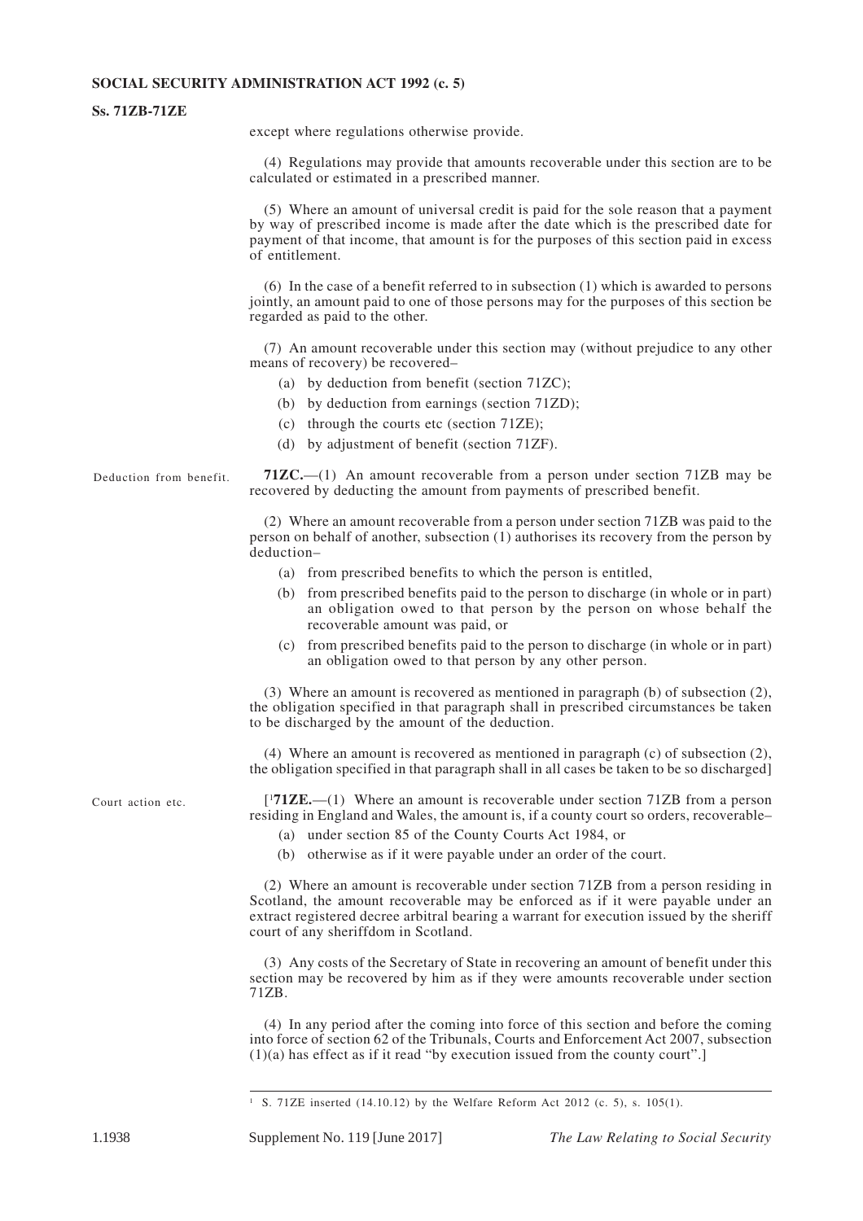except where regulations otherwise provide.

(4) Regulations may provide that amounts recoverable under this section are to be calculated or estimated in a prescribed manner.

(5) Where an amount of universal credit is paid for the sole reason that a payment by way of prescribed income is made after the date which is the prescribed date for payment of that income, that amount is for the purposes of this section paid in excess of entitlement.

(6) In the case of a benefit referred to in subsection (1) which is awarded to persons jointly, an amount paid to one of those persons may for the purposes of this section be regarded as paid to the other.

(7) An amount recoverable under this section may (without prejudice to any other means of recovery) be recovered–

- (a) by deduction from benefit (section 71ZC);
- (b) by deduction from earnings (section 71ZD);
- (c) through the courts etc (section 71ZE);
- (d) by adjustment of benefit (section 71ZF).

Deduction from benefit.

**71ZC.**—(1) An amount recoverable from a person under section 71ZB may be recovered by deducting the amount from payments of prescribed benefit.

(2) Where an amount recoverable from a person under section 71ZB was paid to the person on behalf of another, subsection (1) authorises its recovery from the person by deduction–

- (a) from prescribed benefits to which the person is entitled,
- (b) from prescribed benefits paid to the person to discharge (in whole or in part) an obligation owed to that person by the person on whose behalf the recoverable amount was paid, or
- (c) from prescribed benefits paid to the person to discharge (in whole or in part) an obligation owed to that person by any other person.

(3) Where an amount is recovered as mentioned in paragraph (b) of subsection (2), the obligation specified in that paragraph shall in prescribed circumstances be taken to be discharged by the amount of the deduction.

(4) Where an amount is recovered as mentioned in paragraph (c) of subsection (2), the obligation specified in that paragraph shall in all cases be taken to be so discharged]

Court action etc.

[[1]**71ZE.**—(1) Where an amount is recoverable under section 71ZB from a person residing in England and Wales, the amount is, if a county court so orders, recoverable–

- (a) under section 85 of the County Courts Act 1984, or
- (b) otherwise as if it were payable under an order of the court.

(2) Where an amount is recoverable under section 71ZB from a person residing in Scotland, the amount recoverable may be enforced as if it were payable under an extract registered decree arbitral bearing a warrant for execution issued by the sheriff court of any sheriffdom in Scotland.

(3) Any costs of the Secretary of State in recovering an amount of benefit under this section may be recovered by him as if they were amounts recoverable under section 71ZB.

(4) In any period after the coming into force of this section and before the coming into force of section 62 of the Tribunals, Courts and Enforcement Act 2007, subsection (1)(a) has effect as if it read "by execution issued from the county court".]

[1] S. 71ZE inserted (14.10.12) by the Welfare Reform Act 2012 (c. 5), s. 105(1).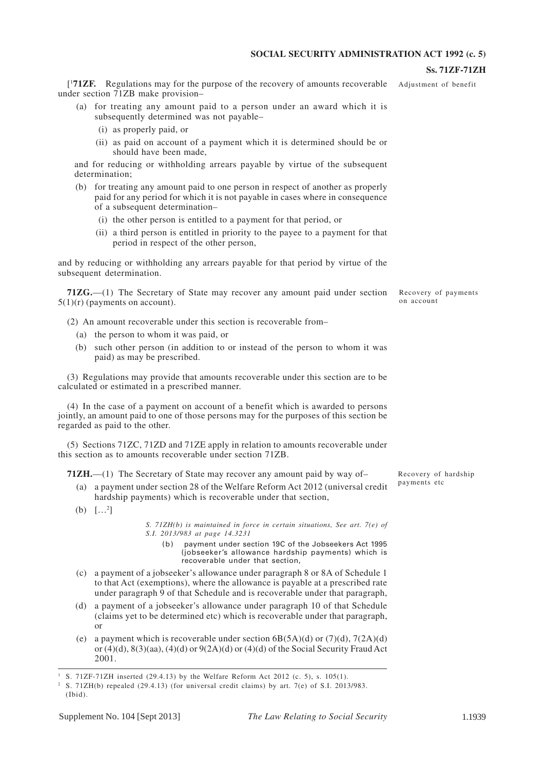[1**71ZF.** Regulations may for the purpose of the recovery of amounts recoverable under section 71ZB make provision–

Adjustment of benefit

(a) for treating any amount paid to a person under an award which it is subsequently determined was not payable–

(i) as properly paid, or

(ii) as paid on account of a payment which it is determined should be or should have been made,

and for reducing or withholding arrears payable by virtue of the subsequent determination;

(b) for treating any amount paid to one person in respect of another as properly paid for any period for which it is not payable in cases where in consequence of a subsequent determination–

(i) the other person is entitled to a payment for that period, or

(ii) a third person is entitled in priority to the payee to a payment for that period in respect of the other person,

and by reducing or withholding any arrears payable for that period by virtue of the subsequent determination.

**71ZG.**—(1) The Secretary of State may recover any amount paid under section 5(1)(r) (payments on account).

Recovery of payments on account

(2) An amount recoverable under this section is recoverable from–

(a) the person to whom it was paid, or

(b) such other person (in addition to or instead of the person to whom it was paid) as may be prescribed.

(3) Regulations may provide that amounts recoverable under this section are to be calculated or estimated in a prescribed manner.

(4) In the case of a payment on account of a benefit which is awarded to persons jointly, an amount paid to one of those persons may for the purposes of this section be regarded as paid to the other.

(5) Sections 71ZC, 71ZD and 71ZE apply in relation to amounts recoverable under this section as to amounts recoverable under section 71ZB.

**71ZH.**—(1) The Secretary of State may recover any amount paid by way of–

Recovery of hardship payments etc

(a) a payment under section 28 of the Welfare Reform Act 2012 (universal credit hardship payments) which is recoverable under that section,

(b) […2]

*S. 71ZH(b) is maintained in force in certain situations, See art. 7(e) of S.I. 2013/983 at page 14.3231*

(b) payment under section 19C of the Jobseekers Act 1995 (jobseeker's allowance hardship payments) which is recoverable under that section,

(c) a payment of a jobseeker's allowance under paragraph 8 or 8A of Schedule 1 to that Act (exemptions), where the allowance is payable at a prescribed rate under paragraph 9 of that Schedule and is recoverable under that paragraph,

(d) a payment of a jobseeker's allowance under paragraph 10 of that Schedule (claims yet to be determined etc) which is recoverable under that paragraph, or

(e) a payment which is recoverable under section 6B(5A)(d) or (7)(d), 7(2A)(d) or (4)(d), 8(3)(aa), (4)(d) or 9(2A)(d) or (4)(d) of the Social Security Fraud Act 2001.

---

1 S. 71ZF-71ZH inserted (29.4.13) by the Welfare Reform Act 2012 (c. 5), s. 105(1).

2 S. 71ZH(b) repealed (29.4.13) (for universal credit claims) by art. 7(e) of S.I. 2013/983. (Ibid).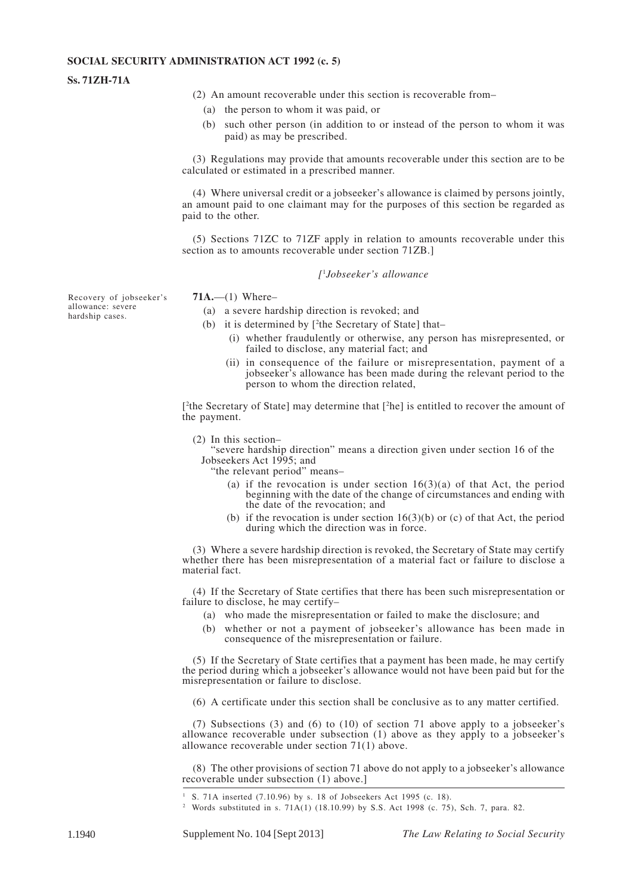(2) An amount recoverable under this section is recoverable from–

(a) the person to whom it was paid, or

(b) such other person (in addition to or instead of the person to whom it was paid) as may be prescribed.

(3) Regulations may provide that amounts recoverable under this section are to be calculated or estimated in a prescribed manner.

(4) Where universal credit or a jobseeker's allowance is claimed by persons jointly, an amount paid to one claimant may for the purposes of this section be regarded as paid to the other.

(5) Sections 71ZC to 71ZF apply in relation to amounts recoverable under this section as to amounts recoverable under section 71ZB.]

*[[1]Jobseeker's allowance*

Recovery of jobseeker's allowance: severe hardship cases.

**71A.**—(1) Where–

(a) a severe hardship direction is revoked; and

(b) it is determined by [[2]the Secretary of State] that–

(i) whether fraudulently or otherwise, any person has misrepresented, or failed to disclose, any material fact; and

(ii) in consequence of the failure or misrepresentation, payment of a jobseeker's allowance has been made during the relevant period to the person to whom the direction related,

[[2]the Secretary of State] may determine that [[2]he] is entitled to recover the amount of the payment.

(2) In this section–

"severe hardship direction" means a direction given under section 16 of the Jobseekers Act 1995; and

"the relevant period" means–

(a) if the revocation is under section 16(3)(a) of that Act, the period beginning with the date of the change of circumstances and ending with the date of the revocation; and

(b) if the revocation is under section 16(3)(b) or (c) of that Act, the period during which the direction was in force.

(3) Where a severe hardship direction is revoked, the Secretary of State may certify whether there has been misrepresentation of a material fact or failure to disclose a material fact.

(4) If the Secretary of State certifies that there has been such misrepresentation or failure to disclose, he may certify–

(a) who made the misrepresentation or failed to make the disclosure; and

(b) whether or not a payment of jobseeker's allowance has been made in consequence of the misrepresentation or failure.

(5) If the Secretary of State certifies that a payment has been made, he may certify the period during which a jobseeker's allowance would not have been paid but for the misrepresentation or failure to disclose.

(6) A certificate under this section shall be conclusive as to any matter certified.

(7) Subsections (3) and (6) to (10) of section 71 above apply to a jobseeker's allowance recoverable under subsection (1) above as they apply to a jobseeker's allowance recoverable under section 71(1) above.

(8) The other provisions of section 71 above do not apply to a jobseeker's allowance recoverable under subsection (1) above.]

---

[1] S. 71A inserted (7.10.96) by s. 18 of Jobseekers Act 1995 (c. 18).

[2] Words substituted in s. 71A(1) (18.10.99) by S.S. Act 1998 (c. 75), Sch. 7, para. 82.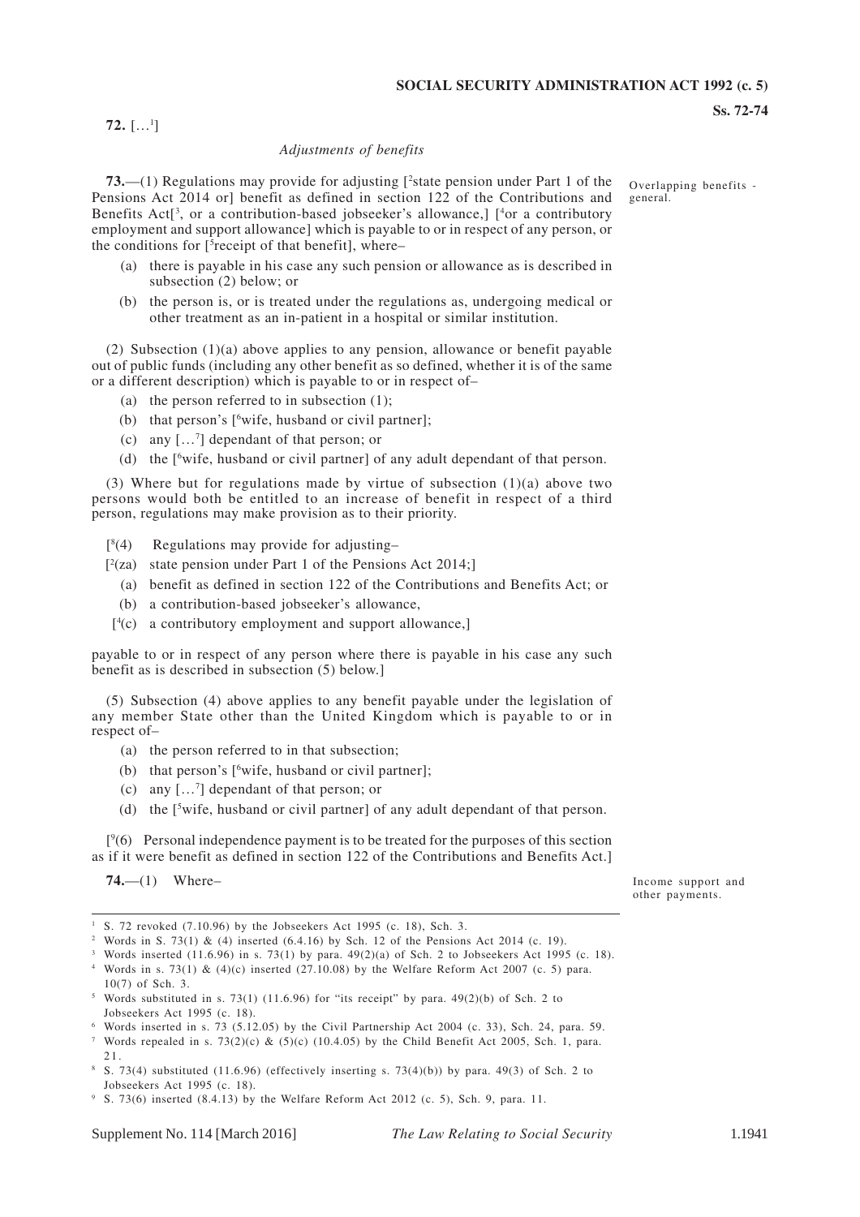**72.** [...[1]]

*Adjustments of benefits*

Overlapping benefits - general.

**73.**—(1) Regulations may provide for adjusting [[2]state pension under Part 1 of the Pensions Act 2014 or] benefit as defined in section 122 of the Contributions and Benefits Act[[3], or a contribution-based jobseeker's allowance,] [[4]or a contributory employment and support allowance] which is payable to or in respect of any person, or the conditions for [[5]receipt of that benefit], where–

- (a) there is payable in his case any such pension or allowance as is described in subsection (2) below; or
- (b) the person is, or is treated under the regulations as, undergoing medical or other treatment as an in-patient in a hospital or similar institution.

(2) Subsection (1)(a) above applies to any pension, allowance or benefit payable out of public funds (including any other benefit as so defined, whether it is of the same or a different description) which is payable to or in respect of–

- (a) the person referred to in subsection (1);
- (b) that person's [[6]wife, husband or civil partner];
- (c) any [...[7]] dependant of that person; or
- (d) the [[6]wife, husband or civil partner] of any adult dependant of that person.

(3) Where but for regulations made by virtue of subsection (1)(a) above two persons would both be entitled to an increase of benefit in respect of a third person, regulations may make provision as to their priority.

[[8](4) Regulations may provide for adjusting–

[[2](za) state pension under Part 1 of the Pensions Act 2014;]

- (a) benefit as defined in section 122 of the Contributions and Benefits Act; or
- (b) a contribution-based jobseeker's allowance,

[[4](c) a contributory employment and support allowance,]

payable to or in respect of any person where there is payable in his case any such benefit as is described in subsection (5) below.]

(5) Subsection (4) above applies to any benefit payable under the legislation of any member State other than the United Kingdom which is payable to or in respect of–

- (a) the person referred to in that subsection;
- (b) that person's [[6]wife, husband or civil partner];
- (c) any [...[7]] dependant of that person; or
- (d) the [[5]wife, husband or civil partner] of any adult dependant of that person.

[[9](6) Personal independence payment is to be treated for the purposes of this section as if it were benefit as defined in section 122 of the Contributions and Benefits Act.]

Income support and other payments.

**74.**—(1) Where–

---

[1] S. 72 revoked (7.10.96) by the Jobseekers Act 1995 (c. 18), Sch. 3.
[2] Words in S. 73(1) & (4) inserted (6.4.16) by Sch. 12 of the Pensions Act 2014 (c. 19).
[3] Words inserted (11.6.96) in s. 73(1) by para. 49(2)(a) of Sch. 2 to Jobseekers Act 1995 (c. 18).
[4] Words in s. 73(1) & (4)(c) inserted (27.10.08) by the Welfare Reform Act 2007 (c. 5) para. 10(7) of Sch. 3.
[5] Words substituted in s. 73(1) (11.6.96) for "its receipt" by para. 49(2)(b) of Sch. 2 to Jobseekers Act 1995 (c. 18).
[6] Words inserted in s. 73 (5.12.05) by the Civil Partnership Act 2004 (c. 33), Sch. 24, para. 59.
[7] Words repealed in s. 73(2)(c) & (5)(c) (10.4.05) by the Child Benefit Act 2005, Sch. 1, para. 21.
[8] S. 73(4) substituted (11.6.96) (effectively inserting s. 73(4)(b)) by para. 49(3) of Sch. 2 to Jobseekers Act 1995 (c. 18).
[9] S. 73(6) inserted (8.4.13) by the Welfare Reform Act 2012 (c. 5), Sch. 9, para. 11.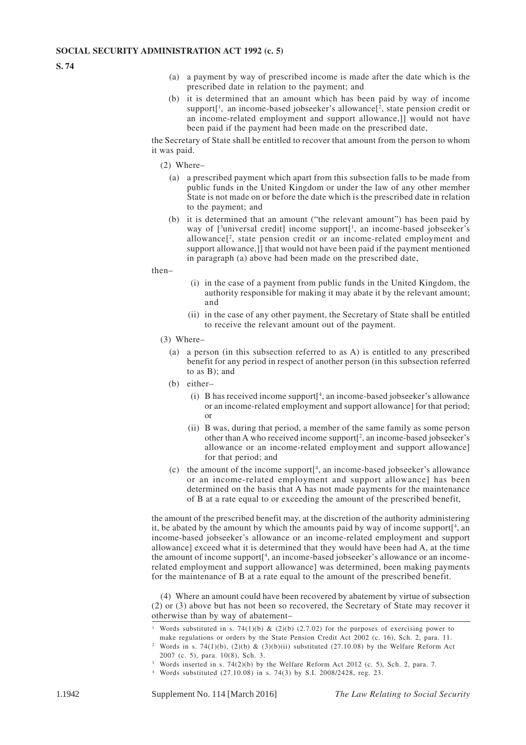(a) a payment by way of prescribed income is made after the date which is the prescribed date in relation to the payment; and

(b) it is determined that an amount which has been paid by way of income support[[1], an income-based jobseeker's allowance[[2], state pension credit or an income-related employment and support allowance,]] would not have been paid if the payment had been made on the prescribed date,

the Secretary of State shall be entitled to recover that amount from the person to whom it was paid.

(2) Where–

(a) a prescribed payment which apart from this subsection falls to be made from public funds in the United Kingdom or under the law of any other member State is not made on or before the date which is the prescribed date in relation to the payment; and

(b) it is determined that an amount ("the relevant amount") has been paid by way of [[3]universal credit] income support[[1], an income-based jobseeker's allowance[[2], state pension credit or an income-related employment and support allowance,]] that would not have been paid if the payment mentioned in paragraph (a) above had been made on the prescribed date,

then–

(i) in the case of a payment from public funds in the United Kingdom, the authority responsible for making it may abate it by the relevant amount; and

(ii) in the case of any other payment, the Secretary of State shall be entitled to receive the relevant amount out of the payment.

(3) Where–

(a) a person (in this subsection referred to as A) is entitled to any prescribed benefit for any period in respect of another person (in this subsection referred to as B); and

(b) either–

(i) B has received income support[[4], an income-based jobseeker's allowance or an income-related employment and support allowance] for that period; or

(ii) B was, during that period, a member of the same family as some person other than A who received income support[[2], an income-based jobseeker's allowance or an income-related employment and support allowance] for that period; and

(c) the amount of the income support[[4], an income-based jobseeker's allowance or an income-related employment and support allowance] has been determined on the basis that A has not made payments for the maintenance of B at a rate equal to or exceeding the amount of the prescribed benefit,

the amount of the prescribed benefit may, at the discretion of the authority administering it, be abated by the amount by which the amounts paid by way of income support[[4], an income-based jobseeker's allowance or an income-related employment and support allowance] exceed what it is determined that they would have been had A, at the time the amount of income support[[4], an income-based jobseeker's allowance or an income-related employment and support allowance] was determined, been making payments for the maintenance of B at a rate equal to the amount of the prescribed benefit.

(4) Where an amount could have been recovered by abatement by virtue of subsection (2) or (3) above but has not been so recovered, the Secretary of State may recover it otherwise than by way of abatement–

---

[1] Words substituted in s. 74(1)(b) & (2)(b) (2.7.02) for the purposes of exercising power to make regulations or orders by the State Pension Credit Act 2002 (c. 16), Sch. 2, para. 11.

[2] Words in s. 74(1)(b), (2)(b) & (3)(b)(ii) substituted (27.10.08) by the Welfare Reform Act 2007 (c. 5), para. 10(8), Sch. 3.

[3] Words inserted in s. 74(2)(b) by the Welfare Reform Act 2012 (c. 5), Sch. 2, para. 7.

[4] Words substituted (27.10.08) in s. 74(3) by S.I. 2008/2428, reg. 23.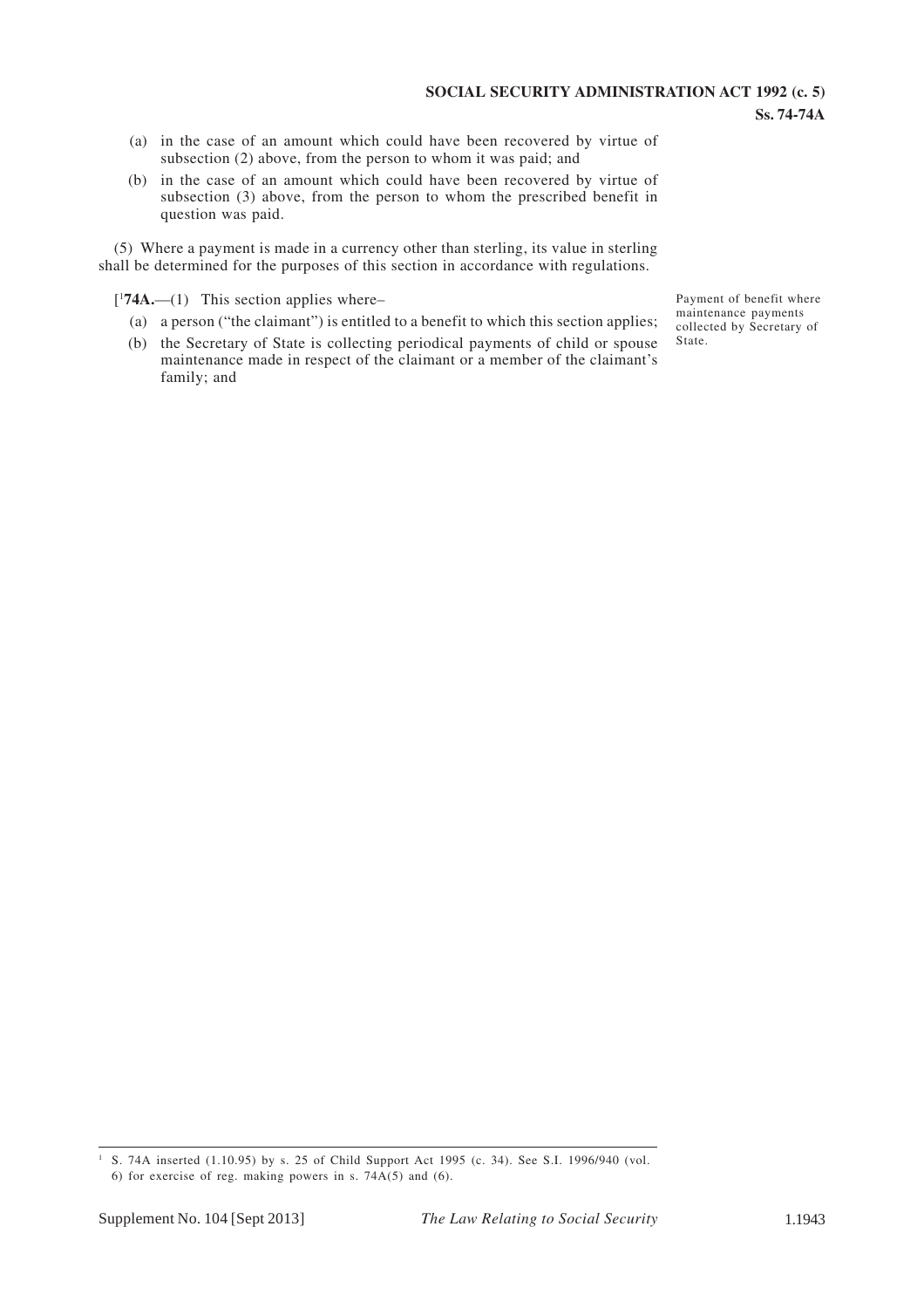(a) in the case of an amount which could have been recovered by virtue of subsection (2) above, from the person to whom it was paid; and

(b) in the case of an amount which could have been recovered by virtue of subsection (3) above, from the person to whom the prescribed benefit in question was paid.

(5) Where a payment is made in a currency other than sterling, its value in sterling shall be determined for the purposes of this section in accordance with regulations.

Payment of benefit where maintenance payments collected by Secretary of State.

[[1]**74A.**—(1) This section applies where–

(a) a person ("the claimant") is entitled to a benefit to which this section applies;

(b) the Secretary of State is collecting periodical payments of child or spouse maintenance made in respect of the claimant or a member of the claimant's family; and

---

[1] S. 74A inserted (1.10.95) by s. 25 of Child Support Act 1995 (c. 34). See S.I. 1996/940 (vol. 6) for exercise of reg. making powers in s. 74A(5) and (6).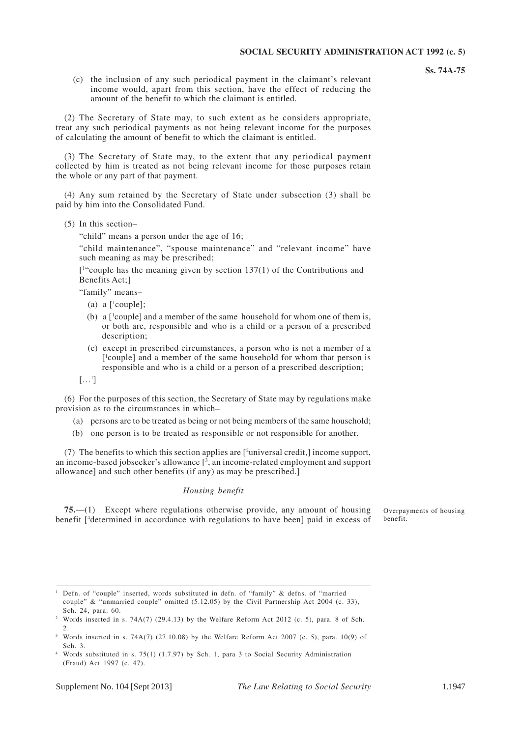(c) the inclusion of any such periodical payment in the claimant's relevant income would, apart from this section, have the effect of reducing the amount of the benefit to which the claimant is entitled.

(2) The Secretary of State may, to such extent as he considers appropriate, treat any such periodical payments as not being relevant income for the purposes of calculating the amount of benefit to which the claimant is entitled.

(3) The Secretary of State may, to the extent that any periodical payment collected by him is treated as not being relevant income for those purposes retain the whole or any part of that payment.

(4) Any sum retained by the Secretary of State under subsection (3) shall be paid by him into the Consolidated Fund.

(5) In this section–

"child" means a person under the age of 16;

"child maintenance", "spouse maintenance" and "relevant income" have such meaning as may be prescribed;

[[1]"couple has the meaning given by section 137(1) of the Contributions and Benefits Act;]

"family" means–

(a) a [[1]couple];

(b) a [[1]couple] and a member of the same household for whom one of them is, or both are, responsible and who is a child or a person of a prescribed description;

(c) except in prescribed circumstances, a person who is not a member of a [[1]couple] and a member of the same household for whom that person is responsible and who is a child or a person of a prescribed description;

[…[1]]

(6) For the purposes of this section, the Secretary of State may by regulations make provision as to the circumstances in which–

(a) persons are to be treated as being or not being members of the same household;

(b) one person is to be treated as responsible or not responsible for another.

(7) The benefits to which this section applies are [[2]universal credit,] income support, an income-based jobseeker's allowance [[3], an income-related employment and support allowance] and such other benefits (if any) as may be prescribed.]

### *Housing benefit*

Overpayments of housing benefit.

**75.**—(1) Except where regulations otherwise provide, any amount of housing benefit [[4]determined in accordance with regulations to have been] paid in excess of

---

[1] Defn. of "couple" inserted, words substituted in defn. of "family" & defns. of "married couple" & "unmarried couple" omitted (5.12.05) by the Civil Partnership Act 2004 (c. 33), Sch. 24, para. 60.

[2] Words inserted in s. 74A(7) (29.4.13) by the Welfare Reform Act 2012 (c. 5), para. 8 of Sch. 2.

[3] Words inserted in s. 74A(7) (27.10.08) by the Welfare Reform Act 2007 (c. 5), para. 10(9) of Sch. 3.

[4] Words substituted in s. 75(1) (1.7.97) by Sch. 1, para 3 to Social Security Administration (Fraud) Act 1997 (c. 47).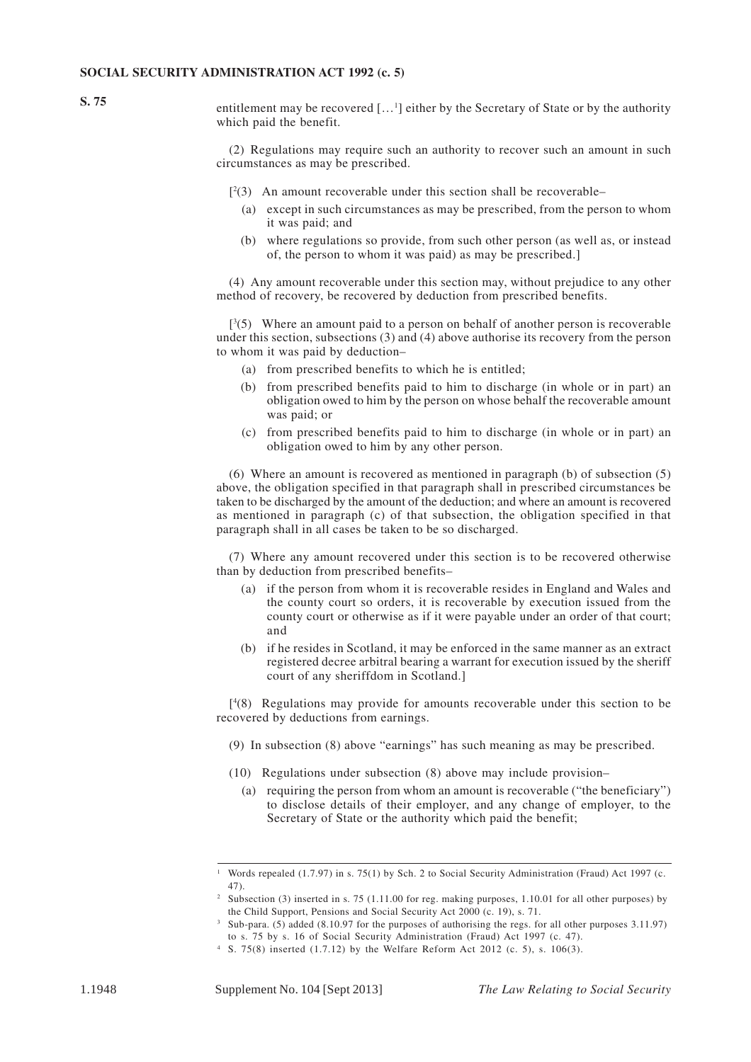**S. 75**

entitlement may be recovered […[1]] either by the Secretary of State or by the authority which paid the benefit.

(2) Regulations may require such an authority to recover such an amount in such circumstances as may be prescribed.

[[2](3) An amount recoverable under this section shall be recoverable–

- (a) except in such circumstances as may be prescribed, from the person to whom it was paid; and
- (b) where regulations so provide, from such other person (as well as, or instead of, the person to whom it was paid) as may be prescribed.]

(4) Any amount recoverable under this section may, without prejudice to any other method of recovery, be recovered by deduction from prescribed benefits.

[[3](5) Where an amount paid to a person on behalf of another person is recoverable under this section, subsections (3) and (4) above authorise its recovery from the person to whom it was paid by deduction–

- (a) from prescribed benefits to which he is entitled;
- (b) from prescribed benefits paid to him to discharge (in whole or in part) an obligation owed to him by the person on whose behalf the recoverable amount was paid; or
- (c) from prescribed benefits paid to him to discharge (in whole or in part) an obligation owed to him by any other person.

(6) Where an amount is recovered as mentioned in paragraph (b) of subsection (5) above, the obligation specified in that paragraph shall in prescribed circumstances be taken to be discharged by the amount of the deduction; and where an amount is recovered as mentioned in paragraph (c) of that subsection, the obligation specified in that paragraph shall in all cases be taken to be so discharged.

(7) Where any amount recovered under this section is to be recovered otherwise than by deduction from prescribed benefits–

- (a) if the person from whom it is recoverable resides in England and Wales and the county court so orders, it is recoverable by execution issued from the county court or otherwise as if it were payable under an order of that court; and
- (b) if he resides in Scotland, it may be enforced in the same manner as an extract registered decree arbitral bearing a warrant for execution issued by the sheriff court of any sheriffdom in Scotland.]

[[4](8) Regulations may provide for amounts recoverable under this section to be recovered by deductions from earnings.

(9) In subsection (8) above "earnings" has such meaning as may be prescribed.

(10) Regulations under subsection (8) above may include provision–

- (a) requiring the person from whom an amount is recoverable ("the beneficiary") to disclose details of their employer, and any change of employer, to the Secretary of State or the authority which paid the benefit;

---

[1] Words repealed (1.7.97) in s. 75(1) by Sch. 2 to Social Security Administration (Fraud) Act 1997 (c. 47).

[2] Subsection (3) inserted in s. 75 (1.11.00 for reg. making purposes, 1.10.01 for all other purposes) by the Child Support, Pensions and Social Security Act 2000 (c. 19), s. 71.

[3] Sub-para. (5) added (8.10.97 for the purposes of authorising the regs. for all other purposes 3.11.97) to s. 75 by s. 16 of Social Security Administration (Fraud) Act 1997 (c. 47).

[4] S. 75(8) inserted (1.7.12) by the Welfare Reform Act 2012 (c. 5), s. 106(3).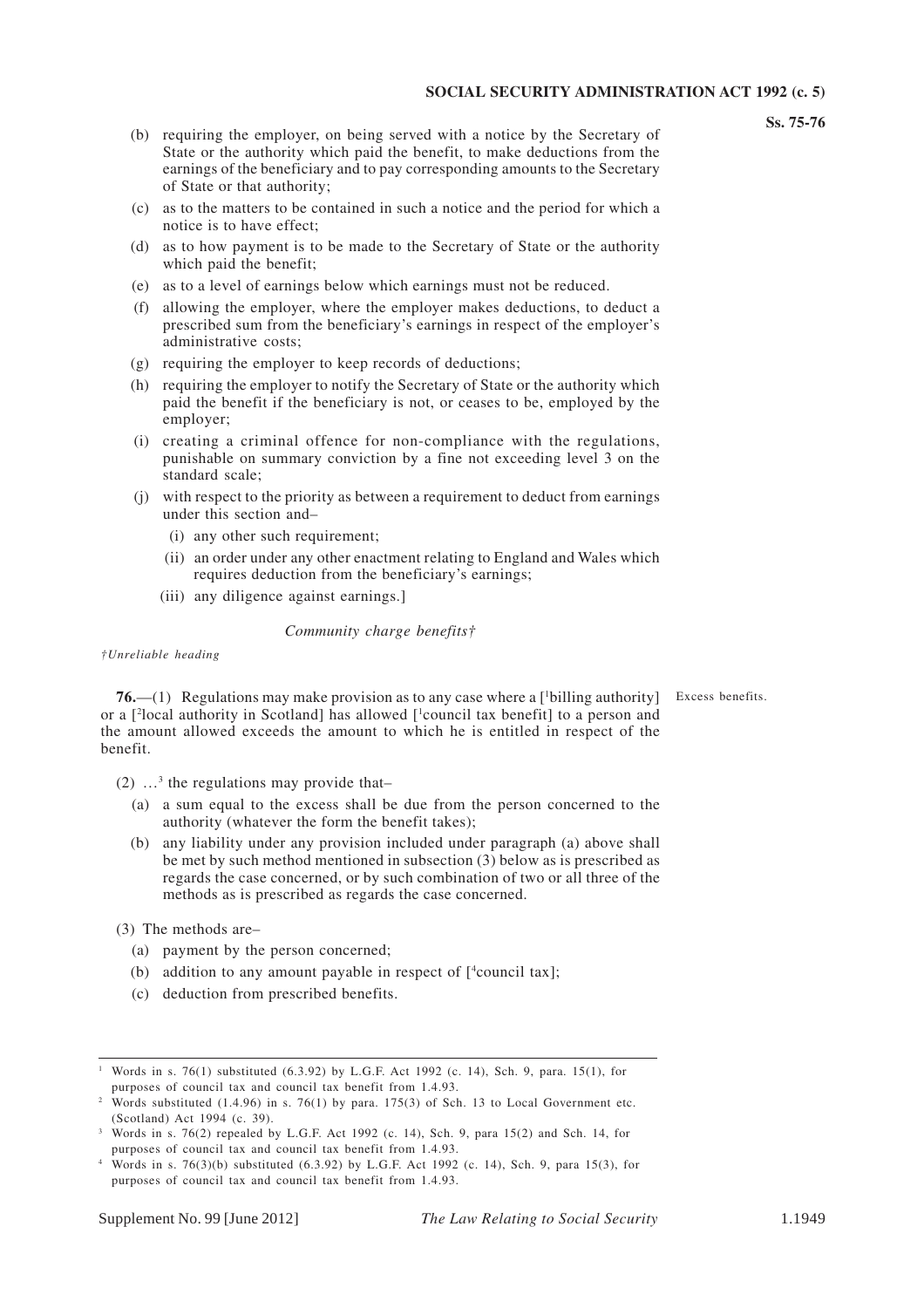(b) requiring the employer, on being served with a notice by the Secretary of State or the authority which paid the benefit, to make deductions from the earnings of the beneficiary and to pay corresponding amounts to the Secretary of State or that authority;

(c) as to the matters to be contained in such a notice and the period for which a notice is to have effect;

(d) as to how payment is to be made to the Secretary of State or the authority which paid the benefit;

(e) as to a level of earnings below which earnings must not be reduced.

(f) allowing the employer, where the employer makes deductions, to deduct a prescribed sum from the beneficiary's earnings in respect of the employer's administrative costs;

(g) requiring the employer to keep records of deductions;

(h) requiring the employer to notify the Secretary of State or the authority which paid the benefit if the beneficiary is not, or ceases to be, employed by the employer;

(i) creating a criminal offence for non-compliance with the regulations, punishable on summary conviction by a fine not exceeding level 3 on the standard scale;

(j) with respect to the priority as between a requirement to deduct from earnings under this section and–

(i) any other such requirement;

(ii) an order under any other enactment relating to England and Wales which requires deduction from the beneficiary's earnings;

(iii) any diligence against earnings.]

*Community charge benefits†*

*†Unreliable heading*

Excess benefits.

**76.**—(1) Regulations may make provision as to any case where a [[1]billing authority] or a [[2]local authority in Scotland] has allowed [[1]council tax benefit] to a person and the amount allowed exceeds the amount to which he is entitled in respect of the benefit.

(2) …[3] the regulations may provide that–

(a) a sum equal to the excess shall be due from the person concerned to the authority (whatever the form the benefit takes);

(b) any liability under any provision included under paragraph (a) above shall be met by such method mentioned in subsection (3) below as is prescribed as regards the case concerned, or by such combination of two or all three of the methods as is prescribed as regards the case concerned.

(3) The methods are–

(a) payment by the person concerned;

(b) addition to any amount payable in respect of [[4]council tax];

(c) deduction from prescribed benefits.

---

[1] Words in s. 76(1) substituted (6.3.92) by L.G.F. Act 1992 (c. 14), Sch. 9, para. 15(1), for purposes of council tax and council tax benefit from 1.4.93.

[2] Words substituted (1.4.96) in s. 76(1) by para. 175(3) of Sch. 13 to Local Government etc. (Scotland) Act 1994 (c. 39).

[3] Words in s. 76(2) repealed by L.G.F. Act 1992 (c. 14), Sch. 9, para 15(2) and Sch. 14, for purposes of council tax and council tax benefit from 1.4.93.

[4] Words in s. 76(3)(b) substituted (6.3.92) by L.G.F. Act 1992 (c. 14), Sch. 9, para 15(3), for purposes of council tax and council tax benefit from 1.4.93.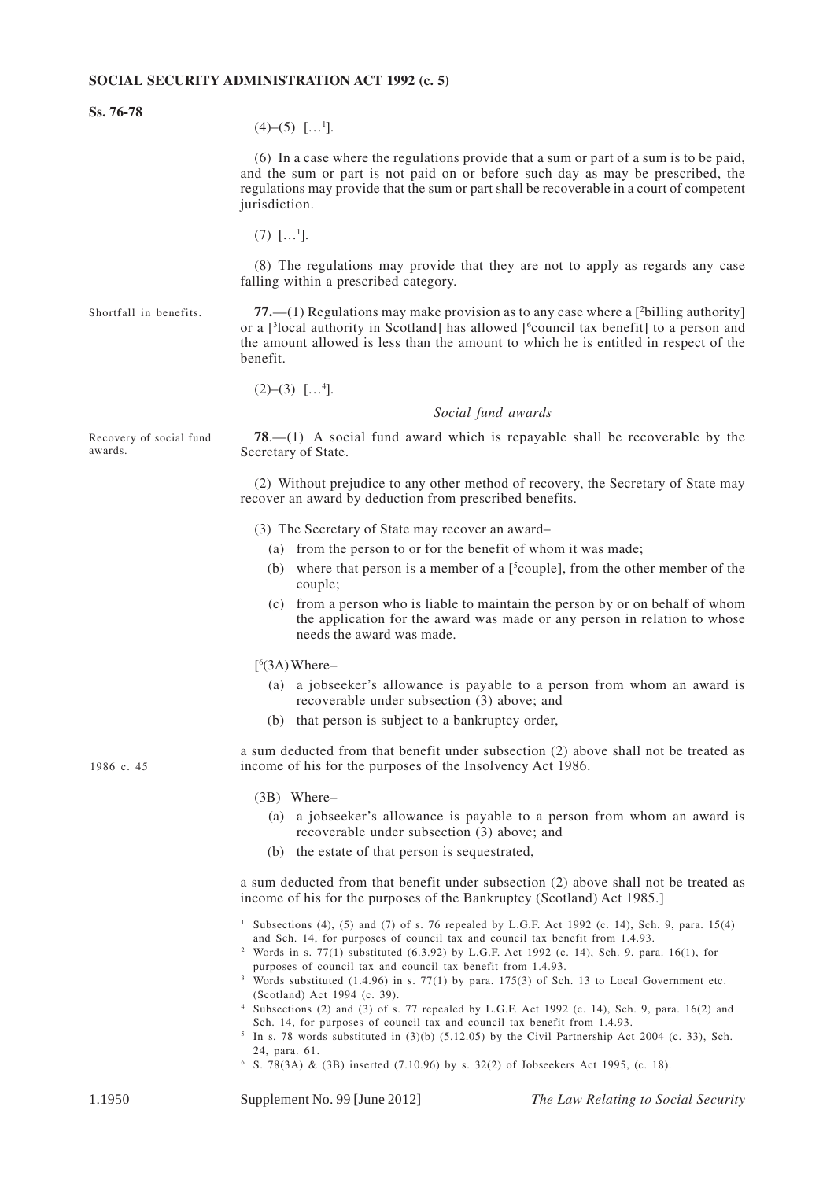(4)–(5) [...[1]].

(6) In a case where the regulations provide that a sum or part of a sum is to be paid, and the sum or part is not paid on or before such day as may be prescribed, the regulations may provide that the sum or part shall be recoverable in a court of competent jurisdiction.

(7) [...[1]].

(8) The regulations may provide that they are not to apply as regards any case falling within a prescribed category.

Shortfall in benefits.

**77.**—(1) Regulations may make provision as to any case where a [[2]billing authority] or a [[3]local authority in Scotland] has allowed [[6]council tax benefit] to a person and the amount allowed is less than the amount to which he is entitled in respect of the benefit.

(2)–(3) [...[4]].

*Social fund awards*

Recovery of social fund awards.

**78**.—(1) A social fund award which is repayable shall be recoverable by the Secretary of State.

(2) Without prejudice to any other method of recovery, the Secretary of State may recover an award by deduction from prescribed benefits.

(3) The Secretary of State may recover an award–

(a) from the person to or for the benefit of whom it was made;

(b) where that person is a member of a [[5]couple], from the other member of the couple;

(c) from a person who is liable to maintain the person by or on behalf of whom the application for the award was made or any person in relation to whose needs the award was made.

[[6](3A) Where–

(a) a jobseeker's allowance is payable to a person from whom an award is recoverable under subsection (3) above; and

(b) that person is subject to a bankruptcy order,

a sum deducted from that benefit under subsection (2) above shall not be treated as income of his for the purposes of the Insolvency Act 1986.

1986 c. 45

(3B) Where–

(a) a jobseeker's allowance is payable to a person from whom an award is recoverable under subsection (3) above; and

(b) the estate of that person is sequestrated,

a sum deducted from that benefit under subsection (2) above shall not be treated as income of his for the purposes of the Bankruptcy (Scotland) Act 1985.]

---

[1] Subsections (4), (5) and (7) of s. 76 repealed by L.G.F. Act 1992 (c. 14), Sch. 9, para. 15(4) and Sch. 14, for purposes of council tax and council tax benefit from 1.4.93.

[2] Words in s. 77(1) substituted (6.3.92) by L.G.F. Act 1992 (c. 14), Sch. 9, para. 16(1), for purposes of council tax and council tax benefit from 1.4.93.

[3] Words substituted (1.4.96) in s. 77(1) by para. 175(3) of Sch. 13 to Local Government etc. (Scotland) Act 1994 (c. 39).

[4] Subsections (2) and (3) of s. 77 repealed by L.G.F. Act 1992 (c. 14), Sch. 9, para. 16(2) and Sch. 14, for purposes of council tax and council tax benefit from 1.4.93.

[5] In s. 78 words substituted in (3)(b) (5.12.05) by the Civil Partnership Act 2004 (c. 33), Sch. 24, para. 61.

[6] S. 78(3A) & (3B) inserted (7.10.96) by s. 32(2) of Jobseekers Act 1995, (c. 18).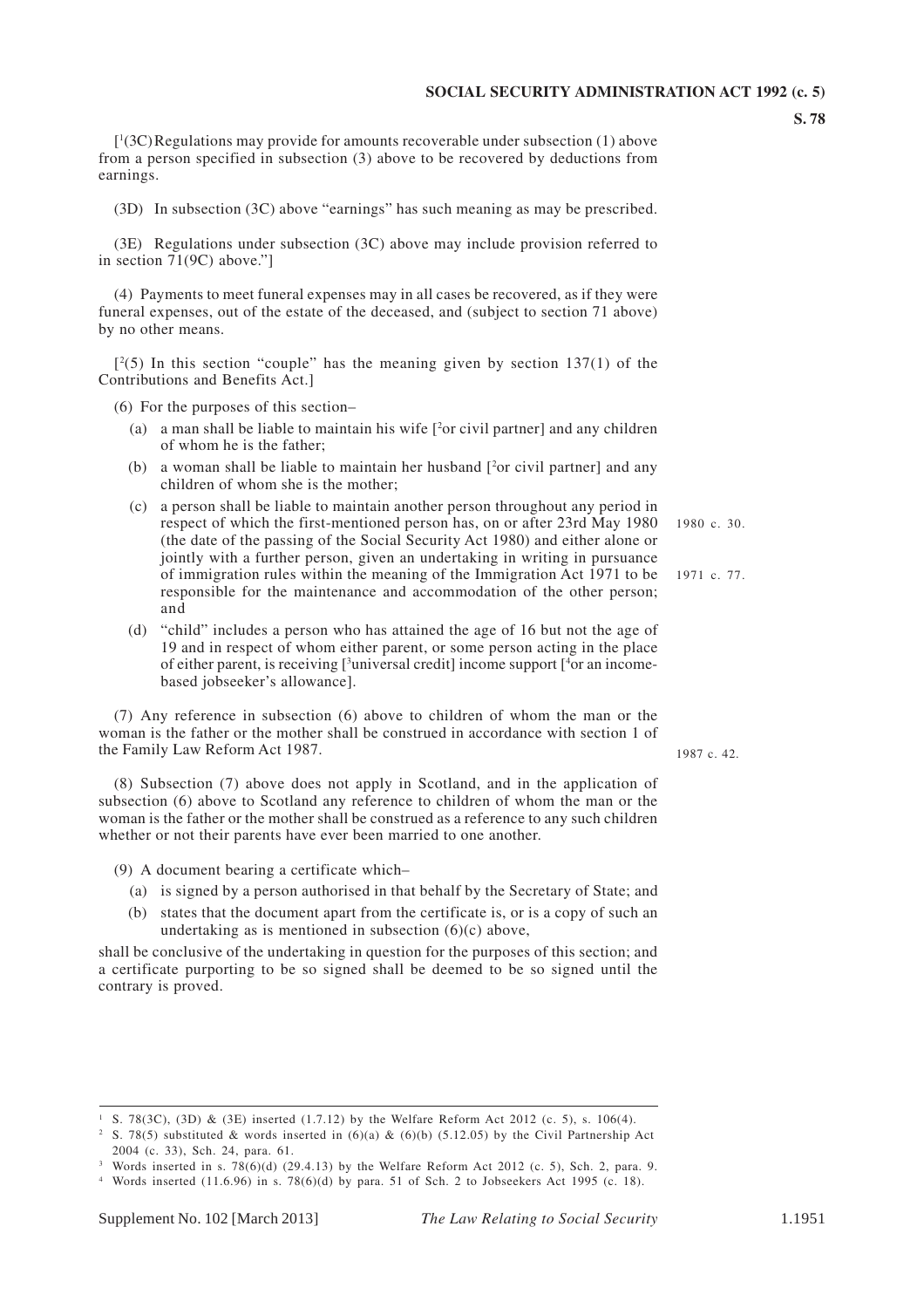[1(3C) Regulations may provide for amounts recoverable under subsection (1) above from a person specified in subsection (3) above to be recovered by deductions from earnings.

(3D) In subsection (3C) above "earnings" has such meaning as may be prescribed.

(3E) Regulations under subsection (3C) above may include provision referred to in section 71(9C) above."]

(4) Payments to meet funeral expenses may in all cases be recovered, as if they were funeral expenses, out of the estate of the deceased, and (subject to section 71 above) by no other means.

[2(5) In this section "couple" has the meaning given by section 137(1) of the Contributions and Benefits Act.]

(6) For the purposes of this section–

- (a) a man shall be liable to maintain his wife [2or civil partner] and any children of whom he is the father;
- (b) a woman shall be liable to maintain her husband [2or civil partner] and any children of whom she is the mother;
- (c) a person shall be liable to maintain another person throughout any period in respect of which the first-mentioned person has, on or after 23rd May 1980 (the date of the passing of the Social Security Act 1980) and either alone or jointly with a further person, given an undertaking in writing in pursuance of immigration rules within the meaning of the Immigration Act 1971 to be responsible for the maintenance and accommodation of the other person; and
- (d) "child" includes a person who has attained the age of 16 but not the age of 19 and in respect of whom either parent, or some person acting in the place of either parent, is receiving [3universal credit] income support [4or an income-based jobseeker's allowance].

1980 c. 30.

1971 c. 77.

(7) Any reference in subsection (6) above to children of whom the man or the woman is the father or the mother shall be construed in accordance with section 1 of the Family Law Reform Act 1987.

1987 c. 42.

(8) Subsection (7) above does not apply in Scotland, and in the application of subsection (6) above to Scotland any reference to children of whom the man or the woman is the father or the mother shall be construed as a reference to any such children whether or not their parents have ever been married to one another.

(9) A document bearing a certificate which–

- (a) is signed by a person authorised in that behalf by the Secretary of State; and
- (b) states that the document apart from the certificate is, or is a copy of such an undertaking as is mentioned in subsection (6)(c) above,

shall be conclusive of the undertaking in question for the purposes of this section; and a certificate purporting to be so signed shall be deemed to be so signed until the contrary is proved.

---

1 S. 78(3C), (3D) & (3E) inserted (1.7.12) by the Welfare Reform Act 2012 (c. 5), s. 106(4).

2 S. 78(5) substituted & words inserted in (6)(a) & (6)(b) (5.12.05) by the Civil Partnership Act 2004 (c. 33), Sch. 24, para. 61.

3 Words inserted in s. 78(6)(d) (29.4.13) by the Welfare Reform Act 2012 (c. 5), Sch. 2, para. 9.

4 Words inserted (11.6.96) in s. 78(6)(d) by para. 51 of Sch. 2 to Jobseekers Act 1995 (c. 18).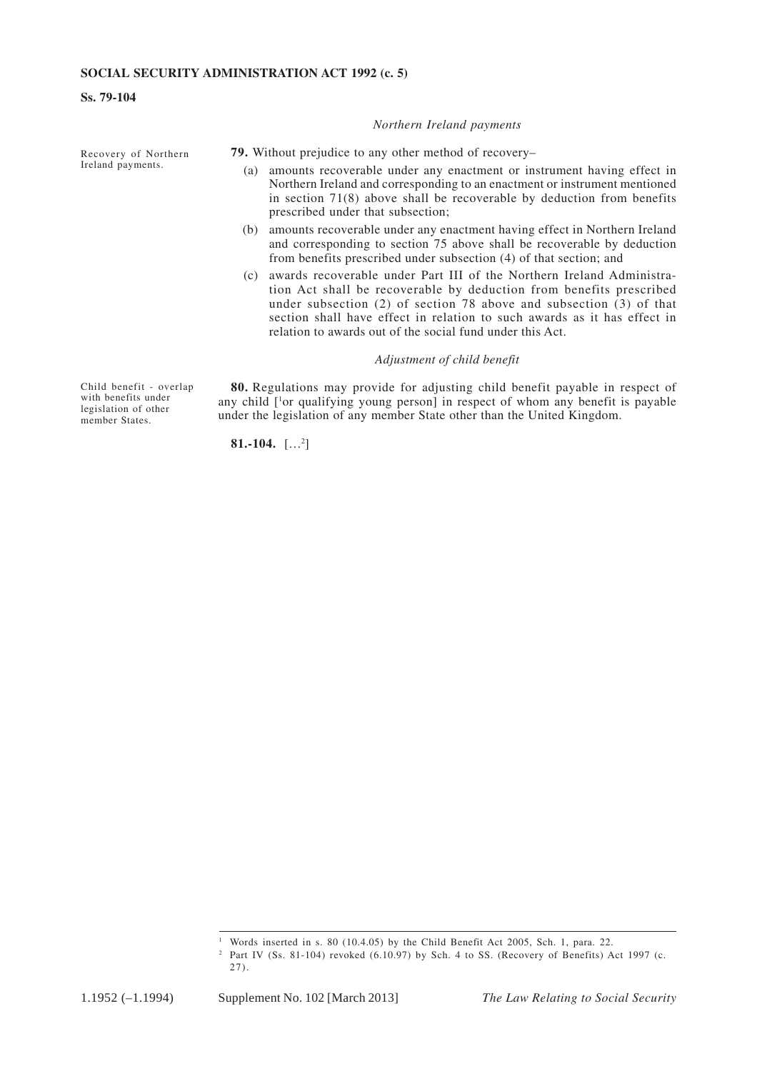*Northern Ireland payments*

Recovery of Northern Ireland payments.

**79.** Without prejudice to any other method of recovery–

(a) amounts recoverable under any enactment or instrument having effect in Northern Ireland and corresponding to an enactment or instrument mentioned in section 71(8) above shall be recoverable by deduction from benefits prescribed under that subsection;

(b) amounts recoverable under any enactment having effect in Northern Ireland and corresponding to section 75 above shall be recoverable by deduction from benefits prescribed under subsection (4) of that section; and

(c) awards recoverable under Part III of the Northern Ireland Administration Act shall be recoverable by deduction from benefits prescribed under subsection (2) of section 78 above and subsection (3) of that section shall have effect in relation to such awards as it has effect in relation to awards out of the social fund under this Act.

*Adjustment of child benefit*

Child benefit - overlap with benefits under legislation of other member States.

**80.** Regulations may provide for adjusting child benefit payable in respect of any child [[1]or qualifying young person] in respect of whom any benefit is payable under the legislation of any member State other than the United Kingdom.

**81.-104.** [...[2]]

---

[1] Words inserted in s. 80 (10.4.05) by the Child Benefit Act 2005, Sch. 1, para. 22.

[2] Part IV (Ss. 81-104) revoked (6.10.97) by Sch. 4 to SS. (Recovery of Benefits) Act 1997 (c. 27).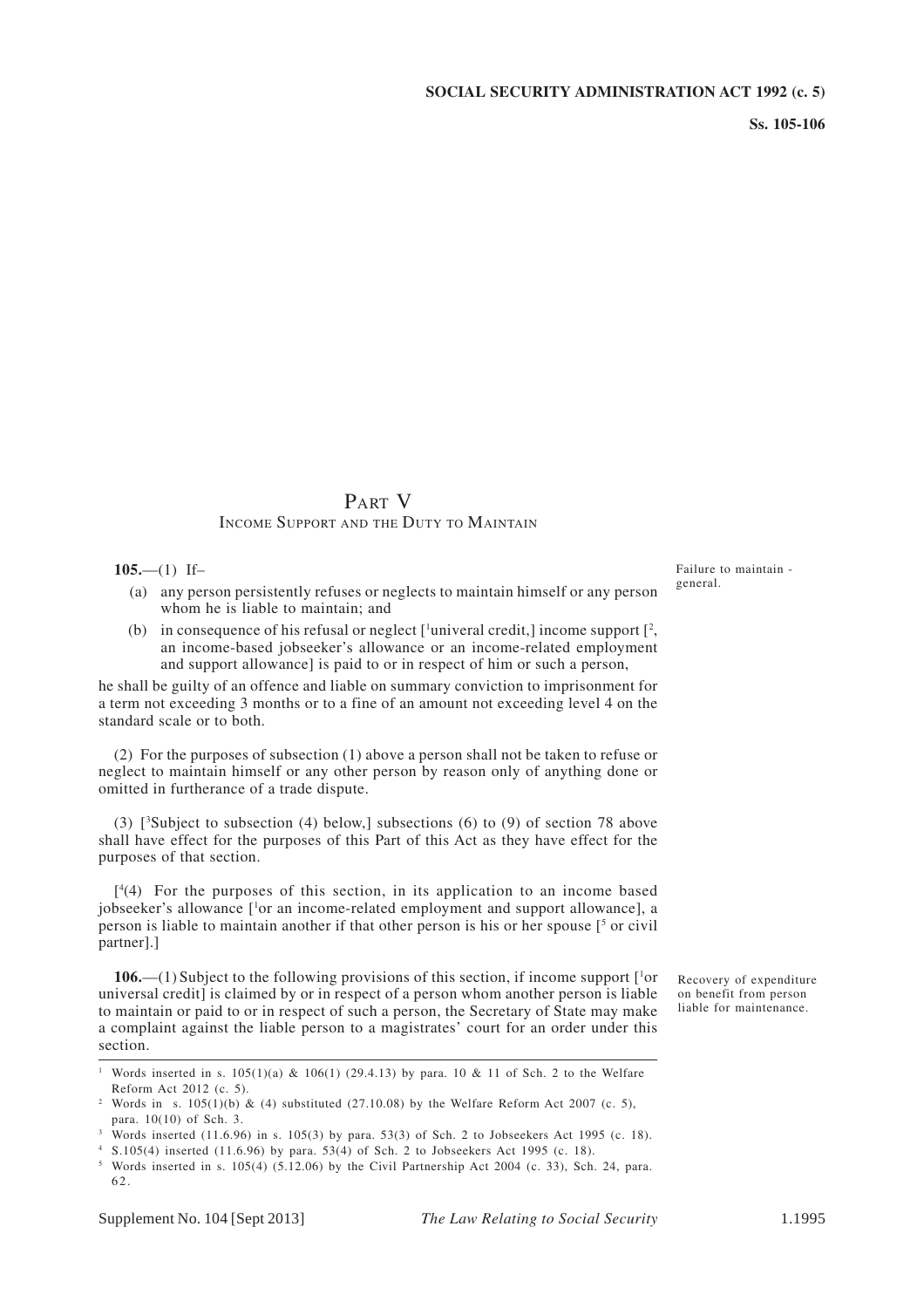# PART V
## INCOME SUPPORT AND THE DUTY TO MAINTAIN

*Failure to maintain - general.*

**105.**—(1) If–

(a) any person persistently refuses or neglects to maintain himself or any person whom he is liable to maintain; and

(b) in consequence of his refusal or neglect [[1]univeral credit,] income support [[2], an income-based jobseeker's allowance or an income-related employment and support allowance] is paid to or in respect of him or such a person,

he shall be guilty of an offence and liable on summary conviction to imprisonment for a term not exceeding 3 months or to a fine of an amount not exceeding level 4 on the standard scale or to both.

(2) For the purposes of subsection (1) above a person shall not be taken to refuse or neglect to maintain himself or any other person by reason only of anything done or omitted in furtherance of a trade dispute.

(3) [[3]Subject to subsection (4) below,] subsections (6) to (9) of section 78 above shall have effect for the purposes of this Part of this Act as they have effect for the purposes of that section.

[[4](4) For the purposes of this section, in its application to an income based jobseeker's allowance [[1]or an income-related employment and support allowance], a person is liable to maintain another if that other person is his or her spouse [[5] or civil partner].]

*Recovery of expenditure on benefit from person liable for maintenance.*

**106.**—(1) Subject to the following provisions of this section, if income support [[1]or universal credit] is claimed by or in respect of a person whom another person is liable to maintain or paid to or in respect of such a person, the Secretary of State may make a complaint against the liable person to a magistrates' court for an order under this section.

---

[1] Words inserted in s. 105(1)(a) & 106(1) (29.4.13) by para. 10 & 11 of Sch. 2 to the Welfare Reform Act 2012 (c. 5).

[2] Words in s. 105(1)(b) & (4) substituted (27.10.08) by the Welfare Reform Act 2007 (c. 5), para. 10(10) of Sch. 3.

[3] Words inserted (11.6.96) in s. 105(3) by para. 53(3) of Sch. 2 to Jobseekers Act 1995 (c. 18).

[4] S.105(4) inserted (11.6.96) by para. 53(4) of Sch. 2 to Jobseekers Act 1995 (c. 18).

[5] Words inserted in s. 105(4) (5.12.06) by the Civil Partnership Act 2004 (c. 33), Sch. 24, para. 62.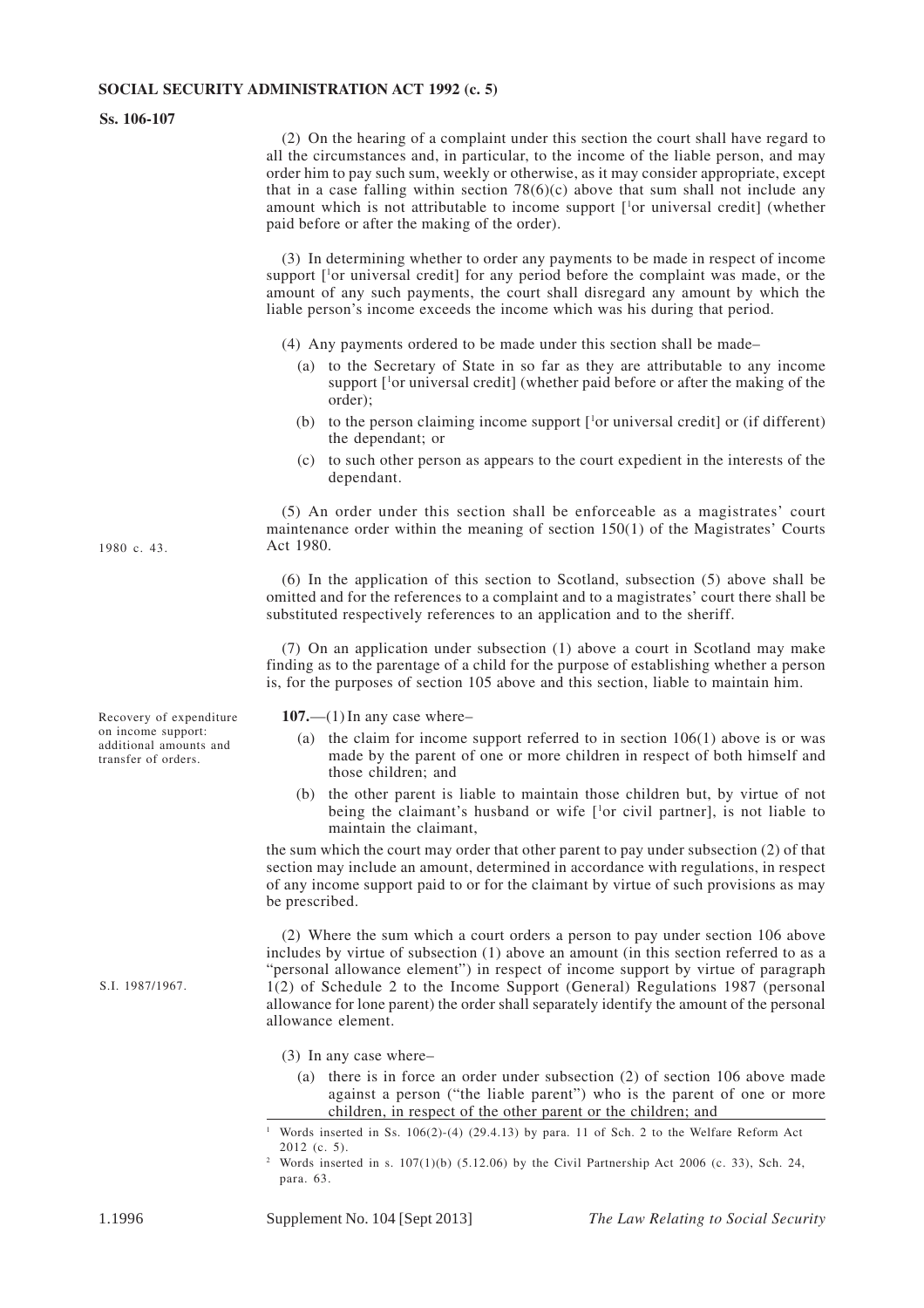(2) On the hearing of a complaint under this section the court shall have regard to all the circumstances and, in particular, to the income of the liable person, and may order him to pay such sum, weekly or otherwise, as it may consider appropriate, except that in a case falling within section 78(6)(c) above that sum shall not include any amount which is not attributable to income support [[1]or universal credit] (whether paid before or after the making of the order).

(3) In determining whether to order any payments to be made in respect of income support [[1]or universal credit] for any period before the complaint was made, or the amount of any such payments, the court shall disregard any amount by which the liable person's income exceeds the income which was his during that period.

(4) Any payments ordered to be made under this section shall be made–

(a) to the Secretary of State in so far as they are attributable to any income support [[1]or universal credit] (whether paid before or after the making of the order);

(b) to the person claiming income support [[1]or universal credit] or (if different) the dependant; or

(c) to such other person as appears to the court expedient in the interests of the dependant.

(5) An order under this section shall be enforceable as a magistrates' court maintenance order within the meaning of section 150(1) of the Magistrates' Courts Act 1980.

1980 c. 43.

(6) In the application of this section to Scotland, subsection (5) above shall be omitted and for the references to a complaint and to a magistrates' court there shall be substituted respectively references to an application and to the sheriff.

(7) On an application under subsection (1) above a court in Scotland may make finding as to the parentage of a child for the purpose of establishing whether a person is, for the purposes of section 105 above and this section, liable to maintain him.

Recovery of expenditure on income support: additional amounts and transfer of orders.

**107.**—(1) In any case where–

(a) the claim for income support referred to in section 106(1) above is or was made by the parent of one or more children in respect of both himself and those children; and

(b) the other parent is liable to maintain those children but, by virtue of not being the claimant's husband or wife [[1]or civil partner], is not liable to maintain the claimant,

the sum which the court may order that other parent to pay under subsection (2) of that section may include an amount, determined in accordance with regulations, in respect of any income support paid to or for the claimant by virtue of such provisions as may be prescribed.

(2) Where the sum which a court orders a person to pay under section 106 above includes by virtue of subsection (1) above an amount (in this section referred to as a "personal allowance element") in respect of income support by virtue of paragraph 1(2) of Schedule 2 to the Income Support (General) Regulations 1987 (personal allowance for lone parent) the order shall separately identify the amount of the personal allowance element.

S.I. 1987/1967.

(3) In any case where–

(a) there is in force an order under subsection (2) of section 106 above made against a person ("the liable parent") who is the parent of one or more children, in respect of the other parent or the children; and

---

[1] Words inserted in Ss. 106(2)-(4) (29.4.13) by para. 11 of Sch. 2 to the Welfare Reform Act 2012 (c. 5).

[2] Words inserted in s. 107(1)(b) (5.12.06) by the Civil Partnership Act 2006 (c. 33), Sch. 24, para. 63.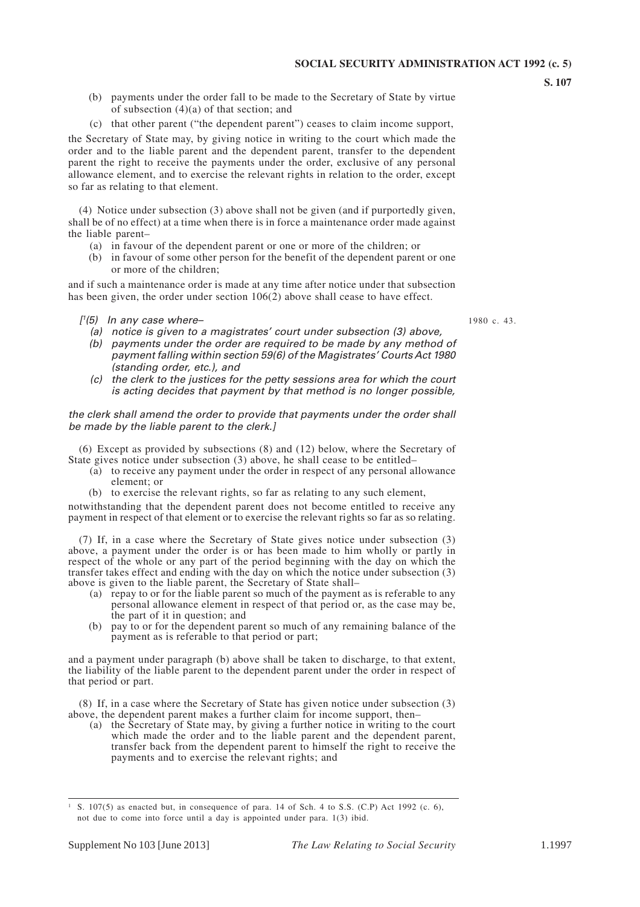(b) payments under the order fall to be made to the Secretary of State by virtue of subsection (4)(a) of that section; and

(c) that other parent ("the dependent parent") ceases to claim income support,

the Secretary of State may, by giving notice in writing to the court which made the order and to the liable parent and the dependent parent, transfer to the dependent parent the right to receive the payments under the order, exclusive of any personal allowance element, and to exercise the relevant rights in relation to the order, except so far as relating to that element.

(4) Notice under subsection (3) above shall not be given (and if purportedly given, shall be of no effect) at a time when there is in force a maintenance order made against the liable parent–

(a) in favour of the dependent parent or one or more of the children; or

(b) in favour of some other person for the benefit of the dependent parent or one or more of the children;

and if such a maintenance order is made at any time after notice under that subsection has been given, the order under section 106(2) above shall cease to have effect.

*[[1](5) In any case where–*

*(a) notice is given to a magistrates' court under subsection (3) above,*

*(b) payments under the order are required to be made by any method of payment falling within section 59(6) of the Magistrates' Courts Act 1980 (standing order, etc.), and*

*(c) the clerk to the justices for the petty sessions area for which the court is acting decides that payment by that method is no longer possible,*

*the clerk shall amend the order to provide that payments under the order shall be made by the liable parent to the clerk.]*

1980 c. 43.

(6) Except as provided by subsections (8) and (12) below, where the Secretary of State gives notice under subsection (3) above, he shall cease to be entitled–

(a) to receive any payment under the order in respect of any personal allowance element; or

(b) to exercise the relevant rights, so far as relating to any such element,

notwithstanding that the dependent parent does not become entitled to receive any payment in respect of that element or to exercise the relevant rights so far as so relating.

(7) If, in a case where the Secretary of State gives notice under subsection (3) above, a payment under the order is or has been made to him wholly or partly in respect of the whole or any part of the period beginning with the day on which the transfer takes effect and ending with the day on which the notice under subsection (3) above is given to the liable parent, the Secretary of State shall–

(a) repay to or for the liable parent so much of the payment as is referable to any personal allowance element in respect of that period or, as the case may be, the part of it in question; and

(b) pay to or for the dependent parent so much of any remaining balance of the payment as is referable to that period or part;

and a payment under paragraph (b) above shall be taken to discharge, to that extent, the liability of the liable parent to the dependent parent under the order in respect of that period or part.

(8) If, in a case where the Secretary of State has given notice under subsection (3) above, the dependent parent makes a further claim for income support, then–

(a) the Secretary of State may, by giving a further notice in writing to the court which made the order and to the liable parent and the dependent parent, transfer back from the dependent parent to himself the right to receive the payments and to exercise the relevant rights; and

---

[1] S. 107(5) as enacted but, in consequence of para. 14 of Sch. 4 to S.S. (C.P) Act 1992 (c. 6), not due to come into force until a day is appointed under para. 1(3) ibid.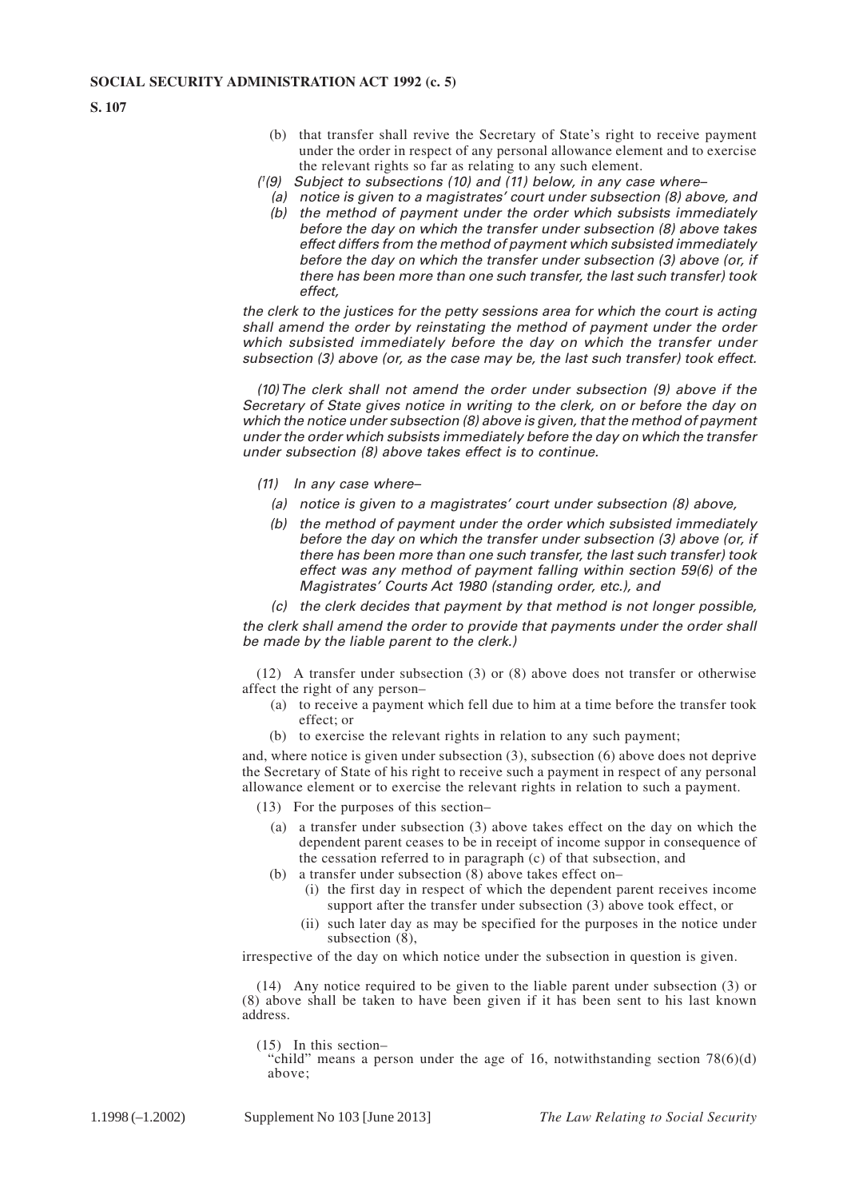(b) that transfer shall revive the Secretary of State's right to receive payment under the order in respect of any personal allowance element and to exercise the relevant rights so far as relating to any such element.

*([1](9) Subject to subsections (10) and (11) below, in any case where–*

*(a) notice is given to a magistrates' court under subsection (8) above, and*

*(b) the method of payment under the order which subsists immediately before the day on which the transfer under subsection (8) above takes effect differs from the method of payment which subsisted immediately before the day on which the transfer under subsection (3) above (or, if there has been more than one such transfer, the last such transfer) took effect,*

*the clerk to the justices for the petty sessions area for which the court is acting shall amend the order by reinstating the method of payment under the order which subsisted immediately before the day on which the transfer under subsection (3) above (or, as the case may be, the last such transfer) took effect.*

*(10) The clerk shall not amend the order under subsection (9) above if the Secretary of State gives notice in writing to the clerk, on or before the day on which the notice under subsection (8) above is given, that the method of payment under the order which subsists immediately before the day on which the transfer under subsection (8) above takes effect is to continue.*

*(11) In any case where–*

*(a) notice is given to a magistrates' court under subsection (8) above,*

*(b) the method of payment under the order which subsisted immediately before the day on which the transfer under subsection (3) above (or, if there has been more than one such transfer, the last such transfer) took effect was any method of payment falling within section 59(6) of the Magistrates' Courts Act 1980 (standing order, etc.), and*

*(c) the clerk decides that payment by that method is not longer possible,*

*the clerk shall amend the order to provide that payments under the order shall be made by the liable parent to the clerk.)*

(12) A transfer under subsection (3) or (8) above does not transfer or otherwise affect the right of any person–

(a) to receive a payment which fell due to him at a time before the transfer took effect; or

(b) to exercise the relevant rights in relation to any such payment;

and, where notice is given under subsection (3), subsection (6) above does not deprive the Secretary of State of his right to receive such a payment in respect of any personal allowance element or to exercise the relevant rights in relation to such a payment.

(13) For the purposes of this section–

(a) a transfer under subsection (3) above takes effect on the day on which the dependent parent ceases to be in receipt of income suppor in consequence of the cessation referred to in paragraph (c) of that subsection, and

(b) a transfer under subsection (8) above takes effect on–

(i) the first day in respect of which the dependent parent receives income support after the transfer under subsection (3) above took effect, or

(ii) such later day as may be specified for the purposes in the notice under subsection (8),

irrespective of the day on which notice under the subsection in question is given.

(14) Any notice required to be given to the liable parent under subsection (3) or (8) above shall be taken to have been given if it has been sent to his last known address.

(15) In this section–

"child" means a person under the age of 16, notwithstanding section 78(6)(d) above;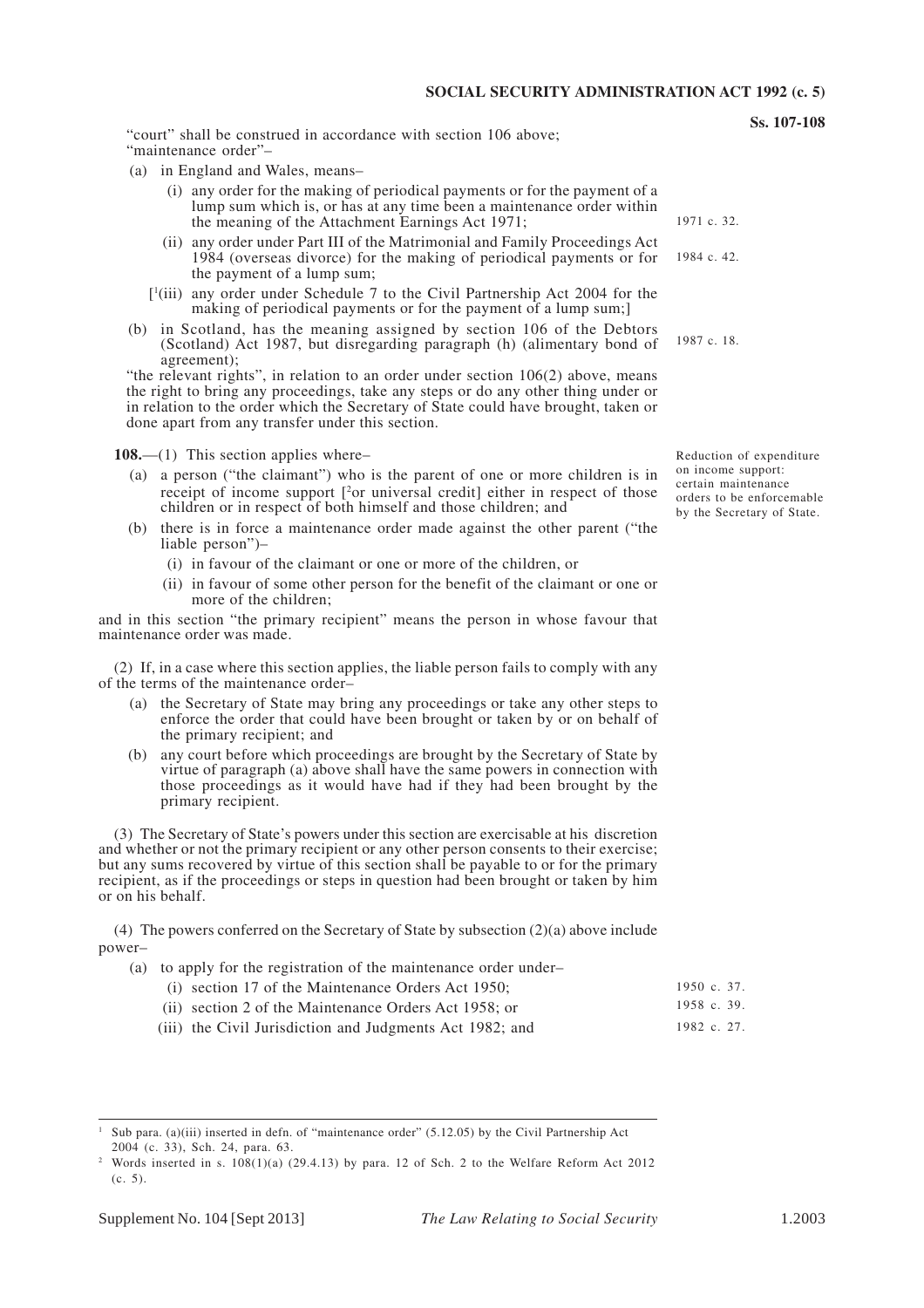"court" shall be construed in accordance with section 106 above;

"maintenance order"–

(a) in England and Wales, means–

(i) any order for the making of periodical payments or for the payment of a lump sum which is, or has at any time been a maintenance order within the meaning of the Attachment Earnings Act 1971; 1971 c. 32.

(ii) any order under Part III of the Matrimonial and Family Proceedings Act 1984 (overseas divorce) for the making of periodical payments or for the payment of a lump sum; 1984 c. 42.

[[1](iii) any order under Schedule 7 to the Civil Partnership Act 2004 for the making of periodical payments or for the payment of a lump sum;]

(b) in Scotland, has the meaning assigned by section 106 of the Debtors (Scotland) Act 1987, but disregarding paragraph (h) (alimentary bond of agreement); 1987 c. 18.

"the relevant rights", in relation to an order under section 106(2) above, means the right to bring any proceedings, take any steps or do any other thing under or in relation to the order which the Secretary of State could have brought, taken or done apart from any transfer under this section.

Reduction of expenditure on income support: certain maintenance orders to be enforcemable by the Secretary of State.

**108.**—(1) This section applies where–

(a) a person ("the claimant") who is the parent of one or more children is in receipt of income support [[2]or universal credit] either in respect of those children or in respect of both himself and those children; and

(b) there is in force a maintenance order made against the other parent ("the liable person")–

(i) in favour of the claimant or one or more of the children, or

(ii) in favour of some other person for the benefit of the claimant or one or more of the children;

and in this section "the primary recipient" means the person in whose favour that maintenance order was made.

(2) If, in a case where this section applies, the liable person fails to comply with any of the terms of the maintenance order–

(a) the Secretary of State may bring any proceedings or take any other steps to enforce the order that could have been brought or taken by or on behalf of the primary recipient; and

(b) any court before which proceedings are brought by the Secretary of State by virtue of paragraph (a) above shall have the same powers in connection with those proceedings as it would have had if they had been brought by the primary recipient.

(3) The Secretary of State's powers under this section are exercisable at his discretion and whether or not the primary recipient or any other person consents to their exercise; but any sums recovered by virtue of this section shall be payable to or for the primary recipient, as if the proceedings or steps in question had been brought or taken by him or on his behalf.

(4) The powers conferred on the Secretary of State by subsection (2)(a) above include power–

(a) to apply for the registration of the maintenance order under–

(i) section 17 of the Maintenance Orders Act 1950; 1950 c. 37.

(ii) section 2 of the Maintenance Orders Act 1958; or 1958 c. 39.

(iii) the Civil Jurisdiction and Judgments Act 1982; and 1982 c. 27.

---

[1] Sub para. (a)(iii) inserted in defn. of "maintenance order" (5.12.05) by the Civil Partnership Act 2004 (c. 33), Sch. 24, para. 63.

[2] Words inserted in s. 108(1)(a) (29.4.13) by para. 12 of Sch. 2 to the Welfare Reform Act 2012 (c. 5).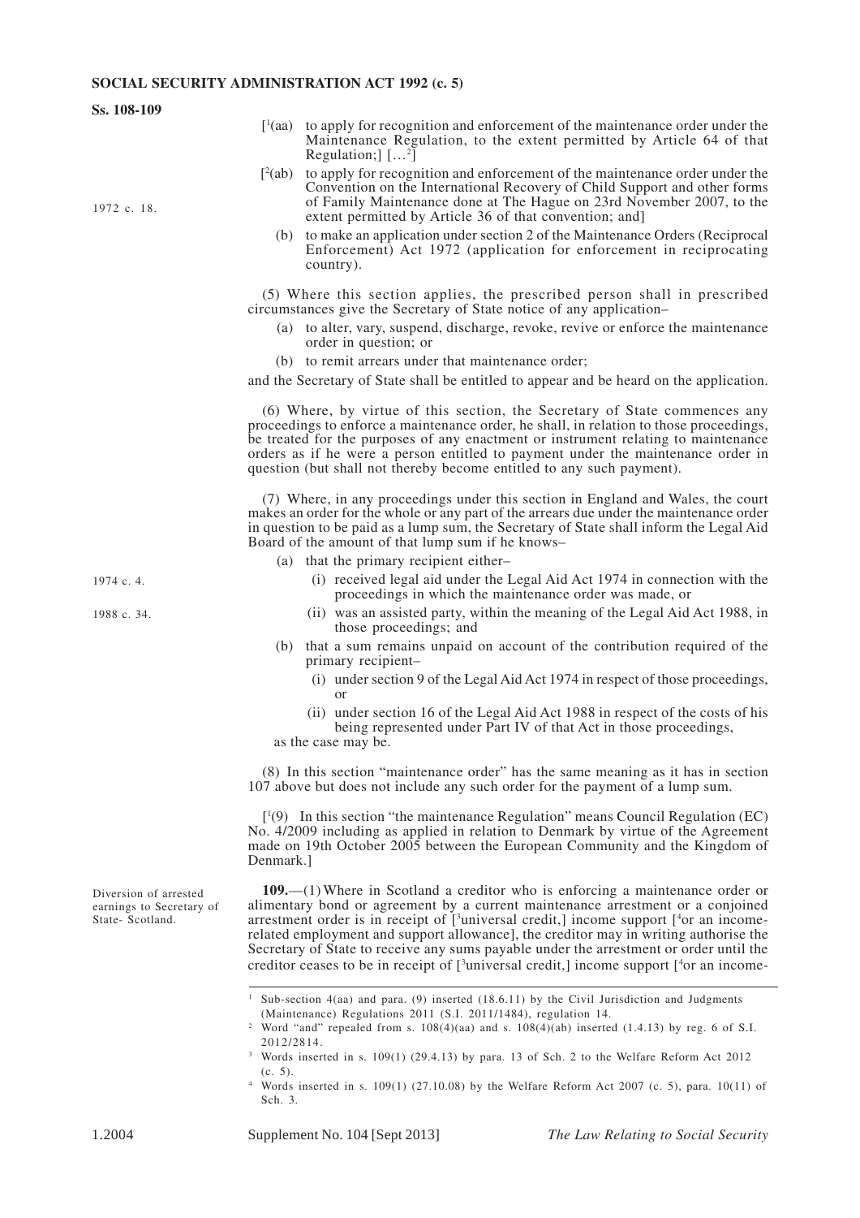[1(aa) to apply for recognition and enforcement of the maintenance order under the Maintenance Regulation, to the extent permitted by Article 64 of that Regulation;] [...2]

[2(ab) to apply for recognition and enforcement of the maintenance order under the Convention on the International Recovery of Child Support and other forms of Family Maintenance done at The Hague on 23rd November 2007, to the extent permitted by Article 36 of that convention; and]

1972 c. 18.

(b) to make an application under section 2 of the Maintenance Orders (Reciprocal Enforcement) Act 1972 (application for enforcement in reciprocating country).

(5) Where this section applies, the prescribed person shall in prescribed circumstances give the Secretary of State notice of any application–

(a) to alter, vary, suspend, discharge, revoke, revive or enforce the maintenance order in question; or

(b) to remit arrears under that maintenance order;

and the Secretary of State shall be entitled to appear and be heard on the application.

(6) Where, by virtue of this section, the Secretary of State commences any proceedings to enforce a maintenance order, he shall, in relation to those proceedings, be treated for the purposes of any enactment or instrument relating to maintenance orders as if he were a person entitled to payment under the maintenance order in question (but shall not thereby become entitled to any such payment).

(7) Where, in any proceedings under this section in England and Wales, the court makes an order for the whole or any part of the arrears due under the maintenance order in question to be paid as a lump sum, the Secretary of State shall inform the Legal Aid Board of the amount of that lump sum if he knows–

(a) that the primary recipient either–

1974 c. 4.

(i) received legal aid under the Legal Aid Act 1974 in connection with the proceedings in which the maintenance order was made, or

1988 c. 34.

(ii) was an assisted party, within the meaning of the Legal Aid Act 1988, in those proceedings; and

(b) that a sum remains unpaid on account of the contribution required of the primary recipient–

(i) under section 9 of the Legal Aid Act 1974 in respect of those proceedings, or

(ii) under section 16 of the Legal Aid Act 1988 in respect of the costs of his being represented under Part IV of that Act in those proceedings,

as the case may be.

(8) In this section "maintenance order" has the same meaning as it has in section 107 above but does not include any such order for the payment of a lump sum.

[1(9) In this section "the maintenance Regulation" means Council Regulation (EC) No. 4/2009 including as applied in relation to Denmark by virtue of the Agreement made on 19th October 2005 between the European Community and the Kingdom of Denmark.]

Diversion of arrested earnings to Secretary of State- Scotland.

**109.**—(1) Where in Scotland a creditor who is enforcing a maintenance order or alimentary bond or agreement by a current maintenance arrestment or a conjoined arrestment order is in receipt of [3universal credit,] income support [4or an income-related employment and support allowance], the creditor may in writing authorise the Secretary of State to receive any sums payable under the arrestment or order until the creditor ceases to be in receipt of [3universal credit,] income support [4or an income-

---

1 Sub-section 4(aa) and para. (9) inserted (18.6.11) by the Civil Jurisdiction and Judgments (Maintenance) Regulations 2011 (S.I. 2011/1484), regulation 14.

2 Word "and" repealed from s. 108(4)(aa) and s. 108(4)(ab) inserted (1.4.13) by reg. 6 of S.I. 2012/2814.

3 Words inserted in s. 109(1) (29.4.13) by para. 13 of Sch. 2 to the Welfare Reform Act 2012 (c. 5).

4 Words inserted in s. 109(1) (27.10.08) by the Welfare Reform Act 2007 (c. 5), para. 10(11) of Sch. 3.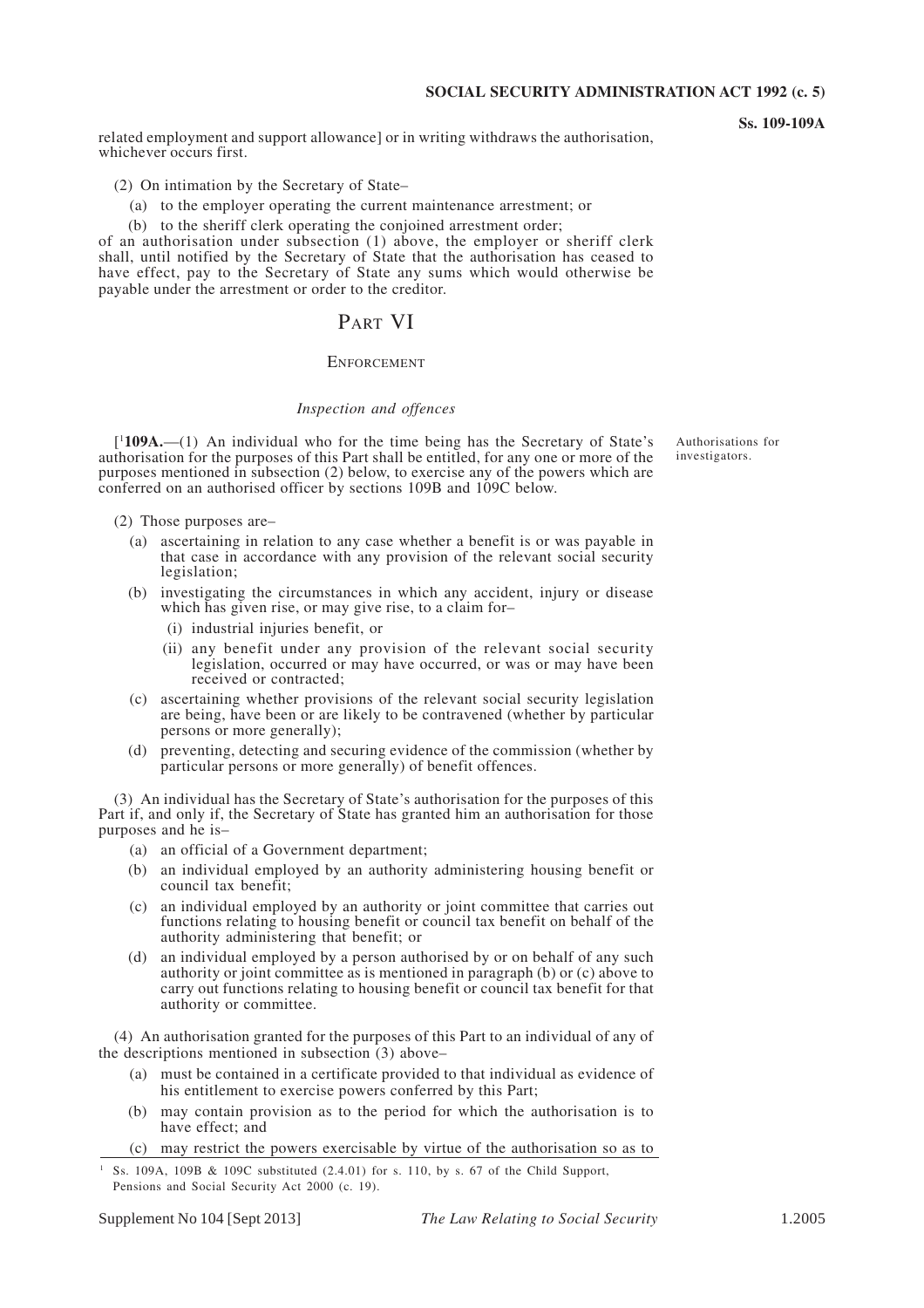related employment and support allowance] or in writing withdraws the authorisation, whichever occurs first.

(2) On intimation by the Secretary of State–

(a) to the employer operating the current maintenance arrestment; or

(b) to the sheriff clerk operating the conjoined arrestment order;

of an authorisation under subsection (1) above, the employer or sheriff clerk shall, until notified by the Secretary of State that the authorisation has ceased to have effect, pay to the Secretary of State any sums which would otherwise be payable under the arrestment or order to the creditor.

## PART VI

### ENFORCEMENT

#### *Inspection and offences*

Authorisations for investigators.

[[1]**109A.**—(1) An individual who for the time being has the Secretary of State's authorisation for the purposes of this Part shall be entitled, for any one or more of the purposes mentioned in subsection (2) below, to exercise any of the powers which are conferred on an authorised officer by sections 109B and 109C below.

(2) Those purposes are–

(a) ascertaining in relation to any case whether a benefit is or was payable in that case in accordance with any provision of the relevant social security legislation;

(b) investigating the circumstances in which any accident, injury or disease which has given rise, or may give rise, to a claim for–

(i) industrial injuries benefit, or

(ii) any benefit under any provision of the relevant social security legislation, occurred or may have occurred, or was or may have been received or contracted;

(c) ascertaining whether provisions of the relevant social security legislation are being, have been or are likely to be contravened (whether by particular persons or more generally);

(d) preventing, detecting and securing evidence of the commission (whether by particular persons or more generally) of benefit offences.

(3) An individual has the Secretary of State's authorisation for the purposes of this Part if, and only if, the Secretary of State has granted him an authorisation for those purposes and he is–

(a) an official of a Government department;

(b) an individual employed by an authority administering housing benefit or council tax benefit;

(c) an individual employed by an authority or joint committee that carries out functions relating to housing benefit or council tax benefit on behalf of the authority administering that benefit; or

(d) an individual employed by a person authorised by or on behalf of any such authority or joint committee as is mentioned in paragraph (b) or (c) above to carry out functions relating to housing benefit or council tax benefit for that authority or committee.

(4) An authorisation granted for the purposes of this Part to an individual of any of the descriptions mentioned in subsection (3) above–

(a) must be contained in a certificate provided to that individual as evidence of his entitlement to exercise powers conferred by this Part;

(b) may contain provision as to the period for which the authorisation is to have effect; and

(c) may restrict the powers exercisable by virtue of the authorisation so as to

[1] Ss. 109A, 109B & 109C substituted (2.4.01) for s. 110, by s. 67 of the Child Support, Pensions and Social Security Act 2000 (c. 19).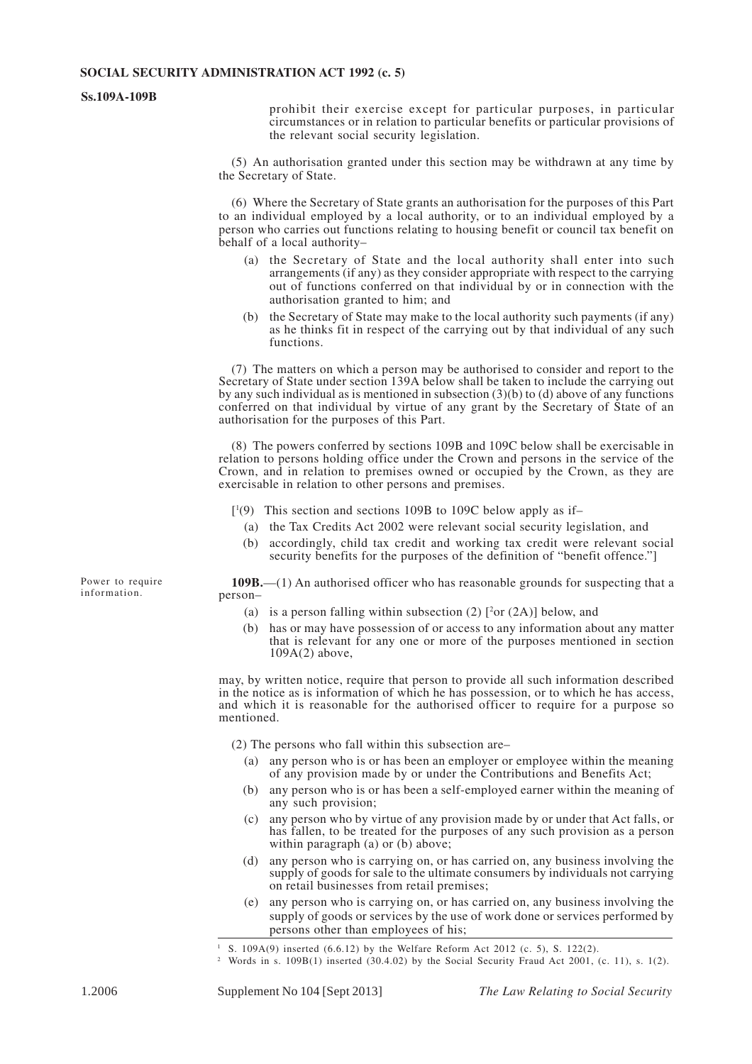prohibit their exercise except for particular purposes, in particular circumstances or in relation to particular benefits or particular provisions of the relevant social security legislation.

(5) An authorisation granted under this section may be withdrawn at any time by the Secretary of State.

(6) Where the Secretary of State grants an authorisation for the purposes of this Part to an individual employed by a local authority, or to an individual employed by a person who carries out functions relating to housing benefit or council tax benefit on behalf of a local authority–

- (a) the Secretary of State and the local authority shall enter into such arrangements (if any) as they consider appropriate with respect to the carrying out of functions conferred on that individual by or in connection with the authorisation granted to him; and
- (b) the Secretary of State may make to the local authority such payments (if any) as he thinks fit in respect of the carrying out by that individual of any such functions.

(7) The matters on which a person may be authorised to consider and report to the Secretary of State under section 139A below shall be taken to include the carrying out by any such individual as is mentioned in subsection (3)(b) to (d) above of any functions conferred on that individual by virtue of any grant by the Secretary of State of an authorisation for the purposes of this Part.

(8) The powers conferred by sections 109B and 109C below shall be exercisable in relation to persons holding office under the Crown and persons in the service of the Crown, and in relation to premises owned or occupied by the Crown, as they are exercisable in relation to other persons and premises.

[[1](9) This section and sections 109B to 109C below apply as if–

- (a) the Tax Credits Act 2002 were relevant social security legislation, and
- (b) accordingly, child tax credit and working tax credit were relevant social security benefits for the purposes of the definition of "benefit offence."]

*Power to require information.*

**109B.**—(1) An authorised officer who has reasonable grounds for suspecting that a person–

- (a) is a person falling within subsection (2) [[2]or (2A)] below, and
- (b) has or may have possession of or access to any information about any matter that is relevant for any one or more of the purposes mentioned in section 109A(2) above,

may, by written notice, require that person to provide all such information described in the notice as is information of which he has possession, or to which he has access, and which it is reasonable for the authorised officer to require for a purpose so mentioned.

(2) The persons who fall within this subsection are–

- (a) any person who is or has been an employer or employee within the meaning of any provision made by or under the Contributions and Benefits Act;
- (b) any person who is or has been a self-employed earner within the meaning of any such provision;
- (c) any person who by virtue of any provision made by or under that Act falls, or has fallen, to be treated for the purposes of any such provision as a person within paragraph (a) or (b) above;
- (d) any person who is carrying on, or has carried on, any business involving the supply of goods for sale to the ultimate consumers by individuals not carrying on retail businesses from retail premises;
- (e) any person who is carrying on, or has carried on, any business involving the supply of goods or services by the use of work done or services performed by persons other than employees of his;

---

[1] S. 109A(9) inserted (6.6.12) by the Welfare Reform Act 2012 (c. 5), S. 122(2).

[2] Words in s. 109B(1) inserted (30.4.02) by the Social Security Fraud Act 2001, (c. 11), s. 1(2).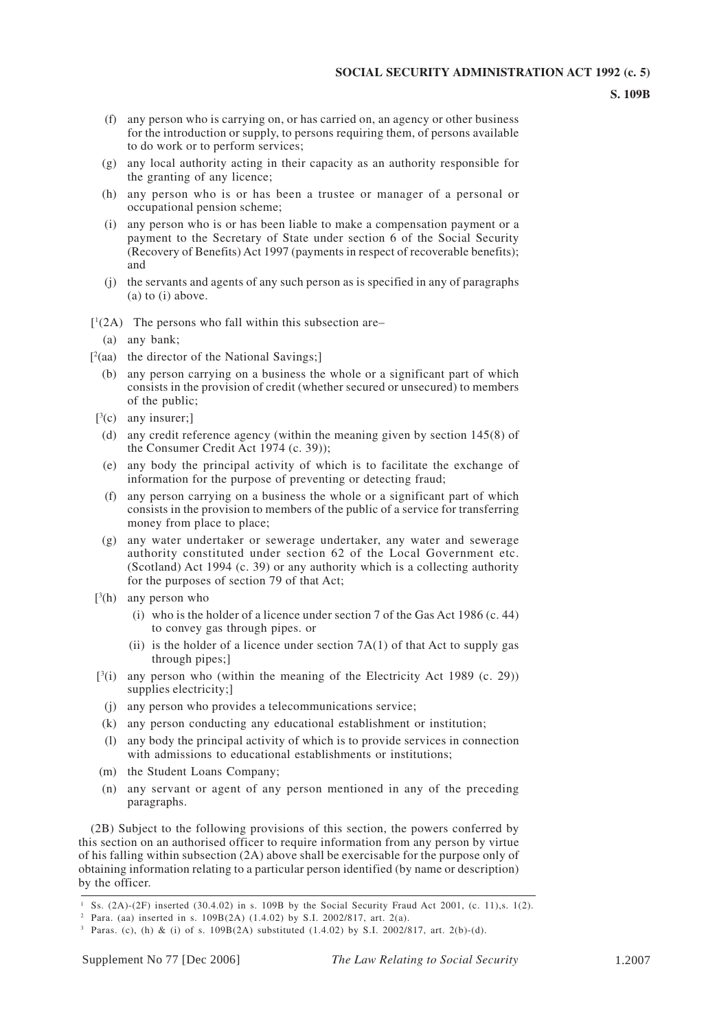(f) any person who is carrying on, or has carried on, an agency or other business for the introduction or supply, to persons requiring them, of persons available to do work or to perform services;

(g) any local authority acting in their capacity as an authority responsible for the granting of any licence;

(h) any person who is or has been a trustee or manager of a personal or occupational pension scheme;

(i) any person who is or has been liable to make a compensation payment or a payment to the Secretary of State under section 6 of the Social Security (Recovery of Benefits) Act 1997 (payments in respect of recoverable benefits); and

(j) the servants and agents of any such person as is specified in any of paragraphs (a) to (i) above.

[[1](2A) The persons who fall within this subsection are–

(a) any bank;

[[2](aa) the director of the National Savings;]

(b) any person carrying on a business the whole or a significant part of which consists in the provision of credit (whether secured or unsecured) to members of the public;

[[3](c) any insurer;]

(d) any credit reference agency (within the meaning given by section 145(8) of the Consumer Credit Act 1974 (c. 39));

(e) any body the principal activity of which is to facilitate the exchange of information for the purpose of preventing or detecting fraud;

(f) any person carrying on a business the whole or a significant part of which consists in the provision to members of the public of a service for transferring money from place to place;

(g) any water undertaker or sewerage undertaker, any water and sewerage authority constituted under section 62 of the Local Government etc. (Scotland) Act 1994 (c. 39) or any authority which is a collecting authority for the purposes of section 79 of that Act;

[[3](h) any person who

(i) who is the holder of a licence under section 7 of the Gas Act 1986 (c. 44) to convey gas through pipes. or

(ii) is the holder of a licence under section 7A(1) of that Act to supply gas through pipes;]

[[3](i) any person who (within the meaning of the Electricity Act 1989 (c. 29)) supplies electricity;]

(j) any person who provides a telecommunications service;

(k) any person conducting any educational establishment or institution;

(l) any body the principal activity of which is to provide services in connection with admissions to educational establishments or institutions;

(m) the Student Loans Company;

(n) any servant or agent of any person mentioned in any of the preceding paragraphs.

(2B) Subject to the following provisions of this section, the powers conferred by this section on an authorised officer to require information from any person by virtue of his falling within subsection (2A) above shall be exercisable for the purpose only of obtaining information relating to a particular person identified (by name or description) by the officer.

---

[1] Ss. (2A)-(2F) inserted (30.4.02) in s. 109B by the Social Security Fraud Act 2001, (c. 11),s. 1(2).

[2] Para. (aa) inserted in s. 109B(2A) (1.4.02) by S.I. 2002/817, art. 2(a).

[3] Paras. (c), (h) & (i) of s. 109B(2A) substituted (1.4.02) by S.I. 2002/817, art. 2(b)-(d).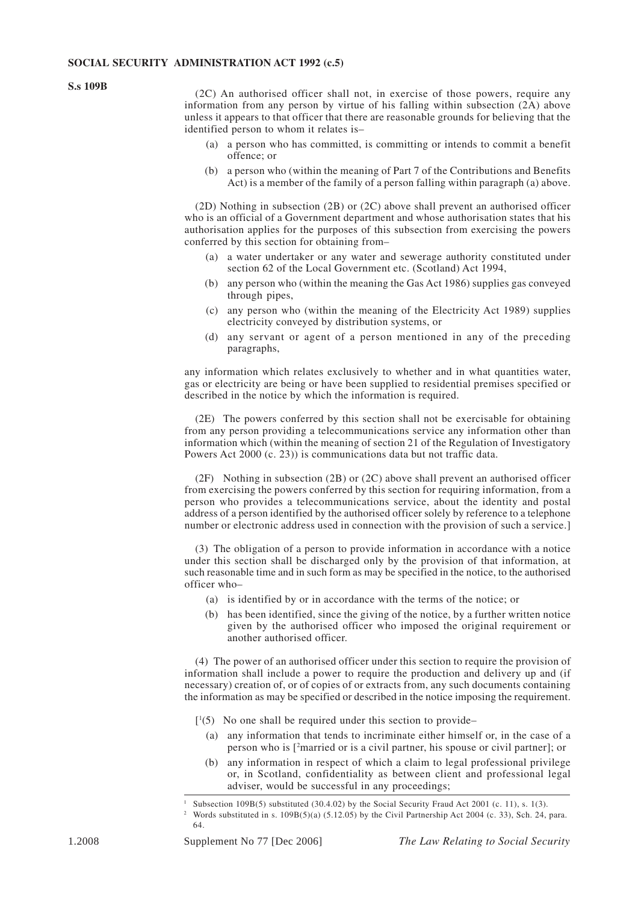(2C) An authorised officer shall not, in exercise of those powers, require any information from any person by virtue of his falling within subsection (2A) above unless it appears to that officer that there are reasonable grounds for believing that the identified person to whom it relates is–

- (a) a person who has committed, is committing or intends to commit a benefit offence; or
- (b) a person who (within the meaning of Part 7 of the Contributions and Benefits Act) is a member of the family of a person falling within paragraph (a) above.

(2D) Nothing in subsection (2B) or (2C) above shall prevent an authorised officer who is an official of a Government department and whose authorisation states that his authorisation applies for the purposes of this subsection from exercising the powers conferred by this section for obtaining from–

- (a) a water undertaker or any water and sewerage authority constituted under section 62 of the Local Government etc. (Scotland) Act 1994,
- (b) any person who (within the meaning the Gas Act 1986) supplies gas conveyed through pipes,
- (c) any person who (within the meaning of the Electricity Act 1989) supplies electricity conveyed by distribution systems, or
- (d) any servant or agent of a person mentioned in any of the preceding paragraphs,

any information which relates exclusively to whether and in what quantities water, gas or electricity are being or have been supplied to residential premises specified or described in the notice by which the information is required.

(2E) The powers conferred by this section shall not be exercisable for obtaining from any person providing a telecommunications service any information other than information which (within the meaning of section 21 of the Regulation of Investigatory Powers Act 2000 (c. 23)) is communications data but not traffic data.

(2F) Nothing in subsection (2B) or (2C) above shall prevent an authorised officer from exercising the powers conferred by this section for requiring information, from a person who provides a telecommunications service, about the identity and postal address of a person identified by the authorised officer solely by reference to a telephone number or electronic address used in connection with the provision of such a service.]

(3) The obligation of a person to provide information in accordance with a notice under this section shall be discharged only by the provision of that information, at such reasonable time and in such form as may be specified in the notice, to the authorised officer who–

- (a) is identified by or in accordance with the terms of the notice; or
- (b) has been identified, since the giving of the notice, by a further written notice given by the authorised officer who imposed the original requirement or another authorised officer.

(4) The power of an authorised officer under this section to require the provision of information shall include a power to require the production and delivery up and (if necessary) creation of, or of copies of or extracts from, any such documents containing the information as may be specified or described in the notice imposing the requirement.

[[1](5) No one shall be required under this section to provide–

- (a) any information that tends to incriminate either himself or, in the case of a person who is [[2]married or is a civil partner, his spouse or civil partner]; or
- (b) any information in respect of which a claim to legal professional privilege or, in Scotland, confidentiality as between client and professional legal adviser, would be successful in any proceedings;

---

[1] Subsection 109B(5) substituted (30.4.02) by the Social Security Fraud Act 2001 (c. 11), s. 1(3).

[2] Words substituted in s. 109B(5)(a) (5.12.05) by the Civil Partnership Act 2004 (c. 33), Sch. 24, para. 64.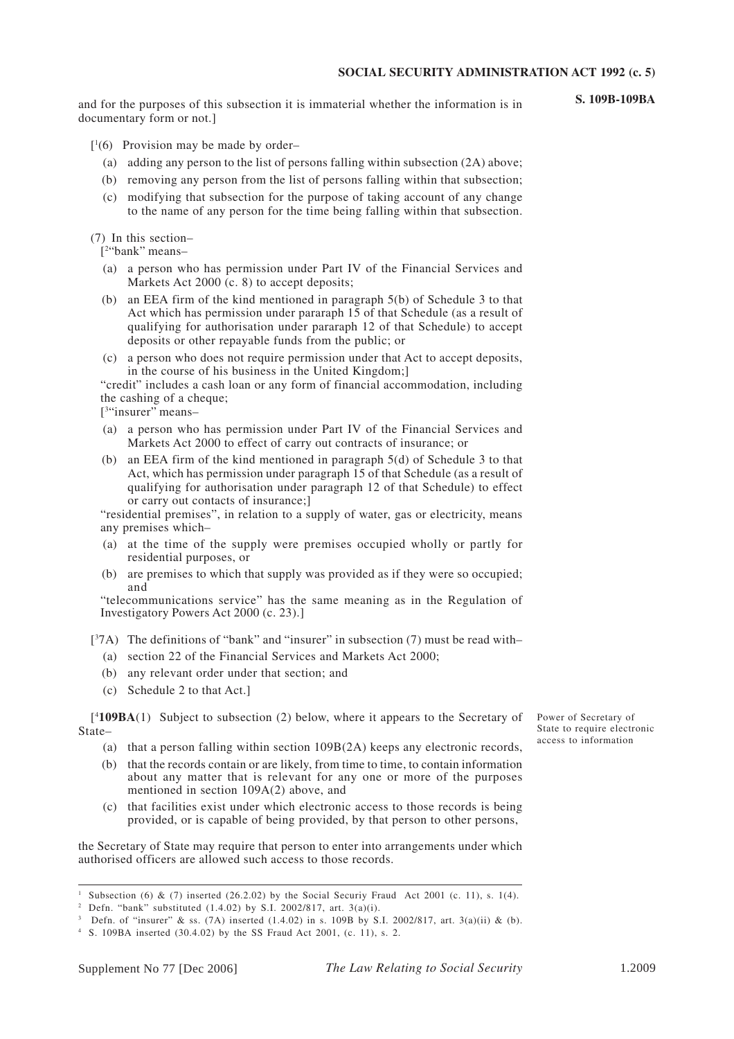and for the purposes of this subsection it is immaterial whether the information is in documentary form or not.]

[1(6) Provision may be made by order–

(a) adding any person to the list of persons falling within subsection (2A) above;

(b) removing any person from the list of persons falling within that subsection;

(c) modifying that subsection for the purpose of taking account of any change to the name of any person for the time being falling within that subsection.

(7) In this section–

[2"bank" means–

(a) a person who has permission under Part IV of the Financial Services and Markets Act 2000 (c. 8) to accept deposits;

(b) an EEA firm of the kind mentioned in paragraph 5(b) of Schedule 3 to that Act which has permission under pararaph 15 of that Schedule (as a result of qualifying for authorisation under pararaph 12 of that Schedule) to accept deposits or other repayable funds from the public; or

(c) a person who does not require permission under that Act to accept deposits, in the course of his business in the United Kingdom;]

"credit" includes a cash loan or any form of financial accommodation, including the cashing of a cheque;

[3"insurer" means–

(a) a person who has permission under Part IV of the Financial Services and Markets Act 2000 to effect of carry out contracts of insurance; or

(b) an EEA firm of the kind mentioned in paragraph 5(d) of Schedule 3 to that Act, which has permission under paragraph 15 of that Schedule (as a result of qualifying for authorisation under paragraph 12 of that Schedule) to effect or carry out contacts of insurance;]

"residential premises", in relation to a supply of water, gas or electricity, means any premises which–

(a) at the time of the supply were premises occupied wholly or partly for residential purposes, or

(b) are premises to which that supply was provided as if they were so occupied; and

"telecommunications service" has the same meaning as in the Regulation of Investigatory Powers Act 2000 (c. 23).]

[37A) The definitions of "bank" and "insurer" in subsection (7) must be read with–

(a) section 22 of the Financial Services and Markets Act 2000;

(b) any relevant order under that section; and

(c) Schedule 2 to that Act.]

*Power of Secretary of State to require electronic access to information*

[4**109BA**(1) Subject to subsection (2) below, where it appears to the Secretary of State–

(a) that a person falling within section 109B(2A) keeps any electronic records,

(b) that the records contain or are likely, from time to time, to contain information about any matter that is relevant for any one or more of the purposes mentioned in section 109A(2) above, and

(c) that facilities exist under which electronic access to those records is being provided, or is capable of being provided, by that person to other persons,

the Secretary of State may require that person to enter into arrangements under which authorised officers are allowed such access to those records.

---

1 Subsection (6) & (7) inserted (26.2.02) by the Social Securiy Fraud Act 2001 (c. 11), s. 1(4).

2 Defn. "bank" substituted (1.4.02) by S.I. 2002/817, art. 3(a)(i).

3 Defn. of "insurer" & ss. (7A) inserted (1.4.02) in s. 109B by S.I. 2002/817, art. 3(a)(ii) & (b).

4 S. 109BA inserted (30.4.02) by the SS Fraud Act 2001, (c. 11), s. 2.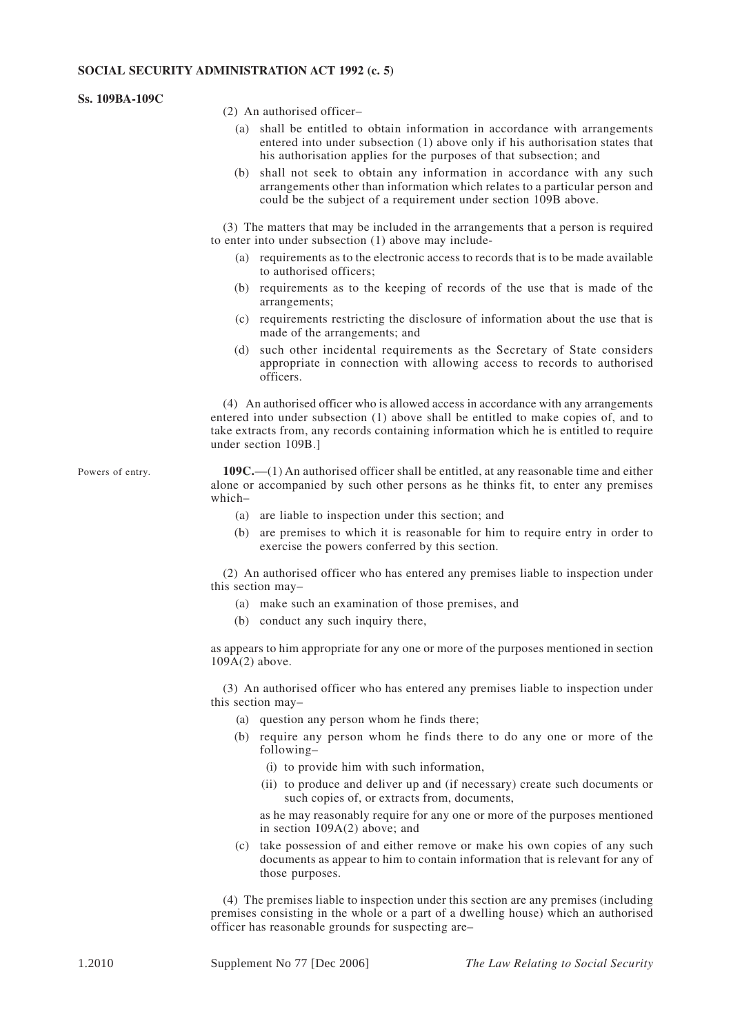(2) An authorised officer–

(a) shall be entitled to obtain information in accordance with arrangements entered into under subsection (1) above only if his authorisation states that his authorisation applies for the purposes of that subsection; and

(b) shall not seek to obtain any information in accordance with any such arrangements other than information which relates to a particular person and could be the subject of a requirement under section 109B above.

(3) The matters that may be included in the arrangements that a person is required to enter into under subsection (1) above may include-

(a) requirements as to the electronic access to records that is to be made available to authorised officers;

(b) requirements as to the keeping of records of the use that is made of the arrangements;

(c) requirements restricting the disclosure of information about the use that is made of the arrangements; and

(d) such other incidental requirements as the Secretary of State considers appropriate in connection with allowing access to records to authorised officers.

(4) An authorised officer who is allowed access in accordance with any arrangements entered into under subsection (1) above shall be entitled to make copies of, and to take extracts from, any records containing information which he is entitled to require under section 109B.]

Powers of entry.

**109C.**—(1) An authorised officer shall be entitled, at any reasonable time and either alone or accompanied by such other persons as he thinks fit, to enter any premises which–

(a) are liable to inspection under this section; and

(b) are premises to which it is reasonable for him to require entry in order to exercise the powers conferred by this section.

(2) An authorised officer who has entered any premises liable to inspection under this section may–

(a) make such an examination of those premises, and

(b) conduct any such inquiry there,

as appears to him appropriate for any one or more of the purposes mentioned in section 109A(2) above.

(3) An authorised officer who has entered any premises liable to inspection under this section may–

(a) question any person whom he finds there;

(b) require any person whom he finds there to do any one or more of the following–

(i) to provide him with such information,

(ii) to produce and deliver up and (if necessary) create such documents or such copies of, or extracts from, documents,

as he may reasonably require for any one or more of the purposes mentioned in section 109A(2) above; and

(c) take possession of and either remove or make his own copies of any such documents as appear to him to contain information that is relevant for any of those purposes.

(4) The premises liable to inspection under this section are any premises (including premises consisting in the whole or a part of a dwelling house) which an authorised officer has reasonable grounds for suspecting are–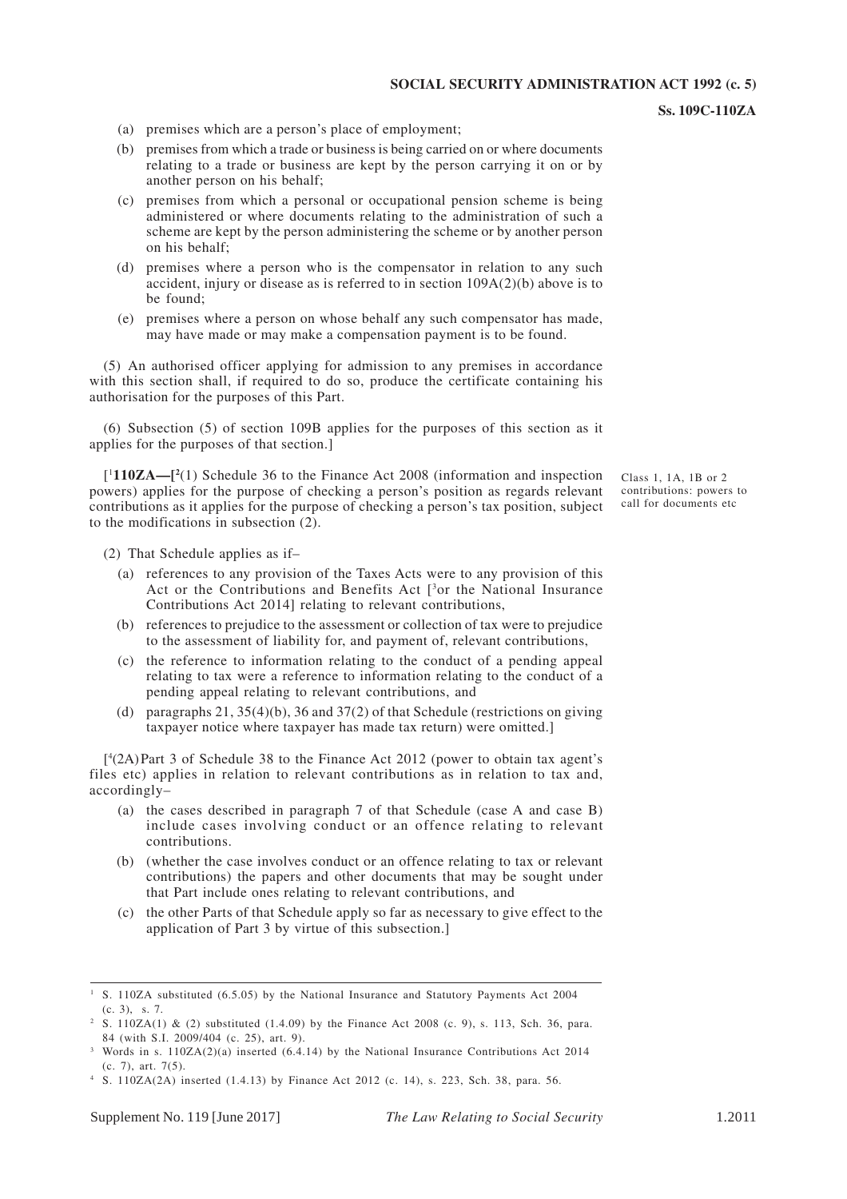(a) premises which are a person's place of employment;

(b) premises from which a trade or business is being carried on or where documents relating to a trade or business are kept by the person carrying it on or by another person on his behalf;

(c) premises from which a personal or occupational pension scheme is being administered or where documents relating to the administration of such a scheme are kept by the person administering the scheme or by another person on his behalf;

(d) premises where a person who is the compensator in relation to any such accident, injury or disease as is referred to in section 109A(2)(b) above is to be found;

(e) premises where a person on whose behalf any such compensator has made, may have made or may make a compensation payment is to be found.

(5) An authorised officer applying for admission to any premises in accordance with this section shall, if required to do so, produce the certificate containing his authorisation for the purposes of this Part.

(6) Subsection (5) of section 109B applies for the purposes of this section as it applies for the purposes of that section.]

*Class 1, 1A, 1B or 2 contributions: powers to call for documents etc*

[[1]**110ZA—**[[2]](1) Schedule 36 to the Finance Act 2008 (information and inspection powers) applies for the purpose of checking a person's position as regards relevant contributions as it applies for the purpose of checking a person's tax position, subject to the modifications in subsection (2).

(2) That Schedule applies as if–

(a) references to any provision of the Taxes Acts were to any provision of this Act or the Contributions and Benefits Act [[3]or the National Insurance Contributions Act 2014] relating to relevant contributions,

(b) references to prejudice to the assessment or collection of tax were to prejudice to the assessment of liability for, and payment of, relevant contributions,

(c) the reference to information relating to the conduct of a pending appeal relating to tax were a reference to information relating to the conduct of a pending appeal relating to relevant contributions, and

(d) paragraphs 21, 35(4)(b), 36 and 37(2) of that Schedule (restrictions on giving taxpayer notice where taxpayer has made tax return) were omitted.]

[[4](2A) Part 3 of Schedule 38 to the Finance Act 2012 (power to obtain tax agent's files etc) applies in relation to relevant contributions as in relation to tax and, accordingly–

(a) the cases described in paragraph 7 of that Schedule (case A and case B) include cases involving conduct or an offence relating to relevant contributions.

(b) (whether the case involves conduct or an offence relating to tax or relevant contributions) the papers and other documents that may be sought under that Part include ones relating to relevant contributions, and

(c) the other Parts of that Schedule apply so far as necessary to give effect to the application of Part 3 by virtue of this subsection.]

---

[1] S. 110ZA substituted (6.5.05) by the National Insurance and Statutory Payments Act 2004 (c. 3), s. 7.

[2] S. 110ZA(1) & (2) substituted (1.4.09) by the Finance Act 2008 (c. 9), s. 113, Sch. 36, para. 84 (with S.I. 2009/404 (c. 25), art. 9).

[3] Words in s. 110ZA(2)(a) inserted (6.4.14) by the National Insurance Contributions Act 2014 (c. 7), art. 7(5).

[4] S. 110ZA(2A) inserted (1.4.13) by Finance Act 2012 (c. 14), s. 223, Sch. 38, para. 56.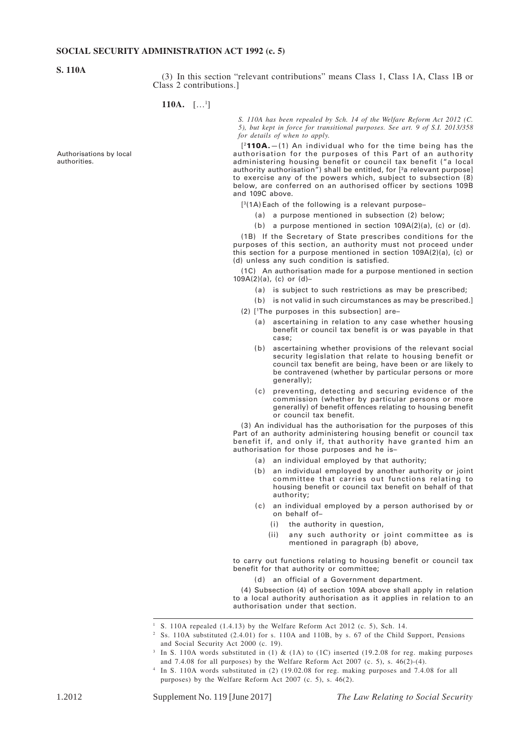(3) In this section "relevant contributions" means Class 1, Class 1A, Class 1B or Class 2 contributions.]

**110A.** […[1]]

*S. 110A has been repealed by Sch. 14 of the Welfare Reform Act 2012 (C. 5), but kept in force for transitional purposes. See art. 9 of S.I. 2013/358 for details of when to apply.*

Authorisations by local authorities.

[[2]**110A.**—(1) An individual who for the time being has the authorisation for the purposes of this Part of an authority administering housing benefit or council tax benefit ("a local authority authorisation") shall be entitled, for [[3]a relevant purpose] to exercise any of the powers which, subject to subsection (8) below, are conferred on an authorised officer by sections 109B and 109C above.

[[3](1A) Each of the following is a relevant purpose–

(a) a purpose mentioned in subsection (2) below;

(b) a purpose mentioned in section 109A(2)(a), (c) or (d).

(1B) If the Secretary of State prescribes conditions for the purposes of this section, an authority must not proceed under this section for a purpose mentioned in section 109A(2)(a), (c) or (d) unless any such condition is satisfied.

(1C) An authorisation made for a purpose mentioned in section 109A(2)(a), (c) or (d)–

(a) is subject to such restrictions as may be prescribed;

(b) is not valid in such circumstances as may be prescribed.]

(2) [[1]The purposes in this subsection] are–

(a) ascertaining in relation to any case whether housing benefit or council tax benefit is or was payable in that case;

(b) ascertaining whether provisions of the relevant social security legislation that relate to housing benefit or council tax benefit are being, have been or are likely to be contravened (whether by particular persons or more generally);

(c) preventing, detecting and securing evidence of the commission (whether by particular persons or more generally) of benefit offences relating to housing benefit or council tax benefit.

(3) An individual has the authorisation for the purposes of this Part of an authority administering housing benefit or council tax benefit if, and only if, that authority have granted him an authorisation for those purposes and he is–

(a) an individual employed by that authority;

(b) an individual employed by another authority or joint committee that carries out functions relating to housing benefit or council tax benefit on behalf of that authority;

(c) an individual employed by a person authorised by or on behalf of–

(i) the authority in question,

(ii) any such authority or joint committee as is mentioned in paragraph (b) above,

to carry out functions relating to housing benefit or council tax benefit for that authority or committee;

(d) an official of a Government department.

(4) Subsection (4) of section 109A above shall apply in relation to a local authority authorisation as it applies in relation to an authorisation under that section.

---

1 S. 110A repealed (1.4.13) by the Welfare Reform Act 2012 (c. 5), Sch. 14.

2 Ss. 110A substituted (2.4.01) for s. 110A and 110B, by s. 67 of the Child Support, Pensions and Social Security Act 2000 (c. 19).

3 In S. 110A words substituted in (1) & (1A) to (1C) inserted (19.2.08 for reg. making purposes and 7.4.08 for all purposes) by the Welfare Reform Act 2007 (c. 5), s. 46(2)-(4).

4 In S. 110A words substituted in (2) (19.02.08 for reg. making purposes and 7.4.08 for all purposes) by the Welfare Reform Act 2007 (c. 5), s. 46(2).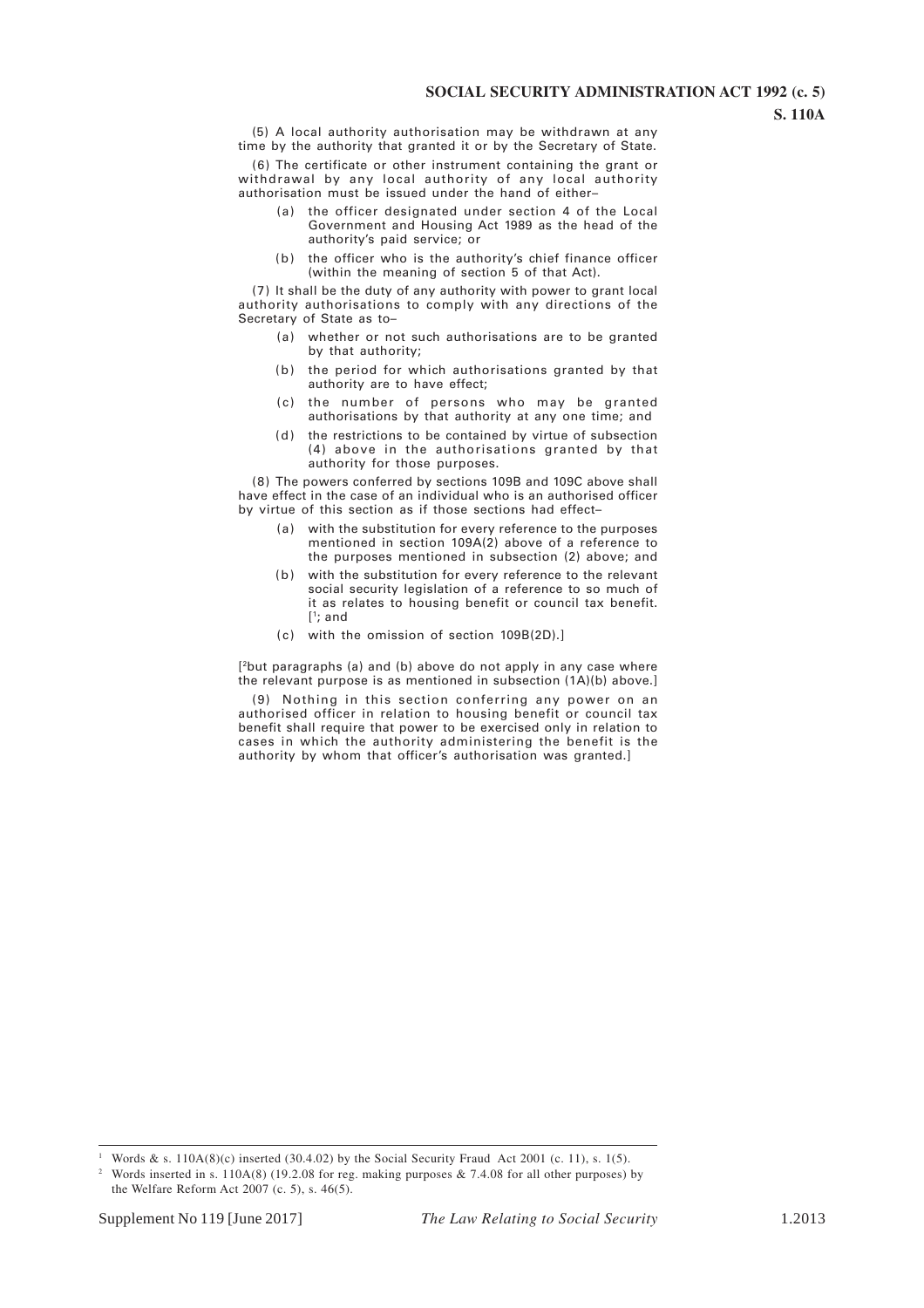(5) A local authority authorisation may be withdrawn at any time by the authority that granted it or by the Secretary of State.

(6) The certificate or other instrument containing the grant or withdrawal by any local authority of any local authority authorisation must be issued under the hand of either–

- (a) the officer designated under section 4 of the Local Government and Housing Act 1989 as the head of the authority's paid service; or
- (b) the officer who is the authority's chief finance officer (within the meaning of section 5 of that Act).

(7) It shall be the duty of any authority with power to grant local authority authorisations to comply with any directions of the Secretary of State as to–

- (a) whether or not such authorisations are to be granted by that authority;
- (b) the period for which authorisations granted by that authority are to have effect;
- (c) the number of persons who may be granted authorisations by that authority at any one time; and
- (d) the restrictions to be contained by virtue of subsection (4) above in the authorisations granted by that authority for those purposes.

(8) The powers conferred by sections 109B and 109C above shall have effect in the case of an individual who is an authorised officer by virtue of this section as if those sections had effect–

- (a) with the substitution for every reference to the purposes mentioned in section 109A(2) above of a reference to the purposes mentioned in subsection (2) above; and
- (b) with the substitution for every reference to the relevant social security legislation of a reference to so much of it as relates to housing benefit or council tax benefit. [[1]; and
- (c) with the omission of section 109B(2D).]

[[2]but paragraphs (a) and (b) above do not apply in any case where the relevant purpose is as mentioned in subsection (1A)(b) above.]

(9) Nothing in this section conferring any power on an authorised officer in relation to housing benefit or council tax benefit shall require that power to be exercised only in relation to cases in which the authority administering the benefit is the authority by whom that officer's authorisation was granted.]

---

[1] Words & s. 110A(8)(c) inserted (30.4.02) by the Social Security Fraud Act 2001 (c. 11), s. 1(5).

[2] Words inserted in s. 110A(8) (19.2.08 for reg. making purposes & 7.4.08 for all other purposes) by the Welfare Reform Act 2007 (c. 5), s. 46(5).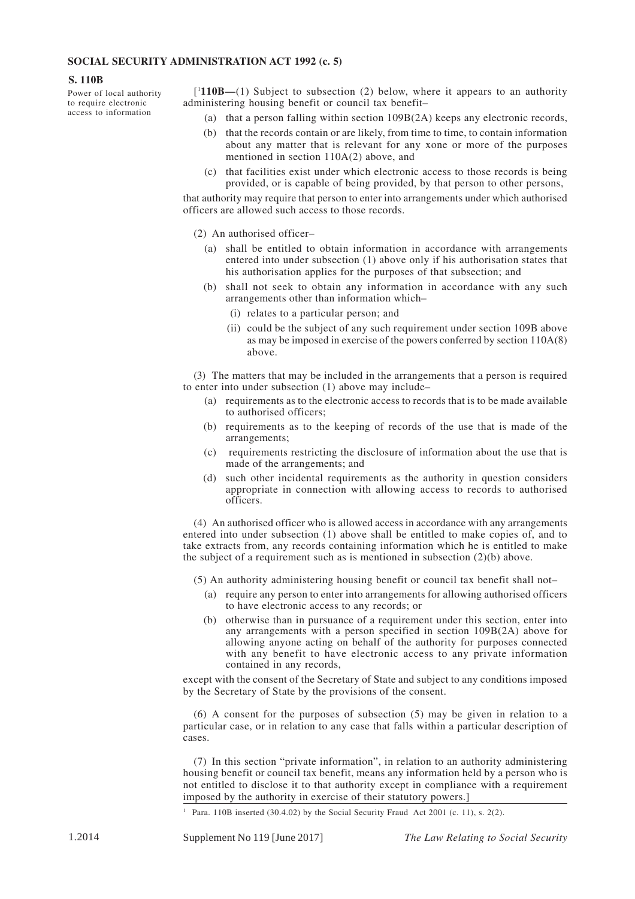**S. 110B**

Power of local authority to require electronic access to information

[[1]**110B—**(1) Subject to subsection (2) below, where it appears to an authority administering housing benefit or council tax benefit–

- (a) that a person falling within section 109B(2A) keeps any electronic records,
- (b) that the records contain or are likely, from time to time, to contain information about any matter that is relevant for any xone or more of the purposes mentioned in section 110A(2) above, and
- (c) that facilities exist under which electronic access to those records is being provided, or is capable of being provided, by that person to other persons,

that authority may require that person to enter into arrangements under which authorised officers are allowed such access to those records.

(2) An authorised officer–

- (a) shall be entitled to obtain information in accordance with arrangements entered into under subsection (1) above only if his authorisation states that his authorisation applies for the purposes of that subsection; and
- (b) shall not seek to obtain any information in accordance with any such arrangements other than information which–
  - (i) relates to a particular person; and
  - (ii) could be the subject of any such requirement under section 109B above as may be imposed in exercise of the powers conferred by section 110A(8) above.

(3) The matters that may be included in the arrangements that a person is required to enter into under subsection (1) above may include–

- (a) requirements as to the electronic access to records that is to be made available to authorised officers;
- (b) requirements as to the keeping of records of the use that is made of the arrangements;
- (c) requirements restricting the disclosure of information about the use that is made of the arrangements; and
- (d) such other incidental requirements as the authority in question considers appropriate in connection with allowing access to records to authorised officers.

(4) An authorised officer who is allowed access in accordance with any arrangements entered into under subsection (1) above shall be entitled to make copies of, and to take extracts from, any records containing information which he is entitled to make the subject of a requirement such as is mentioned in subsection (2)(b) above.

(5) An authority administering housing benefit or council tax benefit shall not–

- (a) require any person to enter into arrangements for allowing authorised officers to have electronic access to any records; or
- (b) otherwise than in pursuance of a requirement under this section, enter into any arrangements with a person specified in section 109B(2A) above for allowing anyone acting on behalf of the authority for purposes connected with any benefit to have electronic access to any private information contained in any records,

except with the consent of the Secretary of State and subject to any conditions imposed by the Secretary of State by the provisions of the consent.

(6) A consent for the purposes of subsection (5) may be given in relation to a particular case, or in relation to any case that falls within a particular description of cases.

(7) In this section "private information", in relation to an authority administering housing benefit or council tax benefit, means any information held by a person who is not entitled to disclose it to that authority except in compliance with a requirement imposed by the authority in exercise of their statutory powers.]

---

[1] Para. 110B inserted (30.4.02) by the Social Security Fraud Act 2001 (c. 11), s. 2(2).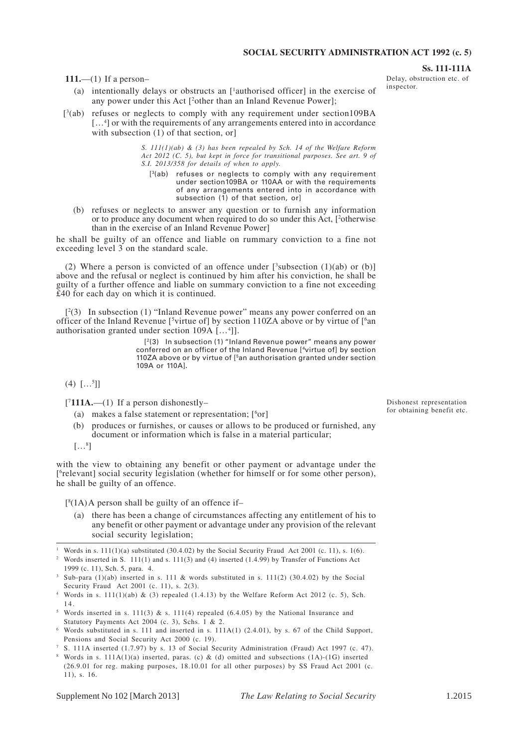**111.**—(1) If a person–

Delay, obstruction etc. of inspector.

(a) intentionally delays or obstructs an [1authorised officer] in the exercise of any power under this Act [2other than an Inland Revenue Power];

[3(ab) refuses or neglects to comply with any requirement under section109BA […4] or with the requirements of any arrangements entered into in accordance with subsection (1) of that section, or]

> *S. 111(1)(ab) & (3) has been repealed by Sch. 14 of the Welfare Reform Act 2012 (C. 5), but kept in force for transitional purposes. See art. 9 of S.I. 2013/358 for details of when to apply.*
>
> [3(ab) refuses or neglects to comply with any requirement under section109BA or 110AA or with the requirements of any arrangements entered into in accordance with subsection (1) of that section, or]

(b) refuses or neglects to answer any question or to furnish any information or to produce any document when required to do so under this Act, [2otherwise than in the exercise of an Inland Revenue Power]

he shall be guilty of an offence and liable on rummary conviction to a fine not exceeding level 3 on the standard scale.

(2) Where a person is convicted of an offence under [3subsection (1)(ab) or (b)] above and the refusal or neglect is continued by him after his conviction, he shall be guilty of a further offence and liable on summary conviction to a fine not exceeding £40 for each day on which it is continued.

[2(3) In subsection (1) "Inland Revenue power" means any power conferred on an officer of the Inland Revenue [5virtue of] by section 110ZA above or by virtue of [6an authorisation granted under section 109A […4]].

> [2(3) In subsection (1) "Inland Revenue power" means any power conferred on an officer of the Inland Revenue [4virtue of] by section 110ZA above or by virtue of [5an authorisation granted under section 109A or 110A].

(4) […5]]

[7**111A.**—(1) If a person dishonestly–

Dishonest representation for obtaining benefit etc.

(a) makes a false statement or representation; [6or]

(b) produces or furnishes, or causes or allows to be produced or furnished, any document or information which is false in a material particular;

[…8]

with the view to obtaining any benefit or other payment or advantage under the [6relevant] social security legislation (whether for himself or for some other person), he shall be guilty of an offence.

[8(1A) A person shall be guilty of an offence if–

(a) there has been a change of circumstances affecting any entitlement of his to any benefit or other payment or advantage under any provision of the relevant social security legislation;

---

1 Words in s. 111(1)(a) substituted (30.4.02) by the Social Security Fraud Act 2001 (c. 11), s. 1(6).

2 Words inserted in S. 111(1) and s. 111(3) and (4) inserted (1.4.99) by Transfer of Functions Act 1999 (c. 11), Sch. 5, para. 4.

3 Sub-para (1)(ab) inserted in s. 111 & words substituted in s. 111(2) (30.4.02) by the Social Security Fraud Act 2001 (c. 11), s. 2(3).

4 Words in s. 111(1)(ab) & (3) repealed (1.4.13) by the Welfare Reform Act 2012 (c. 5), Sch. 14.

5 Words inserted in s. 111(3) & s. 111(4) repealed (6.4.05) by the National Insurance and Statutory Payments Act 2004 (c. 3), Schs. 1 & 2.

6 Words substituted in s. 111 and inserted in s. 111A(1) (2.4.01), by s. 67 of the Child Support, Pensions and Social Security Act 2000 (c. 19).

7 S. 111A inserted (1.7.97) by s. 13 of Social Security Administration (Fraud) Act 1997 (c. 47).

8 Words in s. 111A(1)(a) inserted, paras. (c) & (d) omitted and subsections (1A)-(1G) inserted (26.9.01 for reg. making purposes, 18.10.01 for all other purposes) by SS Fraud Act 2001 (c. 11), s. 16.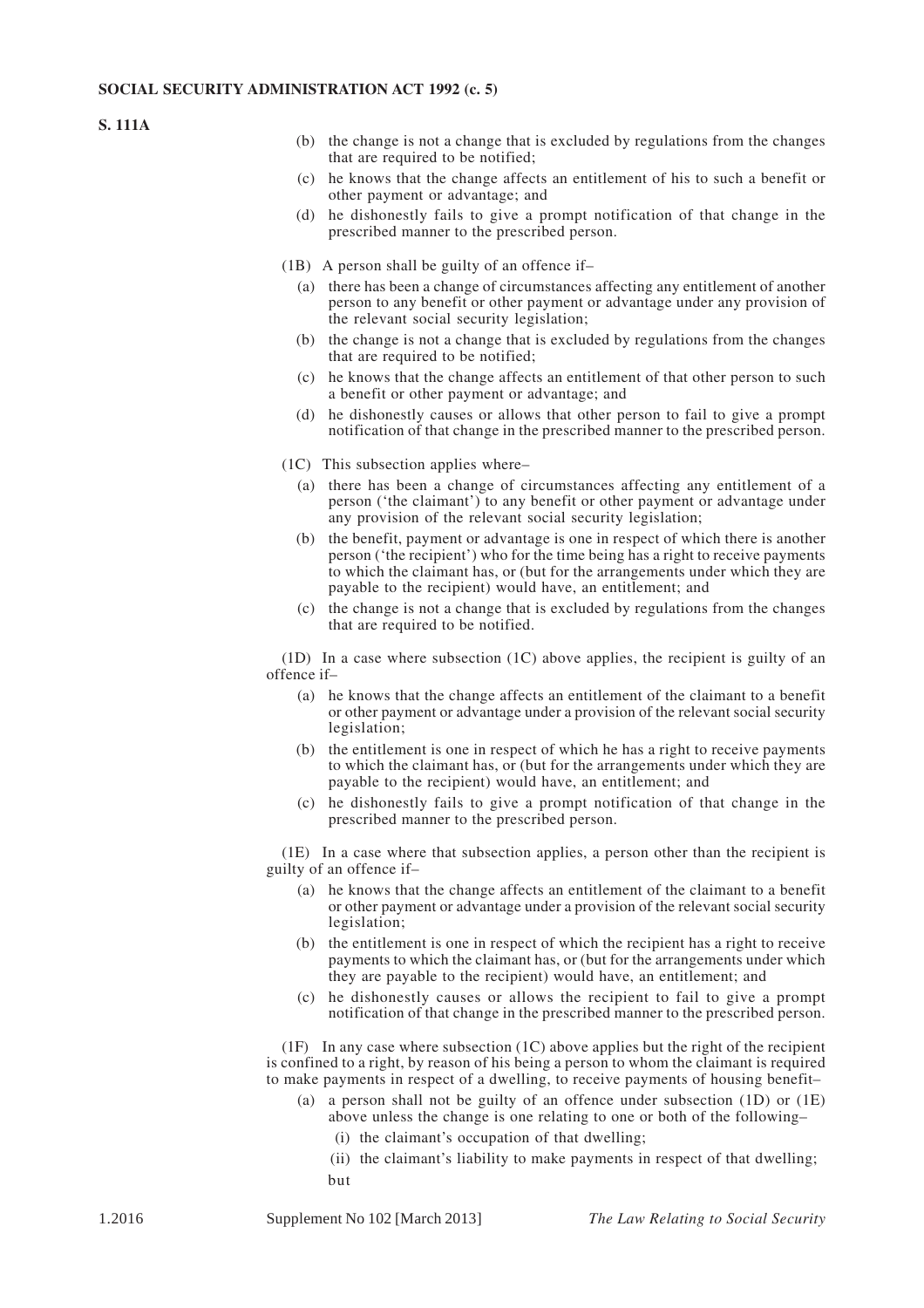(b) the change is not a change that is excluded by regulations from the changes that are required to be notified;

(c) he knows that the change affects an entitlement of his to such a benefit or other payment or advantage; and

(d) he dishonestly fails to give a prompt notification of that change in the prescribed manner to the prescribed person.

(1B) A person shall be guilty of an offence if–

(a) there has been a change of circumstances affecting any entitlement of another person to any benefit or other payment or advantage under any provision of the relevant social security legislation;

(b) the change is not a change that is excluded by regulations from the changes that are required to be notified;

(c) he knows that the change affects an entitlement of that other person to such a benefit or other payment or advantage; and

(d) he dishonestly causes or allows that other person to fail to give a prompt notification of that change in the prescribed manner to the prescribed person.

(1C) This subsection applies where–

(a) there has been a change of circumstances affecting any entitlement of a person ('the claimant') to any benefit or other payment or advantage under any provision of the relevant social security legislation;

(b) the benefit, payment or advantage is one in respect of which there is another person ('the recipient') who for the time being has a right to receive payments to which the claimant has, or (but for the arrangements under which they are payable to the recipient) would have, an entitlement; and

(c) the change is not a change that is excluded by regulations from the changes that are required to be notified.

(1D) In a case where subsection (1C) above applies, the recipient is guilty of an offence if–

(a) he knows that the change affects an entitlement of the claimant to a benefit or other payment or advantage under a provision of the relevant social security legislation;

(b) the entitlement is one in respect of which he has a right to receive payments to which the claimant has, or (but for the arrangements under which they are payable to the recipient) would have, an entitlement; and

(c) he dishonestly fails to give a prompt notification of that change in the prescribed manner to the prescribed person.

(1E) In a case where that subsection applies, a person other than the recipient is guilty of an offence if–

(a) he knows that the change affects an entitlement of the claimant to a benefit or other payment or advantage under a provision of the relevant social security legislation;

(b) the entitlement is one in respect of which the recipient has a right to receive payments to which the claimant has, or (but for the arrangements under which they are payable to the recipient) would have, an entitlement; and

(c) he dishonestly causes or allows the recipient to fail to give a prompt notification of that change in the prescribed manner to the prescribed person.

(1F) In any case where subsection (1C) above applies but the right of the recipient is confined to a right, by reason of his being a person to whom the claimant is required to make payments in respect of a dwelling, to receive payments of housing benefit–

(a) a person shall not be guilty of an offence under subsection (1D) or (1E) above unless the change is one relating to one or both of the following–

(i) the claimant's occupation of that dwelling;

(ii) the claimant's liability to make payments in respect of that dwelling;

but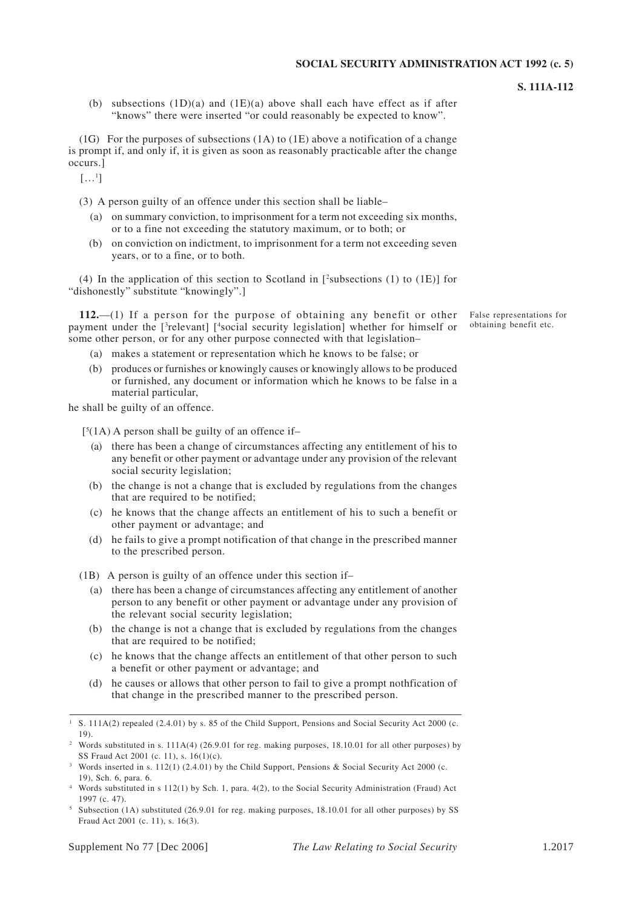(b) subsections (1D)(a) and (1E)(a) above shall each have effect as if after "knows" there were inserted "or could reasonably be expected to know".

(1G) For the purposes of subsections (1A) to (1E) above a notification of a change is prompt if, and only if, it is given as soon as reasonably practicable after the change occurs.]

[…[1]]

(3) A person guilty of an offence under this section shall be liable–

(a) on summary conviction, to imprisonment for a term not exceeding six months, or to a fine not exceeding the statutory maximum, or to both; or

(b) on conviction on indictment, to imprisonment for a term not exceeding seven years, or to a fine, or to both.

(4) In the application of this section to Scotland in [[2]subsections (1) to (1E)] for "dishonestly" substitute "knowingly".]

False representations for obtaining benefit etc.

**112.**—(1) If a person for the purpose of obtaining any benefit or other payment under the [[3]relevant] [[4]social security legislation] whether for himself or some other person, or for any other purpose connected with that legislation–

(a) makes a statement or representation which he knows to be false; or

(b) produces or furnishes or knowingly causes or knowingly allows to be produced or furnished, any document or information which he knows to be false in a material particular,

he shall be guilty of an offence.

[[5](1A) A person shall be guilty of an offence if–

(a) there has been a change of circumstances affecting any entitlement of his to any benefit or other payment or advantage under any provision of the relevant social security legislation;

(b) the change is not a change that is excluded by regulations from the changes that are required to be notified;

(c) he knows that the change affects an entitlement of his to such a benefit or other payment or advantage; and

(d) he fails to give a prompt notification of that change in the prescribed manner to the prescribed person.

(1B) A person is guilty of an offence under this section if–

(a) there has been a change of circumstances affecting any entitlement of another person to any benefit or other payment or advantage under any provision of the relevant social security legislation;

(b) the change is not a change that is excluded by regulations from the changes that are required to be notified;

(c) he knows that the change affects an entitlement of that other person to such a benefit or other payment or advantage; and

(d) he causes or allows that other person to fail to give a prompt nothfication of that change in the prescribed manner to the prescribed person.

---

[1] S. 111A(2) repealed (2.4.01) by s. 85 of the Child Support, Pensions and Social Security Act 2000 (c. 19).

[2] Words substituted in s. 111A(4) (26.9.01 for reg. making purposes, 18.10.01 for all other purposes) by SS Fraud Act 2001 (c. 11), s. 16(1)(c).

[3] Words inserted in s. 112(1) (2.4.01) by the Child Support, Pensions & Social Security Act 2000 (c. 19), Sch. 6, para. 6.

[4] Words substituted in s 112(1) by Sch. 1, para. 4(2), to the Social Security Administration (Fraud) Act 1997 (c. 47).

[5] Subsection (1A) substituted (26.9.01 for reg. making purposes, 18.10.01 for all other purposes) by SS Fraud Act 2001 (c. 11), s. 16(3).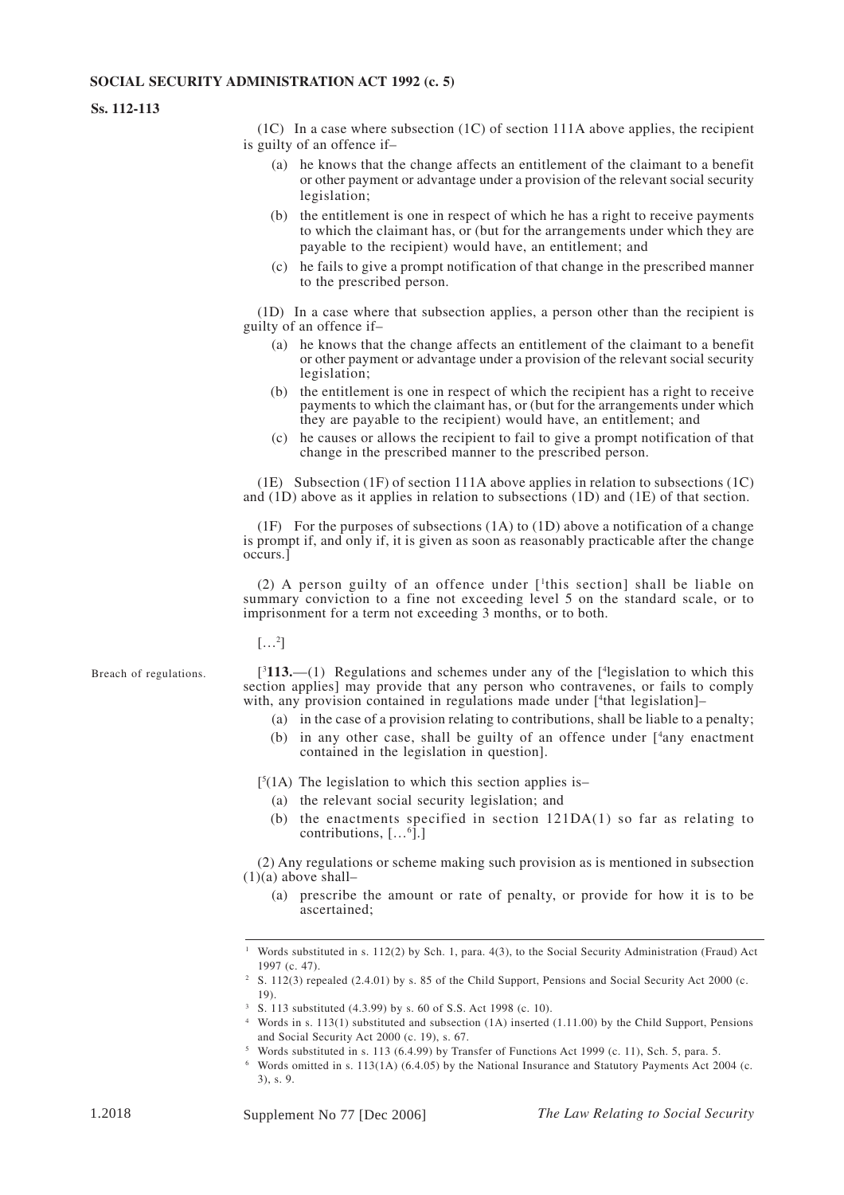(1C) In a case where subsection (1C) of section 111A above applies, the recipient is guilty of an offence if–

- (a) he knows that the change affects an entitlement of the claimant to a benefit or other payment or advantage under a provision of the relevant social security legislation;
- (b) the entitlement is one in respect of which he has a right to receive payments to which the claimant has, or (but for the arrangements under which they are payable to the recipient) would have, an entitlement; and
- (c) he fails to give a prompt notification of that change in the prescribed manner to the prescribed person.

(1D) In a case where that subsection applies, a person other than the recipient is guilty of an offence if–

- (a) he knows that the change affects an entitlement of the claimant to a benefit or other payment or advantage under a provision of the relevant social security legislation;
- (b) the entitlement is one in respect of which the recipient has a right to receive payments to which the claimant has, or (but for the arrangements under which they are payable to the recipient) would have, an entitlement; and
- (c) he causes or allows the recipient to fail to give a prompt notification of that change in the prescribed manner to the prescribed person.

(1E) Subsection (1F) of section 111A above applies in relation to subsections (1C) and (1D) above as it applies in relation to subsections (1D) and (1E) of that section.

(1F) For the purposes of subsections (1A) to (1D) above a notification of a change is prompt if, and only if, it is given as soon as reasonably practicable after the change occurs.]

(2) A person guilty of an offence under [[1]this section] shall be liable on summary conviction to a fine not exceeding level 5 on the standard scale, or to imprisonment for a term not exceeding 3 months, or to both.

[…[2]]

Breach of regulations.

[[3]**113.**—(1) Regulations and schemes under any of the [[4]legislation to which this section applies] may provide that any person who contravenes, or fails to comply with, any provision contained in regulations made under [[4]that legislation]–

- (a) in the case of a provision relating to contributions, shall be liable to a penalty;
- (b) in any other case, shall be guilty of an offence under [[4]any enactment contained in the legislation in question].

[[5](1A) The legislation to which this section applies is–

- (a) the relevant social security legislation; and
- (b) the enactments specified in section 121DA(1) so far as relating to contributions, […[6]].]

(2) Any regulations or scheme making such provision as is mentioned in subsection (1)(a) above shall–

- (a) prescribe the amount or rate of penalty, or provide for how it is to be ascertained;

---

[1] Words substituted in s. 112(2) by Sch. 1, para. 4(3), to the Social Security Administration (Fraud) Act 1997 (c. 47).

[2] S. 112(3) repealed (2.4.01) by s. 85 of the Child Support, Pensions and Social Security Act 2000 (c. 19).

[3] S. 113 substituted (4.3.99) by s. 60 of S.S. Act 1998 (c. 10).

[4] Words in s. 113(1) substituted and subsection (1A) inserted (1.11.00) by the Child Support, Pensions and Social Security Act 2000 (c. 19), s. 67.

[5] Words substituted in s. 113 (6.4.99) by Transfer of Functions Act 1999 (c. 11), Sch. 5, para. 5.

[6] Words omitted in s. 113(1A) (6.4.05) by the National Insurance and Statutory Payments Act 2004 (c. 3), s. 9.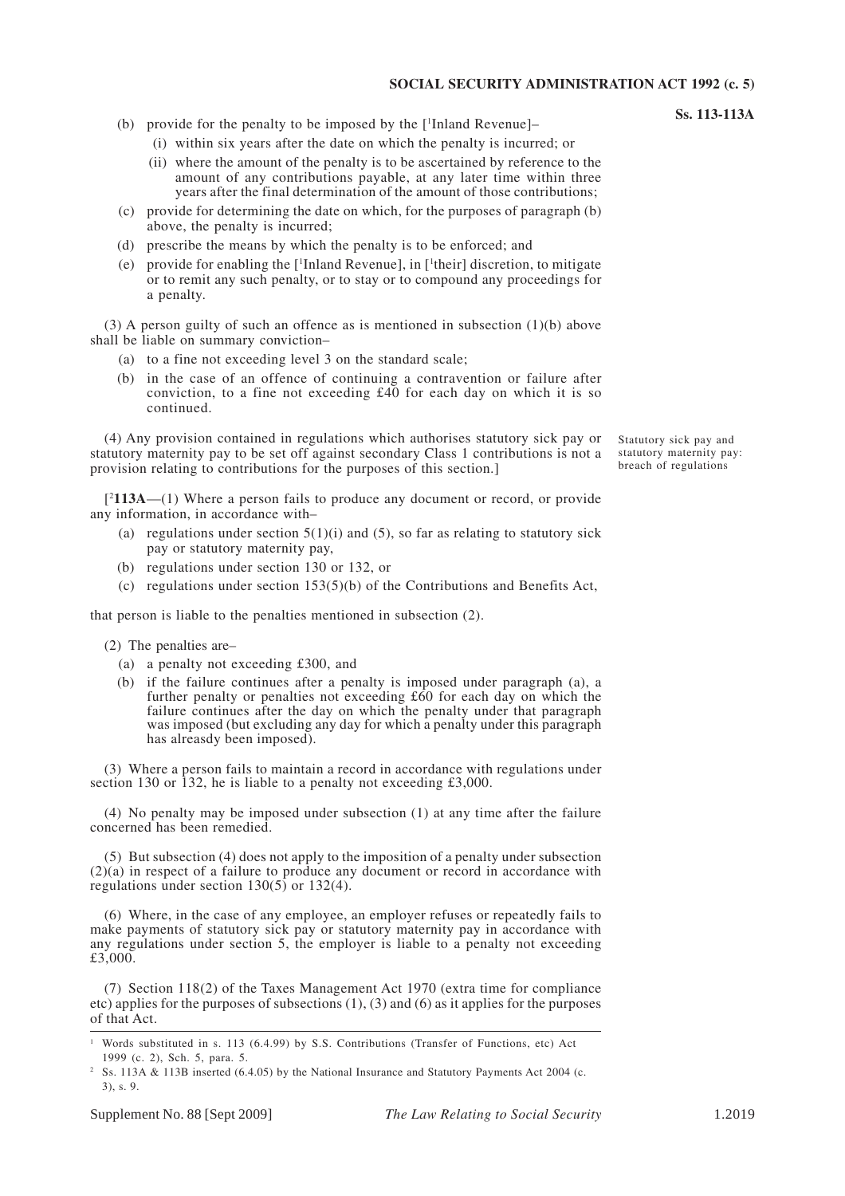(b) provide for the penalty to be imposed by the [[1]Inland Revenue]–

   (i) within six years after the date on which the penalty is incurred; or

   (ii) where the amount of the penalty is to be ascertained by reference to the amount of any contributions payable, at any later time within three years after the final determination of the amount of those contributions;

(c) provide for determining the date on which, for the purposes of paragraph (b) above, the penalty is incurred;

(d) prescribe the means by which the penalty is to be enforced; and

(e) provide for enabling the [[1]Inland Revenue], in [[1]their] discretion, to mitigate or to remit any such penalty, or to stay or to compound any proceedings for a penalty.

(3) A person guilty of such an offence as is mentioned in subsection (1)(b) above shall be liable on summary conviction–

(a) to a fine not exceeding level 3 on the standard scale;

(b) in the case of an offence of continuing a contravention or failure after conviction, to a fine not exceeding £40 for each day on which it is so continued.

(4) Any provision contained in regulations which authorises statutory sick pay or statutory maternity pay to be set off against secondary Class 1 contributions is not a provision relating to contributions for the purposes of this section.]

*Statutory sick pay and statutory maternity pay: breach of regulations*

[[2]**113A**—(1) Where a person fails to produce any document or record, or provide any information, in accordance with–

(a) regulations under section 5(1)(i) and (5), so far as relating to statutory sick pay or statutory maternity pay,

(b) regulations under section 130 or 132, or

(c) regulations under section 153(5)(b) of the Contributions and Benefits Act,

that person is liable to the penalties mentioned in subsection (2).

(2) The penalties are–

(a) a penalty not exceeding £300, and

(b) if the failure continues after a penalty is imposed under paragraph (a), a further penalty or penalties not exceeding £60 for each day on which the failure continues after the day on which the penalty under that paragraph was imposed (but excluding any day for which a penalty under this paragraph has alreasdy been imposed).

(3) Where a person fails to maintain a record in accordance with regulations under section 130 or 132, he is liable to a penalty not exceeding £3,000.

(4) No penalty may be imposed under subsection (1) at any time after the failure concerned has been remedied.

(5) But subsection (4) does not apply to the imposition of a penalty under subsection (2)(a) in respect of a failure to produce any document or record in accordance with regulations under section 130(5) or 132(4).

(6) Where, in the case of any employee, an employer refuses or repeatedly fails to make payments of statutory sick pay or statutory maternity pay in accordance with any regulations under section 5, the employer is liable to a penalty not exceeding £3,000.

(7) Section 118(2) of the Taxes Management Act 1970 (extra time for compliance etc) applies for the purposes of subsections (1), (3) and (6) as it applies for the purposes of that Act.

---

[1] Words substituted in s. 113 (6.4.99) by S.S. Contributions (Transfer of Functions, etc) Act 1999 (c. 2), Sch. 5, para. 5.

[2] Ss. 113A & 113B inserted (6.4.05) by the National Insurance and Statutory Payments Act 2004 (c. 3), s. 9.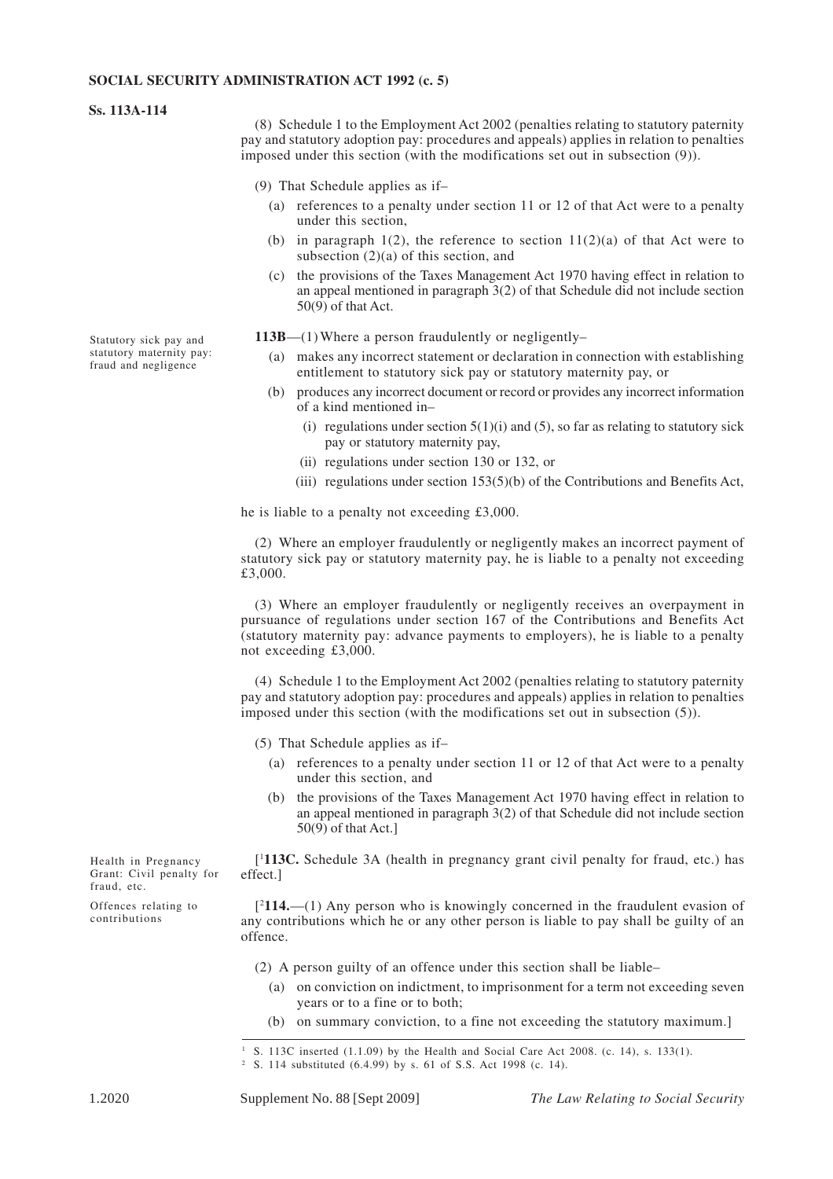(8) Schedule 1 to the Employment Act 2002 (penalties relating to statutory paternity pay and statutory adoption pay: procedures and appeals) applies in relation to penalties imposed under this section (with the modifications set out in subsection (9)).

(9) That Schedule applies as if–

(a) references to a penalty under section 11 or 12 of that Act were to a penalty under this section,

(b) in paragraph 1(2), the reference to section 11(2)(a) of that Act were to subsection (2)(a) of this section, and

(c) the provisions of the Taxes Management Act 1970 having effect in relation to an appeal mentioned in paragraph 3(2) of that Schedule did not include section 50(9) of that Act.

Statutory sick pay and statutory maternity pay: fraud and negligence

**113B**—(1) Where a person fraudulently or negligently–

(a) makes any incorrect statement or declaration in connection with establishing entitlement to statutory sick pay or statutory maternity pay, or

(b) produces any incorrect document or record or provides any incorrect information of a kind mentioned in–

(i) regulations under section 5(1)(i) and (5), so far as relating to statutory sick pay or statutory maternity pay,

(ii) regulations under section 130 or 132, or

(iii) regulations under section 153(5)(b) of the Contributions and Benefits Act,

he is liable to a penalty not exceeding £3,000.

(2) Where an employer fraudulently or negligently makes an incorrect payment of statutory sick pay or statutory maternity pay, he is liable to a penalty not exceeding £3,000.

(3) Where an employer fraudulently or negligently receives an overpayment in pursuance of regulations under section 167 of the Contributions and Benefits Act (statutory maternity pay: advance payments to employers), he is liable to a penalty not exceeding £3,000.

(4) Schedule 1 to the Employment Act 2002 (penalties relating to statutory paternity pay and statutory adoption pay: procedures and appeals) applies in relation to penalties imposed under this section (with the modifications set out in subsection (5)).

(5) That Schedule applies as if–

(a) references to a penalty under section 11 or 12 of that Act were to a penalty under this section, and

(b) the provisions of the Taxes Management Act 1970 having effect in relation to an appeal mentioned in paragraph 3(2) of that Schedule did not include section 50(9) of that Act.]

Health in Pregnancy Grant: Civil penalty for fraud, etc.

[[1]**113C.** Schedule 3A (health in pregnancy grant civil penalty for fraud, etc.) has effect.]

Offences relating to contributions

[[2]**114.**—(1) Any person who is knowingly concerned in the fraudulent evasion of any contributions which he or any other person is liable to pay shall be guilty of an offence.

(2) A person guilty of an offence under this section shall be liable–

(a) on conviction on indictment, to imprisonment for a term not exceeding seven years or to a fine or to both;

(b) on summary conviction, to a fine not exceeding the statutory maximum.]

---

[1] S. 113C inserted (1.1.09) by the Health and Social Care Act 2008. (c. 14), s. 133(1).

[2] S. 114 substituted (6.4.99) by s. 61 of S.S. Act 1998 (c. 14).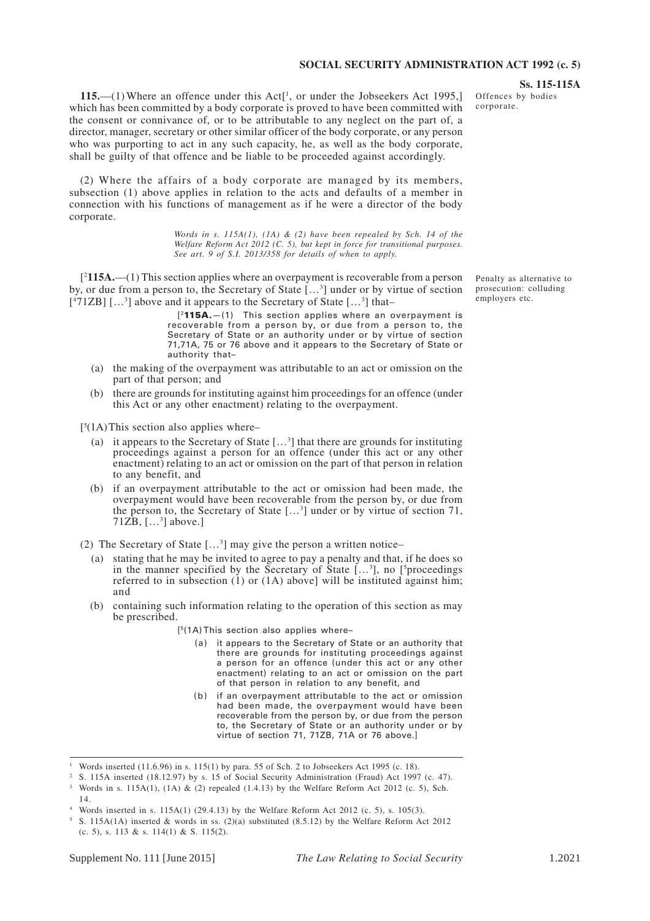**115.**—(1) Where an offence under this Act[[1], or under the Jobseekers Act 1995,] which has been committed by a body corporate is proved to have been committed with the consent or connivance of, or to be attributable to any neglect on the part of, a director, manager, secretary or other similar officer of the body corporate, or any person who was purporting to act in any such capacity, he, as well as the body corporate, shall be guilty of that offence and be liable to be proceeded against accordingly.

Offences by bodies corporate.

(2) Where the affairs of a body corporate are managed by its members, subsection (1) above applies in relation to the acts and defaults of a member in connection with his functions of management as if he were a director of the body corporate.

*Words in s. 115A(1), (1A) & (2) have been repealed by Sch. 14 of the Welfare Reform Act 2012 (C. 5), but kept in force for transitional purposes. See art. 9 of S.I. 2013/358 for details of when to apply.*

[[2]**115A.**—(1) This section applies where an overpayment is recoverable from a person by, or due from a person to, the Secretary of State [...[3]] under or by virtue of section [[4]71ZB] [...[3]] above and it appears to the Secretary of State [...[3]] that–

Penalty as alternative to prosecution: colluding employers etc.

> [[2]**115A.**—(1) This section applies where an overpayment is recoverable from a person by, or due from a person to, the Secretary of State or an authority under or by virtue of section 71,71A, 75 or 76 above and it appears to the Secretary of State or authority that–

(a) the making of the overpayment was attributable to an act or omission on the part of that person; and

(b) there are grounds for instituting against him proceedings for an offence (under this Act or any other enactment) relating to the overpayment.

[[5](1A) This section also applies where–

(a) it appears to the Secretary of State [...[3]] that there are grounds for instituting proceedings against a person for an offence (under this act or any other enactment) relating to an act or omission on the part of that person in relation to any benefit, and

(b) if an overpayment attributable to the act or omission had been made, the overpayment would have been recoverable from the person by, or due from the person to, the Secretary of State [...[3]] under or by virtue of section 71, 71ZB, [...[3]] above.]

(2) The Secretary of State [...[3]] may give the person a written notice–

(a) stating that he may be invited to agree to pay a penalty and that, if he does so in the manner specified by the Secretary of State [...[3]], no [[5]proceedings referred to in subsection (1) or (1A) above] will be instituted against him; and

(b) containing such information relating to the operation of this section as may be prescribed.

> [[5](1A) This section also applies where–
>
> (a) it appears to the Secretary of State or an authority that there are grounds for instituting proceedings against a person for an offence (under this act or any other enactment) relating to an act or omission on the part of that person in relation to any benefit, and
>
> (b) if an overpayment attributable to the act or omission had been made, the overpayment would have been recoverable from the person by, or due from the person to, the Secretary of State or an authority under or by virtue of section 71, 71ZB, 71A or 76 above.]

---

[1] Words inserted (11.6.96) in s. 115(1) by para. 55 of Sch. 2 to Jobseekers Act 1995 (c. 18).

[2] S. 115A inserted (18.12.97) by s. 15 of Social Security Administration (Fraud) Act 1997 (c. 47).

[3] Words in s. 115A(1), (1A) & (2) repealed (1.4.13) by the Welfare Reform Act 2012 (c. 5), Sch. 14.

[4] Words inserted in s. 115A(1) (29.4.13) by the Welfare Reform Act 2012 (c. 5), s. 105(3).

[5] S. 115A(1A) inserted & words in ss. (2)(a) substituted (8.5.12) by the Welfare Reform Act 2012 (c. 5), s. 113 & s. 114(1) & S. 115(2).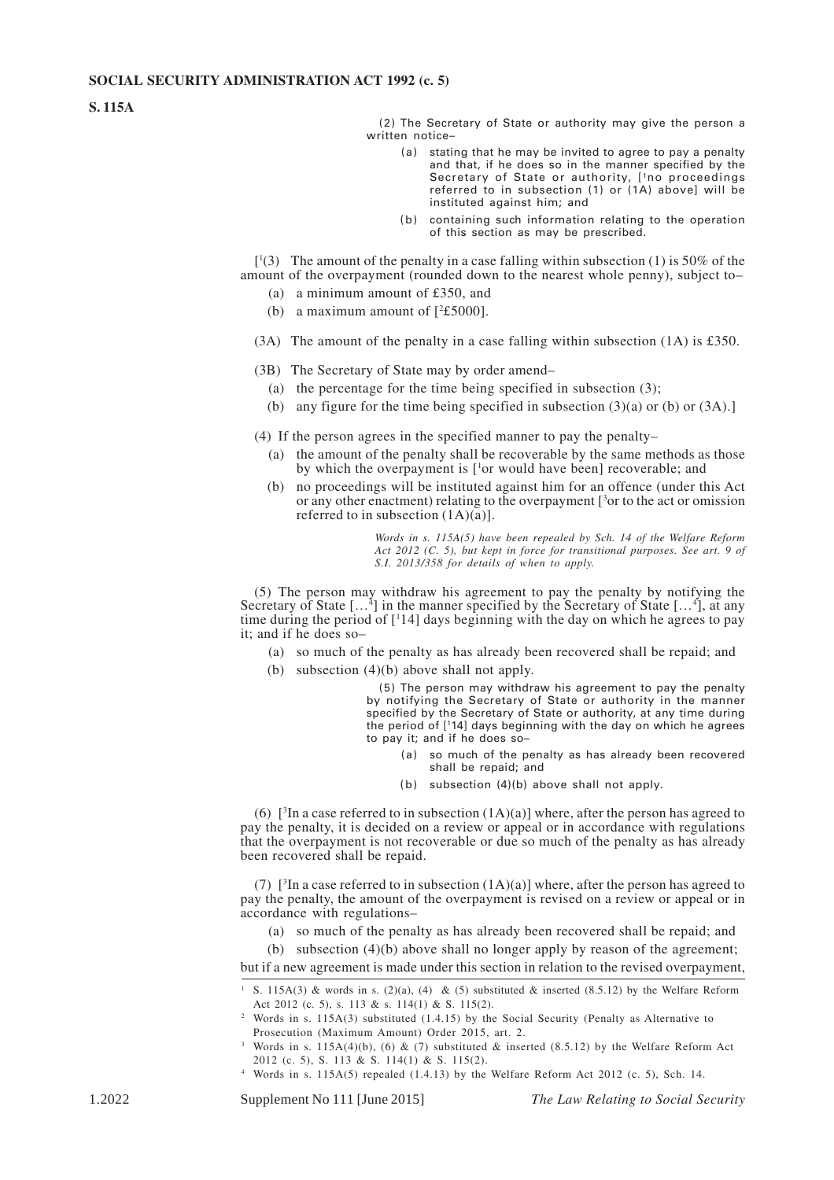(2) The Secretary of State or authority may give the person a written notice–

(a) stating that he may be invited to agree to pay a penalty and that, if he does so in the manner specified by the Secretary of State or authority, [1no proceedings referred to in subsection (1) or (1A) above] will be instituted against him; and

(b) containing such information relating to the operation of this section as may be prescribed.

[1(3) The amount of the penalty in a case falling within subsection (1) is 50% of the amount of the overpayment (rounded down to the nearest whole penny), subject to–

(a) a minimum amount of £350, and

(b) a maximum amount of [2£5000].

(3A) The amount of the penalty in a case falling within subsection (1A) is £350.

(3B) The Secretary of State may by order amend–

(a) the percentage for the time being specified in subsection (3);

(b) any figure for the time being specified in subsection (3)(a) or (b) or (3A).]

(4) If the person agrees in the specified manner to pay the penalty–

(a) the amount of the penalty shall be recoverable by the same methods as those by which the overpayment is [1or would have been] recoverable; and

(b) no proceedings will be instituted against him for an offence (under this Act or any other enactment) relating to the overpayment [3or to the act or omission referred to in subsection (1A)(a)].

*Words in s. 115A(5) have been repealed by Sch. 14 of the Welfare Reform Act 2012 (C. 5), but kept in force for transitional purposes. See art. 9 of S.I. 2013/358 for details of when to apply.*

(5) The person may withdraw his agreement to pay the penalty by notifying the Secretary of State […4] in the manner specified by the Secretary of State […4], at any time during the period of [114] days beginning with the day on which he agrees to pay it; and if he does so–

(a) so much of the penalty as has already been recovered shall be repaid; and

(b) subsection (4)(b) above shall not apply.

(5) The person may withdraw his agreement to pay the penalty by notifying the Secretary of State or authority in the manner specified by the Secretary of State or authority, at any time during the period of [114] days beginning with the day on which he agrees to pay it; and if he does so–

(a) so much of the penalty as has already been recovered shall be repaid; and

(b) subsection (4)(b) above shall not apply.

(6) [3In a case referred to in subsection (1A)(a)] where, after the person has agreed to pay the penalty, it is decided on a review or appeal or in accordance with regulations that the overpayment is not recoverable or due so much of the penalty as has already been recovered shall be repaid.

(7) [3In a case referred to in subsection (1A)(a)] where, after the person has agreed to pay the penalty, the amount of the overpayment is revised on a review or appeal or in accordance with regulations–

(a) so much of the penalty as has already been recovered shall be repaid; and

(b) subsection (4)(b) above shall no longer apply by reason of the agreement;

but if a new agreement is made under this section in relation to the revised overpayment,

---

1 S. 115A(3) & words in s. (2)(a), (4) & (5) substituted & inserted (8.5.12) by the Welfare Reform Act 2012 (c. 5), s. 113 & s. 114(1) & S. 115(2).

2 Words in s. 115A(3) substituted (1.4.15) by the Social Security (Penalty as Alternative to Prosecution (Maximum Amount) Order 2015, art. 2.

3 Words in s. 115A(4)(b), (6) & (7) substituted & inserted (8.5.12) by the Welfare Reform Act 2012 (c. 5), S. 113 & S. 114(1) & S. 115(2).

4 Words in s. 115A(5) repealed (1.4.13) by the Welfare Reform Act 2012 (c. 5), Sch. 14.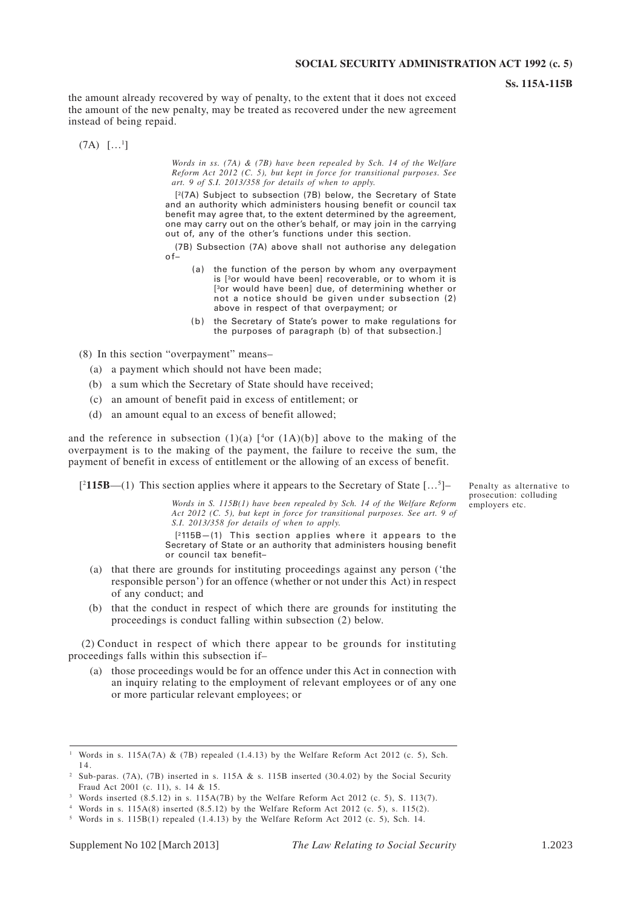the amount already recovered by way of penalty, to the extent that it does not exceed the amount of the new penalty, may be treated as recovered under the new agreement instead of being repaid.

(7A) […[1]]

*Words in ss. (7A) & (7B) have been repealed by Sch. 14 of the Welfare Reform Act 2012 (C. 5), but kept in force for transitional purposes. See art. 9 of S.I. 2013/358 for details of when to apply.*

[[2](7A) Subject to subsection (7B) below, the Secretary of State and an authority which administers housing benefit or council tax benefit may agree that, to the extent determined by the agreement, one may carry out on the other's behalf, or may join in the carrying out of, any of the other's functions under this section.

(7B) Subsection (7A) above shall not authorise any delegation of–

(a) the function of the person by whom any overpayment is [[3]or would have been] recoverable, or to whom it is [[3]or would have been] due, of determining whether or not a notice should be given under subsection (2) above in respect of that overpayment; or

(b) the Secretary of State's power to make regulations for the purposes of paragraph (b) of that subsection.]

(8) In this section "overpayment" means–

(a) a payment which should not have been made;

(b) a sum which the Secretary of State should have received;

(c) an amount of benefit paid in excess of entitlement; or

(d) an amount equal to an excess of benefit allowed;

and the reference in subsection (1)(a) [[4]or (1A)(b)] above to the making of the overpayment is to the making of the payment, the failure to receive the sum, the payment of benefit in excess of entitlement or the allowing of an excess of benefit.

Penalty as alternative to prosecution: colluding employers etc.

[[2]**115B**—(1) This section applies where it appears to the Secretary of State […[5]]–

*Words in S. 115B(1) have been repealed by Sch. 14 of the Welfare Reform Act 2012 (C. 5), but kept in force for transitional purposes. See art. 9 of S.I. 2013/358 for details of when to apply.*

[[2]115B—(1) This section applies where it appears to the Secretary of State or an authority that administers housing benefit or council tax benefit–

(a) that there are grounds for instituting proceedings against any person ('the responsible person') for an offence (whether or not under this Act) in respect of any conduct; and

(b) that the conduct in respect of which there are grounds for instituting the proceedings is conduct falling within subsection (2) below.

(2) Conduct in respect of which there appear to be grounds for instituting proceedings falls within this subsection if–

(a) those proceedings would be for an offence under this Act in connection with an inquiry relating to the employment of relevant employees or of any one or more particular relevant employees; or

---

[1] Words in s. 115A(7A) & (7B) repealed (1.4.13) by the Welfare Reform Act 2012 (c. 5), Sch. 14.

[2] Sub-paras. (7A), (7B) inserted in s. 115A & s. 115B inserted (30.4.02) by the Social Security Fraud Act 2001 (c. 11), s. 14 & 15.

[3] Words inserted (8.5.12) in s. 115A(7B) by the Welfare Reform Act 2012 (c. 5), S. 113(7).

[4] Words in s. 115A(8) inserted (8.5.12) by the Welfare Reform Act 2012 (c. 5), s. 115(2).

[5] Words in s. 115B(1) repealed (1.4.13) by the Welfare Reform Act 2012 (c. 5), Sch. 14.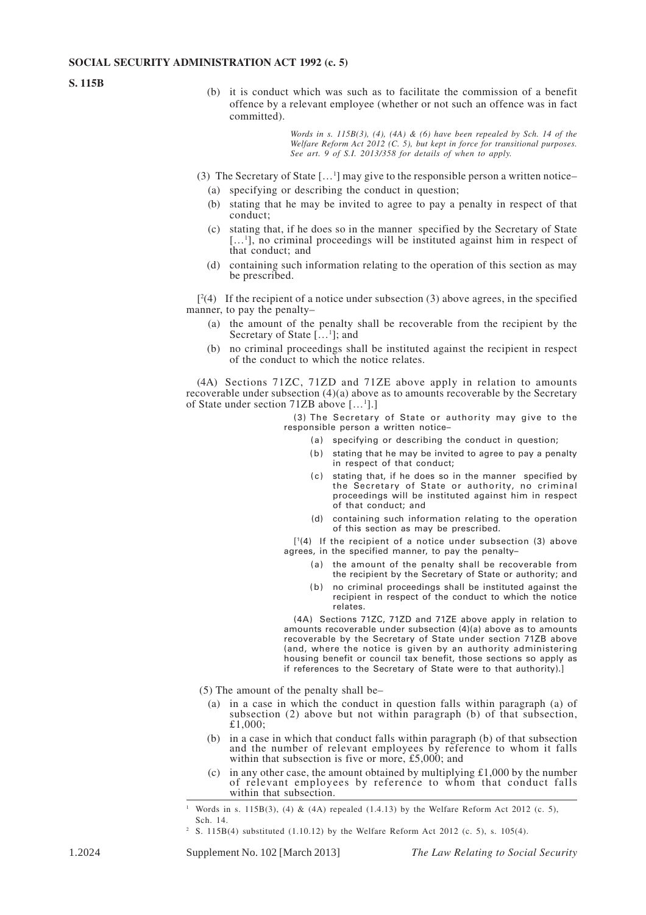**S. 115B**

(b) it is conduct which was such as to facilitate the commission of a benefit offence by a relevant employee (whether or not such an offence was in fact committed).

*Words in s. 115B(3), (4), (4A) & (6) have been repealed by Sch. 14 of the Welfare Reform Act 2012 (C. 5), but kept in force for transitional purposes. See art. 9 of S.I. 2013/358 for details of when to apply.*

(3) The Secretary of State […[1]] may give to the responsible person a written notice–

- (a) specifying or describing the conduct in question;
- (b) stating that he may be invited to agree to pay a penalty in respect of that conduct;
- (c) stating that, if he does so in the manner specified by the Secretary of State […[1]], no criminal proceedings will be instituted against him in respect of that conduct; and
- (d) containing such information relating to the operation of this section as may be prescribed.

[[2](4) If the recipient of a notice under subsection (3) above agrees, in the specified manner, to pay the penalty–

- (a) the amount of the penalty shall be recoverable from the recipient by the Secretary of State […[1]]; and
- (b) no criminal proceedings shall be instituted against the recipient in respect of the conduct to which the notice relates.

(4A) Sections 71ZC, 71ZD and 71ZE above apply in relation to amounts recoverable under subsection (4)(a) above as to amounts recoverable by the Secretary of State under section 71ZB above […[1]].]

> (3) The Secretary of State or authority may give to the responsible person a written notice–
>
> - (a) specifying or describing the conduct in question;
> - (b) stating that he may be invited to agree to pay a penalty in respect of that conduct;
> - (c) stating that, if he does so in the manner specified by the Secretary of State or authority, no criminal proceedings will be instituted against him in respect of that conduct; and
> - (d) containing such information relating to the operation of this section as may be prescribed.
>
> [[1](4) If the recipient of a notice under subsection (3) above agrees, in the specified manner, to pay the penalty–
>
> - (a) the amount of the penalty shall be recoverable from the recipient by the Secretary of State or authority; and
> - (b) no criminal proceedings shall be instituted against the recipient in respect of the conduct to which the notice relates.
>
> (4A) Sections 71ZC, 71ZD and 71ZE above apply in relation to amounts recoverable under subsection (4)(a) above as to amounts recoverable by the Secretary of State under section 71ZB above (and, where the notice is given by an authority administering housing benefit or council tax benefit, those sections so apply as if references to the Secretary of State were to that authority).]

(5) The amount of the penalty shall be–

- (a) in a case in which the conduct in question falls within paragraph (a) of subsection (2) above but not within paragraph (b) of that subsection, £1,000;
- (b) in a case in which that conduct falls within paragraph (b) of that subsection and the number of relevant employees by reference to whom it falls within that subsection is five or more, £5,000; and
- (c) in any other case, the amount obtained by multiplying £1,000 by the number of relevant employees by reference to whom that conduct falls within that subsection.

---

[1] Words in s. 115B(3), (4) & (4A) repealed (1.4.13) by the Welfare Reform Act 2012 (c. 5), Sch. 14.

[2] S. 115B(4) substituted (1.10.12) by the Welfare Reform Act 2012 (c. 5), s. 105(4).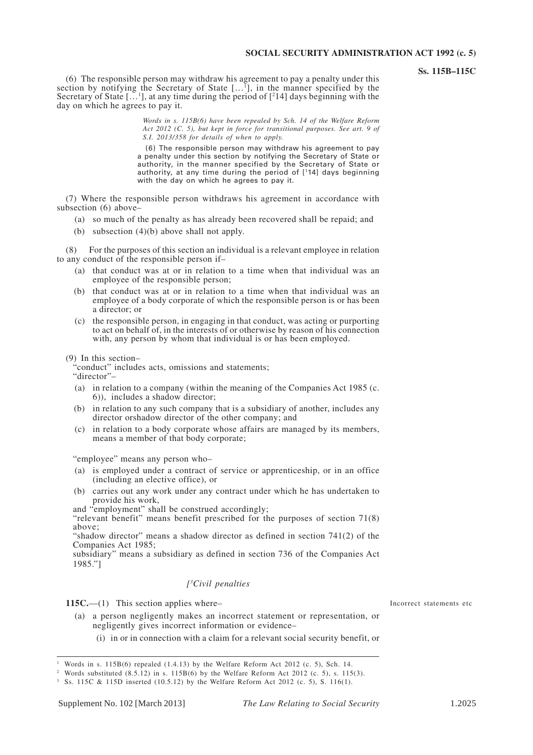(6) The responsible person may withdraw his agreement to pay a penalty under this section by notifying the Secretary of State [...[1]], in the manner specified by the Secretary of State [...[1]], at any time during the period of [[2]14] days beginning with the day on which he agrees to pay it.

*Words in s. 115B(6) have been repealed by Sch. 14 of the Welfare Reform Act 2012 (C. 5), but kept in force for transitional purposes. See art. 9 of S.I. 2013/358 for details of when to apply.*

(6) The responsible person may withdraw his agreement to pay a penalty under this section by notifying the Secretary of State or authority, in the manner specified by the Secretary of State or authority, at any time during the period of [[1]14] days beginning with the day on which he agrees to pay it.

(7) Where the responsible person withdraws his agreement in accordance with subsection (6) above–

- (a) so much of the penalty as has already been recovered shall be repaid; and
- (b) subsection (4)(b) above shall not apply.

(8) For the purposes of this section an individual is a relevant employee in relation to any conduct of the responsible person if–

- (a) that conduct was at or in relation to a time when that individual was an employee of the responsible person;
- (b) that conduct was at or in relation to a time when that individual was an employee of a body corporate of which the responsible person is or has been a director; or
- (c) the responsible person, in engaging in that conduct, was acting or purporting to act on behalf of, in the interests of or otherwise by reason of his connection with, any person by whom that individual is or has been employed.

(9) In this section–

"conduct" includes acts, omissions and statements;

"director"–

- (a) in relation to a company (within the meaning of the Companies Act 1985 (c. 6)), includes a shadow director;
- (b) in relation to any such company that is a subsidiary of another, includes any director orshadow director of the other company; and
- (c) in relation to a body corporate whose affairs are managed by its members, means a member of that body corporate;

"employee" means any person who–

- (a) is employed under a contract of service or apprenticeship, or in an office (including an elective office), or
- (b) carries out any work under any contract under which he has undertaken to provide his work,

and "employment" shall be construed accordingly;

"relevant benefit" means benefit prescribed for the purposes of section 71(8) above;

"shadow director" means a shadow director as defined in section 741(2) of the Companies Act 1985;

subsidiary" means a subsidiary as defined in section 736 of the Companies Act 1985."]

*[[3]Civil penalties*

Incorrect statements etc

**115C.**—(1) This section applies where–

- (a) a person negligently makes an incorrect statement or representation, or negligently gives incorrect information or evidence–
  - (i) in or in connection with a claim for a relevant social security benefit, or

---

[1] Words in s. 115B(6) repealed (1.4.13) by the Welfare Reform Act 2012 (c. 5), Sch. 14.

[2] Words substituted (8.5.12) in s. 115B(6) by the Welfare Reform Act 2012 (c. 5), s. 115(3).

[3] Ss. 115C & 115D inserted (10.5.12) by the Welfare Reform Act 2012 (c. 5), S. 116(1).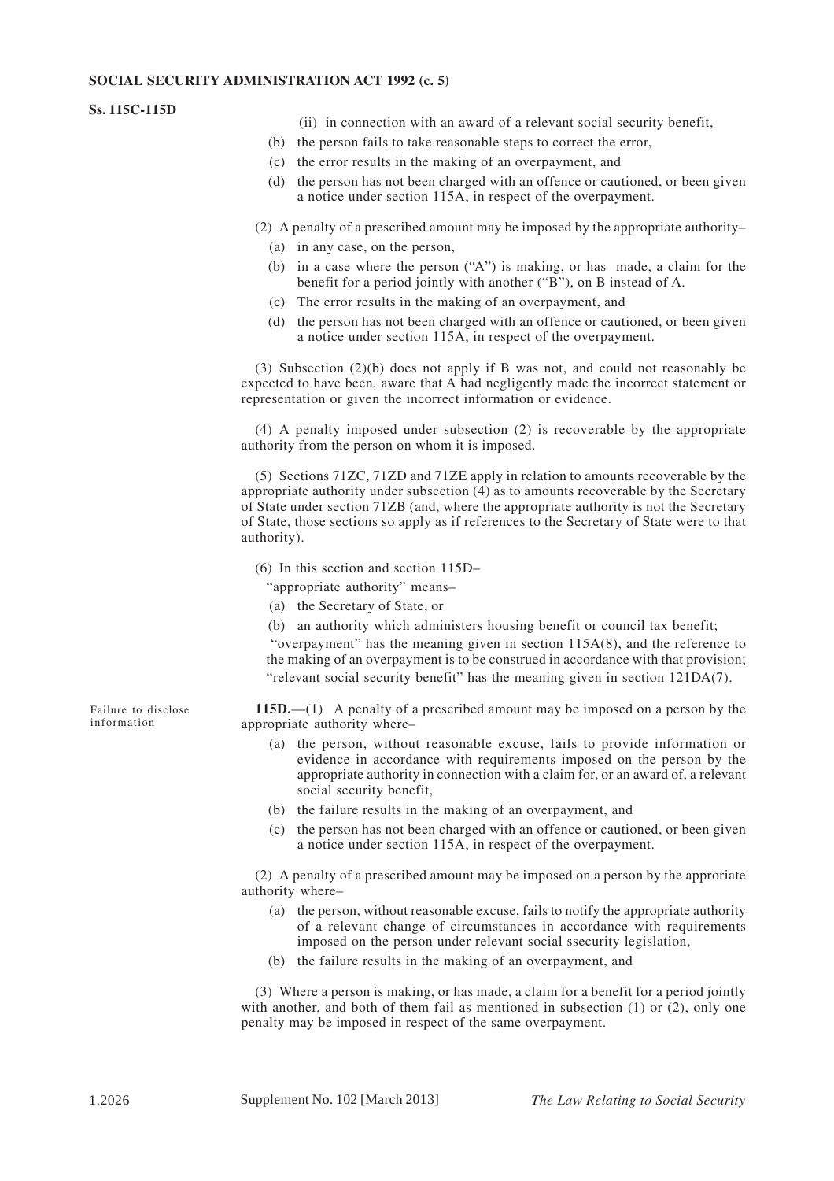(ii) in connection with an award of a relevant social security benefit,

(b) the person fails to take reasonable steps to correct the error,

(c) the error results in the making of an overpayment, and

(d) the person has not been charged with an offence or cautioned, or been given a notice under section 115A, in respect of the overpayment.

(2) A penalty of a prescribed amount may be imposed by the appropriate authority–

(a) in any case, on the person,

(b) in a case where the person ("A") is making, or has made, a claim for the benefit for a period jointly with another ("B"), on B instead of A.

(c) The error results in the making of an overpayment, and

(d) the person has not been charged with an offence or cautioned, or been given a notice under section 115A, in respect of the overpayment.

(3) Subsection (2)(b) does not apply if B was not, and could not reasonably be expected to have been, aware that A had negligently made the incorrect statement or representation or given the incorrect information or evidence.

(4) A penalty imposed under subsection (2) is recoverable by the appropriate authority from the person on whom it is imposed.

(5) Sections 71ZC, 71ZD and 71ZE apply in relation to amounts recoverable by the appropriate authority under subsection (4) as to amounts recoverable by the Secretary of State under section 71ZB (and, where the appropriate authority is not the Secretary of State, those sections so apply as if references to the Secretary of State were to that authority).

(6) In this section and section 115D–

"appropriate authority" means–

(a) the Secretary of State, or

(b) an authority which administers housing benefit or council tax benefit;

"overpayment" has the meaning given in section 115A(8), and the reference to the making of an overpayment is to be construed in accordance with that provision;

"relevant social security benefit" has the meaning given in section 121DA(7).

*Failure to disclose information*

**115D.**—(1) A penalty of a prescribed amount may be imposed on a person by the appropriate authority where–

(a) the person, without reasonable excuse, fails to provide information or evidence in accordance with requirements imposed on the person by the appropriate authority in connection with a claim for, or an award of, a relevant social security benefit,

(b) the failure results in the making of an overpayment, and

(c) the person has not been charged with an offence or cautioned, or been given a notice under section 115A, in respect of the overpayment.

(2) A penalty of a prescribed amount may be imposed on a person by the approriate authority where–

(a) the person, without reasonable excuse, fails to notify the appropriate authority of a relevant change of circumstances in accordance with requirements imposed on the person under relevant social ssecurity legislation,

(b) the failure results in the making of an overpayment, and

(3) Where a person is making, or has made, a claim for a benefit for a period jointly with another, and both of them fail as mentioned in subsection (1) or (2), only one penalty may be imposed in respect of the same overpayment.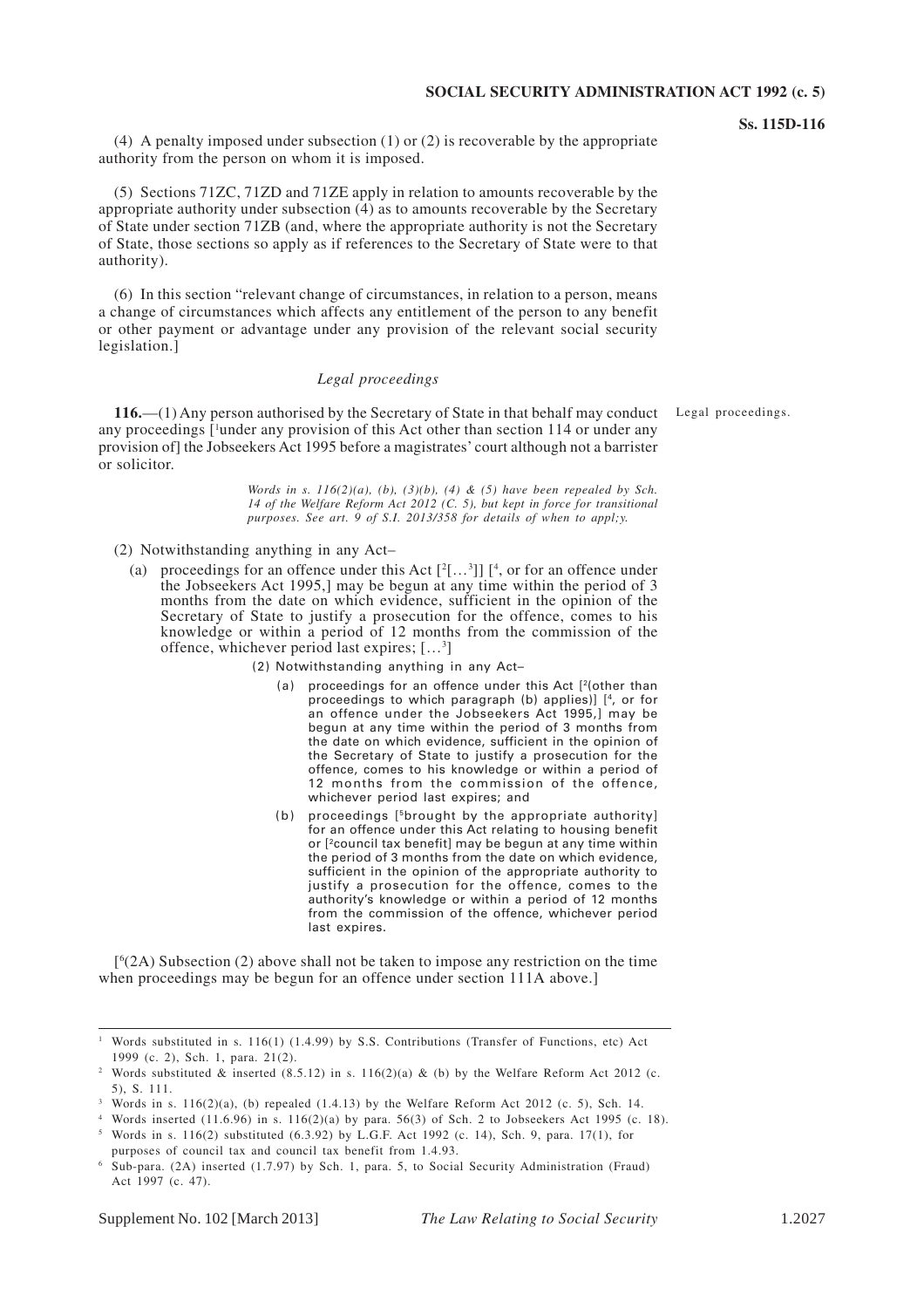(4) A penalty imposed under subsection (1) or (2) is recoverable by the appropriate authority from the person on whom it is imposed.

(5) Sections 71ZC, 71ZD and 71ZE apply in relation to amounts recoverable by the appropriate authority under subsection (4) as to amounts recoverable by the Secretary of State under section 71ZB (and, where the appropriate authority is not the Secretary of State, those sections so apply as if references to the Secretary of State were to that authority).

(6) In this section "relevant change of circumstances, in relation to a person, means a change of circumstances which affects any entitlement of the person to any benefit or other payment or advantage under any provision of the relevant social security legislation.]

*Legal proceedings*

Legal proceedings.

**116.**—(1) Any person authorised by the Secretary of State in that behalf may conduct any proceedings [1under any provision of this Act other than section 114 or under any provision of] the Jobseekers Act 1995 before a magistrates' court although not a barrister or solicitor.

*Words in s. 116(2)(a), (b), (3)(b), (4) & (5) have been repealed by Sch. 14 of the Welfare Reform Act 2012 (C. 5), but kept in force for transitional purposes. See art. 9 of S.I. 2013/358 for details of when to appl;y.*

(2) Notwithstanding anything in any Act–

(a) proceedings for an offence under this Act [2[…3]] [4, or for an offence under the Jobseekers Act 1995,] may be begun at any time within the period of 3 months from the date on which evidence, sufficient in the opinion of the Secretary of State to justify a prosecution for the offence, comes to his knowledge or within a period of 12 months from the commission of the offence, whichever period last expires; […3]

(2) Notwithstanding anything in any Act–

(a) proceedings for an offence under this Act [2(other than proceedings to which paragraph (b) applies)] [4, or for an offence under the Jobseekers Act 1995,] may be begun at any time within the period of 3 months from the date on which evidence, sufficient in the opinion of the Secretary of State to justify a prosecution for the offence, comes to his knowledge or within a period of 12 months from the commission of the offence, whichever period last expires; and

(b) proceedings [5brought by the appropriate authority] for an offence under this Act relating to housing benefit or [2council tax benefit] may be begun at any time within the period of 3 months from the date on which evidence, sufficient in the opinion of the appropriate authority to justify a prosecution for the offence, comes to the authority's knowledge or within a period of 12 months from the commission of the offence, whichever period last expires.

[6(2A) Subsection (2) above shall not be taken to impose any restriction on the time when proceedings may be begun for an offence under section 111A above.]

---

1 Words substituted in s. 116(1) (1.4.99) by S.S. Contributions (Transfer of Functions, etc) Act 1999 (c. 2), Sch. 1, para. 21(2).

2 Words substituted & inserted (8.5.12) in s. 116(2)(a) & (b) by the Welfare Reform Act 2012 (c. 5), S. 111.

3 Words in s. 116(2)(a), (b) repealed (1.4.13) by the Welfare Reform Act 2012 (c. 5), Sch. 14.

4 Words inserted (11.6.96) in s. 116(2)(a) by para. 56(3) of Sch. 2 to Jobseekers Act 1995 (c. 18).

5 Words in s. 116(2) substituted (6.3.92) by L.G.F. Act 1992 (c. 14), Sch. 9, para. 17(1), for purposes of council tax and council tax benefit from 1.4.93.

6 Sub-para. (2A) inserted (1.7.97) by Sch. 1, para. 5, to Social Security Administration (Fraud) Act 1997 (c. 47).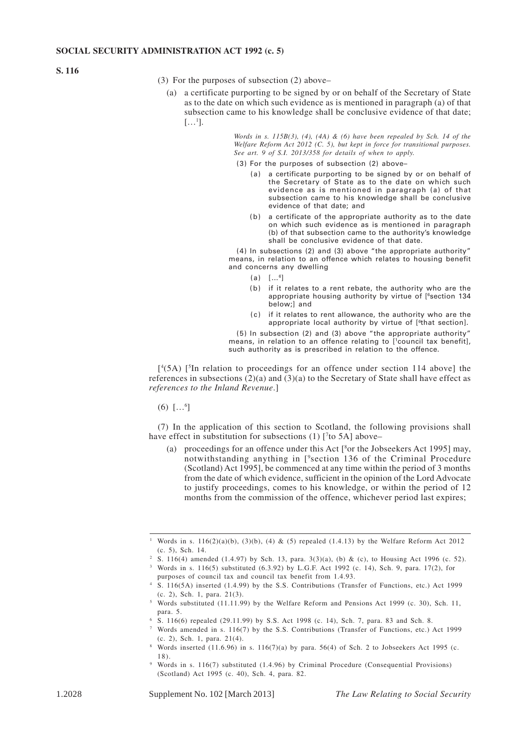**S. 116**

(3) For the purposes of subsection (2) above–

(a) a certificate purporting to be signed by or on behalf of the Secretary of State as to the date on which such evidence as is mentioned in paragraph (a) of that subsection came to his knowledge shall be conclusive evidence of that date; […[1]].

*Words in s. 115B(3), (4), (4A) & (6) have been repealed by Sch. 14 of the Welfare Reform Act 2012 (C. 5), but kept in force for transitional purposes. See art. 9 of S.I. 2013/358 for details of when to apply.*

(3) For the purposes of subsection (2) above–

(a) a certificate purporting to be signed by or on behalf of the Secretary of State as to the date on which such evidence as is mentioned in paragraph (a) of that subsection came to his knowledge shall be conclusive evidence of that date; and

(b) a certificate of the appropriate authority as to the date on which such evidence as is mentioned in paragraph (b) of that subsection came to the authority's knowledge shall be conclusive evidence of that date.

(4) In subsections (2) and (3) above "the appropriate authority" means, in relation to an offence which relates to housing benefit and concerns any dwelling

(a) […[6]]

(b) if it relates to a rent rebate, the authority who are the appropriate housing authority by virtue of [[6]section 134 below;] and

(c) if it relates to rent allowance, the authority who are the appropriate local authority by virtue of [[6]that section].

(5) In subsection (2) and (3) above "the appropriate authority" means, in relation to an offence relating to [[1]council tax benefit], such authority as is prescribed in relation to the offence.

[[4](5A) [[5]In relation to proceedings for an offence under section 114 above] the references in subsections (2)(a) and (3)(a) to the Secretary of State shall have effect as *references to the Inland Revenue*.]

(6) […[6]]

(7) In the application of this section to Scotland, the following provisions shall have effect in substitution for subsections (1) [[7]to 5A] above–

(a) proceedings for an offence under this Act [[8]or the Jobseekers Act 1995] may, notwithstanding anything in [[9]section 136 of the Criminal Procedure (Scotland) Act 1995], be commenced at any time within the period of 3 months from the date of which evidence, sufficient in the opinion of the Lord Advocate to justify proceedings, comes to his knowledge, or within the period of 12 months from the commission of the offence, whichever period last expires;

---

[1] Words in s. 116(2)(a)(b), (3)(b), (4) & (5) repealed (1.4.13) by the Welfare Reform Act 2012 (c. 5), Sch. 14.

[2] S. 116(4) amended (1.4.97) by Sch. 13, para. 3(3)(a), (b) & (c), to Housing Act 1996 (c. 52).

[3] Words in s. 116(5) substituted (6.3.92) by L.G.F. Act 1992 (c. 14), Sch. 9, para. 17(2), for purposes of council tax and council tax benefit from 1.4.93.

[4] S. 116(5A) inserted (1.4.99) by the S.S. Contributions (Transfer of Functions, etc.) Act 1999 (c. 2), Sch. 1, para. 21(3).

[5] Words substituted (11.11.99) by the Welfare Reform and Pensions Act 1999 (c. 30), Sch. 11, para. 5.

[6] S. 116(6) repealed (29.11.99) by S.S. Act 1998 (c. 14), Sch. 7, para. 83 and Sch. 8.

[7] Words amended in s. 116(7) by the S.S. Contributions (Transfer of Functions, etc.) Act 1999 (c. 2), Sch. 1, para. 21(4).

[8] Words inserted (11.6.96) in s. 116(7)(a) by para. 56(4) of Sch. 2 to Jobseekers Act 1995 (c. 18).

[9] Words in s. 116(7) substituted (1.4.96) by Criminal Procedure (Consequential Provisions) (Scotland) Act 1995 (c. 40), Sch. 4, para. 82.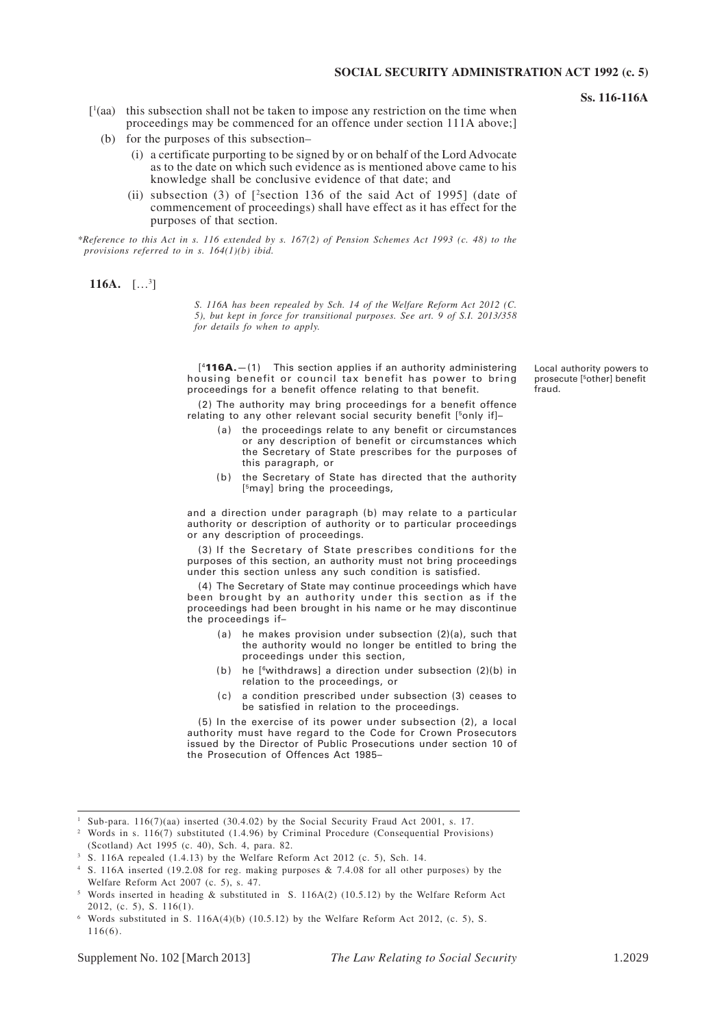[1(aa) this subsection shall not be taken to impose any restriction on the time when proceedings may be commenced for an offence under section 111A above;]

(b) for the purposes of this subsection–

(i) a certificate purporting to be signed by or on behalf of the Lord Advocate as to the date on which such evidence as is mentioned above came to his knowledge shall be conclusive evidence of that date; and

(ii) subsection (3) of [2section 136 of the said Act of 1995] (date of commencement of proceedings) shall have effect as it has effect for the purposes of that section.

*\*Reference to this Act in s. 116 extended by s. 167(2) of Pension Schemes Act 1993 (c. 48) to the provisions referred to in s. 164(1)(b) ibid.*

**116A.** […3]

*S. 116A has been repealed by Sch. 14 of the Welfare Reform Act 2012 (C. 5), but kept in force for transitional purposes. See art. 9 of S.I. 2013/358 for details fo when to apply.*

Local authority powers to prosecute [5other] benefit fraud.

[4**116A.**—(1) This section applies if an authority administering housing benefit or council tax benefit has power to bring proceedings for a benefit offence relating to that benefit.

(2) The authority may bring proceedings for a benefit offence relating to any other relevant social security benefit [5only if]–

(a) the proceedings relate to any benefit or circumstances or any description of benefit or circumstances which the Secretary of State prescribes for the purposes of this paragraph, or

(b) the Secretary of State has directed that the authority [5may] bring the proceedings,

and a direction under paragraph (b) may relate to a particular authority or description of authority or to particular proceedings or any description of proceedings.

(3) If the Secretary of State prescribes conditions for the purposes of this section, an authority must not bring proceedings under this section unless any such condition is satisfied.

(4) The Secretary of State may continue proceedings which have been brought by an authority under this section as if the proceedings had been brought in his name or he may discontinue the proceedings if–

(a) he makes provision under subsection (2)(a), such that the authority would no longer be entitled to bring the proceedings under this section,

(b) he [6withdraws] a direction under subsection (2)(b) in relation to the proceedings, or

(c) a condition prescribed under subsection (3) ceases to be satisfied in relation to the proceedings.

(5) In the exercise of its power under subsection (2), a local authority must have regard to the Code for Crown Prosecutors issued by the Director of Public Prosecutions under section 10 of the Prosecution of Offences Act 1985–

---

1 Sub-para. 116(7)(aa) inserted (30.4.02) by the Social Security Fraud Act 2001, s. 17.

2 Words in s. 116(7) substituted (1.4.96) by Criminal Procedure (Consequential Provisions) (Scotland) Act 1995 (c. 40), Sch. 4, para. 82.

3 S. 116A repealed (1.4.13) by the Welfare Reform Act 2012 (c. 5), Sch. 14.

4 S. 116A inserted (19.2.08 for reg. making purposes & 7.4.08 for all other purposes) by the Welfare Reform Act 2007 (c. 5), s. 47.

5 Words inserted in heading & substituted in S. 116A(2) (10.5.12) by the Welfare Reform Act 2012, (c. 5), S. 116(1).

6 Words substituted in S. 116A(4)(b) (10.5.12) by the Welfare Reform Act 2012, (c. 5), S. 116(6).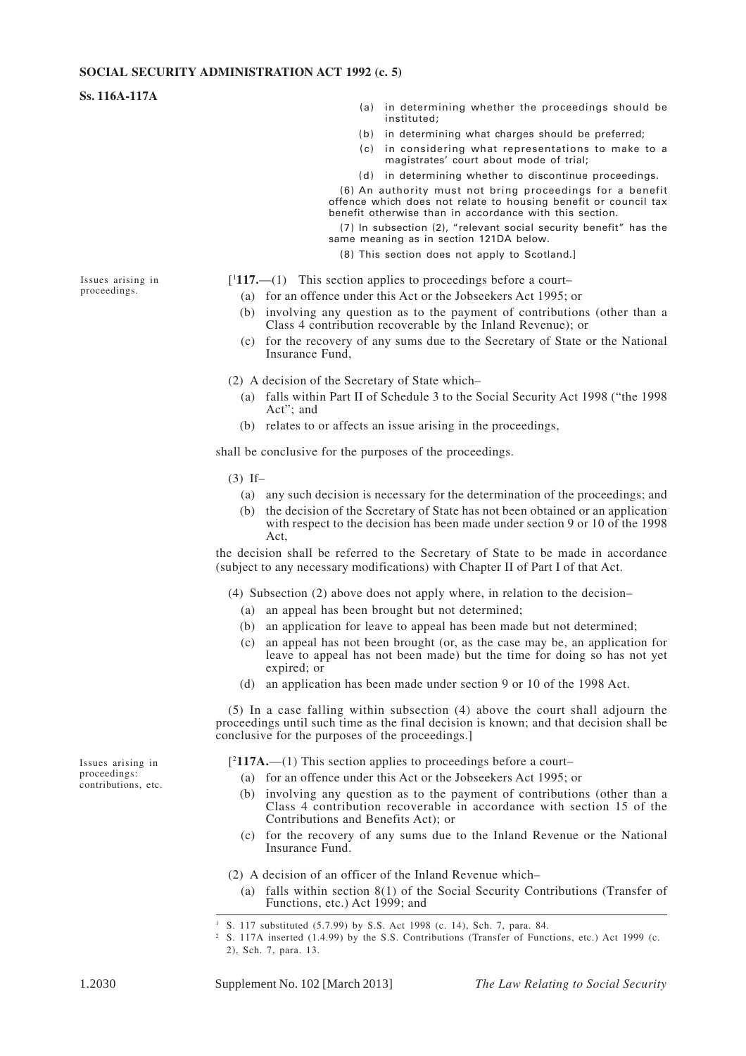(a) in determining whether the proceedings should be instituted;

(b) in determining what charges should be preferred;

(c) in considering what representations to make to a magistrates' court about mode of trial;

(d) in determining whether to discontinue proceedings.

(6) An authority must not bring proceedings for a benefit offence which does not relate to housing benefit or council tax benefit otherwise than in accordance with this section.

(7) In subsection (2), "relevant social security benefit" has the same meaning as in section 121DA below.

(8) This section does not apply to Scotland.]

*Issues arising in proceedings.*

[[1]**117.**—(1) This section applies to proceedings before a court–

(a) for an offence under this Act or the Jobseekers Act 1995; or

(b) involving any question as to the payment of contributions (other than a Class 4 contribution recoverable by the Inland Revenue); or

(c) for the recovery of any sums due to the Secretary of State or the National Insurance Fund,

(2) A decision of the Secretary of State which–

(a) falls within Part II of Schedule 3 to the Social Security Act 1998 ("the 1998 Act"; and

(b) relates to or affects an issue arising in the proceedings,

shall be conclusive for the purposes of the proceedings.

(3) If–

(a) any such decision is necessary for the determination of the proceedings; and

(b) the decision of the Secretary of State has not been obtained or an application with respect to the decision has been made under section 9 or 10 of the 1998 Act,

the decision shall be referred to the Secretary of State to be made in accordance (subject to any necessary modifications) with Chapter II of Part I of that Act.

(4) Subsection (2) above does not apply where, in relation to the decision–

(a) an appeal has been brought but not determined;

(b) an application for leave to appeal has been made but not determined;

(c) an appeal has not been brought (or, as the case may be, an application for leave to appeal has not been made) but the time for doing so has not yet expired; or

(d) an application has been made under section 9 or 10 of the 1998 Act.

(5) In a case falling within subsection (4) above the court shall adjourn the proceedings until such time as the final decision is known; and that decision shall be conclusive for the purposes of the proceedings.]

*Issues arising in proceedings: contributions, etc.*

[[2]**117A.**—(1) This section applies to proceedings before a court–

(a) for an offence under this Act or the Jobseekers Act 1995; or

(b) involving any question as to the payment of contributions (other than a Class 4 contribution recoverable in accordance with section 15 of the Contributions and Benefits Act); or

(c) for the recovery of any sums due to the Inland Revenue or the National Insurance Fund.

(2) A decision of an officer of the Inland Revenue which–

(a) falls within section 8(1) of the Social Security Contributions (Transfer of Functions, etc.) Act 1999; and

---

[1] S. 117 substituted (5.7.99) by S.S. Act 1998 (c. 14), Sch. 7, para. 84.

[2] S. 117A inserted (1.4.99) by the S.S. Contributions (Transfer of Functions, etc.) Act 1999 (c. 2), Sch. 7, para. 13.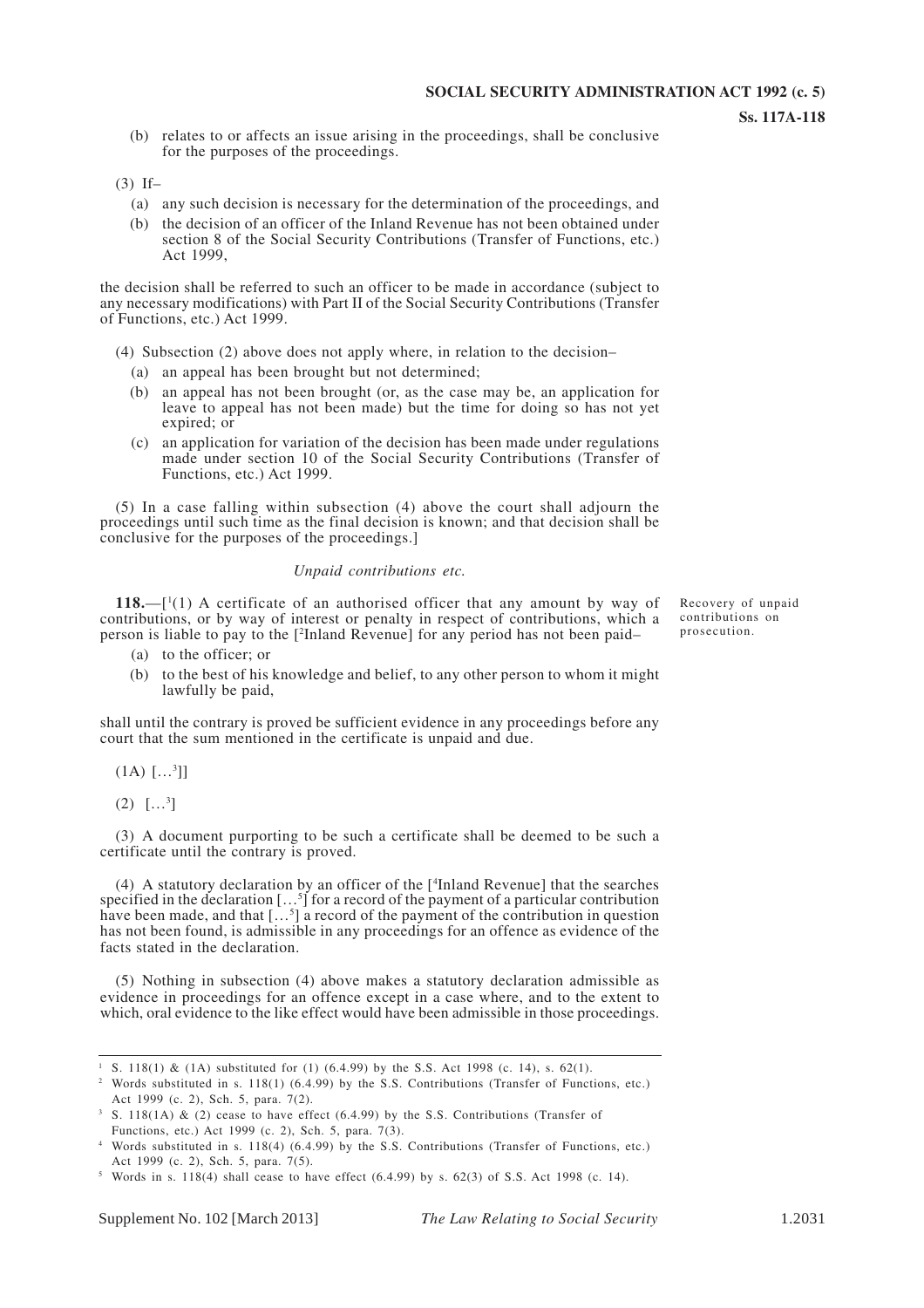(b) relates to or affects an issue arising in the proceedings, shall be conclusive for the purposes of the proceedings.

(3) If–

(a) any such decision is necessary for the determination of the proceedings, and

(b) the decision of an officer of the Inland Revenue has not been obtained under section 8 of the Social Security Contributions (Transfer of Functions, etc.) Act 1999,

the decision shall be referred to such an officer to be made in accordance (subject to any necessary modifications) with Part II of the Social Security Contributions (Transfer of Functions, etc.) Act 1999.

(4) Subsection (2) above does not apply where, in relation to the decision–

(a) an appeal has been brought but not determined;

(b) an appeal has not been brought (or, as the case may be, an application for leave to appeal has not been made) but the time for doing so has not yet expired; or

(c) an application for variation of the decision has been made under regulations made under section 10 of the Social Security Contributions (Transfer of Functions, etc.) Act 1999.

(5) In a case falling within subsection (4) above the court shall adjourn the proceedings until such time as the final decision is known; and that decision shall be conclusive for the purposes of the proceedings.]

*Unpaid contributions etc.*

Recovery of unpaid contributions on prosecution.

**118.**—[[1](1) A certificate of an authorised officer that any amount by way of contributions, or by way of interest or penalty in respect of contributions, which a person is liable to pay to the [[2]Inland Revenue] for any period has not been paid–

(a) to the officer; or

(b) to the best of his knowledge and belief, to any other person to whom it might lawfully be paid,

shall until the contrary is proved be sufficient evidence in any proceedings before any court that the sum mentioned in the certificate is unpaid and due.

(1A) […[3]]]

(2) […[3]]

(3) A document purporting to be such a certificate shall be deemed to be such a certificate until the contrary is proved.

(4) A statutory declaration by an officer of the [[4]Inland Revenue] that the searches specified in the declaration […[5]] for a record of the payment of a particular contribution have been made, and that […[5]] a record of the payment of the contribution in question has not been found, is admissible in any proceedings for an offence as evidence of the facts stated in the declaration.

(5) Nothing in subsection (4) above makes a statutory declaration admissible as evidence in proceedings for an offence except in a case where, and to the extent to which, oral evidence to the like effect would have been admissible in those proceedings.

---

[1] S. 118(1) & (1A) substituted for (1) (6.4.99) by the S.S. Act 1998 (c. 14), s. 62(1).

[2] Words substituted in s. 118(1) (6.4.99) by the S.S. Contributions (Transfer of Functions, etc.) Act 1999 (c. 2), Sch. 5, para. 7(2).

[3] S. 118(1A) & (2) cease to have effect (6.4.99) by the S.S. Contributions (Transfer of Functions, etc.) Act 1999 (c. 2), Sch. 5, para. 7(3).

[4] Words substituted in s. 118(4) (6.4.99) by the S.S. Contributions (Transfer of Functions, etc.) Act 1999 (c. 2), Sch. 5, para. 7(5).

[5] Words in s. 118(4) shall cease to have effect (6.4.99) by s. 62(3) of S.S. Act 1998 (c. 14).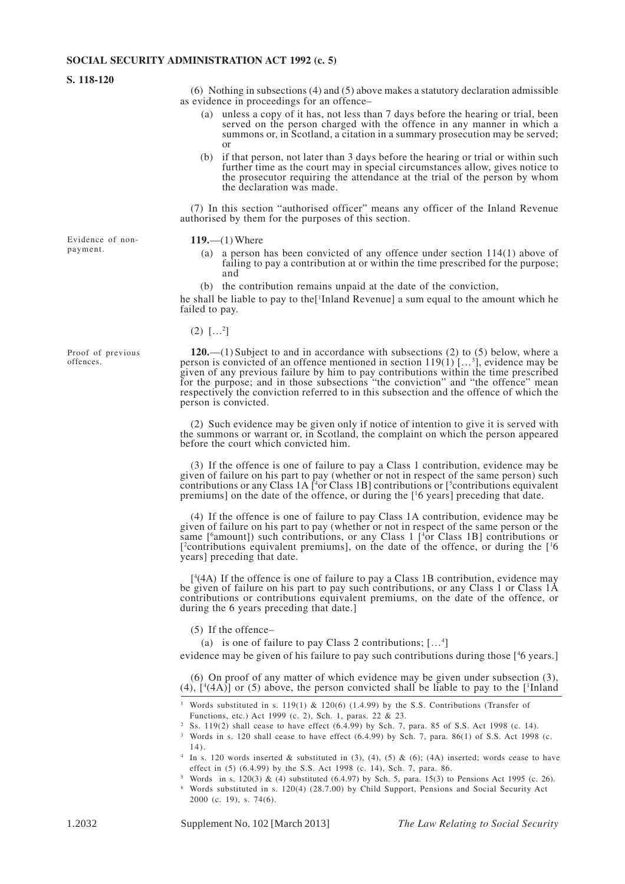(6) Nothing in subsections (4) and (5) above makes a statutory declaration admissible as evidence in proceedings for an offence–

(a) unless a copy of it has, not less than 7 days before the hearing or trial, been served on the person charged with the offence in any manner in which a summons or, in Scotland, a citation in a summary prosecution may be served; or

(b) if that person, not later than 3 days before the hearing or trial or within such further time as the court may in special circumstances allow, gives notice to the prosecutor requiring the attendance at the trial of the person by whom the declaration was made.

(7) In this section "authorised officer" means any officer of the Inland Revenue authorised by them for the purposes of this section.

*Evidence of non-payment.*

**119.**—(1) Where

(a) a person has been convicted of any offence under section 114(1) above of failing to pay a contribution at or within the time prescribed for the purpose; and

(b) the contribution remains unpaid at the date of the conviction,

he shall be liable to pay to the[[1]Inland Revenue] a sum equal to the amount which he failed to pay.

(2) […[2]]

*Proof of previous offences.*

**120.**—(1) Subject to and in accordance with subsections (2) to (5) below, where a person is convicted of an offence mentioned in section 119(1) […[3]], evidence may be given of any previous failure by him to pay contributions within the time prescribed for the purpose; and in those subsections "the conviction" and "the offence" mean respectively the conviction referred to in this subsection and the offence of which the person is convicted.

(2) Such evidence may be given only if notice of intention to give it is served with the summons or warrant or, in Scotland, the complaint on which the person appeared before the court which convicted him.

(3) If the offence is one of failure to pay a Class 1 contribution, evidence may be given of failure on his part to pay (whether or not in respect of the same person) such contributions or any Class 1A [[4]or Class 1B] contributions or [[5]contributions equivalent premiums] on the date of the offence, or during the [[1]6 years] preceding that date.

(4) If the offence is one of failure to pay Class 1A contribution, evidence may be given of failure on his part to pay (whether or not in respect of the same person or the same [[6]amount]) such contributions, or any Class 1 [[4]or Class 1B] contributions or [[2]contributions equivalent premiums], on the date of the offence, or during the [[1]6 years] preceding that date.

[[4](4A) If the offence is one of failure to pay a Class 1B contribution, evidence may be given of failure on his part to pay such contributions, or any Class 1 or Class 1A contributions or contributions equivalent premiums, on the date of the offence, or during the 6 years preceding that date.]

(5) If the offence–

(a) is one of failure to pay Class 2 contributions; […[4]]

evidence may be given of his failure to pay such contributions during those [[4]6 years.]

(6) On proof of any matter of which evidence may be given under subsection (3), (4), [[4](4A)] or (5) above, the person convicted shall be liable to pay to the [[1]Inland

---

[1] Words substituted in s. 119(1) & 120(6) (1.4.99) by the S.S. Contributions (Transfer of Functions, etc.) Act 1999 (c. 2), Sch. 1, paras. 22 & 23.

[2] Ss. 119(2) shall cease to have effect (6.4.99) by Sch. 7, para. 85 of S.S. Act 1998 (c. 14).

[3] Words in s. 120 shall cease to have effect (6.4.99) by Sch. 7, para. 86(1) of S.S. Act 1998 (c. 14).

[4] In s. 120 words inserted & substituted in (3), (4), (5) & (6); (4A) inserted; words cease to have effect in (5) (6.4.99) by the S.S. Act 1998 (c. 14), Sch. 7, para. 86.

[5] Words in s. 120(3) & (4) substituted (6.4.97) by Sch. 5, para. 15(3) to Pensions Act 1995 (c. 26).

[6] Words substituted in s. 120(4) (28.7.00) by Child Support, Pensions and Social Security Act 2000 (c. 19), s. 74(6).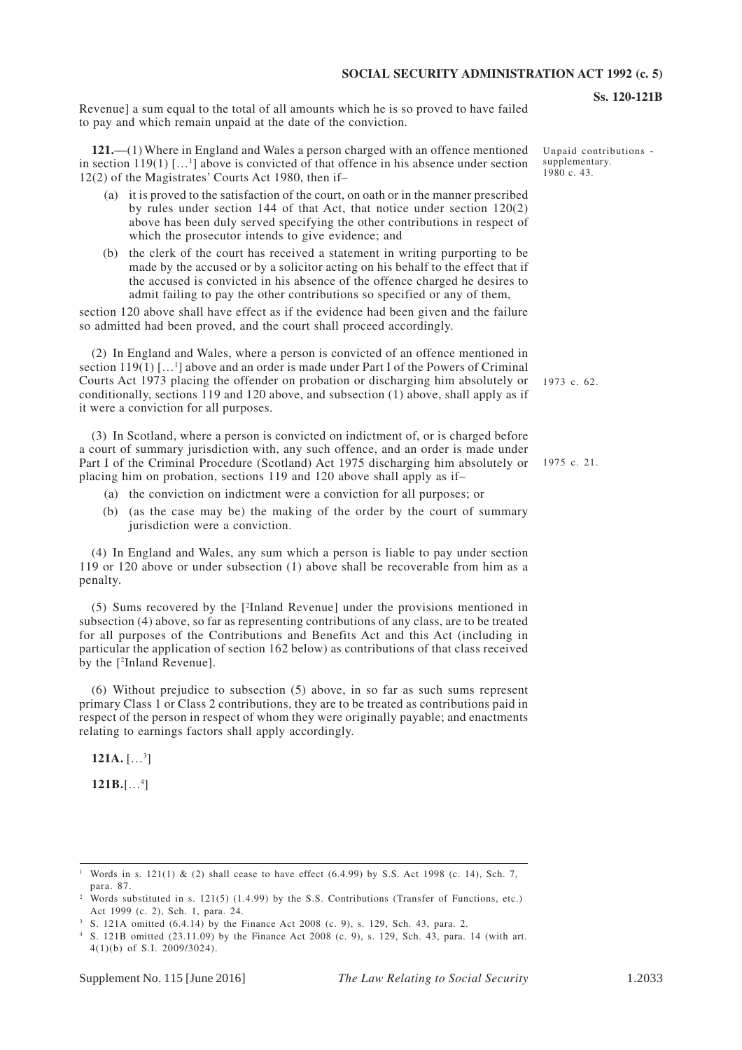Revenue] a sum equal to the total of all amounts which he is so proved to have failed to pay and which remain unpaid at the date of the conviction.

Unpaid contributions - supplementary. 1980 c. 43.

**121.**—(1) Where in England and Wales a person charged with an offence mentioned in section 119(1) […[1]] above is convicted of that offence in his absence under section 12(2) of the Magistrates' Courts Act 1980, then if–

- (a) it is proved to the satisfaction of the court, on oath or in the manner prescribed by rules under section 144 of that Act, that notice under section 120(2) above has been duly served specifying the other contributions in respect of which the prosecutor intends to give evidence; and
- (b) the clerk of the court has received a statement in writing purporting to be made by the accused or by a solicitor acting on his behalf to the effect that if the accused is convicted in his absence of the offence charged he desires to admit failing to pay the other contributions so specified or any of them,

section 120 above shall have effect as if the evidence had been given and the failure so admitted had been proved, and the court shall proceed accordingly.

(2) In England and Wales, where a person is convicted of an offence mentioned in section 119(1) […[1]] above and an order is made under Part I of the Powers of Criminal Courts Act 1973 placing the offender on probation or discharging him absolutely or conditionally, sections 119 and 120 above, and subsection (1) above, shall apply as if it were a conviction for all purposes.

1973 c. 62.

(3) In Scotland, where a person is convicted on indictment of, or is charged before a court of summary jurisdiction with, any such offence, and an order is made under Part I of the Criminal Procedure (Scotland) Act 1975 discharging him absolutely or placing him on probation, sections 119 and 120 above shall apply as if–

1975 c. 21.

- (a) the conviction on indictment were a conviction for all purposes; or
- (b) (as the case may be) the making of the order by the court of summary jurisdiction were a conviction.

(4) In England and Wales, any sum which a person is liable to pay under section 119 or 120 above or under subsection (1) above shall be recoverable from him as a penalty.

(5) Sums recovered by the [[2]Inland Revenue] under the provisions mentioned in subsection (4) above, so far as representing contributions of any class, are to be treated for all purposes of the Contributions and Benefits Act and this Act (including in particular the application of section 162 below) as contributions of that class received by the [[2]Inland Revenue].

(6) Without prejudice to subsection (5) above, in so far as such sums represent primary Class 1 or Class 2 contributions, they are to be treated as contributions paid in respect of the person in respect of whom they were originally payable; and enactments relating to earnings factors shall apply accordingly.

**121A.** […[3]]

**121B.**[…[4]]

---

[1] Words in s. 121(1) & (2) shall cease to have effect (6.4.99) by S.S. Act 1998 (c. 14), Sch. 7, para. 87.

[2] Words substituted in s. 121(5) (1.4.99) by the S.S. Contributions (Transfer of Functions, etc.) Act 1999 (c. 2), Sch. 1, para. 24.

[3] S. 121A omitted (6.4.14) by the Finance Act 2008 (c. 9), s. 129, Sch. 43, para. 2.

[4] S. 121B omitted (23.11.09) by the Finance Act 2008 (c. 9), s. 129, Sch. 43, para. 14 (with art. 4(1)(b) of S.I. 2009/3024).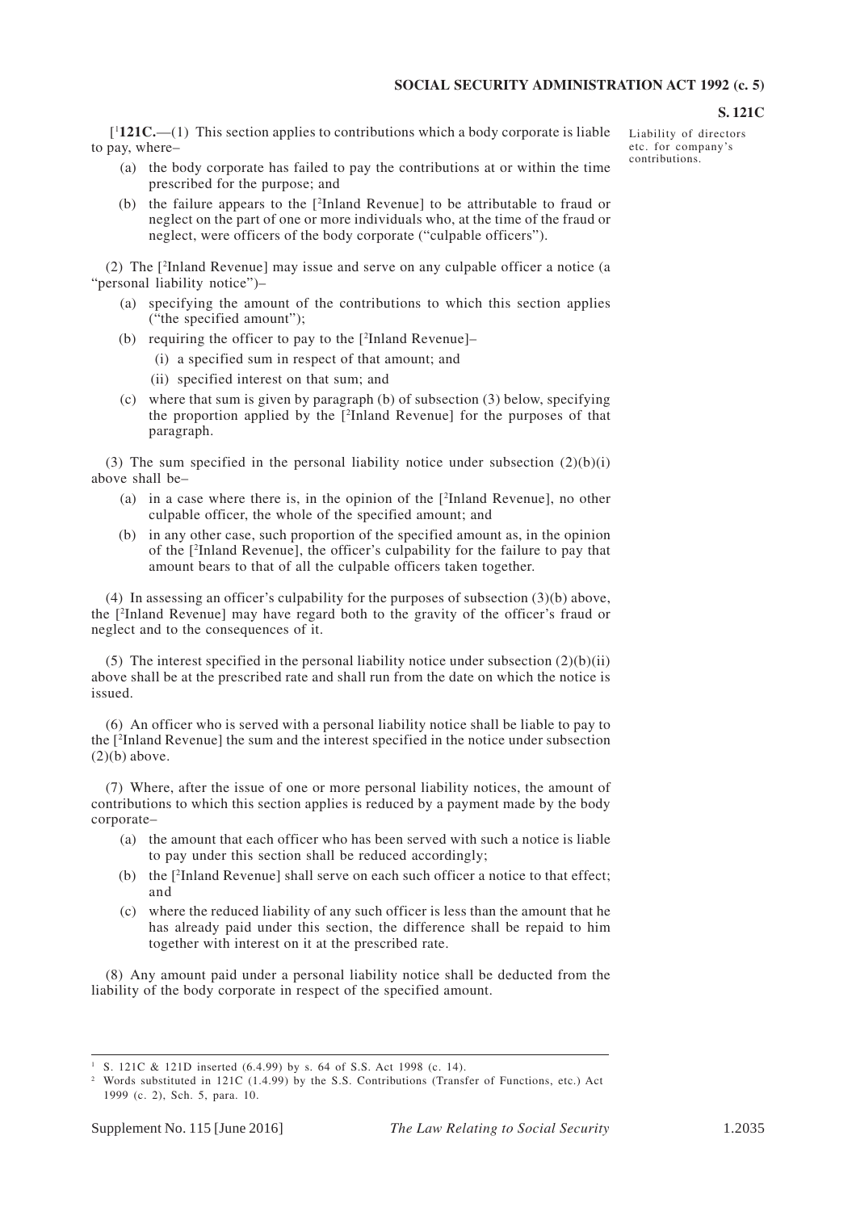[1**121C.**—(1) This section applies to contributions which a body corporate is liable to pay, where–

Liability of directors etc. for company's contributions.

(a) the body corporate has failed to pay the contributions at or within the time prescribed for the purpose; and

(b) the failure appears to the [2Inland Revenue] to be attributable to fraud or neglect on the part of one or more individuals who, at the time of the fraud or neglect, were officers of the body corporate ("culpable officers").

(2) The [2Inland Revenue] may issue and serve on any culpable officer a notice (a "personal liability notice")–

(a) specifying the amount of the contributions to which this section applies ("the specified amount");

(b) requiring the officer to pay to the [2Inland Revenue]–

(i) a specified sum in respect of that amount; and

(ii) specified interest on that sum; and

(c) where that sum is given by paragraph (b) of subsection (3) below, specifying the proportion applied by the [2Inland Revenue] for the purposes of that paragraph.

(3) The sum specified in the personal liability notice under subsection (2)(b)(i) above shall be–

(a) in a case where there is, in the opinion of the [2Inland Revenue], no other culpable officer, the whole of the specified amount; and

(b) in any other case, such proportion of the specified amount as, in the opinion of the [2Inland Revenue], the officer's culpability for the failure to pay that amount bears to that of all the culpable officers taken together.

(4) In assessing an officer's culpability for the purposes of subsection (3)(b) above, the [2Inland Revenue] may have regard both to the gravity of the officer's fraud or neglect and to the consequences of it.

(5) The interest specified in the personal liability notice under subsection (2)(b)(ii) above shall be at the prescribed rate and shall run from the date on which the notice is issued.

(6) An officer who is served with a personal liability notice shall be liable to pay to the [2Inland Revenue] the sum and the interest specified in the notice under subsection (2)(b) above.

(7) Where, after the issue of one or more personal liability notices, the amount of contributions to which this section applies is reduced by a payment made by the body corporate–

(a) the amount that each officer who has been served with such a notice is liable to pay under this section shall be reduced accordingly;

(b) the [2Inland Revenue] shall serve on each such officer a notice to that effect; and

(c) where the reduced liability of any such officer is less than the amount that he has already paid under this section, the difference shall be repaid to him together with interest on it at the prescribed rate.

(8) Any amount paid under a personal liability notice shall be deducted from the liability of the body corporate in respect of the specified amount.

---

1 S. 121C & 121D inserted (6.4.99) by s. 64 of S.S. Act 1998 (c. 14).

2 Words substituted in 121C (1.4.99) by the S.S. Contributions (Transfer of Functions, etc.) Act 1999 (c. 2), Sch. 5, para. 10.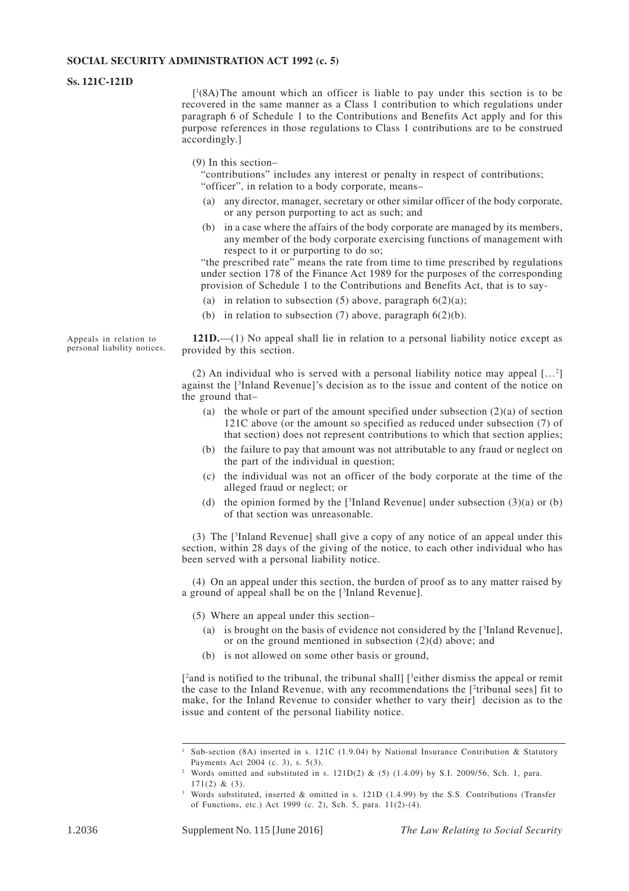[1](8A) The amount which an officer is liable to pay under this section is to be recovered in the same manner as a Class 1 contribution to which regulations under paragraph 6 of Schedule 1 to the Contributions and Benefits Act apply and for this purpose references in those regulations to Class 1 contributions are to be construed accordingly.]

(9) In this section–

"contributions" includes any interest or penalty in respect of contributions;

"officer", in relation to a body corporate, means–

(a) any director, manager, secretary or other similar officer of the body corporate, or any person purporting to act as such; and

(b) in a case where the affairs of the body corporate are managed by its members, any member of the body corporate exercising functions of management with respect to it or purporting to do so;

"the prescribed rate" means the rate from time to time prescribed by regulations under section 178 of the Finance Act 1989 for the purposes of the corresponding provision of Schedule 1 to the Contributions and Benefits Act, that is to say-

(a) in relation to subsection (5) above, paragraph 6(2)(a);

(b) in relation to subsection (7) above, paragraph 6(2)(b).

*Appeals in relation to personal liability notices.*

**121D.**—(1) No appeal shall lie in relation to a personal liability notice except as provided by this section.

(2) An individual who is served with a personal liability notice may appeal […[2]] against the [[3]Inland Revenue]'s decision as to the issue and content of the notice on the ground that–

(a) the whole or part of the amount specified under subsection (2)(a) of section 121C above (or the amount so specified as reduced under subsection (7) of that section) does not represent contributions to which that section applies;

(b) the failure to pay that amount was not attributable to any fraud or neglect on the part of the individual in question;

(c) the individual was not an officer of the body corporate at the time of the alleged fraud or neglect; or

(d) the opinion formed by the [[3]Inland Revenue] under subsection (3)(a) or (b) of that section was unreasonable.

(3) The [[3]Inland Revenue] shall give a copy of any notice of an appeal under this section, within 28 days of the giving of the notice, to each other individual who has been served with a personal liability notice.

(4) On an appeal under this section, the burden of proof as to any matter raised by a ground of appeal shall be on the [[3]Inland Revenue].

(5) Where an appeal under this section–

(a) is brought on the basis of evidence not considered by the [[3]Inland Revenue], or on the ground mentioned in subsection (2)(d) above; and

(b) is not allowed on some other basis or ground,

[[2]and is notified to the tribunal, the tribunal shall] [[3]either dismiss the appeal or remit the case to the Inland Revenue, with any recommendations the [[2]tribunal sees] fit to make, for the Inland Revenue to consider whether to vary their] decision as to the issue and content of the personal liability notice.

---

[1] Sub-section (8A) inserted in s. 121C (1.9.04) by National Insurance Contribution & Statutory Payments Act 2004 (c. 3), s. 5(3).

[2] Words omitted and substituted in s. 121D(2) & (5) (1.4.09) by S.I. 2009/56, Sch. 1, para. 171(2) & (3).

[3] Words substituted, inserted & omitted in s. 121D (1.4.99) by the S.S. Contributions (Transfer of Functions, etc.) Act 1999 (c. 2), Sch. 5, para. 11(2)-(4).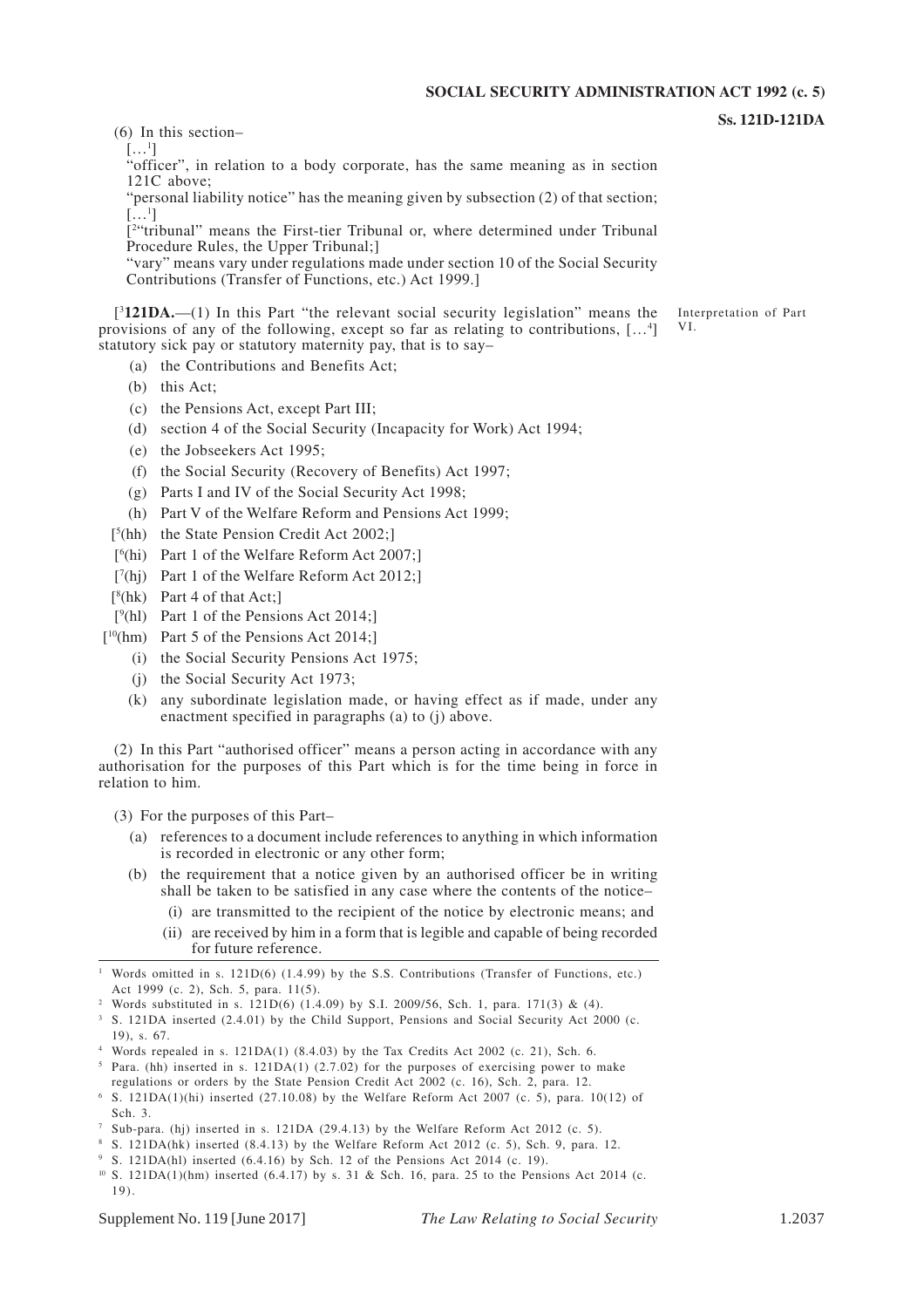(6) In this section–

[…[1]]

"officer", in relation to a body corporate, has the same meaning as in section 121C above;

"personal liability notice" has the meaning given by subsection (2) of that section;

[…[1]]

[[2]"tribunal" means the First-tier Tribunal or, where determined under Tribunal Procedure Rules, the Upper Tribunal;]

"vary" means vary under regulations made under section 10 of the Social Security Contributions (Transfer of Functions, etc.) Act 1999.]

Interpretation of Part VI.

[[3]**121DA.**—(1) In this Part "the relevant social security legislation" means the provisions of any of the following, except so far as relating to contributions, […[4]] statutory sick pay or statutory maternity pay, that is to say–

(a) the Contributions and Benefits Act;

(b) this Act;

(c) the Pensions Act, except Part III;

(d) section 4 of the Social Security (Incapacity for Work) Act 1994;

(e) the Jobseekers Act 1995;

(f) the Social Security (Recovery of Benefits) Act 1997;

(g) Parts I and IV of the Social Security Act 1998;

(h) Part V of the Welfare Reform and Pensions Act 1999;

[[5](hh) the State Pension Credit Act 2002;]

[[6](hi) Part 1 of the Welfare Reform Act 2007;]

[[7](hj) Part 1 of the Welfare Reform Act 2012;]

[[8](hk) Part 4 of that Act;]

[[9](hl) Part 1 of the Pensions Act 2014;]

[[10](hm) Part 5 of the Pensions Act 2014;]

(i) the Social Security Pensions Act 1975;

(j) the Social Security Act 1973;

(k) any subordinate legislation made, or having effect as if made, under any enactment specified in paragraphs (a) to (j) above.

(2) In this Part "authorised officer" means a person acting in accordance with any authorisation for the purposes of this Part which is for the time being in force in relation to him.

(3) For the purposes of this Part–

(a) references to a document include references to anything in which information is recorded in electronic or any other form;

(b) the requirement that a notice given by an authorised officer be in writing shall be taken to be satisfied in any case where the contents of the notice–

(i) are transmitted to the recipient of the notice by electronic means; and

(ii) are received by him in a form that is legible and capable of being recorded for future reference.

---

[1] Words omitted in s. 121D(6) (1.4.99) by the S.S. Contributions (Transfer of Functions, etc.) Act 1999 (c. 2), Sch. 5, para. 11(5).

[2] Words substituted in s. 121D(6) (1.4.09) by S.I. 2009/56, Sch. 1, para. 171(3) & (4).

[3] S. 121DA inserted (2.4.01) by the Child Support, Pensions and Social Security Act 2000 (c. 19), s. 67.

[4] Words repealed in s. 121DA(1) (8.4.03) by the Tax Credits Act 2002 (c. 21), Sch. 6.

[5] Para. (hh) inserted in s. 121DA(1) (2.7.02) for the purposes of exercising power to make regulations or orders by the State Pension Credit Act 2002 (c. 16), Sch. 2, para. 12.

[6] S. 121DA(1)(hi) inserted (27.10.08) by the Welfare Reform Act 2007 (c. 5), para. 10(12) of Sch. 3.

[7] Sub-para. (hj) inserted in s. 121DA (29.4.13) by the Welfare Reform Act 2012 (c. 5).

[8] S. 121DA(hk) inserted (8.4.13) by the Welfare Reform Act 2012 (c. 5), Sch. 9, para. 12.

[9] S. 121DA(hl) inserted (6.4.16) by Sch. 12 of the Pensions Act 2014 (c. 19).

[10] S. 121DA(1)(hm) inserted (6.4.17) by s. 31 & Sch. 16, para. 25 to the Pensions Act 2014 (c. 19).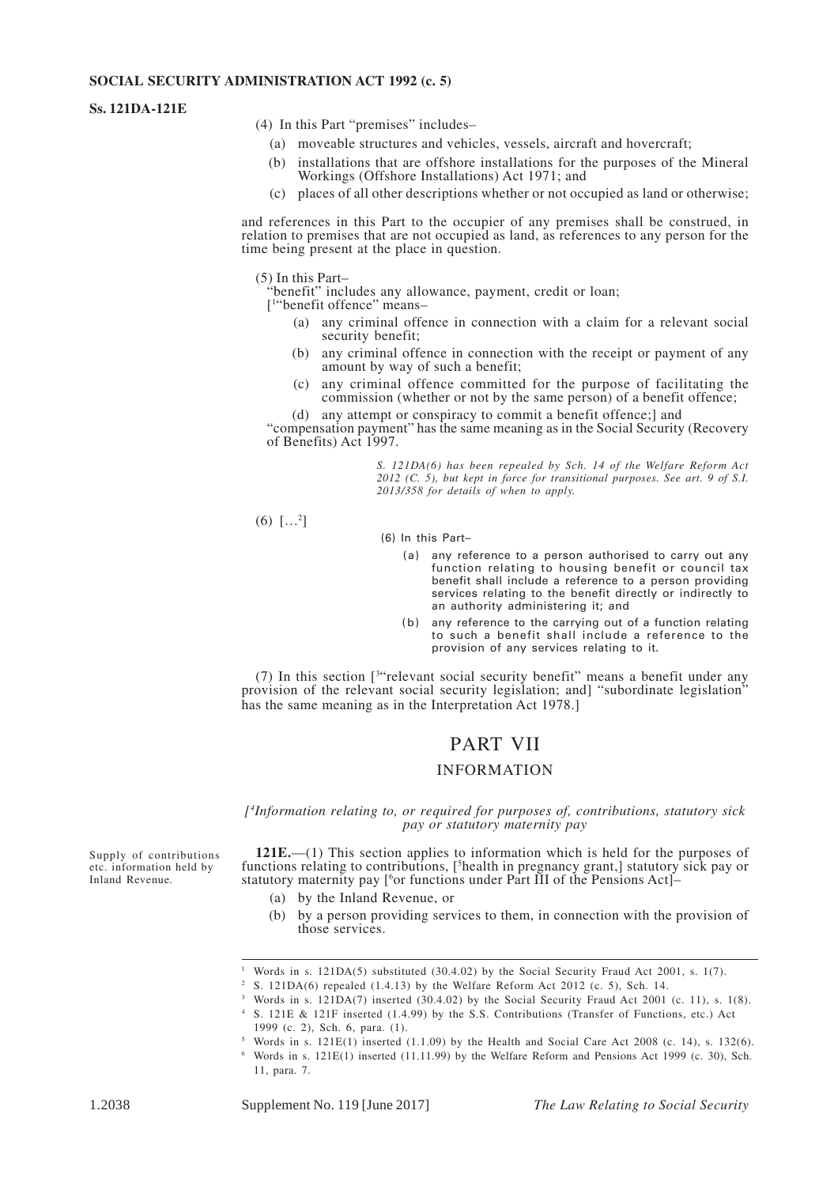(4) In this Part "premises" includes–

(a) moveable structures and vehicles, vessels, aircraft and hovercraft;

(b) installations that are offshore installations for the purposes of the Mineral Workings (Offshore Installations) Act 1971; and

(c) places of all other descriptions whether or not occupied as land or otherwise;

and references in this Part to the occupier of any premises shall be construed, in relation to premises that are not occupied as land, as references to any person for the time being present at the place in question.

(5) In this Part–

"benefit" includes any allowance, payment, credit or loan;

[[1]"benefit offence" means–

(a) any criminal offence in connection with a claim for a relevant social security benefit;

(b) any criminal offence in connection with the receipt or payment of any amount by way of such a benefit;

(c) any criminal offence committed for the purpose of facilitating the commission (whether or not by the same person) of a benefit offence;

(d) any attempt or conspiracy to commit a benefit offence;] and

"compensation payment" has the same meaning as in the Social Security (Recovery of Benefits) Act 1997.

*S. 121DA(6) has been repealed by Sch. 14 of the Welfare Reform Act 2012 (C. 5), but kept in force for transitional purposes. See art. 9 of S.I. 2013/358 for details of when to apply.*

(6) […[2]]

(6) In this Part–

(a) any reference to a person authorised to carry out any function relating to housing benefit or council tax benefit shall include a reference to a person providing services relating to the benefit directly or indirectly to an authority administering it; and

(b) any reference to the carrying out of a function relating to such a benefit shall include a reference to the provision of any services relating to it.

(7) In this section [[3]"relevant social security benefit" means a benefit under any provision of the relevant social security legislation; and] "subordinate legislation" has the same meaning as in the Interpretation Act 1978.]

## PART VII

### INFORMATION

*[[4]Information relating to, or required for purposes of, contributions, statutory sick pay or statutory maternity pay*

Supply of contributions etc. information held by Inland Revenue.

**121E.**—(1) This section applies to information which is held for the purposes of functions relating to contributions, [[5]health in pregnancy grant,] statutory sick pay or statutory maternity pay [[6]or functions under Part III of the Pensions Act]–

(a) by the Inland Revenue, or

(b) by a person providing services to them, in connection with the provision of those services.

---

[1] Words in s. 121DA(5) substituted (30.4.02) by the Social Security Fraud Act 2001, s. 1(7).

[2] S. 121DA(6) repealed (1.4.13) by the Welfare Reform Act 2012 (c. 5), Sch. 14.

[3] Words in s. 121DA(7) inserted (30.4.02) by the Social Security Fraud Act 2001 (c. 11), s. 1(8).

[4] S. 121E & 121F inserted (1.4.99) by the S.S. Contributions (Transfer of Functions, etc.) Act 1999 (c. 2), Sch. 6, para. (1).

[5] Words in s. 121E(1) inserted (1.1.09) by the Health and Social Care Act 2008 (c. 14), s. 132(6).

[6] Words in s. 121E(1) inserted (11.11.99) by the Welfare Reform and Pensions Act 1999 (c. 30), Sch. 11, para. 7.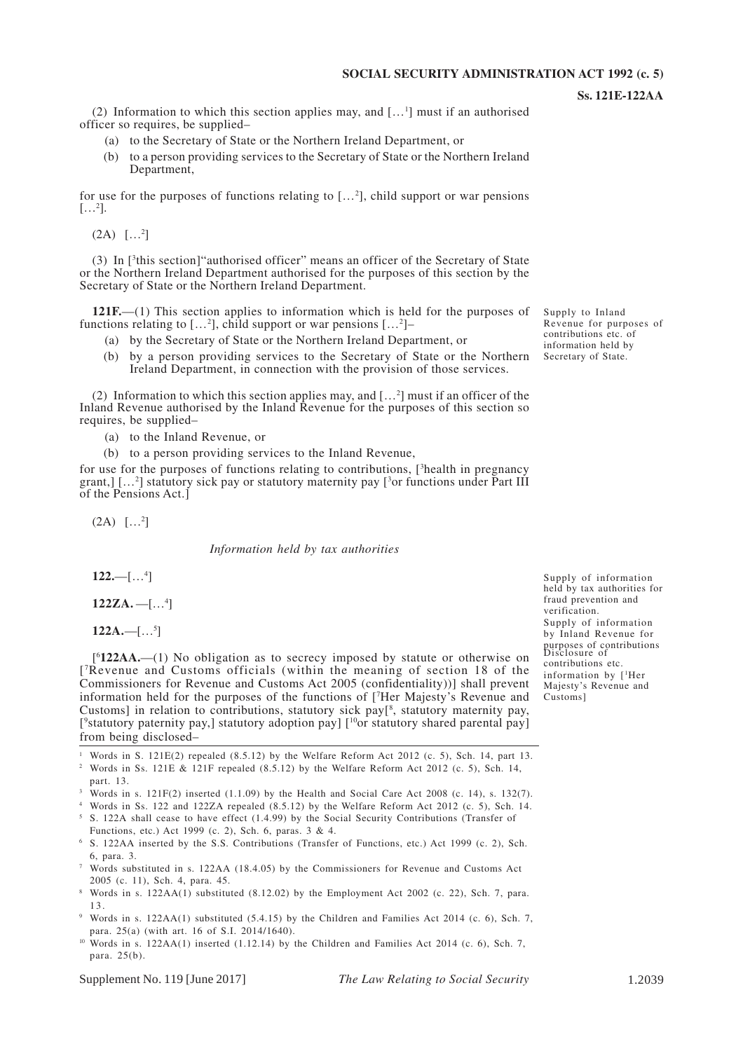(2) Information to which this section applies may, and […[1]] must if an authorised officer so requires, be supplied–

(a) to the Secretary of State or the Northern Ireland Department, or

(b) to a person providing services to the Secretary of State or the Northern Ireland Department,

for use for the purposes of functions relating to […[2]], child support or war pensions […[2]].

(2A) […[2]]

(3) In [[3]this section]"authorised officer" means an officer of the Secretary of State or the Northern Ireland Department authorised for the purposes of this section by the Secretary of State or the Northern Ireland Department.

Supply to Inland Revenue for purposes of contributions etc. of information held by Secretary of State.

**121F.**—(1) This section applies to information which is held for the purposes of functions relating to […[2]], child support or war pensions […[2]]–

(a) by the Secretary of State or the Northern Ireland Department, or

(b) by a person providing services to the Secretary of State or the Northern Ireland Department, in connection with the provision of those services.

(2) Information to which this section applies may, and […[2]] must if an officer of the Inland Revenue authorised by the Inland Revenue for the purposes of this section so requires, be supplied–

(a) to the Inland Revenue, or

(b) to a person providing services to the Inland Revenue,

for use for the purposes of functions relating to contributions, [[3]health in pregnancy grant,] […[2]] statutory sick pay or statutory maternity pay [[3]or functions under Part III of the Pensions Act.]

(2A) […[2]]

*Information held by tax authorities*

Supply of information held by tax authorities for fraud prevention and verification.

**122.**—[…[4]]

Supply of information by Inland Revenue for purposes of contributions

**122ZA.** —[…[4]]

**122A.**—[…[5]]

Disclosure of contributions etc. information by [[1]Her Majesty's Revenue and Customs]

[[6]**122AA.**—(1) No obligation as to secrecy imposed by statute or otherwise on [[7]Revenue and Customs officials (within the meaning of section 18 of the Commissioners for Revenue and Customs Act 2005 (confidentiality))] shall prevent information held for the purposes of the functions of [[7]Her Majesty's Revenue and Customs] in relation to contributions, statutory sick pay[[8], statutory maternity pay, [[9]statutory paternity pay,] statutory adoption pay] [[10]or statutory shared parental pay] from being disclosed–

---

[1] Words in S. 121E(2) repealed (8.5.12) by the Welfare Reform Act 2012 (c. 5), Sch. 14, part 13.

[2] Words in Ss. 121E & 121F repealed (8.5.12) by the Welfare Reform Act 2012 (c. 5), Sch. 14, part. 13.

[3] Words in s. 121F(2) inserted (1.1.09) by the Health and Social Care Act 2008 (c. 14), s. 132(7).

[4] Words in Ss. 122 and 122ZA repealed (8.5.12) by the Welfare Reform Act 2012 (c. 5), Sch. 14.

[5] S. 122A shall cease to have effect (1.4.99) by the Social Security Contributions (Transfer of Functions, etc.) Act 1999 (c. 2), Sch. 6, paras. 3 & 4.

[6] S. 122AA inserted by the S.S. Contributions (Transfer of Functions, etc.) Act 1999 (c. 2), Sch. 6, para. 3.

[7] Words substituted in s. 122AA (18.4.05) by the Commissioners for Revenue and Customs Act 2005 (c. 11), Sch. 4, para. 45.

[8] Words in s. 122AA(1) substituted (8.12.02) by the Employment Act 2002 (c. 22), Sch. 7, para. 13.

[9] Words in s. 122AA(1) substituted (5.4.15) by the Children and Families Act 2014 (c. 6), Sch. 7, para. 25(a) (with art. 16 of S.I. 2014/1640).

[10] Words in s. 122AA(1) inserted (1.12.14) by the Children and Families Act 2014 (c. 6), Sch. 7, para. 25(b).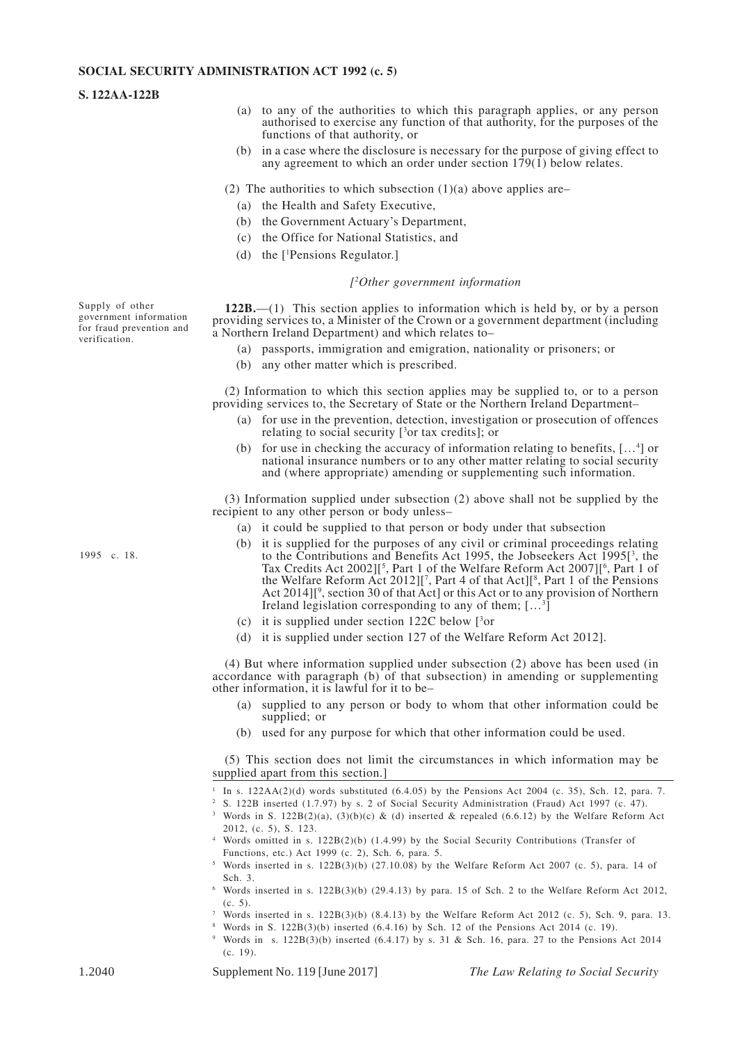(a) to any of the authorities to which this paragraph applies, or any person authorised to exercise any function of that authority, for the purposes of the functions of that authority, or

(b) in a case where the disclosure is necessary for the purpose of giving effect to any agreement to which an order under section 179(1) below relates.

(2) The authorities to which subsection (1)(a) above applies are–

(a) the Health and Safety Executive,

(b) the Government Actuary's Department,

(c) the Office for National Statistics, and

(d) the [[1]Pensions Regulator.]

*[[2]Other government information*

Supply of other government information for fraud prevention and verification.

**122B.**—(1) This section applies to information which is held by, or by a person providing services to, a Minister of the Crown or a government department (including a Northern Ireland Department) and which relates to–

(a) passports, immigration and emigration, nationality or prisoners; or

(b) any other matter which is prescribed.

(2) Information to which this section applies may be supplied to, or to a person providing services to, the Secretary of State or the Northern Ireland Department–

(a) for use in the prevention, detection, investigation or prosecution of offences relating to social security [[3]or tax credits]; or

(b) for use in checking the accuracy of information relating to benefits, […[4]] or national insurance numbers or to any other matter relating to social security and (where appropriate) amending or supplementing such information.

(3) Information supplied under subsection (2) above shall not be supplied by the recipient to any other person or body unless–

(a) it could be supplied to that person or body under that subsection

(b) it is supplied for the purposes of any civil or criminal proceedings relating to the Contributions and Benefits Act 1995, the Jobseekers Act 1995[[3], the Tax Credits Act 2002][[5], Part 1 of the Welfare Reform Act 2007][[6], Part 1 of the Welfare Reform Act 2012][[7], Part 4 of that Act][[8], Part 1 of the Pensions Act 2014][[9], section 30 of that Act] or this Act or to any provision of Northern Ireland legislation corresponding to any of them; […[3]]

1995 c. 18.

(c) it is supplied under section 122C below [[3]or

(d) it is supplied under section 127 of the Welfare Reform Act 2012].

(4) But where information supplied under subsection (2) above has been used (in accordance with paragraph (b) of that subsection) in amending or supplementing other information, it is lawful for it to be–

(a) supplied to any person or body to whom that other information could be supplied; or

(b) used for any purpose for which that other information could be used.

(5) This section does not limit the circumstances in which information may be supplied apart from this section.]

---

[1] In s. 122AA(2)(d) words substituted (6.4.05) by the Pensions Act 2004 (c. 35), Sch. 12, para. 7.

[2] S. 122B inserted (1.7.97) by s. 2 of Social Security Administration (Fraud) Act 1997 (c. 47).

[3] Words in S. 122B(2)(a), (3)(b)(c) & (d) inserted & repealed (6.6.12) by the Welfare Reform Act 2012, (c. 5), S. 123.

[4] Words omitted in s. 122B(2)(b) (1.4.99) by the Social Security Contributions (Transfer of Functions, etc.) Act 1999 (c. 2), Sch. 6, para. 5.

[5] Words inserted in s. 122B(3)(b) (27.10.08) by the Welfare Reform Act 2007 (c. 5), para. 14 of Sch. 3.

[6] Words inserted in s. 122B(3)(b) (29.4.13) by para. 15 of Sch. 2 to the Welfare Reform Act 2012, (c. 5).

[7] Words inserted in s. 122B(3)(b) (8.4.13) by the Welfare Reform Act 2012 (c. 5), Sch. 9, para. 13.

[8] Words in S. 122B(3)(b) inserted (6.4.16) by Sch. 12 of the Pensions Act 2014 (c. 19).

[9] Words in s. 122B(3)(b) inserted (6.4.17) by s. 31 & Sch. 16, para. 27 to the Pensions Act 2014 (c. 19).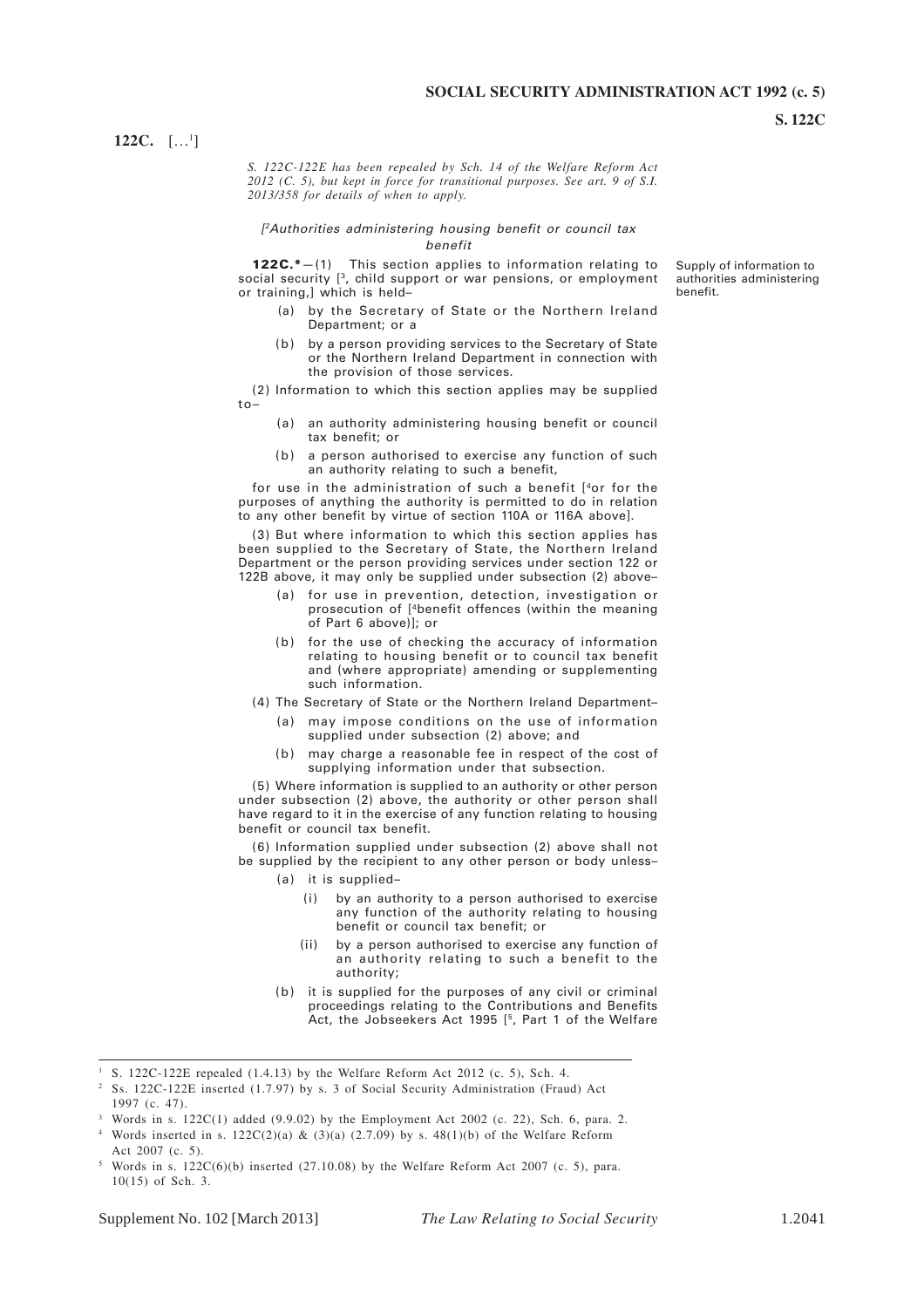**122C.** [...[1]]

*S. 122C-122E has been repealed by Sch. 14 of the Welfare Reform Act 2012 (C. 5), but kept in force for transitional purposes. See art. 9 of S.I. 2013/358 for details of when to apply.*

*[[2]Authorities administering housing benefit or council tax benefit*

Supply of information to authorities administering benefit.

**122C.***—(1) This section applies to information relating to social security [[3], child support or war pensions, or employment or training,] which is held–

- (a) by the Secretary of State or the Northern Ireland Department; or a
- (b) by a person providing services to the Secretary of State or the Northern Ireland Department in connection with the provision of those services.

(2) Information to which this section applies may be supplied to–

- (a) an authority administering housing benefit or council tax benefit; or
- (b) a person authorised to exercise any function of such an authority relating to such a benefit,

for use in the administration of such a benefit [[4]or for the purposes of anything the authority is permitted to do in relation to any other benefit by virtue of section 110A or 116A above].

(3) But where information to which this section applies has been supplied to the Secretary of State, the Northern Ireland Department or the person providing services under section 122 or 122B above, it may only be supplied under subsection (2) above–

- (a) for use in prevention, detection, investigation or prosecution of [[4]benefit offences (within the meaning of Part 6 above)]; or
- (b) for the use of checking the accuracy of information relating to housing benefit or to council tax benefit and (where appropriate) amending or supplementing such information.

(4) The Secretary of State or the Northern Ireland Department–

- (a) may impose conditions on the use of information supplied under subsection (2) above; and
- (b) may charge a reasonable fee in respect of the cost of supplying information under that subsection.

(5) Where information is supplied to an authority or other person under subsection (2) above, the authority or other person shall have regard to it in the exercise of any function relating to housing benefit or council tax benefit.

(6) Information supplied under subsection (2) above shall not be supplied by the recipient to any other person or body unless–

- (a) it is supplied–
  - (i) by an authority to a person authorised to exercise any function of the authority relating to housing benefit or council tax benefit; or
  - (ii) by a person authorised to exercise any function of an authority relating to such a benefit to the authority;
- (b) it is supplied for the purposes of any civil or criminal proceedings relating to the Contributions and Benefits Act, the Jobseekers Act 1995 [[5], Part 1 of the Welfare

---

[1] S. 122C-122E repealed (1.4.13) by the Welfare Reform Act 2012 (c. 5), Sch. 4.

[2] Ss. 122C-122E inserted (1.7.97) by s. 3 of Social Security Administration (Fraud) Act 1997 (c. 47).

[3] Words in s. 122C(1) added (9.9.02) by the Employment Act 2002 (c. 22), Sch. 6, para. 2.

[4] Words inserted in s. 122C(2)(a) & (3)(a) (2.7.09) by s. 48(1)(b) of the Welfare Reform Act 2007 (c. 5).

[5] Words in s. 122C(6)(b) inserted (27.10.08) by the Welfare Reform Act 2007 (c. 5), para. 10(15) of Sch. 3.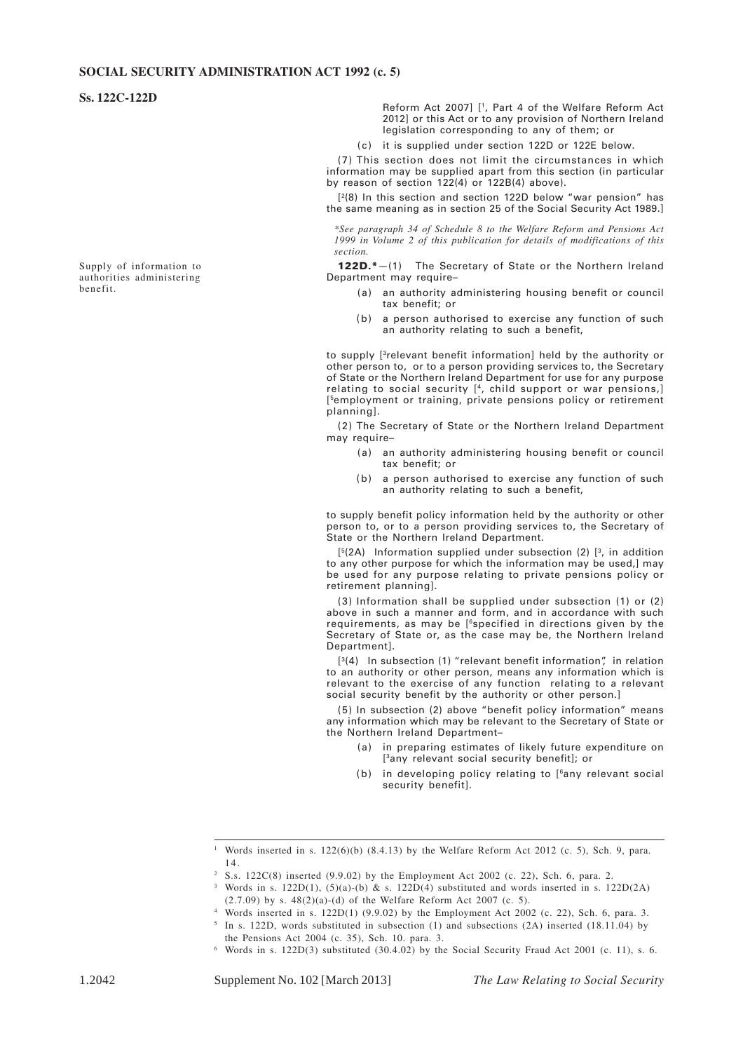Reform Act 2007] [1, Part 4 of the Welfare Reform Act 2012] or this Act or to any provision of Northern Ireland legislation corresponding to any of them; or

(c) it is supplied under section 122D or 122E below.

(7) This section does not limit the circumstances in which information may be supplied apart from this section (in particular by reason of section 122(4) or 122B(4) above).

[2(8) In this section and section 122D below "war pension" has the same meaning as in section 25 of the Social Security Act 1989.]

*\*See paragraph 34 of Schedule 8 to the Welfare Reform and Pensions Act 1999 in Volume 2 of this publication for details of modifications of this section.*

Supply of information to authorities administering benefit.

**122D.\***—(1) The Secretary of State or the Northern Ireland Department may require–

(a) an authority administering housing benefit or council tax benefit; or

(b) a person authorised to exercise any function of such an authority relating to such a benefit,

to supply [3relevant benefit information] held by the authority or other person to, or to a person providing services to, the Secretary of State or the Northern Ireland Department for use for any purpose relating to social security [4, child support or war pensions,] [5employment or training, private pensions policy or retirement planning].

(2) The Secretary of State or the Northern Ireland Department may require–

(a) an authority administering housing benefit or council tax benefit; or

(b) a person authorised to exercise any function of such an authority relating to such a benefit,

to supply benefit policy information held by the authority or other person to, or to a person providing services to, the Secretary of State or the Northern Ireland Department.

[5(2A) Information supplied under subsection (2) [3, in addition to any other purpose for which the information may be used,] may be used for any purpose relating to private pensions policy or retirement planning].

(3) Information shall be supplied under subsection (1) or (2) above in such a manner and form, and in accordance with such requirements, as may be [6specified in directions given by the Secretary of State or, as the case may be, the Northern Ireland Department].

[3(4) In subsection (1) "relevant benefit information", in relation to an authority or other person, means any information which is relevant to the exercise of any function relating to a relevant social security benefit by the authority or other person.]

(5) In subsection (2) above "benefit policy information" means any information which may be relevant to the Secretary of State or the Northern Ireland Department–

(a) in preparing estimates of likely future expenditure on [3any relevant social security benefit]; or

(b) in developing policy relating to [6any relevant social security benefit].

---

1 Words inserted in s. 122(6)(b) (8.4.13) by the Welfare Reform Act 2012 (c. 5), Sch. 9, para. 14.

2 S.s. 122C(8) inserted (9.9.02) by the Employment Act 2002 (c. 22), Sch. 6, para. 2.

3 Words in s. 122D(1), (5)(a)-(b) & s. 122D(4) substituted and words inserted in s. 122D(2A) (2.7.09) by s. 48(2)(a)-(d) of the Welfare Reform Act 2007 (c. 5).

4 Words inserted in s. 122D(1) (9.9.02) by the Employment Act 2002 (c. 22), Sch. 6, para. 3.

5 In s. 122D, words substituted in subsection (1) and subsections (2A) inserted (18.11.04) by the Pensions Act 2004 (c. 35), Sch. 10. para. 3.

6 Words in s. 122D(3) substituted (30.4.02) by the Social Security Fraud Act 2001 (c. 11), s. 6.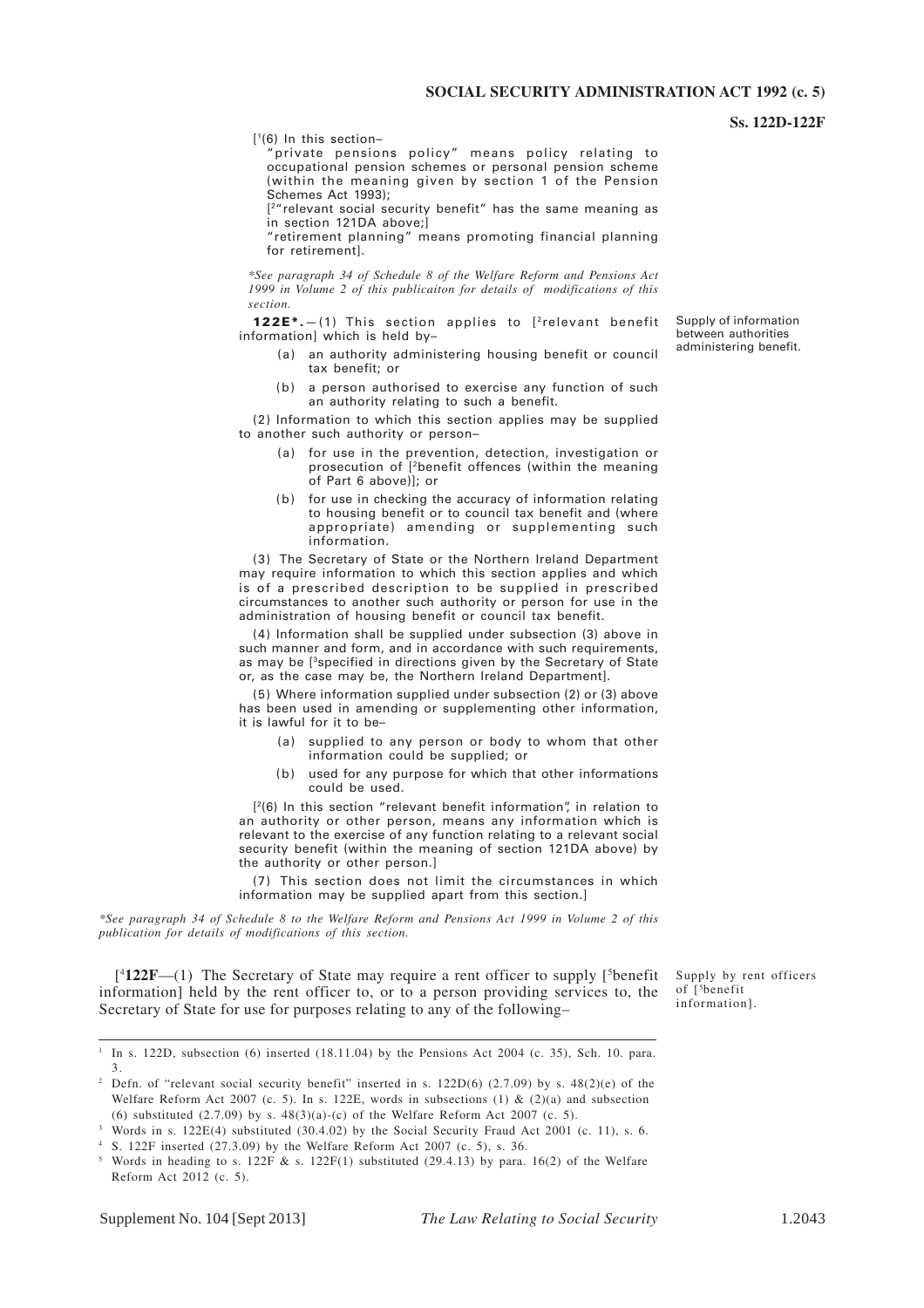[1(6) In this section–

"private pensions policy" means policy relating to occupational pension schemes or personal pension scheme (within the meaning given by section 1 of the Pension Schemes Act 1993);

[2"relevant social security benefit" has the same meaning as in section 121DA above;]

"retirement planning" means promoting financial planning for retirement].

*\*See paragraph 34 of Schedule 8 of the Welfare Reform and Pensions Act 1999 in Volume 2 of this publicaiton for details of modifications of this section.*

Supply of information between authorities administering benefit.

**122E\*.**—(1) This section applies to [2relevant benefit information] which is held by–

(a) an authority administering housing benefit or council tax benefit; or

(b) a person authorised to exercise any function of such an authority relating to such a benefit.

(2) Information to which this section applies may be supplied to another such authority or person–

(a) for use in the prevention, detection, investigation or prosecution of [2benefit offences (within the meaning of Part 6 above)]; or

(b) for use in checking the accuracy of information relating to housing benefit or to council tax benefit and (where appropriate) amending or supplementing such information.

(3) The Secretary of State or the Northern Ireland Department may require information to which this section applies and which is of a prescribed description to be supplied in prescribed circumstances to another such authority or person for use in the administration of housing benefit or council tax benefit.

(4) Information shall be supplied under subsection (3) above in such manner and form, and in accordance with such requirements, as may be [3specified in directions given by the Secretary of State or, as the case may be, the Northern Ireland Department].

(5) Where information supplied under subsection (2) or (3) above has been used in amending or supplementing other information, it is lawful for it to be–

(a) supplied to any person or body to whom that other information could be supplied; or

(b) used for any purpose for which that other informations could be used.

[2(6) In this section "relevant benefit information", in relation to an authority or other person, means any information which is relevant to the exercise of any function relating to a relevant social security benefit (within the meaning of section 121DA above) by the authority or other person.]

(7) This section does not limit the circumstances in which information may be supplied apart from this section.]

*\*See paragraph 34 of Schedule 8 to the Welfare Reform and Pensions Act 1999 in Volume 2 of this publication for details of modifications of this section.*

Supply by rent officers of [5benefit information].

[4**122F**—(1) The Secretary of State may require a rent officer to supply [5benefit information] held by the rent officer to, or to a person providing services to, the Secretary of State for use for purposes relating to any of the following–

---

1 In s. 122D, subsection (6) inserted (18.11.04) by the Pensions Act 2004 (c. 35), Sch. 10. para. 3.

2 Defn. of "relevant social security benefit" inserted in s. 122D(6) (2.7.09) by s. 48(2)(e) of the Welfare Reform Act 2007 (c. 5). In s. 122E, words in subsections (1) & (2)(a) and subsection (6) substituted (2.7.09) by s. 48(3)(a)-(c) of the Welfare Reform Act 2007 (c. 5).

3 Words in s. 122E(4) substituted (30.4.02) by the Social Security Fraud Act 2001 (c. 11), s. 6.

4 S. 122F inserted (27.3.09) by the Welfare Reform Act 2007 (c. 5), s. 36.

5 Words in heading to s. 122F & s. 122F(1) substituted (29.4.13) by para. 16(2) of the Welfare Reform Act 2012 (c. 5).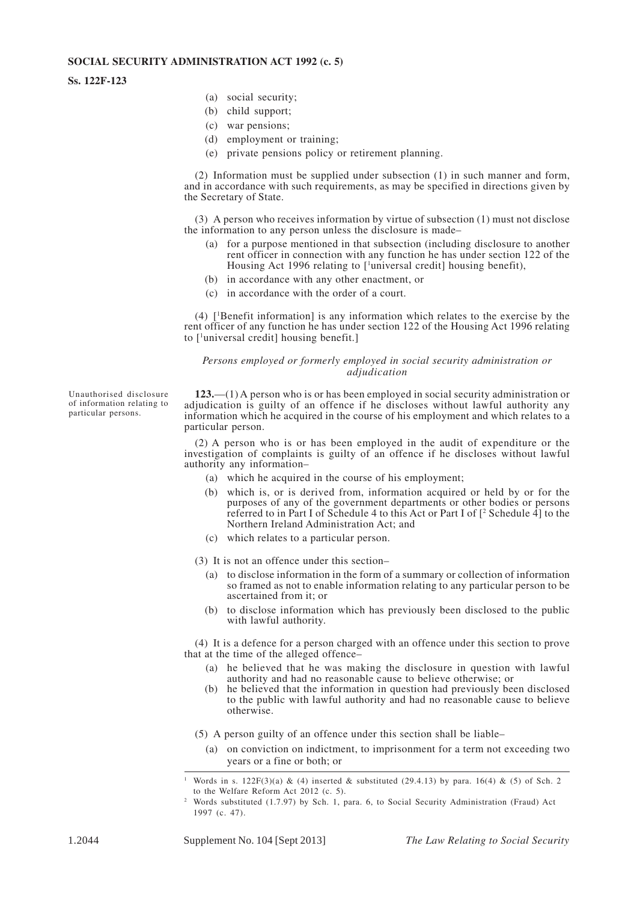(a) social security;
(b) child support;
(c) war pensions;
(d) employment or training;
(e) private pensions policy or retirement planning.

(2) Information must be supplied under subsection (1) in such manner and form, and in accordance with such requirements, as may be specified in directions given by the Secretary of State.

(3) A person who receives information by virtue of subsection (1) must not disclose the information to any person unless the disclosure is made–

(a) for a purpose mentioned in that subsection (including disclosure to another rent officer in connection with any function he has under section 122 of the Housing Act 1996 relating to [[1]universal credit] housing benefit),
(b) in accordance with any other enactment, or
(c) in accordance with the order of a court.

(4) [[1]Benefit information] is any information which relates to the exercise by the rent officer of any function he has under section 122 of the Housing Act 1996 relating to [[1]universal credit] housing benefit.]

*Persons employed or formerly employed in social security administration or adjudication*

Unauthorised disclosure of information relating to particular persons.

**123.**—(1) A person who is or has been employed in social security administration or adjudication is guilty of an offence if he discloses without lawful authority any information which he acquired in the course of his employment and which relates to a particular person.

(2) A person who is or has been employed in the audit of expenditure or the investigation of complaints is guilty of an offence if he discloses without lawful authority any information–

(a) which he acquired in the course of his employment;
(b) which is, or is derived from, information acquired or held by or for the purposes of any of the government departments or other bodies or persons referred to in Part I of Schedule 4 to this Act or Part I of [[2] Schedule 4] to the Northern Ireland Administration Act; and
(c) which relates to a particular person.

(3) It is not an offence under this section–

(a) to disclose information in the form of a summary or collection of information so framed as not to enable information relating to any particular person to be ascertained from it; or
(b) to disclose information which has previously been disclosed to the public with lawful authority.

(4) It is a defence for a person charged with an offence under this section to prove that at the time of the alleged offence–

(a) he believed that he was making the disclosure in question with lawful authority and had no reasonable cause to believe otherwise; or
(b) he believed that the information in question had previously been disclosed to the public with lawful authority and had no reasonable cause to believe otherwise.

(5) A person guilty of an offence under this section shall be liable–

(a) on conviction on indictment, to imprisonment for a term not exceeding two years or a fine or both; or

---

[1] Words in s. 122F(3)(a) & (4) inserted & substituted (29.4.13) by para. 16(4) & (5) of Sch. 2 to the Welfare Reform Act 2012 (c. 5).

[2] Words substituted (1.7.97) by Sch. 1, para. 6, to Social Security Administration (Fraud) Act 1997 (c. 47).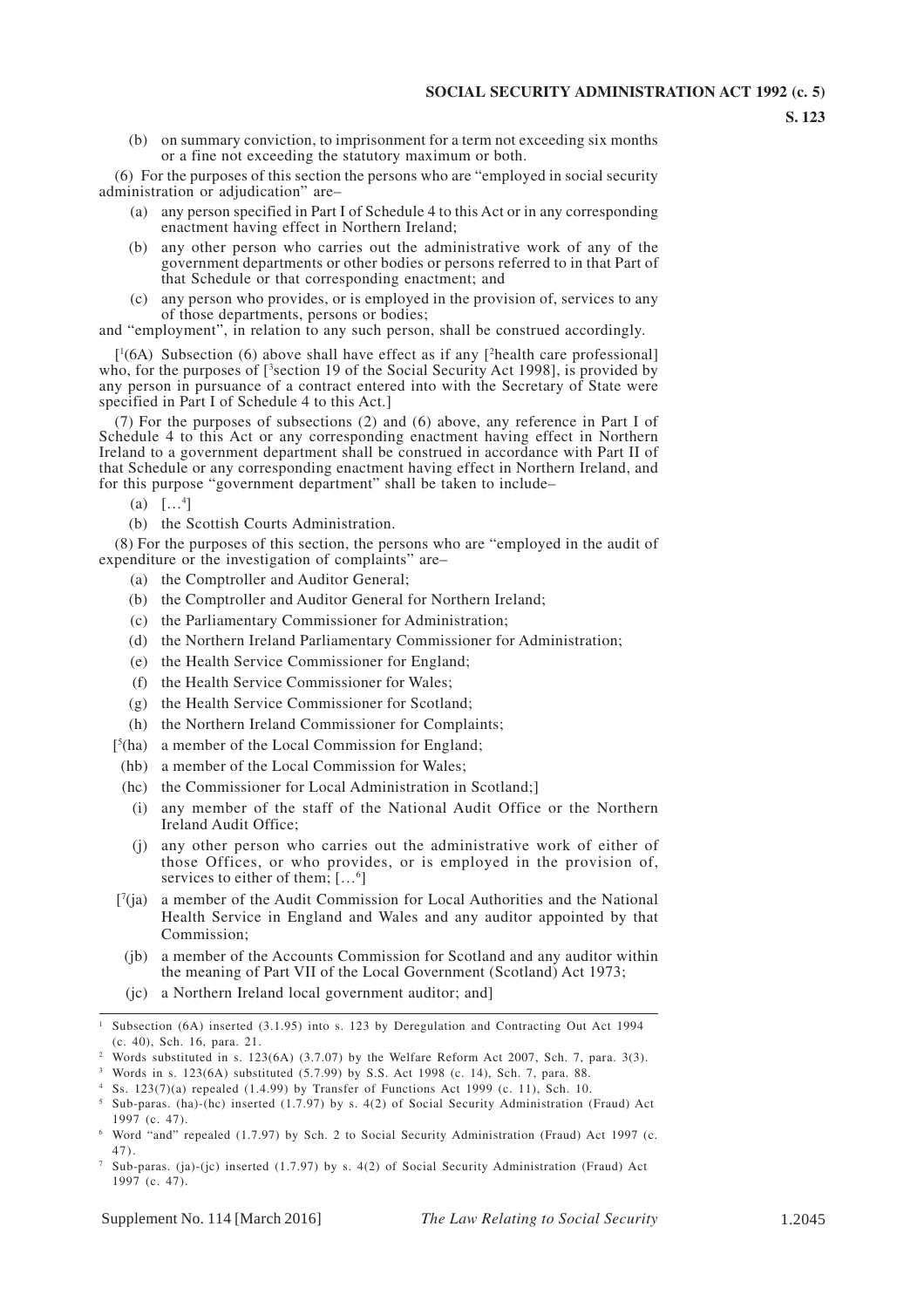(b) on summary conviction, to imprisonment for a term not exceeding six months or a fine not exceeding the statutory maximum or both.

(6) For the purposes of this section the persons who are "employed in social security administration or adjudication" are–

- (a) any person specified in Part I of Schedule 4 to this Act or in any corresponding enactment having effect in Northern Ireland;
- (b) any other person who carries out the administrative work of any of the government departments or other bodies or persons referred to in that Part of that Schedule or that corresponding enactment; and
- (c) any person who provides, or is employed in the provision of, services to any of those departments, persons or bodies;

and "employment", in relation to any such person, shall be construed accordingly.

[[1](6A) Subsection (6) above shall have effect as if any [[2]health care professional] who, for the purposes of [[3]section 19 of the Social Security Act 1998], is provided by any person in pursuance of a contract entered into with the Secretary of State were specified in Part I of Schedule 4 to this Act.]

(7) For the purposes of subsections (2) and (6) above, any reference in Part I of Schedule 4 to this Act or any corresponding enactment having effect in Northern Ireland to a government department shall be construed in accordance with Part II of that Schedule or any corresponding enactment having effect in Northern Ireland, and for this purpose "government department" shall be taken to include–

- (a) [...[4]]
- (b) the Scottish Courts Administration.

(8) For the purposes of this section, the persons who are "employed in the audit of expenditure or the investigation of complaints" are–

- (a) the Comptroller and Auditor General;
- (b) the Comptroller and Auditor General for Northern Ireland;
- (c) the Parliamentary Commissioner for Administration;
- (d) the Northern Ireland Parliamentary Commissioner for Administration;
- (e) the Health Service Commissioner for England;
- (f) the Health Service Commissioner for Wales;
- (g) the Health Service Commissioner for Scotland;
- (h) the Northern Ireland Commissioner for Complaints;
- [[5](ha) a member of the Local Commission for England;
- (hb) a member of the Local Commission for Wales;
- (hc) the Commissioner for Local Administration in Scotland;]
- (i) any member of the staff of the National Audit Office or the Northern Ireland Audit Office;
- (j) any other person who carries out the administrative work of either of those Offices, or who provides, or is employed in the provision of, services to either of them; [...[6]]
- [[7](ja) a member of the Audit Commission for Local Authorities and the National Health Service in England and Wales and any auditor appointed by that Commission;
- (jb) a member of the Accounts Commission for Scotland and any auditor within the meaning of Part VII of the Local Government (Scotland) Act 1973;
- (jc) a Northern Ireland local government auditor; and]

---

[1] Subsection (6A) inserted (3.1.95) into s. 123 by Deregulation and Contracting Out Act 1994 (c. 40), Sch. 16, para. 21.

[2] Words substituted in s. 123(6A) (3.7.07) by the Welfare Reform Act 2007, Sch. 7, para. 3(3).

[3] Words in s. 123(6A) substituted (5.7.99) by S.S. Act 1998 (c. 14), Sch. 7, para. 88.

[4] Ss. 123(7)(a) repealed (1.4.99) by Transfer of Functions Act 1999 (c. 11), Sch. 10.

[5] Sub-paras. (ha)-(hc) inserted (1.7.97) by s. 4(2) of Social Security Administration (Fraud) Act 1997 (c. 47).

[6] Word "and" repealed (1.7.97) by Sch. 2 to Social Security Administration (Fraud) Act 1997 (c. 47).

[7] Sub-paras. (ja)-(jc) inserted (1.7.97) by s. 4(2) of Social Security Administration (Fraud) Act 1997 (c. 47).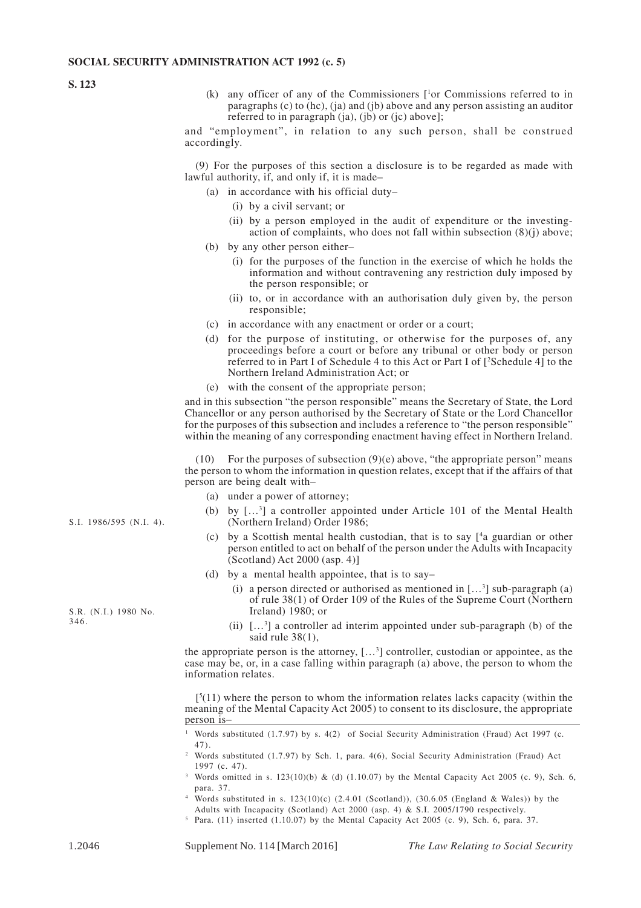(k) any officer of any of the Commissioners [[1]or Commissions referred to in paragraphs (c) to (hc), (ja) and (jb) above and any person assisting an auditor referred to in paragraph (ja), (jb) or (jc) above];

and "employment", in relation to any such person, shall be construed accordingly.

(9) For the purposes of this section a disclosure is to be regarded as made with lawful authority, if, and only if, it is made–

- (a) in accordance with his official duty–
  - (i) by a civil servant; or
  - (ii) by a person employed in the audit of expenditure or the investing-action of complaints, who does not fall within subsection (8)(j) above;
- (b) by any other person either–
  - (i) for the purposes of the function in the exercise of which he holds the information and without contravening any restriction duly imposed by the person responsible; or
  - (ii) to, or in accordance with an authorisation duly given by, the person responsible;
- (c) in accordance with any enactment or order or a court;
- (d) for the purpose of instituting, or otherwise for the purposes of, any proceedings before a court or before any tribunal or other body or person referred to in Part I of Schedule 4 to this Act or Part I of [[2]Schedule 4] to the Northern Ireland Administration Act; or
- (e) with the consent of the appropriate person;

and in this subsection "the person responsible" means the Secretary of State, the Lord Chancellor or any person authorised by the Secretary of State or the Lord Chancellor for the purposes of this subsection and includes a reference to "the person responsible" within the meaning of any corresponding enactment having effect in Northern Ireland.

(10) For the purposes of subsection (9)(e) above, "the appropriate person" means the person to whom the information in question relates, except that if the affairs of that person are being dealt with–

- (a) under a power of attorney;
- (b) by […[3]] a controller appointed under Article 101 of the Mental Health (Northern Ireland) Order 1986;
- (c) by a Scottish mental health custodian, that is to say [[4]a guardian or other person entitled to act on behalf of the person under the Adults with Incapacity (Scotland) Act 2000 (asp. 4)]
- (d) by a mental health appointee, that is to say–
  - (i) a person directed or authorised as mentioned in […[3]] sub-paragraph (a) of rule 38(1) of Order 109 of the Rules of the Supreme Court (Northern Ireland) 1980; or
  - (ii) […[3]] a controller ad interim appointed under sub-paragraph (b) of the said rule 38(1),

S.I. 1986/595 (N.I. 4).

S.R. (N.I.) 1980 No. 346.

the appropriate person is the attorney, […[3]] controller, custodian or appointee, as the case may be, or, in a case falling within paragraph (a) above, the person to whom the information relates.

[[5](11) where the person to whom the information relates lacks capacity (within the meaning of the Mental Capacity Act 2005) to consent to its disclosure, the appropriate person is–

---

[1] Words substituted (1.7.97) by s. 4(2) of Social Security Administration (Fraud) Act 1997 (c. 47).

[2] Words substituted (1.7.97) by Sch. 1, para. 4(6), Social Security Administration (Fraud) Act 1997 (c. 47).

[3] Words omitted in s. 123(10)(b) & (d) (1.10.07) by the Mental Capacity Act 2005 (c. 9), Sch. 6, para. 37.

[4] Words substituted in s. 123(10)(c) (2.4.01 (Scotland)), (30.6.05 (England & Wales)) by the Adults with Incapacity (Scotland) Act 2000 (asp. 4) & S.I. 2005/1790 respectively.

[5] Para. (11) inserted (1.10.07) by the Mental Capacity Act 2005 (c. 9), Sch. 6, para. 37.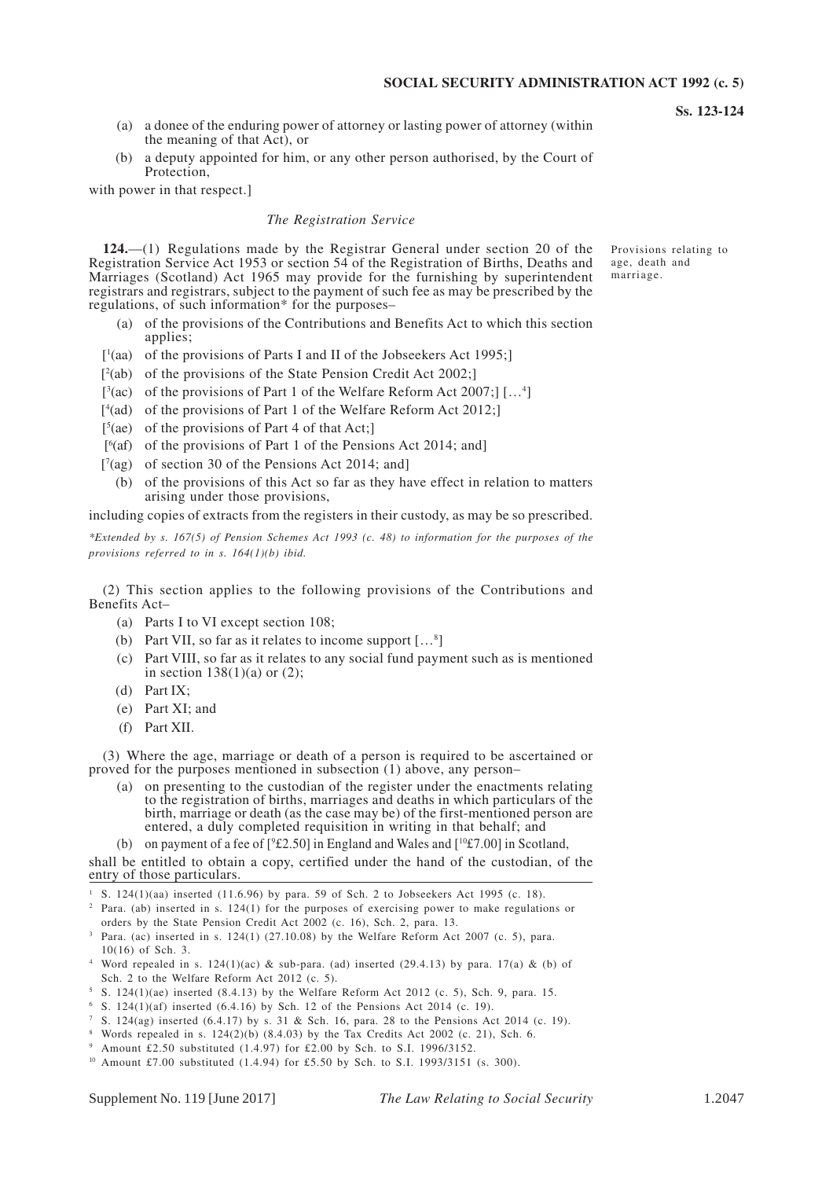(a) a donee of the enduring power of attorney or lasting power of attorney (within the meaning of that Act), or

(b) a deputy appointed for him, or any other person authorised, by the Court of Protection,

with power in that respect.]

*The Registration Service*

Provisions relating to age, death and marriage.

**124.**—(1) Regulations made by the Registrar General under section 20 of the Registration Service Act 1953 or section 54 of the Registration of Births, Deaths and Marriages (Scotland) Act 1965 may provide for the furnishing by superintendent registrars and registrars, subject to the payment of such fee as may be prescribed by the regulations, of such information* for the purposes–

(a) of the provisions of the Contributions and Benefits Act to which this section applies;

[[1](aa) of the provisions of Parts I and II of the Jobseekers Act 1995;]

[[2](ab) of the provisions of the State Pension Credit Act 2002;]

[[3](ac) of the provisions of Part 1 of the Welfare Reform Act 2007;] […[4]]

[[4](ad) of the provisions of Part 1 of the Welfare Reform Act 2012;]

[[5](ae) of the provisions of Part 4 of that Act;]

[[6](af) of the provisions of Part 1 of the Pensions Act 2014; and]

[[7](ag) of section 30 of the Pensions Act 2014; and]

(b) of the provisions of this Act so far as they have effect in relation to matters arising under those provisions,

including copies of extracts from the registers in their custody, as may be so prescribed.

*\*Extended by s. 167(5) of Pension Schemes Act 1993 (c. 48) to information for the purposes of the provisions referred to in s. 164(1)(b) ibid.*

(2) This section applies to the following provisions of the Contributions and Benefits Act–

(a) Parts I to VI except section 108;

(b) Part VII, so far as it relates to income support […[8]]

(c) Part VIII, so far as it relates to any social fund payment such as is mentioned in section 138(1)(a) or (2);

(d) Part IX;

(e) Part XI; and

(f) Part XII.

(3) Where the age, marriage or death of a person is required to be ascertained or proved for the purposes mentioned in subsection (1) above, any person–

(a) on presenting to the custodian of the register under the enactments relating to the registration of births, marriages and deaths in which particulars of the birth, marriage or death (as the case may be) of the first-mentioned person are entered, a duly completed requisition in writing in that behalf; and

(b) on payment of a fee of [[9]£2.50] in England and Wales and [[10]£7.00] in Scotland,

shall be entitled to obtain a copy, certified under the hand of the custodian, of the entry of those particulars.

---

[1] S. 124(1)(aa) inserted (11.6.96) by para. 59 of Sch. 2 to Jobseekers Act 1995 (c. 18).

[2] Para. (ab) inserted in s. 124(1) for the purposes of exercising power to make regulations or orders by the State Pension Credit Act 2002 (c. 16), Sch. 2, para. 13.

[3] Para. (ac) inserted in s. 124(1) (27.10.08) by the Welfare Reform Act 2007 (c. 5), para. 10(16) of Sch. 3.

[4] Word repealed in s. 124(1)(ac) & sub-para. (ad) inserted (29.4.13) by para. 17(a) & (b) of Sch. 2 to the Welfare Reform Act 2012 (c. 5).

[5] S. 124(1)(ae) inserted (8.4.13) by the Welfare Reform Act 2012 (c. 5), Sch. 9, para. 15.

[6] S. 124(1)(af) inserted (6.4.16) by Sch. 12 of the Pensions Act 2014 (c. 19).

[7] S. 124(ag) inserted (6.4.17) by s. 31 & Sch. 16, para. 28 to the Pensions Act 2014 (c. 19).

[8] Words repealed in s. 124(2)(b) (8.4.03) by the Tax Credits Act 2002 (c. 21), Sch. 6.

[9] Amount £2.50 substituted (1.4.97) for £2.00 by Sch. to S.I. 1996/3152.

[10] Amount £7.00 substituted (1.4.94) for £5.50 by Sch. to S.I. 1993/3151 (s. 300).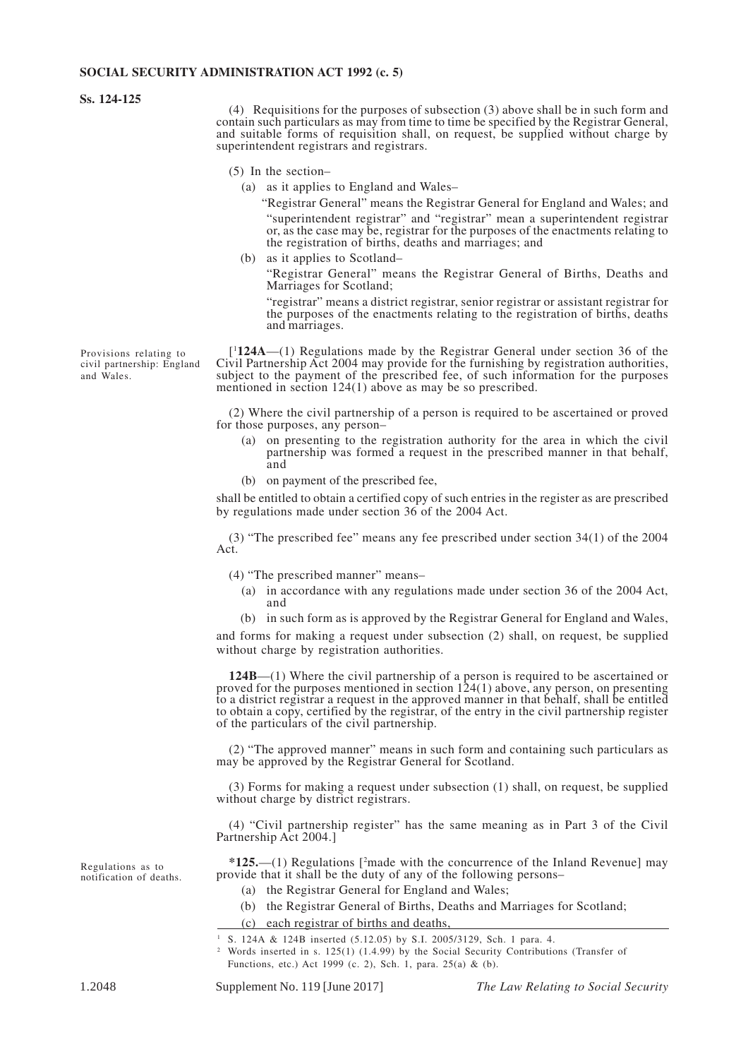(4) Requisitions for the purposes of subsection (3) above shall be in such form and contain such particulars as may from time to time be specified by the Registrar General, and suitable forms of requisition shall, on request, be supplied without charge by superintendent registrars and registrars.

(5) In the section–

(a) as it applies to England and Wales–

"Registrar General" means the Registrar General for England and Wales; and

"superintendent registrar" and "registrar" mean a superintendent registrar or, as the case may be, registrar for the purposes of the enactments relating to the registration of births, deaths and marriages; and

(b) as it applies to Scotland–

"Registrar General" means the Registrar General of Births, Deaths and Marriages for Scotland;

"registrar" means a district registrar, senior registrar or assistant registrar for the purposes of the enactments relating to the registration of births, deaths and marriages.

*Provisions relating to civil partnership: England and Wales.*

[[1]**124A**—(1) Regulations made by the Registrar General under section 36 of the Civil Partnership Act 2004 may provide for the furnishing by registration authorities, subject to the payment of the prescribed fee, of such information for the purposes mentioned in section 124(1) above as may be so prescribed.

(2) Where the civil partnership of a person is required to be ascertained or proved for those purposes, any person–

(a) on presenting to the registration authority for the area in which the civil partnership was formed a request in the prescribed manner in that behalf, and

(b) on payment of the prescribed fee,

shall be entitled to obtain a certified copy of such entries in the register as are prescribed by regulations made under section 36 of the 2004 Act.

(3) "The prescribed fee" means any fee prescribed under section 34(1) of the 2004 Act.

(4) "The prescribed manner" means–

(a) in accordance with any regulations made under section 36 of the 2004 Act, and

(b) in such form as is approved by the Registrar General for England and Wales,

and forms for making a request under subsection (2) shall, on request, be supplied without charge by registration authorities.

**124B**—(1) Where the civil partnership of a person is required to be ascertained or proved for the purposes mentioned in section 124(1) above, any person, on presenting to a district registrar a request in the approved manner in that behalf, shall be entitled to obtain a copy, certified by the registrar, of the entry in the civil partnership register of the particulars of the civil partnership.

(2) "The approved manner" means in such form and containing such particulars as may be approved by the Registrar General for Scotland.

(3) Forms for making a request under subsection (1) shall, on request, be supplied without charge by district registrars.

(4) "Civil partnership register" has the same meaning as in Part 3 of the Civil Partnership Act 2004.]

*Regulations as to notification of deaths.*

***125.**—(1) Regulations [[2]made with the concurrence of the Inland Revenue] may provide that it shall be the duty of any of the following persons–

(a) the Registrar General for England and Wales;

(b) the Registrar General of Births, Deaths and Marriages for Scotland;

(c) each registrar of births and deaths,

---

[1] S. 124A & 124B inserted (5.12.05) by S.I. 2005/3129, Sch. 1 para. 4.

[2] Words inserted in s. 125(1) (1.4.99) by the Social Security Contributions (Transfer of Functions, etc.) Act 1999 (c. 2), Sch. 1, para. 25(a) & (b).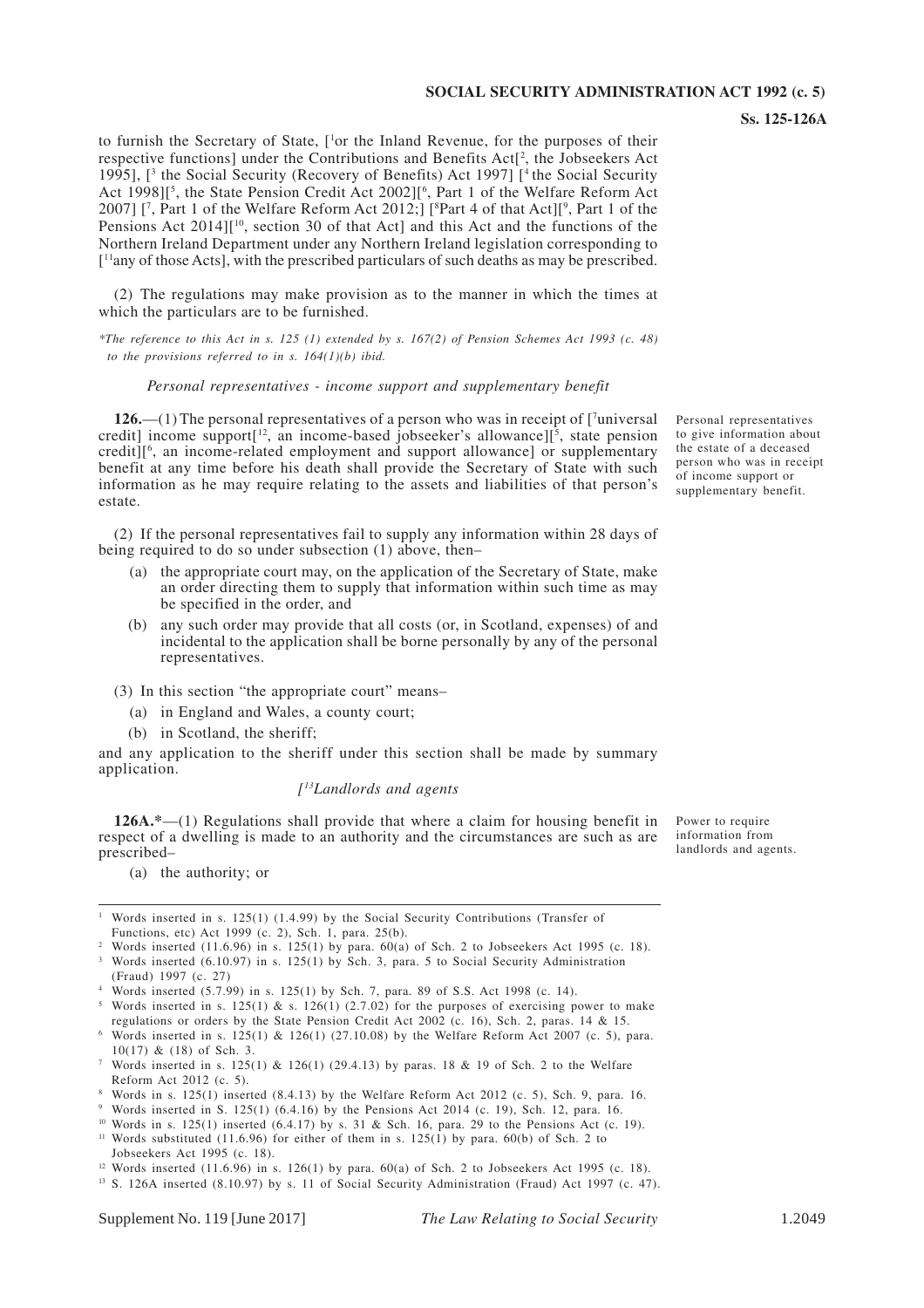to furnish the Secretary of State, [1or the Inland Revenue, for the purposes of their respective functions] under the Contributions and Benefits Act[2, the Jobseekers Act 1995], [3 the Social Security (Recovery of Benefits) Act 1997] [4 the Social Security Act 1998][5, the State Pension Credit Act 2002][6, Part 1 of the Welfare Reform Act 2007] [7, Part 1 of the Welfare Reform Act 2012;] [8Part 4 of that Act][9, Part 1 of the Pensions Act 2014][10, section 30 of that Act] and this Act and the functions of the Northern Ireland Department under any Northern Ireland legislation corresponding to [11any of those Acts], with the prescribed particulars of such deaths as may be prescribed.

(2) The regulations may make provision as to the manner in which the times at which the particulars are to be furnished.

*\*The reference to this Act in s. 125 (1) extended by s. 167(2) of Pension Schemes Act 1993 (c. 48) to the provisions referred to in s. 164(1)(b) ibid.*

*Personal representatives - income support and supplementary benefit*

Personal representatives to give information about the estate of a deceased person who was in receipt of income support or supplementary benefit.

**126.**—(1) The personal representatives of a person who was in receipt of [7universal credit] income support[12, an income-based jobseeker's allowance][5, state pension credit][6, an income-related employment and support allowance] or supplementary benefit at any time before his death shall provide the Secretary of State with such information as he may require relating to the assets and liabilities of that person's estate.

(2) If the personal representatives fail to supply any information within 28 days of being required to do so under subsection (1) above, then–

(a) the appropriate court may, on the application of the Secretary of State, make an order directing them to supply that information within such time as may be specified in the order, and

(b) any such order may provide that all costs (or, in Scotland, expenses) of and incidental to the application shall be borne personally by any of the personal representatives.

(3) In this section "the appropriate court" means–

(a) in England and Wales, a county court;

(b) in Scotland, the sheriff;

and any application to the sheriff under this section shall be made by summary application.

*[13Landlords and agents*

Power to require information from landlords and agents.

**126A.\***—(1) Regulations shall provide that where a claim for housing benefit in respect of a dwelling is made to an authority and the circumstances are such as are prescribed–

(a) the authority; or

---

1 Words inserted in s. 125(1) (1.4.99) by the Social Security Contributions (Transfer of Functions, etc) Act 1999 (c. 2), Sch. 1, para. 25(b).

2 Words inserted (11.6.96) in s. 125(1) by para. 60(a) of Sch. 2 to Jobseekers Act 1995 (c. 18).

3 Words inserted (6.10.97) in s. 125(1) by Sch. 3, para. 5 to Social Security Administration (Fraud) 1997 (c. 27)

4 Words inserted (5.7.99) in s. 125(1) by Sch. 7, para. 89 of S.S. Act 1998 (c. 14).

5 Words inserted in s. 125(1) & s. 126(1) (2.7.02) for the purposes of exercising power to make regulations or orders by the State Pension Credit Act 2002 (c. 16), Sch. 2, paras. 14 & 15.

6 Words inserted in s. 125(1) & 126(1) (27.10.08) by the Welfare Reform Act 2007 (c. 5), para. 10(17) & (18) of Sch. 3.

7 Words inserted in s. 125(1) & 126(1) (29.4.13) by paras. 18 & 19 of Sch. 2 to the Welfare Reform Act 2012 (c. 5).

8 Words in s. 125(1) inserted (8.4.13) by the Welfare Reform Act 2012 (c. 5), Sch. 9, para. 16.

9 Words inserted in S. 125(1) (6.4.16) by the Pensions Act 2014 (c. 19), Sch. 12, para. 16.

10 Words in s. 125(1) inserted (6.4.17) by s. 31 & Sch. 16, para. 29 to the Pensions Act (c. 19).

11 Words substituted (11.6.96) for either of them in s. 125(1) by para. 60(b) of Sch. 2 to Jobseekers Act 1995 (c. 18).

12 Words inserted (11.6.96) in s. 126(1) by para. 60(a) of Sch. 2 to Jobseekers Act 1995 (c. 18).

13 S. 126A inserted (8.10.97) by s. 11 of Social Security Administration (Fraud) Act 1997 (c. 47).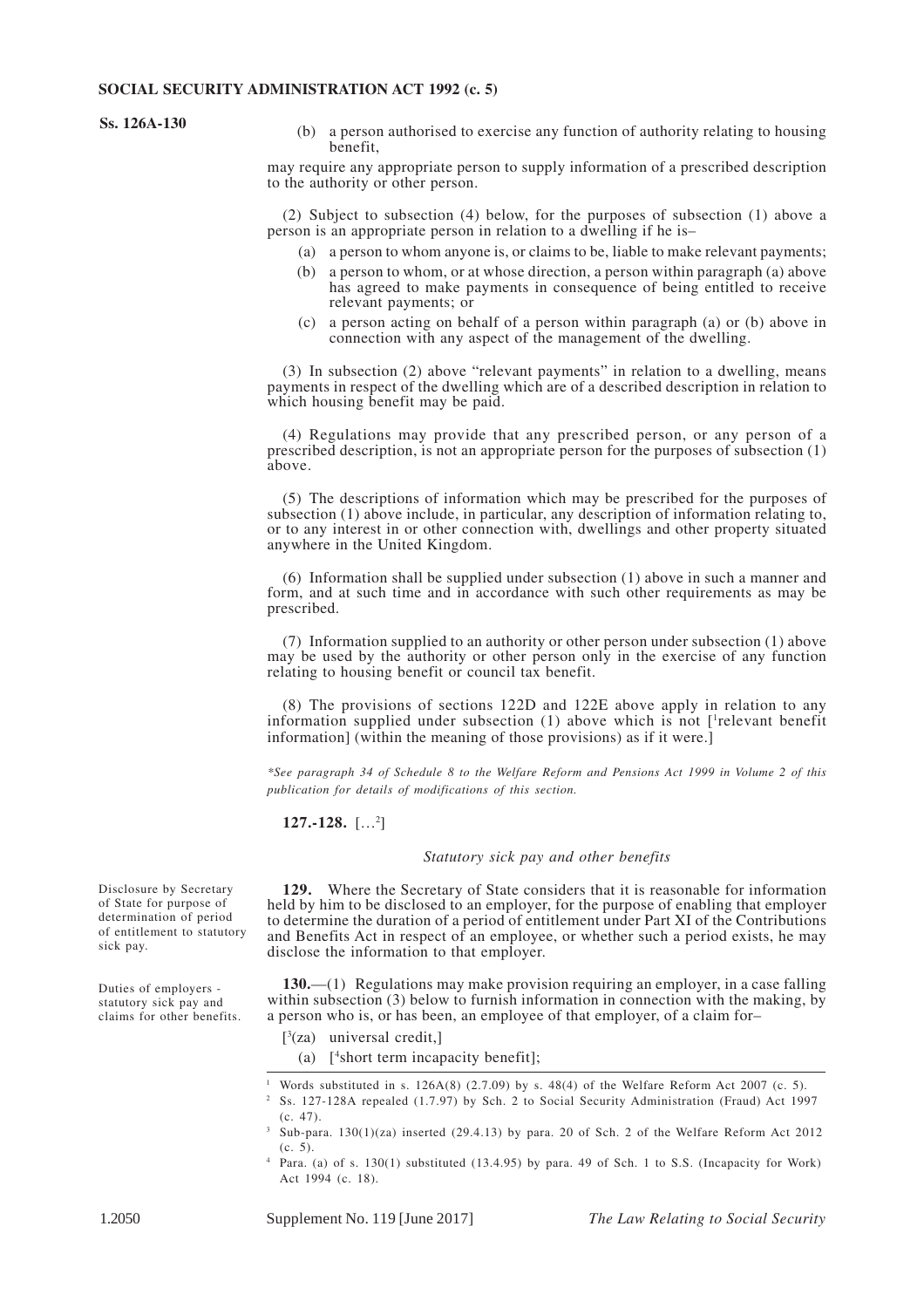(b) a person authorised to exercise any function of authority relating to housing benefit,

may require any appropriate person to supply information of a prescribed description to the authority or other person.

(2) Subject to subsection (4) below, for the purposes of subsection (1) above a person is an appropriate person in relation to a dwelling if he is–

(a) a person to whom anyone is, or claims to be, liable to make relevant payments;

(b) a person to whom, or at whose direction, a person within paragraph (a) above has agreed to make payments in consequence of being entitled to receive relevant payments; or

(c) a person acting on behalf of a person within paragraph (a) or (b) above in connection with any aspect of the management of the dwelling.

(3) In subsection (2) above "relevant payments" in relation to a dwelling, means payments in respect of the dwelling which are of a described description in relation to which housing benefit may be paid.

(4) Regulations may provide that any prescribed person, or any person of a prescribed description, is not an appropriate person for the purposes of subsection (1) above.

(5) The descriptions of information which may be prescribed for the purposes of subsection (1) above include, in particular, any description of information relating to, or to any interest in or other connection with, dwellings and other property situated anywhere in the United Kingdom.

(6) Information shall be supplied under subsection (1) above in such a manner and form, and at such time and in accordance with such other requirements as may be prescribed.

(7) Information supplied to an authority or other person under subsection (1) above may be used by the authority or other person only in the exercise of any function relating to housing benefit or council tax benefit.

(8) The provisions of sections 122D and 122E above apply in relation to any information supplied under subsection (1) above which is not [[1]relevant benefit information] (within the meaning of those provisions) as if it were.]

*\*See paragraph 34 of Schedule 8 to the Welfare Reform and Pensions Act 1999 in Volume 2 of this publication for details of modifications of this section.*

**127.-128.** […[2]]

*Statutory sick pay and other benefits*

Disclosure by Secretary of State for purpose of determination of period of entitlement to statutory sick pay.

**129.** Where the Secretary of State considers that it is reasonable for information held by him to be disclosed to an employer, for the purpose of enabling that employer to determine the duration of a period of entitlement under Part XI of the Contributions and Benefits Act in respect of an employee, or whether such a period exists, he may disclose the information to that employer.

Duties of employers - statutory sick pay and claims for other benefits.

**130.**—(1) Regulations may make provision requiring an employer, in a case falling within subsection (3) below to furnish information in connection with the making, by a person who is, or has been, an employee of that employer, of a claim for–

[[3](za) universal credit,]

(a) [[4]short term incapacity benefit];

---

[1] Words substituted in s. 126A(8) (2.7.09) by s. 48(4) of the Welfare Reform Act 2007 (c. 5).

[2] Ss. 127-128A repealed (1.7.97) by Sch. 2 to Social Security Administration (Fraud) Act 1997 (c. 47).

[3] Sub-para. 130(1)(za) inserted (29.4.13) by para. 20 of Sch. 2 of the Welfare Reform Act 2012 (c. 5).

[4] Para. (a) of s. 130(1) substituted (13.4.95) by para. 49 of Sch. 1 to S.S. (Incapacity for Work) Act 1994 (c. 18).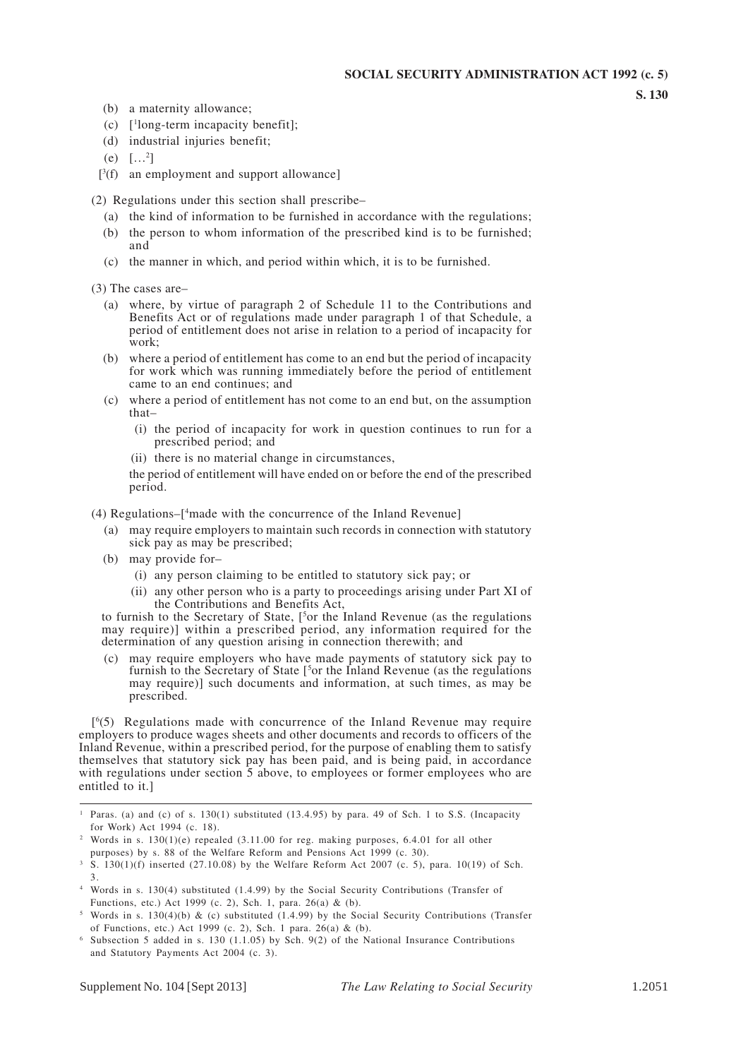(b) a maternity allowance;

(c) [[1]long-term incapacity benefit];

(d) industrial injuries benefit;

(e) […[2]]

[[3](f) an employment and support allowance]

(2) Regulations under this section shall prescribe–

(a) the kind of information to be furnished in accordance with the regulations;

(b) the person to whom information of the prescribed kind is to be furnished; and

(c) the manner in which, and period within which, it is to be furnished.

(3) The cases are–

(a) where, by virtue of paragraph 2 of Schedule 11 to the Contributions and Benefits Act or of regulations made under paragraph 1 of that Schedule, a period of entitlement does not arise in relation to a period of incapacity for work;

(b) where a period of entitlement has come to an end but the period of incapacity for work which was running immediately before the period of entitlement came to an end continues; and

(c) where a period of entitlement has not come to an end but, on the assumption that–

(i) the period of incapacity for work in question continues to run for a prescribed period; and

(ii) there is no material change in circumstances,

the period of entitlement will have ended on or before the end of the prescribed period.

(4) Regulations–[[4]made with the concurrence of the Inland Revenue]

(a) may require employers to maintain such records in connection with statutory sick pay as may be prescribed;

(b) may provide for–

(i) any person claiming to be entitled to statutory sick pay; or

(ii) any other person who is a party to proceedings arising under Part XI of the Contributions and Benefits Act,

to furnish to the Secretary of State, [[5]or the Inland Revenue (as the regulations may require)] within a prescribed period, any information required for the determination of any question arising in connection therewith; and

(c) may require employers who have made payments of statutory sick pay to furnish to the Secretary of State [[5]or the Inland Revenue (as the regulations may require)] such documents and information, at such times, as may be prescribed.

[[6](5) Regulations made with concurrence of the Inland Revenue may require employers to produce wages sheets and other documents and records to officers of the Inland Revenue, within a prescribed period, for the purpose of enabling them to satisfy themselves that statutory sick pay has been paid, and is being paid, in accordance with regulations under section 5 above, to employees or former employees who are entitled to it.]

---

[1] Paras. (a) and (c) of s. 130(1) substituted (13.4.95) by para. 49 of Sch. 1 to S.S. (Incapacity for Work) Act 1994 (c. 18).

[2] Words in s. 130(1)(e) repealed (3.11.00 for reg. making purposes, 6.4.01 for all other purposes) by s. 88 of the Welfare Reform and Pensions Act 1999 (c. 30).

[3] S. 130(1)(f) inserted (27.10.08) by the Welfare Reform Act 2007 (c. 5), para. 10(19) of Sch. 3.

[4] Words in s. 130(4) substituted (1.4.99) by the Social Security Contributions (Transfer of Functions, etc.) Act 1999 (c. 2), Sch. 1, para. 26(a) & (b).

[5] Words in s. 130(4)(b) & (c) substituted (1.4.99) by the Social Security Contributions (Transfer of Functions, etc.) Act 1999 (c. 2), Sch. 1 para. 26(a) & (b).

[6] Subsection 5 added in s. 130 (1.1.05) by Sch. 9(2) of the National Insurance Contributions and Statutory Payments Act 2004 (c. 3).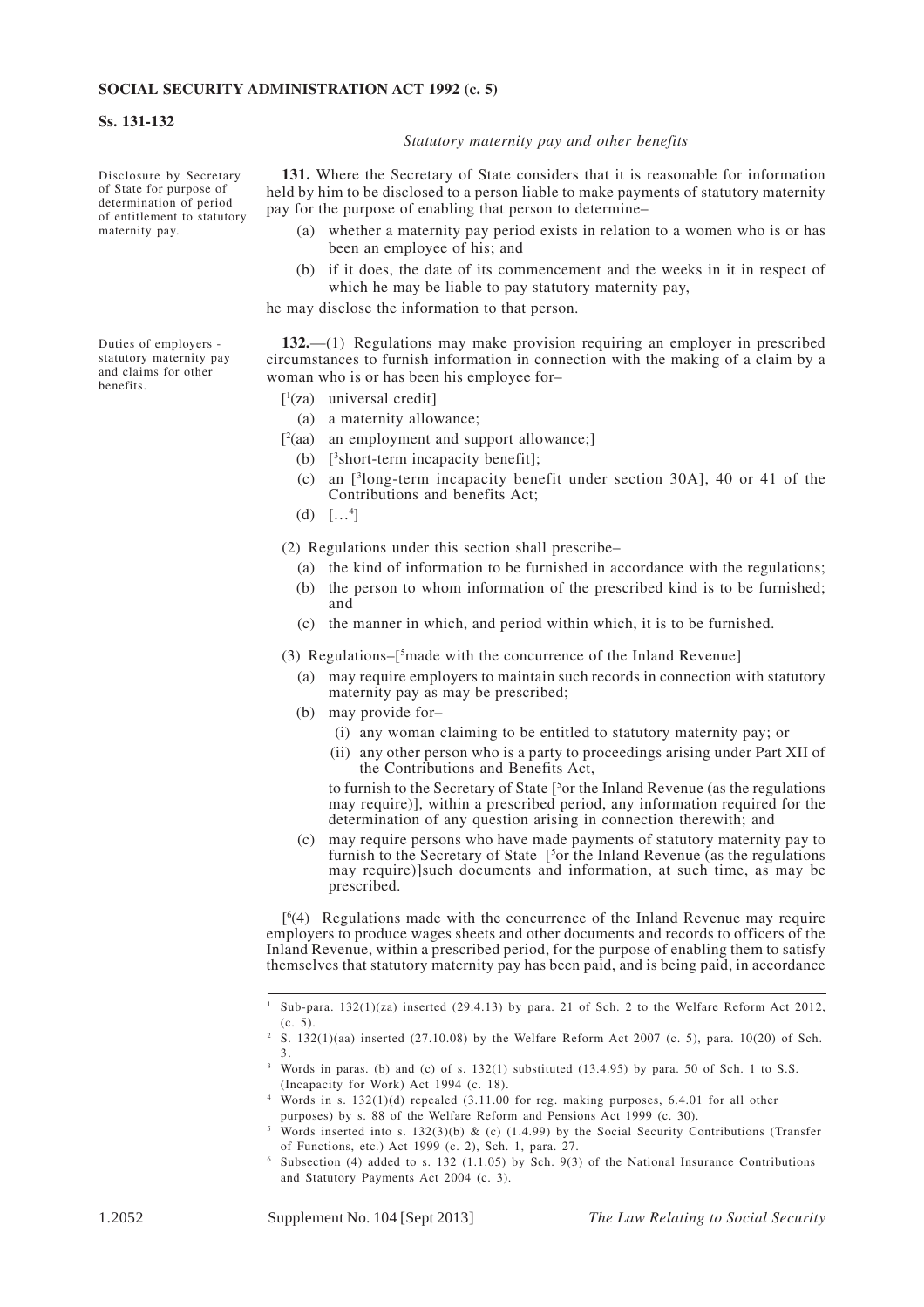*Statutory maternity pay and other benefits*

Disclosure by Secretary of State for purpose of determination of period of entitlement to statutory maternity pay.

**131.** Where the Secretary of State considers that it is reasonable for information held by him to be disclosed to a person liable to make payments of statutory maternity pay for the purpose of enabling that person to determine–

(a) whether a maternity pay period exists in relation to a women who is or has been an employee of his; and

(b) if it does, the date of its commencement and the weeks in it in respect of which he may be liable to pay statutory maternity pay,

he may disclose the information to that person.

Duties of employers - statutory maternity pay and claims for other benefits.

**132.**—(1) Regulations may make provision requiring an employer in prescribed circumstances to furnish information in connection with the making of a claim by a woman who is or has been his employee for–

[[1](za) universal credit]

(a) a maternity allowance;

[[2](aa) an employment and support allowance;]

(b) [[3]short-term incapacity benefit];

(c) an [[3]long-term incapacity benefit under section 30A], 40 or 41 of the Contributions and benefits Act;

(d) […[4]]

(2) Regulations under this section shall prescribe–

(a) the kind of information to be furnished in accordance with the regulations;

(b) the person to whom information of the prescribed kind is to be furnished; and

(c) the manner in which, and period within which, it is to be furnished.

(3) Regulations–[[5]made with the concurrence of the Inland Revenue]

(a) may require employers to maintain such records in connection with statutory maternity pay as may be prescribed;

(b) may provide for–

(i) any woman claiming to be entitled to statutory maternity pay; or

(ii) any other person who is a party to proceedings arising under Part XII of the Contributions and Benefits Act,

to furnish to the Secretary of State [[5]or the Inland Revenue (as the regulations may require)], within a prescribed period, any information required for the determination of any question arising in connection therewith; and

(c) may require persons who have made payments of statutory maternity pay to furnish to the Secretary of State [[5]or the Inland Revenue (as the regulations may require)]such documents and information, at such time, as may be prescribed.

[[6](4) Regulations made with the concurrence of the Inland Revenue may require employers to produce wages sheets and other documents and records to officers of the Inland Revenue, within a prescribed period, for the purpose of enabling them to satisfy themselves that statutory maternity pay has been paid, and is being paid, in accordance

---

[1] Sub-para. 132(1)(za) inserted (29.4.13) by para. 21 of Sch. 2 to the Welfare Reform Act 2012, (c. 5).

[2] S. 132(1)(aa) inserted (27.10.08) by the Welfare Reform Act 2007 (c. 5), para. 10(20) of Sch. 3.

[3] Words in paras. (b) and (c) of s. 132(1) substituted (13.4.95) by para. 50 of Sch. 1 to S.S. (Incapacity for Work) Act 1994 (c. 18).

[4] Words in s. 132(1)(d) repealed (3.11.00 for reg. making purposes, 6.4.01 for all other purposes) by s. 88 of the Welfare Reform and Pensions Act 1999 (c. 30).

[5] Words inserted into s. 132(3)(b) & (c) (1.4.99) by the Social Security Contributions (Transfer of Functions, etc.) Act 1999 (c. 2), Sch. 1, para. 27.

[6] Subsection (4) added to s. 132 (1.1.05) by Sch. 9(3) of the National Insurance Contributions and Statutory Payments Act 2004 (c. 3).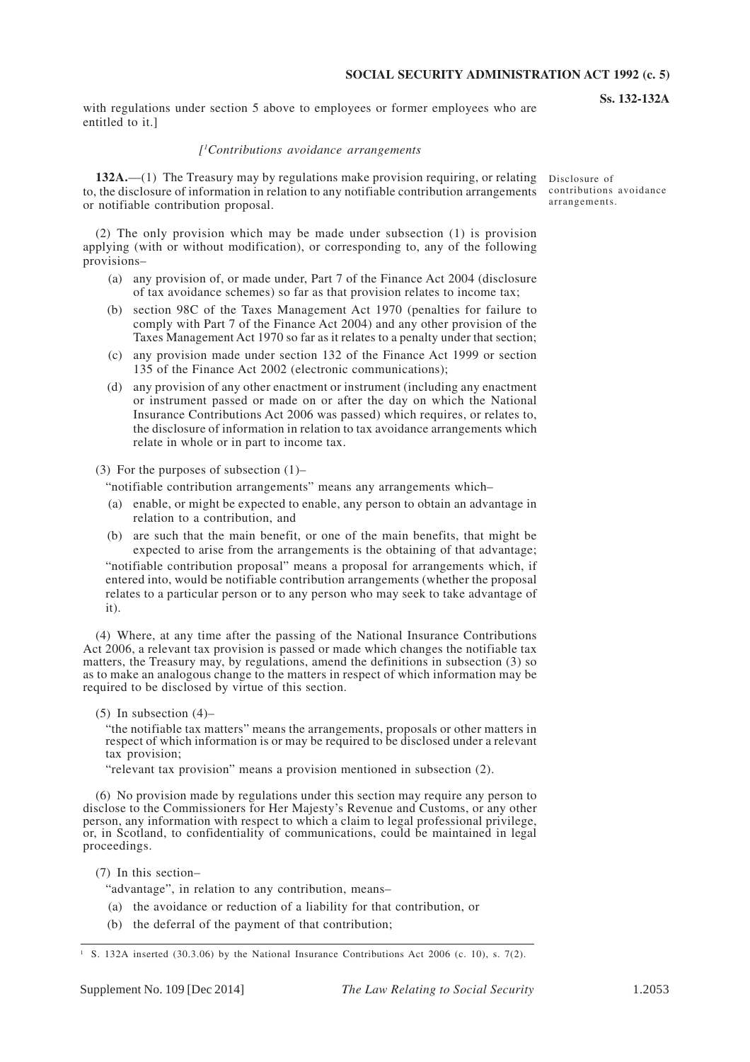with regulations under section 5 above to employees or former employees who are entitled to it.]

*[1Contributions avoidance arrangements*

Disclosure of contributions avoidance arrangements.

**132A.**—(1) The Treasury may by regulations make provision requiring, or relating to, the disclosure of information in relation to any notifiable contribution arrangements or notifiable contribution proposal.

(2) The only provision which may be made under subsection (1) is provision applying (with or without modification), or corresponding to, any of the following provisions–

(a) any provision of, or made under, Part 7 of the Finance Act 2004 (disclosure of tax avoidance schemes) so far as that provision relates to income tax;

(b) section 98C of the Taxes Management Act 1970 (penalties for failure to comply with Part 7 of the Finance Act 2004) and any other provision of the Taxes Management Act 1970 so far as it relates to a penalty under that section;

(c) any provision made under section 132 of the Finance Act 1999 or section 135 of the Finance Act 2002 (electronic communications);

(d) any provision of any other enactment or instrument (including any enactment or instrument passed or made on or after the day on which the National Insurance Contributions Act 2006 was passed) which requires, or relates to, the disclosure of information in relation to tax avoidance arrangements which relate in whole or in part to income tax.

(3) For the purposes of subsection (1)–

"notifiable contribution arrangements" means any arrangements which–

(a) enable, or might be expected to enable, any person to obtain an advantage in relation to a contribution, and

(b) are such that the main benefit, or one of the main benefits, that might be expected to arise from the arrangements is the obtaining of that advantage;

"notifiable contribution proposal" means a proposal for arrangements which, if entered into, would be notifiable contribution arrangements (whether the proposal relates to a particular person or to any person who may seek to take advantage of it).

(4) Where, at any time after the passing of the National Insurance Contributions Act 2006, a relevant tax provision is passed or made which changes the notifiable tax matters, the Treasury may, by regulations, amend the definitions in subsection (3) so as to make an analogous change to the matters in respect of which information may be required to be disclosed by virtue of this section.

(5) In subsection (4)–

"the notifiable tax matters" means the arrangements, proposals or other matters in respect of which information is or may be required to be disclosed under a relevant tax provision;

"relevant tax provision" means a provision mentioned in subsection (2).

(6) No provision made by regulations under this section may require any person to disclose to the Commissioners for Her Majesty's Revenue and Customs, or any other person, any information with respect to which a claim to legal professional privilege, or, in Scotland, to confidentiality of communications, could be maintained in legal proceedings.

(7) In this section–

"advantage", in relation to any contribution, means–

(a) the avoidance or reduction of a liability for that contribution, or

(b) the deferral of the payment of that contribution;

---

[1] S. 132A inserted (30.3.06) by the National Insurance Contributions Act 2006 (c. 10), s. 7(2).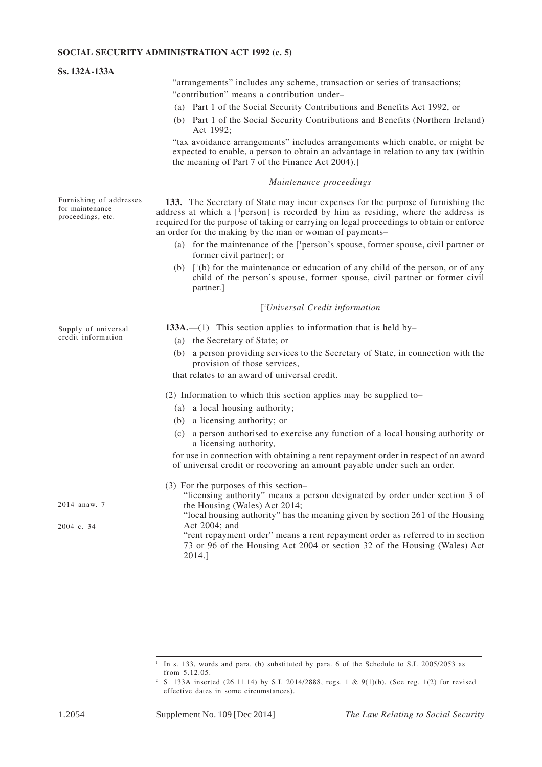"arrangements" includes any scheme, transaction or series of transactions;

"contribution" means a contribution under–

(a) Part 1 of the Social Security Contributions and Benefits Act 1992, or

(b) Part 1 of the Social Security Contributions and Benefits (Northern Ireland) Act 1992;

"tax avoidance arrangements" includes arrangements which enable, or might be expected to enable, a person to obtain an advantage in relation to any tax (within the meaning of Part 7 of the Finance Act 2004).]

### *Maintenance proceedings*

Furnishing of addresses for maintenance proceedings, etc.

**133.** The Secretary of State may incur expenses for the purpose of furnishing the address at which a [[1]person] is recorded by him as residing, where the address is required for the purpose of taking or carrying on legal proceedings to obtain or enforce an order for the making by the man or woman of payments–

(a) for the maintenance of the [[1]person's spouse, former spouse, civil partner or former civil partner]; or

(b) [[1](b) for the maintenance or education of any child of the person, or of any child of the person's spouse, former spouse, civil partner or former civil partner.]

### [[2]*Universal Credit information*

Supply of universal credit information

**133A.**—(1) This section applies to information that is held by–

(a) the Secretary of State; or

(b) a person providing services to the Secretary of State, in connection with the provision of those services,

that relates to an award of universal credit.

(2) Information to which this section applies may be supplied to–

(a) a local housing authority;

(b) a licensing authority; or

(c) a person authorised to exercise any function of a local housing authority or a licensing authority,

for use in connection with obtaining a rent repayment order in respect of an award of universal credit or recovering an amount payable under such an order.

(3) For the purposes of this section–

"licensing authority" means a person designated by order under section 3 of the Housing (Wales) Act 2014; (2014 anaw. 7)

"local housing authority" has the meaning given by section 261 of the Housing Act 2004; and (2004 c. 34)

"rent repayment order" means a rent repayment order as referred to in section 73 or 96 of the Housing Act 2004 or section 32 of the Housing (Wales) Act 2014.]

---

[1] In s. 133, words and para. (b) substituted by para. 6 of the Schedule to S.I. 2005/2053 as from 5.12.05.

[2] S. 133A inserted (26.11.14) by S.I. 2014/2888, regs. 1 & 9(1)(b), (See reg. 1(2) for revised effective dates in some circumstances).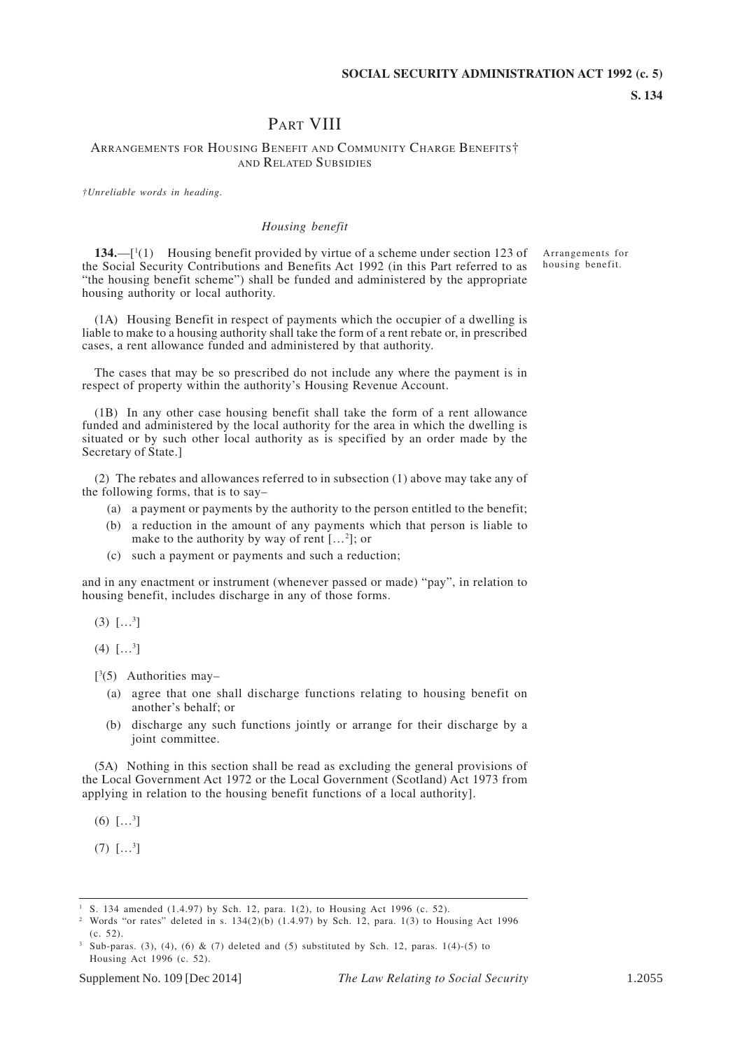# PART VIII

## ARRANGEMENTS FOR HOUSING BENEFIT AND COMMUNITY CHARGE BENEFITS† AND RELATED SUBSIDIES

*†Unreliable words in heading.*

### *Housing benefit*

Arrangements for housing benefit.

**134.**—[[1](1) Housing benefit provided by virtue of a scheme under section 123 of the Social Security Contributions and Benefits Act 1992 (in this Part referred to as "the housing benefit scheme") shall be funded and administered by the appropriate housing authority or local authority.

(1A) Housing Benefit in respect of payments which the occupier of a dwelling is liable to make to a housing authority shall take the form of a rent rebate or, in prescribed cases, a rent allowance funded and administered by that authority.

The cases that may be so prescribed do not include any where the payment is in respect of property within the authority's Housing Revenue Account.

(1B) In any other case housing benefit shall take the form of a rent allowance funded and administered by the local authority for the area in which the dwelling is situated or by such other local authority as is specified by an order made by the Secretary of State.]

(2) The rebates and allowances referred to in subsection (1) above may take any of the following forms, that is to say–

- (a) a payment or payments by the authority to the person entitled to the benefit;
- (b) a reduction in the amount of any payments which that person is liable to make to the authority by way of rent […[2]]; or
- (c) such a payment or payments and such a reduction;

and in any enactment or instrument (whenever passed or made) "pay", in relation to housing benefit, includes discharge in any of those forms.

(3) […[3]]

(4) […[3]]

[[3](5) Authorities may–

- (a) agree that one shall discharge functions relating to housing benefit on another's behalf; or
- (b) discharge any such functions jointly or arrange for their discharge by a joint committee.

(5A) Nothing in this section shall be read as excluding the general provisions of the Local Government Act 1972 or the Local Government (Scotland) Act 1973 from applying in relation to the housing benefit functions of a local authority].

(6) […[3]]

(7) […[3]]

---

[1] S. 134 amended (1.4.97) by Sch. 12, para. 1(2), to Housing Act 1996 (c. 52).

[2] Words "or rates" deleted in s. 134(2)(b) (1.4.97) by Sch. 12, para. 1(3) to Housing Act 1996 (c. 52).

[3] Sub-paras. (3), (4), (6) & (7) deleted and (5) substituted by Sch. 12, paras. 1(4)-(5) to Housing Act 1996 (c. 52).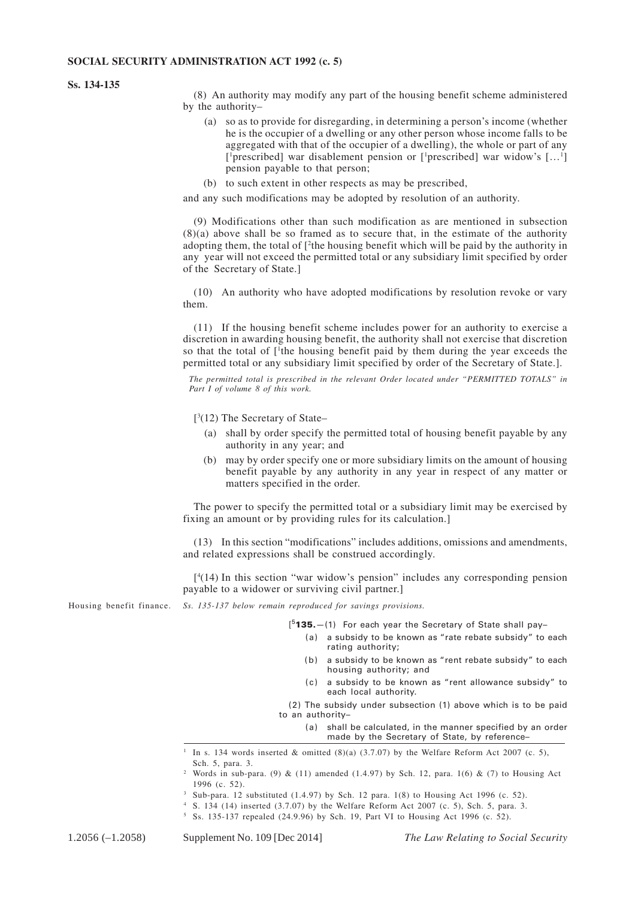(8) An authority may modify any part of the housing benefit scheme administered by the authority–

(a) so as to provide for disregarding, in determining a person's income (whether he is the occupier of a dwelling or any other person whose income falls to be aggregated with that of the occupier of a dwelling), the whole or part of any [[1]prescribed] war disablement pension or [[1]prescribed] war widow's […[1]] pension payable to that person;

(b) to such extent in other respects as may be prescribed,

and any such modifications may be adopted by resolution of an authority.

(9) Modifications other than such modification as are mentioned in subsection (8)(a) above shall be so framed as to secure that, in the estimate of the authority adopting them, the total of [[2]the housing benefit which will be paid by the authority in any year will not exceed the permitted total or any subsidiary limit specified by order of the Secretary of State.]

(10) An authority who have adopted modifications by resolution revoke or vary them.

(11) If the housing benefit scheme includes power for an authority to exercise a discretion in awarding housing benefit, the authority shall not exercise that discretion so that the total of [[1]the housing benefit paid by them during the year exceeds the permitted total or any subsidiary limit specified by order of the Secretary of State.].

*The permitted total is prescribed in the relevant Order located under "PERMITTED TOTALS" in Part I of volume 8 of this work.*

[[3](12) The Secretary of State–

(a) shall by order specify the permitted total of housing benefit payable by any authority in any year; and

(b) may by order specify one or more subsidiary limits on the amount of housing benefit payable by any authority in any year in respect of any matter or matters specified in the order.

The power to specify the permitted total or a subsidiary limit may be exercised by fixing an amount or by providing rules for its calculation.]

(13) In this section "modifications" includes additions, omissions and amendments, and related expressions shall be construed accordingly.

[[4](14) In this section "war widow's pension" includes any corresponding pension payable to a widower or surviving civil partner.]

Housing benefit finance. *Ss. 135-137 below remain reproduced for savings provisions.*

[[5]**135.**—(1) For each year the Secretary of State shall pay–

(a) a subsidy to be known as "rate rebate subsidy" to each rating authority;

(b) a subsidy to be known as "rent rebate subsidy" to each housing authority; and

(c) a subsidy to be known as "rent allowance subsidy" to each local authority.

(2) The subsidy under subsection (1) above which is to be paid to an authority–

(a) shall be calculated, in the manner specified by an order made by the Secretary of State, by reference–

---

[1] In s. 134 words inserted & omitted (8)(a) (3.7.07) by the Welfare Reform Act 2007 (c. 5), Sch. 5, para. 3.

[2] Words in sub-para. (9) & (11) amended (1.4.97) by Sch. 12, para. 1(6) & (7) to Housing Act 1996 (c. 52).

[3] Sub-para. 12 substituted (1.4.97) by Sch. 12 para. 1(8) to Housing Act 1996 (c. 52).

[4] S. 134 (14) inserted (3.7.07) by the Welfare Reform Act 2007 (c. 5), Sch. 5, para. 3.

[5] Ss. 135-137 repealed (24.9.96) by Sch. 19, Part VI to Housing Act 1996 (c. 52).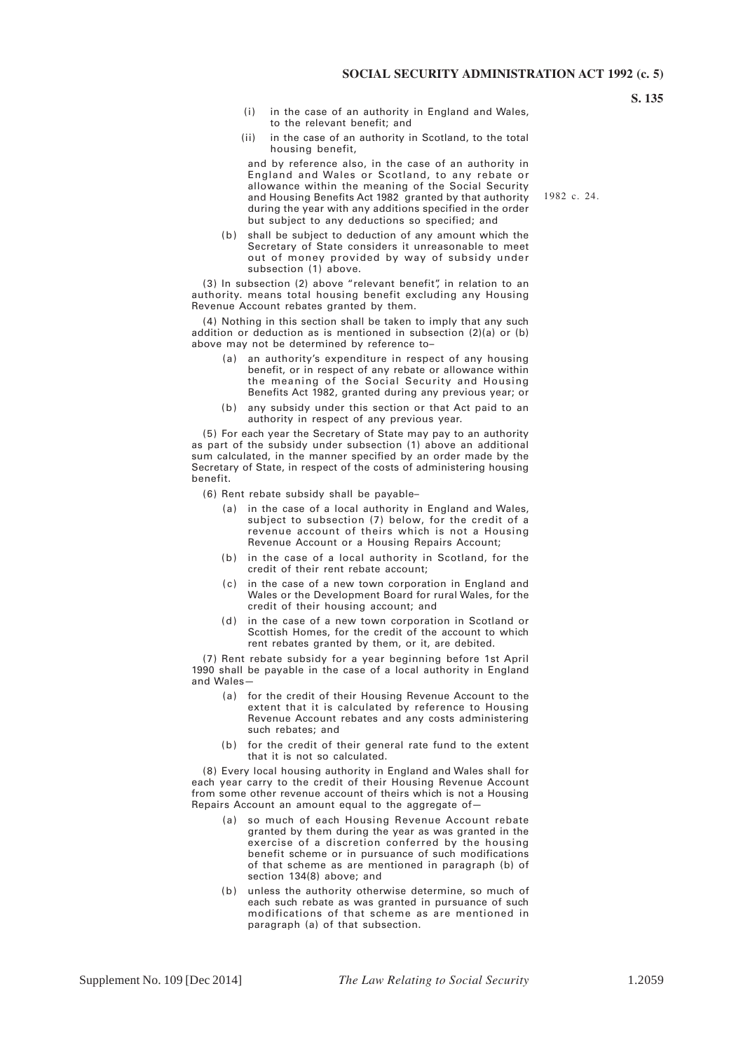(i) in the case of an authority in England and Wales, to the relevant benefit; and

(ii) in the case of an authority in Scotland, to the total housing benefit,

and by reference also, in the case of an authority in England and Wales or Scotland, to any rebate or allowance within the meaning of the Social Security and Housing Benefits Act 1982 granted by that authority during the year with any additions specified in the order but subject to any deductions so specified; and

1982 c. 24.

(b) shall be subject to deduction of any amount which the Secretary of State considers it unreasonable to meet out of money provided by way of subsidy under subsection (1) above.

(3) In subsection (2) above "relevant benefit", in relation to an authority. means total housing benefit excluding any Housing Revenue Account rebates granted by them.

(4) Nothing in this section shall be taken to imply that any such addition or deduction as is mentioned in subsection (2)(a) or (b) above may not be determined by reference to–

(a) an authority's expenditure in respect of any housing benefit, or in respect of any rebate or allowance within the meaning of the Social Security and Housing Benefits Act 1982, granted during any previous year; or

(b) any subsidy under this section or that Act paid to an authority in respect of any previous year.

(5) For each year the Secretary of State may pay to an authority as part of the subsidy under subsection (1) above an additional sum calculated, in the manner specified by an order made by the Secretary of State, in respect of the costs of administering housing benefit.

(6) Rent rebate subsidy shall be payable–

(a) in the case of a local authority in England and Wales, subject to subsection (7) below, for the credit of a revenue account of theirs which is not a Housing Revenue Account or a Housing Repairs Account;

(b) in the case of a local authority in Scotland, for the credit of their rent rebate account;

(c) in the case of a new town corporation in England and Wales or the Development Board for rural Wales, for the credit of their housing account; and

(d) in the case of a new town corporation in Scotland or Scottish Homes, for the credit of the account to which rent rebates granted by them, or it, are debited.

(7) Rent rebate subsidy for a year beginning before 1st April 1990 shall be payable in the case of a local authority in England and Wales—

(a) for the credit of their Housing Revenue Account to the extent that it is calculated by reference to Housing Revenue Account rebates and any costs administering such rebates; and

(b) for the credit of their general rate fund to the extent that it is not so calculated.

(8) Every local housing authority in England and Wales shall for each year carry to the credit of their Housing Revenue Account from some other revenue account of theirs which is not a Housing Repairs Account an amount equal to the aggregate of—

(a) so much of each Housing Revenue Account rebate granted by them during the year as was granted in the exercise of a discretion conferred by the housing benefit scheme or in pursuance of such modifications of that scheme as are mentioned in paragraph (b) of section 134(8) above; and

(b) unless the authority otherwise determine, so much of each such rebate as was granted in pursuance of such modifications of that scheme as are mentioned in paragraph (a) of that subsection.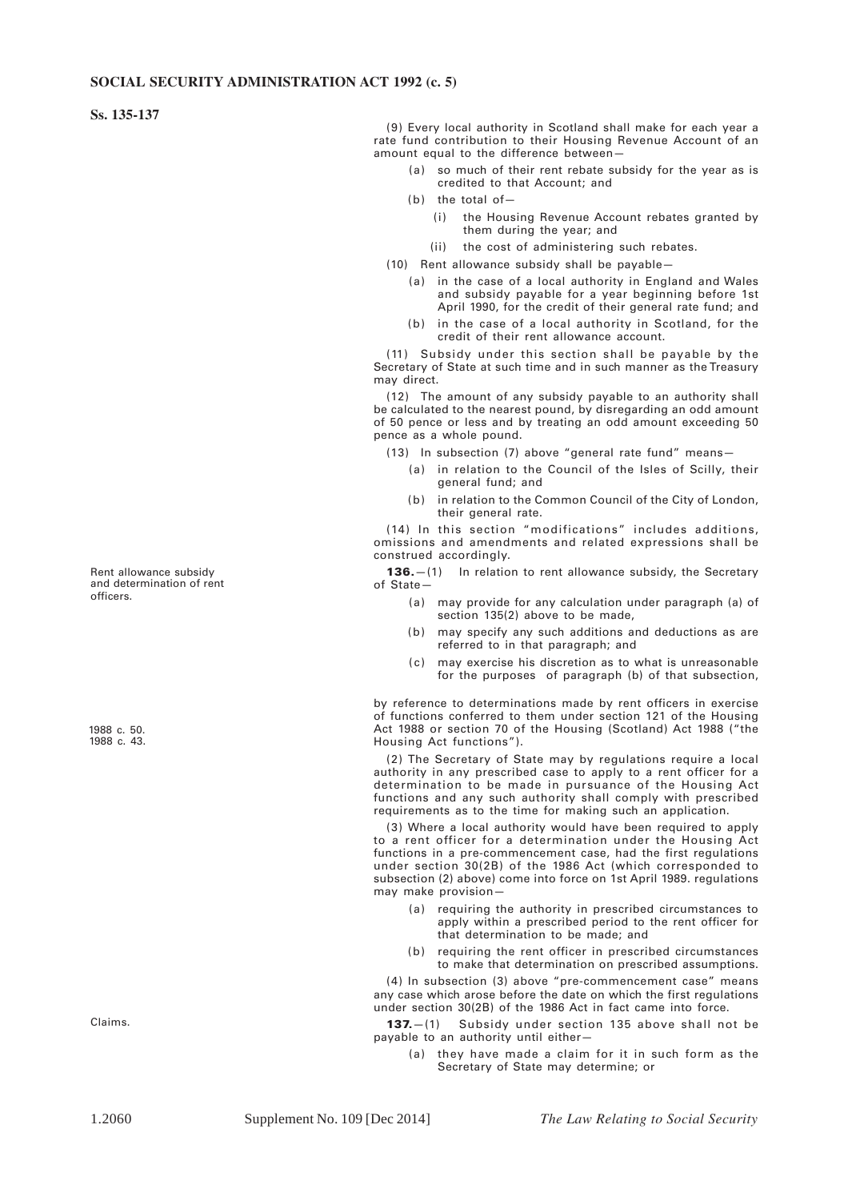(9) Every local authority in Scotland shall make for each year a rate fund contribution to their Housing Revenue Account of an amount equal to the difference between—

(a) so much of their rent rebate subsidy for the year as is credited to that Account; and

(b) the total of—

(i) the Housing Revenue Account rebates granted by them during the year; and

(ii) the cost of administering such rebates.

(10) Rent allowance subsidy shall be payable—

(a) in the case of a local authority in England and Wales and subsidy payable for a year beginning before 1st April 1990, for the credit of their general rate fund; and

(b) in the case of a local authority in Scotland, for the credit of their rent allowance account.

(11) Subsidy under this section shall be payable by the Secretary of State at such time and in such manner as the Treasury may direct.

(12) The amount of any subsidy payable to an authority shall be calculated to the nearest pound, by disregarding an odd amount of 50 pence or less and by treating an odd amount exceeding 50 pence as a whole pound.

(13) In subsection (7) above "general rate fund" means—

(a) in relation to the Council of the Isles of Scilly, their general fund; and

(b) in relation to the Common Council of the City of London, their general rate.

(14) In this section "modifications" includes additions, omissions and amendments and related expressions shall be construed accordingly.

*Rent allowance subsidy and determination of rent officers.*

**136.**—(1) In relation to rent allowance subsidy, the Secretary of State—

(a) may provide for any calculation under paragraph (a) of section 135(2) above to be made,

(b) may specify any such additions and deductions as are referred to in that paragraph; and

(c) may exercise his discretion as to what is unreasonable for the purposes of paragraph (b) of that subsection,

by reference to determinations made by rent officers in exercise of functions conferred to them under section 121 of the Housing Act 1988 or section 70 of the Housing (Scotland) Act 1988 ("the Housing Act functions").

*1988 c. 50.*
*1988 c. 43.*

(2) The Secretary of State may by regulations require a local authority in any prescribed case to apply to a rent officer for a determination to be made in pursuance of the Housing Act functions and any such authority shall comply with prescribed requirements as to the time for making such an application.

(3) Where a local authority would have been required to apply to a rent officer for a determination under the Housing Act functions in a pre-commencement case, had the first regulations under section 30(2B) of the 1986 Act (which corresponded to subsection (2) above) come into force on 1st April 1989. regulations may make provision—

(a) requiring the authority in prescribed circumstances to apply within a prescribed period to the rent officer for that determination to be made; and

(b) requiring the rent officer in prescribed circumstances to make that determination on prescribed assumptions.

(4) In subsection (3) above "pre-commencement case" means any case which arose before the date on which the first regulations under section 30(2B) of the 1986 Act in fact came into force.

*Claims.*

**137.**—(1) Subsidy under section 135 above shall not be payable to an authority until either—

(a) they have made a claim for it in such form as the Secretary of State may determine; or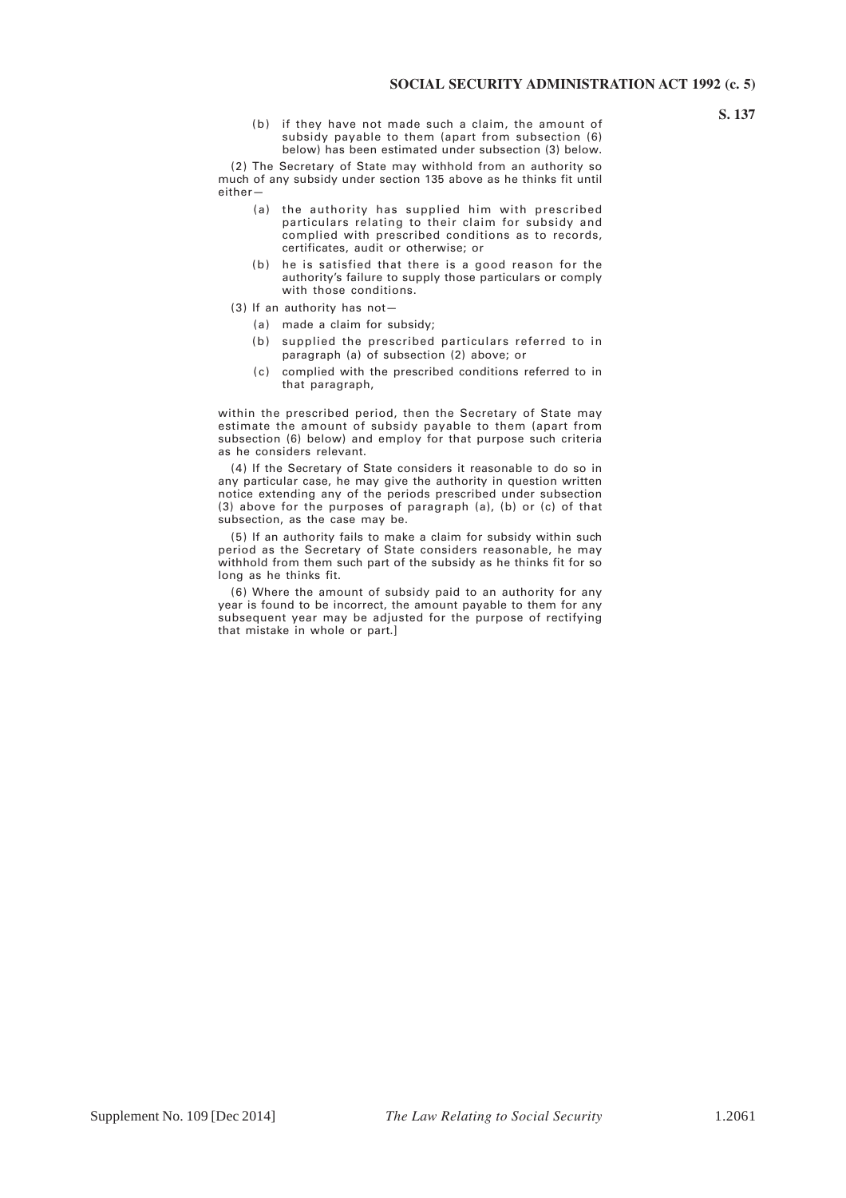(b) if they have not made such a claim, the amount of subsidy payable to them (apart from subsection (6) below) has been estimated under subsection (3) below.

(2) The Secretary of State may withhold from an authority so much of any subsidy under section 135 above as he thinks fit until either—

(a) the authority has supplied him with prescribed particulars relating to their claim for subsidy and complied with prescribed conditions as to records, certificates, audit or otherwise; or

(b) he is satisfied that there is a good reason for the authority's failure to supply those particulars or comply with those conditions.

(3) If an authority has not—

(a) made a claim for subsidy;

(b) supplied the prescribed particulars referred to in paragraph (a) of subsection (2) above; or

(c) complied with the prescribed conditions referred to in that paragraph,

within the prescribed period, then the Secretary of State may estimate the amount of subsidy payable to them (apart from subsection (6) below) and employ for that purpose such criteria as he considers relevant.

(4) If the Secretary of State considers it reasonable to do so in any particular case, he may give the authority in question written notice extending any of the periods prescribed under subsection (3) above for the purposes of paragraph (a), (b) or (c) of that subsection, as the case may be.

(5) If an authority fails to make a claim for subsidy within such period as the Secretary of State considers reasonable, he may withhold from them such part of the subsidy as he thinks fit for so long as he thinks fit.

(6) Where the amount of subsidy paid to an authority for any year is found to be incorrect, the amount payable to them for any subsequent year may be adjusted for the purpose of rectifying that mistake in whole or part.]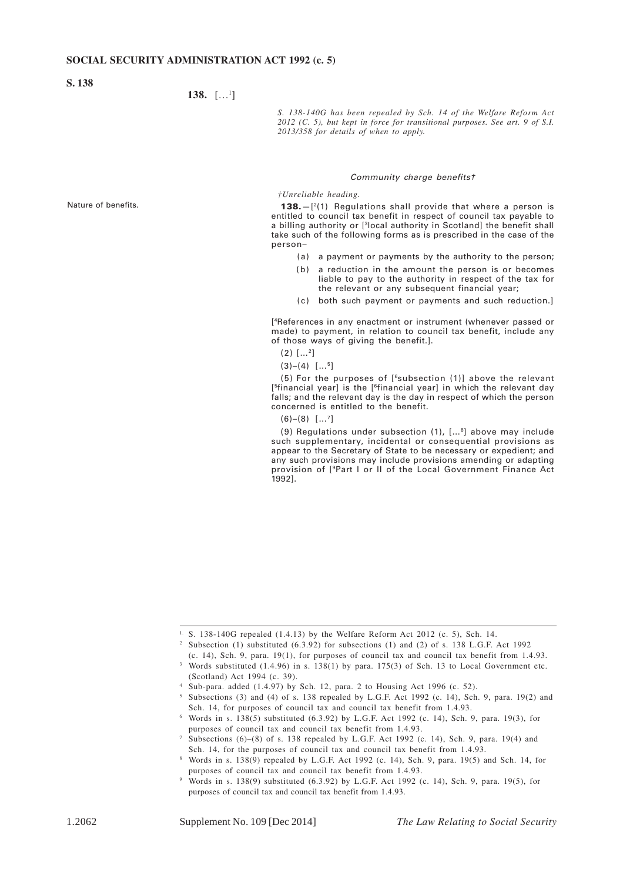**S. 138**

**138.** […[1]]

*S. 138-140G has been repealed by Sch. 14 of the Welfare Reform Act 2012 (C. 5), but kept in force for transitional purposes. See art. 9 of S.I. 2013/358 for details of when to apply.*

### *Community charge benefits†*

*†Unreliable heading.*

Nature of benefits.

**138.**—[[2](1) Regulations shall provide that where a person is entitled to council tax benefit in respect of council tax payable to a billing authority or [[3]local authority in Scotland] the benefit shall take such of the following forms as is prescribed in the case of the person–

- (a) a payment or payments by the authority to the person;
- (b) a reduction in the amount the person is or becomes liable to pay to the authority in respect of the tax for the relevant or any subsequent financial year;
- (c) both such payment or payments and such reduction.]

[[4]References in any enactment or instrument (whenever passed or made) to payment, in relation to council tax benefit, include any of those ways of giving the benefit.].

(2) […[2]]

(3)–(4) […[5]]

(5) For the purposes of [[6]subsection (1)] above the relevant [[5]financial year] is the [[6]financial year] in which the relevant day falls; and the relevant day is the day in respect of which the person concerned is entitled to the benefit.

(6)–(8) […[7]]

(9) Regulations under subsection (1), […[8]] above may include such supplementary, incidental or consequential provisions as appear to the Secretary of State to be necessary or expedient; and any such provisions may include provisions amending or adapting provision of [[9]Part I or II of the Local Government Finance Act 1992].

---

[1] S. 138-140G repealed (1.4.13) by the Welfare Reform Act 2012 (c. 5), Sch. 14.

[2] Subsection (1) substituted (6.3.92) for subsections (1) and (2) of s. 138 L.G.F. Act 1992 (c. 14), Sch. 9, para. 19(1), for purposes of council tax and council tax benefit from 1.4.93.

[3] Words substituted (1.4.96) in s. 138(1) by para. 175(3) of Sch. 13 to Local Government etc. (Scotland) Act 1994 (c. 39).

[4] Sub-para. added (1.4.97) by Sch. 12, para. 2 to Housing Act 1996 (c. 52).

[5] Subsections (3) and (4) of s. 138 repealed by L.G.F. Act 1992 (c. 14), Sch. 9, para. 19(2) and Sch. 14, for purposes of council tax and council tax benefit from 1.4.93.

[6] Words in s. 138(5) substituted (6.3.92) by L.G.F. Act 1992 (c. 14), Sch. 9, para. 19(3), for purposes of council tax and council tax benefit from 1.4.93.

[7] Subsections (6)–(8) of s. 138 repealed by L.G.F. Act 1992 (c. 14), Sch. 9, para. 19(4) and Sch. 14, for the purposes of council tax and council tax benefit from 1.4.93.

[8] Words in s. 138(9) repealed by L.G.F. Act 1992 (c. 14), Sch. 9, para. 19(5) and Sch. 14, for purposes of council tax and council tax benefit from 1.4.93.

[9] Words in s. 138(9) substituted (6.3.92) by L.G.F. Act 1992 (c. 14), Sch. 9, para. 19(5), for purposes of council tax and council tax benefit from 1.4.93.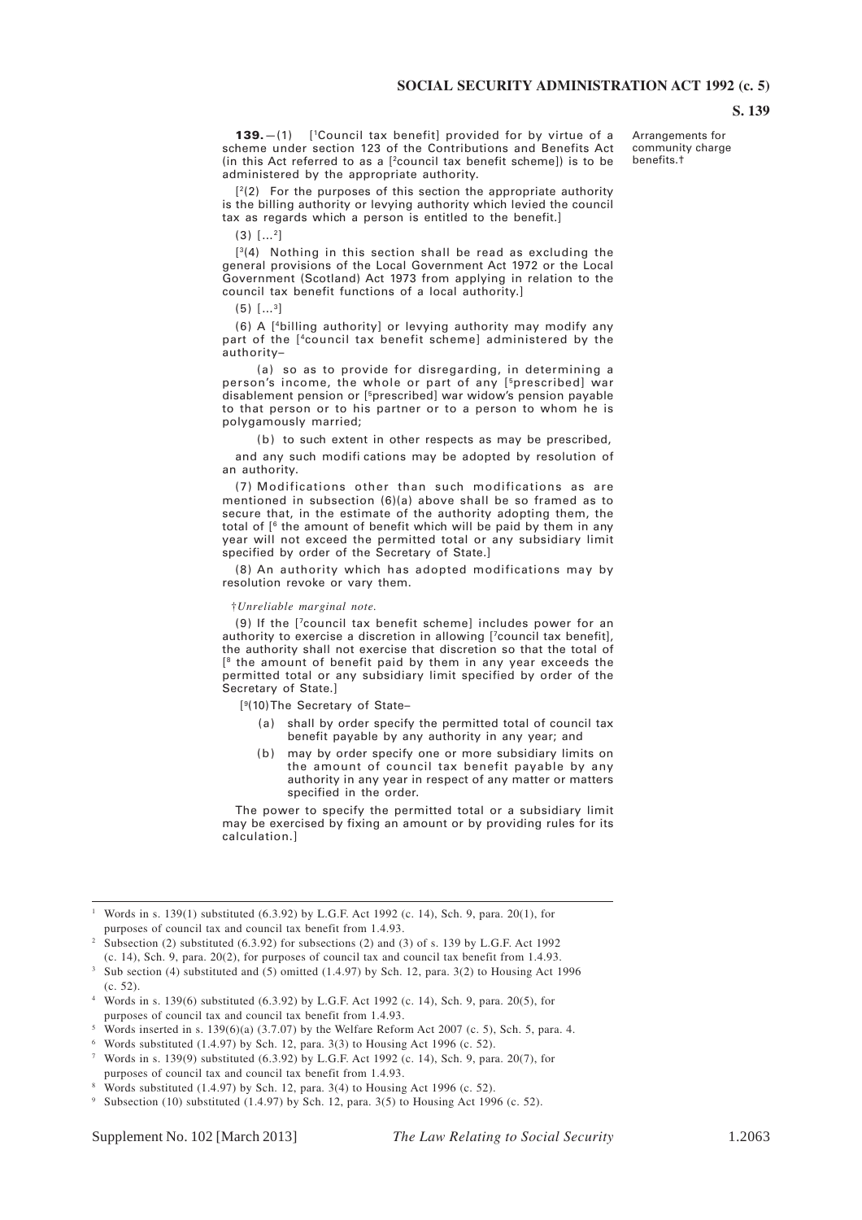Arrangements for community charge benefits.†

**139.**—(1) [[1]Council tax benefit] provided for by virtue of a scheme under section 123 of the Contributions and Benefits Act (in this Act referred to as a [[2]council tax benefit scheme]) is to be administered by the appropriate authority.

[[2](2) For the purposes of this section the appropriate authority is the billing authority or levying authority which levied the council tax as regards which a person is entitled to the benefit.]

(3) [...[2]]

[[3](4) Nothing in this section shall be read as excluding the general provisions of the Local Government Act 1972 or the Local Government (Scotland) Act 1973 from applying in relation to the council tax benefit functions of a local authority.]

(5) [...[3]]

(6) A [[4]billing authority] or levying authority may modify any part of the [[4]council tax benefit scheme] administered by the authority–

(a) so as to provide for disregarding, in determining a person's income, the whole or part of any [[5]prescribed] war disablement pension or [[5]prescribed] war widow's pension payable to that person or to his partner or to a person to whom he is polygamously married;

(b) to such extent in other respects as may be prescribed,

and any such modifi cations may be adopted by resolution of an authority.

(7) Modifications other than such modifications as are mentioned in subsection (6)(a) above shall be so framed as to secure that, in the estimate of the authority adopting them, the total of [[6] the amount of benefit which will be paid by them in any year will not exceed the permitted total or any subsidiary limit specified by order of the Secretary of State.]

(8) An authority which has adopted modifications may by resolution revoke or vary them.

†*Unreliable marginal note.*

(9) If the [[7]council tax benefit scheme] includes power for an authority to exercise a discretion in allowing [[7]council tax benefit], the authority shall not exercise that discretion so that the total of [[8] the amount of benefit paid by them in any year exceeds the permitted total or any subsidiary limit specified by order of the Secretary of State.]

[[9](10) The Secretary of State–

(a) shall by order specify the permitted total of council tax benefit payable by any authority in any year; and

(b) may by order specify one or more subsidiary limits on the amount of council tax benefit payable by any authority in any year in respect of any matter or matters specified in the order.

The power to specify the permitted total or a subsidiary limit may be exercised by fixing an amount or by providing rules for its calculation.]

---

[1] Words in s. 139(1) substituted (6.3.92) by L.G.F. Act 1992 (c. 14), Sch. 9, para. 20(1), for purposes of council tax and council tax benefit from 1.4.93.

[2] Subsection (2) substituted (6.3.92) for subsections (2) and (3) of s. 139 by L.G.F. Act 1992 (c. 14), Sch. 9, para. 20(2), for purposes of council tax and council tax benefit from 1.4.93.

[3] Sub section (4) substituted and (5) omitted (1.4.97) by Sch. 12, para. 3(2) to Housing Act 1996 (c. 52).

[4] Words in s. 139(6) substituted (6.3.92) by L.G.F. Act 1992 (c. 14), Sch. 9, para. 20(5), for purposes of council tax and council tax benefit from 1.4.93.

[5] Words inserted in s. 139(6)(a) (3.7.07) by the Welfare Reform Act 2007 (c. 5), Sch. 5, para. 4.

[6] Words substituted (1.4.97) by Sch. 12, para. 3(3) to Housing Act 1996 (c. 52).

[7] Words in s. 139(9) substituted (6.3.92) by L.G.F. Act 1992 (c. 14), Sch. 9, para. 20(7), for purposes of council tax and council tax benefit from 1.4.93.

[8] Words substituted (1.4.97) by Sch. 12, para. 3(4) to Housing Act 1996 (c. 52).

[9] Subsection (10) substituted (1.4.97) by Sch. 12, para. 3(5) to Housing Act 1996 (c. 52).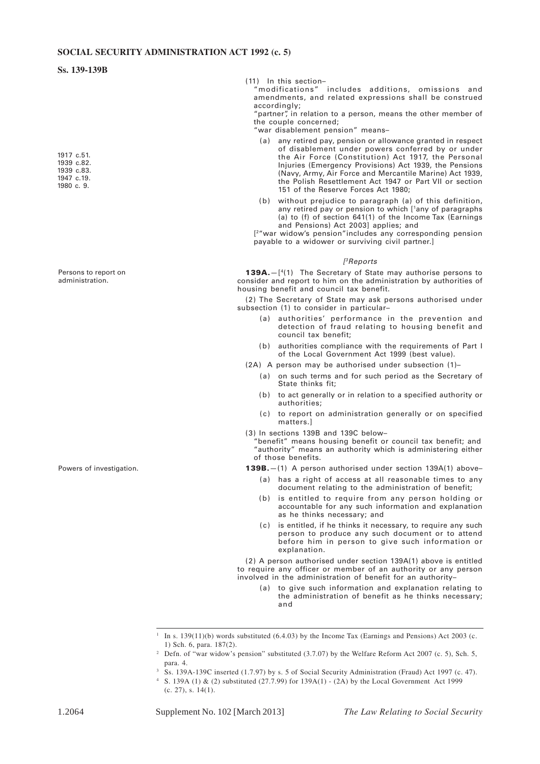(11) In this section–

"modifications" includes additions, omissions and amendments, and related expressions shall be construed accordingly;

"partner", in relation to a person, means the other member of the couple concerned;

"war disablement pension" means–

1917 c.51.
1939 c.82.
1939 c.83.
1947 c.19.
1980 c. 9.

(a) any retired pay, pension or allowance granted in respect of disablement under powers conferred by or under the Air Force (Constitution) Act 1917, the Personal Injuries (Emergency Provisions) Act 1939, the Pensions (Navy, Army, Air Force and Mercantile Marine) Act 1939, the Polish Resettlement Act 1947 or Part VII or section 151 of the Reserve Forces Act 1980;

(b) without prejudice to paragraph (a) of this definition, any retired pay or pension to which [[1]any of paragraphs (a) to (f) of section 641(1) of the Income Tax (Earnings and Pensions) Act 2003] applies; and

[[2]"war widow's pension" includes any corresponding pension payable to a widower or surviving civil partner.]

*[[3]Reports*

Persons to report on administration.

**139A.**—[[4](1) The Secretary of State may authorise persons to consider and report to him on the administration by authorities of housing benefit and council tax benefit.

(2) The Secretary of State may ask persons authorised under subsection (1) to consider in particular–

(a) authorities' performance in the prevention and detection of fraud relating to housing benefit and council tax benefit;

(b) authorities compliance with the requirements of Part I of the Local Government Act 1999 (best value).

(2A) A person may be authorised under subsection (1)–

(a) on such terms and for such period as the Secretary of State thinks fit;

(b) to act generally or in relation to a specified authority or authorities;

(c) to report on administration generally or on specified matters.]

(3) In sections 139B and 139C below–

"benefit" means housing benefit or council tax benefit; and

"authority" means an authority which is administering either of those benefits.

Powers of investigation.

**139B.**—(1) A person authorised under section 139A(1) above–

(a) has a right of access at all reasonable times to any document relating to the administration of benefit;

(b) is entitled to require from any person holding or accountable for any such information and explanation as he thinks necessary; and

(c) is entitled, if he thinks it necessary, to require any such person to produce any such document or to attend before him in person to give such information or explanation.

(2) A person authorised under section 139A(1) above is entitled to require any officer or member of an authority or any person involved in the administration of benefit for an authority–

(a) to give such information and explanation relating to the administration of benefit as he thinks necessary; and

---

[1] In s. 139(11)(b) words substituted (6.4.03) by the Income Tax (Earnings and Pensions) Act 2003 (c. 1) Sch. 6, para. 187(2).

[2] Defn. of "war widow's pension" substituted (3.7.07) by the Welfare Reform Act 2007 (c. 5), Sch. 5, para. 4.

[3] Ss. 139A-139C inserted (1.7.97) by s. 5 of Social Security Administration (Fraud) Act 1997 (c. 47).

[4] S. 139A (1) & (2) substituted (27.7.99) for 139A(1) - (2A) by the Local Government Act 1999 (c. 27), s. 14(1).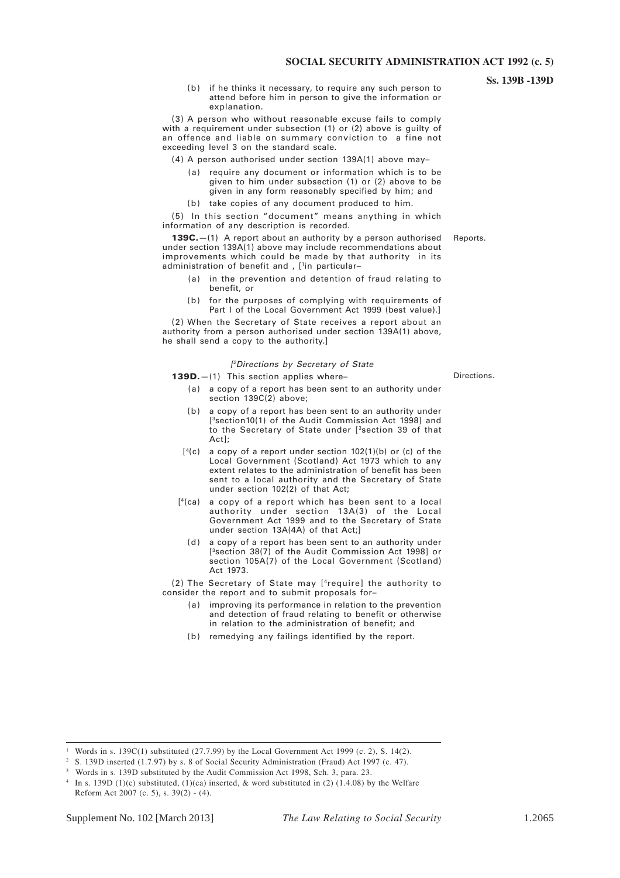(b) if he thinks it necessary, to require any such person to attend before him in person to give the information or explanation.

(3) A person who without reasonable excuse fails to comply with a requirement under subsection (1) or (2) above is guilty of an offence and liable on summary conviction to a fine not exceeding level 3 on the standard scale.

(4) A person authorised under section 139A(1) above may–

(a) require any document or information which is to be given to him under subsection (1) or (2) above to be given in any form reasonably specified by him; and

(b) take copies of any document produced to him.

(5) In this section "document" means anything in which information of any description is recorded.

**139C.**—(1) A report about an authority by a person authorised under section 139A(1) above may include recommendations about improvements which could be made by that authority in its administration of benefit and , [[1]in particular– *Reports.*

(a) in the prevention and detention of fraud relating to benefit, or

(b) for the purposes of complying with requirements of Part I of the Local Government Act 1999 (best value).]

(2) When the Secretary of State receives a report about an authority from a person authorised under section 139A(1) above, he shall send a copy to the authority.]

*[[2]Directions by Secretary of State*

**139D.**—(1) This section applies where– *Directions.*

(a) a copy of a report has been sent to an authority under section 139C(2) above;

(b) a copy of a report has been sent to an authority under [[3]section10(1) of the Audit Commission Act 1998] and to the Secretary of State under [[3]section 39 of that Act];

[[4](c) a copy of a report under section 102(1)(b) or (c) of the Local Government (Scotland) Act 1973 which to any extent relates to the administration of benefit has been sent to a local authority and the Secretary of State under section 102(2) of that Act;

[[4](ca) a copy of a report which has been sent to a local authority under section 13A(3) of the Local Government Act 1999 and to the Secretary of State under section 13A(4A) of that Act;]

(d) a copy of a report has been sent to an authority under [[3]section 38(7) of the Audit Commission Act 1998] or section 105A(7) of the Local Government (Scotland) Act 1973.

(2) The Secretary of State may [[4]require] the authority to consider the report and to submit proposals for–

(a) improving its performance in relation to the prevention and detection of fraud relating to benefit or otherwise in relation to the administration of benefit; and

(b) remedying any failings identified by the report.

---

[1] Words in s. 139C(1) substituted (27.7.99) by the Local Government Act 1999 (c. 2), S. 14(2).

[2] S. 139D inserted (1.7.97) by s. 8 of Social Security Administration (Fraud) Act 1997 (c. 47).

[3] Words in s. 139D substituted by the Audit Commission Act 1998, Sch. 3, para. 23.

[4] In s. 139D (1)(c) substituted, (1)(ca) inserted, & word substituted in (2) (1.4.08) by the Welfare Reform Act 2007 (c. 5), s. 39(2) - (4).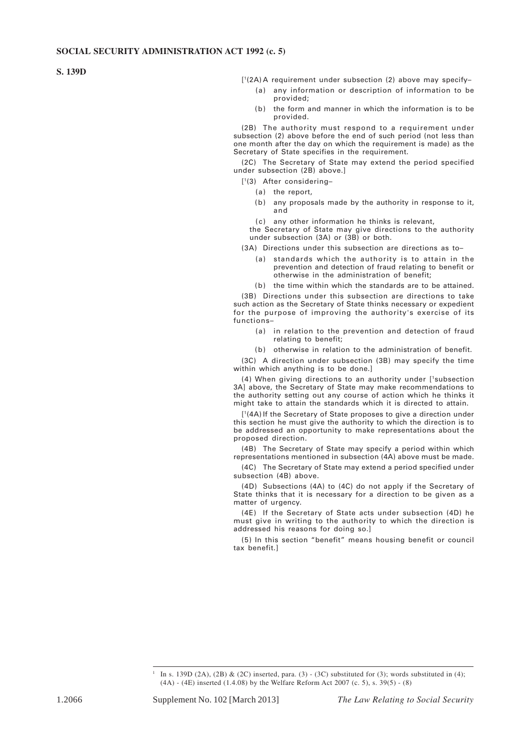**S. 139D**

[[1](2A) A requirement under subsection (2) above may specify–

(a) any information or description of information to be provided;

(b) the form and manner in which the information is to be provided.

(2B) The authority must respond to a requirement under subsection (2) above before the end of such period (not less than one month after the day on which the requirement is made) as the Secretary of State specifies in the requirement.

(2C) The Secretary of State may extend the period specified under subsection (2B) above.]

[[1](3) After considering–

(a) the report,

(b) any proposals made by the authority in response to it, and

(c) any other information he thinks is relevant,

the Secretary of State may give directions to the authority under subsection (3A) or (3B) or both.

(3A) Directions under this subsection are directions as to–

(a) standards which the authority is to attain in the prevention and detection of fraud relating to benefit or otherwise in the administration of benefit;

(b) the time within which the standards are to be attained.

(3B) Directions under this subsection are directions to take such action as the Secretary of State thinks necessary or expedient for the purpose of improving the authority's exercise of its functions–

(a) in relation to the prevention and detection of fraud relating to benefit;

(b) otherwise in relation to the administration of benefit.

(3C) A direction under subsection (3B) may specify the time within which anything is to be done.]

(4) When giving directions to an authority under [[1]subsection 3A] above, the Secretary of State may make recommendations to the authority setting out any course of action which he thinks it might take to attain the standards which it is directed to attain.

[[1](4A) If the Secretary of State proposes to give a direction under this section he must give the authority to which the direction is to be addressed an opportunity to make representations about the proposed direction.

(4B) The Secretary of State may specify a period within which representations mentioned in subsection (4A) above must be made.

(4C) The Secretary of State may extend a period specified under subsection (4B) above.

(4D) Subsections (4A) to (4C) do not apply if the Secretary of State thinks that it is necessary for a direction to be given as a matter of urgency.

(4E) If the Secretary of State acts under subsection (4D) he must give in writing to the authority to which the direction is addressed his reasons for doing so.]

(5) In this section "benefit" means housing benefit or council tax benefit.]

---

[1] In s. 139D (2A), (2B) & (2C) inserted, para. (3) - (3C) substituted for (3); words substituted in (4); (4A) - (4E) inserted (1.4.08) by the Welfare Reform Act 2007 (c. 5), s. 39(5) - (8)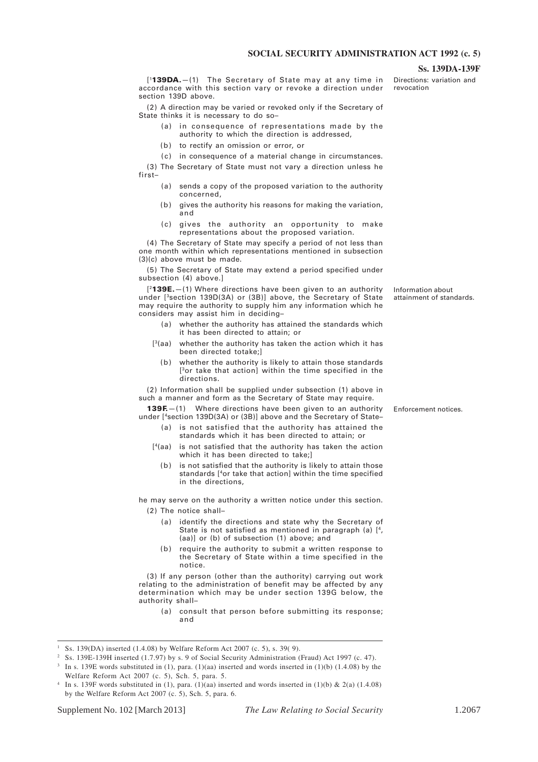[[1]**139DA.**—(1) The Secretary of State may at any time in accordance with this section vary or revoke a direction under section 139D above.

Directions: variation and revocation

(2) A direction may be varied or revoked only if the Secretary of State thinks it is necessary to do so–

(a) in consequence of representations made by the authority to which the direction is addressed,

(b) to rectify an omission or error, or

(c) in consequence of a material change in circumstances.

(3) The Secretary of State must not vary a direction unless he first–

(a) sends a copy of the proposed variation to the authority concerned,

(b) gives the authority his reasons for making the variation, and

(c) gives the authority an opportunity to make representations about the proposed variation.

(4) The Secretary of State may specify a period of not less than one month within which representations mentioned in subsection (3)(c) above must be made.

(5) The Secretary of State may extend a period specified under subsection (4) above.]

[[2]**139E.**—(1) Where directions have been given to an authority under [[3]section 139D(3A) or (3B)] above, the Secretary of State may require the authority to supply him any information which he considers may assist him in deciding–

Information about attainment of standards.

(a) whether the authority has attained the standards which it has been directed to attain; or

[[3](aa) whether the authority has taken the action which it has been directed totake;]

(b) whether the authority is likely to attain those standards [[3]or take that action] within the time specified in the directions.

(2) Information shall be supplied under subsection (1) above in such a manner and form as the Secretary of State may require.

**139F.**—(1) Where directions have been given to an authority under [[4]section 139D(3A) or (3B)] above and the Secretary of State–

Enforcement notices.

(a) is not satisfied that the authority has attained the standards which it has been directed to attain; or

[[4](aa) is not satisfied that the authority has taken the action which it has been directed to take;]

(b) is not satisfied that the authority is likely to attain those standards [[4]or take that action] within the time specified in the directions,

he may serve on the authority a written notice under this section.

(2) The notice shall–

(a) identify the directions and state why the Secretary of State is not satisfied as mentioned in paragraph (a) [[4], (aa)] or (b) of subsection (1) above; and

(b) require the authority to submit a written response to the Secretary of State within a time specified in the notice.

(3) If any person (other than the authority) carrying out work relating to the administration of benefit may be affected by any determination which may be under section 139G below, the authority shall–

(a) consult that person before submitting its response; and

---

[1] Ss. 139(DA) inserted (1.4.08) by Welfare Reform Act 2007 (c. 5), s. 39( 9).

[2] Ss. 139E-139H inserted (1.7.97) by s. 9 of Social Security Administration (Fraud) Act 1997 (c. 47).

[3] In s. 139E words substituted in (1), para. (1)(aa) inserted and words inserted in (1)(b) (1.4.08) by the Welfare Reform Act 2007 (c. 5), Sch. 5, para. 5.

[4] In s. 139F words substituted in (1), para. (1)(aa) inserted and words inserted in (1)(b) & 2(a) (1.4.08) by the Welfare Reform Act 2007 (c. 5), Sch. 5, para. 6.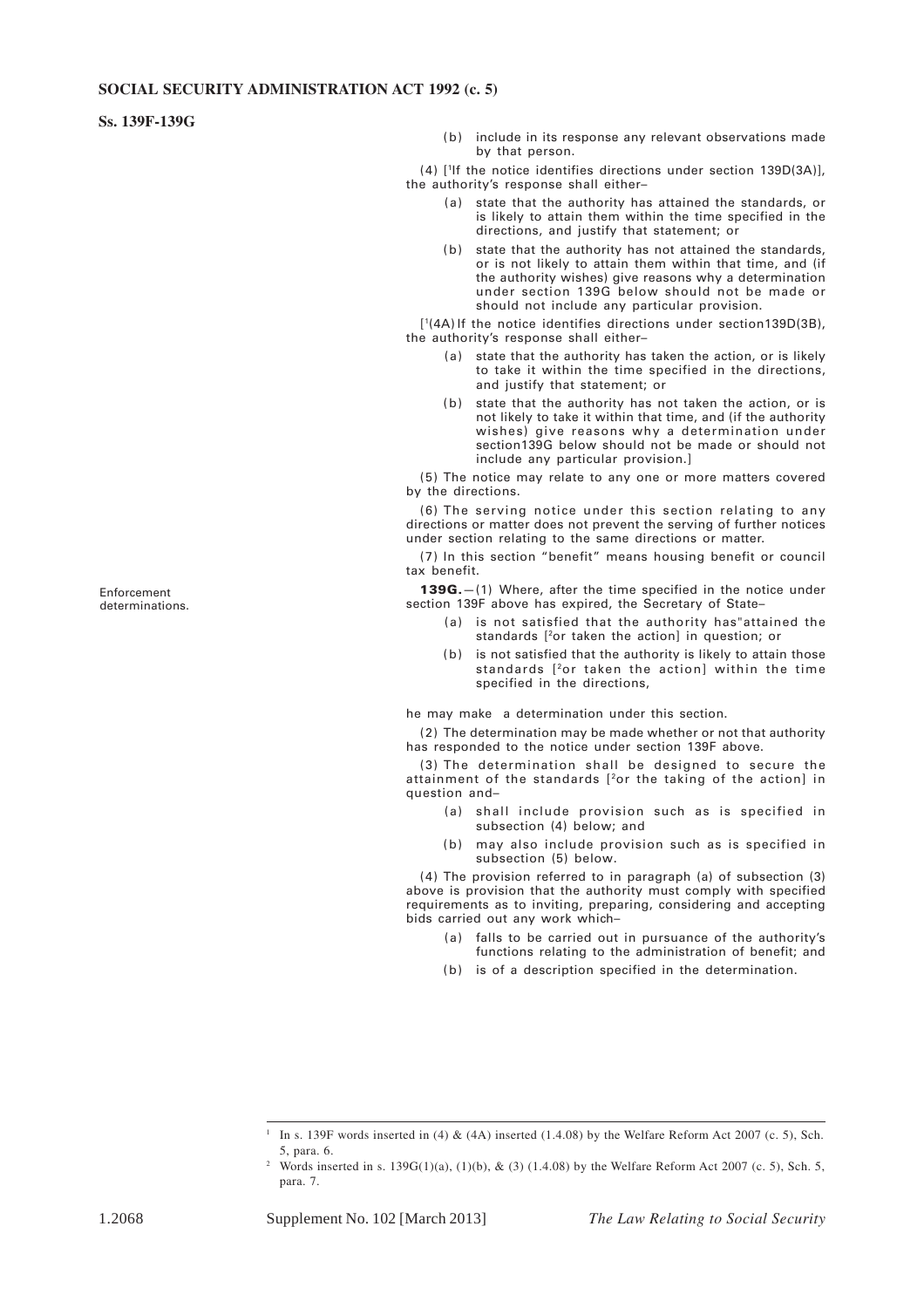(b) include in its response any relevant observations made by that person.

(4) [[1]If the notice identifies directions under section 139D(3A)], the authority's response shall either–

(a) state that the authority has attained the standards, or is likely to attain them within the time specified in the directions, and justify that statement; or

(b) state that the authority has not attained the standards, or is not likely to attain them within that time, and (if the authority wishes) give reasons why a determination under section 139G below should not be made or should not include any particular provision.

[[1](4A) If the notice identifies directions under section139D(3B), the authority's response shall either–

(a) state that the authority has taken the action, or is likely to take it within the time specified in the directions, and justify that statement; or

(b) state that the authority has not taken the action, or is not likely to take it within that time, and (if the authority wishes) give reasons why a determination under section139G below should not be made or should not include any particular provision.]

(5) The notice may relate to any one or more matters covered by the directions.

(6) The serving notice under this section relating to any directions or matter does not prevent the serving of further notices under section relating to the same directions or matter.

(7) In this section "benefit" means housing benefit or council tax benefit.

*Enforcement determinations.*

**139G.**—(1) Where, after the time specified in the notice under section 139F above has expired, the Secretary of State–

(a) is not satisfied that the authority has"attained the standards [[2]or taken the action] in question; or

(b) is not satisfied that the authority is likely to attain those standards [[2]or taken the action] within the time specified in the directions,

he may make a determination under this section.

(2) The determination may be made whether or not that authority has responded to the notice under section 139F above.

(3) The determination shall be designed to secure the attainment of the standards [[2]or the taking of the action] in question and–

(a) shall include provision such as is specified in subsection (4) below; and

(b) may also include provision such as is specified in subsection (5) below.

(4) The provision referred to in paragraph (a) of subsection (3) above is provision that the authority must comply with specified requirements as to inviting, preparing, considering and accepting bids carried out any work which–

(a) falls to be carried out in pursuance of the authority's functions relating to the administration of benefit; and

(b) is of a description specified in the determination.

---

[1] In s. 139F words inserted in (4) & (4A) inserted (1.4.08) by the Welfare Reform Act 2007 (c. 5), Sch. 5, para. 6.

[2] Words inserted in s. 139G(1)(a), (1)(b), & (3) (1.4.08) by the Welfare Reform Act 2007 (c. 5), Sch. 5, para. 7.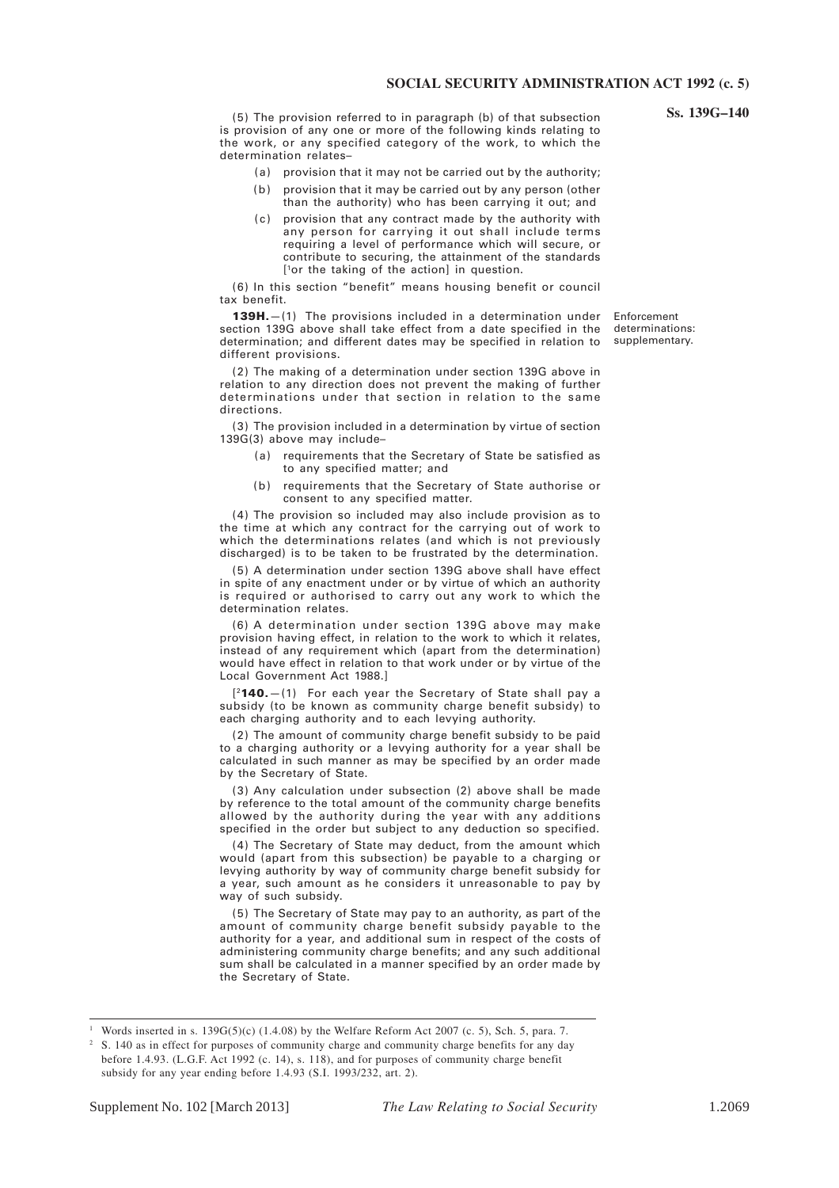(5) The provision referred to in paragraph (b) of that subsection is provision of any one or more of the following kinds relating to the work, or any specified category of the work, to which the determination relates–

- (a) provision that it may not be carried out by the authority;
- (b) provision that it may be carried out by any person (other than the authority) who has been carrying it out; and
- (c) provision that any contract made by the authority with any person for carrying it out shall include terms requiring a level of performance which will secure, or contribute to securing, the attainment of the standards [[1]or the taking of the action] in question.

(6) In this section "benefit" means housing benefit or council tax benefit.

*Enforcement determinations: supplementary.*

**139H.**—(1) The provisions included in a determination under section 139G above shall take effect from a date specified in the determination; and different dates may be specified in relation to different provisions.

(2) The making of a determination under section 139G above in relation to any direction does not prevent the making of further determinations under that section in relation to the same directions.

(3) The provision included in a determination by virtue of section 139G(3) above may include–

- (a) requirements that the Secretary of State be satisfied as to any specified matter; and
- (b) requirements that the Secretary of State authorise or consent to any specified matter.

(4) The provision so included may also include provision as to the time at which any contract for the carrying out of work to which the determinations relates (and which is not previously discharged) is to be taken to be frustrated by the determination.

(5) A determination under section 139G above shall have effect in spite of any enactment under or by virtue of which an authority is required or authorised to carry out any work to which the determination relates.

(6) A determination under section 139G above may make provision having effect, in relation to the work to which it relates, instead of any requirement which (apart from the determination) would have effect in relation to that work under or by virtue of the Local Government Act 1988.]

[[2]**140.**—(1) For each year the Secretary of State shall pay a subsidy (to be known as community charge benefit subsidy) to each charging authority and to each levying authority.

(2) The amount of community charge benefit subsidy to be paid to a charging authority or a levying authority for a year shall be calculated in such manner as may be specified by an order made by the Secretary of State.

(3) Any calculation under subsection (2) above shall be made by reference to the total amount of the community charge benefits allowed by the authority during the year with any additions specified in the order but subject to any deduction so specified.

(4) The Secretary of State may deduct, from the amount which would (apart from this subsection) be payable to a charging or levying authority by way of community charge benefit subsidy for a year, such amount as he considers it unreasonable to pay by way of such subsidy.

(5) The Secretary of State may pay to an authority, as part of the amount of community charge benefit subsidy payable to the authority for a year, and additional sum in respect of the costs of administering community charge benefits; and any such additional sum shall be calculated in a manner specified by an order made by the Secretary of State.

---

[1] Words inserted in s. 139G(5)(c) (1.4.08) by the Welfare Reform Act 2007 (c. 5), Sch. 5, para. 7.

[2] S. 140 as in effect for purposes of community charge and community charge benefits for any day before 1.4.93. (L.G.F. Act 1992 (c. 14), s. 118), and for purposes of community charge benefit subsidy for any year ending before 1.4.93 (S.I. 1993/232, art. 2).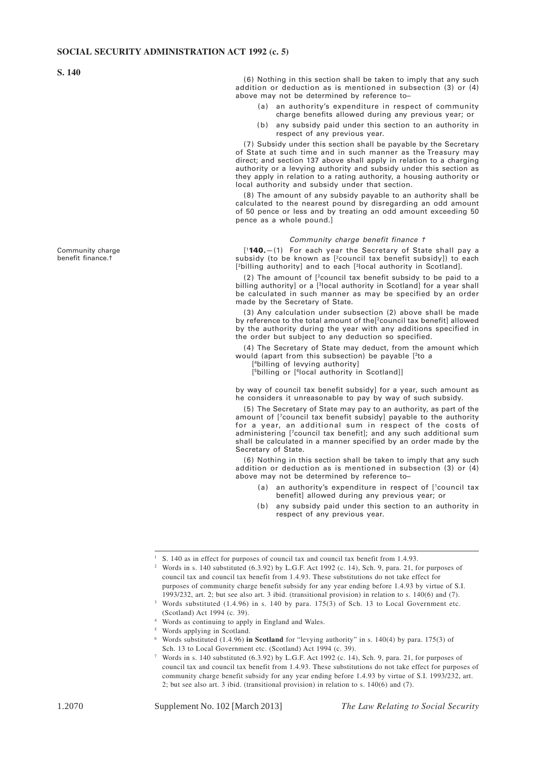**S. 140**

(6) Nothing in this section shall be taken to imply that any such addition or deduction as is mentioned in subsection (3) or (4) above may not be determined by reference to–

(a) an authority's expenditure in respect of community charge benefits allowed during any previous year; or

(b) any subsidy paid under this section to an authority in respect of any previous year.

(7) Subsidy under this section shall be payable by the Secretary of State at such time and in such manner as the Treasury may direct; and section 137 above shall apply in relation to a charging authority or a levying authority and subsidy under this section as they apply in relation to a rating authority, a housing authority or local authority and subsidy under that section.

(8) The amount of any subsidy payable to an authority shall be calculated to the nearest pound by disregarding an odd amount of 50 pence or less and by treating an odd amount exceeding 50 pence as a whole pound.]

*Community charge benefit finance †*

Community charge benefit finance.†

[1**140.**—(1) For each year the Secretary of State shall pay a subsidy (to be known as [2council tax benefit subsidy]) to each [2billing authority] and to each [3local authority in Scotland].

(2) The amount of [2council tax benefit subsidy to be paid to a billing authority] or a [3local authority in Scotland] for a year shall be calculated in such manner as may be specified by an order made by the Secretary of State.

(3) Any calculation under subsection (2) above shall be made by reference to the total amount of the[2council tax benefit] allowed by the authority during the year with any additions specified in the order but subject to any deduction so specified.

(4) The Secretary of State may deduct, from the amount which would (apart from this subsection) be payable [2to a

[4billing of levying authority]

[5billing or [6local authority in Scotland]]

by way of council tax benefit subsidy] for a year, such amount as he considers it unreasonable to pay by way of such subsidy.

(5) The Secretary of State may pay to an authority, as part of the amount of [7council tax benefit subsidy] payable to the authority for a year, an additional sum in respect of the costs of administering [7council tax benefit]; and any such additional sum shall be calculated in a manner specified by an order made by the Secretary of State.

(6) Nothing in this section shall be taken to imply that any such addition or deduction as is mentioned in subsection (3) or (4) above may not be determined by reference to–

(a) an authority's expenditure in respect of [1council tax benefit] allowed during any previous year; or

(b) any subsidy paid under this section to an authority in respect of any previous year.

---

[1] S. 140 as in effect for purposes of council tax and council tax benefit from 1.4.93.

[2] Words in s. 140 substituted (6.3.92) by L.G.F. Act 1992 (c. 14), Sch. 9, para. 21, for purposes of council tax and council tax benefit from 1.4.93. These substitutions do not take effect for purposes of community charge benefit subsidy for any year ending before 1.4.93 by virtue of S.I. 1993/232, art. 2; but see also art. 3 ibid. (transitional provision) in relation to s. 140(6) and (7).

[3] Words substituted (1.4.96) in s. 140 by para. 175(3) of Sch. 13 to Local Government etc. (Scotland) Act 1994 (c. 39).

[4] Words as continuing to apply in England and Wales.

[5] Words applying in Scotland.

[6] Words substituted (1.4.96) **in Scotland** for "levying authority" in s. 140(4) by para. 175(3) of Sch. 13 to Local Government etc. (Scotland) Act 1994 (c. 39).

[7] Words in s. 140 substituted (6.3.92) by L.G.F. Act 1992 (c. 14), Sch. 9, para. 21, for purposes of council tax and council tax benefit from 1.4.93. These substitutions do not take effect for purposes of community charge benefit subsidy for any year ending before 1.4.93 by virtue of S.I. 1993/232, art. 2; but see also art. 3 ibid. (transitional provision) in relation to s. 140(6) and (7).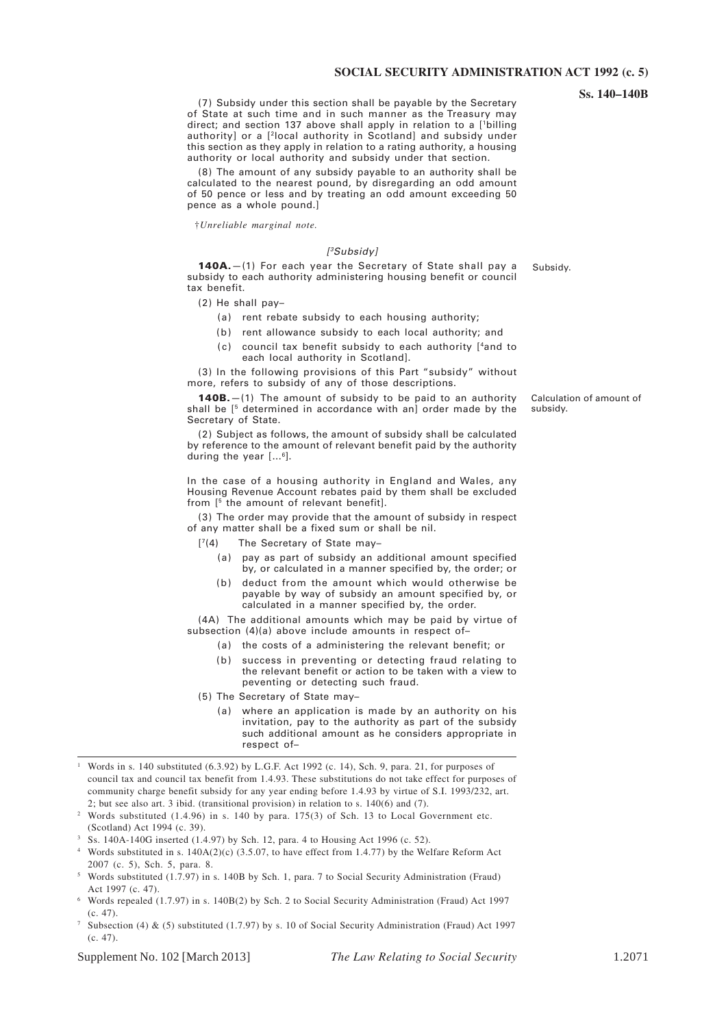(7) Subsidy under this section shall be payable by the Secretary of State at such time and in such manner as the Treasury may direct; and section 137 above shall apply in relation to a [1billing authority] or a [2local authority in Scotland] and subsidy under this section as they apply in relation to a rating authority, a housing authority or local authority and subsidy under that section.

(8) The amount of any subsidy payable to an authority shall be calculated to the nearest pound, by disregarding an odd amount of 50 pence or less and by treating an odd amount exceeding 50 pence as a whole pound.]

†*Unreliable marginal note.*

*[3Subsidy]*

Subsidy.

**140A.**—(1) For each year the Secretary of State shall pay a subsidy to each authority administering housing benefit or council tax benefit.

(2) He shall pay–

- (a) rent rebate subsidy to each housing authority;
- (b) rent allowance subsidy to each local authority; and
- (c) council tax benefit subsidy to each authority [4and to each local authority in Scotland].

(3) In the following provisions of this Part "subsidy" without more, refers to subsidy of any of those descriptions.

Calculation of amount of subsidy.

**140B.**—(1) The amount of subsidy to be paid to an authority shall be [5 determined in accordance with an] order made by the Secretary of State.

(2) Subject as follows, the amount of subsidy shall be calculated by reference to the amount of relevant benefit paid by the authority during the year [...6].

In the case of a housing authority in England and Wales, any Housing Revenue Account rebates paid by them shall be excluded from [5 the amount of relevant benefit].

(3) The order may provide that the amount of subsidy in respect of any matter shall be a fixed sum or shall be nil.

[7(4) The Secretary of State may–

- (a) pay as part of subsidy an additional amount specified by, or calculated in a manner specified by, the order; or
- (b) deduct from the amount which would otherwise be payable by way of subsidy an amount specified by, or calculated in a manner specified by, the order.

(4A) The additional amounts which may be paid by virtue of subsection (4)(a) above include amounts in respect of–

- (a) the costs of a administering the relevant benefit; or
- (b) success in preventing or detecting fraud relating to the relevant benefit or action to be taken with a view to peventing or detecting such fraud.

(5) The Secretary of State may–

- (a) where an application is made by an authority on his invitation, pay to the authority as part of the subsidy such additional amount as he considers appropriate in respect of–

---

1 Words in s. 140 substituted (6.3.92) by L.G.F. Act 1992 (c. 14), Sch. 9, para. 21, for purposes of council tax and council tax benefit from 1.4.93. These substitutions do not take effect for purposes of community charge benefit subsidy for any year ending before 1.4.93 by virtue of S.I. 1993/232, art. 2; but see also art. 3 ibid. (transitional provision) in relation to s. 140(6) and (7).

2 Words substituted (1.4.96) in s. 140 by para. 175(3) of Sch. 13 to Local Government etc. (Scotland) Act 1994 (c. 39).

3 Ss. 140A-140G inserted (1.4.97) by Sch. 12, para. 4 to Housing Act 1996 (c. 52).

4 Words substituted in s. 140A(2)(c) (3.5.07, to have effect from 1.4.77) by the Welfare Reform Act 2007 (c. 5), Sch. 5, para. 8.

5 Words substituted (1.7.97) in s. 140B by Sch. 1, para. 7 to Social Security Administration (Fraud) Act 1997 (c. 47).

6 Words repealed (1.7.97) in s. 140B(2) by Sch. 2 to Social Security Administration (Fraud) Act 1997 (c. 47).

7 Subsection (4) & (5) substituted (1.7.97) by s. 10 of Social Security Administration (Fraud) Act 1997 (c. 47).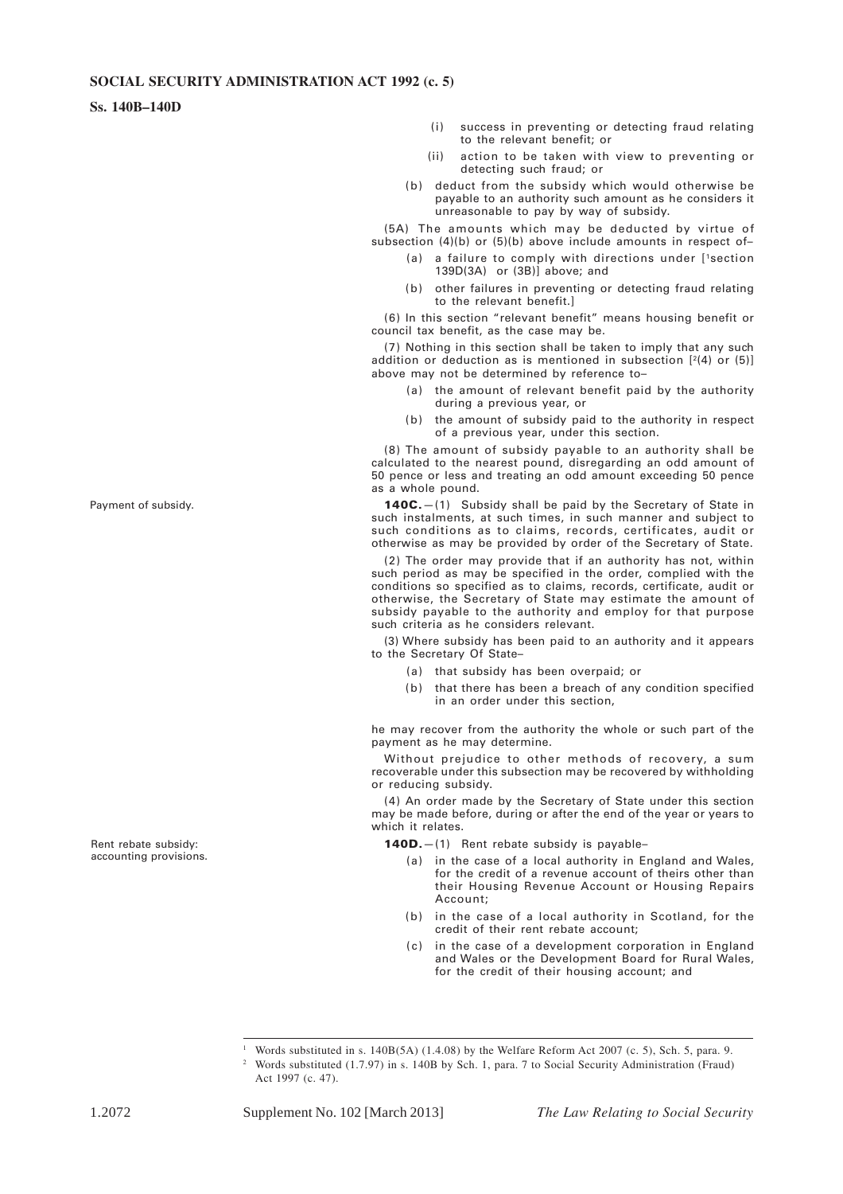(i) success in preventing or detecting fraud relating to the relevant benefit; or

(ii) action to be taken with view to preventing or detecting such fraud; or

(b) deduct from the subsidy which would otherwise be payable to an authority such amount as he considers it unreasonable to pay by way of subsidy.

(5A) The amounts which may be deducted by virtue of subsection (4)(b) or (5)(b) above include amounts in respect of–

(a) a failure to comply with directions under [[1]section 139D(3A) or (3B)] above; and

(b) other failures in preventing or detecting fraud relating to the relevant benefit.]

(6) In this section "relevant benefit" means housing benefit or council tax benefit, as the case may be.

(7) Nothing in this section shall be taken to imply that any such addition or deduction as is mentioned in subsection [[2](4) or (5)] above may not be determined by reference to–

(a) the amount of relevant benefit paid by the authority during a previous year, or

(b) the amount of subsidy paid to the authority in respect of a previous year, under this section.

(8) The amount of subsidy payable to an authority shall be calculated to the nearest pound, disregarding an odd amount of 50 pence or less and treating an odd amount exceeding 50 pence as a whole pound.

Payment of subsidy.

**140C.**—(1) Subsidy shall be paid by the Secretary of State in such instalments, at such times, in such manner and subject to such conditions as to claims, records, certificates, audit or otherwise as may be provided by order of the Secretary of State.

(2) The order may provide that if an authority has not, within such period as may be specified in the order, complied with the conditions so specified as to claims, records, certificate, audit or otherwise, the Secretary of State may estimate the amount of subsidy payable to the authority and employ for that purpose such criteria as he considers relevant.

(3) Where subsidy has been paid to an authority and it appears to the Secretary Of State–

(a) that subsidy has been overpaid; or

(b) that there has been a breach of any condition specified in an order under this section,

he may recover from the authority the whole or such part of the payment as he may determine.

Without prejudice to other methods of recovery, a sum recoverable under this subsection may be recovered by withholding or reducing subsidy.

(4) An order made by the Secretary of State under this section may be made before, during or after the end of the year or years to which it relates.

Rent rebate subsidy: accounting provisions.

**140D.**—(1) Rent rebate subsidy is payable–

(a) in the case of a local authority in England and Wales, for the credit of a revenue account of theirs other than their Housing Revenue Account or Housing Repairs Account;

(b) in the case of a local authority in Scotland, for the credit of their rent rebate account;

(c) in the case of a development corporation in England and Wales or the Development Board for Rural Wales, for the credit of their housing account; and

---

[1] Words substituted in s. 140B(5A) (1.4.08) by the Welfare Reform Act 2007 (c. 5), Sch. 5, para. 9.

[2] Words substituted (1.7.97) in s. 140B by Sch. 1, para. 7 to Social Security Administration (Fraud) Act 1997 (c. 47).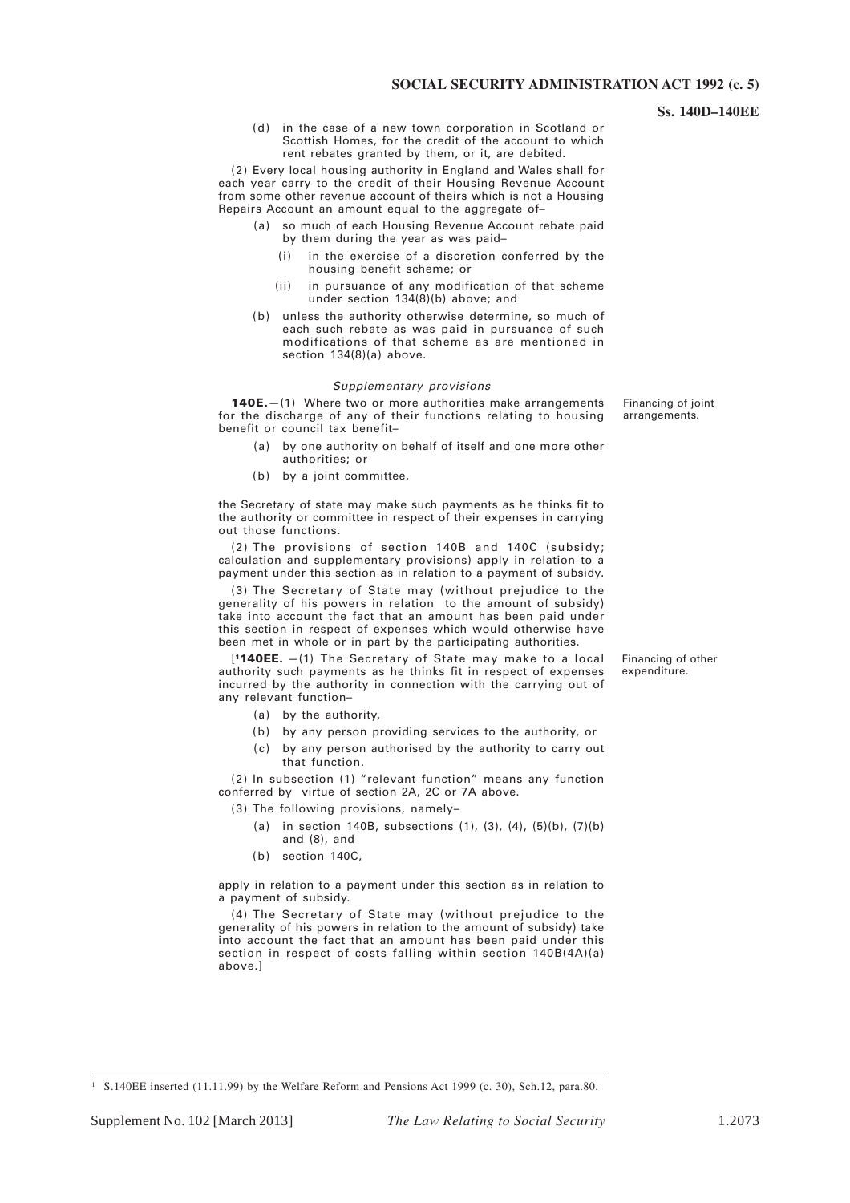(d) in the case of a new town corporation in Scotland or Scottish Homes, for the credit of the account to which rent rebates granted by them, or it, are debited.

(2) Every local housing authority in England and Wales shall for each year carry to the credit of their Housing Revenue Account from some other revenue account of theirs which is not a Housing Repairs Account an amount equal to the aggregate of–

- (a) so much of each Housing Revenue Account rebate paid by them during the year as was paid–
  - (i) in the exercise of a discretion conferred by the housing benefit scheme; or
  - (ii) in pursuance of any modification of that scheme under section 134(8)(b) above; and
- (b) unless the authority otherwise determine, so much of each such rebate as was paid in pursuance of such modifications of that scheme as are mentioned in section 134(8)(a) above.

*Supplementary provisions*

Financing of joint arrangements.

**140E.**—(1) Where two or more authorities make arrangements for the discharge of any of their functions relating to housing benefit or council tax benefit–

- (a) by one authority on behalf of itself and one more other authorities; or
- (b) by a joint committee,

the Secretary of state may make such payments as he thinks fit to the authority or committee in respect of their expenses in carrying out those functions.

(2) The provisions of section 140B and 140C (subsidy; calculation and supplementary provisions) apply in relation to a payment under this section as in relation to a payment of subsidy.

(3) The Secretary of State may (without prejudice to the generality of his powers in relation to the amount of subsidy) take into account the fact that an amount has been paid under this section in respect of expenses which would otherwise have been met in whole or in part by the participating authorities.

Financing of other expenditure.

[[1]**140EE.** —(1) The Secretary of State may make to a local authority such payments as he thinks fit in respect of expenses incurred by the authority in connection with the carrying out of any relevant function–

- (a) by the authority,
- (b) by any person providing services to the authority, or
- (c) by any person authorised by the authority to carry out that function.

(2) In subsection (1) "relevant function" means any function conferred by virtue of section 2A, 2C or 7A above.

(3) The following provisions, namely–

- (a) in section 140B, subsections (1), (3), (4), (5)(b), (7)(b) and (8), and
- (b) section 140C,

apply in relation to a payment under this section as in relation to a payment of subsidy.

(4) The Secretary of State may (without prejudice to the generality of his powers in relation to the amount of subsidy) take into account the fact that an amount has been paid under this section in respect of costs falling within section 140B(4A)(a) above.]

---

[1] S.140EE inserted (11.11.99) by the Welfare Reform and Pensions Act 1999 (c. 30), Sch.12, para.80.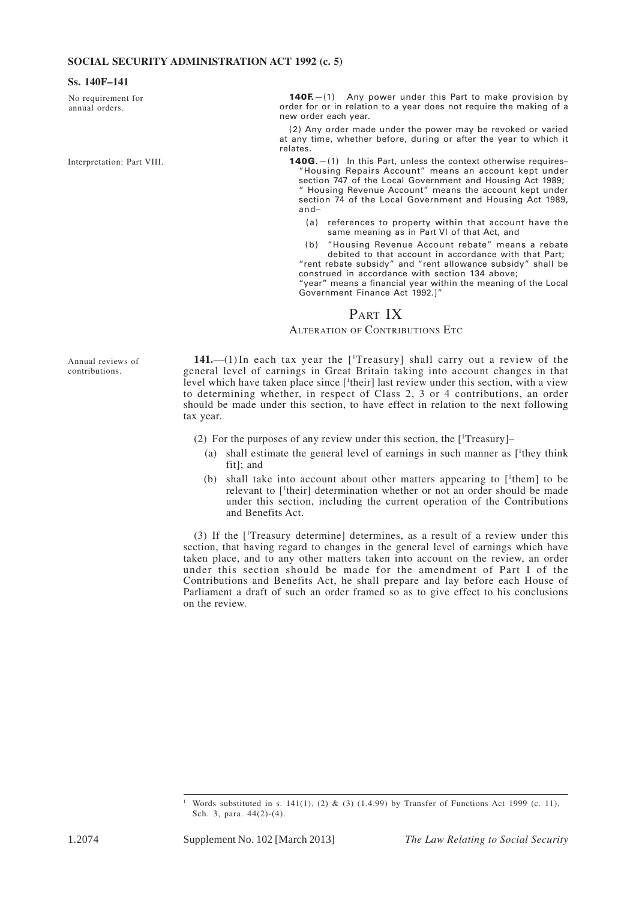**Ss. 140F–141**

No requirement for annual orders.

**140F.**—(1) Any power under this Part to make provision by order for or in relation to a year does not require the making of a new order each year.

(2) Any order made under the power may be revoked or varied at any time, whether before, during or after the year to which it relates.

Interpretation: Part VIII.

**140G.**—(1) In this Part, unless the context otherwise requires–
"Housing Repairs Account" means an account kept under section 747 of the Local Government and Housing Act 1989;
" Housing Revenue Account" means the account kept under section 74 of the Local Government and Housing Act 1989, and–

(a) references to property within that account have the same meaning as in Part VI of that Act, and

(b) "Housing Revenue Account rebate" means a rebate debited to that account in accordance with that Part;

"rent rebate subsidy" and "rent allowance subsidy" shall be construed in accordance with section 134 above;
"year" means a financial year within the meaning of the Local Government Finance Act 1992.]"

# PART IX

## ALTERATION OF CONTRIBUTIONS ETC

Annual reviews of contributions.

**141.**—(1) In each tax year the [[1]Treasury] shall carry out a review of the general level of earnings in Great Britain taking into account changes in that level which have taken place since [[1]their] last review under this section, with a view to determining whether, in respect of Class 2, 3 or 4 contributions, an order should be made under this section, to have effect in relation to the next following tax year.

(2) For the purposes of any review under this section, the [[1]Treasury]–

(a) shall estimate the general level of earnings in such manner as [[1]they think fit]; and

(b) shall take into account about other matters appearing to [[1]them] to be relevant to [[1]their] determination whether or not an order should be made under this section, including the current operation of the Contributions and Benefits Act.

(3) If the [[1]Treasury determine] determines, as a result of a review under this section, that having regard to changes in the general level of earnings which have taken place, and to any other matters taken into account on the review, an order under this section should be made for the amendment of Part I of the Contributions and Benefits Act, he shall prepare and lay before each House of Parliament a draft of such an order framed so as to give effect to his conclusions on the review.

---

[1] Words substituted in s. 141(1), (2) & (3) (1.4.99) by Transfer of Functions Act 1999 (c. 11), Sch. 3, para. 44(2)-(4).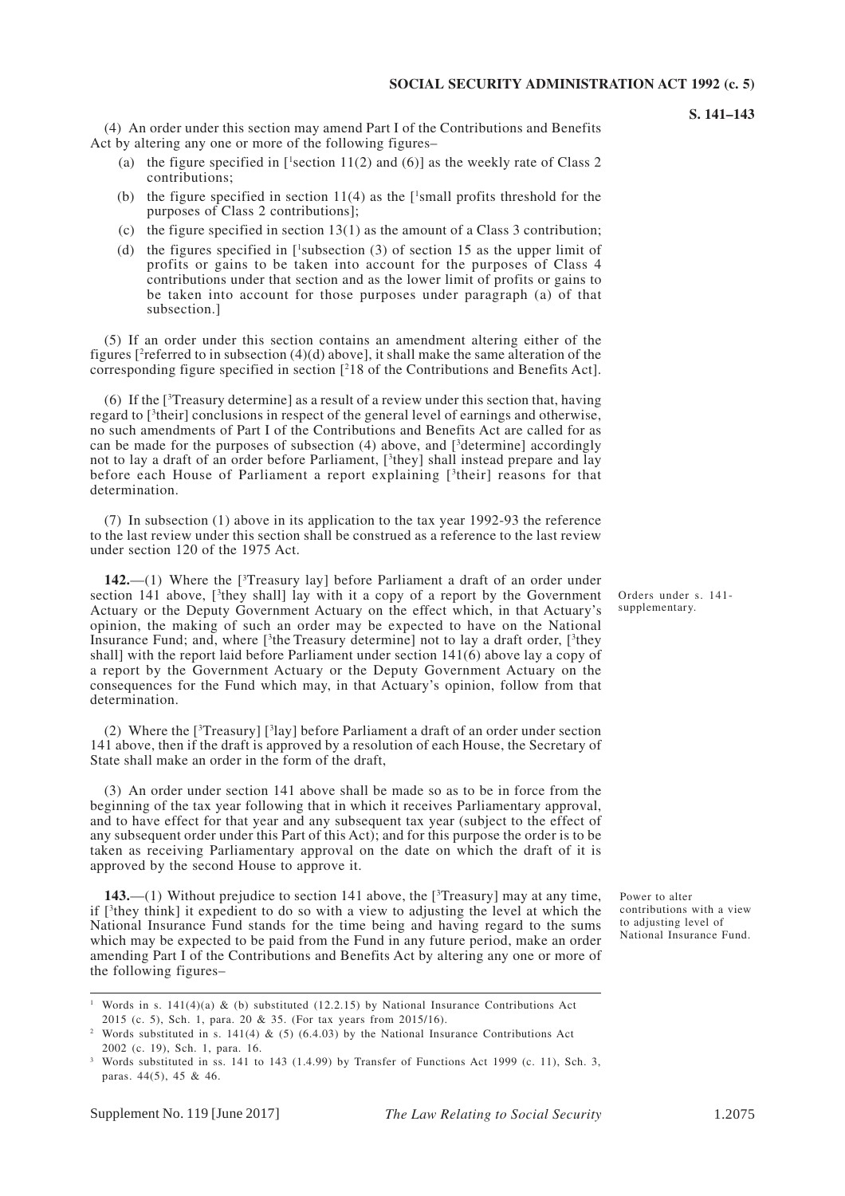(4) An order under this section may amend Part I of the Contributions and Benefits Act by altering any one or more of the following figures–

- (a) the figure specified in [[1]section 11(2) and (6)] as the weekly rate of Class 2 contributions;
- (b) the figure specified in section 11(4) as the [[1]small profits threshold for the purposes of Class 2 contributions];
- (c) the figure specified in section 13(1) as the amount of a Class 3 contribution;
- (d) the figures specified in [[1]subsection (3) of section 15 as the upper limit of profits or gains to be taken into account for the purposes of Class 4 contributions under that section and as the lower limit of profits or gains to be taken into account for those purposes under paragraph (a) of that subsection.]

(5) If an order under this section contains an amendment altering either of the figures [[2]referred to in subsection (4)(d) above], it shall make the same alteration of the corresponding figure specified in section [[2]18 of the Contributions and Benefits Act].

(6) If the [[3]Treasury determine] as a result of a review under this section that, having regard to [[3]their] conclusions in respect of the general level of earnings and otherwise, no such amendments of Part I of the Contributions and Benefits Act are called for as can be made for the purposes of subsection (4) above, and [[3]determine] accordingly not to lay a draft of an order before Parliament, [[3]they] shall instead prepare and lay before each House of Parliament a report explaining [[3]their] reasons for that determination.

(7) In subsection (1) above in its application to the tax year 1992-93 the reference to the last review under this section shall be construed as a reference to the last review under section 120 of the 1975 Act.

Orders under s. 141-supplementary.

**142.**—(1) Where the [[3]Treasury lay] before Parliament a draft of an order under section 141 above, [[3]they shall] lay with it a copy of a report by the Government Actuary or the Deputy Government Actuary on the effect which, in that Actuary's opinion, the making of such an order may be expected to have on the National Insurance Fund; and, where [[3]the Treasury determine] not to lay a draft order, [[3]they shall] with the report laid before Parliament under section 141(6) above lay a copy of a report by the Government Actuary or the Deputy Government Actuary on the consequences for the Fund which may, in that Actuary's opinion, follow from that determination.

(2) Where the [[3]Treasury] [[3]lay] before Parliament a draft of an order under section 141 above, then if the draft is approved by a resolution of each House, the Secretary of State shall make an order in the form of the draft,

(3) An order under section 141 above shall be made so as to be in force from the beginning of the tax year following that in which it receives Parliamentary approval, and to have effect for that year and any subsequent tax year (subject to the effect of any subsequent order under this Part of this Act); and for this purpose the order is to be taken as receiving Parliamentary approval on the date on which the draft of it is approved by the second House to approve it.

Power to alter contributions with a view to adjusting level of National Insurance Fund.

**143.**—(1) Without prejudice to section 141 above, the [[3]Treasury] may at any time, if [[3]they think] it expedient to do so with a view to adjusting the level at which the National Insurance Fund stands for the time being and having regard to the sums which may be expected to be paid from the Fund in any future period, make an order amending Part I of the Contributions and Benefits Act by altering any one or more of the following figures–

---

[1] Words in s. 141(4)(a) & (b) substituted (12.2.15) by National Insurance Contributions Act 2015 (c. 5), Sch. 1, para. 20 & 35. (For tax years from 2015/16).

[2] Words substituted in s. 141(4) & (5) (6.4.03) by the National Insurance Contributions Act 2002 (c. 19), Sch. 1, para. 16.

[3] Words substituted in ss. 141 to 143 (1.4.99) by Transfer of Functions Act 1999 (c. 11), Sch. 3, paras. 44(5), 45 & 46.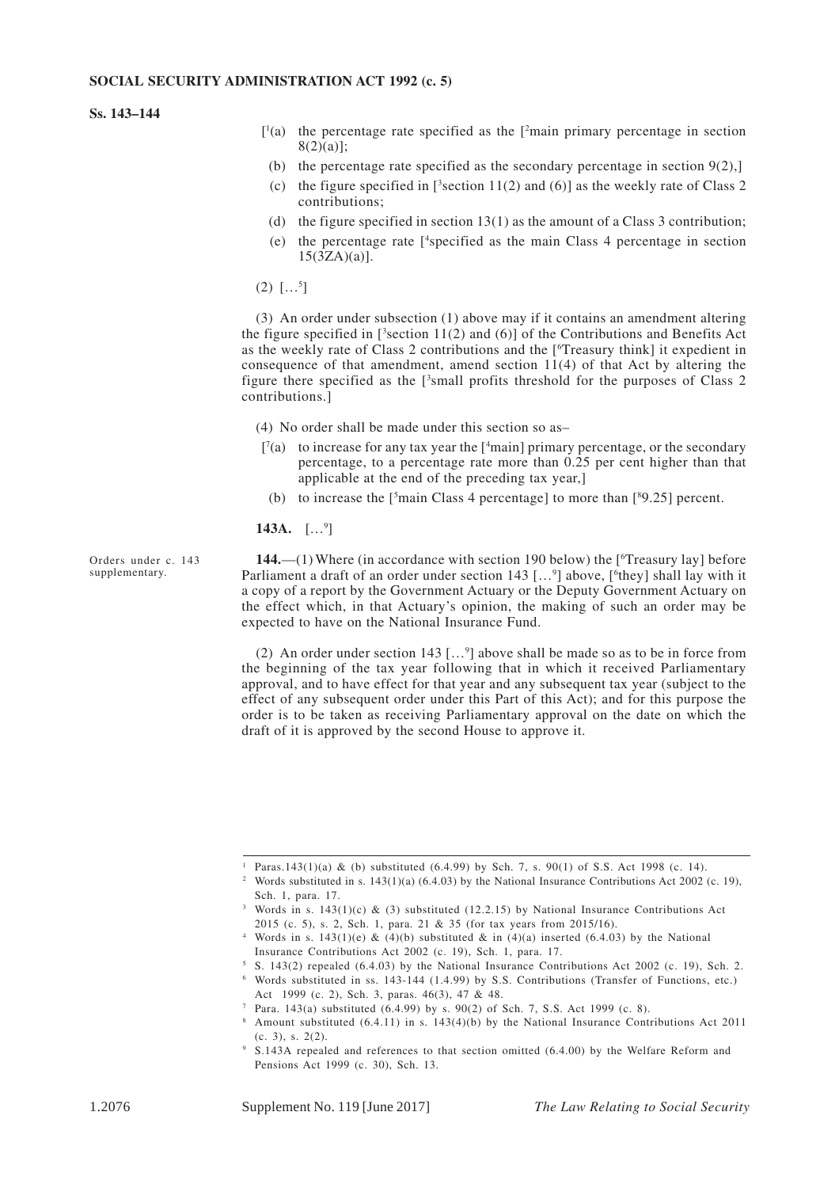[1(a) the percentage rate specified as the [2main primary percentage in section 8(2)(a)];

(b) the percentage rate specified as the secondary percentage in section 9(2),]

(c) the figure specified in [3section 11(2) and (6)] as the weekly rate of Class 2 contributions;

(d) the figure specified in section 13(1) as the amount of a Class 3 contribution;

(e) the percentage rate [4specified as the main Class 4 percentage in section 15(3ZA)(a)].

(2) […5]

(3) An order under subsection (1) above may if it contains an amendment altering the figure specified in [3section 11(2) and (6)] of the Contributions and Benefits Act as the weekly rate of Class 2 contributions and the [6Treasury think] it expedient in consequence of that amendment, amend section 11(4) of that Act by altering the figure there specified as the [3small profits threshold for the purposes of Class 2 contributions.]

(4) No order shall be made under this section so as–

[7(a) to increase for any tax year the [4main] primary percentage, or the secondary percentage, to a percentage rate more than 0.25 per cent higher than that applicable at the end of the preceding tax year,]

(b) to increase the [5main Class 4 percentage] to more than [89.25] percent.

**143A.** […9]

Orders under c. 143 supplementary.

**144.**—(1) Where (in accordance with section 190 below) the [6Treasury lay] before Parliament a draft of an order under section 143 […9] above, [6they] shall lay with it a copy of a report by the Government Actuary or the Deputy Government Actuary on the effect which, in that Actuary's opinion, the making of such an order may be expected to have on the National Insurance Fund.

(2) An order under section 143 […9] above shall be made so as to be in force from the beginning of the tax year following that in which it received Parliamentary approval, and to have effect for that year and any subsequent tax year (subject to the effect of any subsequent order under this Part of this Act); and for this purpose the order is to be taken as receiving Parliamentary approval on the date on which the draft of it is approved by the second House to approve it.

---

1 Paras.143(1)(a) & (b) substituted (6.4.99) by Sch. 7, s. 90(1) of S.S. Act 1998 (c. 14).

2 Words substituted in s. 143(1)(a) (6.4.03) by the National Insurance Contributions Act 2002 (c. 19), Sch. 1, para. 17.

3 Words in s. 143(1)(c) & (3) substituted (12.2.15) by National Insurance Contributions Act 2015 (c. 5), s. 2, Sch. 1, para. 21 & 35 (for tax years from 2015/16).

4 Words in s. 143(1)(e) & (4)(b) substituted & in (4)(a) inserted (6.4.03) by the National Insurance Contributions Act 2002 (c. 19), Sch. 1, para. 17.

5 S. 143(2) repealed (6.4.03) by the National Insurance Contributions Act 2002 (c. 19), Sch. 2.

6 Words substituted in ss. 143-144 (1.4.99) by S.S. Contributions (Transfer of Functions, etc.) Act 1999 (c. 2), Sch. 3, paras. 46(3), 47 & 48.

7 Para. 143(a) substituted (6.4.99) by s. 90(2) of Sch. 7, S.S. Act 1999 (c. 8).

8 Amount substituted (6.4.11) in s. 143(4)(b) by the National Insurance Contributions Act 2011 (c. 3), s. 2(2).

9 S.143A repealed and references to that section omitted (6.4.00) by the Welfare Reform and Pensions Act 1999 (c. 30), Sch. 13.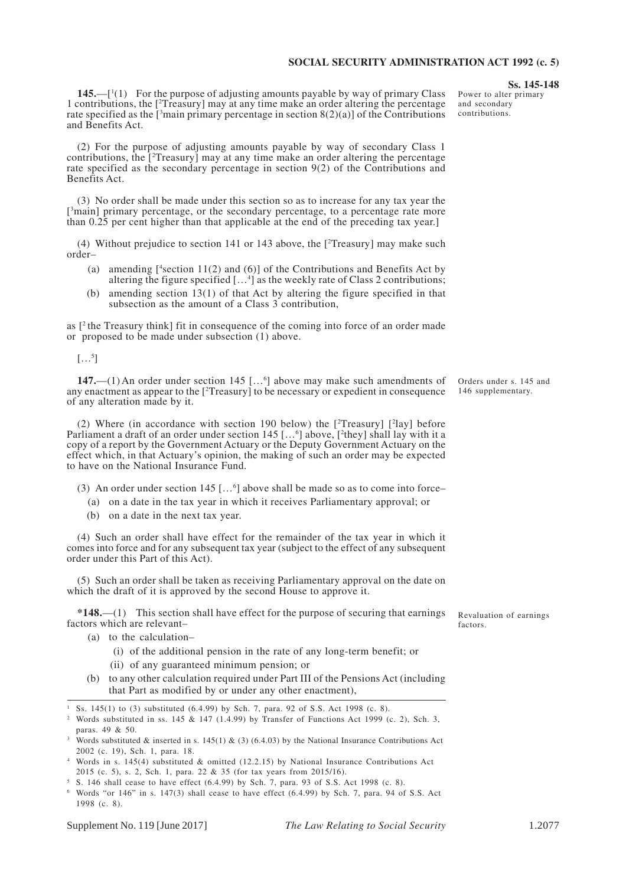**145.**—[1(1) For the purpose of adjusting amounts payable by way of primary Class 1 contributions, the [2Treasury] may at any time make an order altering the percentage rate specified as the [3main primary percentage in section 8(2)(a)] of the Contributions and Benefits Act.

Power to alter primary and secondary contributions.

(2) For the purpose of adjusting amounts payable by way of secondary Class 1 contributions, the [2Treasury] may at any time make an order altering the percentage rate specified as the secondary percentage in section 9(2) of the Contributions and Benefits Act.

(3) No order shall be made under this section so as to increase for any tax year the [3main] primary percentage, or the secondary percentage, to a percentage rate more than 0.25 per cent higher than that applicable at the end of the preceding tax year.]

(4) Without prejudice to section 141 or 143 above, the [2Treasury] may make such order–

- (a) amending [4section 11(2) and (6)] of the Contributions and Benefits Act by altering the figure specified [...4] as the weekly rate of Class 2 contributions;
- (b) amending section 13(1) of that Act by altering the figure specified in that subsection as the amount of a Class 3 contribution,

as [2 the Treasury think] fit in consequence of the coming into force of an order made or proposed to be made under subsection (1) above.

[...5]

**147.**—(1) An order under section 145 [...6] above may make such amendments of any enactment as appear to the [2Treasury] to be necessary or expedient in consequence of any alteration made by it.

Orders under s. 145 and 146 supplementary.

(2) Where (in accordance with section 190 below) the [2Treasury] [2lay] before Parliament a draft of an order under section 145 [...6] above, [2they] shall lay with it a copy of a report by the Government Actuary or the Deputy Government Actuary on the effect which, in that Actuary's opinion, the making of such an order may be expected to have on the National Insurance Fund.

(3) An order under section 145 [...6] above shall be made so as to come into force–

- (a) on a date in the tax year in which it receives Parliamentary approval; or
- (b) on a date in the next tax year.

(4) Such an order shall have effect for the remainder of the tax year in which it comes into force and for any subsequent tax year (subject to the effect of any subsequent order under this Part of this Act).

(5) Such an order shall be taken as receiving Parliamentary approval on the date on which the draft of it is approved by the second House to approve it.

***148.**—(1) This section shall have effect for the purpose of securing that earnings factors which are relevant–

Revaluation of earnings factors.

- (a) to the calculation–
  - (i) of the additional pension in the rate of any long-term benefit; or
  - (ii) of any guaranteed minimum pension; or
- (b) to any other calculation required under Part III of the Pensions Act (including that Part as modified by or under any other enactment),

---

1 Ss. 145(1) to (3) substituted (6.4.99) by Sch. 7, para. 92 of S.S. Act 1998 (c. 8).

2 Words substituted in ss. 145 & 147 (1.4.99) by Transfer of Functions Act 1999 (c. 2), Sch. 3, paras. 49 & 50.

3 Words substituted & inserted in s. 145(1) & (3) (6.4.03) by the National Insurance Contributions Act 2002 (c. 19), Sch. 1, para. 18.

4 Words in s. 145(4) substituted & omitted (12.2.15) by National Insurance Contributions Act 2015 (c. 5), s. 2, Sch. 1, para. 22 & 35 (for tax years from 2015/16).

5 S. 146 shall cease to have effect (6.4.99) by Sch. 7, para. 93 of S.S. Act 1998 (c. 8).

6 Words "or 146" in s. 147(3) shall cease to have effect (6.4.99) by Sch. 7, para. 94 of S.S. Act 1998 (c. 8).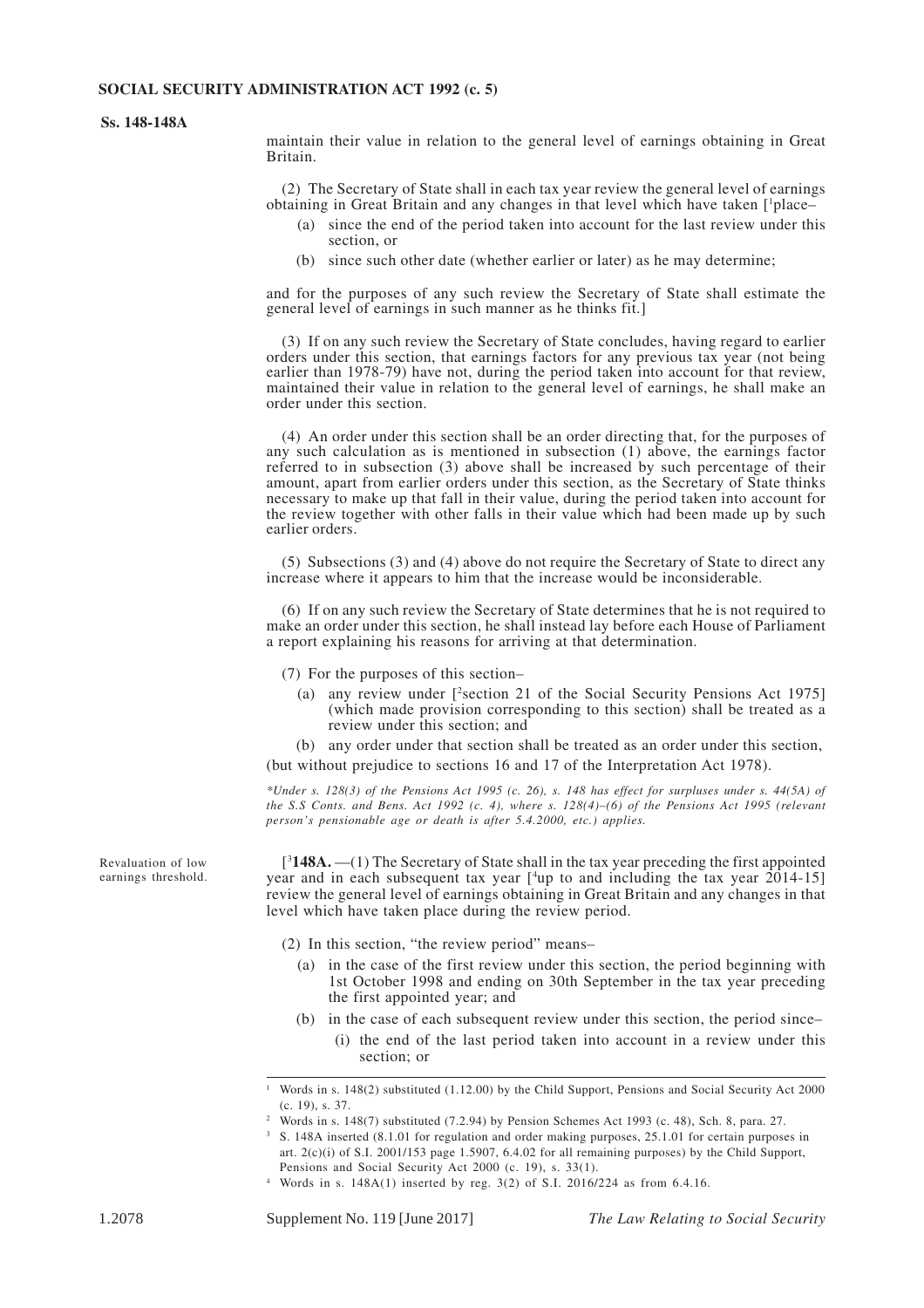maintain their value in relation to the general level of earnings obtaining in Great Britain.

(2) The Secretary of State shall in each tax year review the general level of earnings obtaining in Great Britain and any changes in that level which have taken [[1]place–

(a) since the end of the period taken into account for the last review under this section, or

(b) since such other date (whether earlier or later) as he may determine;

and for the purposes of any such review the Secretary of State shall estimate the general level of earnings in such manner as he thinks fit.]

(3) If on any such review the Secretary of State concludes, having regard to earlier orders under this section, that earnings factors for any previous tax year (not being earlier than 1978-79) have not, during the period taken into account for that review, maintained their value in relation to the general level of earnings, he shall make an order under this section.

(4) An order under this section shall be an order directing that, for the purposes of any such calculation as is mentioned in subsection (1) above, the earnings factor referred to in subsection (3) above shall be increased by such percentage of their amount, apart from earlier orders under this section, as the Secretary of State thinks necessary to make up that fall in their value, during the period taken into account for the review together with other falls in their value which had been made up by such earlier orders.

(5) Subsections (3) and (4) above do not require the Secretary of State to direct any increase where it appears to him that the increase would be inconsiderable.

(6) If on any such review the Secretary of State determines that he is not required to make an order under this section, he shall instead lay before each House of Parliament a report explaining his reasons for arriving at that determination.

(7) For the purposes of this section–

(a) any review under [[2]section 21 of the Social Security Pensions Act 1975] (which made provision corresponding to this section) shall be treated as a review under this section; and

(b) any order under that section shall be treated as an order under this section,

(but without prejudice to sections 16 and 17 of the Interpretation Act 1978).

*\*Under s. 128(3) of the Pensions Act 1995 (c. 26), s. 148 has effect for surpluses under s. 44(5A) of the S.S Conts. and Bens. Act 1992 (c. 4), where s. 128(4)–(6) of the Pensions Act 1995 (relevant person's pensionable age or death is after 5.4.2000, etc.) applies.*

Revaluation of low earnings threshold.

[[3]**148A.** —(1) The Secretary of State shall in the tax year preceding the first appointed year and in each subsequent tax year [[4]up to and including the tax year 2014-15] review the general level of earnings obtaining in Great Britain and any changes in that level which have taken place during the review period.

(2) In this section, "the review period" means–

(a) in the case of the first review under this section, the period beginning with 1st October 1998 and ending on 30th September in the tax year preceding the first appointed year; and

(b) in the case of each subsequent review under this section, the period since–

(i) the end of the last period taken into account in a review under this section; or

---

[1] Words in s. 148(2) substituted (1.12.00) by the Child Support, Pensions and Social Security Act 2000 (c. 19), s. 37.

[2] Words in s. 148(7) substituted (7.2.94) by Pension Schemes Act 1993 (c. 48), Sch. 8, para. 27.

[3] S. 148A inserted (8.1.01 for regulation and order making purposes, 25.1.01 for certain purposes in art. 2(c)(i) of S.I. 2001/153 page 1.5907, 6.4.02 for all remaining purposes) by the Child Support, Pensions and Social Security Act 2000 (c. 19), s. 33(1).

[4] Words in s. 148A(1) inserted by reg. 3(2) of S.I. 2016/224 as from 6.4.16.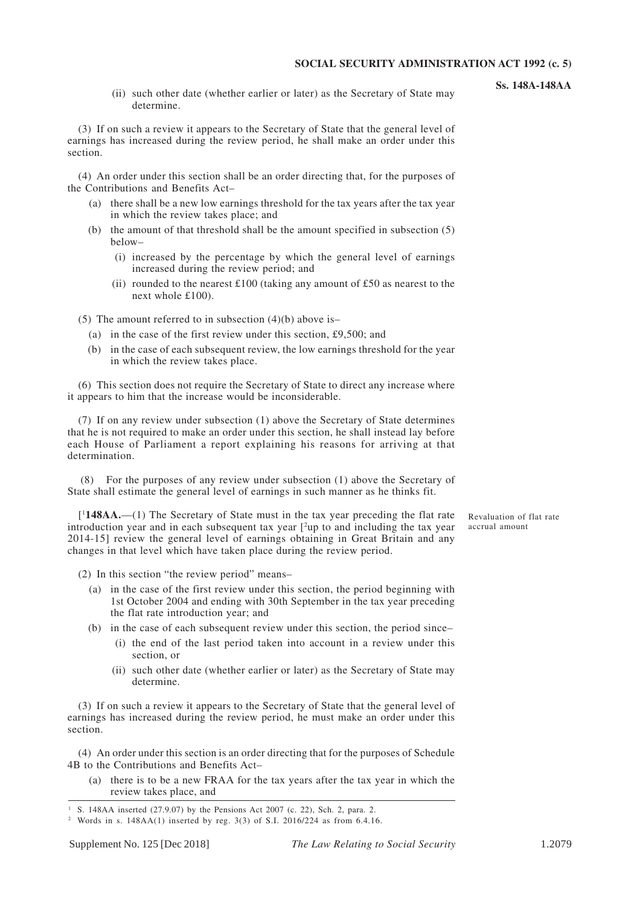(ii) such other date (whether earlier or later) as the Secretary of State may determine.

(3) If on such a review it appears to the Secretary of State that the general level of earnings has increased during the review period, he shall make an order under this section.

(4) An order under this section shall be an order directing that, for the purposes of the Contributions and Benefits Act–

(a) there shall be a new low earnings threshold for the tax years after the tax year in which the review takes place; and

(b) the amount of that threshold shall be the amount specified in subsection (5) below–

(i) increased by the percentage by which the general level of earnings increased during the review period; and

(ii) rounded to the nearest £100 (taking any amount of £50 as nearest to the next whole £100).

(5) The amount referred to in subsection (4)(b) above is–

(a) in the case of the first review under this section, £9,500; and

(b) in the case of each subsequent review, the low earnings threshold for the year in which the review takes place.

(6) This section does not require the Secretary of State to direct any increase where it appears to him that the increase would be inconsiderable.

(7) If on any review under subsection (1) above the Secretary of State determines that he is not required to make an order under this section, he shall instead lay before each House of Parliament a report explaining his reasons for arriving at that determination.

(8) For the purposes of any review under subsection (1) above the Secretary of State shall estimate the general level of earnings in such manner as he thinks fit.

*Revaluation of flat rate accrual amount*

[[1]**148AA.**—(1) The Secretary of State must in the tax year preceding the flat rate introduction year and in each subsequent tax year [[2]up to and including the tax year 2014-15] review the general level of earnings obtaining in Great Britain and any changes in that level which have taken place during the review period.

(2) In this section "the review period" means–

(a) in the case of the first review under this section, the period beginning with 1st October 2004 and ending with 30th September in the tax year preceding the flat rate introduction year; and

(b) in the case of each subsequent review under this section, the period since–

(i) the end of the last period taken into account in a review under this section, or

(ii) such other date (whether earlier or later) as the Secretary of State may determine.

(3) If on such a review it appears to the Secretary of State that the general level of earnings has increased during the review period, he must make an order under this section.

(4) An order under this section is an order directing that for the purposes of Schedule 4B to the Contributions and Benefits Act–

(a) there is to be a new FRAA for the tax years after the tax year in which the review takes place, and

---

[1] S. 148AA inserted (27.9.07) by the Pensions Act 2007 (c. 22), Sch. 2, para. 2.

[2] Words in s. 148AA(1) inserted by reg. 3(3) of S.I. 2016/224 as from 6.4.16.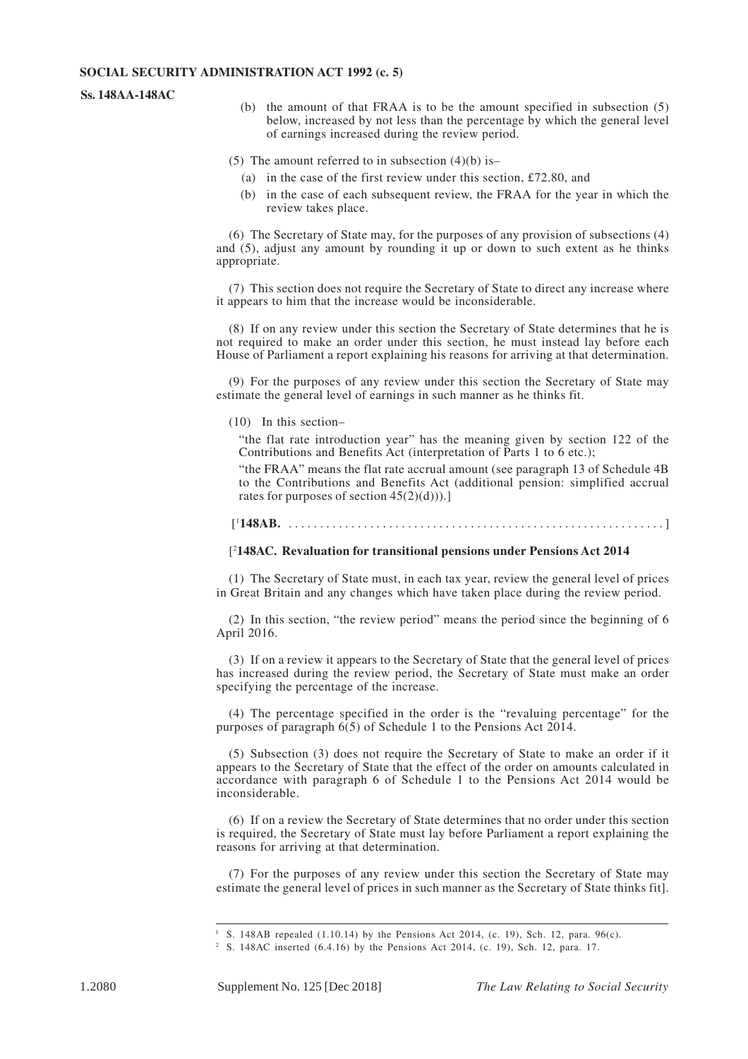(b) the amount of that FRAA is to be the amount specified in subsection (5) below, increased by not less than the percentage by which the general level of earnings increased during the review period.

(5) The amount referred to in subsection (4)(b) is–

(a) in the case of the first review under this section, £72.80, and

(b) in the case of each subsequent review, the FRAA for the year in which the review takes place.

(6) The Secretary of State may, for the purposes of any provision of subsections (4) and (5), adjust any amount by rounding it up or down to such extent as he thinks appropriate.

(7) This section does not require the Secretary of State to direct any increase where it appears to him that the increase would be inconsiderable.

(8) If on any review under this section the Secretary of State determines that he is not required to make an order under this section, he must instead lay before each House of Parliament a report explaining his reasons for arriving at that determination.

(9) For the purposes of any review under this section the Secretary of State may estimate the general level of earnings in such manner as he thinks fit.

(10) In this section–

"the flat rate introduction year" has the meaning given by section 122 of the Contributions and Benefits Act (interpretation of Parts 1 to 6 etc.);

"the FRAA" means the flat rate accrual amount (see paragraph 13 of Schedule 4B to the Contributions and Benefits Act (additional pension: simplified accrual rates for purposes of section 45(2)(d))).]

[[1]**148AB.** . . . . . . . . . . . . . . . . . . . . . . . . . . . . . . . . . . . . . . . . . . . . . . . . . . . . . . . . . . .]

[[2]**148AC. Revaluation for transitional pensions under Pensions Act 2014**

(1) The Secretary of State must, in each tax year, review the general level of prices in Great Britain and any changes which have taken place during the review period.

(2) In this section, "the review period" means the period since the beginning of 6 April 2016.

(3) If on a review it appears to the Secretary of State that the general level of prices has increased during the review period, the Secretary of State must make an order specifying the percentage of the increase.

(4) The percentage specified in the order is the "revaluing percentage" for the purposes of paragraph 6(5) of Schedule 1 to the Pensions Act 2014.

(5) Subsection (3) does not require the Secretary of State to make an order if it appears to the Secretary of State that the effect of the order on amounts calculated in accordance with paragraph 6 of Schedule 1 to the Pensions Act 2014 would be inconsiderable.

(6) If on a review the Secretary of State determines that no order under this section is required, the Secretary of State must lay before Parliament a report explaining the reasons for arriving at that determination.

(7) For the purposes of any review under this section the Secretary of State may estimate the general level of prices in such manner as the Secretary of State thinks fit].

---

[1] S. 148AB repealed (1.10.14) by the Pensions Act 2014, (c. 19), Sch. 12, para. 96(c).

[2] S. 148AC inserted (6.4.16) by the Pensions Act 2014, (c. 19), Sch. 12, para. 17.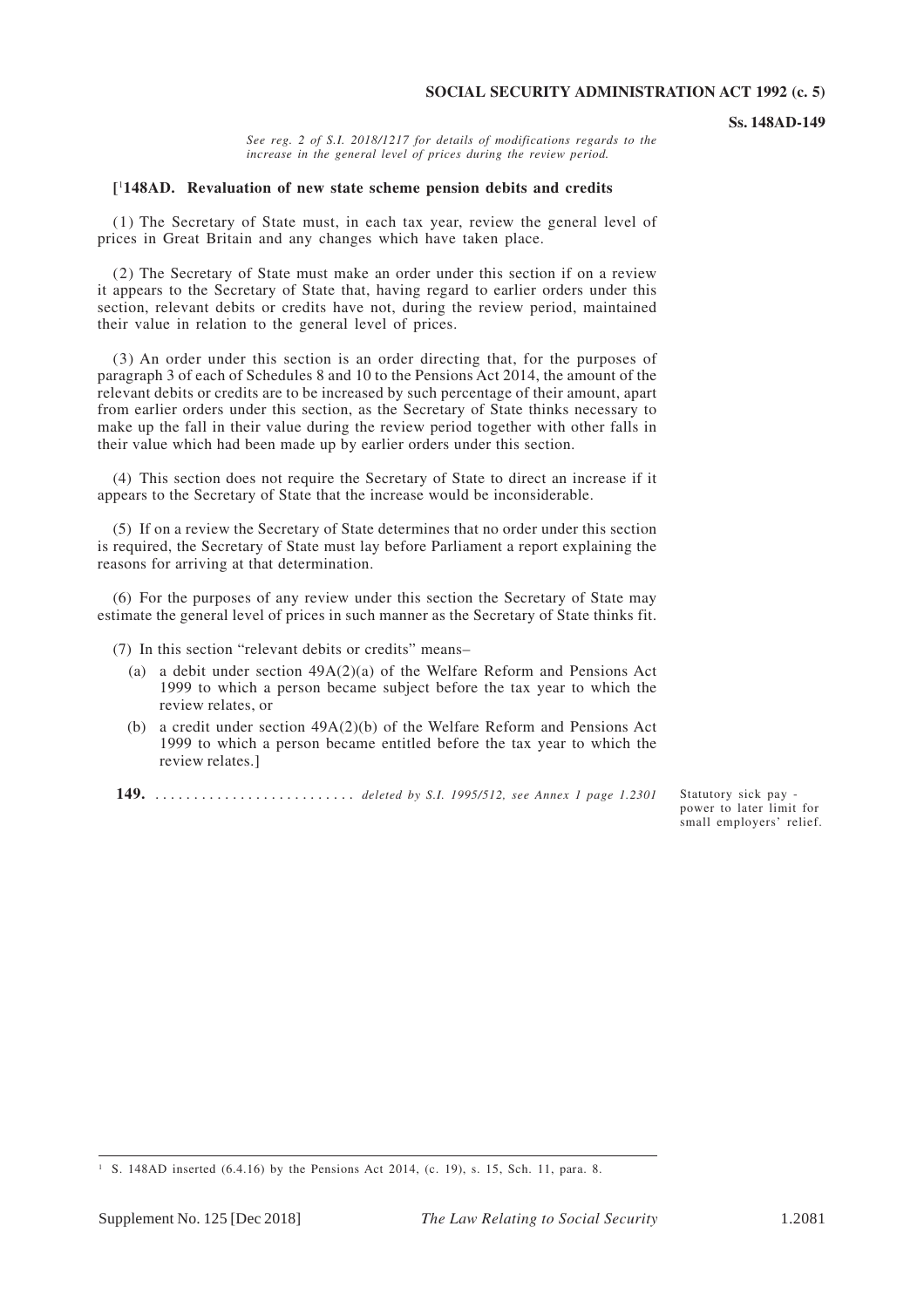*See reg. 2 of S.I. 2018/1217 for details of modifications regards to the increase in the general level of prices during the review period.*

**[[1]148AD. Revaluation of new state scheme pension debits and credits**

(1) The Secretary of State must, in each tax year, review the general level of prices in Great Britain and any changes which have taken place.

(2) The Secretary of State must make an order under this section if on a review it appears to the Secretary of State that, having regard to earlier orders under this section, relevant debits or credits have not, during the review period, maintained their value in relation to the general level of prices.

(3) An order under this section is an order directing that, for the purposes of paragraph 3 of each of Schedules 8 and 10 to the Pensions Act 2014, the amount of the relevant debits or credits are to be increased by such percentage of their amount, apart from earlier orders under this section, as the Secretary of State thinks necessary to make up the fall in their value during the review period together with other falls in their value which had been made up by earlier orders under this section.

(4) This section does not require the Secretary of State to direct an increase if it appears to the Secretary of State that the increase would be inconsiderable.

(5) If on a review the Secretary of State determines that no order under this section is required, the Secretary of State must lay before Parliament a report explaining the reasons for arriving at that determination.

(6) For the purposes of any review under this section the Secretary of State may estimate the general level of prices in such manner as the Secretary of State thinks fit.

(7) In this section "relevant debits or credits" means–

(a) a debit under section 49A(2)(a) of the Welfare Reform and Pensions Act 1999 to which a person became subject before the tax year to which the review relates, or

(b) a credit under section 49A(2)(b) of the Welfare Reform and Pensions Act 1999 to which a person became entitled before the tax year to which the review relates.]

Statutory sick pay - power to later limit for small employers' relief.

**149.** . . . . . . . . . . . . . . . . . . . . . . . . . *deleted by S.I. 1995/512, see Annex 1 page 1.2301*

---

[1] S. 148AD inserted (6.4.16) by the Pensions Act 2014, (c. 19), s. 15, Sch. 11, para. 8.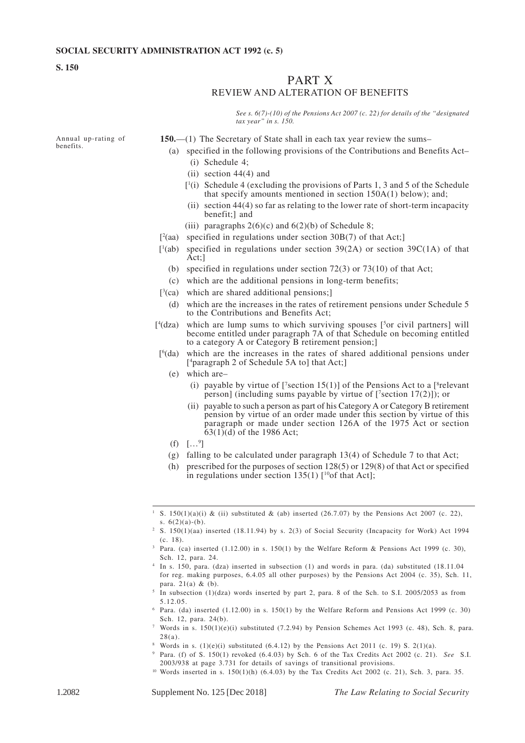**S. 150**

# PART X
## REVIEW AND ALTERATION OF BENEFITS

*See s. 6(7)-(10) of the Pensions Act 2007 (c. 22) for details of the "designated tax year" in s. 150.*

Annual up-rating of benefits.

**150.**—(1) The Secretary of State shall in each tax year review the sums–

(a) specified in the following provisions of the Contributions and Benefits Act–

(i) Schedule 4;

(ii) section 44(4) and

[[1](i) Schedule 4 (excluding the provisions of Parts 1, 3 and 5 of the Schedule that specify amounts mentioned in section 150A(1) below); and;

(ii) section 44(4) so far as relating to the lower rate of short-term incapacity benefit;] and

(iii) paragraphs 2(6)(c) and 6(2)(b) of Schedule 8;

[[2](aa) specified in regulations under section 30B(7) of that Act;]

[[1](ab) specified in regulations under section 39(2A) or section 39C(1A) of that Act;]

(b) specified in regulations under section 72(3) or 73(10) of that Act;

(c) which are the additional pensions in long-term benefits;

[[3](ca) which are shared additional pensions;]

(d) which are the increases in the rates of retirement pensions under Schedule 5 to the Contributions and Benefits Act;

[[4](dza) which are lump sums to which surviving spouses [[5]or civil partners] will become entitled under paragraph 7A of that Schedule on becoming entitled to a category A or Category B retirement pension;]

[[6](da) which are the increases in the rates of shared additional pensions under [[4]paragraph 2 of Schedule 5A to] that Act;]

(e) which are–

(i) payable by virtue of [[7]section 15(1)] of the Pensions Act to a [[8]relevant person] (including sums payable by virtue of [[7]section 17(2)]); or

(ii) payable to such a person as part of his Category A or Category B retirement pension by virtue of an order made under this section by virtue of this paragraph or made under section 126A of the 1975 Act or section 63(1)(d) of the 1986 Act;

(f) […[9]]

(g) falling to be calculated under paragraph 13(4) of Schedule 7 to that Act;

(h) prescribed for the purposes of section 128(5) or 129(8) of that Act or specified in regulations under section 135(1) [[10]of that Act];

---

[1] S. 150(1)(a)(i) & (ii) substituted & (ab) inserted (26.7.07) by the Pensions Act 2007 (c. 22), s. 6(2)(a)-(b).

[2] S. 150(1)(aa) inserted (18.11.94) by s. 2(3) of Social Security (Incapacity for Work) Act 1994 (c. 18).

[3] Para. (ca) inserted (1.12.00) in s. 150(1) by the Welfare Reform & Pensions Act 1999 (c. 30), Sch. 12, para. 24.

[4] In s. 150, para. (dza) inserted in subsection (1) and words in para. (da) substituted (18.11.04 for reg. making purposes, 6.4.05 all other purposes) by the Pensions Act 2004 (c. 35), Sch. 11, para. 21(a) & (b).

[5] In subsection (1)(dza) words inserted by part 2, para. 8 of the Sch. to S.I. 2005/2053 as from 5.12.05.

[6] Para. (da) inserted (1.12.00) in s. 150(1) by the Welfare Reform and Pensions Act 1999 (c. 30) Sch. 12, para. 24(b).

[7] Words in s. 150(1)(e)(i) substituted (7.2.94) by Pension Schemes Act 1993 (c. 48), Sch. 8, para. 28(a).

[8] Words in s. (1)(e)(i) substituted (6.4.12) by the Pensions Act 2011 (c. 19) S. 2(1)(a).

[9] Para. (f) of S. 150(1) revoked (6.4.03) by Sch. 6 of the Tax Credits Act 2002 (c. 21). *See* S.I. 2003/938 at page 3.731 for details of savings of transitional provisions.

[10] Words inserted in s. 150(1)(h) (6.4.03) by the Tax Credits Act 2002 (c. 21), Sch. 3, para. 35.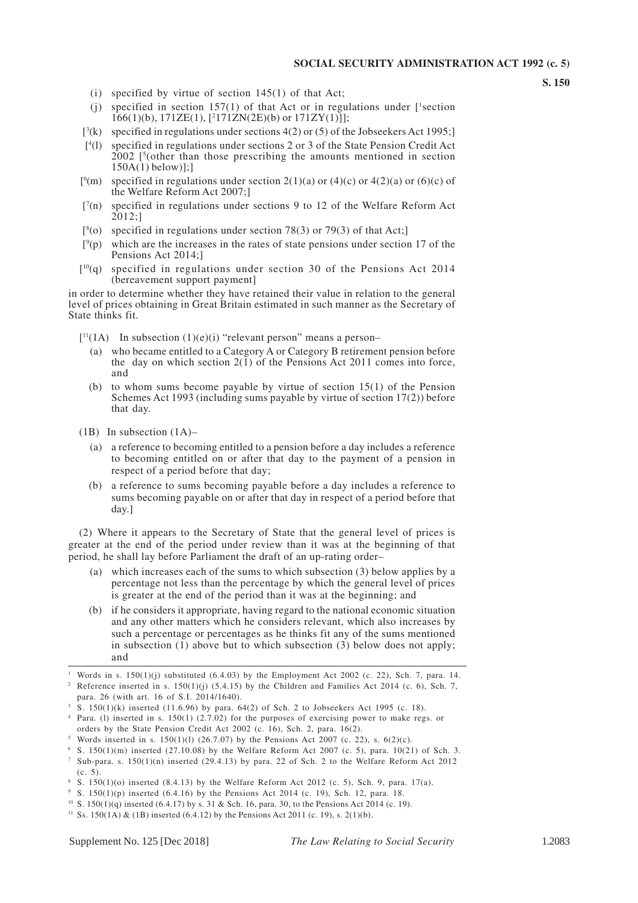(i) specified by virtue of section 145(1) of that Act;

(j) specified in section 157(1) of that Act or in regulations under [1section 166(1)(b), 171ZE(1), [2171ZN(2E)(b) or 171ZY(1)]];

[3(k) specified in regulations under sections 4(2) or (5) of the Jobseekers Act 1995;]

[4(l) specified in regulations under sections 2 or 3 of the State Pension Credit Act 2002 [5(other than those prescribing the amounts mentioned in section 150A(1) below)];]

[6(m) specified in regulations under section 2(1)(a) or (4)(c) or 4(2)(a) or (6)(c) of the Welfare Reform Act 2007;]

[7(n) specified in regulations under sections 9 to 12 of the Welfare Reform Act 2012;]

[8(o) specified in regulations under section 78(3) or 79(3) of that Act;]

[9(p) which are the increases in the rates of state pensions under section 17 of the Pensions Act 2014;]

[10(q) specified in regulations under section 30 of the Pensions Act 2014 (bereavement support payment]

in order to determine whether they have retained their value in relation to the general level of prices obtaining in Great Britain estimated in such manner as the Secretary of State thinks fit.

[11(1A) In subsection (1)(e)(i) "relevant person" means a person–

(a) who became entitled to a Category A or Category B retirement pension before the day on which section 2(1) of the Pensions Act 2011 comes into force, and

(b) to whom sums become payable by virtue of section 15(1) of the Pension Schemes Act 1993 (including sums payable by virtue of section 17(2)) before that day.

(1B) In subsection (1A)–

(a) a reference to becoming entitled to a pension before a day includes a reference to becoming entitled on or after that day to the payment of a pension in respect of a period before that day;

(b) a reference to sums becoming payable before a day includes a reference to sums becoming payable on or after that day in respect of a period before that day.]

(2) Where it appears to the Secretary of State that the general level of prices is greater at the end of the period under review than it was at the beginning of that period, he shall lay before Parliament the draft of an up-rating order–

(a) which increases each of the sums to which subsection (3) below applies by a percentage not less than the percentage by which the general level of prices is greater at the end of the period than it was at the beginning; and

(b) if he considers it appropriate, having regard to the national economic situation and any other matters which he considers relevant, which also increases by such a percentage or percentages as he thinks fit any of the sums mentioned in subsection (1) above but to which subsection (3) below does not apply; and

---

1 Words in s. 150(1)(j) substituted (6.4.03) by the Employment Act 2002 (c. 22), Sch. 7, para. 14.

2 Reference inserted in s. 150(1)(j) (5.4.15) by the Children and Families Act 2014 (c. 6), Sch. 7, para. 26 (with art. 16 of S.I. 2014/1640).

3 S. 150(1)(k) inserted (11.6.96) by para. 64(2) of Sch. 2 to Jobseekers Act 1995 (c. 18).

4 Para. (l) inserted in s. 150(1) (2.7.02) for the purposes of exercising power to make regs. or orders by the State Pension Credit Act 2002 (c. 16), Sch. 2, para. 16(2).

5 Words inserted in s. 150(1)(l) (26.7.07) by the Pensions Act 2007 (c. 22), s. 6(2)(c).

6 S. 150(1)(m) inserted (27.10.08) by the Welfare Reform Act 2007 (c. 5), para. 10(21) of Sch. 3.

7 Sub-para. s. 150(1)(n) inserted (29.4.13) by para. 22 of Sch. 2 to the Welfare Reform Act 2012 (c. 5).

8 S. 150(1)(o) inserted (8.4.13) by the Welfare Reform Act 2012 (c. 5), Sch. 9, para. 17(a).

9 S. 150(1)(p) inserted (6.4.16) by the Pensions Act 2014 (c. 19), Sch. 12, para. 18.

10 S. 150(1)(q) inserted (6.4.17) by s. 31 & Sch. 16, para. 30, to the Pensions Act 2014 (c. 19).

11 Ss. 150(1A) & (1B) inserted (6.4.12) by the Pensions Act 2011 (c. 19), s. 2(1)(b).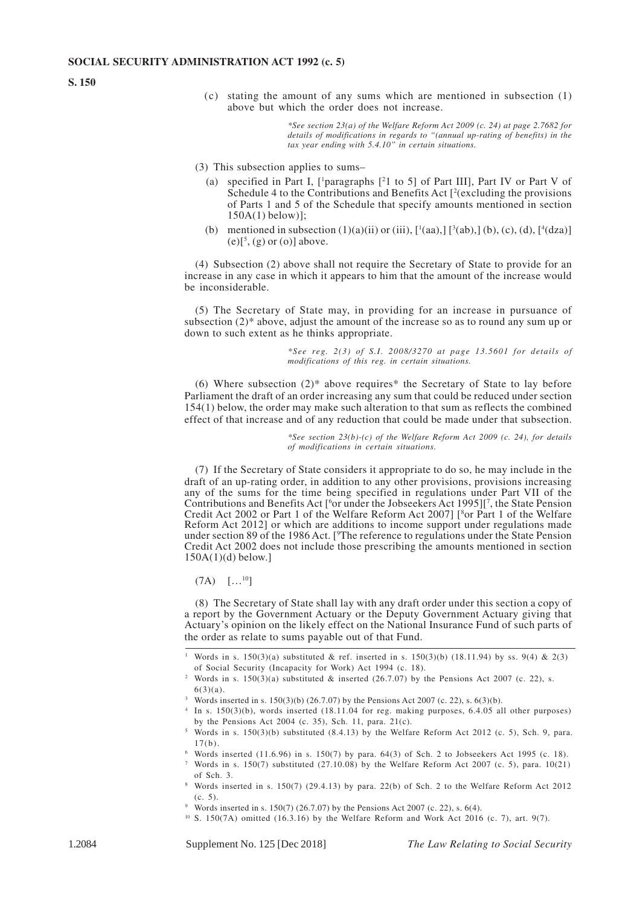(c) stating the amount of any sums which are mentioned in subsection (1) above but which the order does not increase.

*\*See section 23(a) of the Welfare Reform Act 2009 (c. 24) at page 2.7682 for details of modifications in regards to "(annual up-rating of benefits) in the tax year ending with 5.4.10" in certain situations.*

(3) This subsection applies to sums–

(a) specified in Part I, [[1]paragraphs [[2]1 to 5] of Part III], Part IV or Part V of Schedule 4 to the Contributions and Benefits Act [[2](excluding the provisions of Parts 1 and 5 of the Schedule that specify amounts mentioned in section 150A(1) below)];

(b) mentioned in subsection (1)(a)(ii) or (iii), [[1](aa),] [[3](ab),] (b), (c), (d), [[4](dza)] (e)[[5], (g) or (o)] above.

(4) Subsection (2) above shall not require the Secretary of State to provide for an increase in any case in which it appears to him that the amount of the increase would be inconsiderable.

(5) The Secretary of State may, in providing for an increase in pursuance of subsection (2)* above, adjust the amount of the increase so as to round any sum up or down to such extent as he thinks appropriate.

*\*See reg. 2(3) of S.I. 2008/3270 at page 13.5601 for details of modifications of this reg. in certain situations.*

(6) Where subsection (2)* above requires* the Secretary of State to lay before Parliament the draft of an order increasing any sum that could be reduced under section 154(1) below, the order may make such alteration to that sum as reflects the combined effect of that increase and of any reduction that could be made under that subsection.

*\*See section 23(b)-(c) of the Welfare Reform Act 2009 (c. 24), for details of modifications in certain situations.*

(7) If the Secretary of State considers it appropriate to do so, he may include in the draft of an up-rating order, in addition to any other provisions, provisions increasing any of the sums for the time being specified in regulations under Part VII of the Contributions and Benefits Act [[6]or under the Jobseekers Act 1995][[7], the State Pension Credit Act 2002 or Part 1 of the Welfare Reform Act 2007] [[8]or Part 1 of the Welfare Reform Act 2012] or which are additions to income support under regulations made under section 89 of the 1986 Act. [[9]The reference to regulations under the State Pension Credit Act 2002 does not include those prescribing the amounts mentioned in section 150A(1)(d) below.]

(7A) [...[10]]

(8) The Secretary of State shall lay with any draft order under this section a copy of a report by the Government Actuary or the Deputy Government Actuary giving that Actuary's opinion on the likely effect on the National Insurance Fund of such parts of the order as relate to sums payable out of that Fund.

---

[1] Words in s. 150(3)(a) substituted & ref. inserted in s. 150(3)(b) (18.11.94) by ss. 9(4) & 2(3) of Social Security (Incapacity for Work) Act 1994 (c. 18).

[2] Words in s. 150(3)(a) substituted & inserted (26.7.07) by the Pensions Act 2007 (c. 22), s. 6(3)(a).

[3] Words inserted in s. 150(3)(b) (26.7.07) by the Pensions Act 2007 (c. 22), s. 6(3)(b).

[4] In s. 150(3)(b), words inserted (18.11.04 for reg. making purposes, 6.4.05 all other purposes) by the Pensions Act 2004 (c. 35), Sch. 11, para. 21(c).

[5] Words in s. 150(3)(b) substituted (8.4.13) by the Welfare Reform Act 2012 (c. 5), Sch. 9, para. 17(b).

[6] Words inserted (11.6.96) in s. 150(7) by para. 64(3) of Sch. 2 to Jobseekers Act 1995 (c. 18).

[7] Words in s. 150(7) substituted (27.10.08) by the Welfare Reform Act 2007 (c. 5), para. 10(21) of Sch. 3.

[8] Words inserted in s. 150(7) (29.4.13) by para. 22(b) of Sch. 2 to the Welfare Reform Act 2012 (c. 5).

[9] Words inserted in s. 150(7) (26.7.07) by the Pensions Act 2007 (c. 22), s. 6(4).

[10] S. 150(7A) omitted (16.3.16) by the Welfare Reform and Work Act 2016 (c. 7), art. 9(7).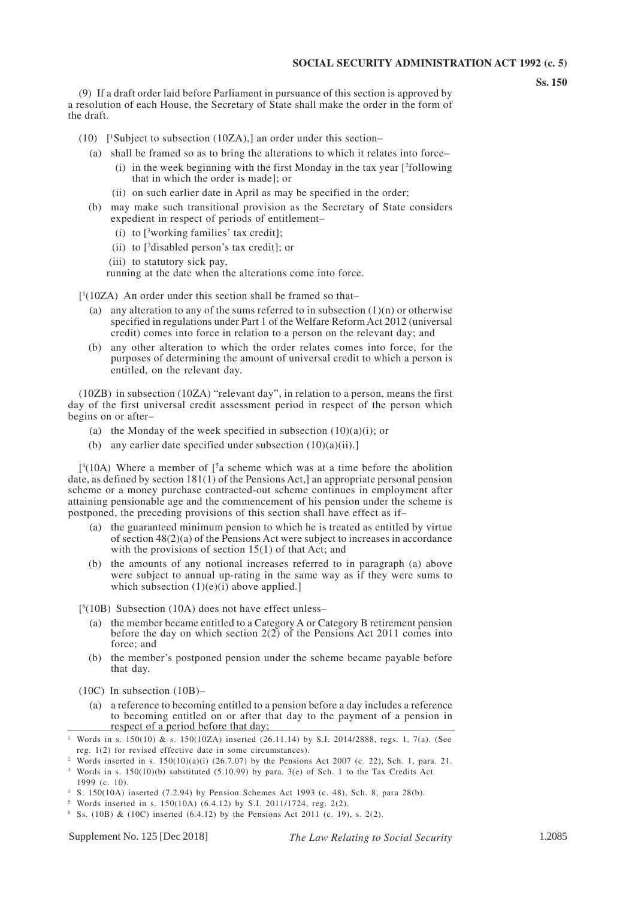(9) If a draft order laid before Parliament in pursuance of this section is approved by a resolution of each House, the Secretary of State shall make the order in the form of the draft.

(10) [[1]Subject to subsection (10ZA),] an order under this section–

- (a) shall be framed so as to bring the alterations to which it relates into force–
  - (i) in the week beginning with the first Monday in the tax year [[2]following that in which the order is made]; or
  - (ii) on such earlier date in April as may be specified in the order;
- (b) may make such transitional provision as the Secretary of State considers expedient in respect of periods of entitlement–
  - (i) to [[3]working families' tax credit];
  - (ii) to [[3]disabled person's tax credit]; or
  - (iii) to statutory sick pay,

  running at the date when the alterations come into force.

[[1](10ZA) An order under this section shall be framed so that–

- (a) any alteration to any of the sums referred to in subsection (1)(n) or otherwise specified in regulations under Part 1 of the Welfare Reform Act 2012 (universal credit) comes into force in relation to a person on the relevant day; and
- (b) any other alteration to which the order relates comes into force, for the purposes of determining the amount of universal credit to which a person is entitled, on the relevant day.

(10ZB) in subsection (10ZA) "relevant day", in relation to a person, means the first day of the first universal credit assessment period in respect of the person which begins on or after–

- (a) the Monday of the week specified in subsection (10)(a)(i); or
- (b) any earlier date specified under subsection (10)(a)(ii).]

[[4](10A) Where a member of [[5]a scheme which was at a time before the abolition date, as defined by section 181(1) of the Pensions Act,] an appropriate personal pension scheme or a money purchase contracted-out scheme continues in employment after attaining pensionable age and the commencement of his pension under the scheme is postponed, the preceding provisions of this section shall have effect as if–

- (a) the guaranteed minimum pension to which he is treated as entitled by virtue of section 48(2)(a) of the Pensions Act were subject to increases in accordance with the provisions of section 15(1) of that Act; and
- (b) the amounts of any notional increases referred to in paragraph (a) above were subject to annual up-rating in the same way as if they were sums to which subsection (1)(e)(i) above applied.]

[[6](10B) Subsection (10A) does not have effect unless–

- (a) the member became entitled to a Category A or Category B retirement pension before the day on which section 2(2) of the Pensions Act 2011 comes into force; and
- (b) the member's postponed pension under the scheme became payable before that day.

(10C) In subsection (10B)–

- (a) a reference to becoming entitled to a pension before a day includes a reference to becoming entitled on or after that day to the payment of a pension in respect of a period before that day;

---

1 Words in s. 150(10) & s. 150(10ZA) inserted (26.11.14) by S.I. 2014/2888, regs. 1, 7(a). (See reg. 1(2) for revised effective date in some circumstances).

2 Words inserted in s. 150(10)(a)(i) (26.7.07) by the Pensions Act 2007 (c. 22), Sch. 1, para. 21.

3 Words in s. 150(10)(b) substituted (5.10.99) by para. 3(e) of Sch. 1 to the Tax Credits Act 1999 (c. 10).

4 S. 150(10A) inserted (7.2.94) by Pension Schemes Act 1993 (c. 48), Sch. 8, para 28(b).

5 Words inserted in s. 150(10A) (6.4.12) by S.I. 2011/1724, reg. 2(2).

6 Ss. (10B) & (10C) inserted (6.4.12) by the Pensions Act 2011 (c. 19), s. 2(2).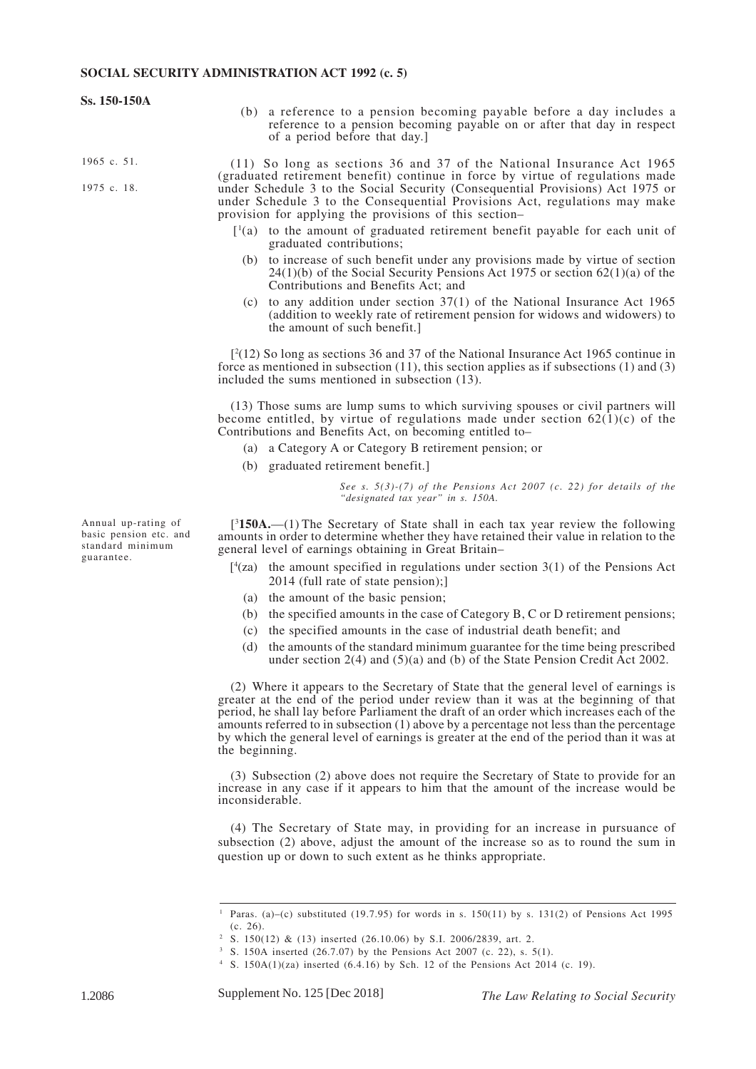(b) a reference to a pension becoming payable before a day includes a reference to a pension becoming payable on or after that day in respect of a period before that day.]

1965 c. 51.

1975 c. 18.

(11) So long as sections 36 and 37 of the National Insurance Act 1965 (graduated retirement benefit) continue in force by virtue of regulations made under Schedule 3 to the Social Security (Consequential Provisions) Act 1975 or under Schedule 3 to the Consequential Provisions Act, regulations may make provision for applying the provisions of this section–

[[1](a) to the amount of graduated retirement benefit payable for each unit of graduated contributions;

(b) to increase of such benefit under any provisions made by virtue of section 24(1)(b) of the Social Security Pensions Act 1975 or section 62(1)(a) of the Contributions and Benefits Act; and

(c) to any addition under section 37(1) of the National Insurance Act 1965 (addition to weekly rate of retirement pension for widows and widowers) to the amount of such benefit.]

[[2](12) So long as sections 36 and 37 of the National Insurance Act 1965 continue in force as mentioned in subsection (11), this section applies as if subsections (1) and (3) included the sums mentioned in subsection (13).

(13) Those sums are lump sums to which surviving spouses or civil partners will become entitled, by virtue of regulations made under section 62(1)(c) of the Contributions and Benefits Act, on becoming entitled to–

(a) a Category A or Category B retirement pension; or

(b) graduated retirement benefit.]

*See s. 5(3)-(7) of the Pensions Act 2007 (c. 22) for details of the "designated tax year" in s. 150A.*

Annual up-rating of basic pension etc. and standard minimum guarantee.

[[3]**150A.**—(1) The Secretary of State shall in each tax year review the following amounts in order to determine whether they have retained their value in relation to the general level of earnings obtaining in Great Britain–

[[4](za) the amount specified in regulations under section 3(1) of the Pensions Act 2014 (full rate of state pension);]

(a) the amount of the basic pension;

(b) the specified amounts in the case of Category B, C or D retirement pensions;

(c) the specified amounts in the case of industrial death benefit; and

(d) the amounts of the standard minimum guarantee for the time being prescribed under section 2(4) and (5)(a) and (b) of the State Pension Credit Act 2002.

(2) Where it appears to the Secretary of State that the general level of earnings is greater at the end of the period under review than it was at the beginning of that period, he shall lay before Parliament the draft of an order which increases each of the amounts referred to in subsection (1) above by a percentage not less than the percentage by which the general level of earnings is greater at the end of the period than it was at the beginning.

(3) Subsection (2) above does not require the Secretary of State to provide for an increase in any case if it appears to him that the amount of the increase would be inconsiderable.

(4) The Secretary of State may, in providing for an increase in pursuance of subsection (2) above, adjust the amount of the increase so as to round the sum in question up or down to such extent as he thinks appropriate.

---

[1] Paras. (a)–(c) substituted (19.7.95) for words in s. 150(11) by s. 131(2) of Pensions Act 1995 (c. 26).

[2] S. 150(12) & (13) inserted (26.10.06) by S.I. 2006/2839, art. 2.

[3] S. 150A inserted (26.7.07) by the Pensions Act 2007 (c. 22), s. 5(1).

[4] S. 150A(1)(za) inserted (6.4.16) by Sch. 12 of the Pensions Act 2014 (c. 19).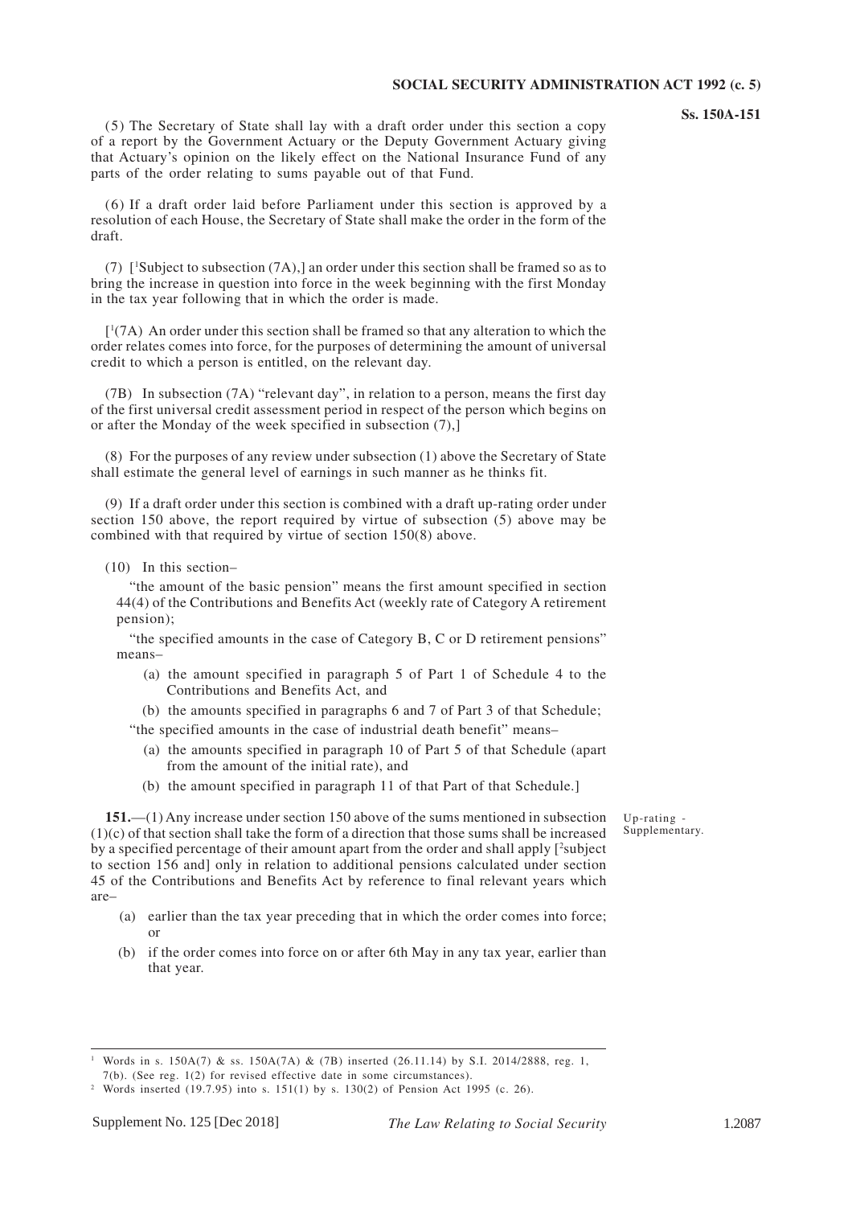(5) The Secretary of State shall lay with a draft order under this section a copy of a report by the Government Actuary or the Deputy Government Actuary giving that Actuary's opinion on the likely effect on the National Insurance Fund of any parts of the order relating to sums payable out of that Fund.

(6) If a draft order laid before Parliament under this section is approved by a resolution of each House, the Secretary of State shall make the order in the form of the draft.

(7) [[1]Subject to subsection (7A),] an order under this section shall be framed so as to bring the increase in question into force in the week beginning with the first Monday in the tax year following that in which the order is made.

[[1](7A) An order under this section shall be framed so that any alteration to which the order relates comes into force, for the purposes of determining the amount of universal credit to which a person is entitled, on the relevant day.

(7B) In subsection (7A) "relevant day", in relation to a person, means the first day of the first universal credit assessment period in respect of the person which begins on or after the Monday of the week specified in subsection (7),]

(8) For the purposes of any review under subsection (1) above the Secretary of State shall estimate the general level of earnings in such manner as he thinks fit.

(9) If a draft order under this section is combined with a draft up-rating order under section 150 above, the report required by virtue of subsection (5) above may be combined with that required by virtue of section 150(8) above.

(10) In this section–

"the amount of the basic pension" means the first amount specified in section 44(4) of the Contributions and Benefits Act (weekly rate of Category A retirement pension);

"the specified amounts in the case of Category B, C or D retirement pensions" means–

- (a) the amount specified in paragraph 5 of Part 1 of Schedule 4 to the Contributions and Benefits Act, and
- (b) the amounts specified in paragraphs 6 and 7 of Part 3 of that Schedule;

"the specified amounts in the case of industrial death benefit" means–

- (a) the amounts specified in paragraph 10 of Part 5 of that Schedule (apart from the amount of the initial rate), and
- (b) the amount specified in paragraph 11 of that Part of that Schedule.]

*Up-rating - Supplementary.*

**151.**—(1) Any increase under section 150 above of the sums mentioned in subsection (1)(c) of that section shall take the form of a direction that those sums shall be increased by a specified percentage of their amount apart from the order and shall apply [[2]subject to section 156 and] only in relation to additional pensions calculated under section 45 of the Contributions and Benefits Act by reference to final relevant years which are–

- (a) earlier than the tax year preceding that in which the order comes into force; or
- (b) if the order comes into force on or after 6th May in any tax year, earlier than that year.

---

[1] Words in s. 150A(7) & ss. 150A(7A) & (7B) inserted (26.11.14) by S.I. 2014/2888, reg. 1, 7(b). (See reg. 1(2) for revised effective date in some circumstances).

[2] Words inserted (19.7.95) into s. 151(1) by s. 130(2) of Pension Act 1995 (c. 26).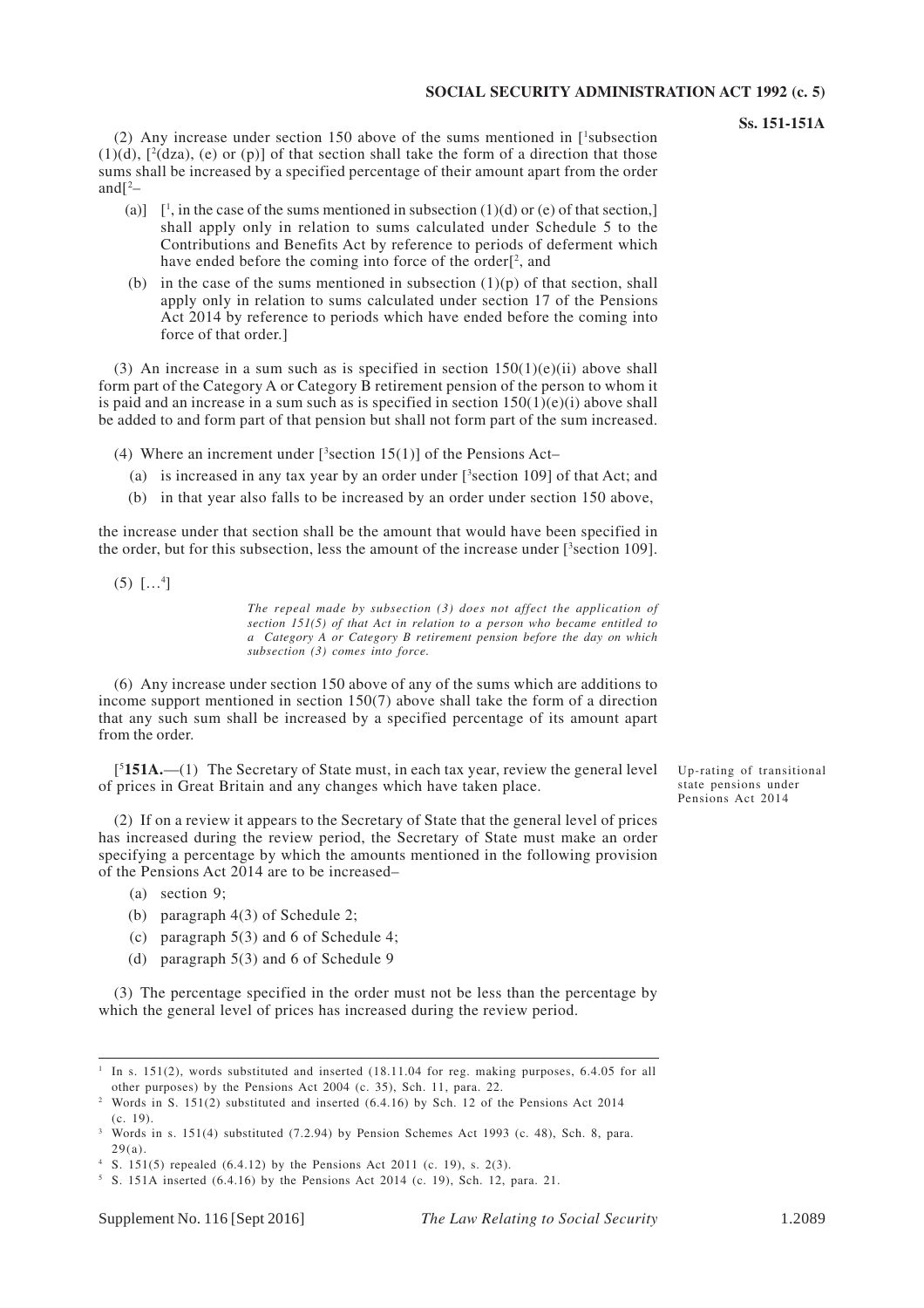(2) Any increase under section 150 above of the sums mentioned in [[1]subsection (1)(d), [[2](dza), (e) or (p)] of that section shall take the form of a direction that those sums shall be increased by a specified percentage of their amount apart from the order and[[2]–

(a)] [[1], in the case of the sums mentioned in subsection (1)(d) or (e) of that section,] shall apply only in relation to sums calculated under Schedule 5 to the Contributions and Benefits Act by reference to periods of deferment which have ended before the coming into force of the order[[2], and

(b) in the case of the sums mentioned in subsection (1)(p) of that section, shall apply only in relation to sums calculated under section 17 of the Pensions Act 2014 by reference to periods which have ended before the coming into force of that order.]

(3) An increase in a sum such as is specified in section 150(1)(e)(ii) above shall form part of the Category A or Category B retirement pension of the person to whom it is paid and an increase in a sum such as is specified in section 150(1)(e)(i) above shall be added to and form part of that pension but shall not form part of the sum increased.

(4) Where an increment under [[3]section 15(1)] of the Pensions Act–

(a) is increased in any tax year by an order under [[3]section 109] of that Act; and

(b) in that year also falls to be increased by an order under section 150 above,

the increase under that section shall be the amount that would have been specified in the order, but for this subsection, less the amount of the increase under [[3]section 109].

(5) […[4]]

*The repeal made by subsection (3) does not affect the application of section 151(5) of that Act in relation to a person who became entitled to a Category A or Category B retirement pension before the day on which subsection (3) comes into force.*

(6) Any increase under section 150 above of any of the sums which are additions to income support mentioned in section 150(7) above shall take the form of a direction that any such sum shall be increased by a specified percentage of its amount apart from the order.

Up-rating of transitional state pensions under Pensions Act 2014

[[5]**151A.**—(1) The Secretary of State must, in each tax year, review the general level of prices in Great Britain and any changes which have taken place.

(2) If on a review it appears to the Secretary of State that the general level of prices has increased during the review period, the Secretary of State must make an order specifying a percentage by which the amounts mentioned in the following provision of the Pensions Act 2014 are to be increased–

(a) section 9;

(b) paragraph 4(3) of Schedule 2;

(c) paragraph 5(3) and 6 of Schedule 4;

(d) paragraph 5(3) and 6 of Schedule 9

(3) The percentage specified in the order must not be less than the percentage by which the general level of prices has increased during the review period.

---

[1] In s. 151(2), words substituted and inserted (18.11.04 for reg. making purposes, 6.4.05 for all other purposes) by the Pensions Act 2004 (c. 35), Sch. 11, para. 22.

[2] Words in S. 151(2) substituted and inserted (6.4.16) by Sch. 12 of the Pensions Act 2014 (c. 19).

[3] Words in s. 151(4) substituted (7.2.94) by Pension Schemes Act 1993 (c. 48), Sch. 8, para. 29(a).

[4] S. 151(5) repealed (6.4.12) by the Pensions Act 2011 (c. 19), s. 2(3).

[5] S. 151A inserted (6.4.16) by the Pensions Act 2014 (c. 19), Sch. 12, para. 21.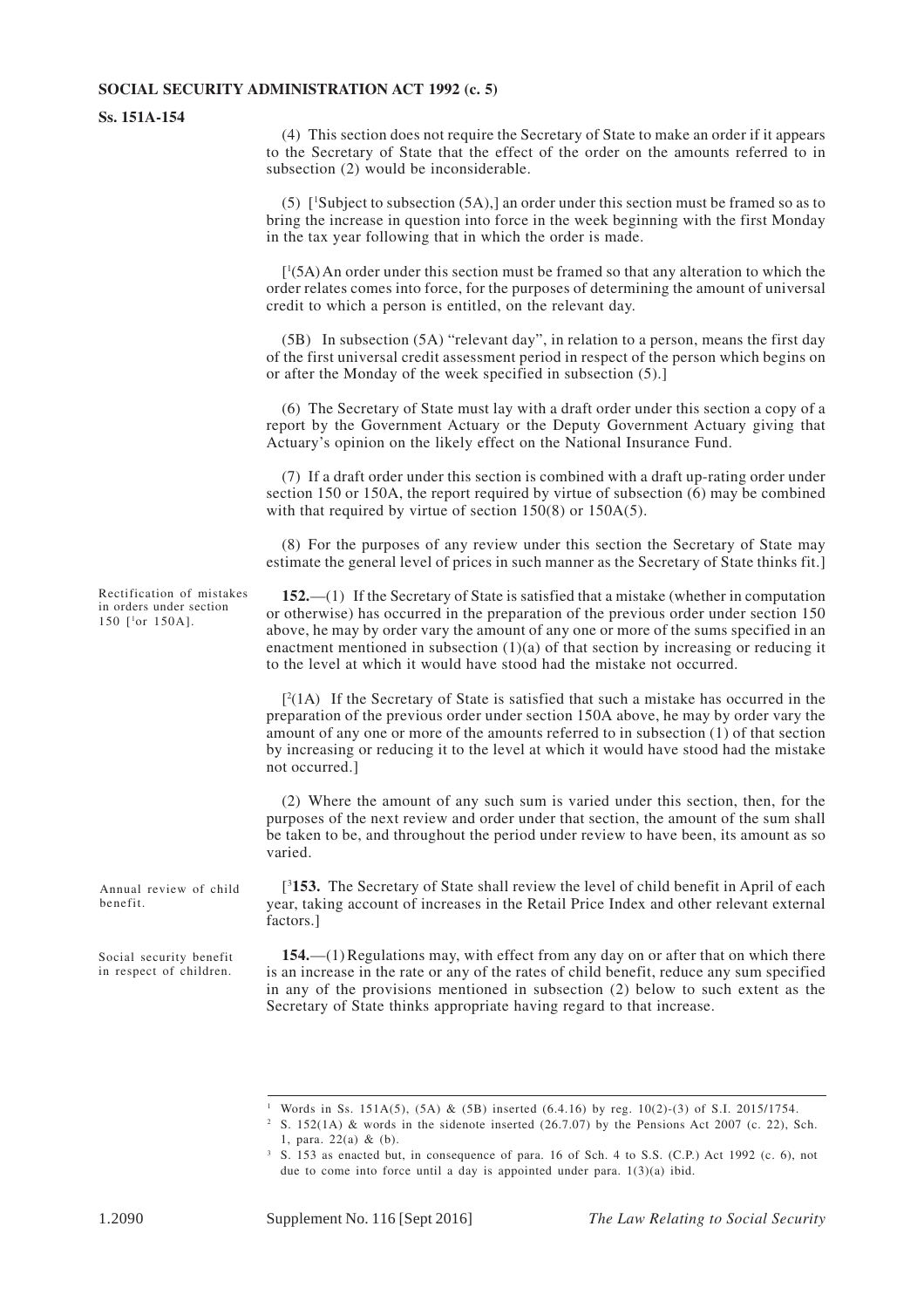(4) This section does not require the Secretary of State to make an order if it appears to the Secretary of State that the effect of the order on the amounts referred to in subsection (2) would be inconsiderable.

(5) [[1]Subject to subsection (5A),] an order under this section must be framed so as to bring the increase in question into force in the week beginning with the first Monday in the tax year following that in which the order is made.

[[1](5A) An order under this section must be framed so that any alteration to which the order relates comes into force, for the purposes of determining the amount of universal credit to which a person is entitled, on the relevant day.

(5B) In subsection (5A) "relevant day", in relation to a person, means the first day of the first universal credit assessment period in respect of the person which begins on or after the Monday of the week specified in subsection (5).]

(6) The Secretary of State must lay with a draft order under this section a copy of a report by the Government Actuary or the Deputy Government Actuary giving that Actuary's opinion on the likely effect on the National Insurance Fund.

(7) If a draft order under this section is combined with a draft up-rating order under section 150 or 150A, the report required by virtue of subsection (6) may be combined with that required by virtue of section 150(8) or 150A(5).

(8) For the purposes of any review under this section the Secretary of State may estimate the general level of prices in such manner as the Secretary of State thinks fit.]

*Rectification of mistakes in orders under section 150 [[1]or 150A].*

**152.**—(1) If the Secretary of State is satisfied that a mistake (whether in computation or otherwise) has occurred in the preparation of the previous order under section 150 above, he may by order vary the amount of any one or more of the sums specified in an enactment mentioned in subsection (1)(a) of that section by increasing or reducing it to the level at which it would have stood had the mistake not occurred.

[[2](1A) If the Secretary of State is satisfied that such a mistake has occurred in the preparation of the previous order under section 150A above, he may by order vary the amount of any one or more of the amounts referred to in subsection (1) of that section by increasing or reducing it to the level at which it would have stood had the mistake not occurred.]

(2) Where the amount of any such sum is varied under this section, then, for the purposes of the next review and order under that section, the amount of the sum shall be taken to be, and throughout the period under review to have been, its amount as so varied.

*Annual review of child benefit.*

[[3]**153.** The Secretary of State shall review the level of child benefit in April of each year, taking account of increases in the Retail Price Index and other relevant external factors.]

*Social security benefit in respect of children.*

**154.**—(1) Regulations may, with effect from any day on or after that on which there is an increase in the rate or any of the rates of child benefit, reduce any sum specified in any of the provisions mentioned in subsection (2) below to such extent as the Secretary of State thinks appropriate having regard to that increase.

---

[1] Words in Ss. 151A(5), (5A) & (5B) inserted (6.4.16) by reg. 10(2)-(3) of S.I. 2015/1754.

[2] S. 152(1A) & words in the sidenote inserted (26.7.07) by the Pensions Act 2007 (c. 22), Sch. 1, para. 22(a) & (b).

[3] S. 153 as enacted but, in consequence of para. 16 of Sch. 4 to S.S. (C.P.) Act 1992 (c. 6), not due to come into force until a day is appointed under para. 1(3)(a) ibid.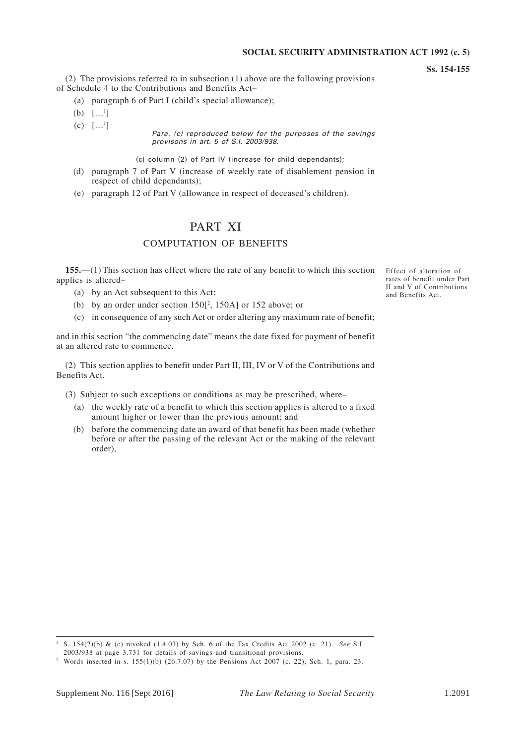(2) The provisions referred to in subsection (1) above are the following provisions of Schedule 4 to the Contributions and Benefits Act–

(a) paragraph 6 of Part I (child's special allowance);

(b) […[1]]

(c) […[1]]

*Para. (c) reproduced below for the purposes of the savings provisons in art. 5 of S.I. 2003/938.*

(c) column (2) of Part IV (increase for child dependants);

(d) paragraph 7 of Part V (increase of weekly rate of disablement pension in respect of child dependants);

(e) paragraph 12 of Part V (allowance in respect of deceased's children).

## PART XI

### COMPUTATION OF BENEFITS

Effect of alteration of rates of benefit under Part II and V of Contributions and Benefits Act.

**155.**—(1) This section has effect where the rate of any benefit to which this section applies is altered–

(a) by an Act subsequent to this Act;

(b) by an order under section 150[[2], 150A] or 152 above; or

(c) in consequence of any such Act or order altering any maximum rate of benefit;

and in this section "the commencing date" means the date fixed for payment of benefit at an altered rate to commence.

(2) This section applies to benefit under Part II, III, IV or V of the Contributions and Benefits Act.

(3) Subject to such exceptions or conditions as may be prescribed, where–

(a) the weekly rate of a benefit to which this section applies is altered to a fixed amount higher or lower than the previous amount; and

(b) before the commencing date an award of that benefit has been made (whether before or after the passing of the relevant Act or the making of the relevant order),

---

[1] S. 154(2)(b) & (c) revoked (1.4.03) by Sch. 6 of the Tax Credits Act 2002 (c. 21). *See* S.I. 2003/938 at page 3.731 for details of savings and transitional provisions.

[2] Words inserted in s. 155(1)(b) (26.7.07) by the Pensions Act 2007 (c. 22), Sch. 1, para. 23.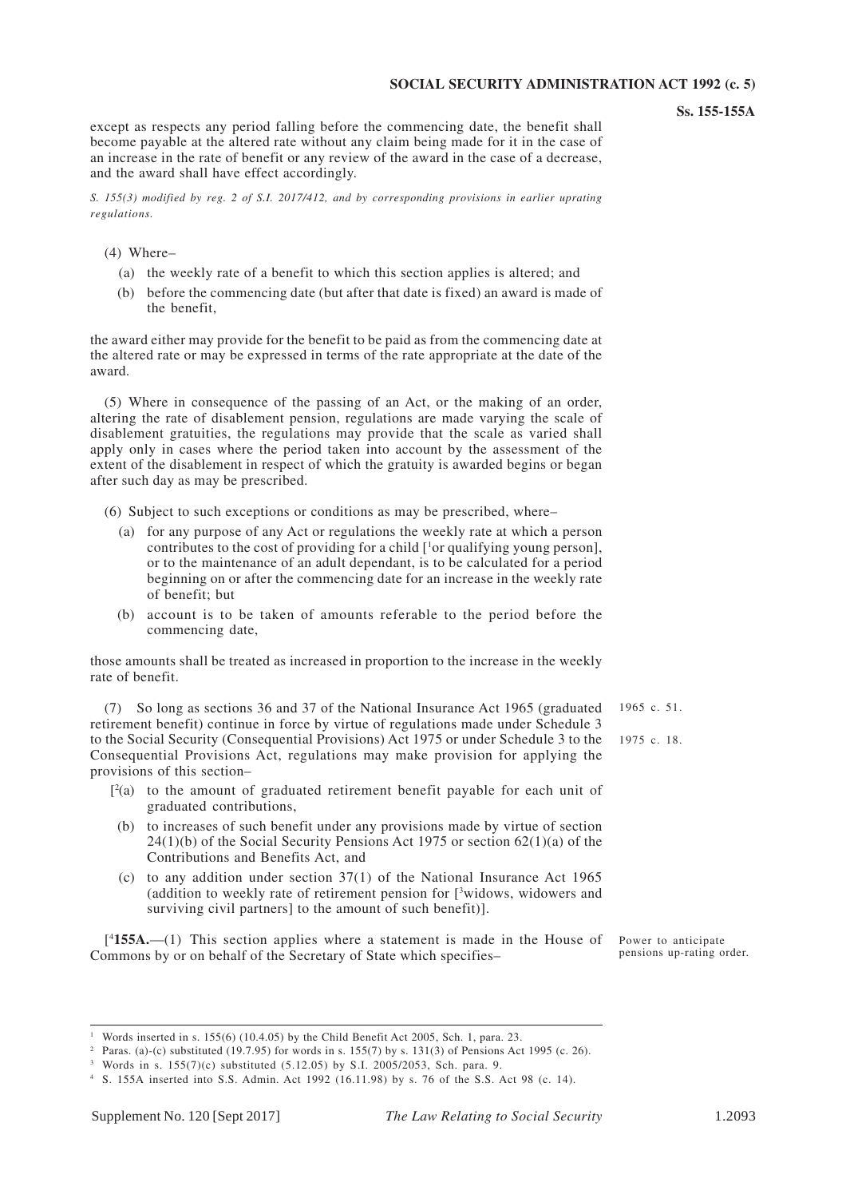except as respects any period falling before the commencing date, the benefit shall become payable at the altered rate without any claim being made for it in the case of an increase in the rate of benefit or any review of the award in the case of a decrease, and the award shall have effect accordingly.

*S. 155(3) modified by reg. 2 of S.I. 2017/412, and by corresponding provisions in earlier uprating regulations.*

(4) Where–

(a) the weekly rate of a benefit to which this section applies is altered; and

(b) before the commencing date (but after that date is fixed) an award is made of the benefit,

the award either may provide for the benefit to be paid as from the commencing date at the altered rate or may be expressed in terms of the rate appropriate at the date of the award.

(5) Where in consequence of the passing of an Act, or the making of an order, altering the rate of disablement pension, regulations are made varying the scale of disablement gratuities, the regulations may provide that the scale as varied shall apply only in cases where the period taken into account by the assessment of the extent of the disablement in respect of which the gratuity is awarded begins or began after such day as may be prescribed.

(6) Subject to such exceptions or conditions as may be prescribed, where–

(a) for any purpose of any Act or regulations the weekly rate at which a person contributes to the cost of providing for a child [[1]or qualifying young person], or to the maintenance of an adult dependant, is to be calculated for a period beginning on or after the commencing date for an increase in the weekly rate of benefit; but

(b) account is to be taken of amounts referable to the period before the commencing date,

those amounts shall be treated as increased in proportion to the increase in the weekly rate of benefit.

(7) So long as sections 36 and 37 of the National Insurance Act 1965 (graduated retirement benefit) continue in force by virtue of regulations made under Schedule 3 to the Social Security (Consequential Provisions) Act 1975 or under Schedule 3 to the Consequential Provisions Act, regulations may make provision for applying the provisions of this section–

1965 c. 51.

1975 c. 18.

[[2](a) to the amount of graduated retirement benefit payable for each unit of graduated contributions,

(b) to increases of such benefit under any provisions made by virtue of section 24(1)(b) of the Social Security Pensions Act 1975 or section 62(1)(a) of the Contributions and Benefits Act, and

(c) to any addition under section 37(1) of the National Insurance Act 1965 (addition to weekly rate of retirement pension for [[3]widows, widowers and surviving civil partners] to the amount of such benefit)].

Power to anticipate pensions up-rating order.

[[4]**155A.**—(1) This section applies where a statement is made in the House of Commons by or on behalf of the Secretary of State which specifies–

---

[1] Words inserted in s. 155(6) (10.4.05) by the Child Benefit Act 2005, Sch. 1, para. 23.

[2] Paras. (a)-(c) substituted (19.7.95) for words in s. 155(7) by s. 131(3) of Pensions Act 1995 (c. 26).

[3] Words in s. 155(7)(c) substituted (5.12.05) by S.I. 2005/2053, Sch. para. 9.

[4] S. 155A inserted into S.S. Admin. Act 1992 (16.11.98) by s. 76 of the S.S. Act 98 (c. 14).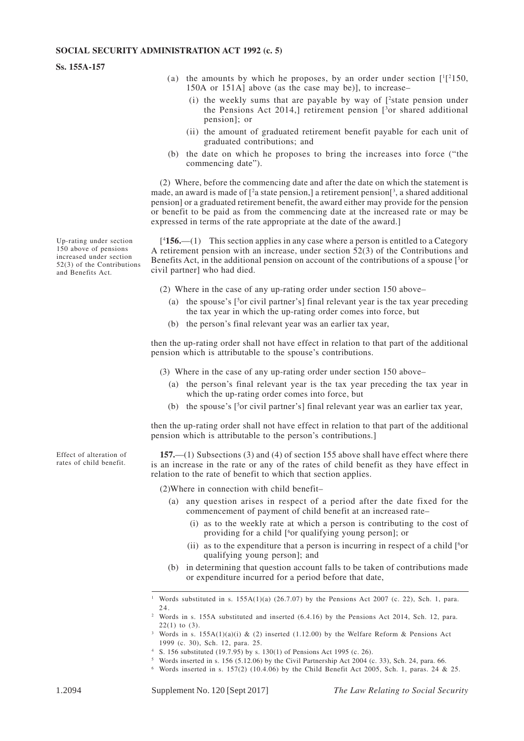(a) the amounts by which he proposes, by an order under section [[1][[2]150, 150A or 151A] above (as the case may be)], to increase–

(i) the weekly sums that are payable by way of [[2]state pension under the Pensions Act 2014,] retirement pension [[3]or shared additional pension]; or

(ii) the amount of graduated retirement benefit payable for each unit of graduated contributions; and

(b) the date on which he proposes to bring the increases into force ("the commencing date").

(2) Where, before the commencing date and after the date on which the statement is made, an award is made of [[2]a state pension,] a retirement pension[[3], a shared additional pension] or a graduated retirement benefit, the award either may provide for the pension or benefit to be paid as from the commencing date at the increased rate or may be expressed in terms of the rate appropriate at the date of the award.]

*Up-rating under section 150 above of pensions increased under section 52(3) of the Contributions and Benefits Act.*

[[4]**156.**—(1) This section applies in any case where a person is entitled to a Category A retirement pension with an increase, under section 52(3) of the Contributions and Benefits Act, in the additional pension on account of the contributions of a spouse [[5]or civil partner] who had died.

(2) Where in the case of any up-rating order under section 150 above–

(a) the spouse's [[5]or civil partner's] final relevant year is the tax year preceding the tax year in which the up-rating order comes into force, but

(b) the person's final relevant year was an earlier tax year,

then the up-rating order shall not have effect in relation to that part of the additional pension which is attributable to the spouse's contributions.

(3) Where in the case of any up-rating order under section 150 above–

(a) the person's final relevant year is the tax year preceding the tax year in which the up-rating order comes into force, but

(b) the spouse's [[5]or civil partner's] final relevant year was an earlier tax year,

then the up-rating order shall not have effect in relation to that part of the additional pension which is attributable to the person's contributions.]

*Effect of alteration of rates of child benefit.*

**157.**—(1) Subsections (3) and (4) of section 155 above shall have effect where there is an increase in the rate or any of the rates of child benefit as they have effect in relation to the rate of benefit to which that section applies.

(2)Where in connection with child benefit–

(a) any question arises in respect of a period after the date fixed for the commencement of payment of child benefit at an increased rate–

(i) as to the weekly rate at which a person is contributing to the cost of providing for a child [[6]or qualifying young person]; or

(ii) as to the expenditure that a person is incurring in respect of a child [[6]or qualifying young person]; and

(b) in determining that question account falls to be taken of contributions made or expenditure incurred for a period before that date,

---

[1] Words substituted in s. 155A(1)(a) (26.7.07) by the Pensions Act 2007 (c. 22), Sch. 1, para. 24.

[2] Words in s. 155A substituted and inserted (6.4.16) by the Pensions Act 2014, Sch. 12, para. 22(1) to (3).

[3] Words in s. 155A(1)(a)(i) & (2) inserted (1.12.00) by the Welfare Reform & Pensions Act 1999 (c. 30), Sch. 12, para. 25.

[4] S. 156 substituted (19.7.95) by s. 130(1) of Pensions Act 1995 (c. 26).

[5] Words inserted in s. 156 (5.12.06) by the Civil Partnership Act 2004 (c. 33), Sch. 24, para. 66.

[6] Words inserted in s. 157(2) (10.4.06) by the Child Benefit Act 2005, Sch. 1, paras. 24 & 25.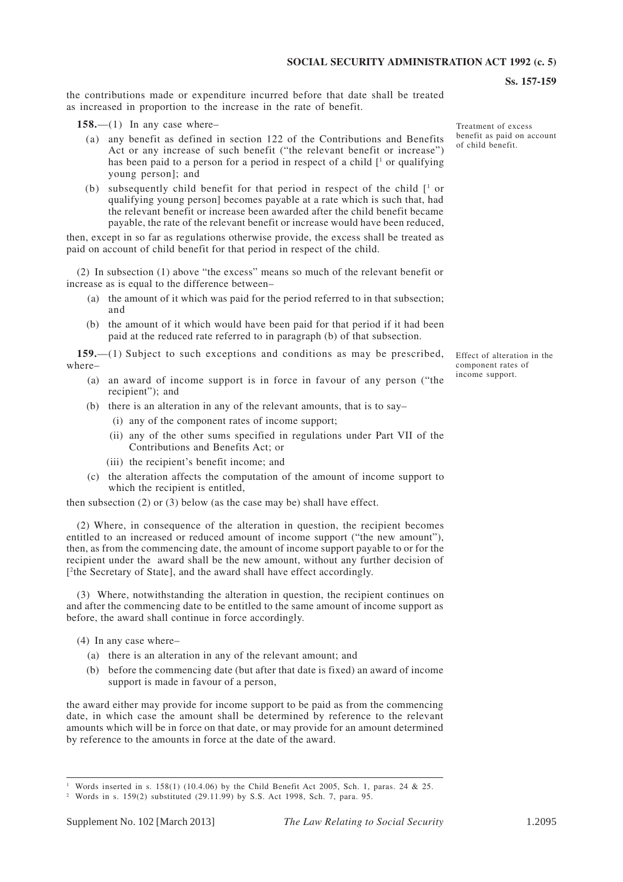the contributions made or expenditure incurred before that date shall be treated as increased in proportion to the increase in the rate of benefit.

*Treatment of excess benefit as paid on account of child benefit.*

**158.**—(1) In any case where–

(a) any benefit as defined in section 122 of the Contributions and Benefits Act or any increase of such benefit ("the relevant benefit or increase") has been paid to a person for a period in respect of a child [[1] or qualifying young person]; and

(b) subsequently child benefit for that period in respect of the child [[1] or qualifying young person] becomes payable at a rate which is such that, had the relevant benefit or increase been awarded after the child benefit became payable, the rate of the relevant benefit or increase would have been reduced,

then, except in so far as regulations otherwise provide, the excess shall be treated as paid on account of child benefit for that period in respect of the child.

(2) In subsection (1) above "the excess" means so much of the relevant benefit or increase as is equal to the difference between–

(a) the amount of it which was paid for the period referred to in that subsection; and

(b) the amount of it which would have been paid for that period if it had been paid at the reduced rate referred to in paragraph (b) of that subsection.

*Effect of alteration in the component rates of income support.*

**159.**—(1) Subject to such exceptions and conditions as may be prescribed, where–

(a) an award of income support is in force in favour of any person ("the recipient"); and

(b) there is an alteration in any of the relevant amounts, that is to say–

(i) any of the component rates of income support;

(ii) any of the other sums specified in regulations under Part VII of the Contributions and Benefits Act; or

(iii) the recipient's benefit income; and

(c) the alteration affects the computation of the amount of income support to which the recipient is entitled,

then subsection (2) or (3) below (as the case may be) shall have effect.

(2) Where, in consequence of the alteration in question, the recipient becomes entitled to an increased or reduced amount of income support ("the new amount"), then, as from the commencing date, the amount of income support payable to or for the recipient under the award shall be the new amount, without any further decision of [[2]the Secretary of State], and the award shall have effect accordingly.

(3) Where, notwithstanding the alteration in question, the recipient continues on and after the commencing date to be entitled to the same amount of income support as before, the award shall continue in force accordingly.

(4) In any case where–

(a) there is an alteration in any of the relevant amount; and

(b) before the commencing date (but after that date is fixed) an award of income support is made in favour of a person,

the award either may provide for income support to be paid as from the commencing date, in which case the amount shall be determined by reference to the relevant amounts which will be in force on that date, or may provide for an amount determined by reference to the amounts in force at the date of the award.

---

[1] Words inserted in s. 158(1) (10.4.06) by the Child Benefit Act 2005, Sch. 1, paras. 24 & 25.

[2] Words in s. 159(2) substituted (29.11.99) by S.S. Act 1998, Sch. 7, para. 95.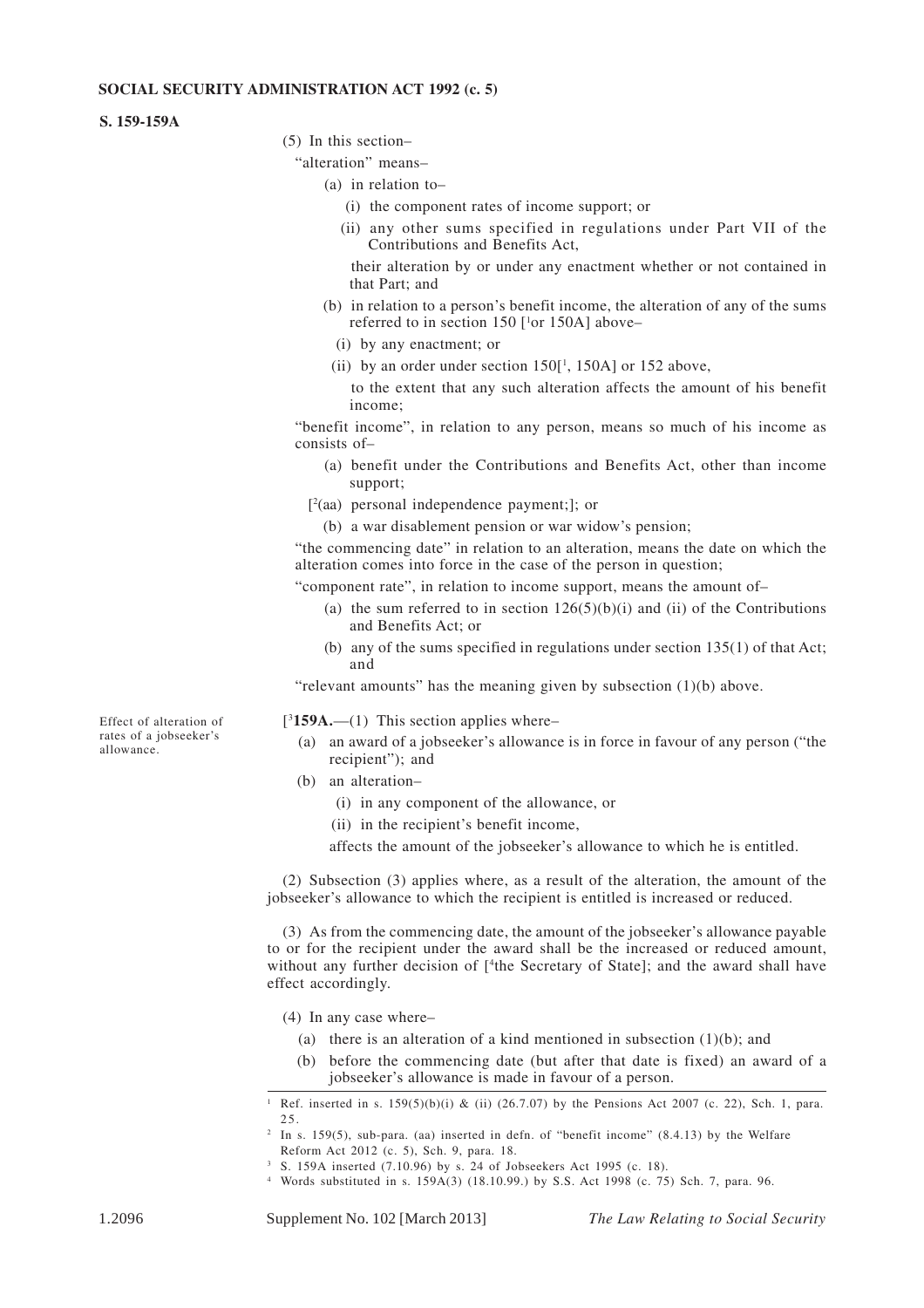(5) In this section–

"alteration" means–

(a) in relation to–

(i) the component rates of income support; or

(ii) any other sums specified in regulations under Part VII of the Contributions and Benefits Act,

their alteration by or under any enactment whether or not contained in that Part; and

(b) in relation to a person's benefit income, the alteration of any of the sums referred to in section 150 [[1]or 150A] above–

(i) by any enactment; or

(ii) by an order under section 150[[1], 150A] or 152 above,

to the extent that any such alteration affects the amount of his benefit income;

"benefit income", in relation to any person, means so much of his income as consists of–

(a) benefit under the Contributions and Benefits Act, other than income support;

[[2](aa) personal independence payment;]; or

(b) a war disablement pension or war widow's pension;

"the commencing date" in relation to an alteration, means the date on which the alteration comes into force in the case of the person in question;

"component rate", in relation to income support, means the amount of–

(a) the sum referred to in section 126(5)(b)(i) and (ii) of the Contributions and Benefits Act; or

(b) any of the sums specified in regulations under section 135(1) of that Act; and

"relevant amounts" has the meaning given by subsection (1)(b) above.

*Effect of alteration of rates of a jobseeker's allowance.*

[[3]**159A.**—(1) This section applies where–

(a) an award of a jobseeker's allowance is in force in favour of any person ("the recipient"); and

(b) an alteration–

(i) in any component of the allowance, or

(ii) in the recipient's benefit income,

affects the amount of the jobseeker's allowance to which he is entitled.

(2) Subsection (3) applies where, as a result of the alteration, the amount of the jobseeker's allowance to which the recipient is entitled is increased or reduced.

(3) As from the commencing date, the amount of the jobseeker's allowance payable to or for the recipient under the award shall be the increased or reduced amount, without any further decision of [[4]the Secretary of State]; and the award shall have effect accordingly.

(4) In any case where–

(a) there is an alteration of a kind mentioned in subsection (1)(b); and

(b) before the commencing date (but after that date is fixed) an award of a jobseeker's allowance is made in favour of a person.

---

[1] Ref. inserted in s. 159(5)(b)(i) & (ii) (26.7.07) by the Pensions Act 2007 (c. 22), Sch. 1, para. 25.

[2] In s. 159(5), sub-para. (aa) inserted in defn. of "benefit income" (8.4.13) by the Welfare Reform Act 2012 (c. 5), Sch. 9, para. 18.

[3] S. 159A inserted (7.10.96) by s. 24 of Jobseekers Act 1995 (c. 18).

[4] Words substituted in s. 159A(3) (18.10.99.) by S.S. Act 1998 (c. 75) Sch. 7, para. 96.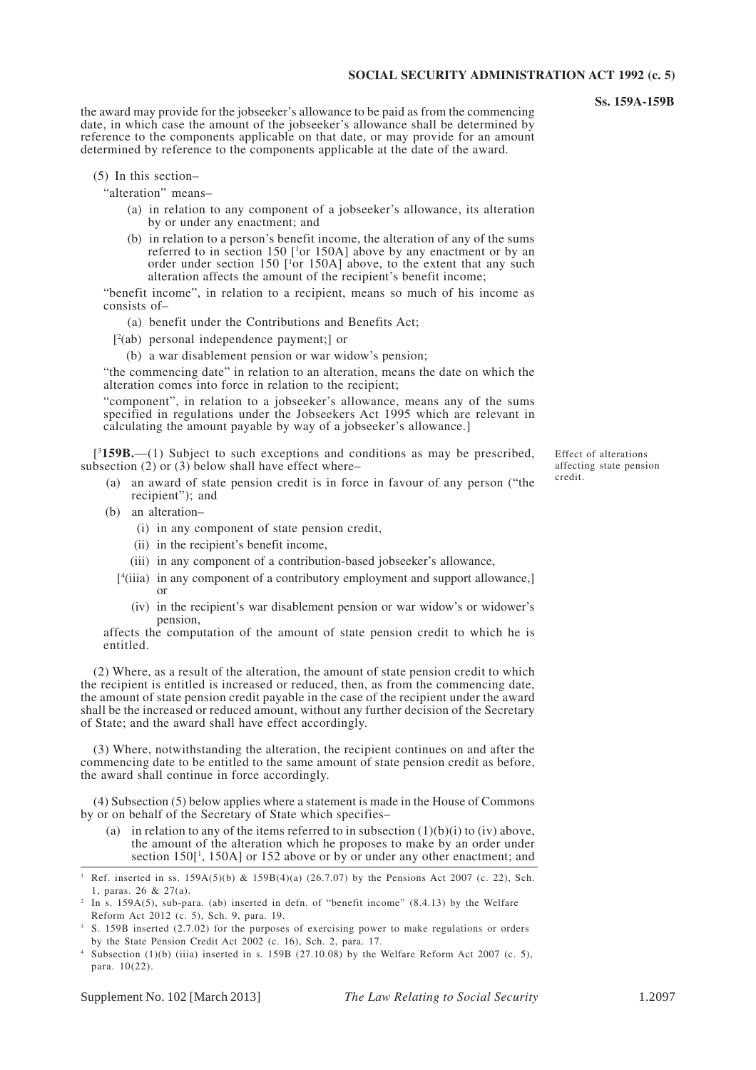the award may provide for the jobseeker's allowance to be paid as from the commencing date, in which case the amount of the jobseeker's allowance shall be determined by reference to the components applicable on that date, or may provide for an amount determined by reference to the components applicable at the date of the award.

(5) In this section–

"alteration" means–

(a) in relation to any component of a jobseeker's allowance, its alteration by or under any enactment; and

(b) in relation to a person's benefit income, the alteration of any of the sums referred to in section 150 [[1]or 150A] above by any enactment or by an order under section 150 [[1]or 150A] above, to the extent that any such alteration affects the amount of the recipient's benefit income;

"benefit income", in relation to a recipient, means so much of his income as consists of–

(a) benefit under the Contributions and Benefits Act;

[[2](ab) personal independence payment;] or

(b) a war disablement pension or war widow's pension;

"the commencing date" in relation to an alteration, means the date on which the alteration comes into force in relation to the recipient;

"component", in relation to a jobseeker's allowance, means any of the sums specified in regulations under the Jobseekers Act 1995 which are relevant in calculating the amount payable by way of a jobseeker's allowance.]

Effect of alterations affecting state pension credit.

[[3]**159B.**—(1) Subject to such exceptions and conditions as may be prescribed, subsection (2) or (3) below shall have effect where–

(a) an award of state pension credit is in force in favour of any person ("the recipient"); and

(b) an alteration–

(i) in any component of state pension credit,

(ii) in the recipient's benefit income,

(iii) in any component of a contribution-based jobseeker's allowance,

[[4](iiia) in any component of a contributory employment and support allowance,] or

(iv) in the recipient's war disablement pension or war widow's or widower's pension,

affects the computation of the amount of state pension credit to which he is entitled.

(2) Where, as a result of the alteration, the amount of state pension credit to which the recipient is entitled is increased or reduced, then, as from the commencing date, the amount of state pension credit payable in the case of the recipient under the award shall be the increased or reduced amount, without any further decision of the Secretary of State; and the award shall have effect accordingly.

(3) Where, notwithstanding the alteration, the recipient continues on and after the commencing date to be entitled to the same amount of state pension credit as before, the award shall continue in force accordingly.

(4) Subsection (5) below applies where a statement is made in the House of Commons by or on behalf of the Secretary of State which specifies–

(a) in relation to any of the items referred to in subsection (1)(b)(i) to (iv) above, the amount of the alteration which he proposes to make by an order under section 150[[1], 150A] or 152 above or by or under any other enactment; and

---

[1] Ref. inserted in ss. 159A(5)(b) & 159B(4)(a) (26.7.07) by the Pensions Act 2007 (c. 22), Sch. 1, paras. 26 & 27(a).

[2] In s. 159A(5), sub-para. (ab) inserted in defn. of "benefit income" (8.4.13) by the Welfare Reform Act 2012 (c. 5), Sch. 9, para. 19.

[3] S. 159B inserted (2.7.02) for the purposes of exercising power to make regulations or orders by the State Pension Credit Act 2002 (c. 16), Sch. 2, para. 17.

[4] Subsection (1)(b) (iiia) inserted in s. 159B (27.10.08) by the Welfare Reform Act 2007 (c. 5), para. 10(22).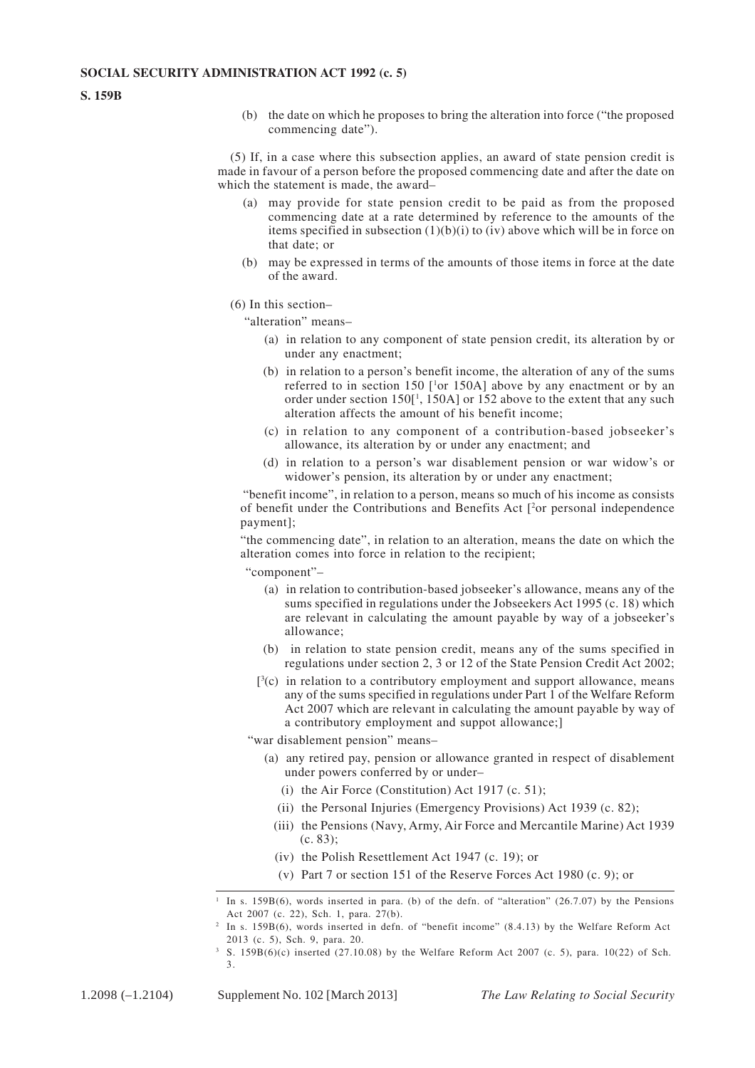(b) the date on which he proposes to bring the alteration into force ("the proposed commencing date").

(5) If, in a case where this subsection applies, an award of state pension credit is made in favour of a person before the proposed commencing date and after the date on which the statement is made, the award–

(a) may provide for state pension credit to be paid as from the proposed commencing date at a rate determined by reference to the amounts of the items specified in subsection (1)(b)(i) to (iv) above which will be in force on that date; or

(b) may be expressed in terms of the amounts of those items in force at the date of the award.

(6) In this section–

"alteration" means–

(a) in relation to any component of state pension credit, its alteration by or under any enactment;

(b) in relation to a person's benefit income, the alteration of any of the sums referred to in section 150 [[1]or 150A] above by any enactment or by an order under section 150[[1], 150A] or 152 above to the extent that any such alteration affects the amount of his benefit income;

(c) in relation to any component of a contribution-based jobseeker's allowance, its alteration by or under any enactment; and

(d) in relation to a person's war disablement pension or war widow's or widower's pension, its alteration by or under any enactment;

"benefit income", in relation to a person, means so much of his income as consists of benefit under the Contributions and Benefits Act [[2]or personal independence payment];

"the commencing date", in relation to an alteration, means the date on which the alteration comes into force in relation to the recipient;

"component"–

(a) in relation to contribution-based jobseeker's allowance, means any of the sums specified in regulations under the Jobseekers Act 1995 (c. 18) which are relevant in calculating the amount payable by way of a jobseeker's allowance;

(b) in relation to state pension credit, means any of the sums specified in regulations under section 2, 3 or 12 of the State Pension Credit Act 2002;

[[3](c) in relation to a contributory employment and support allowance, means any of the sums specified in regulations under Part 1 of the Welfare Reform Act 2007 which are relevant in calculating the amount payable by way of a contributory employment and suppot allowance;]

"war disablement pension" means–

(a) any retired pay, pension or allowance granted in respect of disablement under powers conferred by or under–

(i) the Air Force (Constitution) Act 1917 (c. 51);

(ii) the Personal Injuries (Emergency Provisions) Act 1939 (c. 82);

(iii) the Pensions (Navy, Army, Air Force and Mercantile Marine) Act 1939 (c. 83);

(iv) the Polish Resettlement Act 1947 (c. 19); or

(v) Part 7 or section 151 of the Reserve Forces Act 1980 (c. 9); or

---

[1] In s. 159B(6), words inserted in para. (b) of the defn. of "alteration" (26.7.07) by the Pensions Act 2007 (c. 22), Sch. 1, para. 27(b).

[2] In s. 159B(6), words inserted in defn. of "benefit income" (8.4.13) by the Welfare Reform Act 2013 (c. 5), Sch. 9, para. 20.

[3] S. 159B(6)(c) inserted (27.10.08) by the Welfare Reform Act 2007 (c. 5), para. 10(22) of Sch. 3.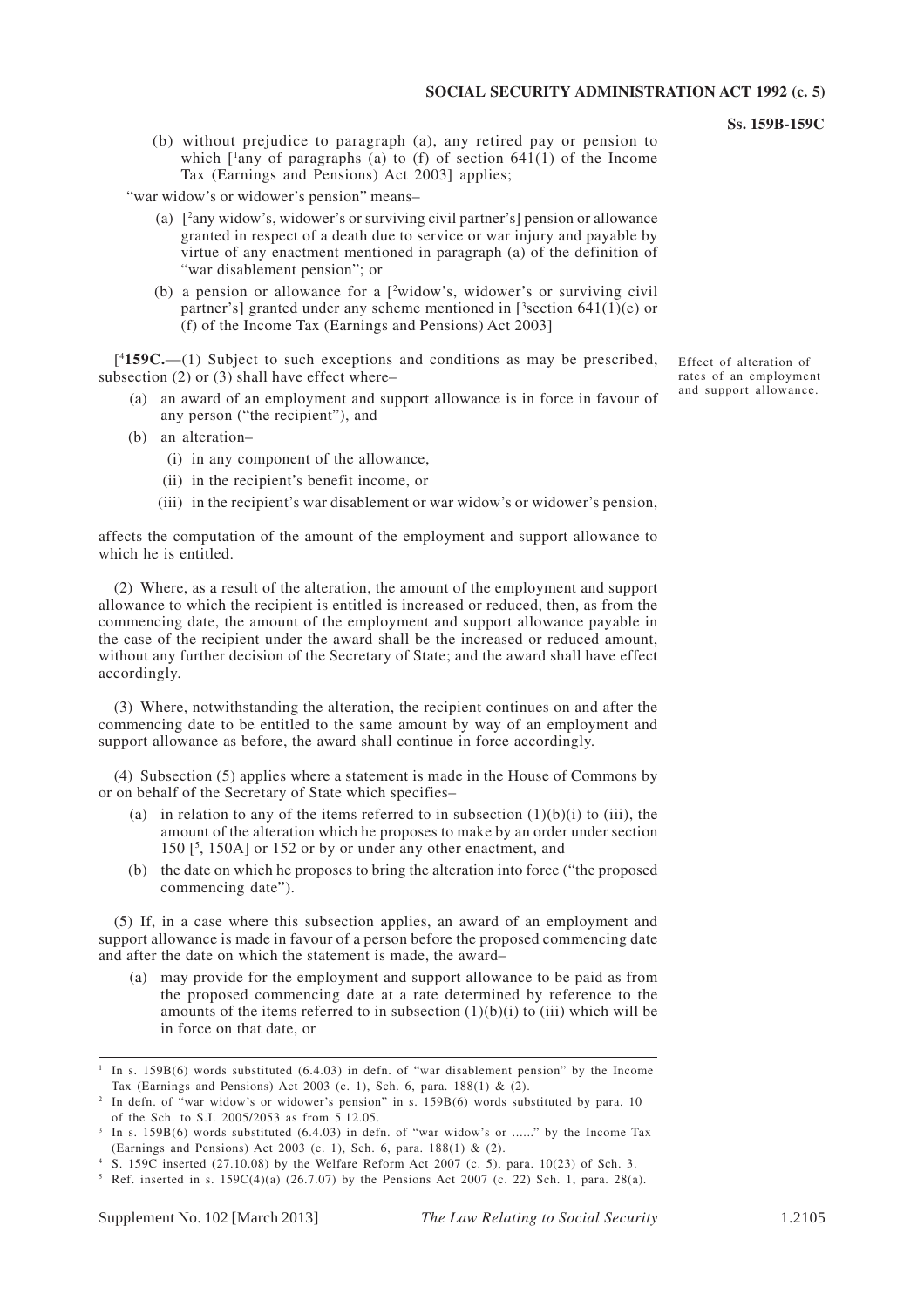(b) without prejudice to paragraph (a), any retired pay or pension to which [[1]any of paragraphs (a) to (f) of section 641(1) of the Income Tax (Earnings and Pensions) Act 2003] applies;

"war widow's or widower's pension" means–

(a) [[2]any widow's, widower's or surviving civil partner's] pension or allowance granted in respect of a death due to service or war injury and payable by virtue of any enactment mentioned in paragraph (a) of the definition of "war disablement pension"; or

(b) a pension or allowance for a [[2]widow's, widower's or surviving civil partner's] granted under any scheme mentioned in [[3]section 641(1)(e) or (f) of the Income Tax (Earnings and Pensions) Act 2003]

*Effect of alteration of rates of an employment and support allowance.*

[[4]**159C.**—(1) Subject to such exceptions and conditions as may be prescribed, subsection (2) or (3) shall have effect where–

(a) an award of an employment and support allowance is in force in favour of any person ("the recipient"), and

(b) an alteration–

(i) in any component of the allowance,

(ii) in the recipient's benefit income, or

(iii) in the recipient's war disablement or war widow's or widower's pension,

affects the computation of the amount of the employment and support allowance to which he is entitled.

(2) Where, as a result of the alteration, the amount of the employment and support allowance to which the recipient is entitled is increased or reduced, then, as from the commencing date, the amount of the employment and support allowance payable in the case of the recipient under the award shall be the increased or reduced amount, without any further decision of the Secretary of State; and the award shall have effect accordingly.

(3) Where, notwithstanding the alteration, the recipient continues on and after the commencing date to be entitled to the same amount by way of an employment and support allowance as before, the award shall continue in force accordingly.

(4) Subsection (5) applies where a statement is made in the House of Commons by or on behalf of the Secretary of State which specifies–

(a) in relation to any of the items referred to in subsection (1)(b)(i) to (iii), the amount of the alteration which he proposes to make by an order under section 150 [[5], 150A] or 152 or by or under any other enactment, and

(b) the date on which he proposes to bring the alteration into force ("the proposed commencing date").

(5) If, in a case where this subsection applies, an award of an employment and support allowance is made in favour of a person before the proposed commencing date and after the date on which the statement is made, the award–

(a) may provide for the employment and support allowance to be paid as from the proposed commencing date at a rate determined by reference to the amounts of the items referred to in subsection (1)(b)(i) to (iii) which will be in force on that date, or

---

[1] In s. 159B(6) words substituted (6.4.03) in defn. of "war disablement pension" by the Income Tax (Earnings and Pensions) Act 2003 (c. 1), Sch. 6, para. 188(1) & (2).

[2] In defn. of "war widow's or widower's pension" in s. 159B(6) words substituted by para. 10 of the Sch. to S.I. 2005/2053 as from 5.12.05.

[3] In s. 159B(6) words substituted (6.4.03) in defn. of "war widow's or ......" by the Income Tax (Earnings and Pensions) Act 2003 (c. 1), Sch. 6, para. 188(1) & (2).

[4] S. 159C inserted (27.10.08) by the Welfare Reform Act 2007 (c. 5), para. 10(23) of Sch. 3.

[5] Ref. inserted in s. 159C(4)(a) (26.7.07) by the Pensions Act 2007 (c. 22) Sch. 1, para. 28(a).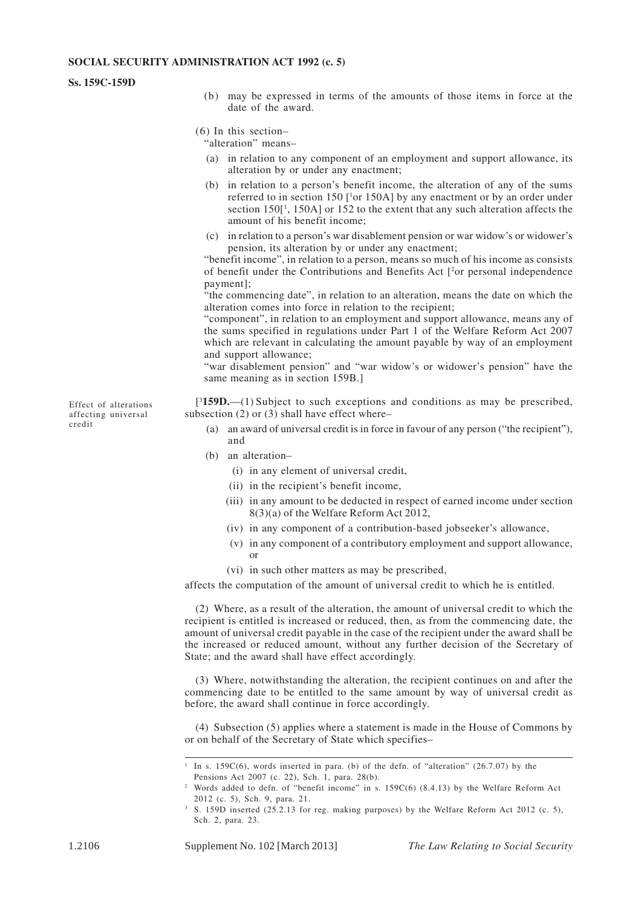(b) may be expressed in terms of the amounts of those items in force at the date of the award.

(6) In this section–

"alteration" means–

(a) in relation to any component of an employment and support allowance, its alteration by or under any enactment;

(b) in relation to a person's benefit income, the alteration of any of the sums referred to in section 150 [[1]or 150A] by any enactment or by an order under section 150[[1], 150A] or 152 to the extent that any such alteration affects the amount of his benefit income;

(c) in relation to a person's war disablement pension or war widow's or widower's pension, its alteration by or under any enactment;

"benefit income", in relation to a person, means so much of his income as consists of benefit under the Contributions and Benefits Act [[2]or personal independence payment];

"the commencing date", in relation to an alteration, means the date on which the alteration comes into force in relation to the recipient;

"component", in relation to an employment and support allowance, means any of the sums specified in regulations under Part 1 of the Welfare Reform Act 2007 which are relevant in calculating the amount payable by way of an employment and support allowance;

"war disablement pension" and "war widow's or widower's pension" have the same meaning as in section 159B.]

*Effect of alterations affecting universal credit*

[[3]**159D.**—(1) Subject to such exceptions and conditions as may be prescribed, subsection (2) or (3) shall have effect where–

(a) an award of universal credit is in force in favour of any person ("the recipient"), and

(b) an alteration–

(i) in any element of universal credit,

(ii) in the recipient's benefit income,

(iii) in any amount to be deducted in respect of earned income under section 8(3)(a) of the Welfare Reform Act 2012,

(iv) in any component of a contribution-based jobseeker's allowance,

(v) in any component of a contributory employment and support allowance, or

(vi) in such other matters as may be prescribed,

affects the computation of the amount of universal credit to which he is entitled.

(2) Where, as a result of the alteration, the amount of universal credit to which the recipient is entitled is increased or reduced, then, as from the commencing date, the amount of universal credit payable in the case of the recipient under the award shall be the increased or reduced amount, without any further decision of the Secretary of State; and the award shall have effect accordingly.

(3) Where, notwithstanding the alteration, the recipient continues on and after the commencing date to be entitled to the same amount by way of universal credit as before, the award shall continue in force accordingly.

(4) Subsection (5) applies where a statement is made in the House of Commons by or on behalf of the Secretary of State which specifies–

---

[1] In s. 159C(6), words inserted in para. (b) of the defn. of "alteration" (26.7.07) by the Pensions Act 2007 (c. 22), Sch. 1, para. 28(b).

[2] Words added to defn. of "benefit income" in s. 159C(6) (8.4.13) by the Welfare Reform Act 2012 (c. 5), Sch. 9, para. 21.

[3] S. 159D inserted (25.2.13 for reg. making purposes) by the Welfare Reform Act 2012 (c. 5), Sch. 2, para. 23.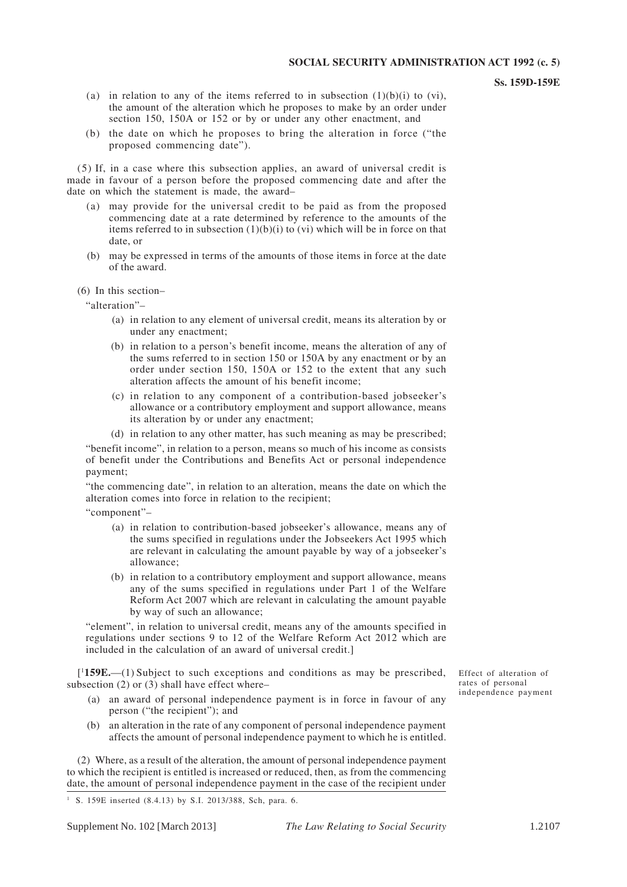(a) in relation to any of the items referred to in subsection (1)(b)(i) to (vi), the amount of the alteration which he proposes to make by an order under section 150, 150A or 152 or by or under any other enactment, and

(b) the date on which he proposes to bring the alteration in force ("the proposed commencing date").

(5) If, in a case where this subsection applies, an award of universal credit is made in favour of a person before the proposed commencing date and after the date on which the statement is made, the award–

(a) may provide for the universal credit to be paid as from the proposed commencing date at a rate determined by reference to the amounts of the items referred to in subsection (1)(b)(i) to (vi) which will be in force on that date, or

(b) may be expressed in terms of the amounts of those items in force at the date of the award.

(6) In this section–

"alteration"–

(a) in relation to any element of universal credit, means its alteration by or under any enactment;

(b) in relation to a person's benefit income, means the alteration of any of the sums referred to in section 150 or 150A by any enactment or by an order under section 150, 150A or 152 to the extent that any such alteration affects the amount of his benefit income;

(c) in relation to any component of a contribution-based jobseeker's allowance or a contributory employment and support allowance, means its alteration by or under any enactment;

(d) in relation to any other matter, has such meaning as may be prescribed;

"benefit income", in relation to a person, means so much of his income as consists of benefit under the Contributions and Benefits Act or personal independence payment;

"the commencing date", in relation to an alteration, means the date on which the alteration comes into force in relation to the recipient;

"component"–

(a) in relation to contribution-based jobseeker's allowance, means any of the sums specified in regulations under the Jobseekers Act 1995 which are relevant in calculating the amount payable by way of a jobseeker's allowance;

(b) in relation to a contributory employment and support allowance, means any of the sums specified in regulations under Part 1 of the Welfare Reform Act 2007 which are relevant in calculating the amount payable by way of such an allowance;

"element", in relation to universal credit, means any of the amounts specified in regulations under sections 9 to 12 of the Welfare Reform Act 2012 which are included in the calculation of an award of universal credit.]

*Effect of alteration of rates of personal independence payment*

[[1]**159E.**—(1) Subject to such exceptions and conditions as may be prescribed, subsection (2) or (3) shall have effect where–

(a) an award of personal independence payment is in force in favour of any person ("the recipient"); and

(b) an alteration in the rate of any component of personal independence payment affects the amount of personal independence payment to which he is entitled.

(2) Where, as a result of the alteration, the amount of personal independence payment to which the recipient is entitled is increased or reduced, then, as from the commencing date, the amount of personal independence payment in the case of the recipient under

[1] S. 159E inserted (8.4.13) by S.I. 2013/388, Sch, para. 6.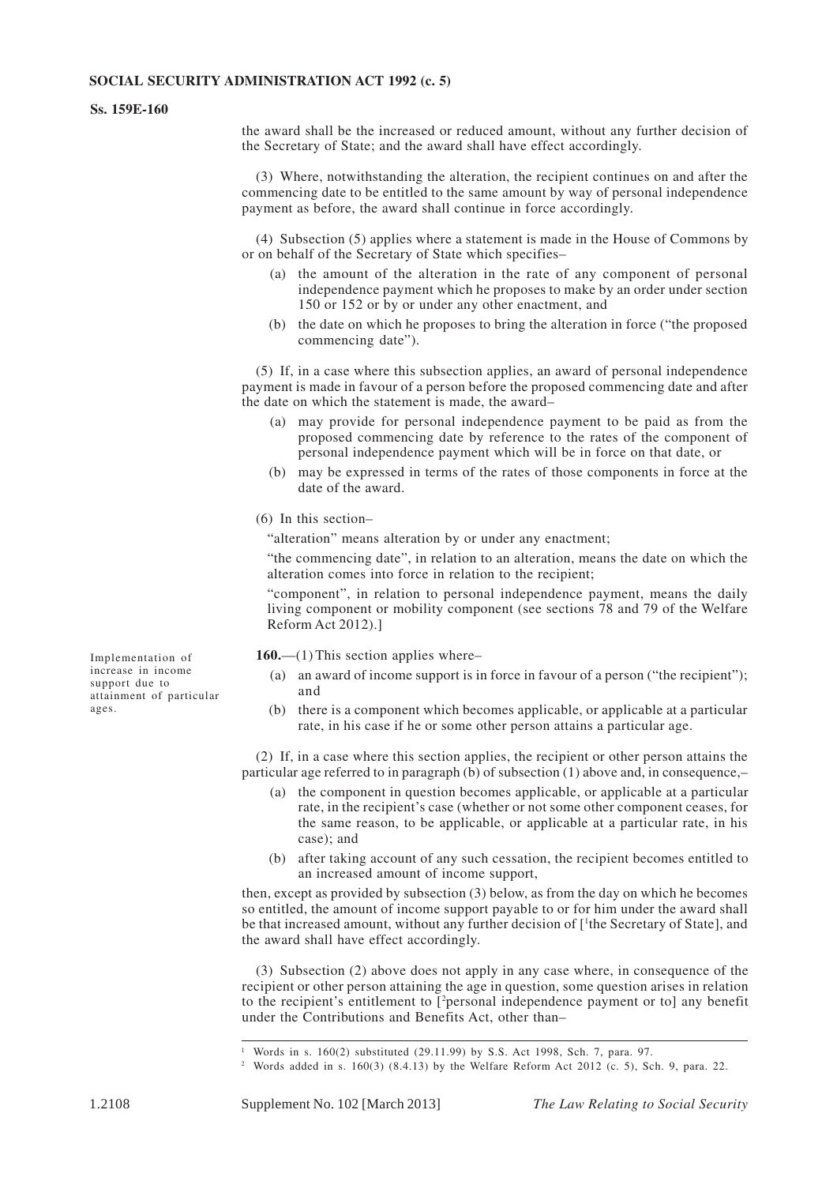the award shall be the increased or reduced amount, without any further decision of the Secretary of State; and the award shall have effect accordingly.

(3) Where, notwithstanding the alteration, the recipient continues on and after the commencing date to be entitled to the same amount by way of personal independence payment as before, the award shall continue in force accordingly.

(4) Subsection (5) applies where a statement is made in the House of Commons by or on behalf of the Secretary of State which specifies–

(a) the amount of the alteration in the rate of any component of personal independence payment which he proposes to make by an order under section 150 or 152 or by or under any other enactment, and

(b) the date on which he proposes to bring the alteration in force ("the proposed commencing date").

(5) If, in a case where this subsection applies, an award of personal independence payment is made in favour of a person before the proposed commencing date and after the date on which the statement is made, the award–

(a) may provide for personal independence payment to be paid as from the proposed commencing date by reference to the rates of the component of personal independence payment which will be in force on that date, or

(b) may be expressed in terms of the rates of those components in force at the date of the award.

(6) In this section–

"alteration" means alteration by or under any enactment;

"the commencing date", in relation to an alteration, means the date on which the alteration comes into force in relation to the recipient;

"component", in relation to personal independence payment, means the daily living component or mobility component (see sections 78 and 79 of the Welfare Reform Act 2012).]

*Implementation of increase in income support due to attainment of particular ages.*

**160.**—(1) This section applies where–

(a) an award of income support is in force in favour of a person ("the recipient"); and

(b) there is a component which becomes applicable, or applicable at a particular rate, in his case if he or some other person attains a particular age.

(2) If, in a case where this section applies, the recipient or other person attains the particular age referred to in paragraph (b) of subsection (1) above and, in consequence,–

(a) the component in question becomes applicable, or applicable at a particular rate, in the recipient's case (whether or not some other component ceases, for the same reason, to be applicable, or applicable at a particular rate, in his case); and

(b) after taking account of any such cessation, the recipient becomes entitled to an increased amount of income support,

then, except as provided by subsection (3) below, as from the day on which he becomes so entitled, the amount of income support payable to or for him under the award shall be that increased amount, without any further decision of [[1]the Secretary of State], and the award shall have effect accordingly.

(3) Subsection (2) above does not apply in any case where, in consequence of the recipient or other person attaining the age in question, some question arises in relation to the recipient's entitlement to [[2]personal independence payment or to] any benefit under the Contributions and Benefits Act, other than–

---

[1] Words in s. 160(2) substituted (29.11.99) by S.S. Act 1998, Sch. 7, para. 97.

[2] Words added in s. 160(3) (8.4.13) by the Welfare Reform Act 2012 (c. 5), Sch. 9, para. 22.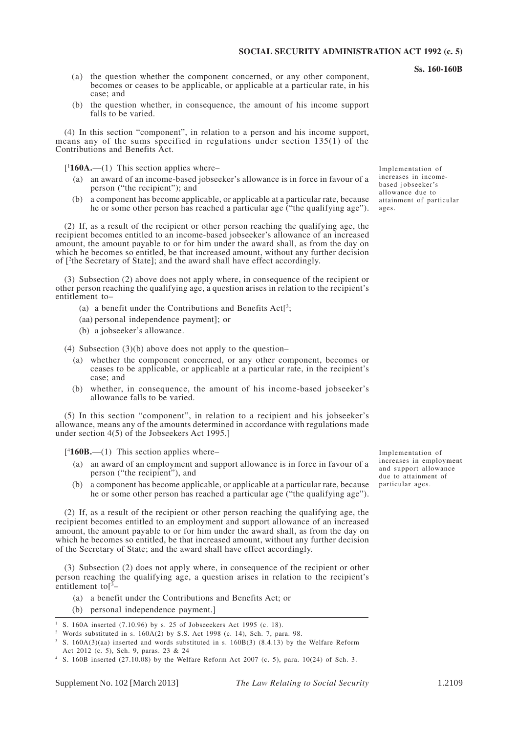(a) the question whether the component concerned, or any other component, becomes or ceases to be applicable, or applicable at a particular rate, in his case; and

(b) the question whether, in consequence, the amount of his income support falls to be varied.

(4) In this section "component", in relation to a person and his income support, means any of the sums specified in regulations under section 135(1) of the Contributions and Benefits Act.

[[1]**160A.**—(1) This section applies where–

*Implementation of increases in income-based jobseeker's allowance due to attainment of particular ages.*

(a) an award of an income-based jobseeker's allowance is in force in favour of a person ("the recipient"); and

(b) a component has become applicable, or applicable at a particular rate, because he or some other person has reached a particular age ("the qualifying age").

(2) If, as a result of the recipient or other person reaching the qualifying age, the recipient becomes entitled to an income-based jobseeker's allowance of an increased amount, the amount payable to or for him under the award shall, as from the day on which he becomes so entitled, be that increased amount, without any further decision of [[2]the Secretary of State]; and the award shall have effect accordingly.

(3) Subsection (2) above does not apply where, in consequence of the recipient or other person reaching the qualifying age, a question arises in relation to the recipient's entitlement to–

(a) a benefit under the Contributions and Benefits Act[[3];

(aa) personal independence payment]; or

(b) a jobseeker's allowance.

(4) Subsection (3)(b) above does not apply to the question–

(a) whether the component concerned, or any other component, becomes or ceases to be applicable, or applicable at a particular rate, in the recipient's case; and

(b) whether, in consequence, the amount of his income-based jobseeker's allowance falls to be varied.

(5) In this section "component", in relation to a recipient and his jobseeker's allowance, means any of the amounts determined in accordance with regulations made under section 4(5) of the Jobseekers Act 1995.]

[[4]**160B.**—(1) This section applies where–

*Implementation of increases in employment and support allowance due to attainment of particular ages.*

(a) an award of an employment and support allowance is in force in favour of a person ("the recipient"), and

(b) a component has become applicable, or applicable at a particular rate, because he or some other person has reached a particular age ("the qualifying age").

(2) If, as a result of the recipient or other person reaching the qualifying age, the recipient becomes entitled to an employment and support allowance of an increased amount, the amount payable to or for him under the award shall, as from the day on which he becomes so entitled, be that increased amount, without any further decision of the Secretary of State; and the award shall have effect accordingly.

(3) Subsection (2) does not apply where, in consequence of the recipient or other person reaching the qualifying age, a question arises in relation to the recipient's entitlement to[[3]–

(a) a benefit under the Contributions and Benefits Act; or

(b) personal independence payment.]

---

[1] S. 160A inserted (7.10.96) by s. 25 of Jobseeekers Act 1995 (c. 18).

[2] Words substituted in s. 160A(2) by S.S. Act 1998 (c. 14), Sch. 7, para. 98.

[3] S. 160A(3)(aa) inserted and words substituted in s. 160B(3) (8.4.13) by the Welfare Reform Act 2012 (c. 5), Sch. 9, paras. 23 & 24

[4] S. 160B inserted (27.10.08) by the Welfare Reform Act 2007 (c. 5), para. 10(24) of Sch. 3.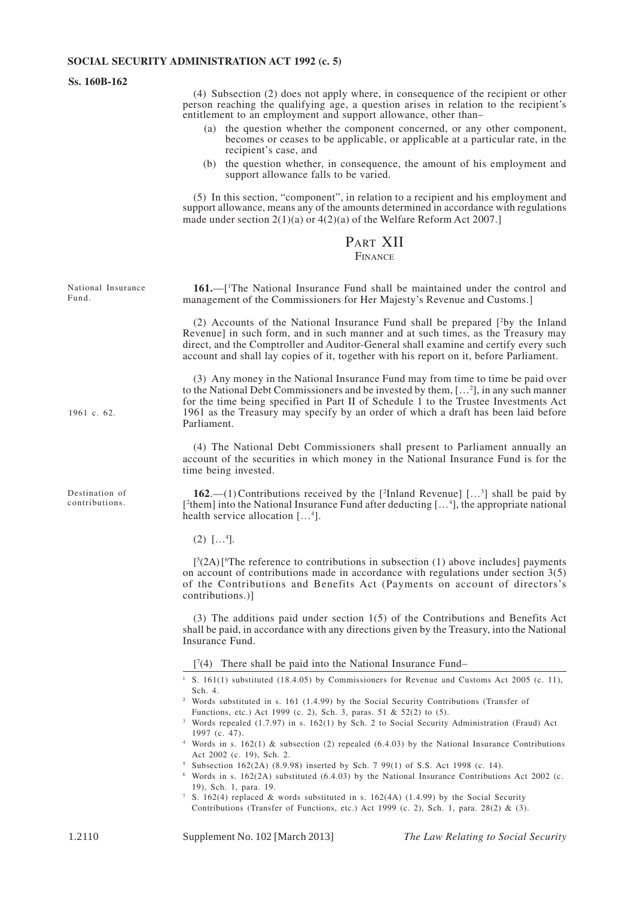(4) Subsection (2) does not apply where, in consequence of the recipient or other person reaching the qualifying age, a question arises in relation to the recipient's entitlement to an employment and support allowance, other than–

(a) the question whether the component concerned, or any other component, becomes or ceases to be applicable, or applicable at a particular rate, in the recipient's case, and

(b) the question whether, in consequence, the amount of his employment and support allowance falls to be varied.

(5) In this section, "component", in relation to a recipient and his employment and support allowance, means any of the amounts determined in accordance with regulations made under section 2(1)(a) or 4(2)(a) of the Welfare Reform Act 2007.]

## PART XII

### FINANCE

National Insurance Fund.

**161.**—[[1]The National Insurance Fund shall be maintained under the control and management of the Commissioners for Her Majesty's Revenue and Customs.]

(2) Accounts of the National Insurance Fund shall be prepared [[2]by the Inland Revenue] in such form, and in such manner and at such times, as the Treasury may direct, and the Comptroller and Auditor-General shall examine and certify every such account and shall lay copies of it, together with his report on it, before Parliament.

(3) Any money in the National Insurance Fund may from time to time be paid over to the National Debt Commissioners and be invested by them, […[2]], in any such manner for the time being specified in Part II of Schedule 1 to the Trustee Investments Act 1961 as the Treasury may specify by an order of which a draft has been laid before Parliament.

1961 c. 62.

(4) The National Debt Commissioners shall present to Parliament annually an account of the securities in which money in the National Insurance Fund is for the time being invested.

Destination of contributions.

**162.**—(1) Contributions received by the [[2]Inland Revenue] […[3]] shall be paid by [[2]them] into the National Insurance Fund after deducting […[4]], the appropriate national health service allocation […[4]].

(2) […[4]].

[[5](2A) [[6]The reference to contributions in subsection (1) above includes] payments on account of contributions made in accordance with regulations under section 3(5) of the Contributions and Benefits Act (Payments on account of directors's contributions.)]

(3) The additions paid under section 1(5) of the Contributions and Benefits Act shall be paid, in accordance with any directions given by the Treasury, into the National Insurance Fund.

[[7](4) There shall be paid into the National Insurance Fund–

---

[1] S. 161(1) substituted (18.4.05) by Commissioners for Revenue and Customs Act 2005 (c. 11), Sch. 4.

[2] Words substituted in s. 161 (1.4.99) by the Social Security Contributions (Transfer of Functions, etc.) Act 1999 (c. 2), Sch. 3, paras. 51 & 52(2) to (5).

[3] Words repealed (1.7.97) in s. 162(1) by Sch. 2 to Social Security Administration (Fraud) Act 1997 (c. 47).

[4] Words in s. 162(1) & subsection (2) repealed (6.4.03) by the National Insurance Contributions Act 2002 (c. 19), Sch. 2.

[5] Subsection 162(2A) (8.9.98) inserted by Sch. 7 99(1) of S.S. Act 1998 (c. 14).

[6] Words in s. 162(2A) substituted (6.4.03) by the National Insurance Contributions Act 2002 (c. 19), Sch. 1, para. 19.

[7] S. 162(4) replaced & words substituted in s. 162(4A) (1.4.99) by the Social Security Contributions (Transfer of Functions, etc.) Act 1999 (c. 2), Sch. 1, para. 28(2) & (3).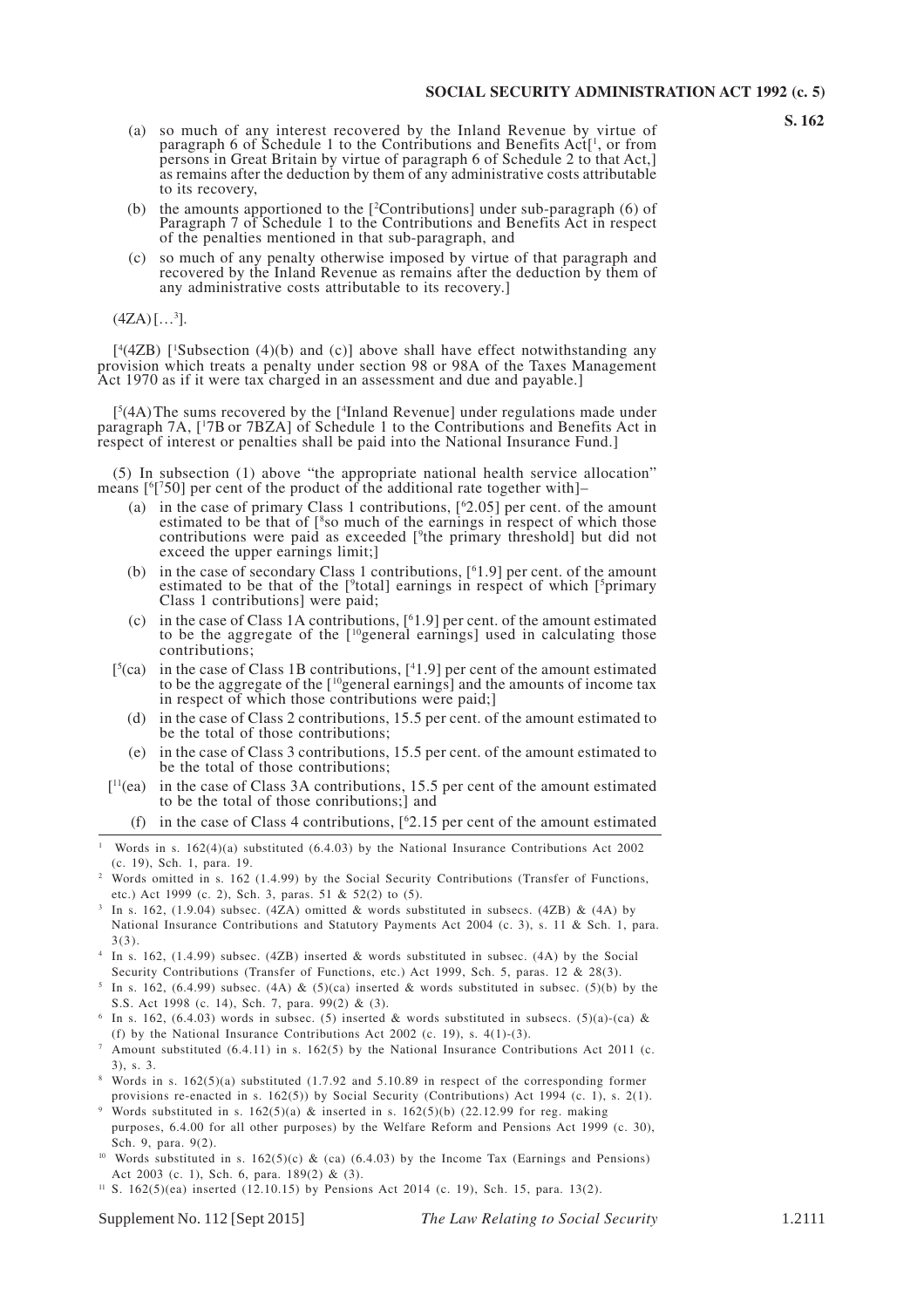(a) so much of any interest recovered by the Inland Revenue by virtue of paragraph 6 of Schedule 1 to the Contributions and Benefits Act[[1], or from persons in Great Britain by virtue of paragraph 6 of Schedule 2 to that Act,] as remains after the deduction by them of any administrative costs attributable to its recovery,

(b) the amounts apportioned to the [[2]Contributions] under sub-paragraph (6) of Paragraph 7 of Schedule 1 to the Contributions and Benefits Act in respect of the penalties mentioned in that sub-paragraph, and

(c) so much of any penalty otherwise imposed by virtue of that paragraph and recovered by the Inland Revenue as remains after the deduction by them of any administrative costs attributable to its recovery.]

(4ZA) […[3]].

[[4](4ZB) [[1]Subsection (4)(b) and (c)] above shall have effect notwithstanding any provision which treats a penalty under section 98 or 98A of the Taxes Management Act 1970 as if it were tax charged in an assessment and due and payable.]

[[5](4A) The sums recovered by the [[4]Inland Revenue] under regulations made under paragraph 7A, [[1]7B or 7BZA] of Schedule 1 to the Contributions and Benefits Act in respect of interest or penalties shall be paid into the National Insurance Fund.]

(5) In subsection (1) above "the appropriate national health service allocation" means [[6][[7]50] per cent of the product of the additional rate together with]–

(a) in the case of primary Class 1 contributions, [[6]2.05] per cent. of the amount estimated to be that of [[8]so much of the earnings in respect of which those contributions were paid as exceeded [[9]the primary threshold] but did not exceed the upper earnings limit;]

(b) in the case of secondary Class 1 contributions, [[6]1.9] per cent. of the amount estimated to be that of the [[9]total] earnings in respect of which [[5]primary Class 1 contributions] were paid;

(c) in the case of Class 1A contributions, [[6]1.9] per cent. of the amount estimated to be the aggregate of the [[10]general earnings] used in calculating those contributions;

[[5](ca) in the case of Class 1B contributions, [[4]1.9] per cent of the amount estimated to be the aggregate of the [[10]general earnings] and the amounts of income tax in respect of which those contributions were paid;]

(d) in the case of Class 2 contributions, 15.5 per cent. of the amount estimated to be the total of those contributions;

(e) in the case of Class 3 contributions, 15.5 per cent. of the amount estimated to be the total of those contributions;

[[11](ea) in the case of Class 3A contributions, 15.5 per cent of the amount estimated to be the total of those conributions;] and

(f) in the case of Class 4 contributions, [[6]2.15 per cent of the amount estimated

---

[1] Words in s. 162(4)(a) substituted (6.4.03) by the National Insurance Contributions Act 2002 (c. 19), Sch. 1, para. 19.

[2] Words omitted in s. 162 (1.4.99) by the Social Security Contributions (Transfer of Functions, etc.) Act 1999 (c. 2), Sch. 3, paras. 51 & 52(2) to (5).

[3] In s. 162, (1.9.04) subsec. (4ZA) omitted & words substituted in subsecs. (4ZB) & (4A) by National Insurance Contributions and Statutory Payments Act 2004 (c. 3), s. 11 & Sch. 1, para. 3(3).

[4] In s. 162, (1.4.99) subsec. (4ZB) inserted & words substituted in subsec. (4A) by the Social Security Contributions (Transfer of Functions, etc.) Act 1999, Sch. 5, paras. 12 & 28(3).

[5] In s. 162, (6.4.99) subsec. (4A) & (5)(ca) inserted & words substituted in subsec. (5)(b) by the S.S. Act 1998 (c. 14), Sch. 7, para. 99(2) & (3).

[6] In s. 162, (6.4.03) words in subsec. (5) inserted & words substituted in subsecs. (5)(a)-(ca) & (f) by the National Insurance Contributions Act 2002 (c. 19), s. 4(1)-(3).

[7] Amount substituted (6.4.11) in s. 162(5) by the National Insurance Contributions Act 2011 (c. 3), s. 3.

[8] Words in s. 162(5)(a) substituted (1.7.92 and 5.10.89 in respect of the corresponding former provisions re-enacted in s. 162(5)) by Social Security (Contributions) Act 1994 (c. 1), s. 2(1).

[9] Words substituted in s. 162(5)(a) & inserted in s. 162(5)(b) (22.12.99 for reg. making purposes, 6.4.00 for all other purposes) by the Welfare Reform and Pensions Act 1999 (c. 30), Sch. 9, para. 9(2).

[10] Words substituted in s. 162(5)(c) & (ca) (6.4.03) by the Income Tax (Earnings and Pensions) Act 2003 (c. 1), Sch. 6, para. 189(2) & (3).

[11] S. 162(5)(ea) inserted (12.10.15) by Pensions Act 2014 (c. 19), Sch. 15, para. 13(2).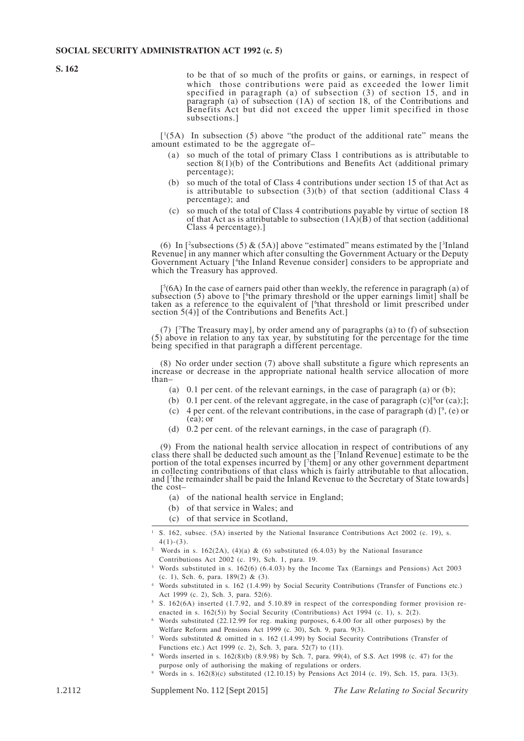to be that of so much of the profits or gains, or earnings, in respect of which those contributions were paid as exceeded the lower limit specified in paragraph (a) of subsection (3) of section 15, and in paragraph (a) of subsection (1A) of section 18, of the Contributions and Benefits Act but did not exceed the upper limit specified in those subsections.]

[[1](5A) In subsection (5) above "the product of the additional rate" means the amount estimated to be the aggregate of–

(a) so much of the total of primary Class 1 contributions as is attributable to section 8(1)(b) of the Contributions and Benefits Act (additional primary percentage);

(b) so much of the total of Class 4 contributions under section 15 of that Act as is attributable to subsection (3)(b) of that section (additional Class 4 percentage); and

(c) so much of the total of Class 4 contributions payable by virtue of section 18 of that Act as is attributable to subsection (1A)(B) of that section (additional Class 4 percentage).]

(6) In [[2]subsections (5) & (5A)] above "estimated" means estimated by the [[3]Inland Revenue] in any manner which after consulting the Government Actuary or the Deputy Government Actuary [[4]the Inland Revenue consider] considers to be appropriate and which the Treasury has approved.

[[5](6A) In the case of earners paid other than weekly, the reference in paragraph (a) of subsection (5) above to [[6]the primary threshold or the upper earnings limit] shall be taken as a reference to the equivalent of [[6]that threshold or limit prescribed under section 5(4)] of the Contributions and Benefits Act.]

(7) [[7]The Treasury may], by order amend any of paragraphs (a) to (f) of subsection (5) above in relation to any tax year, by substituting for the percentage for the time being specified in that paragraph a different percentage.

(8) No order under section (7) above shall substitute a figure which represents an increase or decrease in the appropriate national health service allocation of more than–

(a) 0.1 per cent. of the relevant earnings, in the case of paragraph (a) or (b);

(b) 0.1 per cent. of the relevant aggregate, in the case of paragraph (c)[[8]or (ca);];

(c) 4 per cent. of the relevant contributions, in the case of paragraph (d) [[9], (e) or (ea); or

(d) 0.2 per cent. of the relevant earnings, in the case of paragraph (f).

(9) From the national health service allocation in respect of contributions of any class there shall be deducted such amount as the [[7]Inland Revenue] estimate to be the portion of the total expenses incurred by [[7]them] or any other government department in collecting contributions of that class which is fairly attributable to that allocation, and [[7]the remainder shall be paid the Inland Revenue to the Secretary of State towards] the cost–

(a) of the national health service in England;

(b) of that service in Wales; and

(c) of that service in Scotland,

---

[1] S. 162, subsec. (5A) inserted by the National Insurance Contributions Act 2002 (c. 19), s. 4(1)-(3).

[2] Words in s. 162(2A), (4)(a) & (6) substituted (6.4.03) by the National Insurance Contributions Act 2002 (c. 19), Sch. 1, para. 19.

[3] Words substituted in s. 162(6) (6.4.03) by the Income Tax (Earnings and Pensions) Act 2003 (c. 1), Sch. 6, para. 189(2) & (3).

[4] Words substituted in s. 162 (1.4.99) by Social Security Contributions (Transfer of Functions etc.) Act 1999 (c. 2), Sch. 3, para. 52(6).

[5] S. 162(6A) inserted (1.7.92, and 5.10.89 in respect of the corresponding former provision re-enacted in s. 162(5)) by Social Security (Contributions) Act 1994 (c. 1), s. 2(2).

[6] Words substituted (22.12.99 for reg. making purposes, 6.4.00 for all other purposes) by the Welfare Reform and Pensions Act 1999 (c. 30), Sch. 9, para. 9(3).

[7] Words substituted & omitted in s. 162 (1.4.99) by Social Security Contributions (Transfer of Functions etc.) Act 1999 (c. 2), Sch. 3, para. 52(7) to (11).

[8] Words inserted in s. 162(8)(b) (8.9.98) by Sch. 7, para. 99(4), of S.S. Act 1998 (c. 47) for the purpose only of authorising the making of regulations or orders.

[9] Words in s. 162(8)(c) substituted (12.10.15) by Pensions Act 2014 (c. 19), Sch. 15, para. 13(3).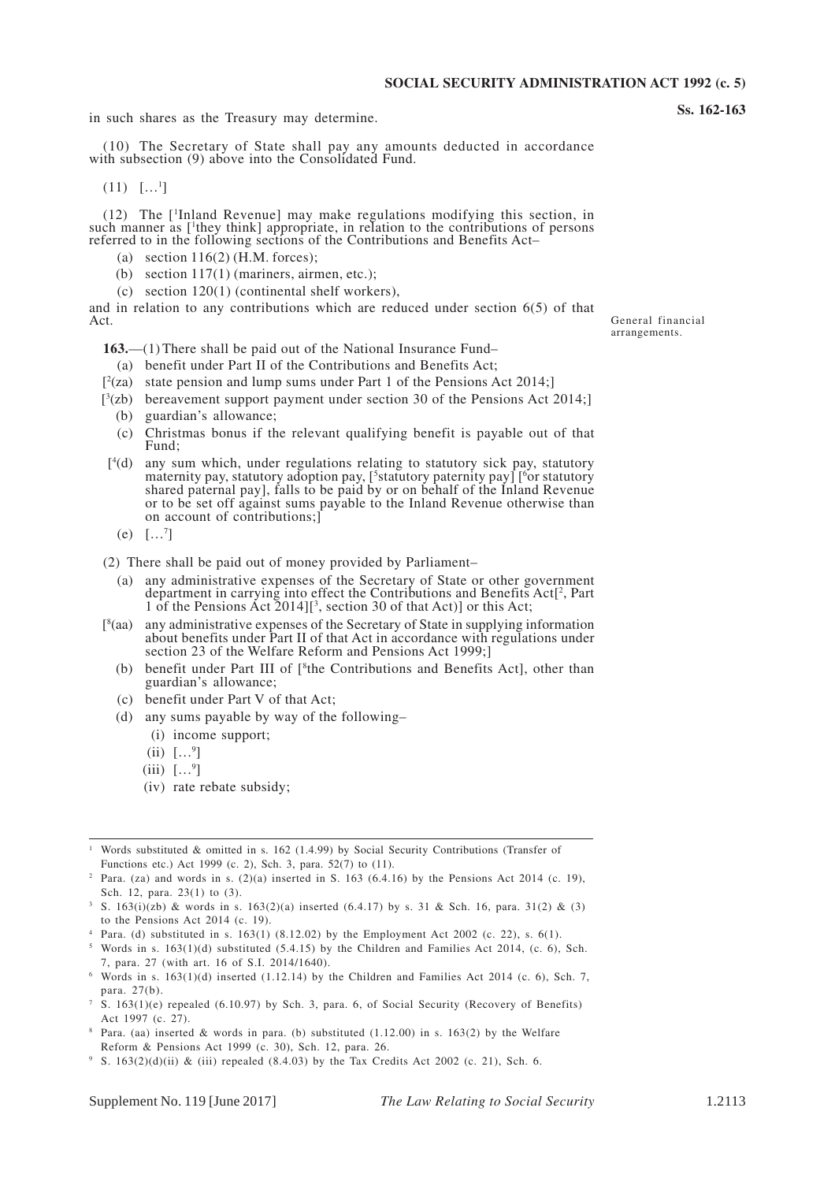in such shares as the Treasury may determine.

(10) The Secretary of State shall pay any amounts deducted in accordance with subsection (9) above into the Consolidated Fund.

(11) […[1]]

(12) The [[1]Inland Revenue] may make regulations modifying this section, in such manner as [[1]they think] appropriate, in relation to the contributions of persons referred to in the following sections of the Contributions and Benefits Act–

- (a) section 116(2) (H.M. forces);
- (b) section 117(1) (mariners, airmen, etc.);
- (c) section 120(1) (continental shelf workers),

and in relation to any contributions which are reduced under section 6(5) of that Act.

General financial arrangements.

**163.**—(1) There shall be paid out of the National Insurance Fund–

- (a) benefit under Part II of the Contributions and Benefits Act;
- [[2](za) state pension and lump sums under Part 1 of the Pensions Act 2014;]
- [[3](zb) bereavement support payment under section 30 of the Pensions Act 2014;]
- (b) guardian's allowance;
- (c) Christmas bonus if the relevant qualifying benefit is payable out of that Fund;
- [[4](d) any sum which, under regulations relating to statutory sick pay, statutory maternity pay, statutory adoption pay, [[5]statutory paternity pay] [[6]or statutory shared paternal pay], falls to be paid by or on behalf of the Inland Revenue or to be set off against sums payable to the Inland Revenue otherwise than on account of contributions;]
- (e) […[7]]

(2) There shall be paid out of money provided by Parliament–

- (a) any administrative expenses of the Secretary of State or other government department in carrying into effect the Contributions and Benefits Act[[2], Part 1 of the Pensions Act 2014][[3], section 30 of that Act)] or this Act;
- [[8](aa) any administrative expenses of the Secretary of State in supplying information about benefits under Part II of that Act in accordance with regulations under section 23 of the Welfare Reform and Pensions Act 1999;]
- (b) benefit under Part III of [[8]the Contributions and Benefits Act], other than guardian's allowance;
- (c) benefit under Part V of that Act;
- (d) any sums payable by way of the following–
  - (i) income support;
  - (ii) […[9]]
  - (iii) […[9]]
  - (iv) rate rebate subsidy;

---

[1] Words substituted & omitted in s. 162 (1.4.99) by Social Security Contributions (Transfer of Functions etc.) Act 1999 (c. 2), Sch. 3, para. 52(7) to (11).

[2] Para. (za) and words in s. (2)(a) inserted in S. 163 (6.4.16) by the Pensions Act 2014 (c. 19), Sch. 12, para. 23(1) to (3).

[3] S. 163(i)(zb) & words in s. 163(2)(a) inserted (6.4.17) by s. 31 & Sch. 16, para. 31(2) & (3) to the Pensions Act 2014 (c. 19).

[4] Para. (d) substituted in s. 163(1) (8.12.02) by the Employment Act 2002 (c. 22), s. 6(1).

[5] Words in s. 163(1)(d) substituted (5.4.15) by the Children and Families Act 2014, (c. 6), Sch. 7, para. 27 (with art. 16 of S.I. 2014/1640).

[6] Words in s. 163(1)(d) inserted (1.12.14) by the Children and Families Act 2014 (c. 6), Sch. 7, para. 27(b).

[7] S. 163(1)(e) repealed (6.10.97) by Sch. 3, para. 6, of Social Security (Recovery of Benefits) Act 1997 (c. 27).

[8] Para. (aa) inserted & words in para. (b) substituted (1.12.00) in s. 163(2) by the Welfare Reform & Pensions Act 1999 (c. 30), Sch. 12, para. 26.

[9] S. 163(2)(d)(ii) & (iii) repealed (8.4.03) by the Tax Credits Act 2002 (c. 21), Sch. 6.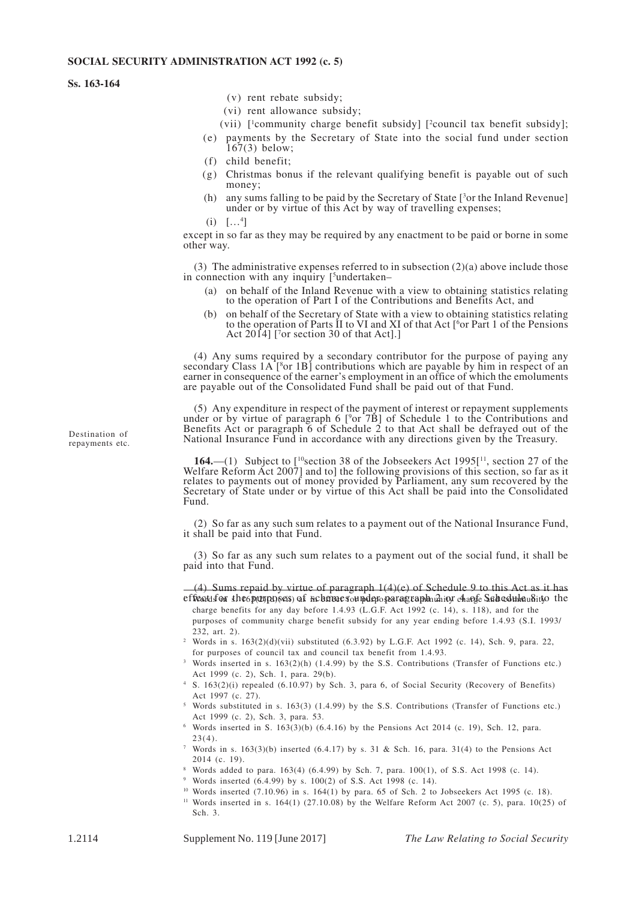(v) rent rebate subsidy;

(vi) rent allowance subsidy;

(vii) [[1]community charge benefit subsidy] [[2]council tax benefit subsidy];

(e) payments by the Secretary of State into the social fund under section 167(3) below;

(f) child benefit;

(g) Christmas bonus if the relevant qualifying benefit is payable out of such money;

(h) any sums falling to be paid by the Secretary of State [[3]or the Inland Revenue] under or by virtue of this Act by way of travelling expenses;

(i) […[4]]

except in so far as they may be required by any enactment to be paid or borne in some other way.

(3) The administrative expenses referred to in subsection (2)(a) above include those in connection with any inquiry [[5]undertaken–

(a) on behalf of the Inland Revenue with a view to obtaining statistics relating to the operation of Part I of the Contributions and Benefits Act, and

(b) on behalf of the Secretary of State with a view to obtaining statistics relating to the operation of Parts II to VI and XI of that Act [[6]or Part 1 of the Pensions Act 2014] [[7]or section 30 of that Act].]

(4) Any sums required by a secondary contributor for the purpose of paying any secondary Class 1A [[8]or 1B] contributions which are payable by him in respect of an earner in consequence of the earner's employment in an office of which the emoluments are payable out of the Consolidated Fund shall be paid out of that Fund.

(5) Any expenditure in respect of the payment of interest or repayment supplements under or by virtue of paragraph 6 [[9]or 7B] of Schedule 1 to the Contributions and Benefits Act or paragraph 6 of Schedule 2 to that Act shall be defrayed out of the National Insurance Fund in accordance with any directions given by the Treasury.

Destination of repayments etc.

**164.**—(1) Subject to [[10]section 38 of the Jobseekers Act 1995[[11], section 27 of the Welfare Reform Act 2007] and to] the following provisions of this section, so far as it relates to payments out of money provided by Parliament, any sum recovered by the Secretary of State under or by virtue of this Act shall be paid into the Consolidated Fund.

(2) So far as any such sum relates to a payment out of the National Insurance Fund, it shall be paid into that Fund.

(3) So far as any such sum relates to a payment out of the social fund, it shall be paid into that Fund.

(4) Sums repaid by virtue of paragraph 1(4)(e) of Schedule 9 to this Act as it has effect for the purposes of schemes under paragraph 2 or 4 of Schedule 8 to the

[1] Words in s. 163(2)(d)(vii) in effect for purposes of community charge and community charge benefits for any day before 1.4.93 (L.G.F. Act 1992 (c. 14), s. 118), and for the purposes of community charge benefit subsidy for any year ending before 1.4.93 (S.I. 1993/232, art. 2).

[2] Words in s. 163(2)(d)(vii) substituted (6.3.92) by L.G.F. Act 1992 (c. 14), Sch. 9, para. 22, for purposes of council tax and council tax benefit from 1.4.93.

[3] Words inserted in s. 163(2)(h) (1.4.99) by the S.S. Contributions (Transfer of Functions etc.) Act 1999 (c. 2), Sch. 1, para. 29(b).

[4] S. 163(2)(i) repealed (6.10.97) by Sch. 3, para 6, of Social Security (Recovery of Benefits) Act 1997 (c. 27).

[5] Words substituted in s. 163(3) (1.4.99) by the S.S. Contributions (Transfer of Functions etc.) Act 1999 (c. 2), Sch. 3, para. 53.

[6] Words inserted in S. 163(3)(b) (6.4.16) by the Pensions Act 2014 (c. 19), Sch. 12, para. 23(4).

[7] Words in s. 163(3)(b) inserted (6.4.17) by s. 31 & Sch. 16, para. 31(4) to the Pensions Act 2014 (c. 19).

[8] Words added to para. 163(4) (6.4.99) by Sch. 7, para. 100(1), of S.S. Act 1998 (c. 14).

[9] Words inserted (6.4.99) by s. 100(2) of S.S. Act 1998 (c. 14).

[10] Words inserted (7.10.96) in s. 164(1) by para. 65 of Sch. 2 to Jobseekers Act 1995 (c. 18).

[11] Words inserted in s. 164(1) (27.10.08) by the Welfare Reform Act 2007 (c. 5), para. 10(25) of Sch. 3.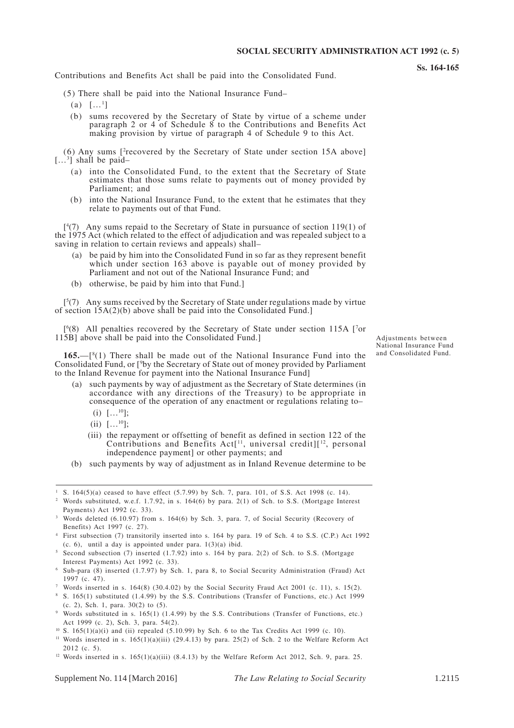Contributions and Benefits Act shall be paid into the Consolidated Fund.

(5) There shall be paid into the National Insurance Fund–

(a) [...[1]]

(b) sums recovered by the Secretary of State by virtue of a scheme under paragraph 2 or 4 of Schedule 8 to the Contributions and Benefits Act making provision by virtue of paragraph 4 of Schedule 9 to this Act.

(6) Any sums [[2]recovered by the Secretary of State under section 15A above] [...[3]] shall be paid–

(a) into the Consolidated Fund, to the extent that the Secretary of State estimates that those sums relate to payments out of money provided by Parliament; and

(b) into the National Insurance Fund, to the extent that he estimates that they relate to payments out of that Fund.

[[4](7) Any sums repaid to the Secretary of State in pursuance of section 119(1) of the 1975 Act (which related to the effect of adjudication and was repealed subject to a saving in relation to certain reviews and appeals) shall–

(a) be paid by him into the Consolidated Fund in so far as they represent benefit which under section 163 above is payable out of money provided by Parliament and not out of the National Insurance Fund; and

(b) otherwise, be paid by him into that Fund.]

[[5](7) Any sums received by the Secretary of State under regulations made by virtue of section 15A(2)(b) above shall be paid into the Consolidated Fund.]

[[6](8) All penalties recovered by the Secretary of State under section 115A [[7]or 115B] above shall be paid into the Consolidated Fund.]

Adjustments between National Insurance Fund and Consolidated Fund.

**165.**—[[8](1) There shall be made out of the National Insurance Fund into the Consolidated Fund, or [[9]by the Secretary of State out of money provided by Parliament to the Inland Revenue for payment into the National Insurance Fund]

(a) such payments by way of adjustment as the Secretary of State determines (in accordance with any directions of the Treasury) to be appropriate in consequence of the operation of any enactment or regulations relating to–

(i) [...[10]];

(ii) [...[10]];

(iii) the repayment or offsetting of benefit as defined in section 122 of the Contributions and Benefits Act[[11], universal credit][[12], personal independence payment] or other payments; and

(b) such payments by way of adjustment as in Inland Revenue determine to be

---

[1] S. 164(5)(a) ceased to have effect (5.7.99) by Sch. 7, para. 101, of S.S. Act 1998 (c. 14).

[2] Words substituted, w.e.f. 1.7.92, in s. 164(6) by para. 2(1) of Sch. to S.S. (Mortgage Interest Payments) Act 1992 (c. 33).

[3] Words deleted (6.10.97) from s. 164(6) by Sch. 3, para. 7, of Social Security (Recovery of Benefits) Act 1997 (c. 27).

[4] First subsection (7) transitorily inserted into s. 164 by para. 19 of Sch. 4 to S.S. (C.P.) Act 1992 (c. 6), until a day is appointed under para. 1(3)(a) ibid.

[5] Second subsection (7) inserted (1.7.92) into s. 164 by para. 2(2) of Sch. to S.S. (Mortgage Interest Payments) Act 1992 (c. 33).

[6] Sub-para (8) inserted (1.7.97) by Sch. 1, para 8, to Social Security Administration (Fraud) Act 1997 (c. 47).

[7] Words inserted in s. 164(8) (30.4.02) by the Social Security Fraud Act 2001 (c. 11), s. 15(2).

[8] S. 165(1) substituted (1.4.99) by the S.S. Contributions (Transfer of Functions, etc.) Act 1999 (c. 2), Sch. 1, para. 30(2) to (5).

[9] Words substituted in s. 165(1) (1.4.99) by the S.S. Contributions (Transfer of Functions, etc.) Act 1999 (c. 2), Sch. 3, para. 54(2).

[10] S. 165(1)(a)(i) and (ii) repealed (5.10.99) by Sch. 6 to the Tax Credits Act 1999 (c. 10).

[11] Words inserted in s. 165(1)(a)(iii) (29.4.13) by para. 25(2) of Sch. 2 to the Welfare Reform Act 2012 (c. 5).

[12] Words inserted in s. 165(1)(a)(iii) (8.4.13) by the Welfare Reform Act 2012, Sch. 9, para. 25.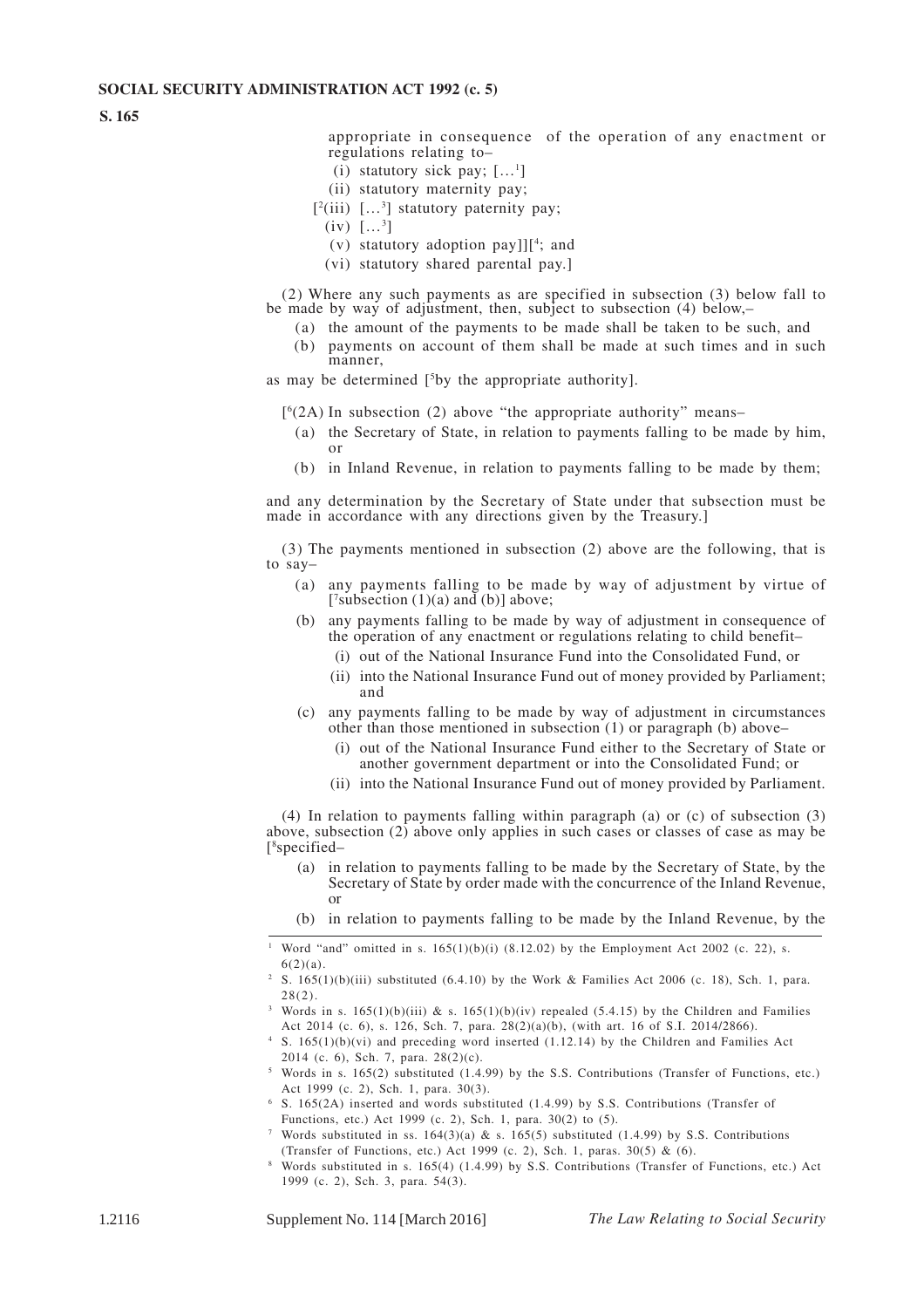appropriate in consequence of the operation of any enactment or regulations relating to–

(i) statutory sick pay; […[1]]

(ii) statutory maternity pay;

[[2](iii) […[3]] statutory paternity pay;

(iv) […[3]]

(v) statutory adoption pay]][[4]; and

(vi) statutory shared parental pay.]

(2) Where any such payments as are specified in subsection (3) below fall to be made by way of adjustment, then, subject to subsection (4) below,–

(a) the amount of the payments to be made shall be taken to be such, and

(b) payments on account of them shall be made at such times and in such manner,

as may be determined [[5]by the appropriate authority].

[[6](2A) In subsection (2) above "the appropriate authority" means–

(a) the Secretary of State, in relation to payments falling to be made by him, or

(b) in Inland Revenue, in relation to payments falling to be made by them;

and any determination by the Secretary of State under that subsection must be made in accordance with any directions given by the Treasury.]

(3) The payments mentioned in subsection (2) above are the following, that is to say–

(a) any payments falling to be made by way of adjustment by virtue of [[7]subsection (1)(a) and (b)] above;

(b) any payments falling to be made by way of adjustment in consequence of the operation of any enactment or regulations relating to child benefit–

(i) out of the National Insurance Fund into the Consolidated Fund, or

(ii) into the National Insurance Fund out of money provided by Parliament; and

(c) any payments falling to be made by way of adjustment in circumstances other than those mentioned in subsection (1) or paragraph (b) above–

(i) out of the National Insurance Fund either to the Secretary of State or another government department or into the Consolidated Fund; or

(ii) into the National Insurance Fund out of money provided by Parliament.

(4) In relation to payments falling within paragraph (a) or (c) of subsection (3) above, subsection (2) above only applies in such cases or classes of case as may be [[8]specified–

(a) in relation to payments falling to be made by the Secretary of State, by the Secretary of State by order made with the concurrence of the Inland Revenue, or

(b) in relation to payments falling to be made by the Inland Revenue, by the

---

[1] Word "and" omitted in s. 165(1)(b)(i) (8.12.02) by the Employment Act 2002 (c. 22), s. 6(2)(a).

[2] S. 165(1)(b)(iii) substituted (6.4.10) by the Work & Families Act 2006 (c. 18), Sch. 1, para. 28(2).

[3] Words in s. 165(1)(b)(iii) & s. 165(1)(b)(iv) repealed (5.4.15) by the Children and Families Act 2014 (c. 6), s. 126, Sch. 7, para. 28(2)(a)(b), (with art. 16 of S.I. 2014/2866).

[4] S. 165(1)(b)(vi) and preceding word inserted (1.12.14) by the Children and Families Act 2014 (c. 6), Sch. 7, para. 28(2)(c).

[5] Words in s. 165(2) substituted (1.4.99) by the S.S. Contributions (Transfer of Functions, etc.) Act 1999 (c. 2), Sch. 1, para. 30(3).

[6] S. 165(2A) inserted and words substituted (1.4.99) by S.S. Contributions (Transfer of Functions, etc.) Act 1999 (c. 2), Sch. 1, para. 30(2) to (5).

[7] Words substituted in ss. 164(3)(a) & s. 165(5) substituted (1.4.99) by S.S. Contributions (Transfer of Functions, etc.) Act 1999 (c. 2), Sch. 1, paras. 30(5) & (6).

[8] Words substituted in s. 165(4) (1.4.99) by S.S. Contributions (Transfer of Functions, etc.) Act 1999 (c. 2), Sch. 3, para. 54(3).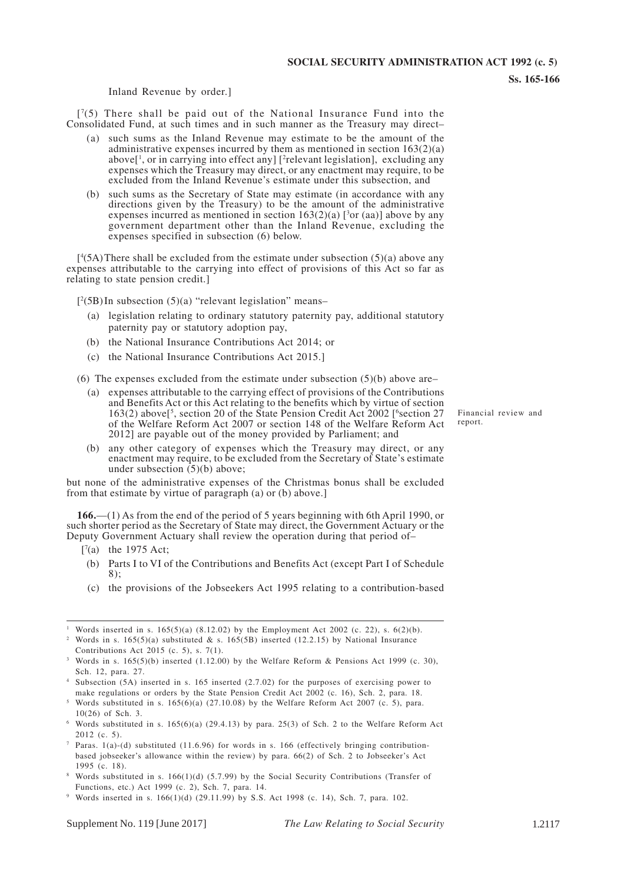Inland Revenue by order.]

[7(5) There shall be paid out of the National Insurance Fund into the Consolidated Fund, at such times and in such manner as the Treasury may direct–

(a) such sums as the Inland Revenue may estimate to be the amount of the administrative expenses incurred by them as mentioned in section 163(2)(a) above[1, or in carrying into effect any] [2relevant legislation], excluding any expenses which the Treasury may direct, or any enactment may require, to be excluded from the Inland Revenue's estimate under this subsection, and

(b) such sums as the Secretary of State may estimate (in accordance with any directions given by the Treasury) to be the amount of the administrative expenses incurred as mentioned in section 163(2)(a) [3or (aa)] above by any government department other than the Inland Revenue, excluding the expenses specified in subsection (6) below.

[4(5A) There shall be excluded from the estimate under subsection (5)(a) above any expenses attributable to the carrying into effect of provisions of this Act so far as relating to state pension credit.]

[2(5B) In subsection (5)(a) "relevant legislation" means–

(a) legislation relating to ordinary statutory paternity pay, additional statutory paternity pay or statutory adoption pay,

(b) the National Insurance Contributions Act 2014; or

(c) the National Insurance Contributions Act 2015.]

(6) The expenses excluded from the estimate under subsection (5)(b) above are–

(a) expenses attributable to the carrying effect of provisions of the Contributions and Benefits Act or this Act relating to the benefits which by virtue of section 163(2) above[5, section 20 of the State Pension Credit Act 2002 [6section 27 of the Welfare Reform Act 2007 or section 148 of the Welfare Reform Act 2012] are payable out of the money provided by Parliament; and

(b) any other category of expenses which the Treasury may direct, or any enactment may require, to be excluded from the Secretary of State's estimate under subsection (5)(b) above;

but none of the administrative expenses of the Christmas bonus shall be excluded from that estimate by virtue of paragraph (a) or (b) above.]

Financial review and report.

**166.**—(1) As from the end of the period of 5 years beginning with 6th April 1990, or such shorter period as the Secretary of State may direct, the Government Actuary or the Deputy Government Actuary shall review the operation during that period of–

[7(a) the 1975 Act;

(b) Parts I to VI of the Contributions and Benefits Act (except Part I of Schedule 8);

(c) the provisions of the Jobseekers Act 1995 relating to a contribution-based

---

1 Words inserted in s. 165(5)(a) (8.12.02) by the Employment Act 2002 (c. 22), s. 6(2)(b).

2 Words in s. 165(5)(a) substituted & s. 165(5B) inserted (12.2.15) by National Insurance Contributions Act 2015 (c. 5), s. 7(1).

3 Words in s. 165(5)(b) inserted (1.12.00) by the Welfare Reform & Pensions Act 1999 (c. 30), Sch. 12, para. 27.

4 Subsection (5A) inserted in s. 165 inserted (2.7.02) for the purposes of exercising power to make regulations or orders by the State Pension Credit Act 2002 (c. 16), Sch. 2, para. 18.

5 Words substituted in s. 165(6)(a) (27.10.08) by the Welfare Reform Act 2007 (c. 5), para. 10(26) of Sch. 3.

6 Words substituted in s. 165(6)(a) (29.4.13) by para. 25(3) of Sch. 2 to the Welfare Reform Act 2012 (c. 5).

7 Paras. 1(a)-(d) substituted (11.6.96) for words in s. 166 (effectively bringing contribution-based jobseeker's allowance within the review) by para. 66(2) of Sch. 2 to Jobseeker's Act 1995 (c. 18).

8 Words substituted in s. 166(1)(d) (5.7.99) by the Social Security Contributions (Transfer of Functions, etc.) Act 1999 (c. 2), Sch. 7, para. 14.

9 Words inserted in s. 166(1)(d) (29.11.99) by S.S. Act 1998 (c. 14), Sch. 7, para. 102.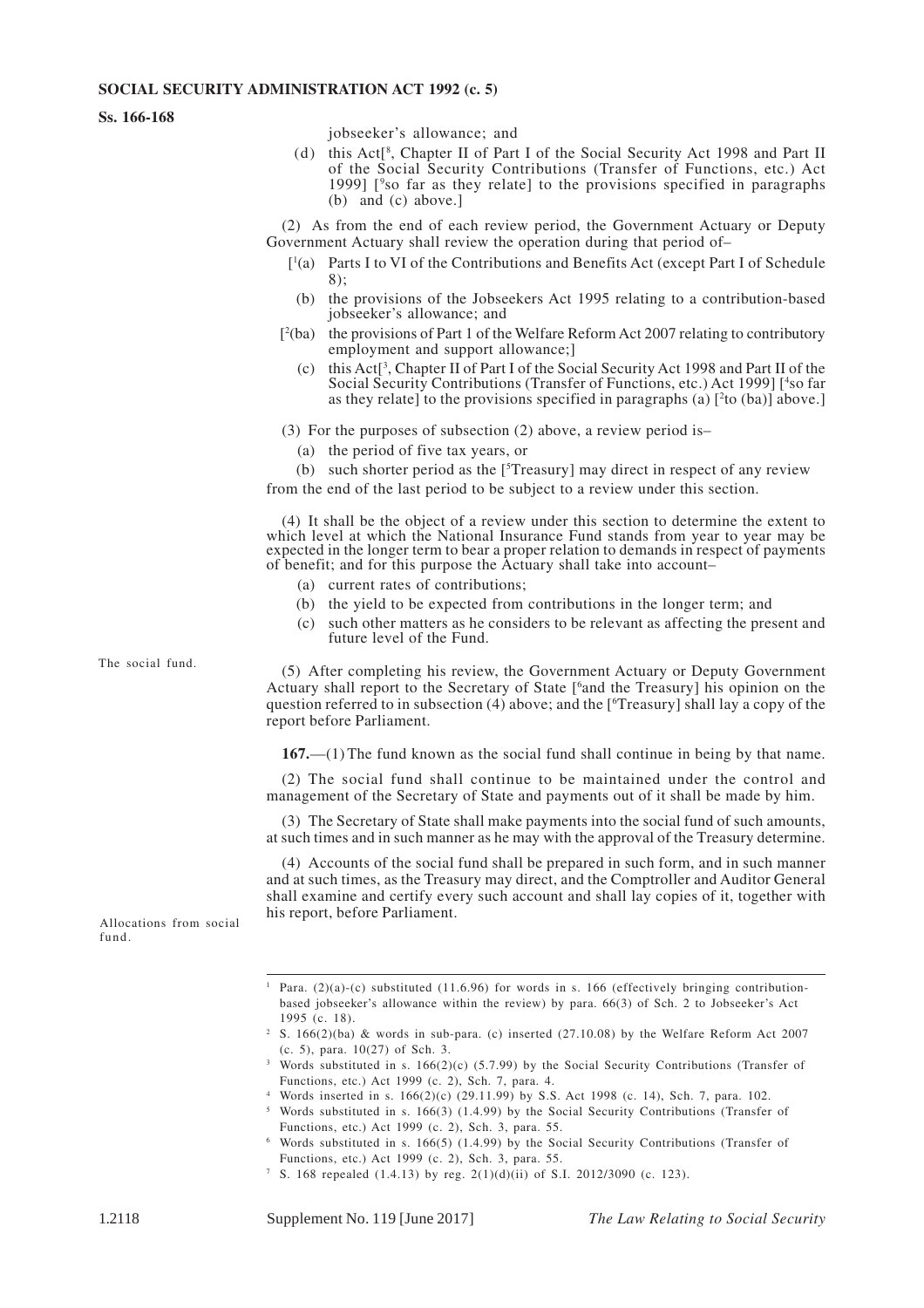jobseeker's allowance; and

(d) this Act[8, Chapter II of Part I of the Social Security Act 1998 and Part II of the Social Security Contributions (Transfer of Functions, etc.) Act 1999] [9so far as they relate] to the provisions specified in paragraphs (b) and (c) above.]

(2) As from the end of each review period, the Government Actuary or Deputy Government Actuary shall review the operation during that period of–

[1(a) Parts I to VI of the Contributions and Benefits Act (except Part I of Schedule 8);

(b) the provisions of the Jobseekers Act 1995 relating to a contribution-based jobseeker's allowance; and

[2(ba) the provisions of Part 1 of the Welfare Reform Act 2007 relating to contributory employment and support allowance;]

(c) this Act[3, Chapter II of Part I of the Social Security Act 1998 and Part II of the Social Security Contributions (Transfer of Functions, etc.) Act 1999] [4so far as they relate] to the provisions specified in paragraphs (a) [2to (ba)] above.]

(3) For the purposes of subsection (2) above, a review period is–

(a) the period of five tax years, or

(b) such shorter period as the [5Treasury] may direct in respect of any review

from the end of the last period to be subject to a review under this section.

(4) It shall be the object of a review under this section to determine the extent to which level at which the National Insurance Fund stands from year to year may be expected in the longer term to bear a proper relation to demands in respect of payments of benefit; and for this purpose the Actuary shall take into account–

(a) current rates of contributions;

(b) the yield to be expected from contributions in the longer term; and

(c) such other matters as he considers to be relevant as affecting the present and future level of the Fund.

(5) After completing his review, the Government Actuary or Deputy Government Actuary shall report to the Secretary of State [6and the Treasury] his opinion on the question referred to in subsection (4) above; and the [6Treasury] shall lay a copy of the report before Parliament.

The social fund.

**167.**—(1) The fund known as the social fund shall continue in being by that name.

(2) The social fund shall continue to be maintained under the control and management of the Secretary of State and payments out of it shall be made by him.

(3) The Secretary of State shall make payments into the social fund of such amounts, at such times and in such manner as he may with the approval of the Treasury determine.

(4) Accounts of the social fund shall be prepared in such form, and in such manner and at such times, as the Treasury may direct, and the Comptroller and Auditor General shall examine and certify every such account and shall lay copies of it, together with his report, before Parliament.

Allocations from social fund.

---

1 Para. (2)(a)-(c) substituted (11.6.96) for words in s. 166 (effectively bringing contribution-based jobseeker's allowance within the review) by para. 66(3) of Sch. 2 to Jobseeker's Act 1995 (c. 18).

2 S. 166(2)(ba) & words in sub-para. (c) inserted (27.10.08) by the Welfare Reform Act 2007 (c. 5), para. 10(27) of Sch. 3.

3 Words substituted in s. 166(2)(c) (5.7.99) by the Social Security Contributions (Transfer of Functions, etc.) Act 1999 (c. 2), Sch. 7, para. 4.

4 Words inserted in s. 166(2)(c) (29.11.99) by S.S. Act 1998 (c. 14), Sch. 7, para. 102.

5 Words substituted in s. 166(3) (1.4.99) by the Social Security Contributions (Transfer of Functions, etc.) Act 1999 (c. 2), Sch. 3, para. 55.

6 Words substituted in s. 166(5) (1.4.99) by the Social Security Contributions (Transfer of Functions, etc.) Act 1999 (c. 2), Sch. 3, para. 55.

7 S. 168 repealed (1.4.13) by reg. 2(1)(d)(ii) of S.I. 2012/3090 (c. 123).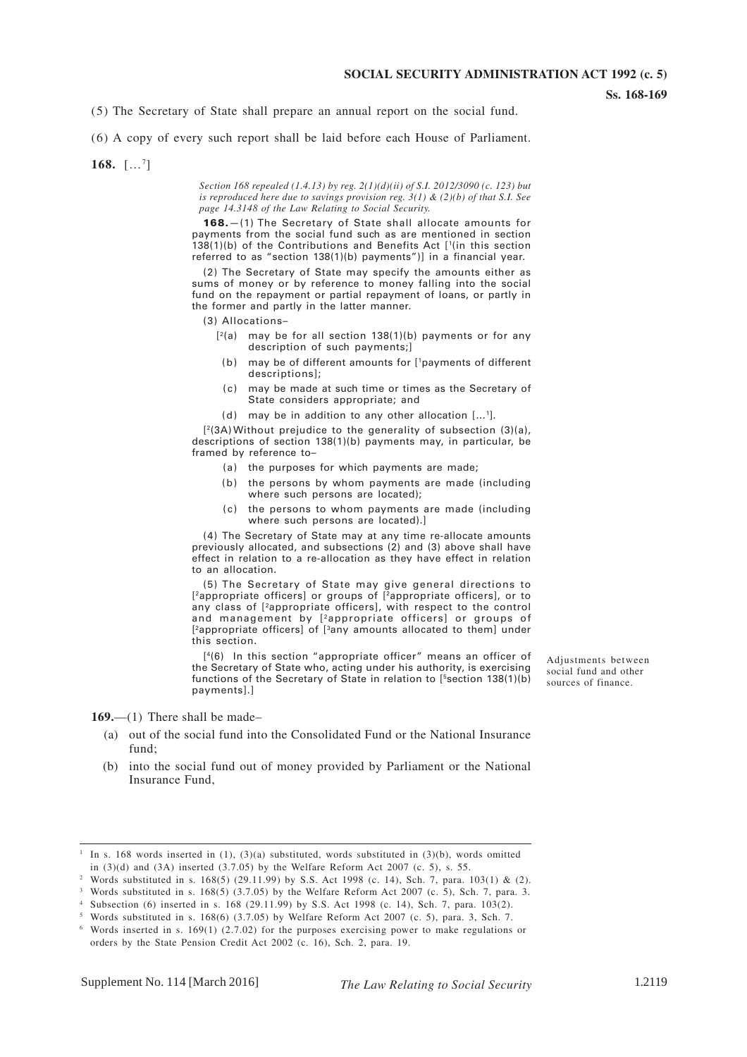(5) The Secretary of State shall prepare an annual report on the social fund.

(6) A copy of every such report shall be laid before each House of Parliament.

**168.** […[7]]

*Section 168 repealed (1.4.13) by reg. 2(1)(d)(ii) of S.I. 2012/3090 (c. 123) but is reproduced here due to savings provision reg. 3(1) & (2)(b) of that S.I. See page 14.3148 of the Law Relating to Social Security.*

**168.**—(1) The Secretary of State shall allocate amounts for payments from the social fund such as are mentioned in section 138(1)(b) of the Contributions and Benefits Act [[1](in this section referred to as "section 138(1)(b) payments")] in a financial year.

(2) The Secretary of State may specify the amounts either as sums of money or by reference to money falling into the social fund on the repayment or partial repayment of loans, or partly in the former and partly in the latter manner.

(3) Allocations–

[[2](a) may be for all section 138(1)(b) payments or for any description of such payments;]

(b) may be of different amounts for [[1]payments of different descriptions];

(c) may be made at such time or times as the Secretary of State considers appropriate; and

(d) may be in addition to any other allocation [...[1]].

[[2](3A) Without prejudice to the generality of subsection (3)(a), descriptions of section 138(1)(b) payments may, in particular, be framed by reference to–

(a) the purposes for which payments are made;

(b) the persons by whom payments are made (including where such persons are located);

(c) the persons to whom payments are made (including where such persons are located).]

(4) The Secretary of State may at any time re-allocate amounts previously allocated, and subsections (2) and (3) above shall have effect in relation to a re-allocation as they have effect in relation to an allocation.

(5) The Secretary of State may give general directions to [[2]appropriate officers] or groups of [[2]appropriate officers], or to any class of [[2]appropriate officers], with respect to the control and management by [[2]appropriate officers] or groups of [[2]appropriate officers] of [[3]any amounts allocated to them] under this section.

[[4](6) In this section "appropriate officer" means an officer of the Secretary of State who, acting under his authority, is exercising functions of the Secretary of State in relation to [[5]section 138(1)(b) payments].]

Adjustments between social fund and other sources of finance.

**169.**—(1) There shall be made–

(a) out of the social fund into the Consolidated Fund or the National Insurance fund;

(b) into the social fund out of money provided by Parliament or the National Insurance Fund,

---

[1] In s. 168 words inserted in (1), (3)(a) substituted, words substituted in (3)(b), words omitted in (3)(d) and (3A) inserted (3.7.05) by the Welfare Reform Act 2007 (c. 5), s. 55.

[2] Words substituted in s. 168(5) (29.11.99) by S.S. Act 1998 (c. 14), Sch. 7, para. 103(1) & (2).

[3] Words substituted in s. 168(5) (3.7.05) by the Welfare Reform Act 2007 (c. 5), Sch. 7, para. 3.

[4] Subsection (6) inserted in s. 168 (29.11.99) by S.S. Act 1998 (c. 14), Sch. 7, para. 103(2).

[5] Words substituted in s. 168(6) (3.7.05) by Welfare Reform Act 2007 (c. 5), para. 3, Sch. 7.

[6] Words inserted in s. 169(1) (2.7.02) for the purposes exercising power to make regulations or orders by the State Pension Credit Act 2002 (c. 16), Sch. 2, para. 19.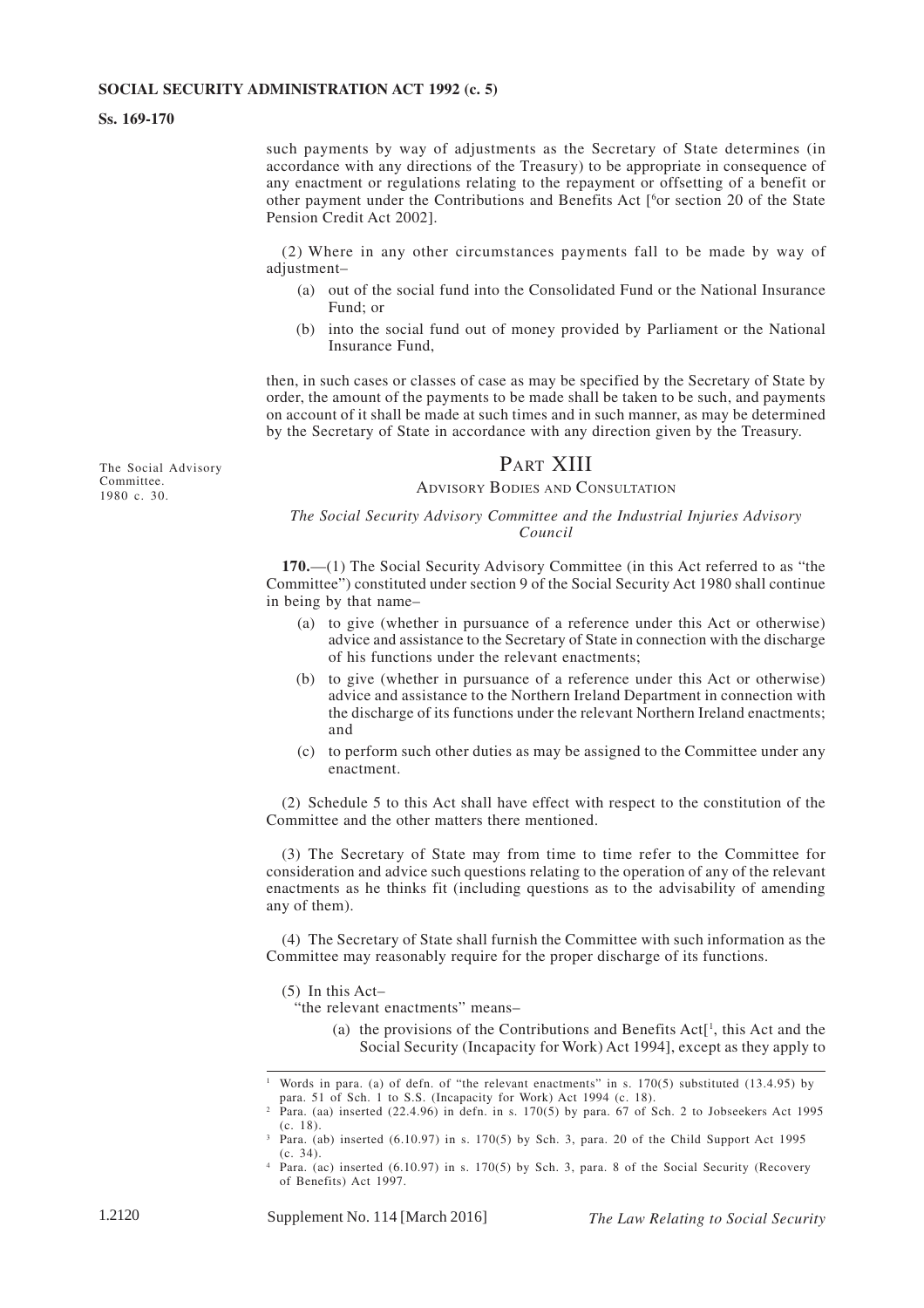such payments by way of adjustments as the Secretary of State determines (in accordance with any directions of the Treasury) to be appropriate in consequence of any enactment or regulations relating to the repayment or offsetting of a benefit or other payment under the Contributions and Benefits Act [[6]or section 20 of the State Pension Credit Act 2002].

(2) Where in any other circumstances payments fall to be made by way of adjustment–

(a) out of the social fund into the Consolidated Fund or the National Insurance Fund; or

(b) into the social fund out of money provided by Parliament or the National Insurance Fund,

then, in such cases or classes of case as may be specified by the Secretary of State by order, the amount of the payments to be made shall be taken to be such, and payments on account of it shall be made at such times and in such manner, as may be determined by the Secretary of State in accordance with any direction given by the Treasury.

The Social Advisory Committee. 1980 c. 30.

## PART XIII

### ADVISORY BODIES AND CONSULTATION

*The Social Security Advisory Committee and the Industrial Injuries Advisory Council*

**170.**—(1) The Social Security Advisory Committee (in this Act referred to as "the Committee") constituted under section 9 of the Social Security Act 1980 shall continue in being by that name–

(a) to give (whether in pursuance of a reference under this Act or otherwise) advice and assistance to the Secretary of State in connection with the discharge of his functions under the relevant enactments;

(b) to give (whether in pursuance of a reference under this Act or otherwise) advice and assistance to the Northern Ireland Department in connection with the discharge of its functions under the relevant Northern Ireland enactments; and

(c) to perform such other duties as may be assigned to the Committee under any enactment.

(2) Schedule 5 to this Act shall have effect with respect to the constitution of the Committee and the other matters there mentioned.

(3) The Secretary of State may from time to time refer to the Committee for consideration and advice such questions relating to the operation of any of the relevant enactments as he thinks fit (including questions as to the advisability of amending any of them).

(4) The Secretary of State shall furnish the Committee with such information as the Committee may reasonably require for the proper discharge of its functions.

(5) In this Act–

"the relevant enactments" means–

(a) the provisions of the Contributions and Benefits Act[[1], this Act and the Social Security (Incapacity for Work) Act 1994], except as they apply to

---

[1] Words in para. (a) of defn. of "the relevant enactments" in s. 170(5) substituted (13.4.95) by para. 51 of Sch. 1 to S.S. (Incapacity for Work) Act 1994 (c. 18).

[2] Para. (aa) inserted (22.4.96) in defn. in s. 170(5) by para. 67 of Sch. 2 to Jobseekers Act 1995 (c. 18).

[3] Para. (ab) inserted (6.10.97) in s. 170(5) by Sch. 3, para. 20 of the Child Support Act 1995 (c. 34).

[4] Para. (ac) inserted (6.10.97) in s. 170(5) by Sch. 3, para. 8 of the Social Security (Recovery of Benefits) Act 1997.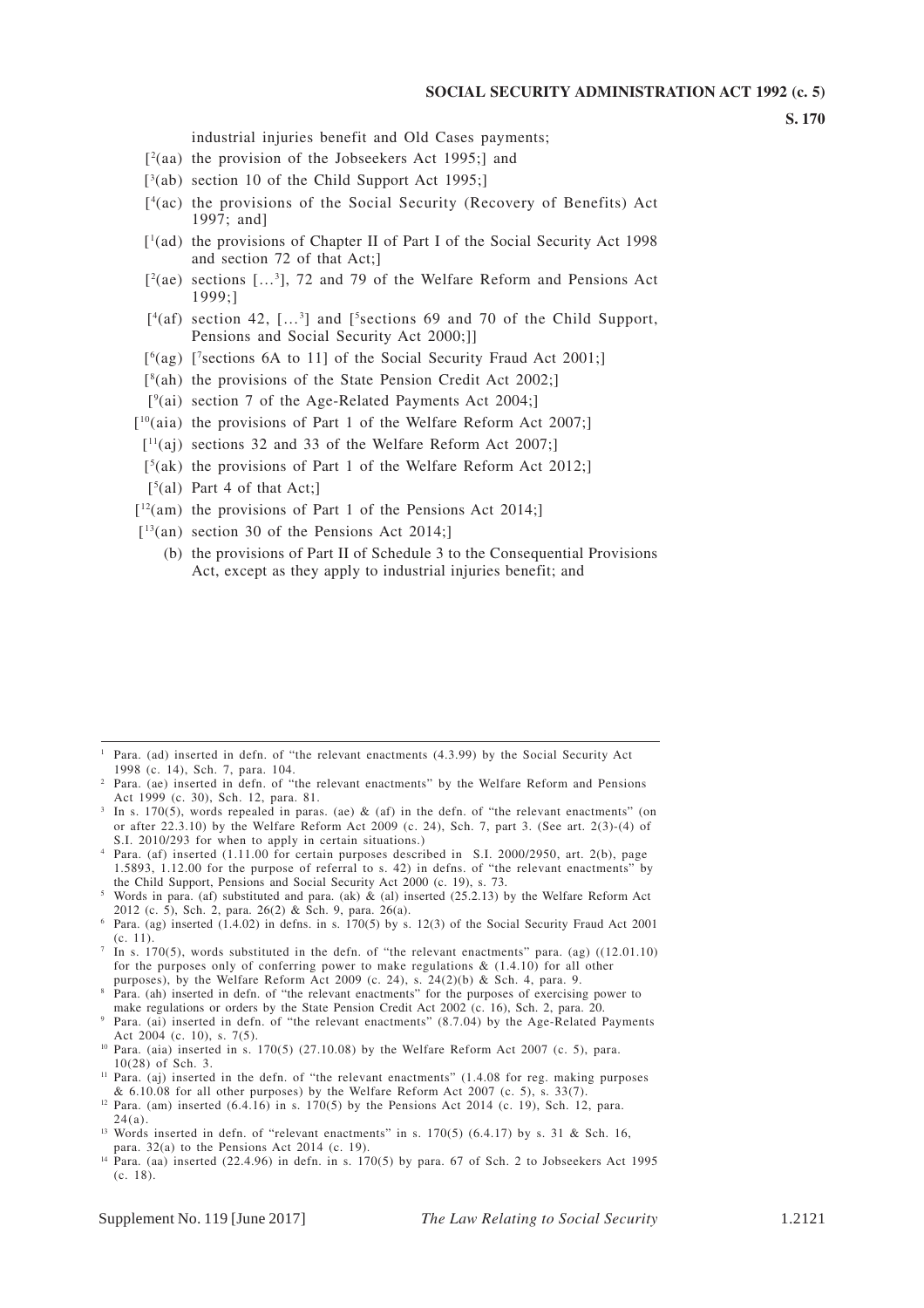industrial injuries benefit and Old Cases payments;

[[2]](aa) the provision of the Jobseekers Act 1995;] and

[[3]](ab) section 10 of the Child Support Act 1995;]

[[4]](ac) the provisions of the Social Security (Recovery of Benefits) Act 1997; and]

[[1]](ad) the provisions of Chapter II of Part I of the Social Security Act 1998 and section 72 of that Act;]

[[2]](ae) sections [...[3]], 72 and 79 of the Welfare Reform and Pensions Act 1999;]

[[4]](af) section 42, [...[3]] and [[5]sections 69 and 70 of the Child Support, Pensions and Social Security Act 2000;]]

[[6]](ag) [[7]sections 6A to 11] of the Social Security Fraud Act 2001;]

[[8]](ah) the provisions of the State Pension Credit Act 2002;]

[[9]](ai) section 7 of the Age-Related Payments Act 2004;]

[[10]](aia) the provisions of Part 1 of the Welfare Reform Act 2007;]

[[11]](aj) sections 32 and 33 of the Welfare Reform Act 2007;]

[[5]](ak) the provisions of Part 1 of the Welfare Reform Act 2012;]

[[5]](al) Part 4 of that Act;]

[[12]](am) the provisions of Part 1 of the Pensions Act 2014;]

[[13]](an) section 30 of the Pensions Act 2014;]

(b) the provisions of Part II of Schedule 3 to the Consequential Provisions Act, except as they apply to industrial injuries benefit; and

---

[1] Para. (ad) inserted in defn. of "the relevant enactments (4.3.99) by the Social Security Act 1998 (c. 14), Sch. 7, para. 104.

[2] Para. (ae) inserted in defn. of "the relevant enactments" by the Welfare Reform and Pensions Act 1999 (c. 30), Sch. 12, para. 81.

[3] In s. 170(5), words repealed in paras. (ae) & (af) in the defn. of "the relevant enactments" (on or after 22.3.10) by the Welfare Reform Act 2009 (c. 24), Sch. 7, part 3. (See art. 2(3)-(4) of S.I. 2010/293 for when to apply in certain situations.)

[4] Para. (af) inserted (1.11.00 for certain purposes described in S.I. 2000/2950, art. 2(b), page 1.5893, 1.12.00 for the purpose of referral to s. 42) in defns. of "the relevant enactments" by the Child Support, Pensions and Social Security Act 2000 (c. 19), s. 73.

[5] Words in para. (af) substituted and para. (ak) & (al) inserted (25.2.13) by the Welfare Reform Act 2012 (c. 5), Sch. 2, para. 26(2) & Sch. 9, para. 26(a).

[6] Para. (ag) inserted (1.4.02) in defns. in s. 170(5) by s. 12(3) of the Social Security Fraud Act 2001 (c. 11).

[7] In s. 170(5), words substituted in the defn. of "the relevant enactments" para. (ag) ((12.01.10) for the purposes only of conferring power to make regulations & (1.4.10) for all other purposes), by the Welfare Reform Act 2009 (c. 24), s. 24(2)(b) & Sch. 4, para. 9.

[8] Para. (ah) inserted in defn. of "the relevant enactments" for the purposes of exercising power to make regulations or orders by the State Pension Credit Act 2002 (c. 16), Sch. 2, para. 20.

[9] Para. (ai) inserted in defn. of "the relevant enactments" (8.7.04) by the Age-Related Payments Act 2004 (c. 10), s. 7(5).

[10] Para. (aia) inserted in s. 170(5) (27.10.08) by the Welfare Reform Act 2007 (c. 5), para. 10(28) of Sch. 3.

[11] Para. (aj) inserted in the defn. of "the relevant enactments" (1.4.08 for reg. making purposes & 6.10.08 for all other purposes) by the Welfare Reform Act 2007 (c. 5), s. 33(7).

[12] Para. (am) inserted (6.4.16) in s. 170(5) by the Pensions Act 2014 (c. 19), Sch. 12, para. 24(a).

[13] Words inserted in defn. of "relevant enactments" in s. 170(5) (6.4.17) by s. 31 & Sch. 16, para. 32(a) to the Pensions Act 2014 (c. 19).

[14] Para. (aa) inserted (22.4.96) in defn. in s. 170(5) by para. 67 of Sch. 2 to Jobseekers Act 1995 (c. 18).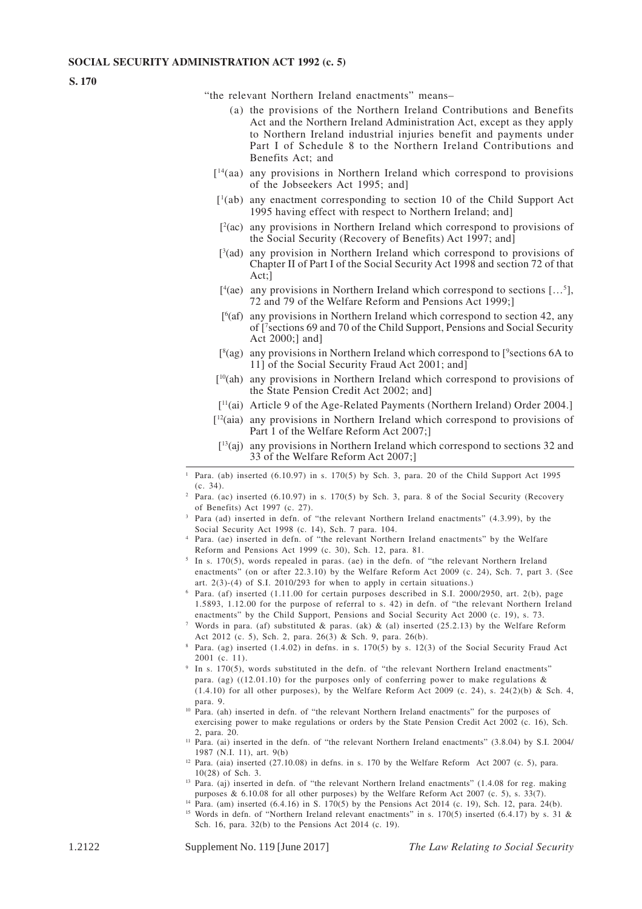"the relevant Northern Ireland enactments" means–

(a) the provisions of the Northern Ireland Contributions and Benefits Act and the Northern Ireland Administration Act, except as they apply to Northern Ireland industrial injuries benefit and payments under Part I of Schedule 8 to the Northern Ireland Contributions and Benefits Act; and

[[14](aa) any provisions in Northern Ireland which correspond to provisions of the Jobseekers Act 1995; and]

[[1](ab) any enactment corresponding to section 10 of the Child Support Act 1995 having effect with respect to Northern Ireland; and]

[[2](ac) any provisions in Northern Ireland which correspond to provisions of the Social Security (Recovery of Benefits) Act 1997; and]

[[3](ad) any provision in Northern Ireland which correspond to provisions of Chapter II of Part I of the Social Security Act 1998 and section 72 of that Act;]

[[4](ae) any provisions in Northern Ireland which correspond to sections […[5]], 72 and 79 of the Welfare Reform and Pensions Act 1999;]

[[6](af) any provisions in Northern Ireland which correspond to section 42, any of [[7]sections 69 and 70 of the Child Support, Pensions and Social Security Act 2000;] and]

[[8](ag) any provisions in Northern Ireland which correspond to [[9]sections 6A to 11] of the Social Security Fraud Act 2001; and]

[[10](ah) any provisions in Northern Ireland which correspond to provisions of the State Pension Credit Act 2002; and]

[[11](ai) Article 9 of the Age-Related Payments (Northern Ireland) Order 2004.]

[[12](aia) any provisions in Northern Ireland which correspond to provisions of Part 1 of the Welfare Reform Act 2007;]

[[13](aj) any provisions in Northern Ireland which correspond to sections 32 and 33 of the Welfare Reform Act 2007;]

---

[1] Para. (ab) inserted (6.10.97) in s. 170(5) by Sch. 3, para. 20 of the Child Support Act 1995 (c. 34).

[2] Para. (ac) inserted (6.10.97) in s. 170(5) by Sch. 3, para. 8 of the Social Security (Recovery of Benefits) Act 1997 (c. 27).

[3] Para (ad) inserted in defn. of "the relevant Northern Ireland enactments" (4.3.99), by the Social Security Act 1998 (c. 14), Sch. 7 para. 104.

[4] Para. (ae) inserted in defn. of "the relevant Northern Ireland enactments" by the Welfare Reform and Pensions Act 1999 (c. 30), Sch. 12, para. 81.

[5] In s. 170(5), words repealed in paras. (ae) in the defn. of "the relevant Northern Ireland enactments" (on or after 22.3.10) by the Welfare Reform Act 2009 (c. 24), Sch. 7, part 3. (See art. 2(3)-(4) of S.I. 2010/293 for when to apply in certain situations.)

[6] Para. (af) inserted (1.11.00 for certain purposes described in S.I. 2000/2950, art. 2(b), page 1.5893, 1.12.00 for the purpose of referral to s. 42) in defn. of "the relevant Northern Ireland enactments" by the Child Support, Pensions and Social Security Act 2000 (c. 19), s. 73.

[7] Words in para. (af) substituted & paras. (ak) & (al) inserted (25.2.13) by the Welfare Reform Act 2012 (c. 5), Sch. 2, para. 26(3) & Sch. 9, para. 26(b).

[8] Para. (ag) inserted (1.4.02) in defns. in s. 170(5) by s. 12(3) of the Social Security Fraud Act 2001 (c. 11).

[9] In s. 170(5), words substituted in the defn. of "the relevant Northern Ireland enactments" para. (ag) ((12.01.10) for the purposes only of conferring power to make regulations & (1.4.10) for all other purposes), by the Welfare Reform Act 2009 (c. 24), s. 24(2)(b) & Sch. 4, para. 9.

[10] Para. (ah) inserted in defn. of "the relevant Northern Ireland enactments" for the purposes of exercising power to make regulations or orders by the State Pension Credit Act 2002 (c. 16), Sch. 2, para. 20.

[11] Para. (ai) inserted in the defn. of "the relevant Northern Ireland enactments" (3.8.04) by S.I. 2004/1987 (N.I. 11), art. 9(b)

[12] Para. (aia) inserted (27.10.08) in defns. in s. 170 by the Welfare Reform Act 2007 (c. 5), para. 10(28) of Sch. 3.

[13] Para. (aj) inserted in defn. of "the relevant Northern Ireland enactments" (1.4.08 for reg. making purposes & 6.10.08 for all other purposes) by the Welfare Reform Act 2007 (c. 5), s. 33(7).

[14] Para. (am) inserted (6.4.16) in S. 170(5) by the Pensions Act 2014 (c. 19), Sch. 12, para. 24(b).

[15] Words in defn. of "Northern Ireland relevant enactments" in s. 170(5) inserted (6.4.17) by s. 31 & Sch. 16, para. 32(b) to the Pensions Act 2014 (c. 19).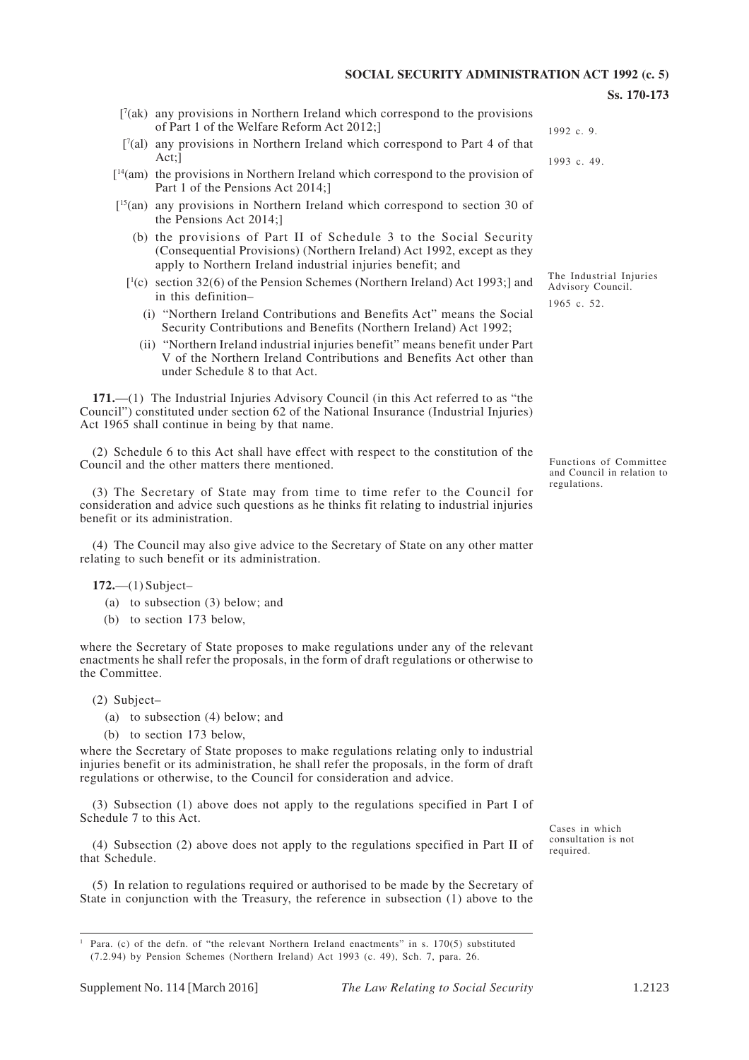[7(ak) any provisions in Northern Ireland which correspond to the provisions of Part 1 of the Welfare Reform Act 2012;]

[7(al) any provisions in Northern Ireland which correspond to Part 4 of that Act;]

[14(am) the provisions in Northern Ireland which correspond to the provision of Part 1 of the Pensions Act 2014;]

[15(an) any provisions in Northern Ireland which correspond to section 30 of the Pensions Act 2014;]

(b) the provisions of Part II of Schedule 3 to the Social Security (Consequential Provisions) (Northern Ireland) Act 1992, except as they apply to Northern Ireland industrial injuries benefit; and

1992 c. 9.

[1(c) section 32(6) of the Pension Schemes (Northern Ireland) Act 1993;] and in this definition–

1993 c. 49.

(i) "Northern Ireland Contributions and Benefits Act" means the Social Security Contributions and Benefits (Northern Ireland) Act 1992;

(ii) "Northern Ireland industrial injuries benefit" means benefit under Part V of the Northern Ireland Contributions and Benefits Act other than under Schedule 8 to that Act.

The Industrial Injuries Advisory Council.

1965 c. 52.

**171.**—(1) The Industrial Injuries Advisory Council (in this Act referred to as "the Council") constituted under section 62 of the National Insurance (Industrial Injuries) Act 1965 shall continue in being by that name.

(2) Schedule 6 to this Act shall have effect with respect to the constitution of the Council and the other matters there mentioned.

(3) The Secretary of State may from time to time refer to the Council for consideration and advice such questions as he thinks fit relating to industrial injuries benefit or its administration.

(4) The Council may also give advice to the Secretary of State on any other matter relating to such benefit or its administration.

Functions of Committee and Council in relation to regulations.

**172.**—(1) Subject–

(a) to subsection (3) below; and

(b) to section 173 below,

where the Secretary of State proposes to make regulations under any of the relevant enactments he shall refer the proposals, in the form of draft regulations or otherwise to the Committee.

(2) Subject–

(a) to subsection (4) below; and

(b) to section 173 below,

where the Secretary of State proposes to make regulations relating only to industrial injuries benefit or its administration, he shall refer the proposals, in the form of draft regulations or otherwise, to the Council for consideration and advice.

(3) Subsection (1) above does not apply to the regulations specified in Part I of Schedule 7 to this Act.

(4) Subsection (2) above does not apply to the regulations specified in Part II of that Schedule.

Cases in which consultation is not required.

(5) In relation to regulations required or authorised to be made by the Secretary of State in conjunction with the Treasury, the reference in subsection (1) above to the

---

1 Para. (c) of the defn. of "the relevant Northern Ireland enactments" in s. 170(5) substituted (7.2.94) by Pension Schemes (Northern Ireland) Act 1993 (c. 49), Sch. 7, para. 26.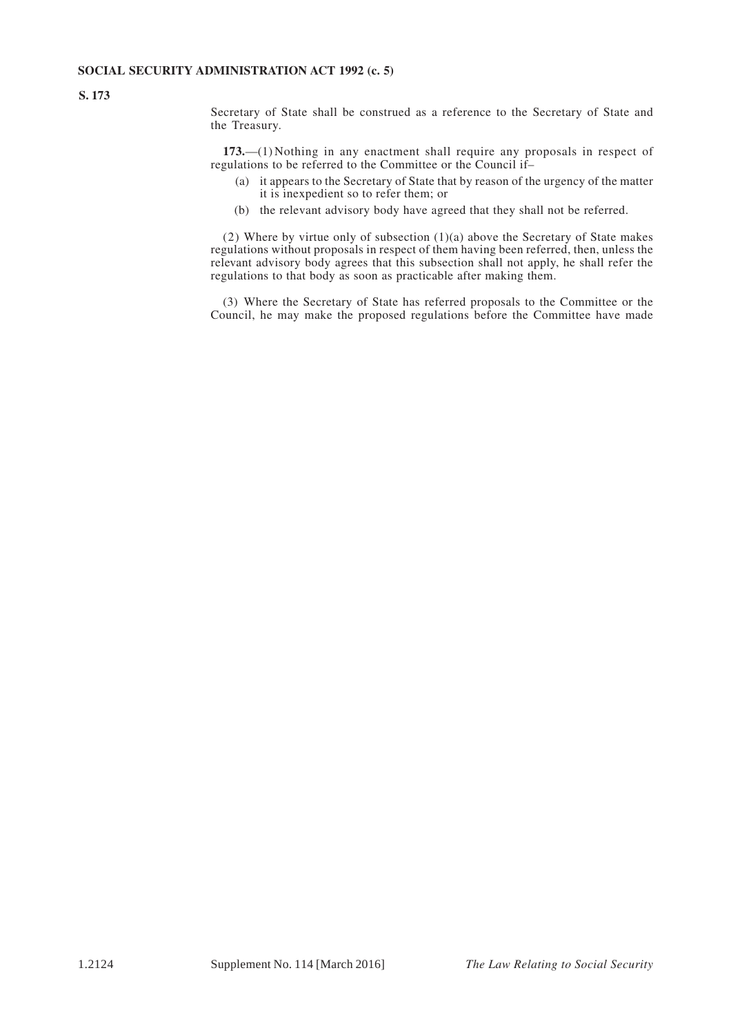Secretary of State shall be construed as a reference to the Secretary of State and the Treasury.

**173.**—(1) Nothing in any enactment shall require any proposals in respect of regulations to be referred to the Committee or the Council if–

(a) it appears to the Secretary of State that by reason of the urgency of the matter it is inexpedient so to refer them; or

(b) the relevant advisory body have agreed that they shall not be referred.

(2) Where by virtue only of subsection (1)(a) above the Secretary of State makes regulations without proposals in respect of them having been referred, then, unless the relevant advisory body agrees that this subsection shall not apply, he shall refer the regulations to that body as soon as practicable after making them.

(3) Where the Secretary of State has referred proposals to the Committee or the Council, he may make the proposed regulations before the Committee have made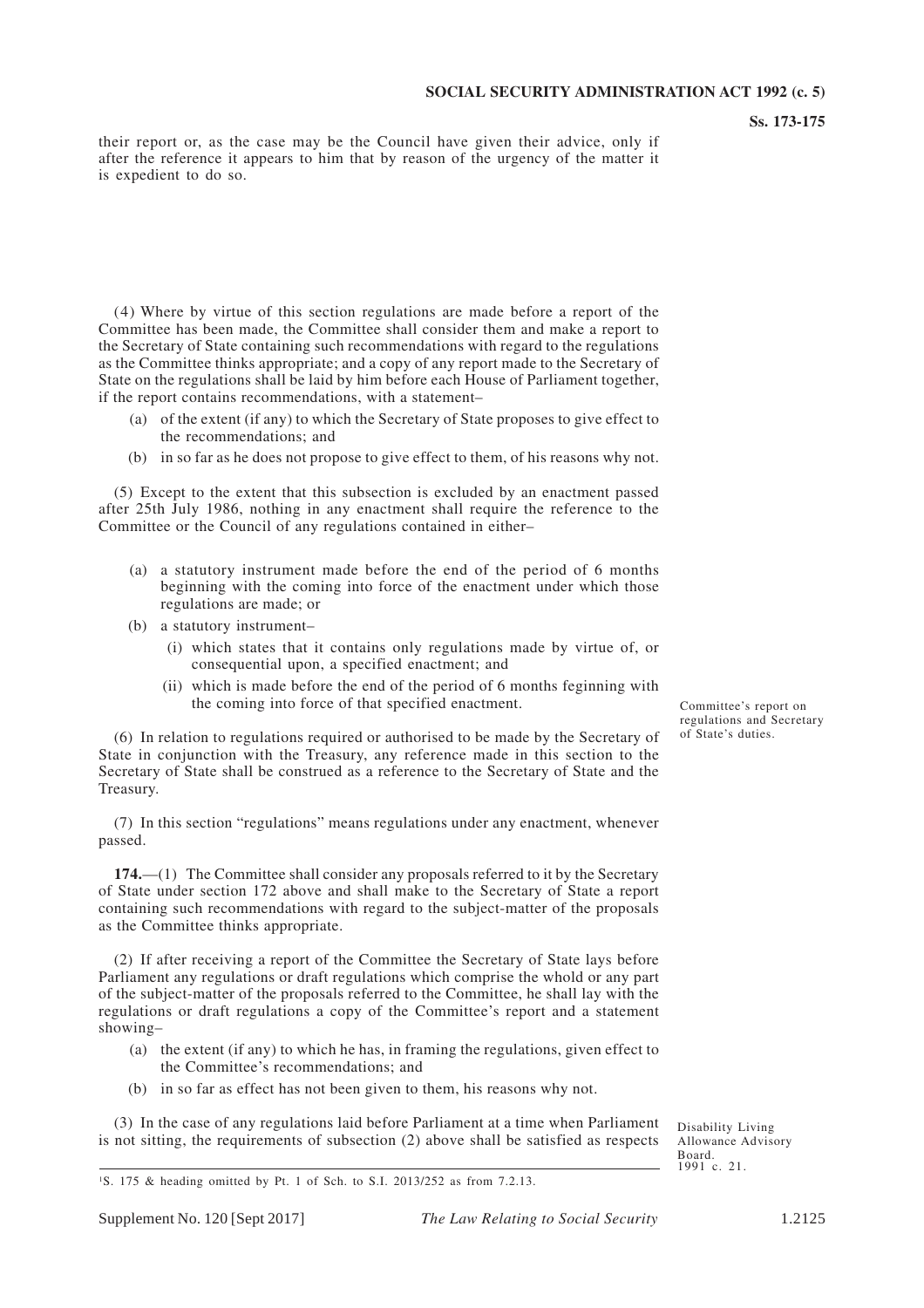their report or, as the case may be the Council have given their advice, only if after the reference it appears to him that by reason of the urgency of the matter it is expedient to do so.

(4) Where by virtue of this section regulations are made before a report of the Committee has been made, the Committee shall consider them and make a report to the Secretary of State containing such recommendations with regard to the regulations as the Committee thinks appropriate; and a copy of any report made to the Secretary of State on the regulations shall be laid by him before each House of Parliament together, if the report contains recommendations, with a statement–

- (a) of the extent (if any) to which the Secretary of State proposes to give effect to the recommendations; and
- (b) in so far as he does not propose to give effect to them, of his reasons why not.

(5) Except to the extent that this subsection is excluded by an enactment passed after 25th July 1986, nothing in any enactment shall require the reference to the Committee or the Council of any regulations contained in either–

- (a) a statutory instrument made before the end of the period of 6 months beginning with the coming into force of the enactment under which those regulations are made; or
- (b) a statutory instrument–
  - (i) which states that it contains only regulations made by virtue of, or consequential upon, a specified enactment; and
  - (ii) which is made before the end of the period of 6 months feginning with the coming into force of that specified enactment.

(6) In relation to regulations required or authorised to be made by the Secretary of State in conjunction with the Treasury, any reference made in this section to the Secretary of State shall be construed as a reference to the Secretary of State and the Treasury.

(7) In this section "regulations" means regulations under any enactment, whenever passed.

Committee's report on regulations and Secretary of State's duties.

**174.**—(1) The Committee shall consider any proposals referred to it by the Secretary of State under section 172 above and shall make to the Secretary of State a report containing such recommendations with regard to the subject-matter of the proposals as the Committee thinks appropriate.

(2) If after receiving a report of the Committee the Secretary of State lays before Parliament any regulations or draft regulations which comprise the whold or any part of the subject-matter of the proposals referred to the Committee, he shall lay with the regulations or draft regulations a copy of the Committee's report and a statement showing–

- (a) the extent (if any) to which he has, in framing the regulations, given effect to the Committee's recommendations; and
- (b) in so far as effect has not been given to them, his reasons why not.

(3) In the case of any regulations laid before Parliament at a time when Parliament is not sitting, the requirements of subsection (2) above shall be satisfied as respects

Disability Living Allowance Advisory Board. 1991 c. 21.

[1]S. 175 & heading omitted by Pt. 1 of Sch. to S.I. 2013/252 as from 7.2.13.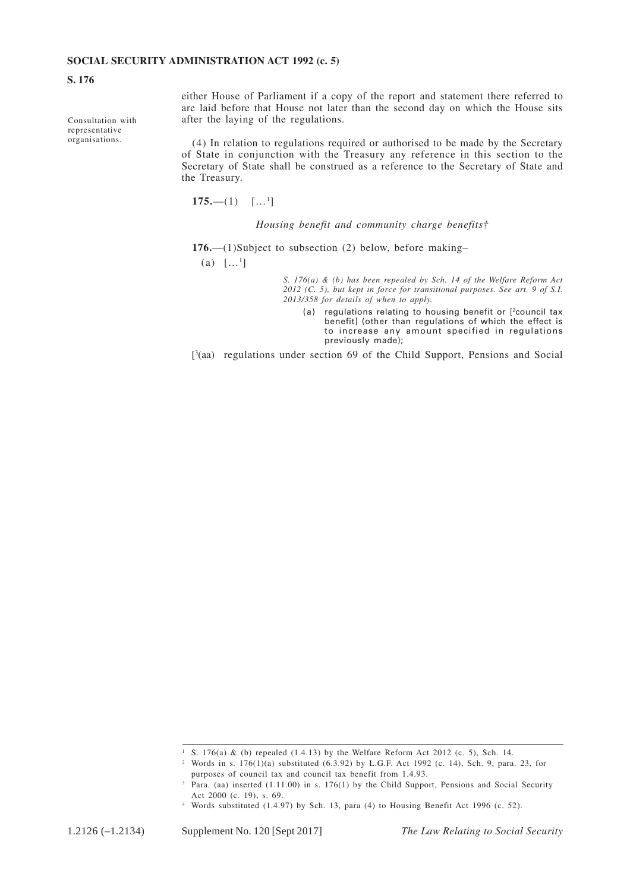either House of Parliament if a copy of the report and statement there referred to are laid before that House not later than the second day on which the House sits after the laying of the regulations.

Consultation with representative organisations.

(4) In relation to regulations required or authorised to be made by the Secretary of State in conjunction with the Treasury any reference in this section to the Secretary of State shall be construed as a reference to the Secretary of State and the Treasury.

**175.**—(1) [...[1]]

*Housing benefit and community charge benefits†*

**176.**—(1)Subject to subsection (2) below, before making–

(a) [...[1]]

*S. 176(a) & (b) has been repealed by Sch. 14 of the Welfare Reform Act 2012 (C. 5), but kept in force for transitional purposes. See art. 9 of S.I. 2013/358 for details of when to apply.*

(a) regulations relating to housing benefit or [[2]council tax benefit] (other than regulations of which the effect is to increase any amount specified in regulations previously made);

[[3](aa) regulations under section 69 of the Child Support, Pensions and Social

---

[1] S. 176(a) & (b) repealed (1.4.13) by the Welfare Reform Act 2012 (c. 5), Sch. 14.

[2] Words in s. 176(1)(a) substituted (6.3.92) by L.G.F. Act 1992 (c. 14), Sch. 9, para. 23, for purposes of council tax and council tax benefit from 1.4.93.

[3] Para. (aa) inserted (1.11.00) in s. 176(1) by the Child Support, Pensions and Social Security Act 2000 (c. 19), s. 69.

[4] Words substituted (1.4.97) by Sch. 13, para (4) to Housing Benefit Act 1996 (c. 52).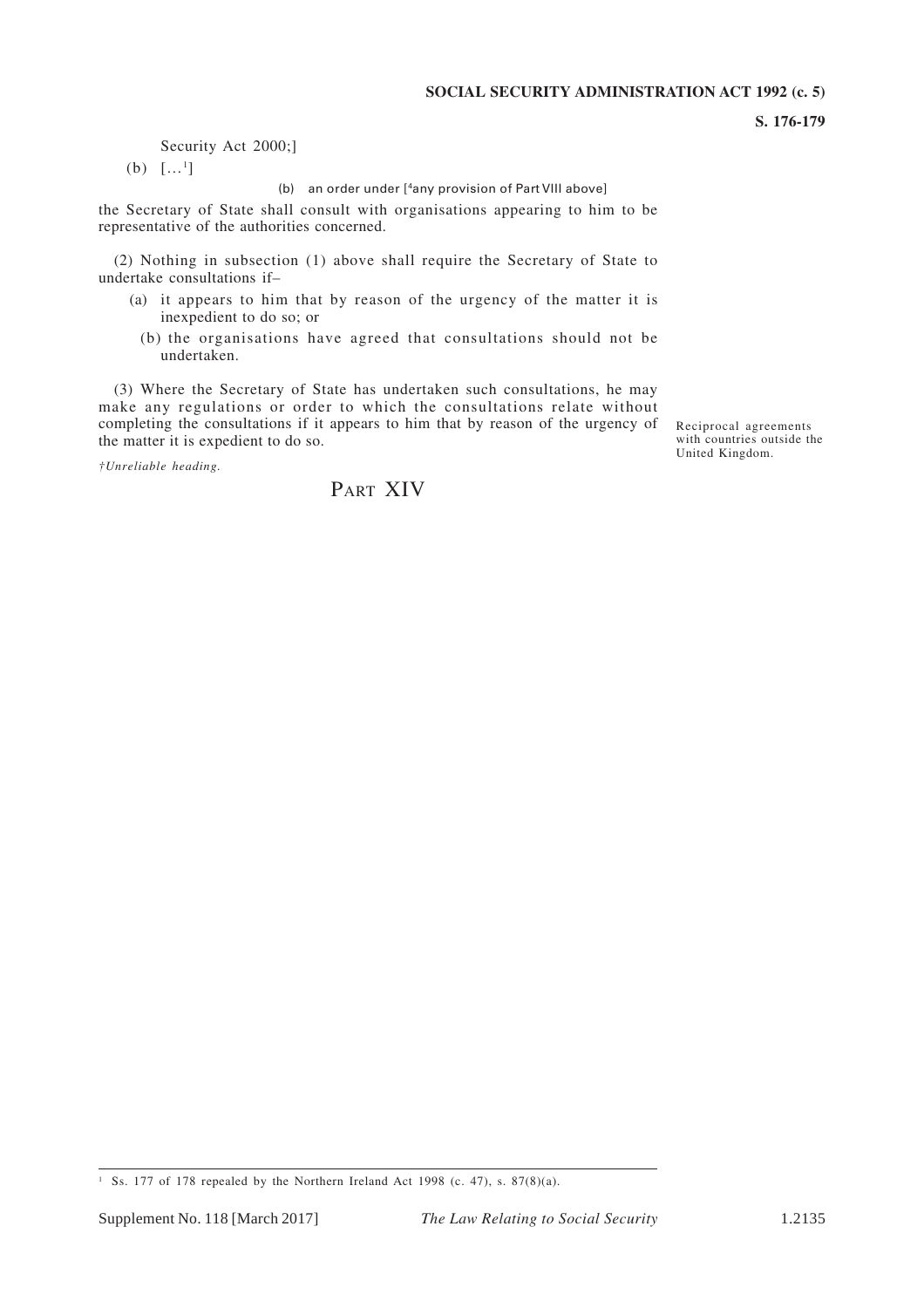Security Act 2000;]

(b) [...[1]]

(b) an order under [[4]any provision of Part VIII above]

the Secretary of State shall consult with organisations appearing to him to be representative of the authorities concerned.

(2) Nothing in subsection (1) above shall require the Secretary of State to undertake consultations if–

(a) it appears to him that by reason of the urgency of the matter it is inexpedient to do so; or

(b) the organisations have agreed that consultations should not be undertaken.

(3) Where the Secretary of State has undertaken such consultations, he may make any regulations or order to which the consultations relate without completing the consultations if it appears to him that by reason of the urgency of the matter it is expedient to do so.

Reciprocal agreements with countries outside the United Kingdom.

*†Unreliable heading.*

## PART XIV

---

[1] Ss. 177 of 178 repealed by the Northern Ireland Act 1998 (c. 47), s. 87(8)(a).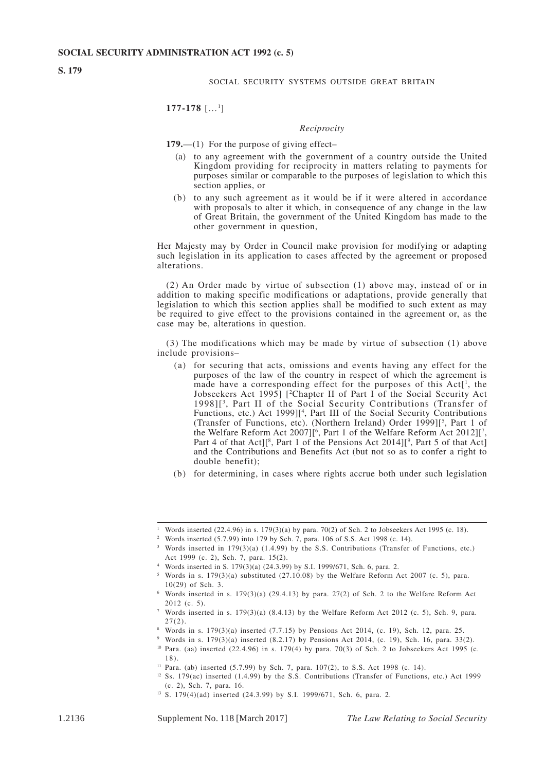SOCIAL SECURITY SYSTEMS OUTSIDE GREAT BRITAIN

**177-178** [...[1]]

*Reciprocity*

**179.**—(1) For the purpose of giving effect–

(a) to any agreement with the government of a country outside the United Kingdom providing for reciprocity in matters relating to payments for purposes similar or comparable to the purposes of legislation to which this section applies, or

(b) to any such agreement as it would be if it were altered in accordance with proposals to alter it which, in consequence of any change in the law of Great Britain, the government of the United Kingdom has made to the other government in question,

Her Majesty may by Order in Council make provision for modifying or adapting such legislation in its application to cases affected by the agreement or proposed alterations.

(2) An Order made by virtue of subsection (1) above may, instead of or in addition to making specific modifications or adaptations, provide generally that legislation to which this section applies shall be modified to such extent as may be required to give effect to the provisions contained in the agreement or, as the case may be, alterations in question.

(3) The modifications which may be made by virtue of subsection (1) above include provisions–

(a) for securing that acts, omissions and events having any effect for the purposes of the law of the country in respect of which the agreement is made have a corresponding effect for the purposes of this Act[[1], the Jobseekers Act 1995] [[2]Chapter II of Part I of the Social Security Act 1998][[3], Part II of the Social Security Contributions (Transfer of Functions, etc.) Act 1999][[4], Part III of the Social Security Contributions (Transfer of Functions, etc). (Northern Ireland) Order 1999][[5], Part 1 of the Welfare Reform Act 2007][[6], Part 1 of the Welfare Reform Act 2012][[7], Part 4 of that Act][[8], Part 1 of the Pensions Act 2014][[9], Part 5 of that Act] and the Contributions and Benefits Act (but not so as to confer a right to double benefit);

(b) for determining, in cases where rights accrue both under such legislation

---

[1] Words inserted (22.4.96) in s. 179(3)(a) by para. 70(2) of Sch. 2 to Jobseekers Act 1995 (c. 18).

[2] Words inserted (5.7.99) into 179 by Sch. 7, para. 106 of S.S. Act 1998 (c. 14).

[3] Words inserted in 179(3)(a) (1.4.99) by the S.S. Contributions (Transfer of Functions, etc.) Act 1999 (c. 2), Sch. 7, para. 15(2).

[4] Words inserted in S. 179(3)(a) (24.3.99) by S.I. 1999/671, Sch. 6, para. 2.

[5] Words in s. 179(3)(a) substituted (27.10.08) by the Welfare Reform Act 2007 (c. 5), para. 10(29) of Sch. 3.

[6] Words inserted in s. 179(3)(a) (29.4.13) by para. 27(2) of Sch. 2 to the Welfare Reform Act 2012 (c. 5).

[7] Words inserted in s. 179(3)(a) (8.4.13) by the Welfare Reform Act 2012 (c. 5), Sch. 9, para. 27(2).

[8] Words in s. 179(3)(a) inserted (7.7.15) by Pensions Act 2014, (c. 19), Sch. 12, para. 25.

[9] Words in s. 179(3)(a) inserted (8.2.17) by Pensions Act 2014, (c. 19), Sch. 16, para. 33(2).

[10] Para. (aa) inserted (22.4.96) in s. 179(4) by para. 70(3) of Sch. 2 to Jobseekers Act 1995 (c. 18).

[11] Para. (ab) inserted (5.7.99) by Sch. 7, para. 107(2), to S.S. Act 1998 (c. 14).

[12] Ss. 179(ac) inserted (1.4.99) by the S.S. Contributions (Transfer of Functions, etc.) Act 1999 (c. 2), Sch. 7, para. 16.

[13] S. 179(4)(ad) inserted (24.3.99) by S.I. 1999/671, Sch. 6, para. 2.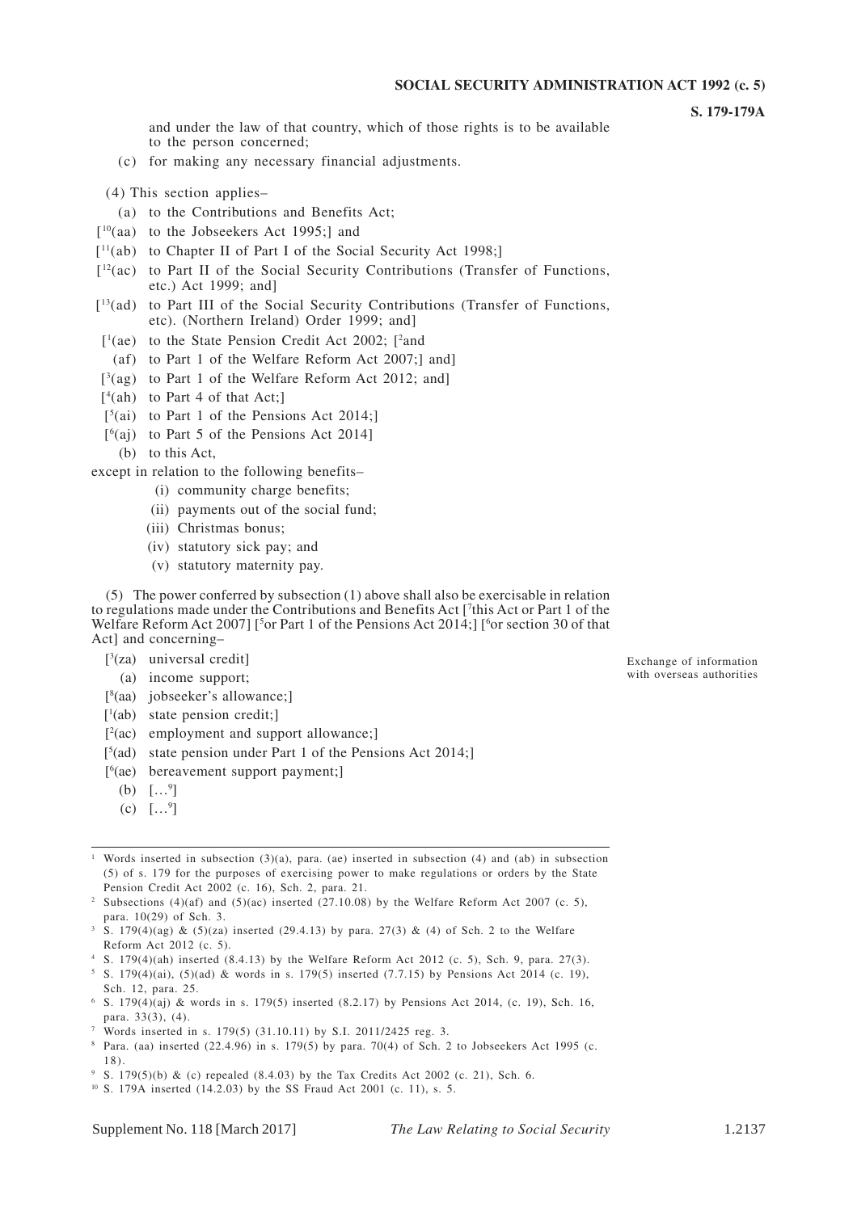and under the law of that country, which of those rights is to be available to the person concerned;

(c) for making any necessary financial adjustments.

(4) This section applies–

(a) to the Contributions and Benefits Act;

[[10](aa) to the Jobseekers Act 1995;] and

[[11](ab) to Chapter II of Part I of the Social Security Act 1998;]

[[12](ac) to Part II of the Social Security Contributions (Transfer of Functions, etc.) Act 1999; and]

[[13](ad) to Part III of the Social Security Contributions (Transfer of Functions, etc). (Northern Ireland) Order 1999; and]

[[1](ae) to the State Pension Credit Act 2002; [[2]and

(af) to Part 1 of the Welfare Reform Act 2007;] and]

[[3](ag) to Part 1 of the Welfare Reform Act 2012; and]

[[4](ah) to Part 4 of that Act;]

[[5](ai) to Part 1 of the Pensions Act 2014;]

[[6](aj) to Part 5 of the Pensions Act 2014]

(b) to this Act,

except in relation to the following benefits–

(i) community charge benefits;

(ii) payments out of the social fund;

(iii) Christmas bonus;

(iv) statutory sick pay; and

(v) statutory maternity pay.

(5) The power conferred by subsection (1) above shall also be exercisable in relation to regulations made under the Contributions and Benefits Act [[7]this Act or Part 1 of the Welfare Reform Act 2007] [[5]or Part 1 of the Pensions Act 2014;] [[6]or section 30 of that Act] and concerning–

[[3](za) universal credit]

(a) income support;

[[8](aa) jobseeker's allowance;]

[[1](ab) state pension credit;]

[[2](ac) employment and support allowance;]

[[5](ad) state pension under Part 1 of the Pensions Act 2014;]

[[6](ae) bereavement support payment;]

(b) […[9]]

(c) […[9]]

Exchange of information with overseas authorities

---

[1] Words inserted in subsection (3)(a), para. (ae) inserted in subsection (4) and (ab) in subsection (5) of s. 179 for the purposes of exercising power to make regulations or orders by the State Pension Credit Act 2002 (c. 16), Sch. 2, para. 21.

[2] Subsections (4)(af) and (5)(ac) inserted (27.10.08) by the Welfare Reform Act 2007 (c. 5), para. 10(29) of Sch. 3.

[3] S. 179(4)(ag) & (5)(za) inserted (29.4.13) by para. 27(3) & (4) of Sch. 2 to the Welfare Reform Act 2012 (c. 5).

[4] S. 179(4)(ah) inserted (8.4.13) by the Welfare Reform Act 2012 (c. 5), Sch. 9, para. 27(3).

[5] S. 179(4)(ai), (5)(ad) & words in s. 179(5) inserted (7.7.15) by Pensions Act 2014 (c. 19), Sch. 12, para. 25.

[6] S. 179(4)(aj) & words in s. 179(5) inserted (8.2.17) by Pensions Act 2014, (c. 19), Sch. 16, para. 33(3), (4).

[7] Words inserted in s. 179(5) (31.10.11) by S.I. 2011/2425 reg. 3.

[8] Para. (aa) inserted (22.4.96) in s. 179(5) by para. 70(4) of Sch. 2 to Jobseekers Act 1995 (c. 18).

[9] S. 179(5)(b) & (c) repealed (8.4.03) by the Tax Credits Act 2002 (c. 21), Sch. 6.

[10] S. 179A inserted (14.2.03) by the SS Fraud Act 2001 (c. 11), s. 5.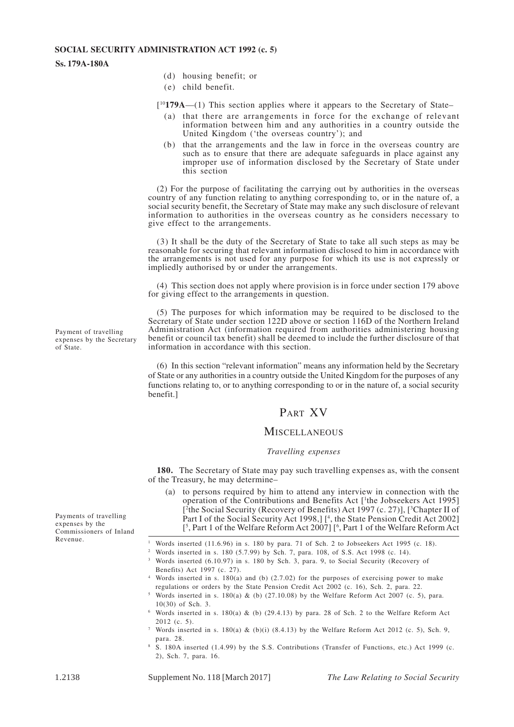(d) housing benefit; or
(e) child benefit.

[[10]**179A**—(1) This section applies where it appears to the Secretary of State–

(a) that there are arrangements in force for the exchange of relevant information between him and any authorities in a country outside the United Kingdom ('the overseas country'); and

(b) that the arrangements and the law in force in the overseas country are such as to ensure that there are adequate safeguards in place against any improper use of information disclosed by the Secretary of State under this section

(2) For the purpose of facilitating the carrying out by authorities in the overseas country of any function relating to anything corresponding to, or in the nature of, a social security benefit, the Secretary of State may make any such disclosure of relevant information to authorities in the overseas country as he considers necessary to give effect to the arrangements.

(3) It shall be the duty of the Secretary of State to take all such steps as may be reasonable for securing that relevant information disclosed to him in accordance with the arrangements is not used for any purpose for which its use is not expressly or impliedly authorised by or under the arrangements.

(4) This section does not apply where provision is in force under section 179 above for giving effect to the arrangements in question.

(5) The purposes for which information may be required to be disclosed to the Secretary of State under section 122D above or section 116D of the Northern Ireland Administration Act (information required from authorities administering housing benefit or council tax benefit) shall be deemed to include the further disclosure of that information in accordance with this section.

(6) In this section "relevant information" means any information held by the Secretary of State or any authorities in a country outside the United Kingdom for the purposes of any functions relating to, or to anything corresponding to or in the nature of, a social security benefit.]

## PART XV

## MISCELLANEOUS

### *Travelling expenses*

Payment of travelling expenses by the Secretary of State.

**180.** The Secretary of State may pay such travelling expenses as, with the consent of the Treasury, he may determine–

(a) to persons required by him to attend any interview in connection with the operation of the Contributions and Benefits Act [[1]the Jobseekers Act 1995] [[2]the Social Security (Recovery of Benefits) Act 1997 (c. 27)], [[3]Chapter II of Part I of the Social Security Act 1998,] [[4], the State Pension Credit Act 2002] [[5], Part 1 of the Welfare Reform Act 2007] [[6], Part 1 of the Welfare Reform Act

Payments of travelling expenses by the Commissioners of Inland Revenue.

---

[1] Words inserted (11.6.96) in s. 180 by para. 71 of Sch. 2 to Jobseekers Act 1995 (c. 18).

[2] Words inserted in s. 180 (5.7.99) by Sch. 7, para. 108, of S.S. Act 1998 (c. 14).

[3] Words inserted (6.10.97) in s. 180 by Sch. 3, para. 9, to Social Security (Recovery of Benefits) Act 1997 (c. 27).

[4] Words inserted in s. 180(a) and (b) (2.7.02) for the purposes of exercising power to make regulations or orders by the State Pension Credit Act 2002 (c. 16), Sch. 2, para. 22.

[5] Words inserted in s. 180(a) & (b) (27.10.08) by the Welfare Reform Act 2007 (c. 5), para. 10(30) of Sch. 3.

[6] Words inserted in s. 180(a) & (b) (29.4.13) by para. 28 of Sch. 2 to the Welfare Reform Act 2012 (c. 5).

[7] Words inserted in s. 180(a) & (b)(i) (8.4.13) by the Welfare Reform Act 2012 (c. 5), Sch. 9, para. 28.

[8] S. 180A inserted (1.4.99) by the S.S. Contributions (Transfer of Functions, etc.) Act 1999 (c. 2), Sch. 7, para. 16.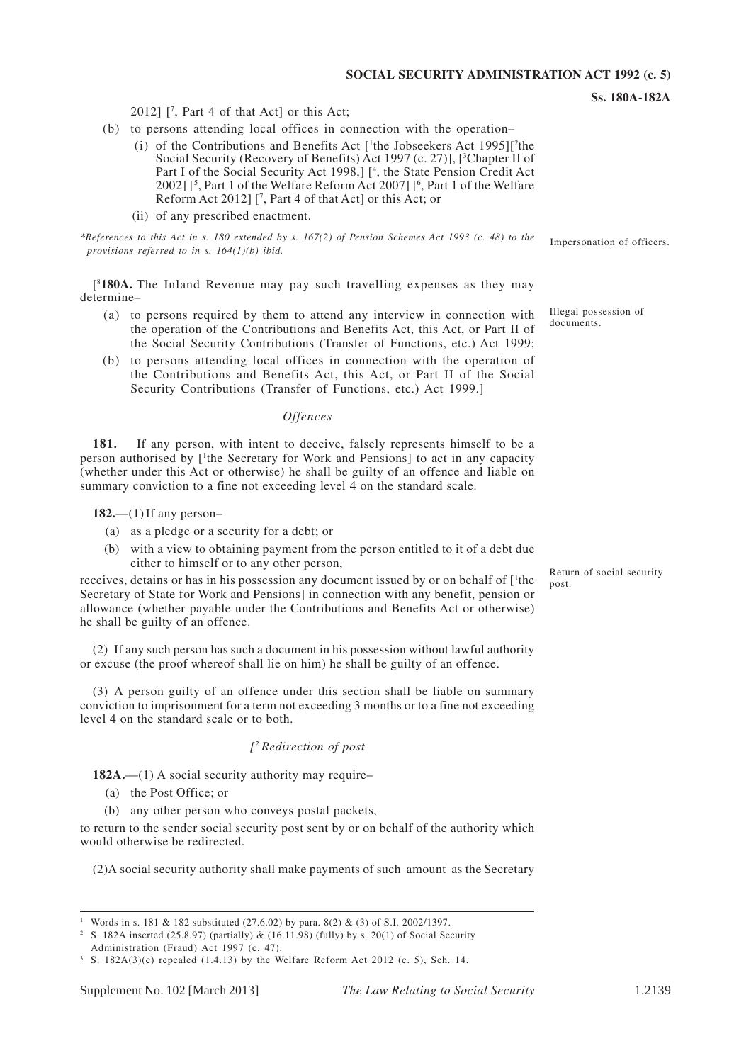2012] [7, Part 4 of that Act] or this Act;

(b) to persons attending local offices in connection with the operation–

(i) of the Contributions and Benefits Act [1the Jobseekers Act 1995][2the Social Security (Recovery of Benefits) Act 1997 (c. 27)], [3Chapter II of Part I of the Social Security Act 1998,] [4, the State Pension Credit Act 2002] [5, Part 1 of the Welfare Reform Act 2007] [6, Part 1 of the Welfare Reform Act 2012] [7, Part 4 of that Act] or this Act; or

(ii) of any prescribed enactment.

*\*References to this Act in s. 180 extended by s. 167(2) of Pension Schemes Act 1993 (c. 48) to the provisions referred to in s. 164(1)(b) ibid.*

[8**180A.** The Inland Revenue may pay such travelling expenses as they may determine–

(a) to persons required by them to attend any interview in connection with the operation of the Contributions and Benefits Act, this Act, or Part II of the Social Security Contributions (Transfer of Functions, etc.) Act 1999;

(b) to persons attending local offices in connection with the operation of the Contributions and Benefits Act, this Act, or Part II of the Social Security Contributions (Transfer of Functions, etc.) Act 1999.]

### *Offences*

Impersonation of officers.

**181.** If any person, with intent to deceive, falsely represents himself to be a person authorised by [1the Secretary for Work and Pensions] to act in any capacity (whether under this Act or otherwise) he shall be guilty of an offence and liable on summary conviction to a fine not exceeding level 4 on the standard scale.

Illegal possession of documents.

**182.**—(1) If any person–

(a) as a pledge or a security for a debt; or

(b) with a view to obtaining payment from the person entitled to it of a debt due either to himself or to any other person,

receives, detains or has in his possession any document issued by or on behalf of [1the Secretary of State for Work and Pensions] in connection with any benefit, pension or allowance (whether payable under the Contributions and Benefits Act or otherwise) he shall be guilty of an offence.

(2) If any such person has such a document in his possession without lawful authority or excuse (the proof whereof shall lie on him) he shall be guilty of an offence.

(3) A person guilty of an offence under this section shall be liable on summary conviction to imprisonment for a term not exceeding 3 months or to a fine not exceeding level 4 on the standard scale or to both.

### *[2 Redirection of post*

Return of social security post.

**182A.**—(1) A social security authority may require–

(a) the Post Office; or

(b) any other person who conveys postal packets,

to return to the sender social security post sent by or on behalf of the authority which would otherwise be redirected.

(2)A social security authority shall make payments of such amount as the Secretary

---

1 Words in s. 181 & 182 substituted (27.6.02) by para. 8(2) & (3) of S.I. 2002/1397.

2 S. 182A inserted (25.8.97) (partially) & (16.11.98) (fully) by s. 20(1) of Social Security Administration (Fraud) Act 1997 (c. 47).

3 S. 182A(3)(c) repealed (1.4.13) by the Welfare Reform Act 2012 (c. 5), Sch. 14.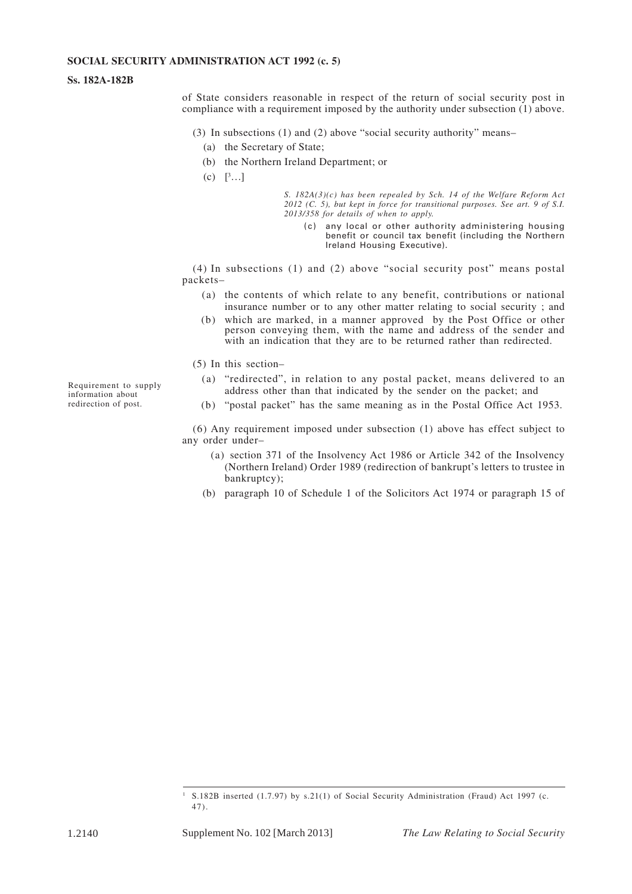of State considers reasonable in respect of the return of social security post in compliance with a requirement imposed by the authority under subsection (1) above.

(3) In subsections (1) and (2) above "social security authority" means–

(a) the Secretary of State;

(b) the Northern Ireland Department; or

(c) [3…]

*S. 182A(3)(c) has been repealed by Sch. 14 of the Welfare Reform Act 2012 (C. 5), but kept in force for transitional purposes. See art. 9 of S.I. 2013/358 for details of when to apply.*

(c) any local or other authority administering housing benefit or council tax benefit (including the Northern Ireland Housing Executive).

(4) In subsections (1) and (2) above "social security post" means postal packets–

(a) the contents of which relate to any benefit, contributions or national insurance number or to any other matter relating to social security ; and

(b) which are marked, in a manner approved by the Post Office or other person conveying them, with the name and address of the sender and with an indication that they are to be returned rather than redirected.

(5) In this section–

(a) "redirected", in relation to any postal packet, means delivered to an address other than that indicated by the sender on the packet; and

(b) "postal packet" has the same meaning as in the Postal Office Act 1953.

Requirement to supply information about redirection of post.

(6) Any requirement imposed under subsection (1) above has effect subject to any order under–

(a) section 371 of the Insolvency Act 1986 or Article 342 of the Insolvency (Northern Ireland) Order 1989 (redirection of bankrupt's letters to trustee in bankruptcy);

(b) paragraph 10 of Schedule 1 of the Solicitors Act 1974 or paragraph 15 of

---

[1] S.182B inserted (1.7.97) by s.21(1) of Social Security Administration (Fraud) Act 1997 (c. 47).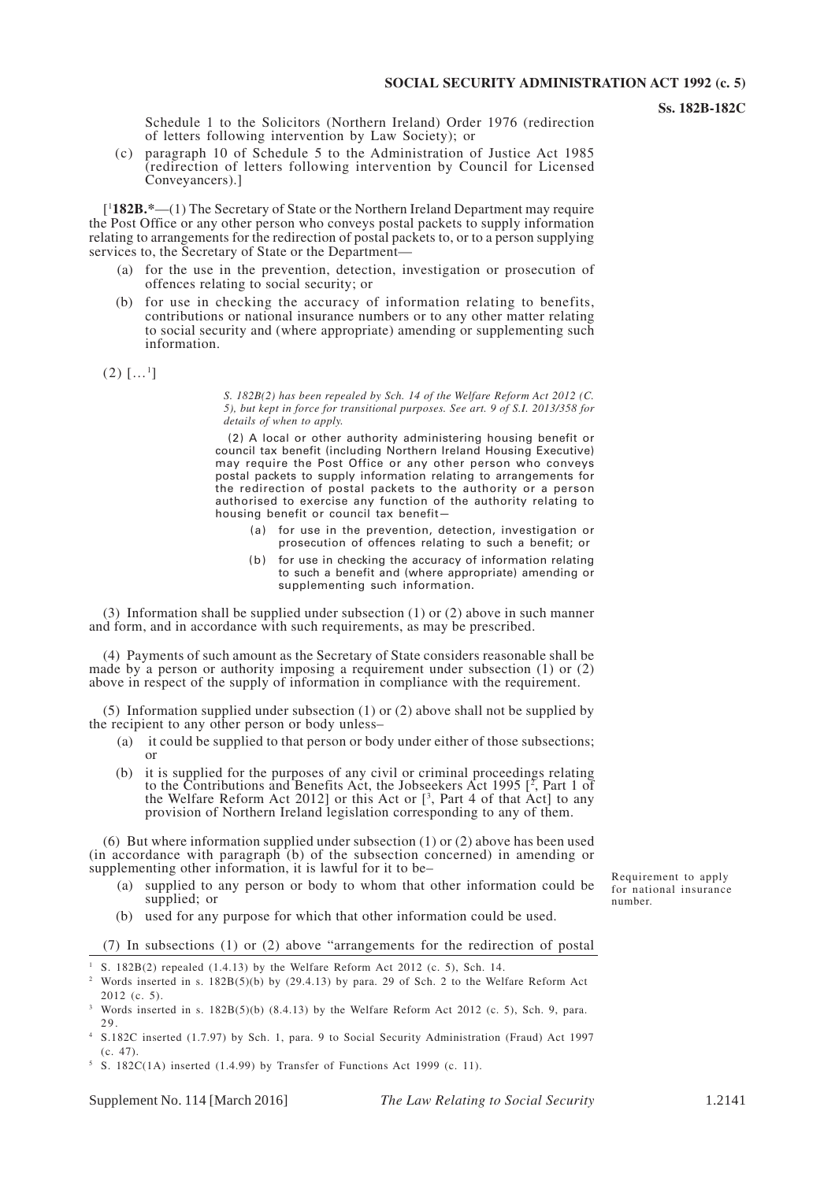Schedule 1 to the Solicitors (Northern Ireland) Order 1976 (redirection of letters following intervention by Law Society); or

(c) paragraph 10 of Schedule 5 to the Administration of Justice Act 1985 (redirection of letters following intervention by Council for Licensed Conveyancers).]

[[1]**182B.***—(1) The Secretary of State or the Northern Ireland Department may require the Post Office or any other person who conveys postal packets to supply information relating to arrangements for the redirection of postal packets to, or to a person supplying services to, the Secretary of State or the Department—

(a) for the use in the prevention, detection, investigation or prosecution of offences relating to social security; or

(b) for use in checking the accuracy of information relating to benefits, contributions or national insurance numbers or to any other matter relating to social security and (where appropriate) amending or supplementing such information.

(2) […[1]]

*S. 182B(2) has been repealed by Sch. 14 of the Welfare Reform Act 2012 (C. 5), but kept in force for transitional purposes. See art. 9 of S.I. 2013/358 for details of when to apply.*

(2) A local or other authority administering housing benefit or council tax benefit (including Northern Ireland Housing Executive) may require the Post Office or any other person who conveys postal packets to supply information relating to arrangements for the redirection of postal packets to the authority or a person authorised to exercise any function of the authority relating to housing benefit or council tax benefit—

(a) for use in the prevention, detection, investigation or prosecution of offences relating to such a benefit; or

(b) for use in checking the accuracy of information relating to such a benefit and (where appropriate) amending or supplementing such information.

(3) Information shall be supplied under subsection (1) or (2) above in such manner and form, and in accordance with such requirements, as may be prescribed.

(4) Payments of such amount as the Secretary of State considers reasonable shall be made by a person or authority imposing a requirement under subsection (1) or (2) above in respect of the supply of information in compliance with the requirement.

(5) Information supplied under subsection (1) or (2) above shall not be supplied by the recipient to any other person or body unless–

(a) it could be supplied to that person or body under either of those subsections; or

(b) it is supplied for the purposes of any civil or criminal proceedings relating to the Contributions and Benefits Act, the Jobseekers Act 1995 [[2], Part 1 of the Welfare Reform Act 2012] or this Act or [[3], Part 4 of that Act] to any provision of Northern Ireland legislation corresponding to any of them.

(6) But where information supplied under subsection (1) or (2) above has been used (in accordance with paragraph (b) of the subsection concerned) in amending or supplementing other information, it is lawful for it to be–

(a) supplied to any person or body to whom that other information could be supplied; or

(b) used for any purpose for which that other information could be used.

Requirement to apply for national insurance number.

(7) In subsections (1) or (2) above "arrangements for the redirection of postal

---

[1] S. 182B(2) repealed (1.4.13) by the Welfare Reform Act 2012 (c. 5), Sch. 14.

[2] Words inserted in s. 182B(5)(b) by (29.4.13) by para. 29 of Sch. 2 to the Welfare Reform Act 2012 (c. 5).

[3] Words inserted in s. 182B(5)(b) (8.4.13) by the Welfare Reform Act 2012 (c. 5), Sch. 9, para. 29.

[4] S.182C inserted (1.7.97) by Sch. 1, para. 9 to Social Security Administration (Fraud) Act 1997 (c. 47).

[5] S. 182C(1A) inserted (1.4.99) by Transfer of Functions Act 1999 (c. 11).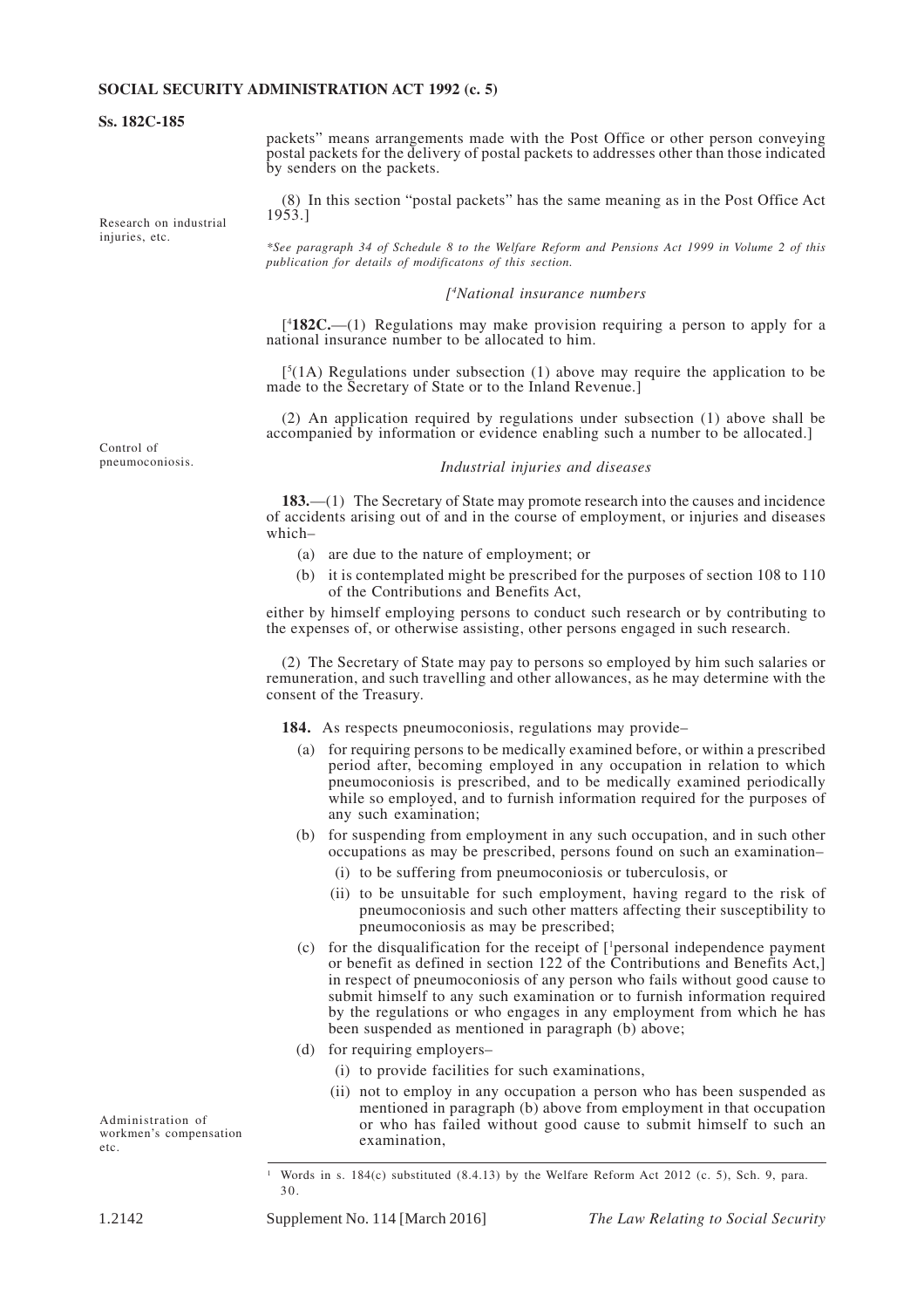packets" means arrangements made with the Post Office or other person conveying postal packets for the delivery of postal packets to addresses other than those indicated by senders on the packets.

(8) In this section "postal packets" has the same meaning as in the Post Office Act 1953.]

*See paragraph 34 of Schedule 8 to the Welfare Reform and Pensions Act 1999 in Volume 2 of this publication for details of modificatons of this section.*

*[[4]National insurance numbers*

[[4]**182C.**—(1) Regulations may make provision requiring a person to apply for a national insurance number to be allocated to him.

[[5](1A) Regulations under subsection (1) above may require the application to be made to the Secretary of State or to the Inland Revenue.]

(2) An application required by regulations under subsection (1) above shall be accompanied by information or evidence enabling such a number to be allocated.]

*Industrial injuries and diseases*

Research on industrial injuries, etc.

**183.**—(1) The Secretary of State may promote research into the causes and incidence of accidents arising out of and in the course of employment, or injuries and diseases which–

(a) are due to the nature of employment; or

(b) it is contemplated might be prescribed for the purposes of section 108 to 110 of the Contributions and Benefits Act,

either by himself employing persons to conduct such research or by contributing to the expenses of, or otherwise assisting, other persons engaged in such research.

(2) The Secretary of State may pay to persons so employed by him such salaries or remuneration, and such travelling and other allowances, as he may determine with the consent of the Treasury.

Control of pneumoconiosis.

**184.** As respects pneumoconiosis, regulations may provide–

(a) for requiring persons to be medically examined before, or within a prescribed period after, becoming employed in any occupation in relation to which pneumoconiosis is prescribed, and to be medically examined periodically while so employed, and to furnish information required for the purposes of any such examination;

(b) for suspending from employment in any such occupation, and in such other occupations as may be prescribed, persons found on such an examination–

   (i) to be suffering from pneumoconiosis or tuberculosis, or

   (ii) to be unsuitable for such employment, having regard to the risk of pneumoconiosis and such other matters affecting their susceptibility to pneumoconiosis as may be prescribed;

(c) for the disqualification for the receipt of [[1]personal independence payment or benefit as defined in section 122 of the Contributions and Benefits Act,] in respect of pneumoconiosis of any person who fails without good cause to submit himself to any such examination or to furnish information required by the regulations or who engages in any employment from which he has been suspended as mentioned in paragraph (b) above;

(d) for requiring employers–

   (i) to provide facilities for such examinations,

   (ii) not to employ in any occupation a person who has been suspended as mentioned in paragraph (b) above from employment in that occupation or who has failed without good cause to submit himself to such an examination,

Administration of workmen's compensation etc.

[1] Words in s. 184(c) substituted (8.4.13) by the Welfare Reform Act 2012 (c. 5), Sch. 9, para. 30.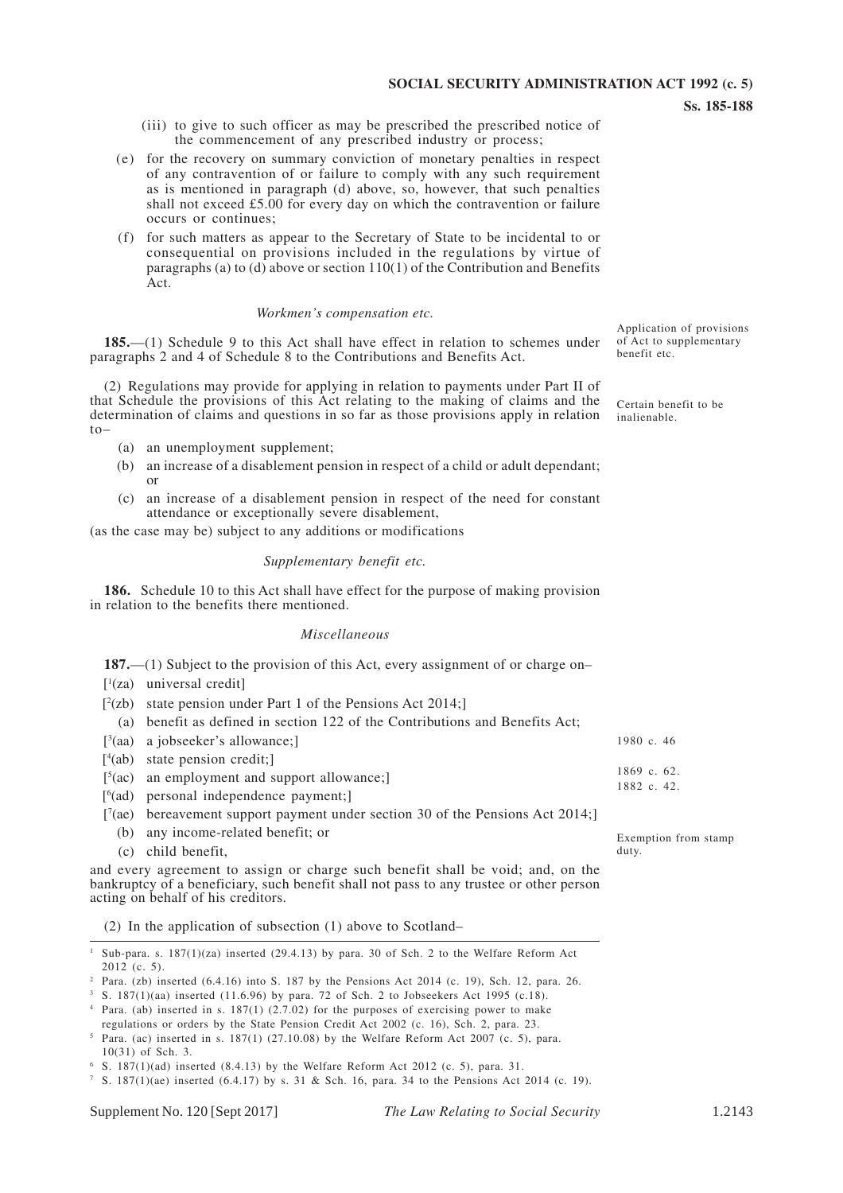(iii) to give to such officer as may be prescribed the prescribed notice of the commencement of any prescribed industry or process;

(e) for the recovery on summary conviction of monetary penalties in respect of any contravention of or failure to comply with any such requirement as is mentioned in paragraph (d) above, so, however, that such penalties shall not exceed £5.00 for every day on which the contravention or failure occurs or continues;

(f) for such matters as appear to the Secretary of State to be incidental to or consequential on provisions included in the regulations by virtue of paragraphs (a) to (d) above or section 110(1) of the Contribution and Benefits Act.

*Workmen's compensation etc.*

Application of provisions of Act to supplementary benefit etc.

**185.**—(1) Schedule 9 to this Act shall have effect in relation to schemes under paragraphs 2 and 4 of Schedule 8 to the Contributions and Benefits Act.

(2) Regulations may provide for applying in relation to payments under Part II of that Schedule the provisions of this Act relating to the making of claims and the determination of claims and questions in so far as those provisions apply in relation to–

(a) an unemployment supplement;

(b) an increase of a disablement pension in respect of a child or adult dependant; or

(c) an increase of a disablement pension in respect of the need for constant attendance or exceptionally severe disablement,

(as the case may be) subject to any additions or modifications

*Supplementary benefit etc.*

**186.** Schedule 10 to this Act shall have effect for the purpose of making provision in relation to the benefits there mentioned.

*Miscellaneous*

Certain benefit to be inalienable.

**187.**—(1) Subject to the provision of this Act, every assignment of or charge on–

[[1](za) universal credit]

[[2](zb) state pension under Part 1 of the Pensions Act 2014;]

(a) benefit as defined in section 122 of the Contributions and Benefits Act;

[[3](aa) a jobseeker's allowance;]

[[4](ab) state pension credit;]

[[5](ac) an employment and support allowance;]

[[6](ad) personal independence payment;]

[[7](ae) bereavement support payment under section 30 of the Pensions Act 2014;]

(b) any income-related benefit; or

(c) child benefit,

and every agreement to assign or charge such benefit shall be void; and, on the bankruptcy of a beneficiary, such benefit shall not pass to any trustee or other person acting on behalf of his creditors.

1980 c. 46

1869 c. 62.
1882 c. 42.

Exemption from stamp duty.

(2) In the application of subsection (1) above to Scotland–

---

[1] Sub-para. s. 187(1)(za) inserted (29.4.13) by para. 30 of Sch. 2 to the Welfare Reform Act 2012 (c. 5).

[2] Para. (zb) inserted (6.4.16) into S. 187 by the Pensions Act 2014 (c. 19), Sch. 12, para. 26.

[3] S. 187(1)(aa) inserted (11.6.96) by para. 72 of Sch. 2 to Jobseekers Act 1995 (c.18).

[4] Para. (ab) inserted in s. 187(1) (2.7.02) for the purposes of exercising power to make regulations or orders by the State Pension Credit Act 2002 (c. 16), Sch. 2, para. 23.

[5] Para. (ac) inserted in s. 187(1) (27.10.08) by the Welfare Reform Act 2007 (c. 5), para. 10(31) of Sch. 3.

[6] S. 187(1)(ad) inserted (8.4.13) by the Welfare Reform Act 2012 (c. 5), para. 31.

[7] S. 187(1)(ae) inserted (6.4.17) by s. 31 & Sch. 16, para. 34 to the Pensions Act 2014 (c. 19).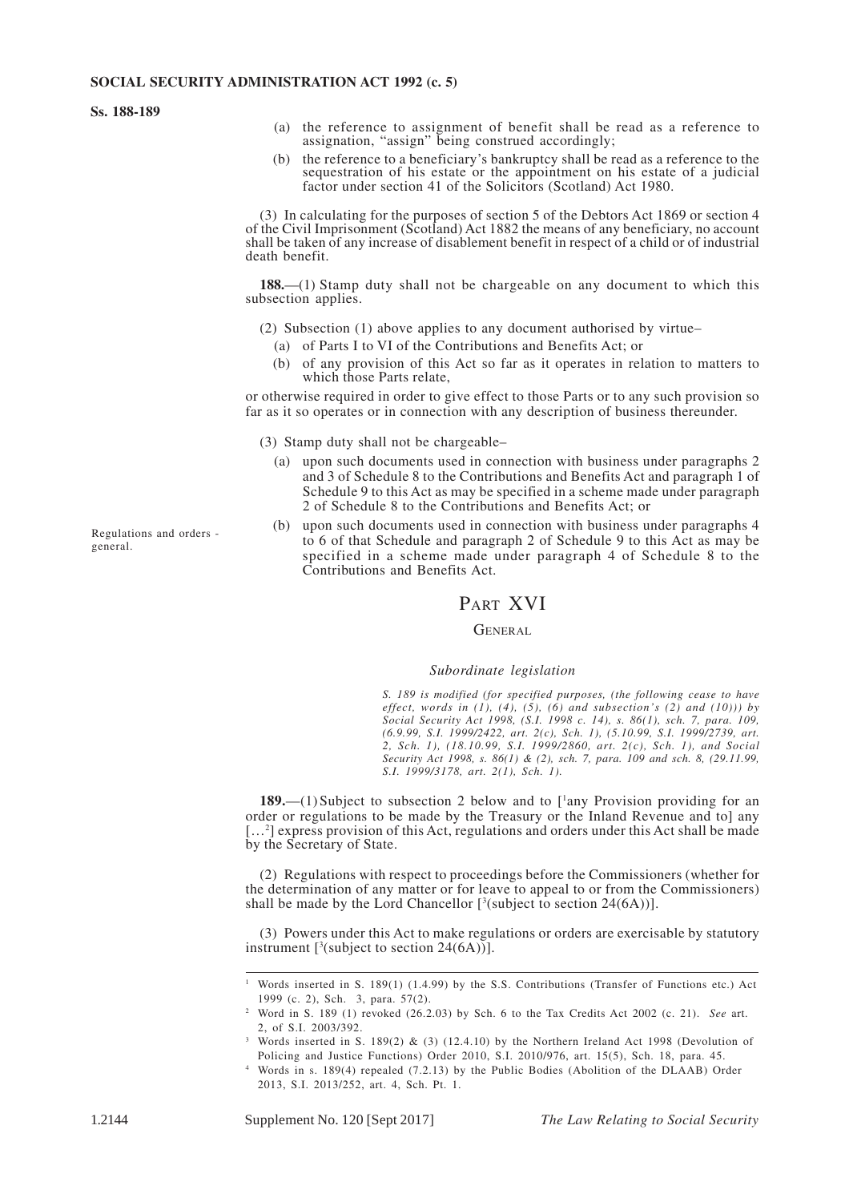(a) the reference to assignment of benefit shall be read as a reference to assignation, "assign" being construed accordingly;

(b) the reference to a beneficiary's bankruptcy shall be read as a reference to the sequestration of his estate or the appointment on his estate of a judicial factor under section 41 of the Solicitors (Scotland) Act 1980.

(3) In calculating for the purposes of section 5 of the Debtors Act 1869 or section 4 of the Civil Imprisonment (Scotland) Act 1882 the means of any beneficiary, no account shall be taken of any increase of disablement benefit in respect of a child or of industrial death benefit.

**188.**—(1) Stamp duty shall not be chargeable on any document to which this subsection applies.

(2) Subsection (1) above applies to any document authorised by virtue–

(a) of Parts I to VI of the Contributions and Benefits Act; or

(b) of any provision of this Act so far as it operates in relation to matters to which those Parts relate,

or otherwise required in order to give effect to those Parts or to any such provision so far as it so operates or in connection with any description of business thereunder.

(3) Stamp duty shall not be chargeable–

(a) upon such documents used in connection with business under paragraphs 2 and 3 of Schedule 8 to the Contributions and Benefits Act and paragraph 1 of Schedule 9 to this Act as may be specified in a scheme made under paragraph 2 of Schedule 8 to the Contributions and Benefits Act; or

(b) upon such documents used in connection with business under paragraphs 4 to 6 of that Schedule and paragraph 2 of Schedule 9 to this Act as may be specified in a scheme made under paragraph 4 of Schedule 8 to the Contributions and Benefits Act.

## PART XVI

### GENERAL

*Subordinate legislation*

Regulations and orders - general.

*S. 189 is modified (for specified purposes, (the following cease to have effect, words in (1), (4), (5), (6) and subsection's (2) and (10))) by Social Security Act 1998, (S.I. 1998 c. 14), s. 86(1), sch. 7, para. 109, (6.9.99, S.I. 1999/2422, art. 2(c), Sch. 1), (5.10.99, S.I. 1999/2739, art. 2, Sch. 1), (18.10.99, S.I. 1999/2860, art. 2(c), Sch. 1), and Social Security Act 1998, s. 86(1) & (2), sch. 7, para. 109 and sch. 8, (29.11.99, S.I. 1999/3178, art. 2(1), Sch. 1).*

**189.**—(1) Subject to subsection 2 below and to [[1]any Provision providing for an order or regulations to be made by the Treasury or the Inland Revenue and to] any [...[2]] express provision of this Act, regulations and orders under this Act shall be made by the Secretary of State.

(2) Regulations with respect to proceedings before the Commissioners (whether for the determination of any matter or for leave to appeal to or from the Commissioners) shall be made by the Lord Chancellor [[3](subject to section 24(6A))].

(3) Powers under this Act to make regulations or orders are exercisable by statutory instrument [[3](subject to section 24(6A))].

---

[1] Words inserted in S. 189(1) (1.4.99) by the S.S. Contributions (Transfer of Functions etc.) Act 1999 (c. 2), Sch. 3, para. 57(2).

[2] Word in S. 189 (1) revoked (26.2.03) by Sch. 6 to the Tax Credits Act 2002 (c. 21). *See* art. 2, of S.I. 2003/392.

[3] Words inserted in S. 189(2) & (3) (12.4.10) by the Northern Ireland Act 1998 (Devolution of Policing and Justice Functions) Order 2010, S.I. 2010/976, art. 15(5), Sch. 18, para. 45.

[4] Words in s. 189(4) repealed (7.2.13) by the Public Bodies (Abolition of the DLAAB) Order 2013, S.I. 2013/252, art. 4, Sch. Pt. 1.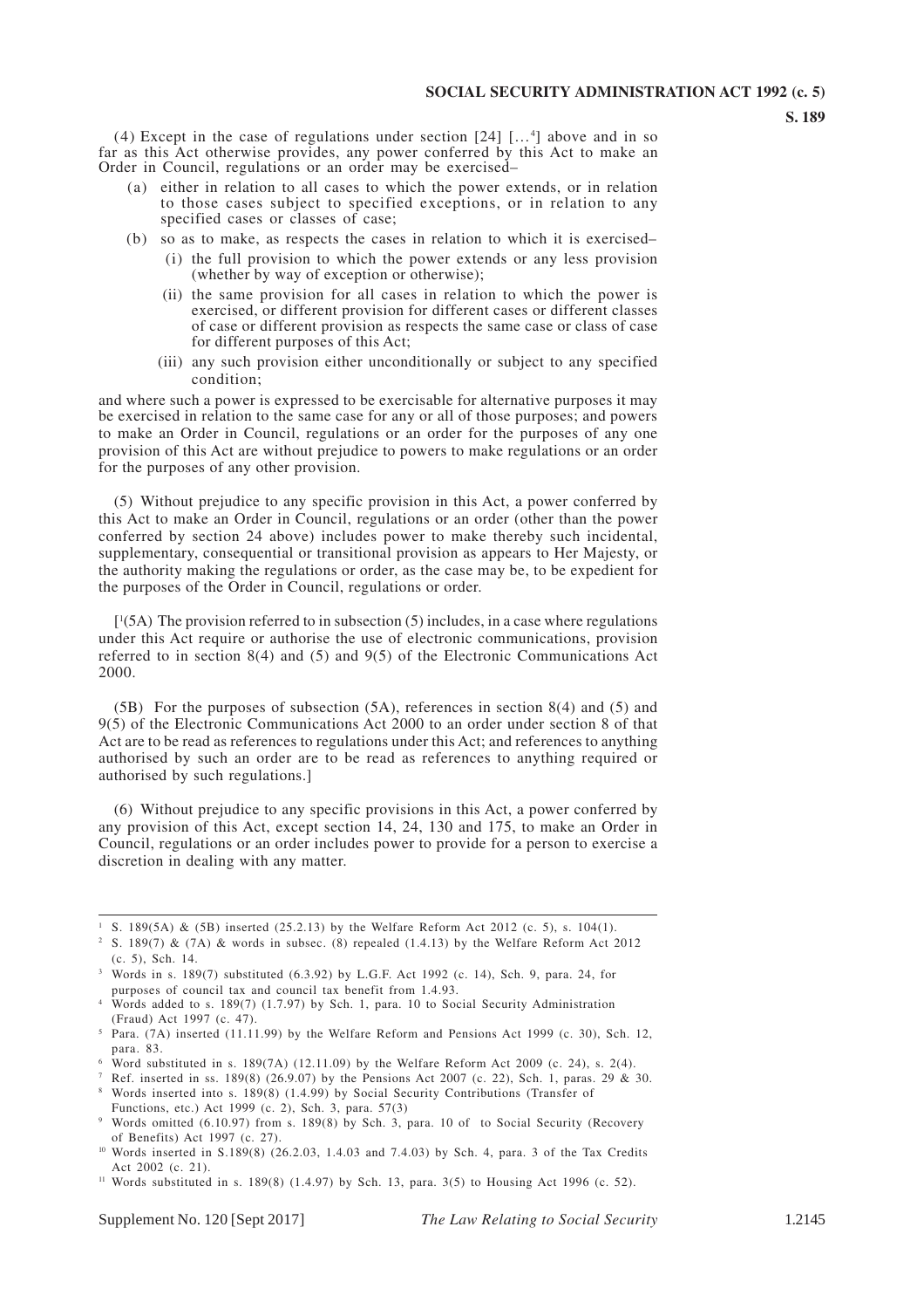(4) Except in the case of regulations under section [24] […[4]] above and in so far as this Act otherwise provides, any power conferred by this Act to make an Order in Council, regulations or an order may be exercised–

- (a) either in relation to all cases to which the power extends, or in relation to those cases subject to specified exceptions, or in relation to any specified cases or classes of case;
- (b) so as to make, as respects the cases in relation to which it is exercised–
  - (i) the full provision to which the power extends or any less provision (whether by way of exception or otherwise);
  - (ii) the same provision for all cases in relation to which the power is exercised, or different provision for different cases or different classes of case or different provision as respects the same case or class of case for different purposes of this Act;
  - (iii) any such provision either unconditionally or subject to any specified condition;

and where such a power is expressed to be exercisable for alternative purposes it may be exercised in relation to the same case for any or all of those purposes; and powers to make an Order in Council, regulations or an order for the purposes of any one provision of this Act are without prejudice to powers to make regulations or an order for the purposes of any other provision.

(5) Without prejudice to any specific provision in this Act, a power conferred by this Act to make an Order in Council, regulations or an order (other than the power conferred by section 24 above) includes power to make thereby such incidental, supplementary, consequential or transitional provision as appears to Her Majesty, or the authority making the regulations or order, as the case may be, to be expedient for the purposes of the Order in Council, regulations or order.

[[1](5A) The provision referred to in subsection (5) includes, in a case where regulations under this Act require or authorise the use of electronic communications, provision referred to in section 8(4) and (5) and 9(5) of the Electronic Communications Act 2000.

(5B) For the purposes of subsection (5A), references in section 8(4) and (5) and 9(5) of the Electronic Communications Act 2000 to an order under section 8 of that Act are to be read as references to regulations under this Act; and references to anything authorised by such an order are to be read as references to anything required or authorised by such regulations.]

(6) Without prejudice to any specific provisions in this Act, a power conferred by any provision of this Act, except section 14, 24, 130 and 175, to make an Order in Council, regulations or an order includes power to provide for a person to exercise a discretion in dealing with any matter.

---

[1] S. 189(5A) & (5B) inserted (25.2.13) by the Welfare Reform Act 2012 (c. 5), s. 104(1).

[2] S. 189(7) & (7A) & words in subsec. (8) repealed (1.4.13) by the Welfare Reform Act 2012 (c. 5), Sch. 14.

[3] Words in s. 189(7) substituted (6.3.92) by L.G.F. Act 1992 (c. 14), Sch. 9, para. 24, for purposes of council tax and council tax benefit from 1.4.93.

[4] Words added to s. 189(7) (1.7.97) by Sch. 1, para. 10 to Social Security Administration (Fraud) Act 1997 (c. 47).

[5] Para. (7A) inserted (11.11.99) by the Welfare Reform and Pensions Act 1999 (c. 30), Sch. 12, para. 83.

[6] Word substituted in s. 189(7A) (12.11.09) by the Welfare Reform Act 2009 (c. 24), s. 2(4).

[7] Ref. inserted in ss. 189(8) (26.9.07) by the Pensions Act 2007 (c. 22), Sch. 1, paras. 29 & 30.

[8] Words inserted into s. 189(8) (1.4.99) by Social Security Contributions (Transfer of Functions, etc.) Act 1999 (c. 2), Sch. 3, para. 57(3)

[9] Words omitted (6.10.97) from s. 189(8) by Sch. 3, para. 10 of to Social Security (Recovery of Benefits) Act 1997 (c. 27).

[10] Words inserted in S.189(8) (26.2.03, 1.4.03 and 7.4.03) by Sch. 4, para. 3 of the Tax Credits Act 2002 (c. 21).

[11] Words substituted in s. 189(8) (1.4.97) by Sch. 13, para. 3(5) to Housing Act 1996 (c. 52).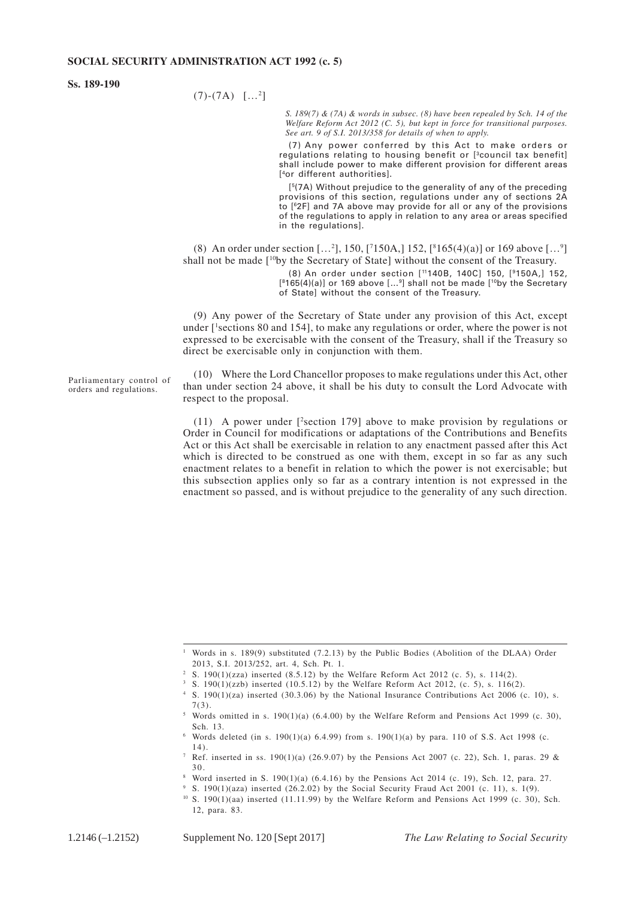(7)-(7A) [...[2]]

*S. 189(7) & (7A) & words in subsec. (8) have been repealed by Sch. 14 of the Welfare Reform Act 2012 (C. 5), but kept in force for transitional purposes. See art. 9 of S.I. 2013/358 for details of when to apply.*

(7) Any power conferred by this Act to make orders or regulations relating to housing benefit or [[3]council tax benefit] shall include power to make different provision for different areas [[4]or different authorities].

[[5](7A) Without prejudice to the generality of any of the preceding provisions of this section, regulations under any of sections 2A to [[6]2F] and 7A above may provide for all or any of the provisions of the regulations to apply in relation to any area or areas specified in the regulations].

(8) An order under section [...[2]], 150, [[7]150A,] 152, [[8]165(4)(a)] or 169 above [...[9]] shall not be made [[10]by the Secretary of State] without the consent of the Treasury.

(8) An order under section [[11]140B, 140C] 150, [[9]150A,] 152, [[8]165(4)(a)] or 169 above [...[9]] shall not be made [[10]by the Secretary of State] without the consent of the Treasury.

(9) Any power of the Secretary of State under any provision of this Act, except under [[1]sections 80 and 154], to make any regulations or order, where the power is not expressed to be exercisable with the consent of the Treasury, shall if the Treasury so direct be exercisable only in conjunction with them.

Parliamentary control of orders and regulations.

(10) Where the Lord Chancellor proposes to make regulations under this Act, other than under section 24 above, it shall be his duty to consult the Lord Advocate with respect to the proposal.

(11) A power under [[2]section 179] above to make provision by regulations or Order in Council for modifications or adaptations of the Contributions and Benefits Act or this Act shall be exercisable in relation to any enactment passed after this Act which is directed to be construed as one with them, except in so far as any such enactment relates to a benefit in relation to which the power is not exercisable; but this subsection applies only so far as a contrary intention is not expressed in the enactment so passed, and is without prejudice to the generality of any such direction.

---

[1] Words in s. 189(9) substituted (7.2.13) by the Public Bodies (Abolition of the DLAA) Order 2013, S.I. 2013/252, art. 4, Sch. Pt. 1.

[2] S. 190(1)(zza) inserted (8.5.12) by the Welfare Reform Act 2012 (c. 5), s. 114(2).

[3] S. 190(1)(zzb) inserted (10.5.12) by the Welfare Reform Act 2012, (c. 5), s. 116(2).

[4] S. 190(1)(za) inserted (30.3.06) by the National Insurance Contributions Act 2006 (c. 10), s. 7(3).

[5] Words omitted in s. 190(1)(a) (6.4.00) by the Welfare Reform and Pensions Act 1999 (c. 30), Sch. 13.

[6] Words deleted (in s. 190(1)(a) 6.4.99) from s. 190(1)(a) by para. 110 of S.S. Act 1998 (c. 14).

[7] Ref. inserted in ss. 190(1)(a) (26.9.07) by the Pensions Act 2007 (c. 22), Sch. 1, paras. 29 & 30.

[8] Word inserted in S. 190(1)(a) (6.4.16) by the Pensions Act 2014 (c. 19), Sch. 12, para. 27.

[9] S. 190(1)(aza) inserted (26.2.02) by the Social Security Fraud Act 2001 (c. 11), s. 1(9).

[10] S. 190(1)(aa) inserted (11.11.99) by the Welfare Reform and Pensions Act 1999 (c. 30), Sch. 12, para. 83.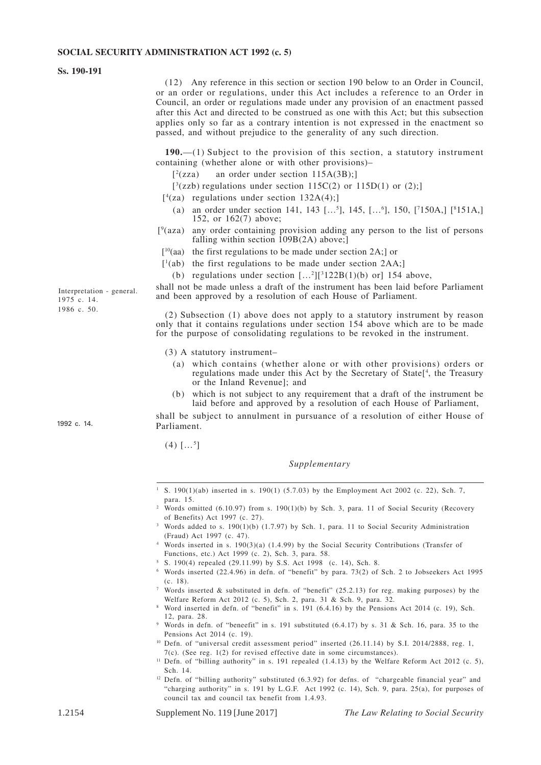(12) Any reference in this section or section 190 below to an Order in Council, or an order or regulations, under this Act includes a reference to an Order in Council, an order or regulations made under any provision of an enactment passed after this Act and directed to be construed as one with this Act; but this subsection applies only so far as a contrary intention is not expressed in the enactment so passed, and without prejudice to the generality of any such direction.

Interpretation - general. 1975 c. 14. 1986 c. 50.

**190.**—(1) Subject to the provision of this section, a statutory instrument containing (whether alone or with other provisions)–

[2(zza) an order under section 115A(3B);]

[3(zzb) regulations under section 115C(2) or 115D(1) or (2);]

[4(za) regulations under section 132A(4);]

(a) an order under section 141, 143 […5], 145, […6], 150, [7150A,] [8151A,] 152, or 162(7) above;

[9(aza) any order containing provision adding any person to the list of persons falling within section 109B(2A) above;]

[10(aa) the first regulations to be made under section 2A;] or

[1(ab) the first regulations to be made under section 2AA;]

(b) regulations under section […2][3122B(1)(b) or] 154 above,

shall not be made unless a draft of the instrument has been laid before Parliament and been approved by a resolution of each House of Parliament.

(2) Subsection (1) above does not apply to a statutory instrument by reason only that it contains regulations under section 154 above which are to be made for the purpose of consolidating regulations to be revoked in the instrument.

(3) A statutory instrument–

(a) which contains (whether alone or with other provisions) orders or regulations made under this Act by the Secretary of State[4, the Treasury or the Inland Revenue]; and

(b) which is not subject to any requirement that a draft of the instrument be laid before and approved by a resolution of each House of Parliament,

shall be subject to annulment in pursuance of a resolution of either House of Parliament.

1992 c. 14.

(4) […5]

*Supplementary*

---

1 S. 190(1)(ab) inserted in s. 190(1) (5.7.03) by the Employment Act 2002 (c. 22), Sch. 7, para. 15.

2 Words omitted (6.10.97) from s. 190(1)(b) by Sch. 3, para. 11 of Social Security (Recovery of Benefits) Act 1997 (c. 27).

3 Words added to s. 190(1)(b) (1.7.97) by Sch. 1, para. 11 to Social Security Administration (Fraud) Act 1997 (c. 47).

4 Words inserted in s. 190(3)(a) (1.4.99) by the Social Security Contributions (Transfer of Functions, etc.) Act 1999 (c. 2), Sch. 3, para. 58.

5 S. 190(4) repealed (29.11.99) by S.S. Act 1998 (c. 14), Sch. 8.

6 Words inserted (22.4.96) in defn. of "benefit" by para. 73(2) of Sch. 2 to Jobseekers Act 1995 (c. 18).

7 Words inserted & substituted in defn. of "benefit" (25.2.13) for reg. making purposes) by the Welfare Reform Act 2012 (c. 5), Sch. 2, para. 31 & Sch. 9, para. 32.

8 Word inserted in defn. of "benefit" in s. 191 (6.4.16) by the Pensions Act 2014 (c. 19), Sch. 12, para. 28.

9 Words in defn. of "beneefit" in s. 191 substituted (6.4.17) by s. 31 & Sch. 16, para. 35 to the Pensions Act 2014 (c. 19).

10 Defn. of "universal credit assessment period" inserted (26.11.14) by S.I. 2014/2888, reg. 1, 7(c). (See reg. 1(2) for revised effective date in some circumstances).

11 Defn. of "billing authority" in s. 191 repealed (1.4.13) by the Welfare Reform Act 2012 (c. 5), Sch. 14.

12 Defn. of "billing authority" substituted (6.3.92) for defns. of "chargeable financial year" and "charging authority" in s. 191 by L.G.F. Act 1992 (c. 14), Sch. 9, para. 25(a), for purposes of council tax and council tax benefit from 1.4.93.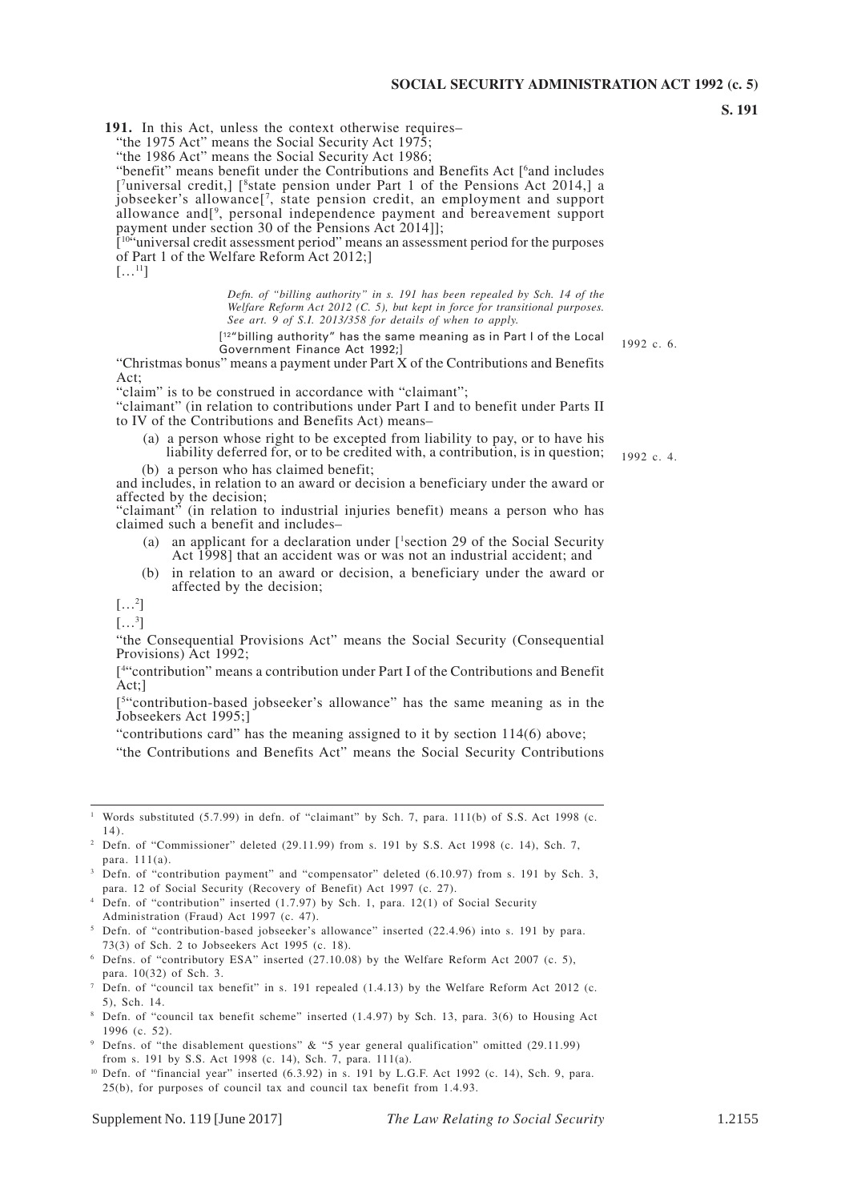**191.** In this Act, unless the context otherwise requires–

"the 1975 Act" means the Social Security Act 1975;

"the 1986 Act" means the Social Security Act 1986;

"benefit" means benefit under the Contributions and Benefits Act [[6]and includes [[7]universal credit,] [[8]state pension under Part 1 of the Pensions Act 2014,] a jobseeker's allowance[[7], state pension credit, an employment and support allowance and[[9], personal independence payment and bereavement support payment under section 30 of the Pensions Act 2014]];

[[10]"universal credit assessment period" means an assessment period for the purposes of Part 1 of the Welfare Reform Act 2012;]

[…[11]]

*Defn. of "billing authority" in s. 191 has been repealed by Sch. 14 of the Welfare Reform Act 2012 (C. 5), but kept in force for transitional purposes. See art. 9 of S.I. 2013/358 for details of when to apply.*

[[12]"billing authority" has the same meaning as in Part I of the Local Government Finance Act 1992;] 1992 c. 6.

"Christmas bonus" means a payment under Part X of the Contributions and Benefits Act;

"claim" is to be construed in accordance with "claimant";

"claimant" (in relation to contributions under Part I and to benefit under Parts II to IV of the Contributions and Benefits Act) means–

(a) a person whose right to be excepted from liability to pay, or to have his liability deferred for, or to be credited with, a contribution, is in question; 1992 c. 4.

(b) a person who has claimed benefit;

and includes, in relation to an award or decision a beneficiary under the award or affected by the decision;

"claimant" (in relation to industrial injuries benefit) means a person who has claimed such a benefit and includes–

(a) an applicant for a declaration under [[1]section 29 of the Social Security Act 1998] that an accident was or was not an industrial accident; and

(b) in relation to an award or decision, a beneficiary under the award or affected by the decision;

[…[2]]

[…[3]]

"the Consequential Provisions Act" means the Social Security (Consequential Provisions) Act 1992;

[[4]"contribution" means a contribution under Part I of the Contributions and Benefit Act;]

[[5]"contribution-based jobseeker's allowance" has the same meaning as in the Jobseekers Act 1995;]

"contributions card" has the meaning assigned to it by section 114(6) above;

"the Contributions and Benefits Act" means the Social Security Contributions

---

1 Words substituted (5.7.99) in defn. of "claimant" by Sch. 7, para. 111(b) of S.S. Act 1998 (c. 14).

2 Defn. of "Commissioner" deleted (29.11.99) from s. 191 by S.S. Act 1998 (c. 14), Sch. 7, para. 111(a).

3 Defn. of "contribution payment" and "compensator" deleted (6.10.97) from s. 191 by Sch. 3, para. 12 of Social Security (Recovery of Benefit) Act 1997 (c. 27).

4 Defn. of "contribution" inserted (1.7.97) by Sch. 1, para. 12(1) of Social Security Administration (Fraud) Act 1997 (c. 47).

5 Defn. of "contribution-based jobseeker's allowance" inserted (22.4.96) into s. 191 by para. 73(3) of Sch. 2 to Jobseekers Act 1995 (c. 18).

6 Defns. of "contributory ESA" inserted (27.10.08) by the Welfare Reform Act 2007 (c. 5), para. 10(32) of Sch. 3.

7 Defn. of "council tax benefit" in s. 191 repealed (1.4.13) by the Welfare Reform Act 2012 (c. 5), Sch. 14.

8 Defn. of "council tax benefit scheme" inserted (1.4.97) by Sch. 13, para. 3(6) to Housing Act 1996 (c. 52).

9 Defns. of "the disablement questions" & "5 year general qualification" omitted (29.11.99) from s. 191 by S.S. Act 1998 (c. 14), Sch. 7, para. 111(a).

10 Defn. of "financial year" inserted (6.3.92) in s. 191 by L.G.F. Act 1992 (c. 14), Sch. 9, para. 25(b), for purposes of council tax and council tax benefit from 1.4.93.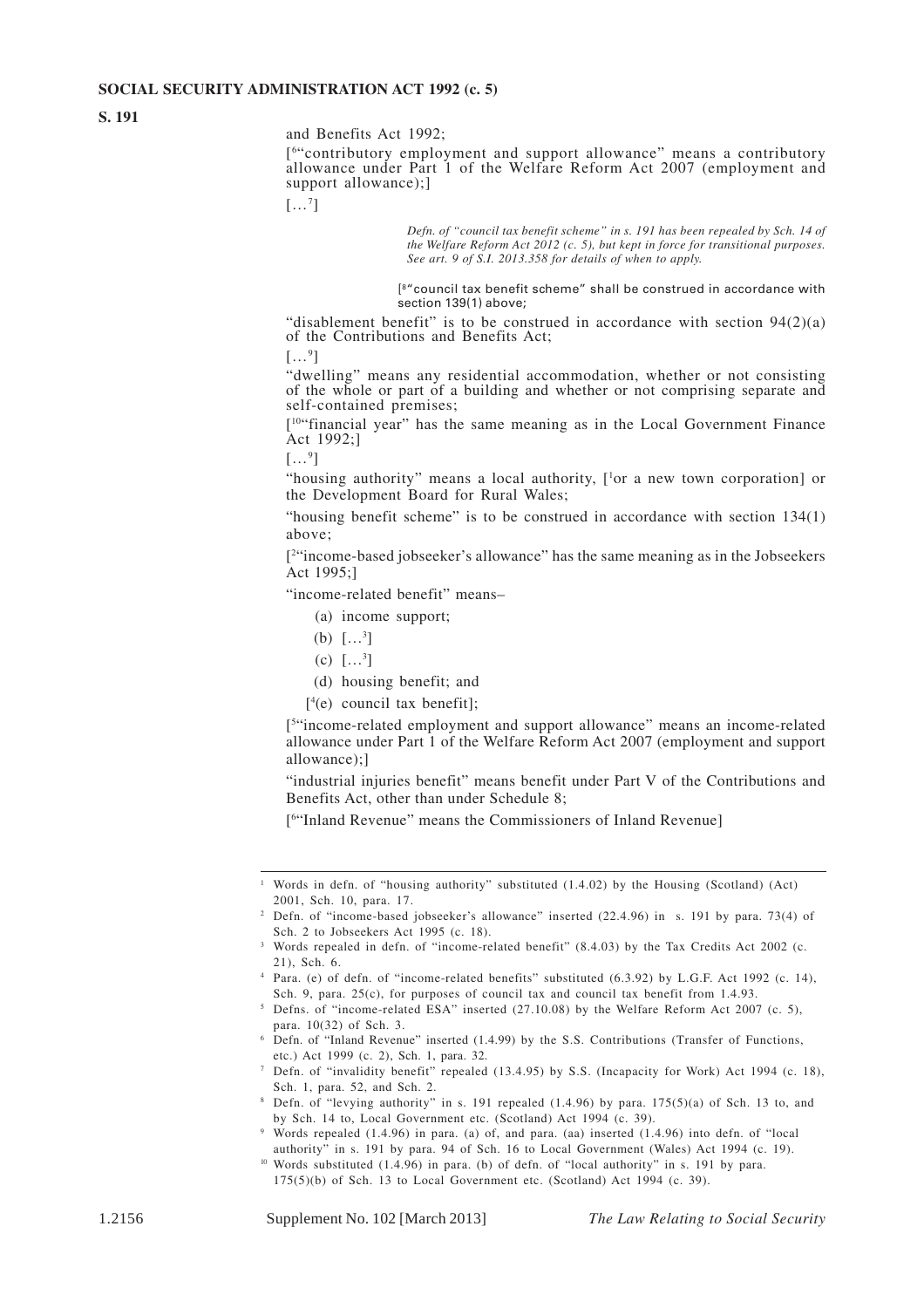and Benefits Act 1992;

[6"contributory employment and support allowance" means a contributory allowance under Part 1 of the Welfare Reform Act 2007 (employment and support allowance);]

[…7]

*Defn. of "council tax benefit scheme" in s. 191 has been repealed by Sch. 14 of the Welfare Reform Act 2012 (c. 5), but kept in force for transitional purposes. See art. 9 of S.I. 2013.358 for details of when to apply.*

[8"council tax benefit scheme" shall be construed in accordance with section 139(1) above;

"disablement benefit" is to be construed in accordance with section 94(2)(a) of the Contributions and Benefits Act;

[…9]

"dwelling" means any residential accommodation, whether or not consisting of the whole or part of a building and whether or not comprising separate and self-contained premises;

[10"financial year" has the same meaning as in the Local Government Finance Act 1992;]

[…9]

"housing authority" means a local authority, [1or a new town corporation] or the Development Board for Rural Wales;

"housing benefit scheme" is to be construed in accordance with section 134(1) above;

[2"income-based jobseeker's allowance" has the same meaning as in the Jobseekers Act 1995;]

"income-related benefit" means–

(a) income support;

(b) […3]

(c) […3]

(d) housing benefit; and

[4(e) council tax benefit];

[5"income-related employment and support allowance" means an income-related allowance under Part 1 of the Welfare Reform Act 2007 (employment and support allowance);]

"industrial injuries benefit" means benefit under Part V of the Contributions and Benefits Act, other than under Schedule 8;

[6"Inland Revenue" means the Commissioners of Inland Revenue]

---

1 Words in defn. of "housing authority" substituted (1.4.02) by the Housing (Scotland) (Act) 2001, Sch. 10, para. 17.

2 Defn. of "income-based jobseeker's allowance" inserted (22.4.96) in s. 191 by para. 73(4) of Sch. 2 to Jobseekers Act 1995 (c. 18).

3 Words repealed in defn. of "income-related benefit" (8.4.03) by the Tax Credits Act 2002 (c. 21), Sch. 6.

4 Para. (e) of defn. of "income-related benefits" substituted (6.3.92) by L.G.F. Act 1992 (c. 14), Sch. 9, para. 25(c), for purposes of council tax and council tax benefit from 1.4.93.

5 Defns. of "income-related ESA" inserted (27.10.08) by the Welfare Reform Act 2007 (c. 5), para. 10(32) of Sch. 3.

6 Defn. of "Inland Revenue" inserted (1.4.99) by the S.S. Contributions (Transfer of Functions, etc.) Act 1999 (c. 2), Sch. 1, para. 32.

7 Defn. of "invalidity benefit" repealed (13.4.95) by S.S. (Incapacity for Work) Act 1994 (c. 18), Sch. 1, para. 52, and Sch. 2.

8 Defn. of "levying authority" in s. 191 repealed (1.4.96) by para. 175(5)(a) of Sch. 13 to, and by Sch. 14 to, Local Government etc. (Scotland) Act 1994 (c. 39).

9 Words repealed (1.4.96) in para. (a) of, and para. (aa) inserted (1.4.96) into defn. of "local authority" in s. 191 by para. 94 of Sch. 16 to Local Government (Wales) Act 1994 (c. 19).

10 Words substituted (1.4.96) in para. (b) of defn. of "local authority" in s. 191 by para. 175(5)(b) of Sch. 13 to Local Government etc. (Scotland) Act 1994 (c. 39).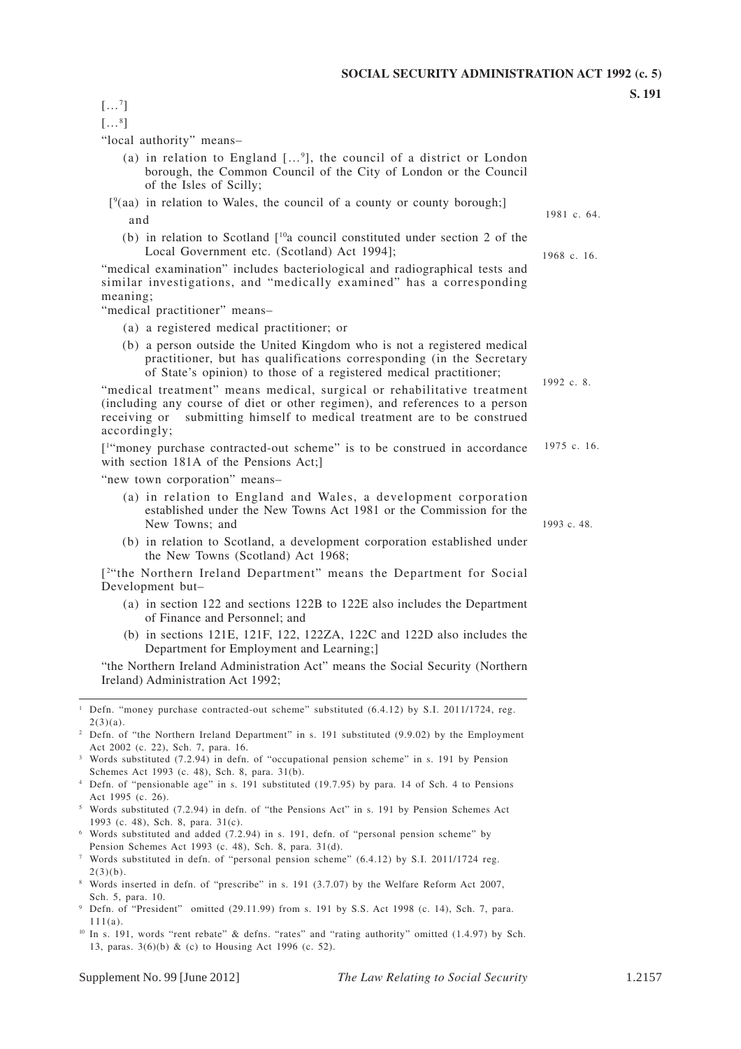[...[7]]

[...[8]]

"local authority" means–

(a) in relation to England [...[9]], the council of a district or London borough, the Common Council of the City of London or the Council of the Isles of Scilly;

[[9](aa) in relation to Wales, the council of a county or county borough;]

and

(b) in relation to Scotland [[10]a council constituted under section 2 of the Local Government etc. (Scotland) Act 1994];

"medical examination" includes bacteriological and radiographical tests and similar investigations, and "medically examined" has a corresponding meaning;

"medical practitioner" means–

(a) a registered medical practitioner; or

(b) a person outside the United Kingdom who is not a registered medical practitioner, but has qualifications corresponding (in the Secretary of State's opinion) to those of a registered medical practitioner;

"medical treatment" means medical, surgical or rehabilitative treatment (including any course of diet or other regimen), and references to a person receiving or submitting himself to medical treatment are to be construed accordingly;

[[1]"money purchase contracted-out scheme" is to be construed in accordance with section 181A of the Pensions Act;]

"new town corporation" means–

(a) in relation to England and Wales, a development corporation established under the New Towns Act 1981 or the Commission for the New Towns; and

(b) in relation to Scotland, a development corporation established under the New Towns (Scotland) Act 1968;

[[2]"the Northern Ireland Department" means the Department for Social Development but–

(a) in section 122 and sections 122B to 122E also includes the Department of Finance and Personnel; and

(b) in sections 121E, 121F, 122, 122ZA, 122C and 122D also includes the Department for Employment and Learning;]

"the Northern Ireland Administration Act" means the Social Security (Northern Ireland) Administration Act 1992;

1981 c. 64.

1968 c. 16.

1992 c. 8.

1975 c. 16.

1993 c. 48.

---

[1] Defn. "money purchase contracted-out scheme" substituted (6.4.12) by S.I. 2011/1724, reg. 2(3)(a).

[2] Defn. of "the Northern Ireland Department" in s. 191 substituted (9.9.02) by the Employment Act 2002 (c. 22), Sch. 7, para. 16.

[3] Words substituted (7.2.94) in defn. of "occupational pension scheme" in s. 191 by Pension Schemes Act 1993 (c. 48), Sch. 8, para. 31(b).

[4] Defn. of "pensionable age" in s. 191 substituted (19.7.95) by para. 14 of Sch. 4 to Pensions Act 1995 (c. 26).

[5] Words substituted (7.2.94) in defn. of "the Pensions Act" in s. 191 by Pension Schemes Act 1993 (c. 48), Sch. 8, para. 31(c).

[6] Words substituted and added (7.2.94) in s. 191, defn. of "personal pension scheme" by Pension Schemes Act 1993 (c. 48), Sch. 8, para. 31(d).

[7] Words substituted in defn. of "personal pension scheme" (6.4.12) by S.I. 2011/1724 reg. 2(3)(b).

[8] Words inserted in defn. of "prescribe" in s. 191 (3.7.07) by the Welfare Reform Act 2007, Sch. 5, para. 10.

[9] Defn. of "President" omitted (29.11.99) from s. 191 by S.S. Act 1998 (c. 14), Sch. 7, para. 111(a).

[10] In s. 191, words "rent rebate" & defns. "rates" and "rating authority" omitted (1.4.97) by Sch. 13, paras. 3(6)(b) & (c) to Housing Act 1996 (c. 52).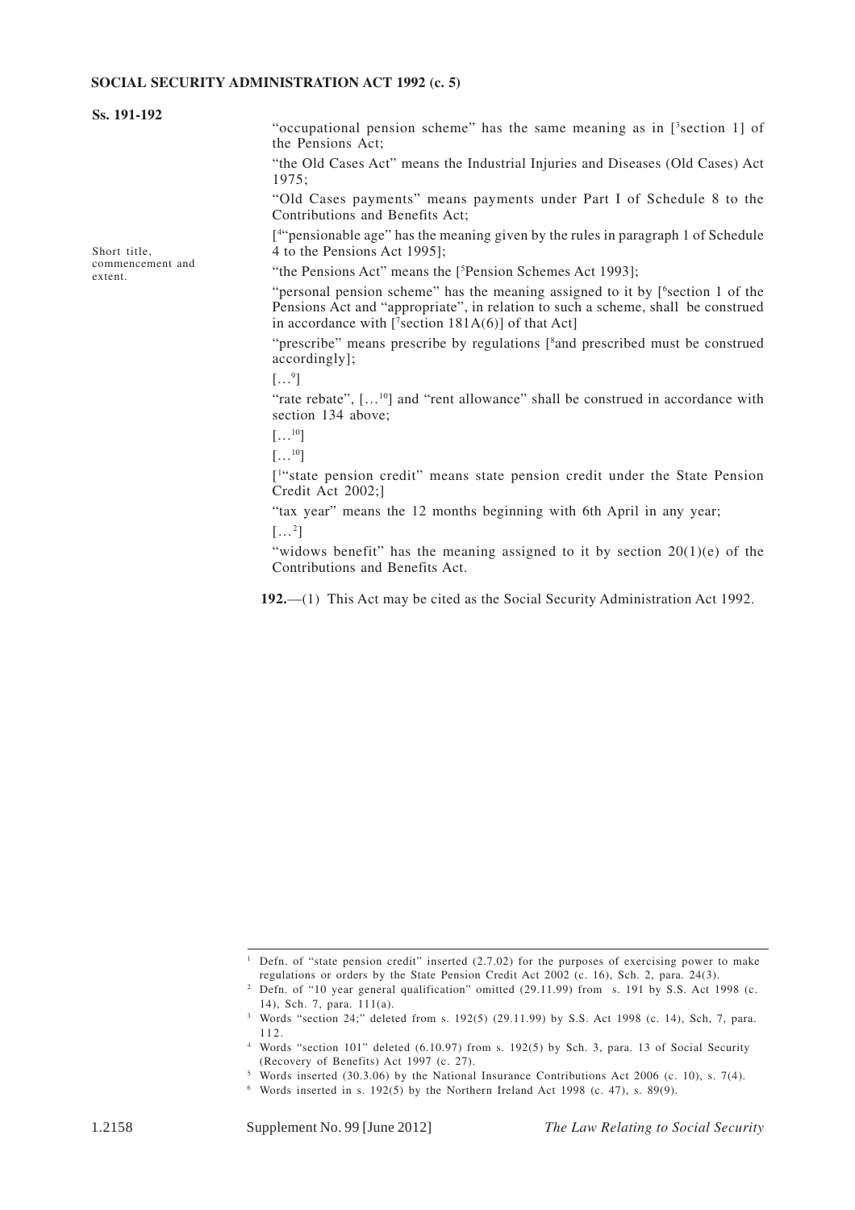"occupational pension scheme" has the same meaning as in [[3]section 1] of the Pensions Act;

"the Old Cases Act" means the Industrial Injuries and Diseases (Old Cases) Act 1975;

"Old Cases payments" means payments under Part I of Schedule 8 to the Contributions and Benefits Act;

[[4]"pensionable age" has the meaning given by the rules in paragraph 1 of Schedule 4 to the Pensions Act 1995];

"the Pensions Act" means the [[5]Pension Schemes Act 1993];

"personal pension scheme" has the meaning assigned to it by [[6]section 1 of the Pensions Act and "appropriate", in relation to such a scheme, shall be construed in accordance with [[7]section 181A(6)] of that Act]

"prescribe" means prescribe by regulations [[8]and prescribed must be construed accordingly];

[…[9]]

"rate rebate", […[10]] and "rent allowance" shall be construed in accordance with section 134 above;

[…[10]]

[…[10]]

[[1]"state pension credit" means state pension credit under the State Pension Credit Act 2002;]

"tax year" means the 12 months beginning with 6th April in any year;

[…[2]]

"widows benefit" has the meaning assigned to it by section 20(1)(e) of the Contributions and Benefits Act.

Short title, commencement and extent.

**192.**—(1) This Act may be cited as the Social Security Administration Act 1992.

---

[1] Defn. of "state pension credit" inserted (2.7.02) for the purposes of exercising power to make regulations or orders by the State Pension Credit Act 2002 (c. 16), Sch. 2, para. 24(3).

[2] Defn. of "10 year general qualification" omitted (29.11.99) from s. 191 by S.S. Act 1998 (c. 14), Sch. 7, para. 111(a).

[3] Words "section 24;" deleted from s. 192(5) (29.11.99) by S.S. Act 1998 (c. 14), Sch, 7, para. 112.

[4] Words "section 101" deleted (6.10.97) from s. 192(5) by Sch. 3, para. 13 of Social Security (Recovery of Benefits) Act 1997 (c. 27).

[5] Words inserted (30.3.06) by the National Insurance Contributions Act 2006 (c. 10), s. 7(4).

[6] Words inserted in s. 192(5) by the Northern Ireland Act 1998 (c. 47), s. 89(9).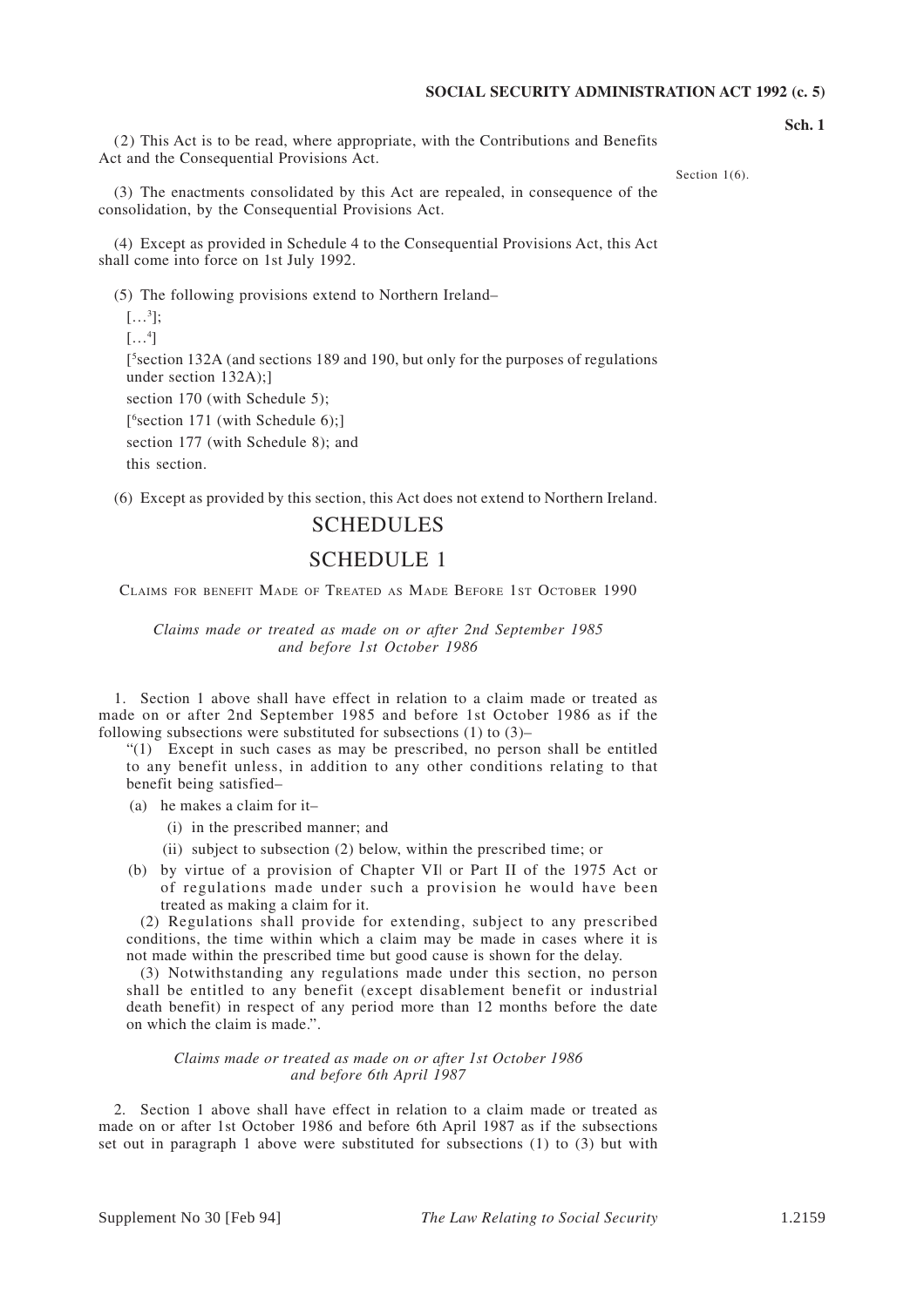(2) This Act is to be read, where appropriate, with the Contributions and Benefits Act and the Consequential Provisions Act.

(3) The enactments consolidated by this Act are repealed, in consequence of the consolidation, by the Consequential Provisions Act.

(4) Except as provided in Schedule 4 to the Consequential Provisions Act, this Act shall come into force on 1st July 1992.

(5) The following provisions extend to Northern Ireland–

[…[3]];

[…[4]]

[[5]section 132A (and sections 189 and 190, but only for the purposes of regulations under section 132A);]

section 170 (with Schedule 5);

[[6]section 171 (with Schedule 6);]

section 177 (with Schedule 8); and

this section.

(6) Except as provided by this section, this Act does not extend to Northern Ireland.

# SCHEDULES

## SCHEDULE 1

Section 1(6).

CLAIMS FOR BENEFIT MADE OF TREATED AS MADE BEFORE 1ST OCTOBER 1990

*Claims made or treated as made on or after 2nd September 1985 and before 1st October 1986*

1. Section 1 above shall have effect in relation to a claim made or treated as made on or after 2nd September 1985 and before 1st October 1986 as if the following subsections were substituted for subsections (1) to (3)–

"(1) Except in such cases as may be prescribed, no person shall be entitled to any benefit unless, in addition to any other conditions relating to that benefit being satisfied–

(a) he makes a claim for it–

(i) in the prescribed manner; and

(ii) subject to subsection (2) below, within the prescribed time; or

(b) by virtue of a provision of Chapter VII or Part II of the 1975 Act or of regulations made under such a provision he would have been treated as making a claim for it.

(2) Regulations shall provide for extending, subject to any prescribed conditions, the time within which a claim may be made in cases where it is not made within the prescribed time but good cause is shown for the delay.

(3) Notwithstanding any regulations made under this section, no person shall be entitled to any benefit (except disablement benefit or industrial death benefit) in respect of any period more than 12 months before the date on which the claim is made.".

*Claims made or treated as made on or after 1st October 1986 and before 6th April 1987*

2. Section 1 above shall have effect in relation to a claim made or treated as made on or after 1st October 1986 and before 6th April 1987 as if the subsections set out in paragraph 1 above were substituted for subsections (1) to (3) but with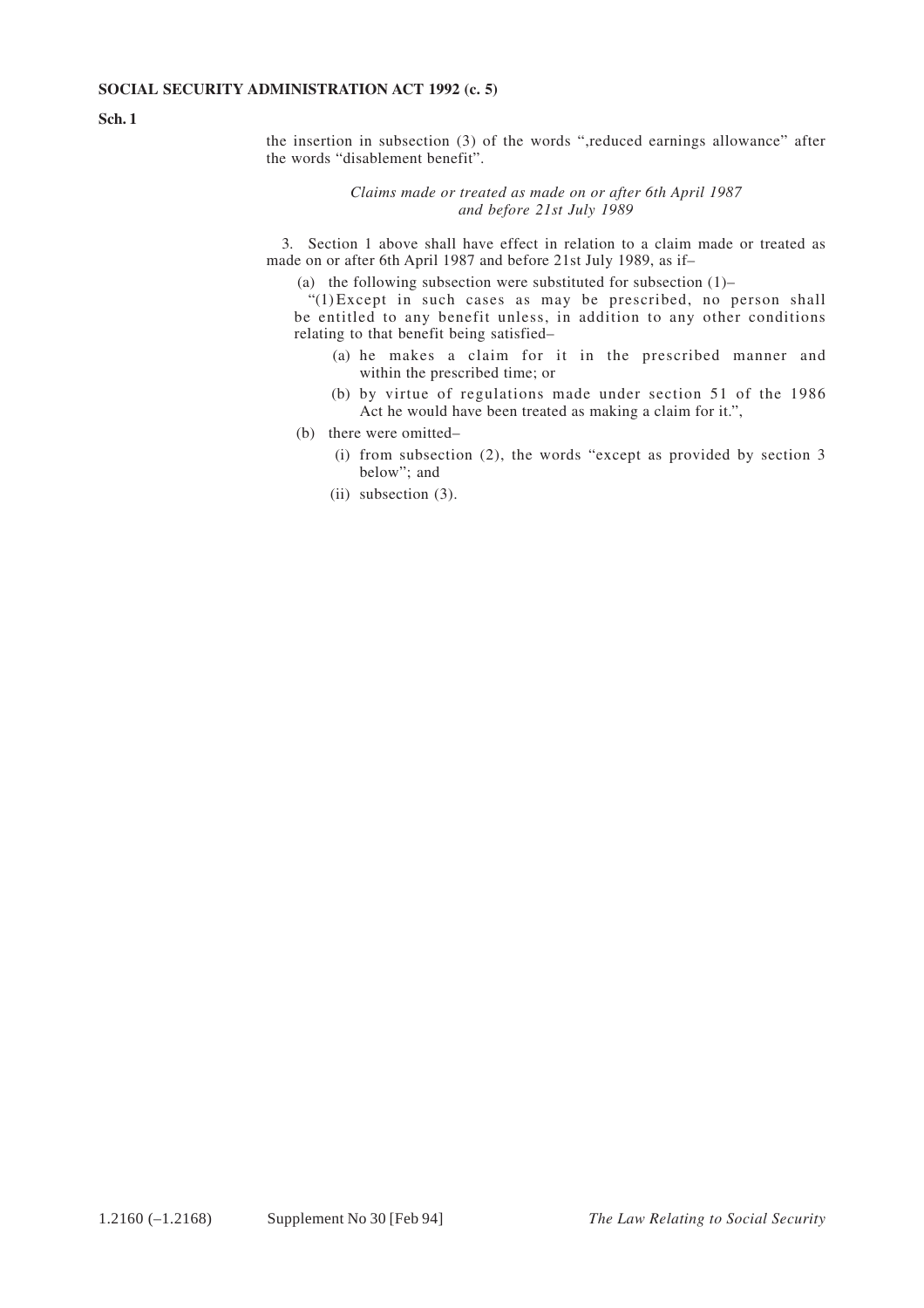the insertion in subsection (3) of the words ",reduced earnings allowance" after the words "disablement benefit".

*Claims made or treated as made on or after 6th April 1987 and before 21st July 1989*

3. Section 1 above shall have effect in relation to a claim made or treated as made on or after 6th April 1987 and before 21st July 1989, as if–

(a) the following subsection were substituted for subsection (1)–

"(1) Except in such cases as may be prescribed, no person shall be entitled to any benefit unless, in addition to any other conditions relating to that benefit being satisfied–

(a) he makes a claim for it in the prescribed manner and within the prescribed time; or

(b) by virtue of regulations made under section 51 of the 1986 Act he would have been treated as making a claim for it.",

(b) there were omitted–

(i) from subsection (2), the words "except as provided by section 3 below"; and

(ii) subsection (3).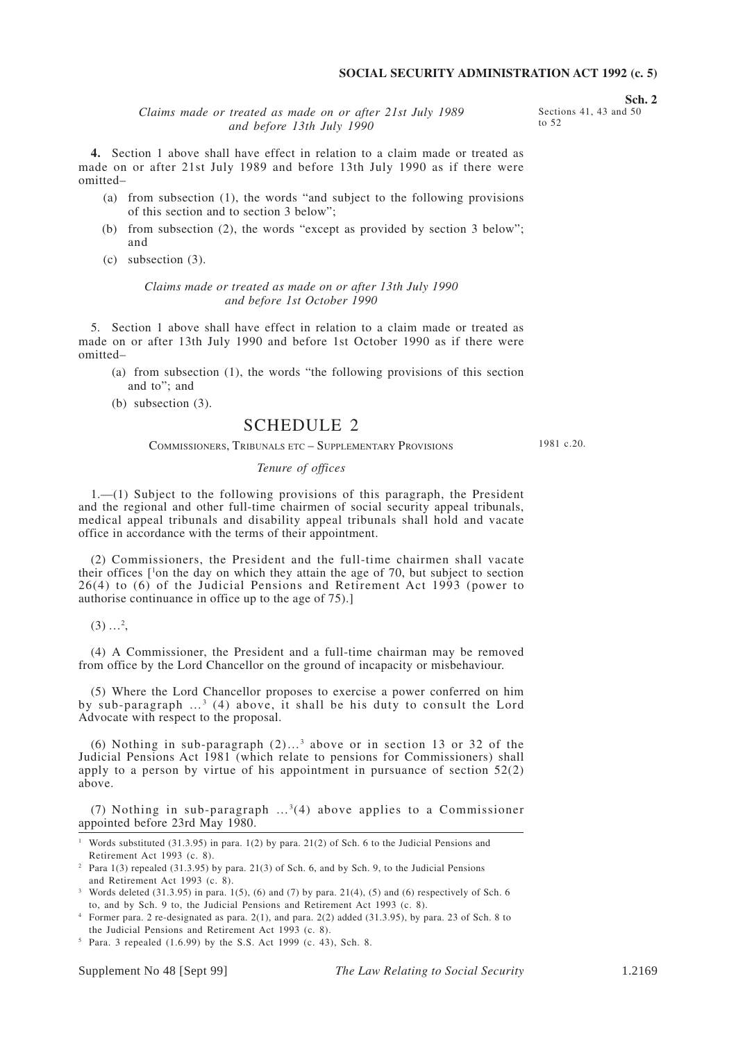*Claims made or treated as made on or after 21st July 1989 and before 13th July 1990*

**4.** Section 1 above shall have effect in relation to a claim made or treated as made on or after 21st July 1989 and before 13th July 1990 as if there were omitted–

(a) from subsection (1), the words "and subject to the following provisions of this section and to section 3 below";

(b) from subsection (2), the words "except as provided by section 3 below"; and

(c) subsection (3).

*Claims made or treated as made on or after 13th July 1990 and before 1st October 1990*

5. Section 1 above shall have effect in relation to a claim made or treated as made on or after 13th July 1990 and before 1st October 1990 as if there were omitted–

(a) from subsection (1), the words "the following provisions of this section and to"; and

(b) subsection (3).

## SCHEDULE 2

Sections 41, 43 and 50 to 52

COMMISSIONERS, TRIBUNALS ETC – SUPPLEMENTARY PROVISIONS

*Tenure of offices*

1.—(1) Subject to the following provisions of this paragraph, the President and the regional and other full-time chairmen of social security appeal tribunals, medical appeal tribunals and disability appeal tribunals shall hold and vacate office in accordance with the terms of their appointment.

(2) Commissioners, the President and the full-time chairmen shall vacate their offices [[1]on the day on which they attain the age of 70, but subject to section 26(4) to (6) of the Judicial Pensions and Retirement Act 1993 (power to authorise continuance in office up to the age of 75).]

(3) …[2],

(4) A Commissioner, the President and a full-time chairman may be removed from office by the Lord Chancellor on the ground of incapacity or misbehaviour.

(5) Where the Lord Chancellor proposes to exercise a power conferred on him by sub-paragraph …[3] (4) above, it shall be his duty to consult the Lord Advocate with respect to the proposal.

(6) Nothing in sub-paragraph (2)…[3] above or in section 13 or 32 of the Judicial Pensions Act 1981 (which relate to pensions for Commissioners) shall apply to a person by virtue of his appointment in pursuance of section 52(2) above.

1981 c.20.

(7) Nothing in sub-paragraph …[3](4) above applies to a Commissioner appointed before 23rd May 1980.

---

[1] Words substituted (31.3.95) in para. 1(2) by para. 21(2) of Sch. 6 to the Judicial Pensions and Retirement Act 1993 (c. 8).

[2] Para 1(3) repealed (31.3.95) by para. 21(3) of Sch. 6, and by Sch. 9, to the Judicial Pensions and Retirement Act 1993 (c. 8).

[3] Words deleted (31.3.95) in para. 1(5), (6) and (7) by para. 21(4), (5) and (6) respectively of Sch. 6 to, and by Sch. 9 to, the Judicial Pensions and Retirement Act 1993 (c. 8).

[4] Former para. 2 re-designated as para. 2(1), and para. 2(2) added (31.3.95), by para. 23 of Sch. 8 to the Judicial Pensions and Retirement Act 1993 (c. 8).

[5] Para. 3 repealed (1.6.99) by the S.S. Act 1999 (c. 43), Sch. 8.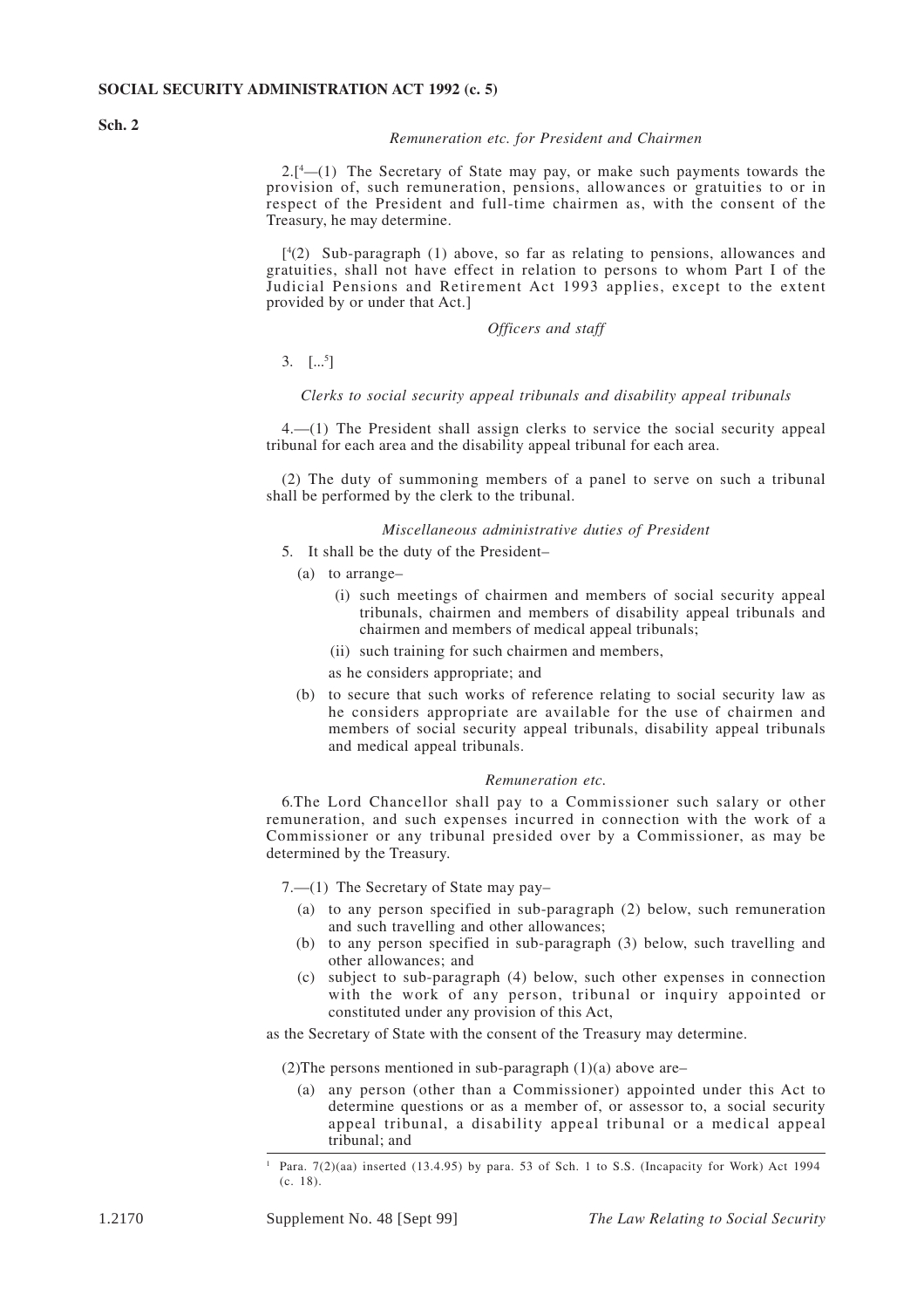**Sch. 2**

*Remuneration etc. for President and Chairmen*

2.[[4]—(1) The Secretary of State may pay, or make such payments towards the provision of, such remuneration, pensions, allowances or gratuities to or in respect of the President and full-time chairmen as, with the consent of the Treasury, he may determine.

[[4](2) Sub-paragraph (1) above, so far as relating to pensions, allowances and gratuities, shall not have effect in relation to persons to whom Part I of the Judicial Pensions and Retirement Act 1993 applies, except to the extent provided by or under that Act.]

*Officers and staff*

3. [...[5]]

*Clerks to social security appeal tribunals and disability appeal tribunals*

4.—(1) The President shall assign clerks to service the social security appeal tribunal for each area and the disability appeal tribunal for each area.

(2) The duty of summoning members of a panel to serve on such a tribunal shall be performed by the clerk to the tribunal.

*Miscellaneous administrative duties of President*

5. It shall be the duty of the President–

- (a) to arrange–
  - (i) such meetings of chairmen and members of social security appeal tribunals, chairmen and members of disability appeal tribunals and chairmen and members of medical appeal tribunals;
  - (ii) such training for such chairmen and members,

  as he considers appropriate; and
- (b) to secure that such works of reference relating to social security law as he considers appropriate are available for the use of chairmen and members of social security appeal tribunals, disability appeal tribunals and medical appeal tribunals.

*Remuneration etc.*

6.The Lord Chancellor shall pay to a Commissioner such salary or other remuneration, and such expenses incurred in connection with the work of a Commissioner or any tribunal presided over by a Commissioner, as may be determined by the Treasury.

7.—(1) The Secretary of State may pay–

- (a) to any person specified in sub-paragraph (2) below, such remuneration and such travelling and other allowances;
- (b) to any person specified in sub-paragraph (3) below, such travelling and other allowances; and
- (c) subject to sub-paragraph (4) below, such other expenses in connection with the work of any person, tribunal or inquiry appointed or constituted under any provision of this Act,

as the Secretary of State with the consent of the Treasury may determine.

(2)The persons mentioned in sub-paragraph (1)(a) above are–

- (a) any person (other than a Commissioner) appointed under this Act to determine questions or as a member of, or assessor to, a social security appeal tribunal, a disability appeal tribunal or a medical appeal tribunal; and

---

[1] Para. 7(2)(aa) inserted (13.4.95) by para. 53 of Sch. 1 to S.S. (Incapacity for Work) Act 1994 (c. 18).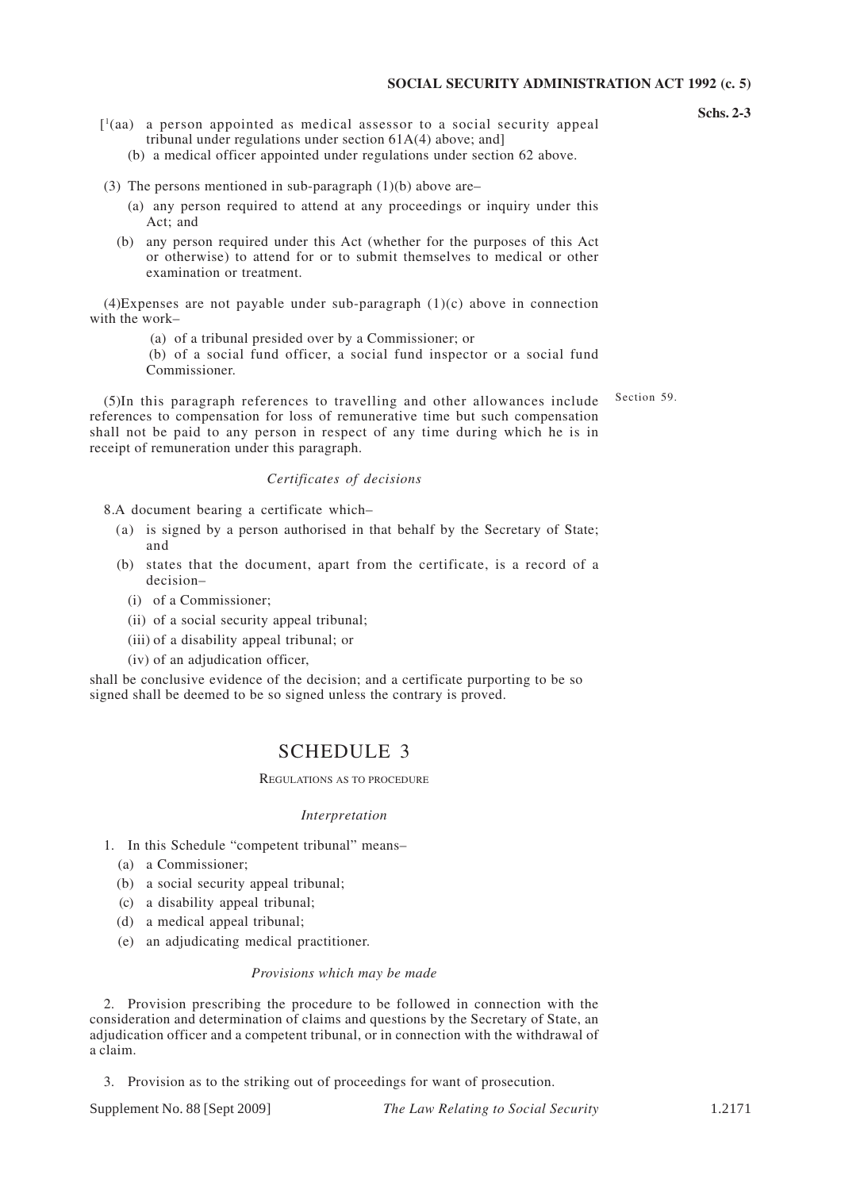[1(aa) a person appointed as medical assessor to a social security appeal tribunal under regulations under section 61A(4) above; and]

(b) a medical officer appointed under regulations under section 62 above.

(3) The persons mentioned in sub-paragraph (1)(b) above are–

(a) any person required to attend at any proceedings or inquiry under this Act; and

(b) any person required under this Act (whether for the purposes of this Act or otherwise) to attend for or to submit themselves to medical or other examination or treatment.

(4)Expenses are not payable under sub-paragraph (1)(c) above in connection with the work–

(a) of a tribunal presided over by a Commissioner; or

(b) of a social fund officer, a social fund inspector or a social fund Commissioner.

(5)In this paragraph references to travelling and other allowances include references to compensation for loss of remunerative time but such compensation shall not be paid to any person in respect of any time during which he is in receipt of remuneration under this paragraph.

*Certificates of decisions*

8.A document bearing a certificate which–

(a) is signed by a person authorised in that behalf by the Secretary of State; and

(b) states that the document, apart from the certificate, is a record of a decision–

(i) of a Commissioner;

(ii) of a social security appeal tribunal;

(iii) of a disability appeal tribunal; or

(iv) of an adjudication officer,

shall be conclusive evidence of the decision; and a certificate purporting to be so signed shall be deemed to be so signed unless the contrary is proved.

## SCHEDULE 3

Section 59.

REGULATIONS AS TO PROCEDURE

*Interpretation*

1. In this Schedule "competent tribunal" means–

(a) a Commissioner;

(b) a social security appeal tribunal;

(c) a disability appeal tribunal;

(d) a medical appeal tribunal;

(e) an adjudicating medical practitioner.

*Provisions which may be made*

2. Provision prescribing the procedure to be followed in connection with the consideration and determination of claims and questions by the Secretary of State, an adjudication officer and a competent tribunal, or in connection with the withdrawal of a claim.

3. Provision as to the striking out of proceedings for want of prosecution.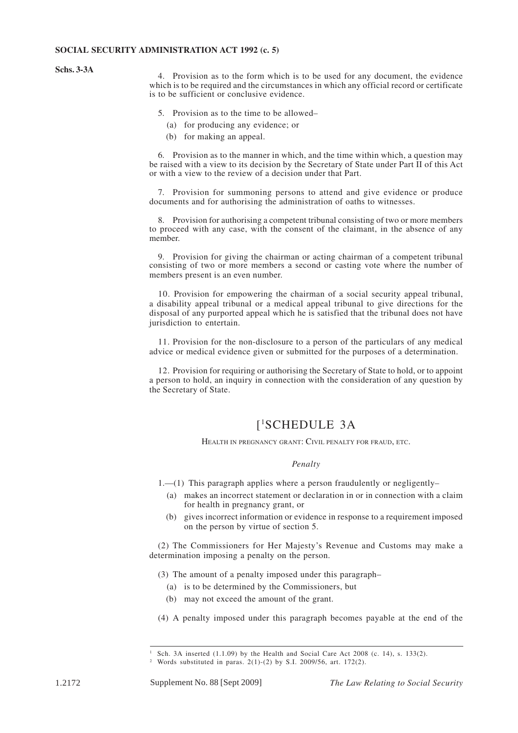4. Provision as to the form which is to be used for any document, the evidence which is to be required and the circumstances in which any official record or certificate is to be sufficient or conclusive evidence.

5. Provision as to the time to be allowed–

(a) for producing any evidence; or

(b) for making an appeal.

6. Provision as to the manner in which, and the time within which, a question may be raised with a view to its decision by the Secretary of State under Part II of this Act or with a view to the review of a decision under that Part.

7. Provision for summoning persons to attend and give evidence or produce documents and for authorising the administration of oaths to witnesses.

8. Provision for authorising a competent tribunal consisting of two or more members to proceed with any case, with the consent of the claimant, in the absence of any member.

9. Provision for giving the chairman or acting chairman of a competent tribunal consisting of two or more members a second or casting vote where the number of members present is an even number.

10. Provision for empowering the chairman of a social security appeal tribunal, a disability appeal tribunal or a medical appeal tribunal to give directions for the disposal of any purported appeal which he is satisfied that the tribunal does not have jurisdiction to entertain.

11. Provision for the non-disclosure to a person of the particulars of any medical advice or medical evidence given or submitted for the purposes of a determination.

12. Provision for requiring or authorising the Secretary of State to hold, or to appoint a person to hold, an inquiry in connection with the consideration of any question by the Secretary of State.

## [[1]SCHEDULE 3A

HEALTH IN PREGNANCY GRANT: CIVIL PENALTY FOR FRAUD, ETC.

*Penalty*

1.—(1) This paragraph applies where a person fraudulently or negligently–

(a) makes an incorrect statement or declaration in or in connection with a claim for health in pregnancy grant, or

(b) gives incorrect information or evidence in response to a requirement imposed on the person by virtue of section 5.

(2) The Commissioners for Her Majesty's Revenue and Customs may make a determination imposing a penalty on the person.

(3) The amount of a penalty imposed under this paragraph–

(a) is to be determined by the Commissioners, but

(b) may not exceed the amount of the grant.

(4) A penalty imposed under this paragraph becomes payable at the end of the

---

[1] Sch. 3A inserted (1.1.09) by the Health and Social Care Act 2008 (c. 14), s. 133(2).

[2] Words substituted in paras. 2(1)-(2) by S.I. 2009/56, art. 172(2).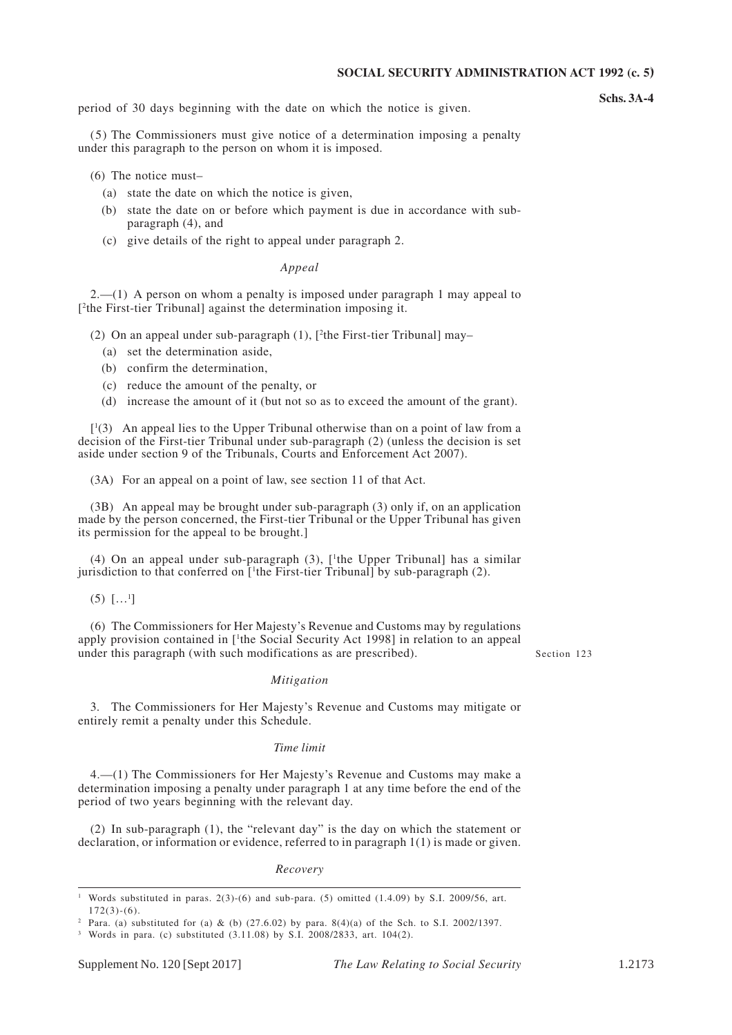period of 30 days beginning with the date on which the notice is given.

(5) The Commissioners must give notice of a determination imposing a penalty under this paragraph to the person on whom it is imposed.

(6) The notice must–

- (a) state the date on which the notice is given,
- (b) state the date on or before which payment is due in accordance with sub-paragraph (4), and
- (c) give details of the right to appeal under paragraph 2.

*Appeal*

2.—(1) A person on whom a penalty is imposed under paragraph 1 may appeal to [[2]the First-tier Tribunal] against the determination imposing it.

(2) On an appeal under sub-paragraph (1), [[2]the First-tier Tribunal] may–

- (a) set the determination aside,
- (b) confirm the determination,
- (c) reduce the amount of the penalty, or
- (d) increase the amount of it (but not so as to exceed the amount of the grant).

[[1](3) An appeal lies to the Upper Tribunal otherwise than on a point of law from a decision of the First-tier Tribunal under sub-paragraph (2) (unless the decision is set aside under section 9 of the Tribunals, Courts and Enforcement Act 2007).

(3A) For an appeal on a point of law, see section 11 of that Act.

(3B) An appeal may be brought under sub-paragraph (3) only if, on an application made by the person concerned, the First-tier Tribunal or the Upper Tribunal has given its permission for the appeal to be brought.]

(4) On an appeal under sub-paragraph (3), [[1]the Upper Tribunal] has a similar jurisdiction to that conferred on [[1]the First-tier Tribunal] by sub-paragraph (2).

(5) […[1]]

(6) The Commissioners for Her Majesty's Revenue and Customs may by regulations apply provision contained in [[1]the Social Security Act 1998] in relation to an appeal under this paragraph (with such modifications as are prescribed).

Section 123

*Mitigation*

3. The Commissioners for Her Majesty's Revenue and Customs may mitigate or entirely remit a penalty under this Schedule.

*Time limit*

4.—(1) The Commissioners for Her Majesty's Revenue and Customs may make a determination imposing a penalty under paragraph 1 at any time before the end of the period of two years beginning with the relevant day.

(2) In sub-paragraph (1), the "relevant day" is the day on which the statement or declaration, or information or evidence, referred to in paragraph 1(1) is made or given.

*Recovery*

---

[1] Words substituted in paras. 2(3)-(6) and sub-para. (5) omitted (1.4.09) by S.I. 2009/56, art. 172(3)-(6).

[2] Para. (a) substituted for (a) & (b) (27.6.02) by para. 8(4)(a) of the Sch. to S.I. 2002/1397.

[3] Words in para. (c) substituted (3.11.08) by S.I. 2008/2833, art. 104(2).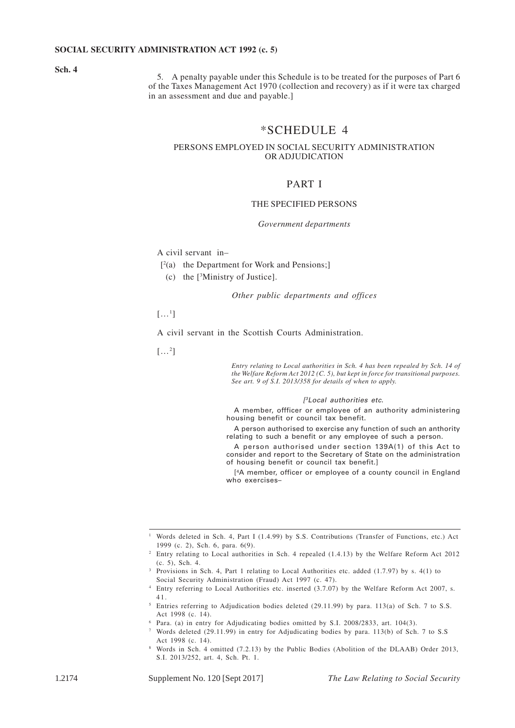**Sch. 4**

5. A penalty payable under this Schedule is to be treated for the purposes of Part 6 of the Taxes Management Act 1970 (collection and recovery) as if it were tax charged in an assessment and due and payable.]

# *SCHEDULE 4

## PERSONS EMPLOYED IN SOCIAL SECURITY ADMINISTRATION OR ADJUDICATION

## PART I

### THE SPECIFIED PERSONS

*Government departments*

A civil servant in–

[[2](a) the Department for Work and Pensions;]

(c) the [[3]Ministry of Justice].

*Other public departments and offices*

[…[1]]

A civil servant in the Scottish Courts Administration.

[…[2]]

*Entry relating to Local authorities in Sch. 4 has been repealed by Sch. 14 of the Welfare Reform Act 2012 (C. 5), but kept in force for transitional purposes. See art. 9 of S.I. 2013/358 for details of when to apply.*

*[[3]Local authorities etc.*

A member, offficer or employee of an authority administering housing benefit or council tax benefit.

A person authorised to exercise any function of such an anthority relating to such a benefit or any employee of such a person.

A person authorised under section 139A(1) of this Act to consider and report to the Secretary of State on the administration of housing benefit or council tax benefit.]

[[4]A member, officer or employee of a county council in England who exercises–

---

[1] Words deleted in Sch. 4, Part I (1.4.99) by S.S. Contributions (Transfer of Functions, etc.) Act 1999 (c. 2), Sch. 6, para. 6(9).

[2] Entry relating to Local authorities in Sch. 4 repealed (1.4.13) by the Welfare Reform Act 2012 (c. 5), Sch. 4.

[3] Provisions in Sch. 4, Part 1 relating to Local Authorities etc. added (1.7.97) by s. 4(1) to Social Security Administration (Fraud) Act 1997 (c. 47).

[4] Entry referring to Local Authorities etc. inserted (3.7.07) by the Welfare Reform Act 2007, s. 41.

[5] Entries referring to Adjudication bodies deleted (29.11.99) by para. 113(a) of Sch. 7 to S.S. Act 1998 (c. 14).

[6] Para. (a) in entry for Adjudicating bodies omitted by S.I. 2008/2833, art. 104(3).

[7] Words deleted (29.11.99) in entry for Adjudicating bodies by para. 113(b) of Sch. 7 to S.S Act 1998 (c. 14).

[8] Words in Sch. 4 omitted (7.2.13) by the Public Bodies (Abolition of the DLAAB) Order 2013, S.I. 2013/252, art. 4, Sch. Pt. 1.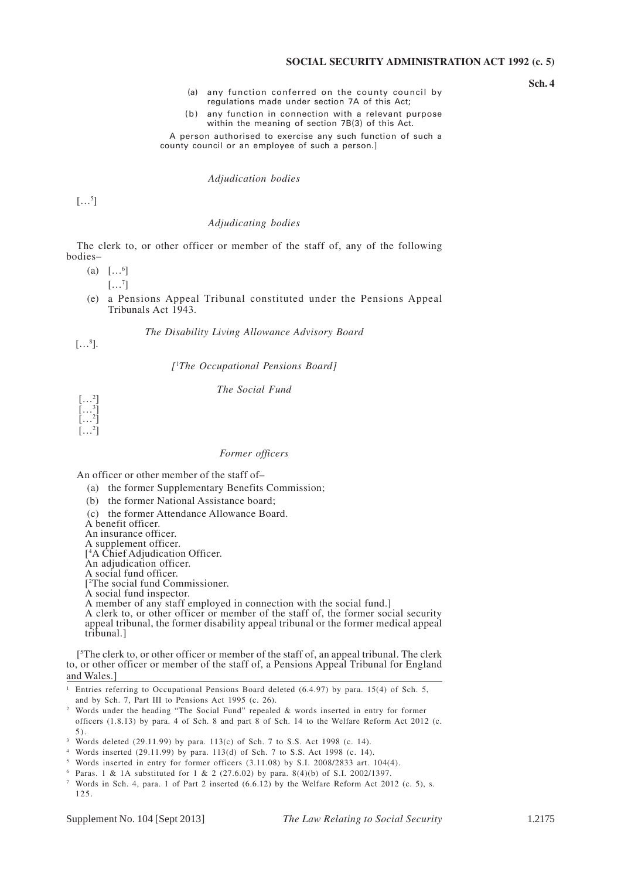(a) any function conferred on the county council by regulations made under section 7A of this Act;

(b) any function in connection with a relevant purpose within the meaning of section 7B(3) of this Act.

A person authorised to exercise any such function of such a county council or an employee of such a person.]

*Adjudication bodies*

[…[5]]

*Adjudicating bodies*

The clerk to, or other officer or member of the staff of, any of the following bodies–

(a) […[6]]

[…[7]]

(e) a Pensions Appeal Tribunal constituted under the Pensions Appeal Tribunals Act 1943.

*The Disability Living Allowance Advisory Board*

[…[8]].

*[[1]The Occupational Pensions Board]*

*The Social Fund*

[…[2]]
[…[3]]
[…[2]]
[…[2]]

*Former officers*

An officer or other member of the staff of–

(a) the former Supplementary Benefits Commission;

(b) the former National Assistance board;

(c) the former Attendance Allowance Board.

A benefit officer.
An insurance officer.
A supplement officer.
[[4]A Chief Adjudication Officer.
An adjudication officer.
A social fund officer.
[[2]The social fund Commissioner.
A social fund inspector.
A member of any staff employed in connection with the social fund.]
A clerk to, or other officer or member of the staff of, the former social security appeal tribunal, the former disability appeal tribunal or the former medical appeal tribunal.]

[[5]The clerk to, or other officer or member of the staff of, an appeal tribunal. The clerk to, or other officer or member of the staff of, a Pensions Appeal Tribunal for England and Wales.]

---

[1] Entries referring to Occupational Pensions Board deleted (6.4.97) by para. 15(4) of Sch. 5, and by Sch. 7, Part III to Pensions Act 1995 (c. 26).

[2] Words under the heading "The Social Fund" repealed & words inserted in entry for former officers (1.8.13) by para. 4 of Sch. 8 and part 8 of Sch. 14 to the Welfare Reform Act 2012 (c. 5).

[3] Words deleted (29.11.99) by para. 113(c) of Sch. 7 to S.S. Act 1998 (c. 14).

[4] Words inserted (29.11.99) by para. 113(d) of Sch. 7 to S.S. Act 1998 (c. 14).

[5] Words inserted in entry for former officers (3.11.08) by S.I. 2008/2833 art. 104(4).

[6] Paras. 1 & 1A substituted for 1 & 2 (27.6.02) by para. 8(4)(b) of S.I. 2002/1397.

[7] Words in Sch. 4, para. 1 of Part 2 inserted (6.6.12) by the Welfare Reform Act 2012 (c. 5), s. 125.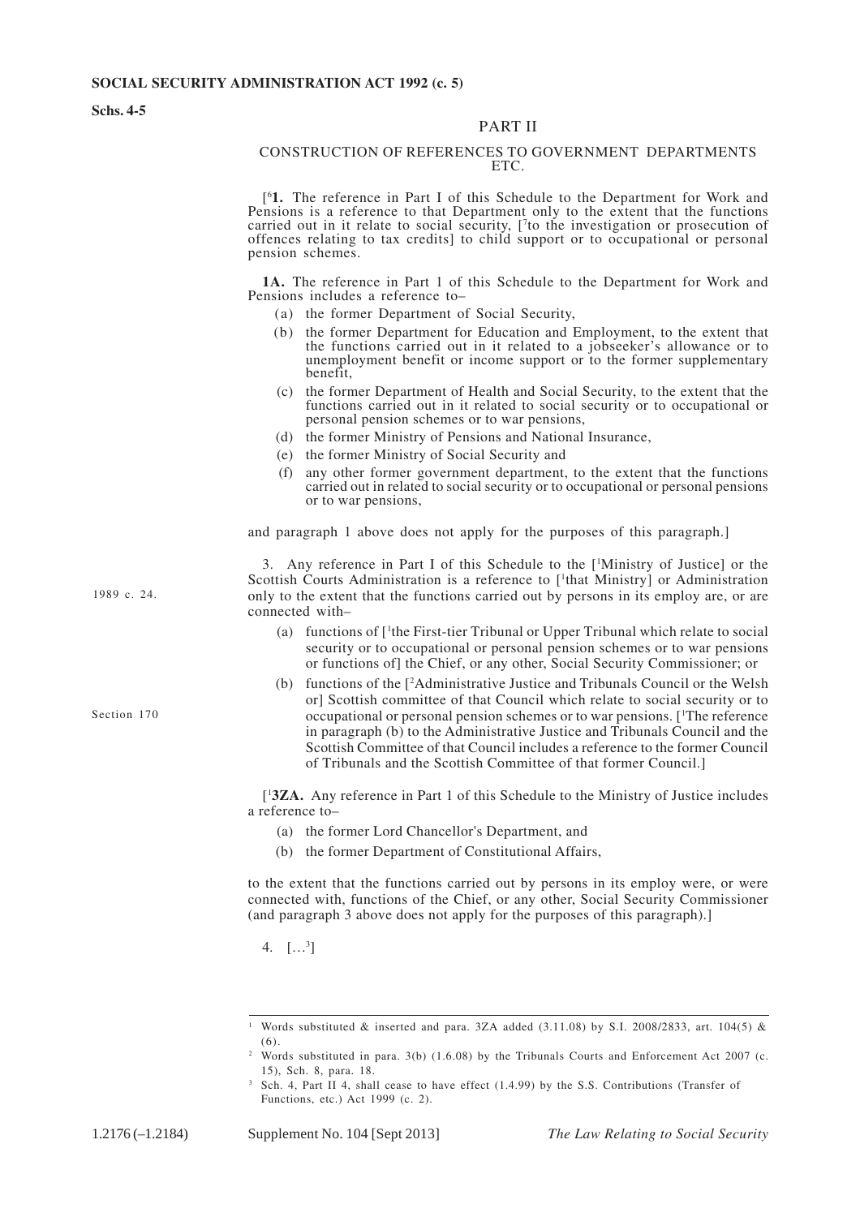## PART II

### CONSTRUCTION OF REFERENCES TO GOVERNMENT DEPARTMENTS ETC.

[[6]**1.** The reference in Part I of this Schedule to the Department for Work and Pensions is a reference to that Department only to the extent that the functions carried out in it relate to social security, [[7]to the investigation or prosecution of offences relating to tax credits] to child support or to occupational or personal pension schemes.

**1A.** The reference in Part 1 of this Schedule to the Department for Work and Pensions includes a reference to–

- (a) the former Department of Social Security,
- (b) the former Department for Education and Employment, to the extent that the functions carried out in it related to a jobseeker's allowance or to unemployment benefit or income support or to the former supplementary benefit,
- (c) the former Department of Health and Social Security, to the extent that the functions carried out in it related to social security or to occupational or personal pension schemes or to war pensions,
- (d) the former Ministry of Pensions and National Insurance,
- (e) the former Ministry of Social Security and
- (f) any other former government department, to the extent that the functions carried out in related to social security or to occupational or personal pensions or to war pensions,

and paragraph 1 above does not apply for the purposes of this paragraph.]

3. Any reference in Part I of this Schedule to the [[1]Ministry of Justice] or the Scottish Courts Administration is a reference to [[1]that Ministry] or Administration only to the extent that the functions carried out by persons in its employ are, or are connected with–

1989 c. 24.

- (a) functions of [[1]the First-tier Tribunal or Upper Tribunal which relate to social security or to occupational or personal pension schemes or to war pensions or functions of] the Chief, or any other, Social Security Commissioner; or
- (b) functions of the [[2]Administrative Justice and Tribunals Council or the Welsh or] Scottish committee of that Council which relate to social security or to occupational or personal pension schemes or to war pensions. [[1]The reference in paragraph (b) to the Administrative Justice and Tribunals Council and the Scottish Committee of that Council includes a reference to the former Council of Tribunals and the Scottish Committee of that former Council.]

Section 170

[[1]**3ZA.** Any reference in Part 1 of this Schedule to the Ministry of Justice includes a reference to–

- (a) the former Lord Chancellor's Department, and
- (b) the former Department of Constitutional Affairs,

to the extent that the functions carried out by persons in its employ were, or were connected with, functions of the Chief, or any other, Social Security Commissioner (and paragraph 3 above does not apply for the purposes of this paragraph).]

4. […[3]]

---

[1] Words substituted & inserted and para. 3ZA added (3.11.08) by S.I. 2008/2833, art. 104(5) & (6).

[2] Words substituted in para. 3(b) (1.6.08) by the Tribunals Courts and Enforcement Act 2007 (c. 15), Sch. 8, para. 18.

[3] Sch. 4, Part II 4, shall cease to have effect (1.4.99) by the S.S. Contributions (Transfer of Functions, etc.) Act 1999 (c. 2).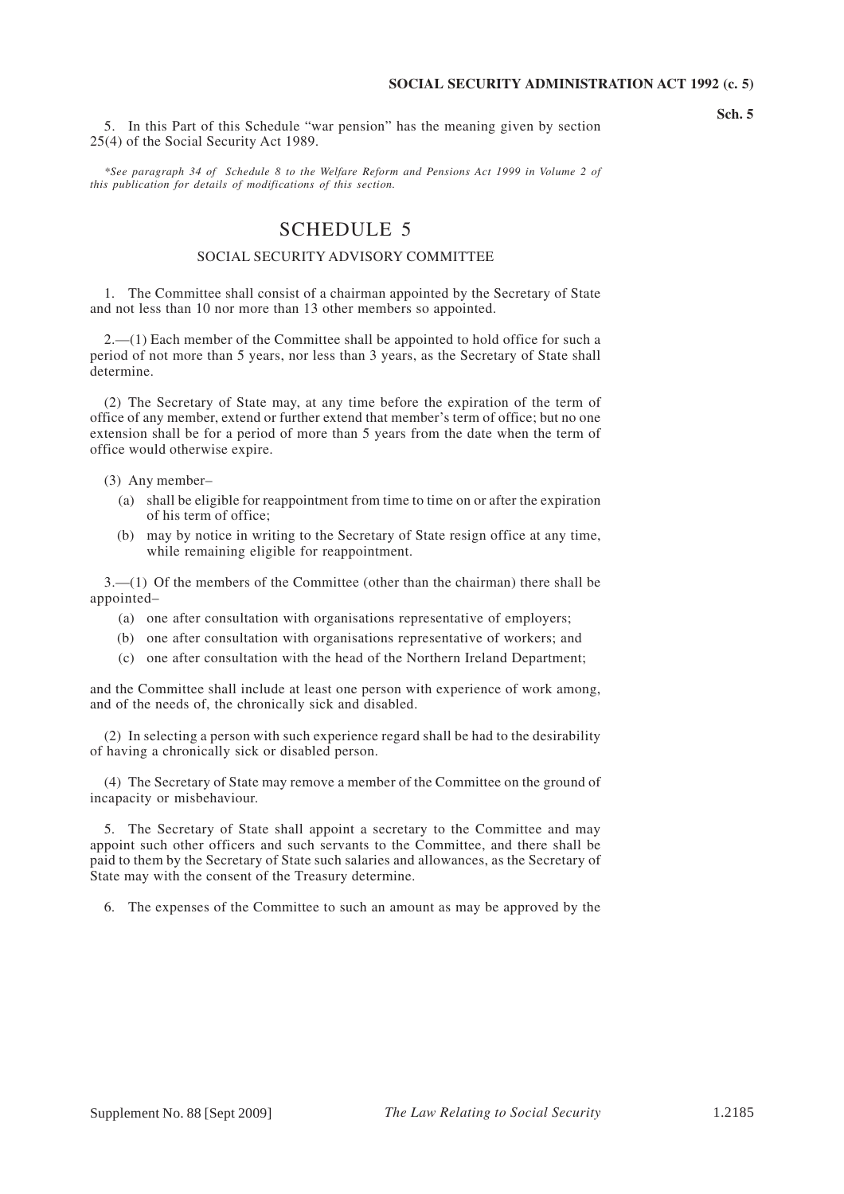5. In this Part of this Schedule "war pension" has the meaning given by section 25(4) of the Social Security Act 1989.

*\*See paragraph 34 of Schedule 8 to the Welfare Reform and Pensions Act 1999 in Volume 2 of this publication for details of modifications of this section.*

# SCHEDULE 5

## SOCIAL SECURITY ADVISORY COMMITTEE

1. The Committee shall consist of a chairman appointed by the Secretary of State and not less than 10 nor more than 13 other members so appointed.

2.—(1) Each member of the Committee shall be appointed to hold office for such a period of not more than 5 years, nor less than 3 years, as the Secretary of State shall determine.

(2) The Secretary of State may, at any time before the expiration of the term of office of any member, extend or further extend that member's term of office; but no one extension shall be for a period of more than 5 years from the date when the term of office would otherwise expire.

(3) Any member–

- (a) shall be eligible for reappointment from time to time on or after the expiration of his term of office;
- (b) may by notice in writing to the Secretary of State resign office at any time, while remaining eligible for reappointment.

3.—(1) Of the members of the Committee (other than the chairman) there shall be appointed–

- (a) one after consultation with organisations representative of employers;
- (b) one after consultation with organisations representative of workers; and
- (c) one after consultation with the head of the Northern Ireland Department;

and the Committee shall include at least one person with experience of work among, and of the needs of, the chronically sick and disabled.

(2) In selecting a person with such experience regard shall be had to the desirability of having a chronically sick or disabled person.

(4) The Secretary of State may remove a member of the Committee on the ground of incapacity or misbehaviour.

5. The Secretary of State shall appoint a secretary to the Committee and may appoint such other officers and such servants to the Committee, and there shall be paid to them by the Secretary of State such salaries and allowances, as the Secretary of State may with the consent of the Treasury determine.

6. The expenses of the Committee to such an amount as may be approved by the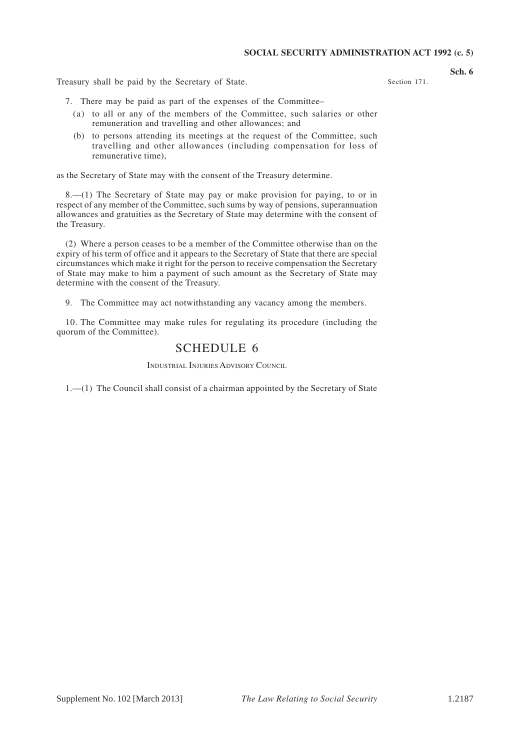Treasury shall be paid by the Secretary of State.

7. There may be paid as part of the expenses of the Committee–

(a) to all or any of the members of the Committee, such salaries or other remuneration and travelling and other allowances; and

(b) to persons attending its meetings at the request of the Committee, such travelling and other allowances (including compensation for loss of remunerative time),

as the Secretary of State may with the consent of the Treasury determine.

8.—(1) The Secretary of State may pay or make provision for paying, to or in respect of any member of the Committee, such sums by way of pensions, superannuation allowances and gratuities as the Secretary of State may determine with the consent of the Treasury.

(2) Where a person ceases to be a member of the Committee otherwise than on the expiry of his term of office and it appears to the Secretary of State that there are special circumstances which make it right for the person to receive compensation the Secretary of State may make to him a payment of such amount as the Secretary of State may determine with the consent of the Treasury.

9. The Committee may act notwithstanding any vacancy among the members.

10. The Committee may make rules for regulating its procedure (including the quorum of the Committee).

## SCHEDULE 6

Section 171.

### Industrial Injuries Advisory Council

1.—(1) The Council shall consist of a chairman appointed by the Secretary of State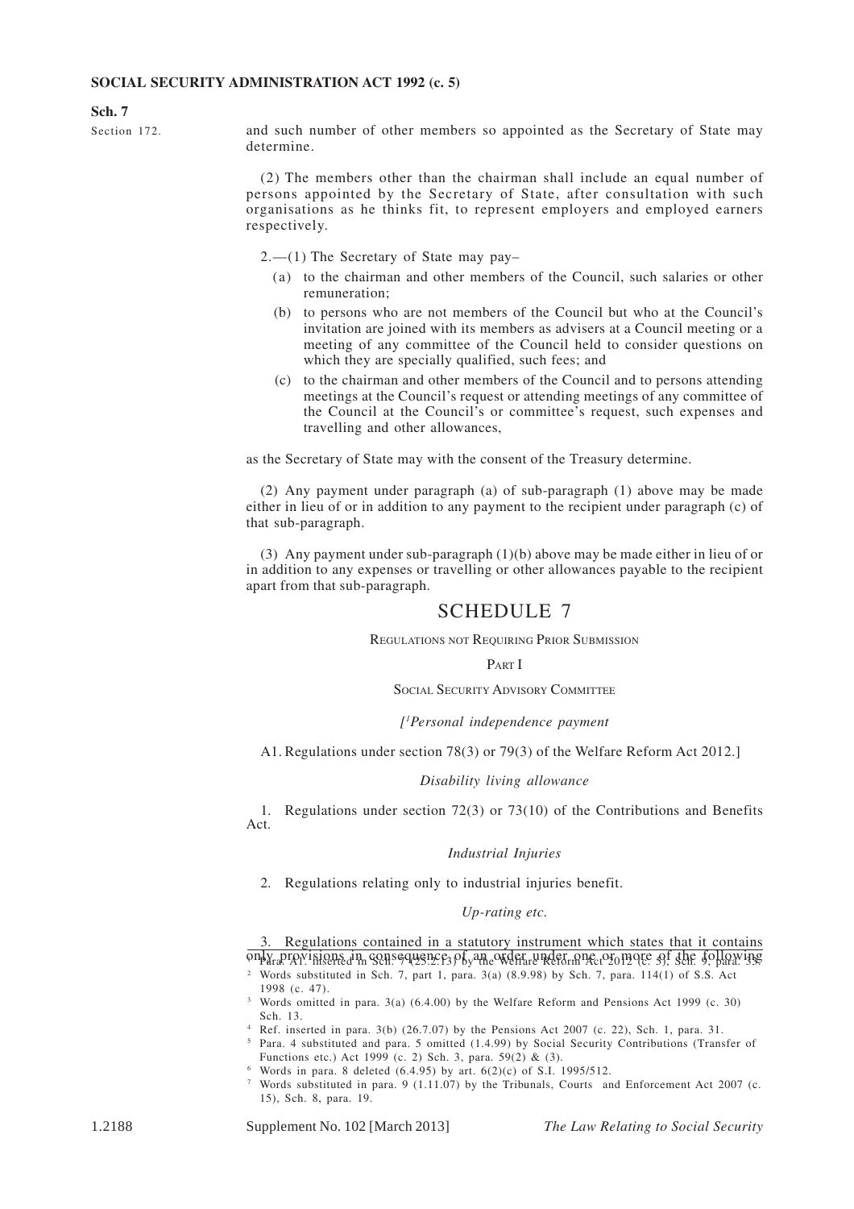**Sch. 7**

Section 172.

and such number of other members so appointed as the Secretary of State may determine.

(2) The members other than the chairman shall include an equal number of persons appointed by the Secretary of State, after consultation with such organisations as he thinks fit, to represent employers and employed earners respectively.

2.—(1) The Secretary of State may pay–

(a) to the chairman and other members of the Council, such salaries or other remuneration;

(b) to persons who are not members of the Council but who at the Council's invitation are joined with its members as advisers at a Council meeting or a meeting of any committee of the Council held to consider questions on which they are specially qualified, such fees; and

(c) to the chairman and other members of the Council and to persons attending meetings at the Council's request or attending meetings of any committee of the Council at the Council's or committee's request, such expenses and travelling and other allowances,

as the Secretary of State may with the consent of the Treasury determine.

(2) Any payment under paragraph (a) of sub-paragraph (1) above may be made either in lieu of or in addition to any payment to the recipient under paragraph (c) of that sub-paragraph.

(3) Any payment under sub-paragraph (1)(b) above may be made either in lieu of or in addition to any expenses or travelling or other allowances payable to the recipient apart from that sub-paragraph.

# SCHEDULE 7

REGULATIONS NOT REQUIRING PRIOR SUBMISSION

PART I

SOCIAL SECURITY ADVISORY COMMITTEE

*[[1]Personal independence payment*

A1. Regulations under section 78(3) or 79(3) of the Welfare Reform Act 2012.]

*Disability living allowance*

1. Regulations under section 72(3) or 73(10) of the Contributions and Benefits Act.

*Industrial Injuries*

2. Regulations relating only to industrial injuries benefit.

*Up-rating etc.*

3. Regulations contained in a statutory instrument which states that it contains only provisions in consequence of an order under one or more of the following

---

[1] Para. A1. inserted in Sch. 7 (25.2.13) by the Welfare Reform Act 2012 (c. 5), Sch. 9, para. 35.

[2] Words substituted in Sch. 7, part 1, para. 3(a) (8.9.98) by Sch. 7, para. 114(1) of S.S. Act 1998 (c. 47).

[3] Words omitted in para. 3(a) (6.4.00) by the Welfare Reform and Pensions Act 1999 (c. 30) Sch. 13.

[4] Ref. inserted in para. 3(b) (26.7.07) by the Pensions Act 2007 (c. 22), Sch. 1, para. 31.

[5] Para. 4 substituted and para. 5 omitted (1.4.99) by Social Security Contributions (Transfer of Functions etc.) Act 1999 (c. 2) Sch. 3, para. 59(2) & (3).

[6] Words in para. 8 deleted (6.4.95) by art. 6(2)(c) of S.I. 1995/512.

[7] Words substituted in para. 9 (1.11.07) by the Tribunals, Courts and Enforcement Act 2007 (c. 15), Sch. 8, para. 19.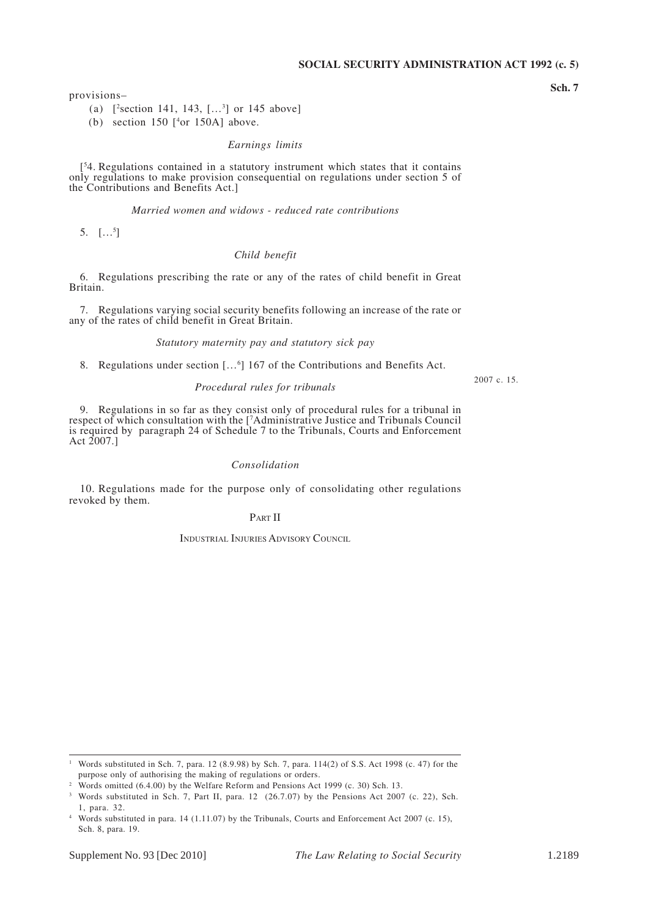provisions–

(a) [[2]section 141, 143, […[3]] or 145 above]

(b) section 150 [[4]or 150A] above.

*Earnings limits*

[[5]4. Regulations contained in a statutory instrument which states that it contains only regulations to make provision consequential on regulations under section 5 of the Contributions and Benefits Act.]

*Married women and widows - reduced rate contributions*

5. […[5]]

*Child benefit*

6. Regulations prescribing the rate or any of the rates of child benefit in Great Britain.

7. Regulations varying social security benefits following an increase of the rate or any of the rates of child benefit in Great Britain.

*Statutory maternity pay and statutory sick pay*

8. Regulations under section […[6]] 167 of the Contributions and Benefits Act.

*Procedural rules for tribunals*

2007 c. 15.

9. Regulations in so far as they consist only of procedural rules for a tribunal in respect of which consultation with the [[7]Administrative Justice and Tribunals Council is required by paragraph 24 of Schedule 7 to the Tribunals, Courts and Enforcement Act 2007.]

*Consolidation*

10. Regulations made for the purpose only of consolidating other regulations revoked by them.

PART II

INDUSTRIAL INJURIES ADVISORY COUNCIL

---

[1] Words substituted in Sch. 7, para. 12 (8.9.98) by Sch. 7, para. 114(2) of S.S. Act 1998 (c. 47) for the purpose only of authorising the making of regulations or orders.

[2] Words omitted (6.4.00) by the Welfare Reform and Pensions Act 1999 (c. 30) Sch. 13.

[3] Words substituted in Sch. 7, Part II, para. 12 (26.7.07) by the Pensions Act 2007 (c. 22), Sch. 1, para. 32.

[4] Words substituted in para. 14 (1.11.07) by the Tribunals, Courts and Enforcement Act 2007 (c. 15), Sch. 8, para. 19.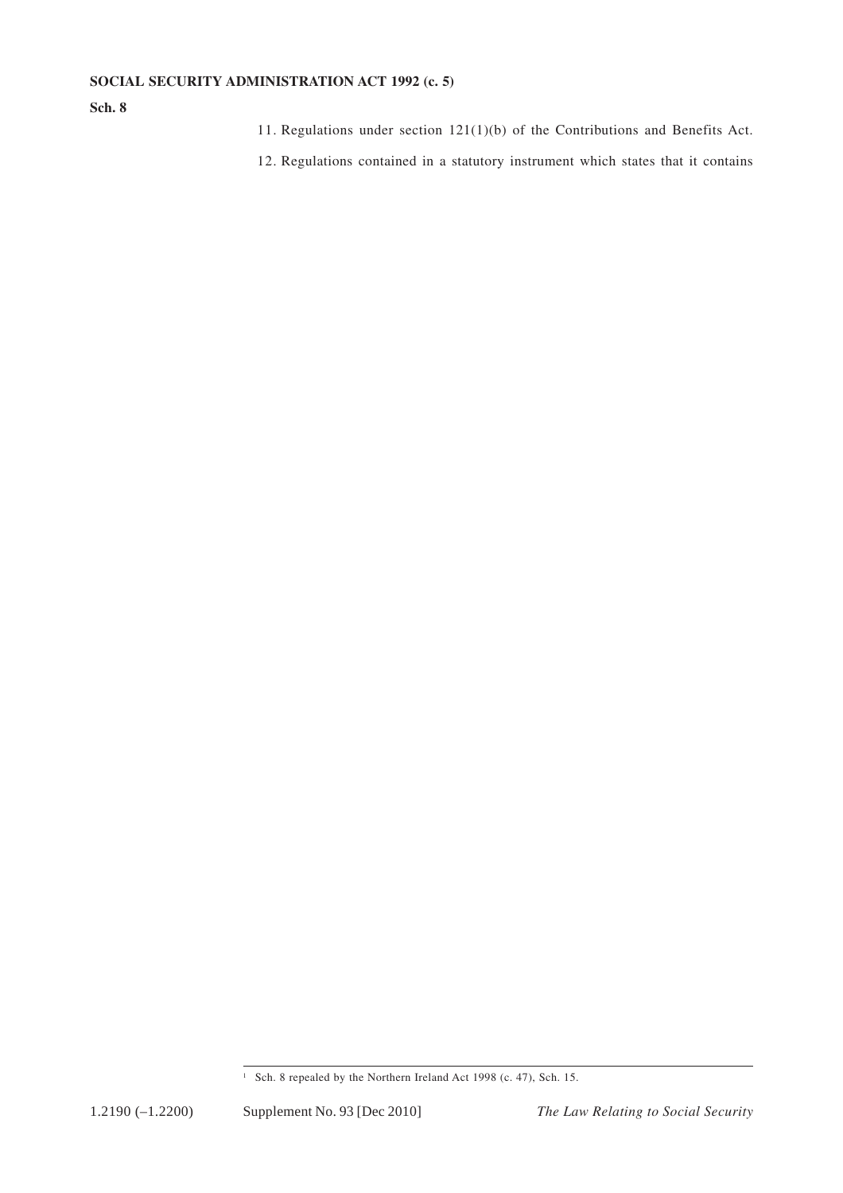11. Regulations under section 121(1)(b) of the Contributions and Benefits Act.

12. Regulations contained in a statutory instrument which states that it contains

---

[1] Sch. 8 repealed by the Northern Ireland Act 1998 (c. 47), Sch. 15.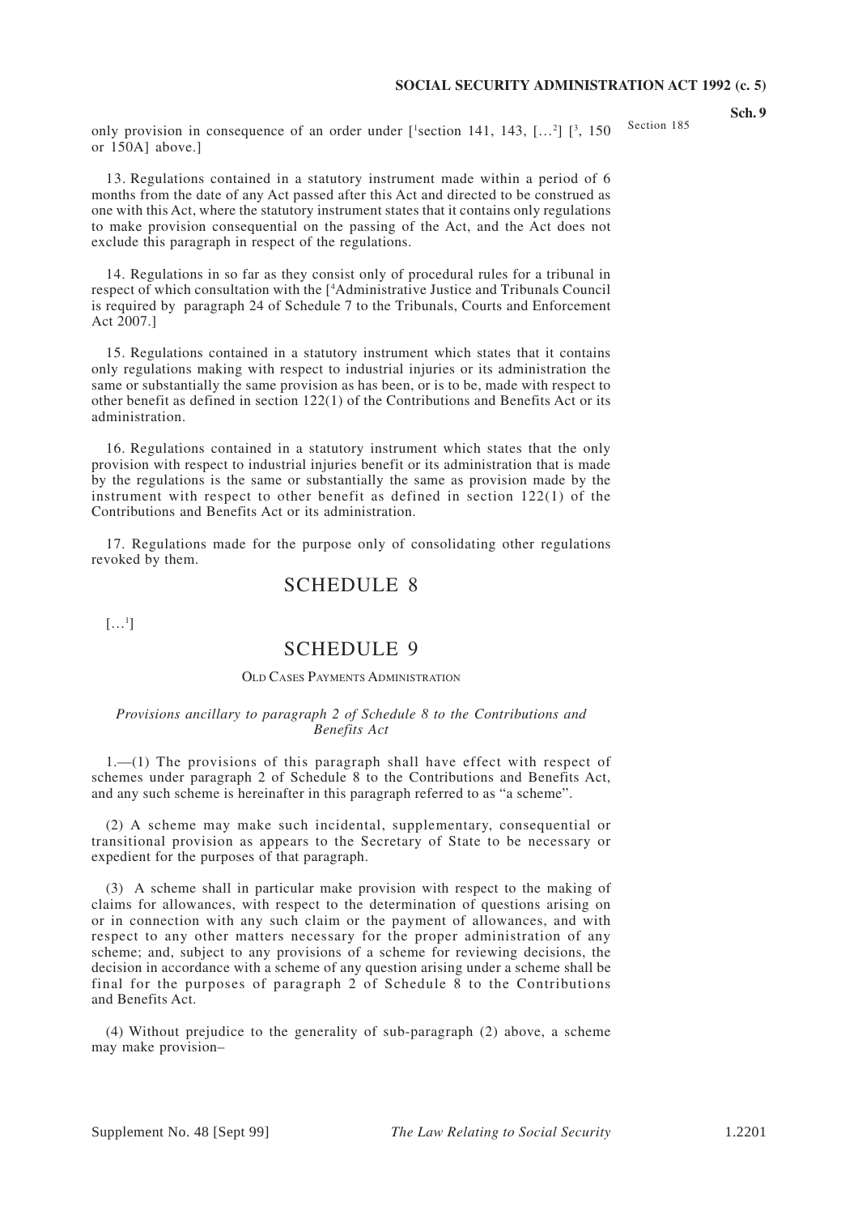only provision in consequence of an order under [[1]section 141, 143, […[2]] [[3], 150 or 150A] above.]

13. Regulations contained in a statutory instrument made within a period of 6 months from the date of any Act passed after this Act and directed to be construed as one with this Act, where the statutory instrument states that it contains only regulations to make provision consequential on the passing of the Act, and the Act does not exclude this paragraph in respect of the regulations.

14. Regulations in so far as they consist only of procedural rules for a tribunal in respect of which consultation with the [[4]Administrative Justice and Tribunals Council is required by paragraph 24 of Schedule 7 to the Tribunals, Courts and Enforcement Act 2007.]

15. Regulations contained in a statutory instrument which states that it contains only regulations making with respect to industrial injuries or its administration the same or substantially the same provision as has been, or is to be, made with respect to other benefit as defined in section 122(1) of the Contributions and Benefits Act or its administration.

16. Regulations contained in a statutory instrument which states that the only provision with respect to industrial injuries benefit or its administration that is made by the regulations is the same or substantially the same as provision made by the instrument with respect to other benefit as defined in section 122(1) of the Contributions and Benefits Act or its administration.

17. Regulations made for the purpose only of consolidating other regulations revoked by them.

## SCHEDULE 8

[…[1]]

## SCHEDULE 9

Section 185

### OLD CASES PAYMENTS ADMINISTRATION

*Provisions ancillary to paragraph 2 of Schedule 8 to the Contributions and Benefits Act*

1.—(1) The provisions of this paragraph shall have effect with respect of schemes under paragraph 2 of Schedule 8 to the Contributions and Benefits Act, and any such scheme is hereinafter in this paragraph referred to as "a scheme".

(2) A scheme may make such incidental, supplementary, consequential or transitional provision as appears to the Secretary of State to be necessary or expedient for the purposes of that paragraph.

(3) A scheme shall in particular make provision with respect to the making of claims for allowances, with respect to the determination of questions arising on or in connection with any such claim or the payment of allowances, and with respect to any other matters necessary for the proper administration of any scheme; and, subject to any provisions of a scheme for reviewing decisions, the decision in accordance with a scheme of any question arising under a scheme shall be final for the purposes of paragraph 2 of Schedule 8 to the Contributions and Benefits Act.

(4) Without prejudice to the generality of sub-paragraph (2) above, a scheme may make provision–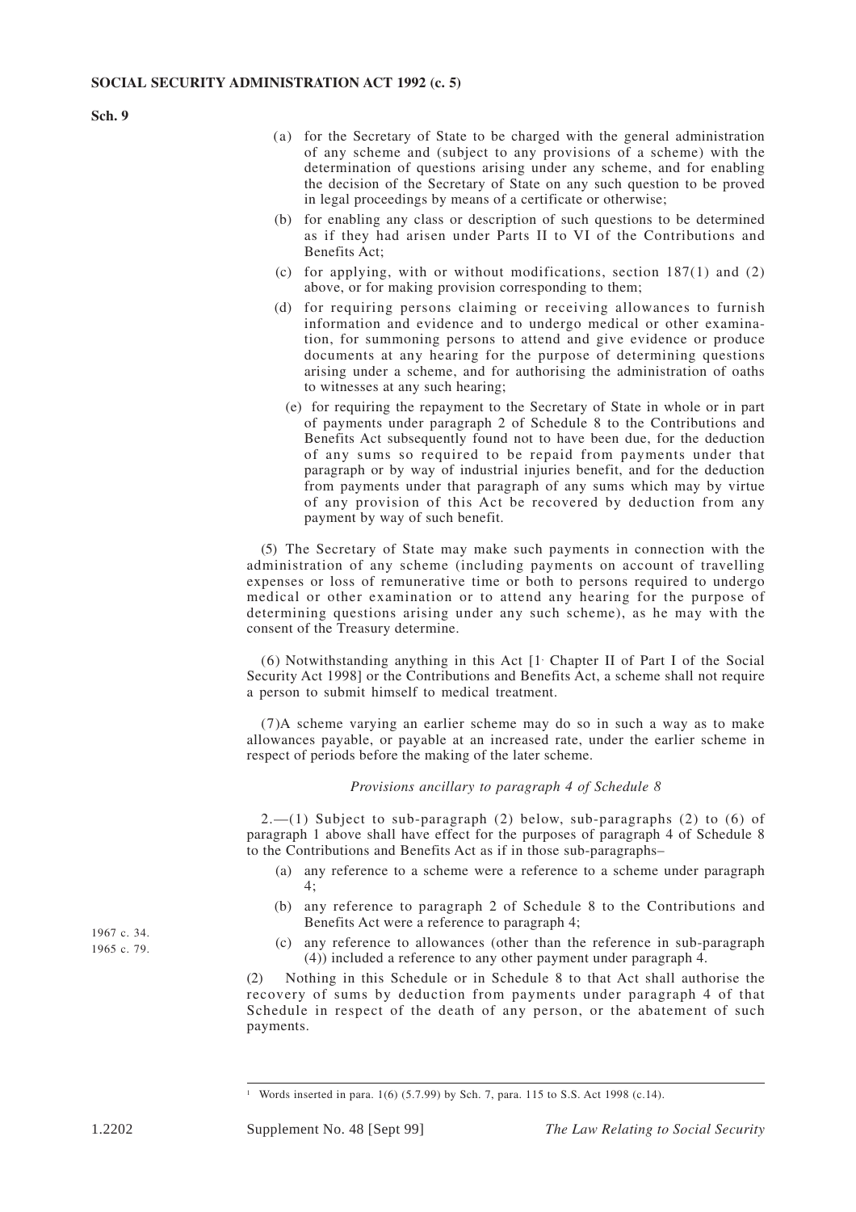(a) for the Secretary of State to be charged with the general administration of any scheme and (subject to any provisions of a scheme) with the determination of questions arising under any scheme, and for enabling the decision of the Secretary of State on any such question to be proved in legal proceedings by means of a certificate or otherwise;

(b) for enabling any class or description of such questions to be determined as if they had arisen under Parts II to VI of the Contributions and Benefits Act;

(c) for applying, with or without modifications, section 187(1) and (2) above, or for making provision corresponding to them;

(d) for requiring persons claiming or receiving allowances to furnish information and evidence and to undergo medical or other examination, for summoning persons to attend and give evidence or produce documents at any hearing for the purpose of determining questions arising under a scheme, and for authorising the administration of oaths to witnesses at any such hearing;

(e) for requiring the repayment to the Secretary of State in whole or in part of payments under paragraph 2 of Schedule 8 to the Contributions and Benefits Act subsequently found not to have been due, for the deduction of any sums so required to be repaid from payments under that paragraph or by way of industrial injuries benefit, and for the deduction from payments under that paragraph of any sums which may by virtue of any provision of this Act be recovered by deduction from any payment by way of such benefit.

(5) The Secretary of State may make such payments in connection with the administration of any scheme (including payments on account of travelling expenses or loss of remunerative time or both to persons required to undergo medical or other examination or to attend any hearing for the purpose of determining questions arising under any such scheme), as he may with the consent of the Treasury determine.

(6) Notwithstanding anything in this Act [[1] Chapter II of Part I of the Social Security Act 1998] or the Contributions and Benefits Act, a scheme shall not require a person to submit himself to medical treatment.

(7)A scheme varying an earlier scheme may do so in such a way as to make allowances payable, or payable at an increased rate, under the earlier scheme in respect of periods before the making of the later scheme.

*Provisions ancillary to paragraph 4 of Schedule 8*

2.—(1) Subject to sub-paragraph (2) below, sub-paragraphs (2) to (6) of paragraph 1 above shall have effect for the purposes of paragraph 4 of Schedule 8 to the Contributions and Benefits Act as if in those sub-paragraphs–

(a) any reference to a scheme were a reference to a scheme under paragraph 4;

(b) any reference to paragraph 2 of Schedule 8 to the Contributions and Benefits Act were a reference to paragraph 4;

1967 c. 34.
1965 c. 79.

(c) any reference to allowances (other than the reference in sub-paragraph (4)) included a reference to any other payment under paragraph 4.

(2) Nothing in this Schedule or in Schedule 8 to that Act shall authorise the recovery of sums by deduction from payments under paragraph 4 of that Schedule in respect of the death of any person, or the abatement of such payments.

---

[1] Words inserted in para. 1(6) (5.7.99) by Sch. 7, para. 115 to S.S. Act 1998 (c.14).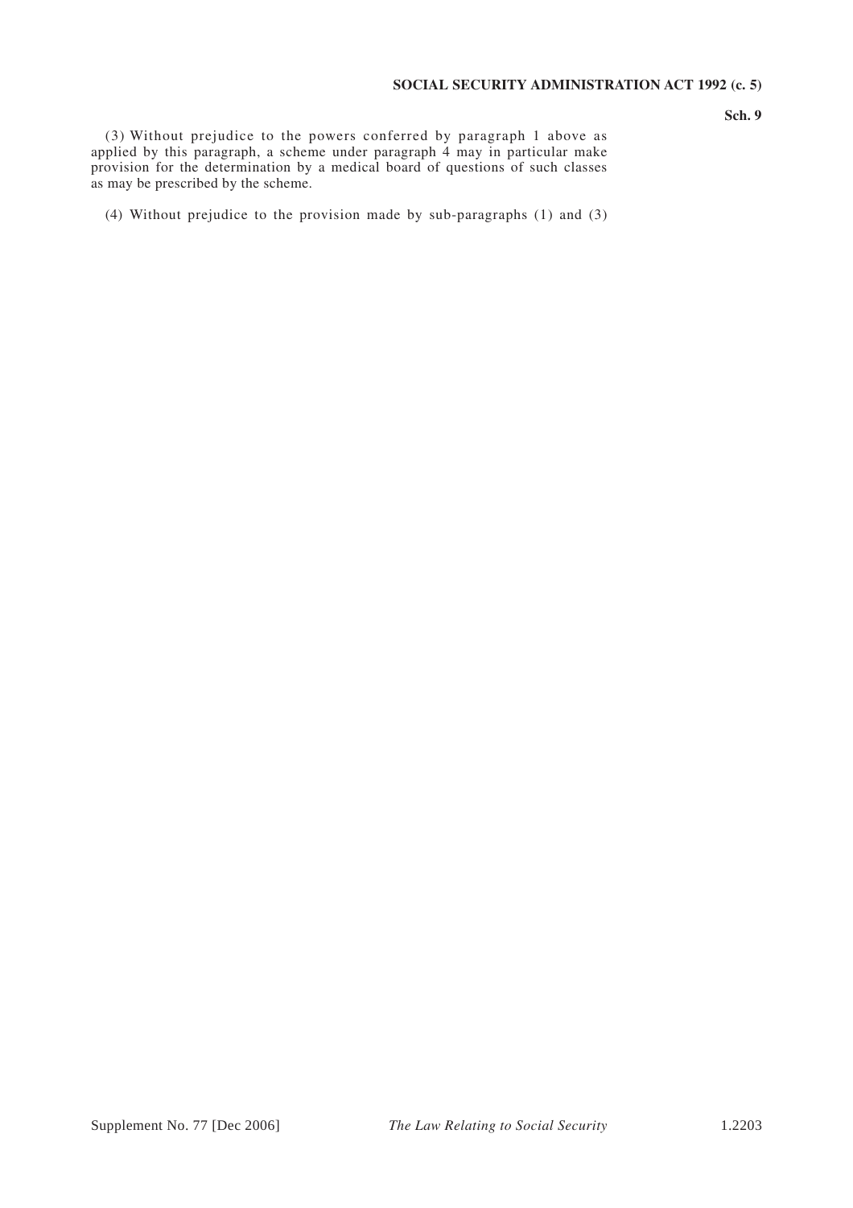(3) Without prejudice to the powers conferred by paragraph 1 above as applied by this paragraph, a scheme under paragraph 4 may in particular make provision for the determination by a medical board of questions of such classes as may be prescribed by the scheme.

(4) Without prejudice to the provision made by sub-paragraphs (1) and (3)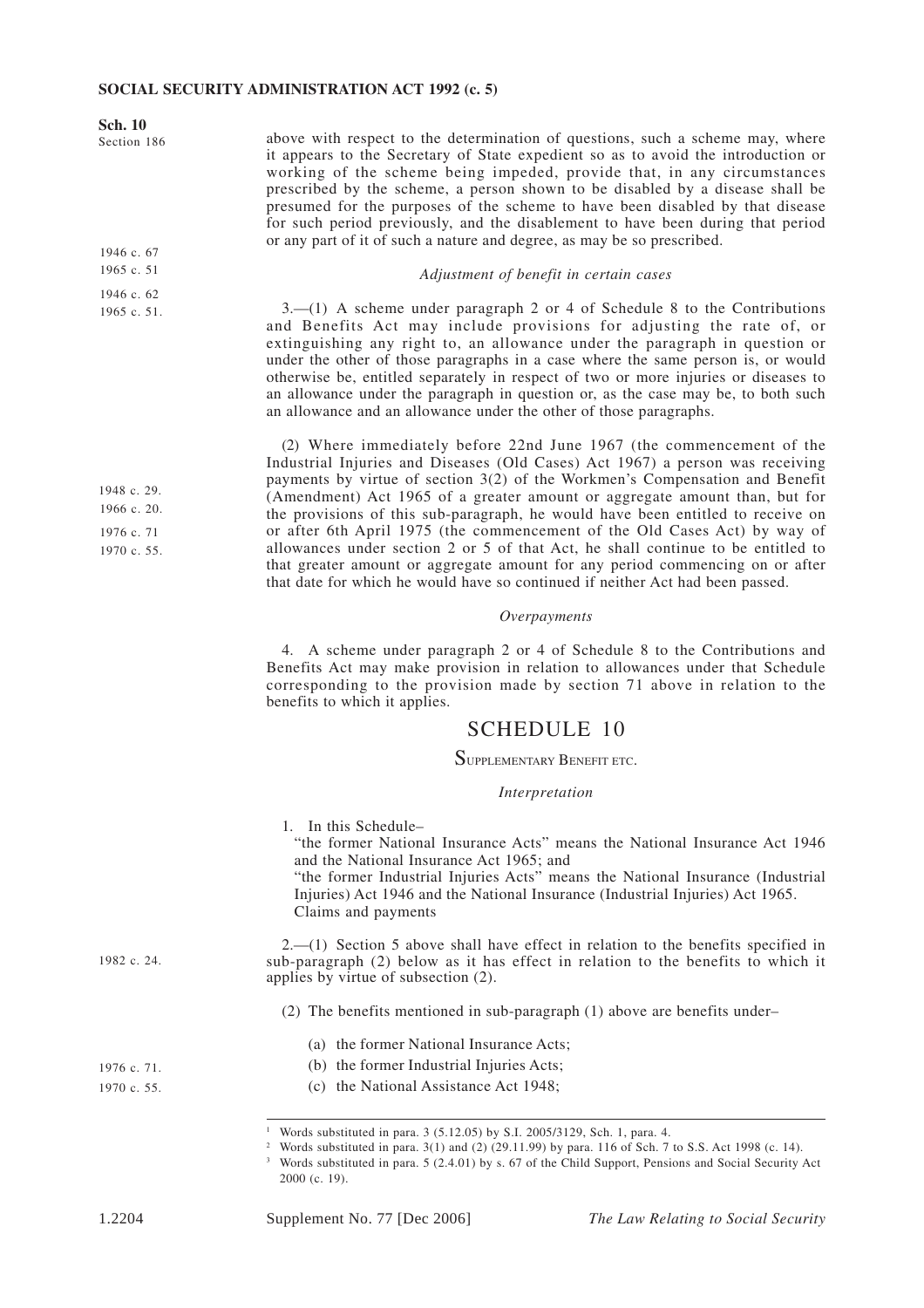above with respect to the determination of questions, such a scheme may, where it appears to the Secretary of State expedient so as to avoid the introduction or working of the scheme being impeded, provide that, in any circumstances prescribed by the scheme, a person shown to be disabled by a disease shall be presumed for the purposes of the scheme to have been disabled by that disease for such period previously, and the disablement to have been during that period or any part of it of such a nature and degree, as may be so prescribed.

1946 c. 67
1965 c. 51

*Adjustment of benefit in certain cases*

1946 c. 62
1965 c. 51.

3.—(1) A scheme under paragraph 2 or 4 of Schedule 8 to the Contributions and Benefits Act may include provisions for adjusting the rate of, or extinguishing any right to, an allowance under the paragraph in question or under the other of those paragraphs in a case where the same person is, or would otherwise be, entitled separately in respect of two or more injuries or diseases to an allowance under the paragraph in question or, as the case may be, to both such an allowance and an allowance under the other of those paragraphs.

1948 c. 29.
1966 c. 20.
1976 c. 71
1970 c. 55.

(2) Where immediately before 22nd June 1967 (the commencement of the Industrial Injuries and Diseases (Old Cases) Act 1967) a person was receiving payments by virtue of section 3(2) of the Workmen's Compensation and Benefit (Amendment) Act 1965 of a greater amount or aggregate amount than, but for the provisions of this sub-paragraph, he would have been entitled to receive on or after 6th April 1975 (the commencement of the Old Cases Act) by way of allowances under section 2 or 5 of that Act, he shall continue to be entitled to that greater amount or aggregate amount for any period commencing on or after that date for which he would have so continued if neither Act had been passed.

*Overpayments*

4. A scheme under paragraph 2 or 4 of Schedule 8 to the Contributions and Benefits Act may make provision in relation to allowances under that Schedule corresponding to the provision made by section 71 above in relation to the benefits to which it applies.

## SCHEDULE 10

Sch. 10
Section 186

### SUPPLEMENTARY BENEFIT ETC.

*Interpretation*

1. In this Schedule–
"the former National Insurance Acts" means the National Insurance Act 1946 and the National Insurance Act 1965; and
"the former Industrial Injuries Acts" means the National Insurance (Industrial Injuries) Act 1946 and the National Insurance (Industrial Injuries) Act 1965.
Claims and payments

1982 c. 24.

2.—(1) Section 5 above shall have effect in relation to the benefits specified in sub-paragraph (2) below as it has effect in relation to the benefits to which it applies by virtue of subsection (2).

(2) The benefits mentioned in sub-paragraph (1) above are benefits under–

(a) the former National Insurance Acts;

1976 c. 71.

(b) the former Industrial Injuries Acts;

1970 c. 55.

(c) the National Assistance Act 1948;

---

[1] Words substituted in para. 3 (5.12.05) by S.I. 2005/3129, Sch. 1, para. 4.
[2] Words substituted in para. 3(1) and (2) (29.11.99) by para. 116 of Sch. 7 to S.S. Act 1998 (c. 14).
[3] Words substituted in para. 5 (2.4.01) by s. 67 of the Child Support, Pensions and Social Security Act 2000 (c. 19).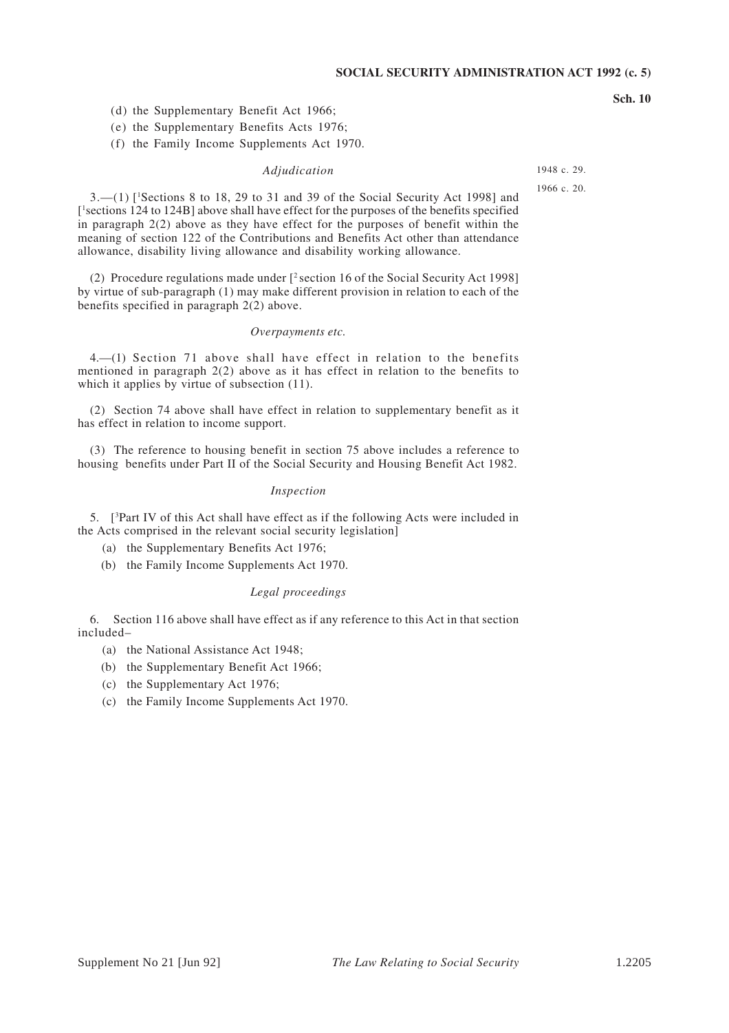(d) the Supplementary Benefit Act 1966;

(e) the Supplementary Benefits Acts 1976;

(f) the Family Income Supplements Act 1970.

*Adjudication*

1948 c. 29.

1966 c. 20.

3.—(1) [[1]Sections 8 to 18, 29 to 31 and 39 of the Social Security Act 1998] and [[1]sections 124 to 124B] above shall have effect for the purposes of the benefits specified in paragraph 2(2) above as they have effect for the purposes of benefit within the meaning of section 122 of the Contributions and Benefits Act other than attendance allowance, disability living allowance and disability working allowance.

(2) Procedure regulations made under [[2] section 16 of the Social Security Act 1998] by virtue of sub-paragraph (1) may make different provision in relation to each of the benefits specified in paragraph 2(2) above.

*Overpayments etc.*

4.—(1) Section 71 above shall have effect in relation to the benefits mentioned in paragraph 2(2) above as it has effect in relation to the benefits to which it applies by virtue of subsection (11).

(2) Section 74 above shall have effect in relation to supplementary benefit as it has effect in relation to income support.

(3) The reference to housing benefit in section 75 above includes a reference to housing benefits under Part II of the Social Security and Housing Benefit Act 1982.

*Inspection*

5. [[3]Part IV of this Act shall have effect as if the following Acts were included in the Acts comprised in the relevant social security legislation]

(a) the Supplementary Benefits Act 1976;

(b) the Family Income Supplements Act 1970.

*Legal proceedings*

6. Section 116 above shall have effect as if any reference to this Act in that section included–

(a) the National Assistance Act 1948;

(b) the Supplementary Benefit Act 1966;

(c) the Supplementary Act 1976;

(c) the Family Income Supplements Act 1970.